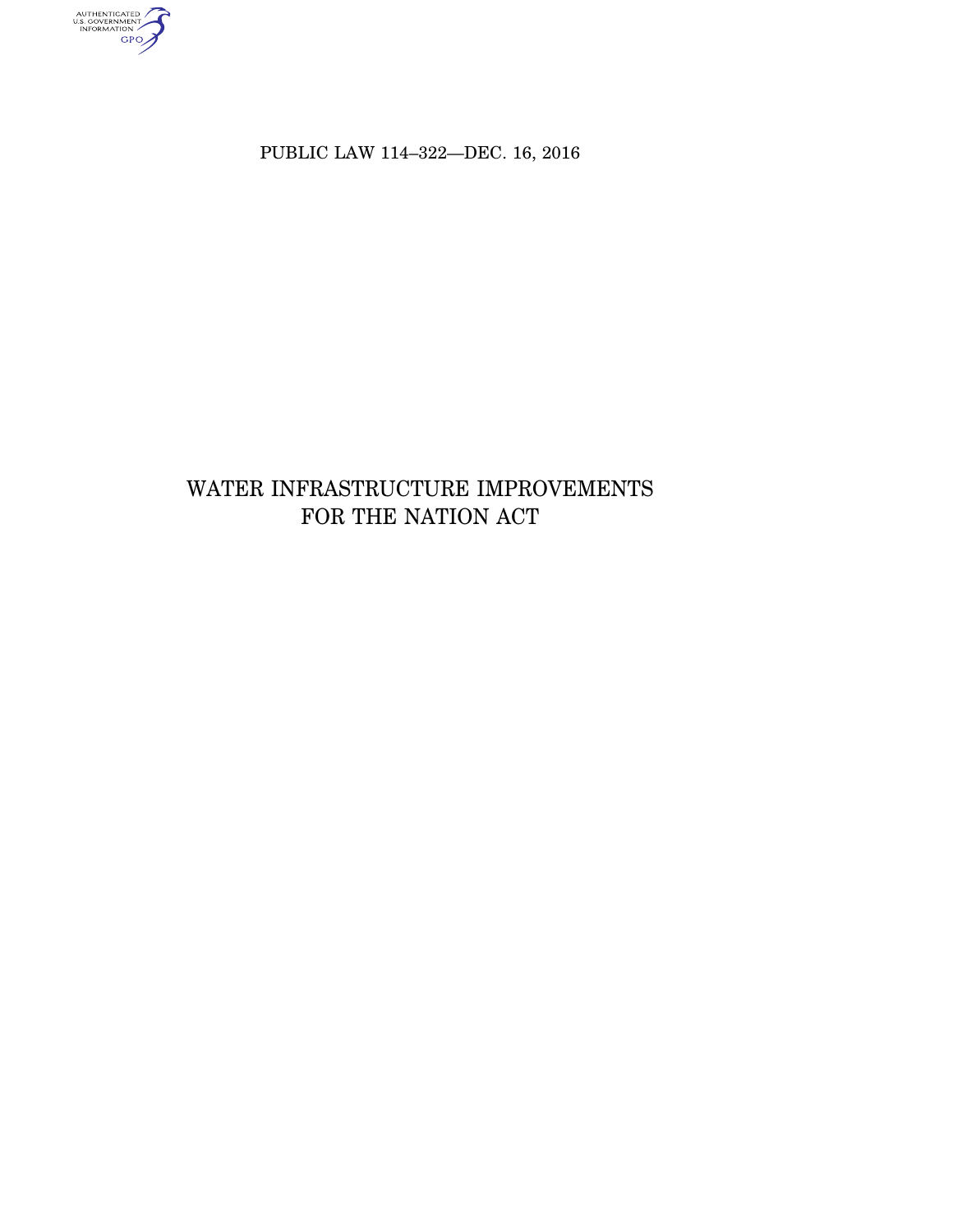PUBLIC LAW 114–322—DEC. 16, 2016

# WATER INFRASTRUCTURE IMPROVEMENTS FOR THE NATION ACT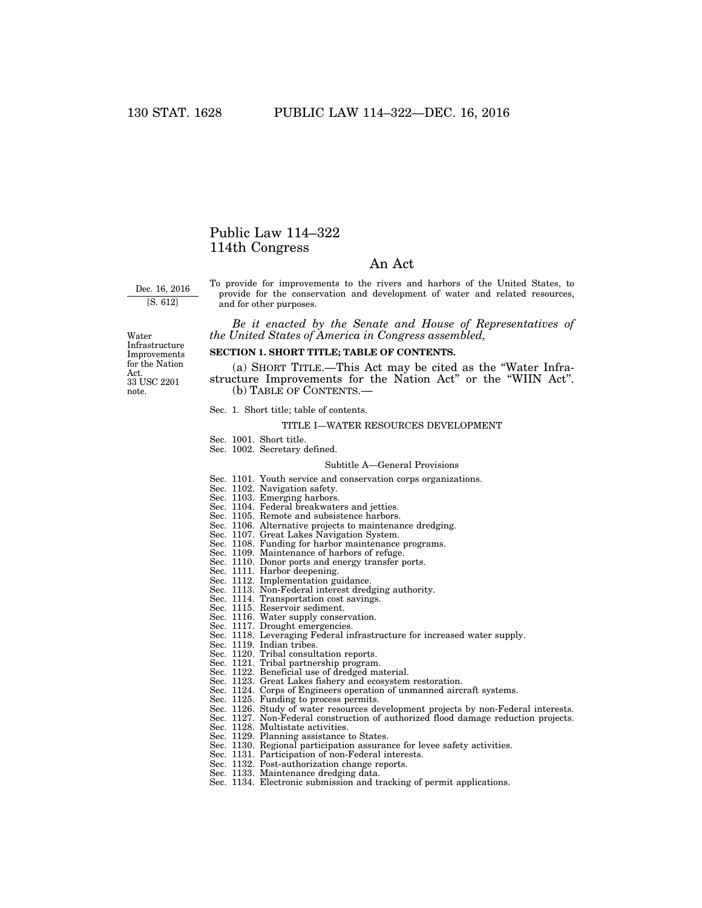# Public Law 114–322
# 114th Congress

## An Act

Dec. 16, 2016
[S. 612]

To provide for improvements to the rivers and harbors of the United States, to provide for the conservation and development of water and related resources, and for other purposes.

*Be it enacted by the Senate and House of Representatives of the United States of America in Congress assembled,*

Water Infrastructure Improvements for the Nation Act.
33 USC 2201 note.

**SECTION 1. SHORT TITLE; TABLE OF CONTENTS.**

(a) SHORT TITLE.—This Act may be cited as the "Water Infrastructure Improvements for the Nation Act" or the "WIIN Act".

(b) TABLE OF CONTENTS.—

Sec. 1. Short title; table of contents.

TITLE I—WATER RESOURCES DEVELOPMENT

Sec. 1001. Short title.
Sec. 1002. Secretary defined.

Subtitle A—General Provisions

Sec. 1101. Youth service and conservation corps organizations.
Sec. 1102. Navigation safety.
Sec. 1103. Emerging harbors.
Sec. 1104. Federal breakwaters and jetties.
Sec. 1105. Remote and subsistence harbors.
Sec. 1106. Alternative projects to maintenance dredging.
Sec. 1107. Great Lakes Navigation System.
Sec. 1108. Funding for harbor maintenance programs.
Sec. 1109. Maintenance of harbors of refuge.
Sec. 1110. Donor ports and energy transfer ports.
Sec. 1111. Harbor deepening.
Sec. 1112. Implementation guidance.
Sec. 1113. Non-Federal interest dredging authority.
Sec. 1114. Transportation cost savings.
Sec. 1115. Reservoir sediment.
Sec. 1116. Water supply conservation.
Sec. 1117. Drought emergencies.
Sec. 1118. Leveraging Federal infrastructure for increased water supply.
Sec. 1119. Indian tribes.
Sec. 1120. Tribal consultation reports.
Sec. 1121. Tribal partnership program.
Sec. 1122. Beneficial use of dredged material.
Sec. 1123. Great Lakes fishery and ecosystem restoration.
Sec. 1124. Corps of Engineers operation of unmanned aircraft systems.
Sec. 1125. Funding to process permits.
Sec. 1126. Study of water resources development projects by non-Federal interests.
Sec. 1127. Non-Federal construction of authorized flood damage reduction projects.
Sec. 1128. Multistate activities.
Sec. 1129. Planning assistance to States.
Sec. 1130. Regional participation assurance for levee safety activities.
Sec. 1131. Participation of non-Federal interests.
Sec. 1132. Post-authorization change reports.
Sec. 1133. Maintenance dredging data.
Sec. 1134. Electronic submission and tracking of permit applications.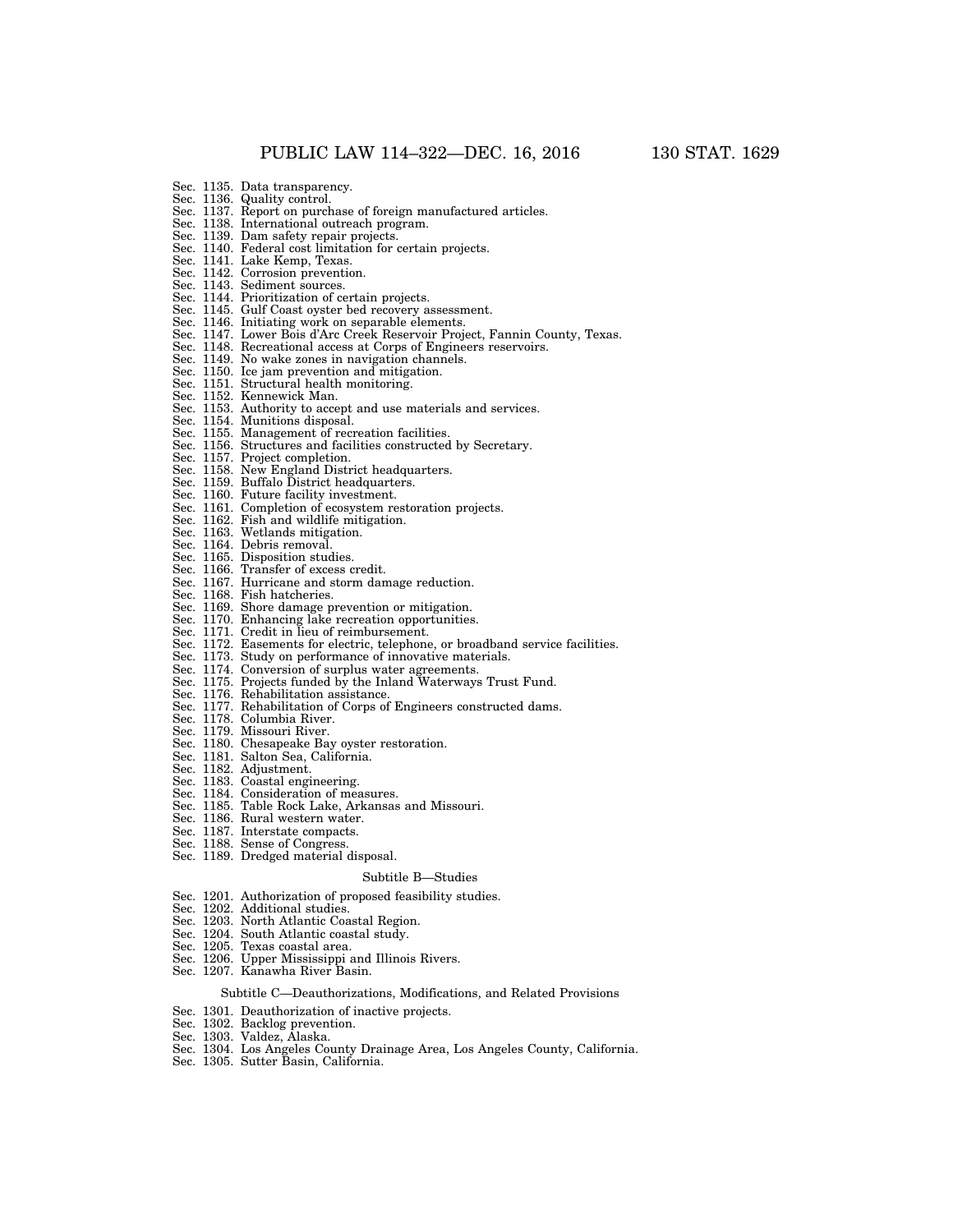Sec. 1135. Data transparency.
Sec. 1136. Quality control.
Sec. 1137. Report on purchase of foreign manufactured articles.
Sec. 1138. International outreach program.
Sec. 1139. Dam safety repair projects.
Sec. 1140. Federal cost limitation for certain projects.
Sec. 1141. Lake Kemp, Texas.
Sec. 1142. Corrosion prevention.
Sec. 1143. Sediment sources.
Sec. 1144. Prioritization of certain projects.
Sec. 1145. Gulf Coast oyster bed recovery assessment.
Sec. 1146. Initiating work on separable elements.
Sec. 1147. Lower Bois d'Arc Creek Reservoir Project, Fannin County, Texas.
Sec. 1148. Recreational access at Corps of Engineers reservoirs.
Sec. 1149. No wake zones in navigation channels.
Sec. 1150. Ice jam prevention and mitigation.
Sec. 1151. Structural health monitoring.
Sec. 1152. Kennewick Man.
Sec. 1153. Authority to accept and use materials and services.
Sec. 1154. Munitions disposal.
Sec. 1155. Management of recreation facilities.
Sec. 1156. Structures and facilities constructed by Secretary.
Sec. 1157. Project completion.
Sec. 1158. New England District headquarters.
Sec. 1159. Buffalo District headquarters.
Sec. 1160. Future facility investment.
Sec. 1161. Completion of ecosystem restoration projects.
Sec. 1162. Fish and wildlife mitigation.
Sec. 1163. Wetlands mitigation.
Sec. 1164. Debris removal.
Sec. 1165. Disposition studies.
Sec. 1166. Transfer of excess credit.
Sec. 1167. Hurricane and storm damage reduction.
Sec. 1168. Fish hatcheries.
Sec. 1169. Shore damage prevention or mitigation.
Sec. 1170. Enhancing lake recreation opportunities.
Sec. 1171. Credit in lieu of reimbursement.
Sec. 1172. Easements for electric, telephone, or broadband service facilities.
Sec. 1173. Study on performance of innovative materials.
Sec. 1174. Conversion of surplus water agreements.
Sec. 1175. Projects funded by the Inland Waterways Trust Fund.
Sec. 1176. Rehabilitation assistance.
Sec. 1177. Rehabilitation of Corps of Engineers constructed dams.
Sec. 1178. Columbia River.
Sec. 1179. Missouri River.
Sec. 1180. Chesapeake Bay oyster restoration.
Sec. 1181. Salton Sea, California.
Sec. 1182. Adjustment.
Sec. 1183. Coastal engineering.
Sec. 1184. Consideration of measures.
Sec. 1185. Table Rock Lake, Arkansas and Missouri.
Sec. 1186. Rural western water.
Sec. 1187. Interstate compacts.
Sec. 1188. Sense of Congress.
Sec. 1189. Dredged material disposal.

Subtitle B—Studies

Sec. 1201. Authorization of proposed feasibility studies.
Sec. 1202. Additional studies.
Sec. 1203. North Atlantic Coastal Region.
Sec. 1204. South Atlantic coastal study.
Sec. 1205. Texas coastal area.
Sec. 1206. Upper Mississippi and Illinois Rivers.
Sec. 1207. Kanawha River Basin.

Subtitle C—Deauthorizations, Modifications, and Related Provisions

Sec. 1301. Deauthorization of inactive projects.
Sec. 1302. Backlog prevention.
Sec. 1303. Valdez, Alaska.
Sec. 1304. Los Angeles County Drainage Area, Los Angeles County, California.
Sec. 1305. Sutter Basin, California.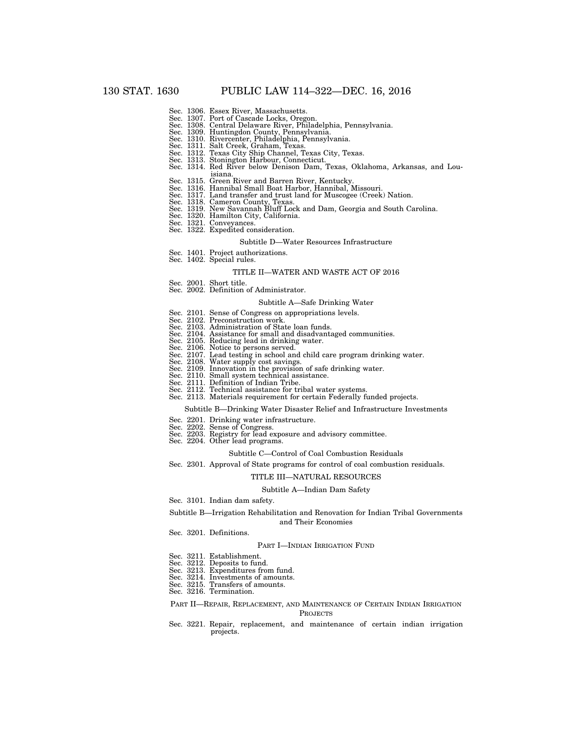Sec. 1306. Essex River, Massachusetts.
Sec. 1307. Port of Cascade Locks, Oregon.
Sec. 1308. Central Delaware River, Philadelphia, Pennsylvania.
Sec. 1309. Huntingdon County, Pennsylvania.
Sec. 1310. Rivercenter, Philadelphia, Pennsylvania.
Sec. 1311. Salt Creek, Graham, Texas.
Sec. 1312. Texas City Ship Channel, Texas City, Texas.
Sec. 1313. Stonington Harbour, Connecticut.
Sec. 1314. Red River below Denison Dam, Texas, Oklahoma, Arkansas, and Louisiana.
Sec. 1315. Green River and Barren River, Kentucky.
Sec. 1316. Hannibal Small Boat Harbor, Hannibal, Missouri.
Sec. 1317. Land transfer and trust land for Muscogee (Creek) Nation.
Sec. 1318. Cameron County, Texas.
Sec. 1319. New Savannah Bluff Lock and Dam, Georgia and South Carolina.
Sec. 1320. Hamilton City, California.
Sec. 1321. Conveyances.
Sec. 1322. Expedited consideration.

Subtitle D—Water Resources Infrastructure

Sec. 1401. Project authorizations.
Sec. 1402. Special rules.

TITLE II—WATER AND WASTE ACT OF 2016

Sec. 2001. Short title.
Sec. 2002. Definition of Administrator.

Subtitle A—Safe Drinking Water

Sec. 2101. Sense of Congress on appropriations levels.
Sec. 2102. Preconstruction work.
Sec. 2103. Administration of State loan funds.
Sec. 2104. Assistance for small and disadvantaged communities.
Sec. 2105. Reducing lead in drinking water.
Sec. 2106. Notice to persons served.
Sec. 2107. Lead testing in school and child care program drinking water.
Sec. 2108. Water supply cost savings.
Sec. 2109. Innovation in the provision of safe drinking water.
Sec. 2110. Small system technical assistance.
Sec. 2111. Definition of Indian Tribe.
Sec. 2112. Technical assistance for tribal water systems.
Sec. 2113. Materials requirement for certain Federally funded projects.

Subtitle B—Drinking Water Disaster Relief and Infrastructure Investments

Sec. 2201. Drinking water infrastructure.
Sec. 2202. Sense of Congress.
Sec. 2203. Registry for lead exposure and advisory committee.
Sec. 2204. Other lead programs.

Subtitle C—Control of Coal Combustion Residuals

Sec. 2301. Approval of State programs for control of coal combustion residuals.

TITLE III—NATURAL RESOURCES

Subtitle A—Indian Dam Safety

Sec. 3101. Indian dam safety.

Subtitle B—Irrigation Rehabilitation and Renovation for Indian Tribal Governments and Their Economies

Sec. 3201. Definitions.

PART I—INDIAN IRRIGATION FUND

Sec. 3211. Establishment.
Sec. 3212. Deposits to fund.
Sec. 3213. Expenditures from fund.
Sec. 3214. Investments of amounts.
Sec. 3215. Transfers of amounts.
Sec. 3216. Termination.

PART II—REPAIR, REPLACEMENT, AND MAINTENANCE OF CERTAIN INDIAN IRRIGATION PROJECTS

Sec. 3221. Repair, replacement, and maintenance of certain indian irrigation projects.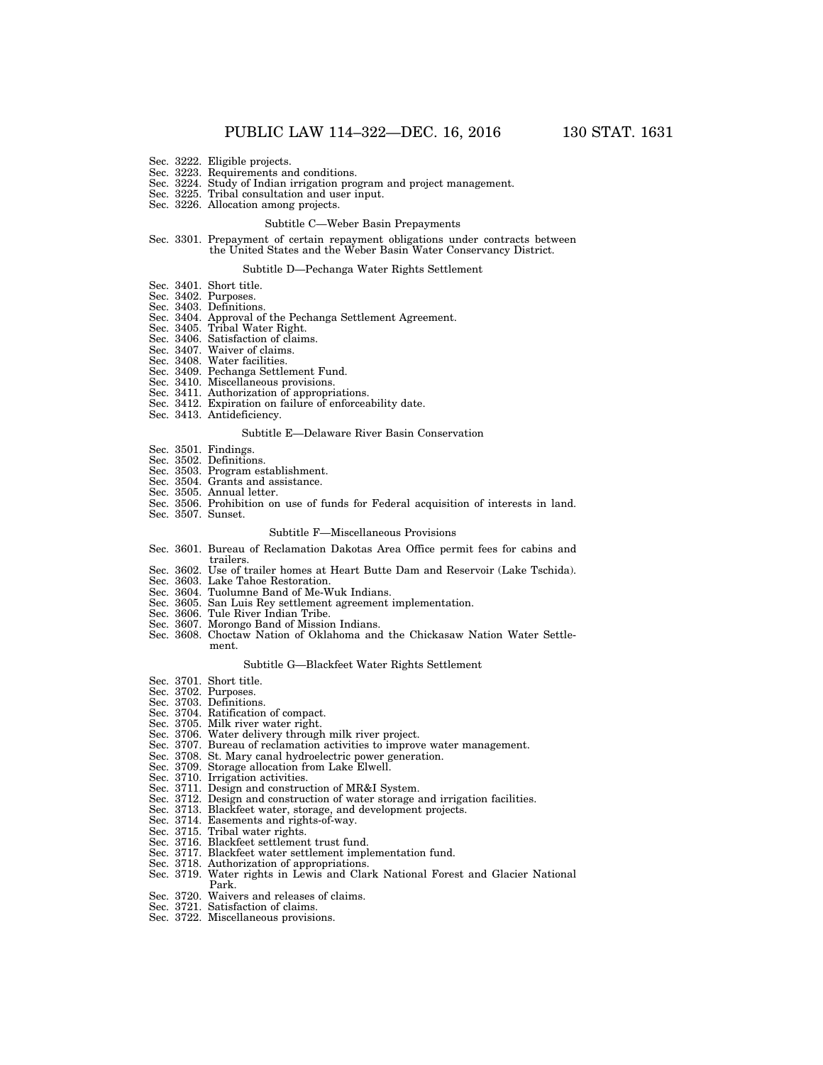Sec. 3222. Eligible projects.
Sec. 3223. Requirements and conditions.
Sec. 3224. Study of Indian irrigation program and project management.
Sec. 3225. Tribal consultation and user input.
Sec. 3226. Allocation among projects.

Subtitle C—Weber Basin Prepayments

Sec. 3301. Prepayment of certain repayment obligations under contracts between the United States and the Weber Basin Water Conservancy District.

Subtitle D—Pechanga Water Rights Settlement

Sec. 3401. Short title.
Sec. 3402. Purposes.
Sec. 3403. Definitions.
Sec. 3404. Approval of the Pechanga Settlement Agreement.
Sec. 3405. Tribal Water Right.
Sec. 3406. Satisfaction of claims.
Sec. 3407. Waiver of claims.
Sec. 3408. Water facilities.
Sec. 3409. Pechanga Settlement Fund.
Sec. 3410. Miscellaneous provisions.
Sec. 3411. Authorization of appropriations.
Sec. 3412. Expiration on failure of enforceability date.
Sec. 3413. Antideficiency.

Subtitle E—Delaware River Basin Conservation

Sec. 3501. Findings.
Sec. 3502. Definitions.
Sec. 3503. Program establishment.
Sec. 3504. Grants and assistance.
Sec. 3505. Annual letter.
Sec. 3506. Prohibition on use of funds for Federal acquisition of interests in land.
Sec. 3507. Sunset.

Subtitle F—Miscellaneous Provisions

Sec. 3601. Bureau of Reclamation Dakotas Area Office permit fees for cabins and trailers.
Sec. 3602. Use of trailer homes at Heart Butte Dam and Reservoir (Lake Tschida).
Sec. 3603. Lake Tahoe Restoration.
Sec. 3604. Tuolumne Band of Me-Wuk Indians.
Sec. 3605. San Luis Rey settlement agreement implementation.
Sec. 3606. Tule River Indian Tribe.
Sec. 3607. Morongo Band of Mission Indians.
Sec. 3608. Choctaw Nation of Oklahoma and the Chickasaw Nation Water Settlement.

Subtitle G—Blackfeet Water Rights Settlement

Sec. 3701. Short title.
Sec. 3702. Purposes.
Sec. 3703. Definitions.
Sec. 3704. Ratification of compact.
Sec. 3705. Milk river water right.
Sec. 3706. Water delivery through milk river project.
Sec. 3707. Bureau of reclamation activities to improve water management.
Sec. 3708. St. Mary canal hydroelectric power generation.
Sec. 3709. Storage allocation from Lake Elwell.
Sec. 3710. Irrigation activities.
Sec. 3711. Design and construction of MR&I System.
Sec. 3712. Design and construction of water storage and irrigation facilities.
Sec. 3713. Blackfeet water, storage, and development projects.
Sec. 3714. Easements and rights-of-way.
Sec. 3715. Tribal water rights.
Sec. 3716. Blackfeet settlement trust fund.
Sec. 3717. Blackfeet water settlement implementation fund.
Sec. 3718. Authorization of appropriations.
Sec. 3719. Water rights in Lewis and Clark National Forest and Glacier National Park.
Sec. 3720. Waivers and releases of claims.
Sec. 3721. Satisfaction of claims.
Sec. 3722. Miscellaneous provisions.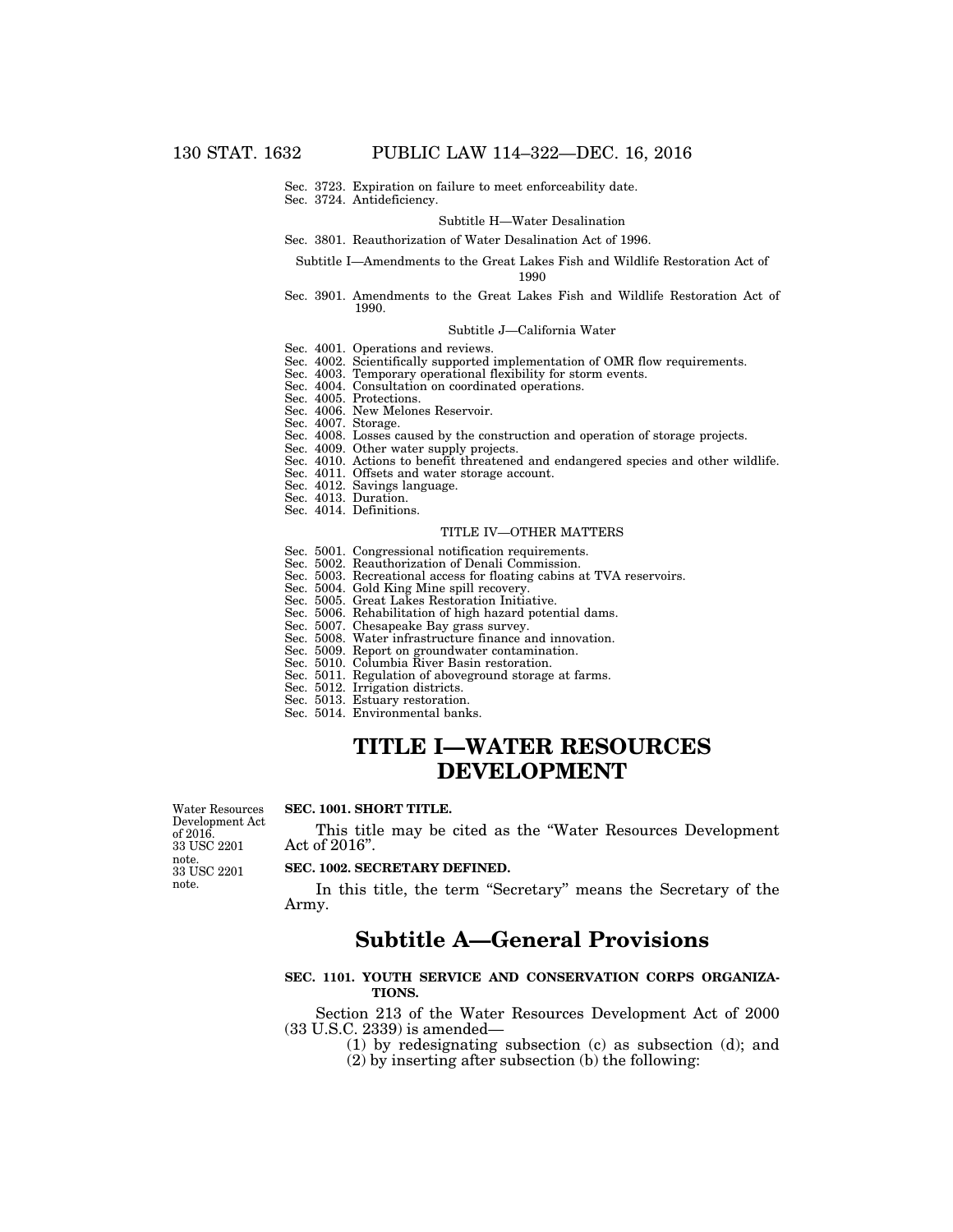Sec. 3723. Expiration on failure to meet enforceability date.
Sec. 3724. Antideficiency.

Subtitle H—Water Desalination

Sec. 3801. Reauthorization of Water Desalination Act of 1996.

Subtitle I—Amendments to the Great Lakes Fish and Wildlife Restoration Act of 1990

Sec. 3901. Amendments to the Great Lakes Fish and Wildlife Restoration Act of 1990.

Subtitle J—California Water

Sec. 4001. Operations and reviews.
Sec. 4002. Scientifically supported implementation of OMR flow requirements.
Sec. 4003. Temporary operational flexibility for storm events.
Sec. 4004. Consultation on coordinated operations.
Sec. 4005. Protections.
Sec. 4006. New Melones Reservoir.
Sec. 4007. Storage.
Sec. 4008. Losses caused by the construction and operation of storage projects.
Sec. 4009. Other water supply projects.
Sec. 4010. Actions to benefit threatened and endangered species and other wildlife.
Sec. 4011. Offsets and water storage account.
Sec. 4012. Savings language.
Sec. 4013. Duration.
Sec. 4014. Definitions.

TITLE IV—OTHER MATTERS

Sec. 5001. Congressional notification requirements.
Sec. 5002. Reauthorization of Denali Commission.
Sec. 5003. Recreational access for floating cabins at TVA reservoirs.
Sec. 5004. Gold King Mine spill recovery.
Sec. 5005. Great Lakes Restoration Initiative.
Sec. 5006. Rehabilitation of high hazard potential dams.
Sec. 5007. Chesapeake Bay grass survey.
Sec. 5008. Water infrastructure finance and innovation.
Sec. 5009. Report on groundwater contamination.
Sec. 5010. Columbia River Basin restoration.
Sec. 5011. Regulation of aboveground storage at farms.
Sec. 5012. Irrigation districts.
Sec. 5013. Estuary restoration.
Sec. 5014. Environmental banks.

# TITLE I—WATER RESOURCES DEVELOPMENT

Water Resources Development Act of 2016. 33 USC 2201 note.

**SEC. 1001. SHORT TITLE.**

This title may be cited as the "Water Resources Development Act of 2016".

33 USC 2201 note.

**SEC. 1002. SECRETARY DEFINED.**

In this title, the term "Secretary" means the Secretary of the Army.

## Subtitle A—General Provisions

**SEC. 1101. YOUTH SERVICE AND CONSERVATION CORPS ORGANIZATIONS.**

Section 213 of the Water Resources Development Act of 2000 (33 U.S.C. 2339) is amended—

(1) by redesignating subsection (c) as subsection (d); and
(2) by inserting after subsection (b) the following: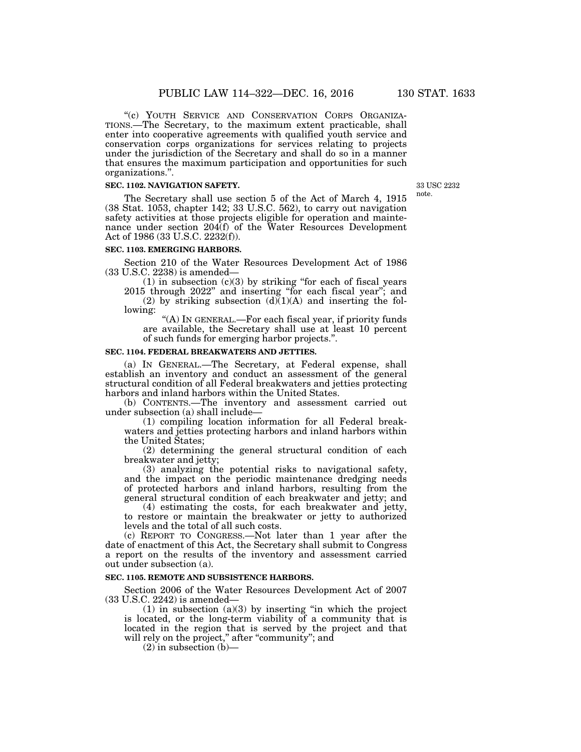"(c) YOUTH SERVICE AND CONSERVATION CORPS ORGANIZATIONS.—The Secretary, to the maximum extent practicable, shall enter into cooperative agreements with qualified youth service and conservation corps organizations for services relating to projects under the jurisdiction of the Secretary and shall do so in a manner that ensures the maximum participation and opportunities for such organizations.".

**SEC. 1102. NAVIGATION SAFETY.**

33 USC 2232 note.

The Secretary shall use section 5 of the Act of March 4, 1915 (38 Stat. 1053, chapter 142; 33 U.S.C. 562), to carry out navigation safety activities at those projects eligible for operation and maintenance under section 204(f) of the Water Resources Development Act of 1986 (33 U.S.C. 2232(f)).

**SEC. 1103. EMERGING HARBORS.**

Section 210 of the Water Resources Development Act of 1986 (33 U.S.C. 2238) is amended—

(1) in subsection (c)(3) by striking "for each of fiscal years 2015 through 2022" and inserting "for each fiscal year"; and

(2) by striking subsection (d)(1)(A) and inserting the following:

"(A) IN GENERAL.—For each fiscal year, if priority funds are available, the Secretary shall use at least 10 percent of such funds for emerging harbor projects.".

**SEC. 1104. FEDERAL BREAKWATERS AND JETTIES.**

(a) IN GENERAL.—The Secretary, at Federal expense, shall establish an inventory and conduct an assessment of the general structural condition of all Federal breakwaters and jetties protecting harbors and inland harbors within the United States.

(b) CONTENTS.—The inventory and assessment carried out under subsection (a) shall include—

(1) compiling location information for all Federal breakwaters and jetties protecting harbors and inland harbors within the United States;

(2) determining the general structural condition of each breakwater and jetty;

(3) analyzing the potential risks to navigational safety, and the impact on the periodic maintenance dredging needs of protected harbors and inland harbors, resulting from the general structural condition of each breakwater and jetty; and

(4) estimating the costs, for each breakwater and jetty, to restore or maintain the breakwater or jetty to authorized levels and the total of all such costs.

(c) REPORT TO CONGRESS.—Not later than 1 year after the date of enactment of this Act, the Secretary shall submit to Congress a report on the results of the inventory and assessment carried out under subsection (a).

**SEC. 1105. REMOTE AND SUBSISTENCE HARBORS.**

Section 2006 of the Water Resources Development Act of 2007 (33 U.S.C. 2242) is amended—

(1) in subsection (a)(3) by inserting "in which the project is located, or the long-term viability of a community that is located in the region that is served by the project and that will rely on the project," after "community"; and

(2) in subsection (b)—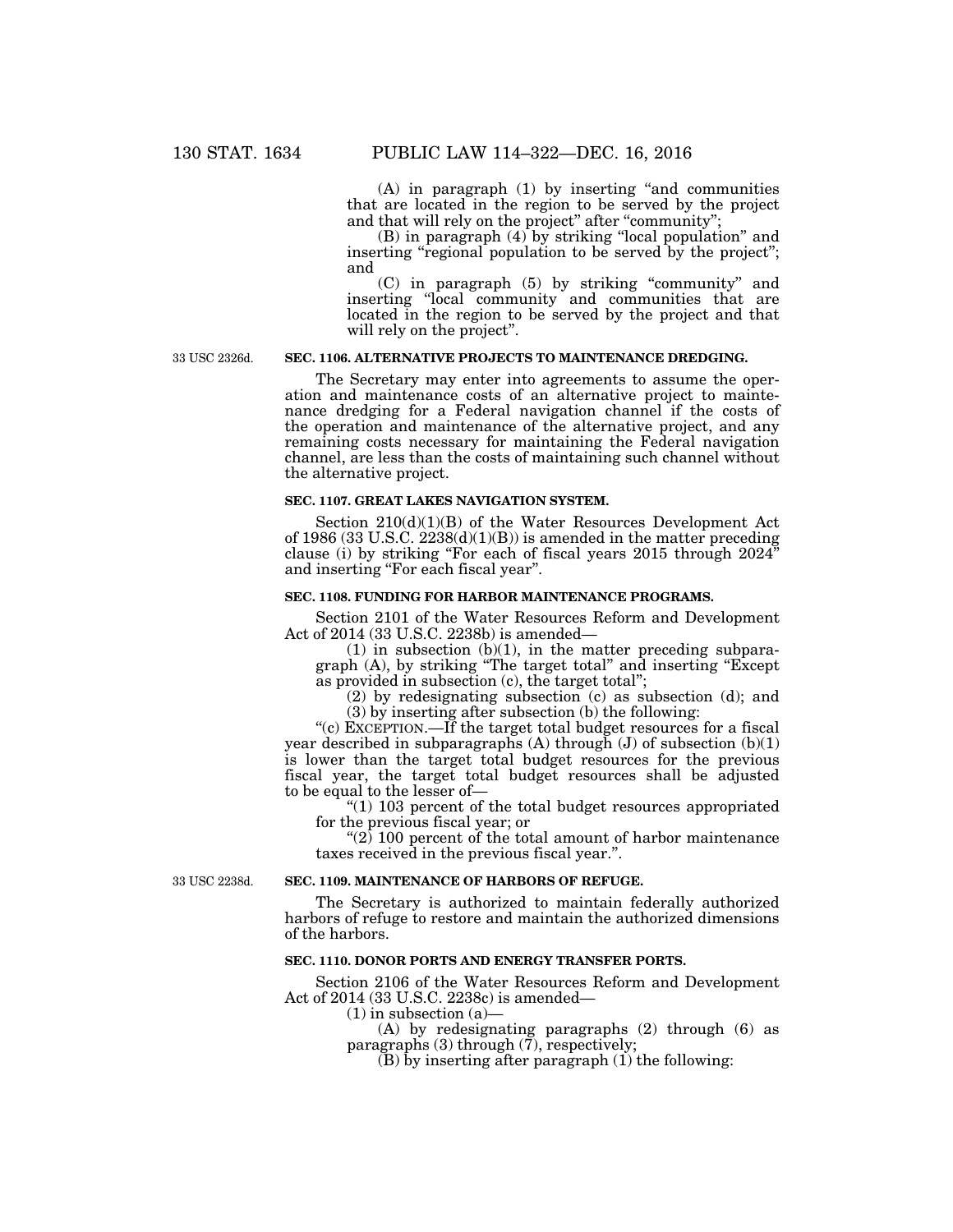(A) in paragraph (1) by inserting "and communities that are located in the region to be served by the project and that will rely on the project" after "community";

(B) in paragraph (4) by striking "local population" and inserting "regional population to be served by the project"; and

(C) in paragraph (5) by striking "community" and inserting "local community and communities that are located in the region to be served by the project and that will rely on the project".

33 USC 2326d.

**SEC. 1106. ALTERNATIVE PROJECTS TO MAINTENANCE DREDGING.**

The Secretary may enter into agreements to assume the operation and maintenance costs of an alternative project to maintenance dredging for a Federal navigation channel if the costs of the operation and maintenance of the alternative project, and any remaining costs necessary for maintaining the Federal navigation channel, are less than the costs of maintaining such channel without the alternative project.

**SEC. 1107. GREAT LAKES NAVIGATION SYSTEM.**

Section 210(d)(1)(B) of the Water Resources Development Act of 1986 (33 U.S.C. 2238(d)(1)(B)) is amended in the matter preceding clause (i) by striking "For each of fiscal years 2015 through 2024" and inserting "For each fiscal year".

**SEC. 1108. FUNDING FOR HARBOR MAINTENANCE PROGRAMS.**

Section 2101 of the Water Resources Reform and Development Act of 2014 (33 U.S.C. 2238b) is amended—

(1) in subsection (b)(1), in the matter preceding subparagraph (A), by striking "The target total" and inserting "Except as provided in subsection (c), the target total";

(2) by redesignating subsection (c) as subsection (d); and

(3) by inserting after subsection (b) the following:

"(c) EXCEPTION.—If the target total budget resources for a fiscal year described in subparagraphs (A) through (J) of subsection (b)(1) is lower than the target total budget resources for the previous fiscal year, the target total budget resources shall be adjusted to be equal to the lesser of—

"(1) 103 percent of the total budget resources appropriated for the previous fiscal year; or

"(2) 100 percent of the total amount of harbor maintenance taxes received in the previous fiscal year.".

33 USC 2238d.

**SEC. 1109. MAINTENANCE OF HARBORS OF REFUGE.**

The Secretary is authorized to maintain federally authorized harbors of refuge to restore and maintain the authorized dimensions of the harbors.

**SEC. 1110. DONOR PORTS AND ENERGY TRANSFER PORTS.**

Section 2106 of the Water Resources Reform and Development Act of 2014 (33 U.S.C. 2238c) is amended—

(1) in subsection (a)—

(A) by redesignating paragraphs (2) through (6) as paragraphs (3) through (7), respectively;

(B) by inserting after paragraph (1) the following: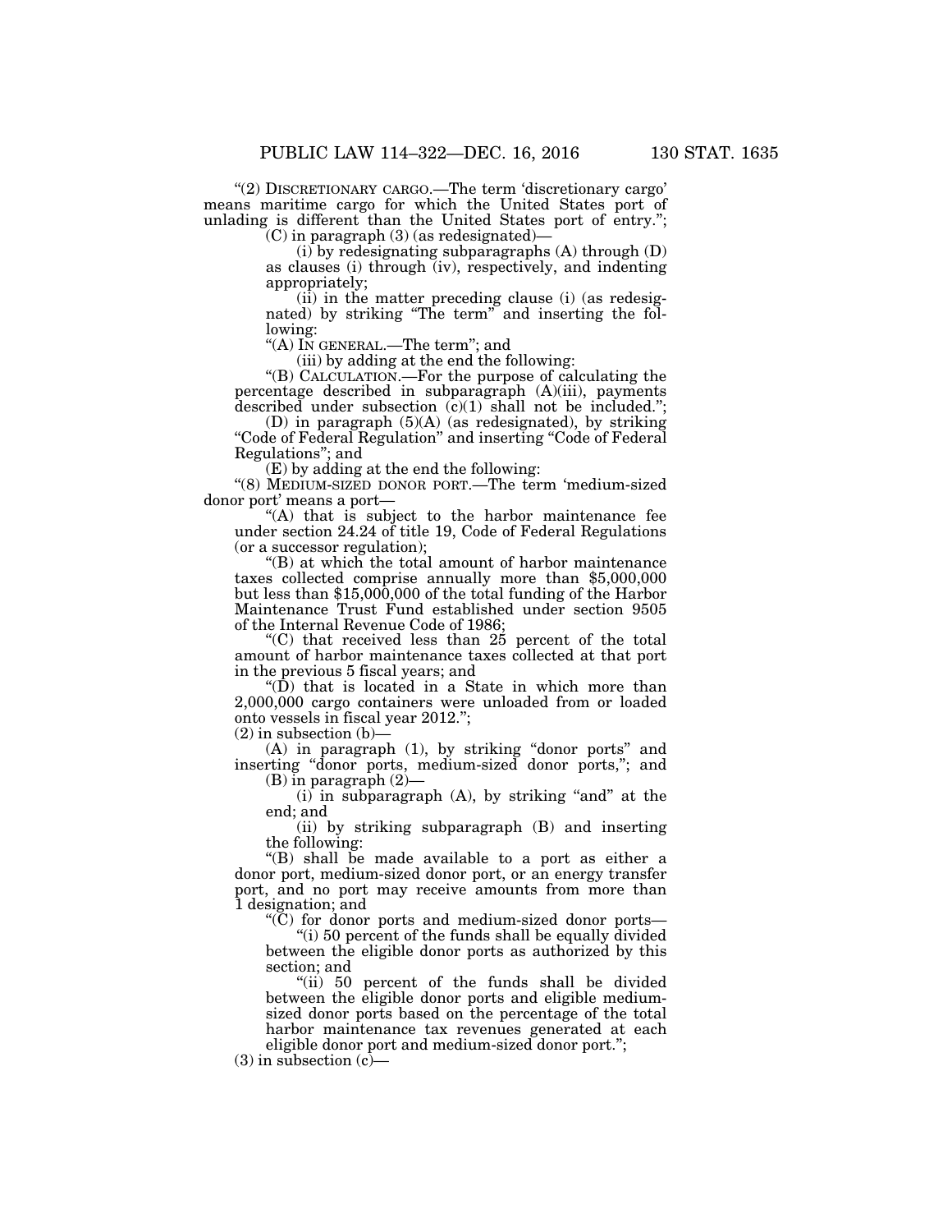"(2) DISCRETIONARY CARGO.—The term 'discretionary cargo' means maritime cargo for which the United States port of unlading is different than the United States port of entry.";

(C) in paragraph (3) (as redesignated)—

(i) by redesignating subparagraphs (A) through (D) as clauses (i) through (iv), respectively, and indenting appropriately;

(ii) in the matter preceding clause (i) (as redesignated) by striking "The term" and inserting the following:

"(A) IN GENERAL.—The term"; and

(iii) by adding at the end the following:

"(B) CALCULATION.—For the purpose of calculating the percentage described in subparagraph (A)(iii), payments described under subsection (c)(1) shall not be included.";

(D) in paragraph (5)(A) (as redesignated), by striking "Code of Federal Regulation" and inserting "Code of Federal Regulations"; and

(E) by adding at the end the following:

"(8) MEDIUM-SIZED DONOR PORT.—The term 'medium-sized donor port' means a port—

"(A) that is subject to the harbor maintenance fee under section 24.24 of title 19, Code of Federal Regulations (or a successor regulation);

"(B) at which the total amount of harbor maintenance taxes collected comprise annually more than $5,000,000 but less than $15,000,000 of the total funding of the Harbor Maintenance Trust Fund established under section 9505 of the Internal Revenue Code of 1986;

"(C) that received less than 25 percent of the total amount of harbor maintenance taxes collected at that port in the previous 5 fiscal years; and

"(D) that is located in a State in which more than 2,000,000 cargo containers were unloaded from or loaded onto vessels in fiscal year 2012.";

(2) in subsection (b)—

(A) in paragraph (1), by striking "donor ports" and inserting "donor ports, medium-sized donor ports,"; and

(B) in paragraph (2)—

(i) in subparagraph (A), by striking "and" at the end; and

(ii) by striking subparagraph (B) and inserting the following:

"(B) shall be made available to a port as either a donor port, medium-sized donor port, or an energy transfer port, and no port may receive amounts from more than 1 designation; and

"(C) for donor ports and medium-sized donor ports—

"(i) 50 percent of the funds shall be equally divided between the eligible donor ports as authorized by this section; and

"(ii) 50 percent of the funds shall be divided between the eligible donor ports and eligible medium-sized donor ports based on the percentage of the total harbor maintenance tax revenues generated at each eligible donor port and medium-sized donor port.";

(3) in subsection (c)—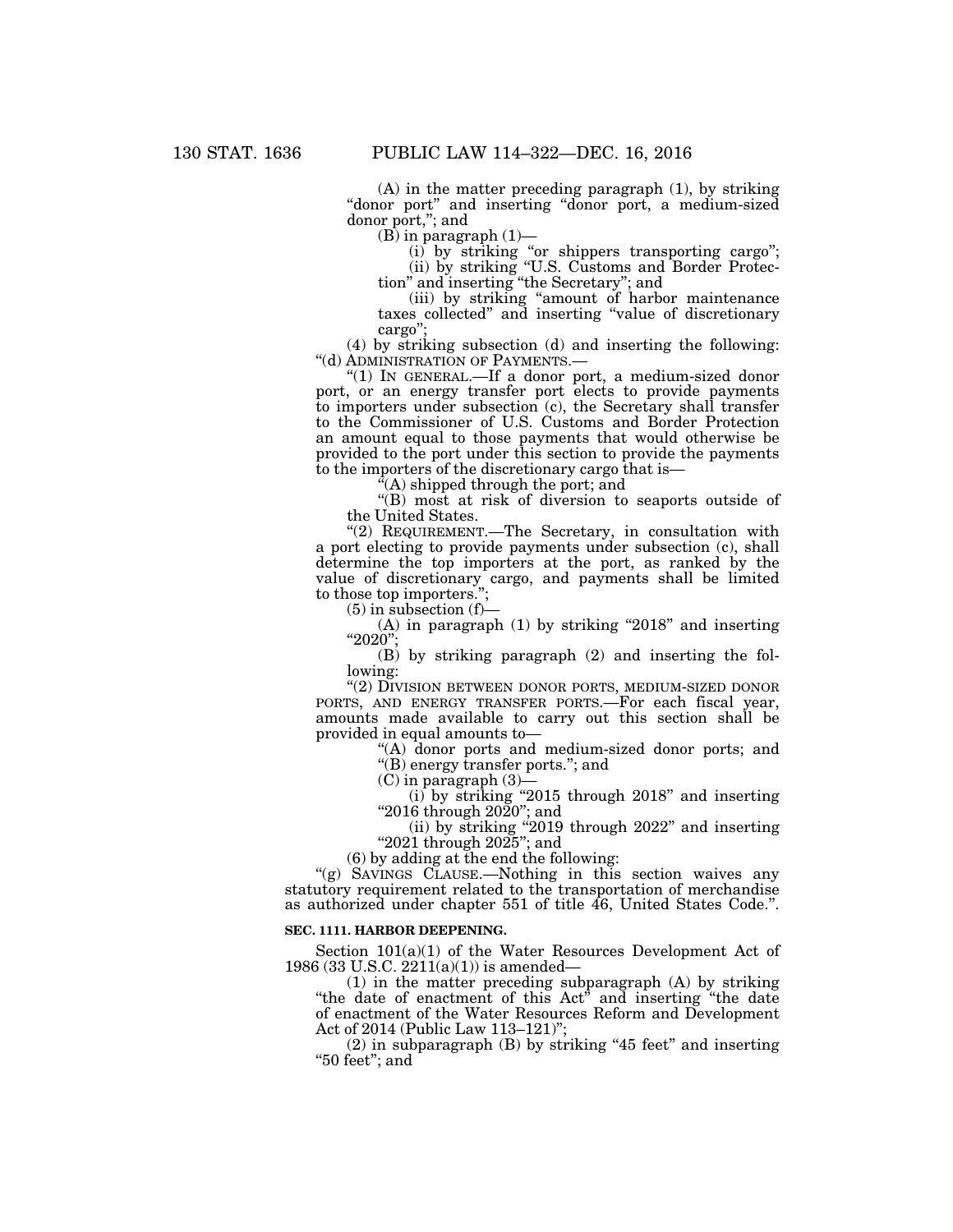(A) in the matter preceding paragraph (1), by striking "donor port" and inserting "donor port, a medium-sized donor port,"; and

(B) in paragraph (1)—

(i) by striking "or shippers transporting cargo";

(ii) by striking "U.S. Customs and Border Protection" and inserting "the Secretary"; and

(iii) by striking "amount of harbor maintenance taxes collected" and inserting "value of discretionary cargo";

(4) by striking subsection (d) and inserting the following:

"(d) ADMINISTRATION OF PAYMENTS.—

"(1) IN GENERAL.—If a donor port, a medium-sized donor port, or an energy transfer port elects to provide payments to importers under subsection (c), the Secretary shall transfer to the Commissioner of U.S. Customs and Border Protection an amount equal to those payments that would otherwise be provided to the port under this section to provide the payments to the importers of the discretionary cargo that is—

"(A) shipped through the port; and

"(B) most at risk of diversion to seaports outside of the United States.

"(2) REQUIREMENT.—The Secretary, in consultation with a port electing to provide payments under subsection (c), shall determine the top importers at the port, as ranked by the value of discretionary cargo, and payments shall be limited to those top importers.";

(5) in subsection (f)—

(A) in paragraph (1) by striking "2018" and inserting "2020";

(B) by striking paragraph (2) and inserting the following:

"(2) DIVISION BETWEEN DONOR PORTS, MEDIUM-SIZED DONOR PORTS, AND ENERGY TRANSFER PORTS.—For each fiscal year, amounts made available to carry out this section shall be provided in equal amounts to—

"(A) donor ports and medium-sized donor ports; and

"(B) energy transfer ports."; and

(C) in paragraph (3)—

(i) by striking "2015 through 2018" and inserting "2016 through 2020"; and

(ii) by striking "2019 through 2022" and inserting "2021 through 2025"; and

(6) by adding at the end the following:

"(g) SAVINGS CLAUSE.—Nothing in this section waives any statutory requirement related to the transportation of merchandise as authorized under chapter 551 of title 46, United States Code.".

**SEC. 1111. HARBOR DEEPENING.**

Section 101(a)(1) of the Water Resources Development Act of 1986 (33 U.S.C. 2211(a)(1)) is amended—

(1) in the matter preceding subparagraph (A) by striking "the date of enactment of this Act" and inserting "the date of enactment of the Water Resources Reform and Development Act of 2014 (Public Law 113–121)";

(2) in subparagraph (B) by striking "45 feet" and inserting "50 feet"; and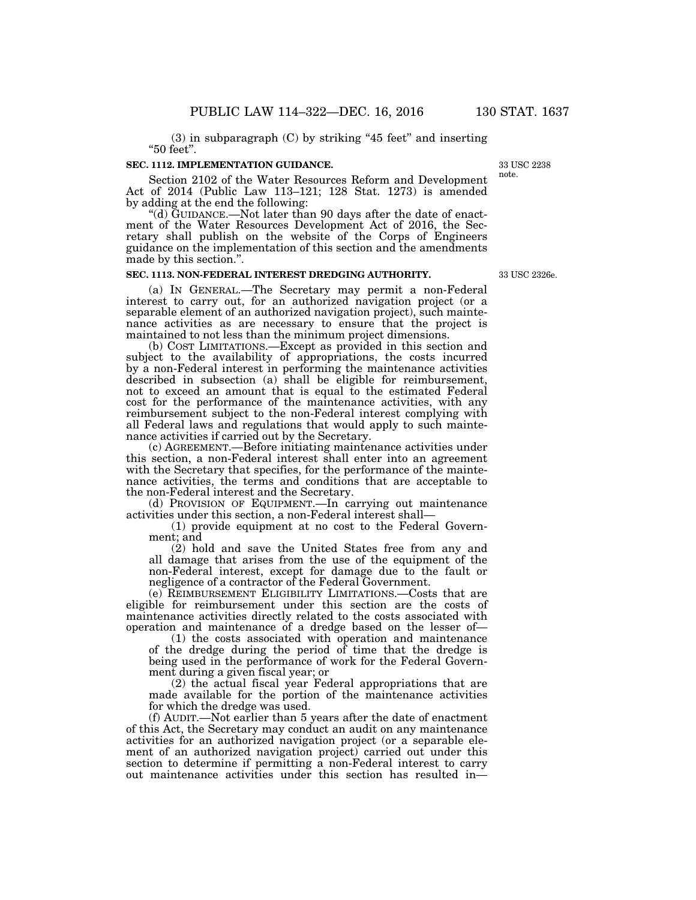(3) in subparagraph (C) by striking "45 feet" and inserting "50 feet".

**SEC. 1112. IMPLEMENTATION GUIDANCE.**

33 USC 2238 note.

Section 2102 of the Water Resources Reform and Development Act of 2014 (Public Law 113–121; 128 Stat. 1273) is amended by adding at the end the following:

"(d) GUIDANCE.—Not later than 90 days after the date of enactment of the Water Resources Development Act of 2016, the Secretary shall publish on the website of the Corps of Engineers guidance on the implementation of this section and the amendments made by this section.".

**SEC. 1113. NON-FEDERAL INTEREST DREDGING AUTHORITY.**

33 USC 2326e.

(a) IN GENERAL.—The Secretary may permit a non-Federal interest to carry out, for an authorized navigation project (or a separable element of an authorized navigation project), such maintenance activities as are necessary to ensure that the project is maintained to not less than the minimum project dimensions.

(b) COST LIMITATIONS.—Except as provided in this section and subject to the availability of appropriations, the costs incurred by a non-Federal interest in performing the maintenance activities described in subsection (a) shall be eligible for reimbursement, not to exceed an amount that is equal to the estimated Federal cost for the performance of the maintenance activities, with any reimbursement subject to the non-Federal interest complying with all Federal laws and regulations that would apply to such maintenance activities if carried out by the Secretary.

(c) AGREEMENT.—Before initiating maintenance activities under this section, a non-Federal interest shall enter into an agreement with the Secretary that specifies, for the performance of the maintenance activities, the terms and conditions that are acceptable to the non-Federal interest and the Secretary.

(d) PROVISION OF EQUIPMENT.—In carrying out maintenance activities under this section, a non-Federal interest shall—

(1) provide equipment at no cost to the Federal Government; and

(2) hold and save the United States free from any and all damage that arises from the use of the equipment of the non-Federal interest, except for damage due to the fault or negligence of a contractor of the Federal Government.

(e) REIMBURSEMENT ELIGIBILITY LIMITATIONS.—Costs that are eligible for reimbursement under this section are the costs of maintenance activities directly related to the costs associated with operation and maintenance of a dredge based on the lesser of—

(1) the costs associated with operation and maintenance of the dredge during the period of time that the dredge is being used in the performance of work for the Federal Government during a given fiscal year; or

(2) the actual fiscal year Federal appropriations that are made available for the portion of the maintenance activities for which the dredge was used.

(f) AUDIT.—Not earlier than 5 years after the date of enactment of this Act, the Secretary may conduct an audit on any maintenance activities for an authorized navigation project (or a separable element of an authorized navigation project) carried out under this section to determine if permitting a non-Federal interest to carry out maintenance activities under this section has resulted in—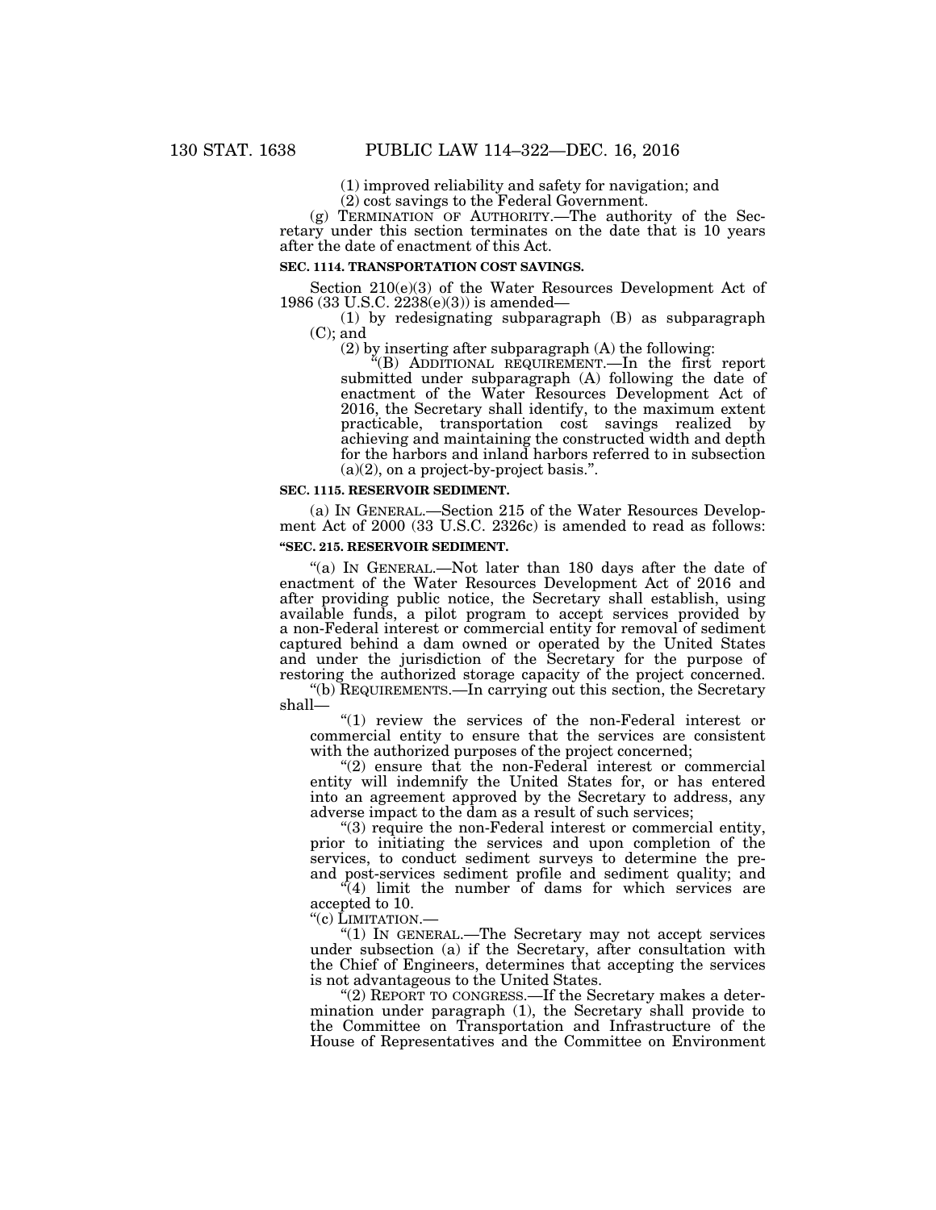(1) improved reliability and safety for navigation; and

(2) cost savings to the Federal Government.

(g) TERMINATION OF AUTHORITY.—The authority of the Secretary under this section terminates on the date that is 10 years after the date of enactment of this Act.

**SEC. 1114. TRANSPORTATION COST SAVINGS.**

Section 210(e)(3) of the Water Resources Development Act of 1986 (33 U.S.C. 2238(e)(3)) is amended—

(1) by redesignating subparagraph (B) as subparagraph (C); and

(2) by inserting after subparagraph (A) the following:

"(B) ADDITIONAL REQUIREMENT.—In the first report submitted under subparagraph (A) following the date of enactment of the Water Resources Development Act of 2016, the Secretary shall identify, to the maximum extent practicable, transportation cost savings realized by achieving and maintaining the constructed width and depth for the harbors and inland harbors referred to in subsection (a)(2), on a project-by-project basis.".

**SEC. 1115. RESERVOIR SEDIMENT.**

(a) IN GENERAL.—Section 215 of the Water Resources Development Act of 2000 (33 U.S.C. 2326c) is amended to read as follows:

**"SEC. 215. RESERVOIR SEDIMENT.**

"(a) IN GENERAL.—Not later than 180 days after the date of enactment of the Water Resources Development Act of 2016 and after providing public notice, the Secretary shall establish, using available funds, a pilot program to accept services provided by a non-Federal interest or commercial entity for removal of sediment captured behind a dam owned or operated by the United States and under the jurisdiction of the Secretary for the purpose of restoring the authorized storage capacity of the project concerned.

"(b) REQUIREMENTS.—In carrying out this section, the Secretary shall—

"(1) review the services of the non-Federal interest or commercial entity to ensure that the services are consistent with the authorized purposes of the project concerned;

"(2) ensure that the non-Federal interest or commercial entity will indemnify the United States for, or has entered into an agreement approved by the Secretary to address, any adverse impact to the dam as a result of such services;

"(3) require the non-Federal interest or commercial entity, prior to initiating the services and upon completion of the services, to conduct sediment surveys to determine the pre- and post-services sediment profile and sediment quality; and

"(4) limit the number of dams for which services are accepted to 10.

"(c) LIMITATION.—

"(1) IN GENERAL.—The Secretary may not accept services under subsection (a) if the Secretary, after consultation with the Chief of Engineers, determines that accepting the services is not advantageous to the United States.

"(2) REPORT TO CONGRESS.—If the Secretary makes a determination under paragraph (1), the Secretary shall provide to the Committee on Transportation and Infrastructure of the House of Representatives and the Committee on Environment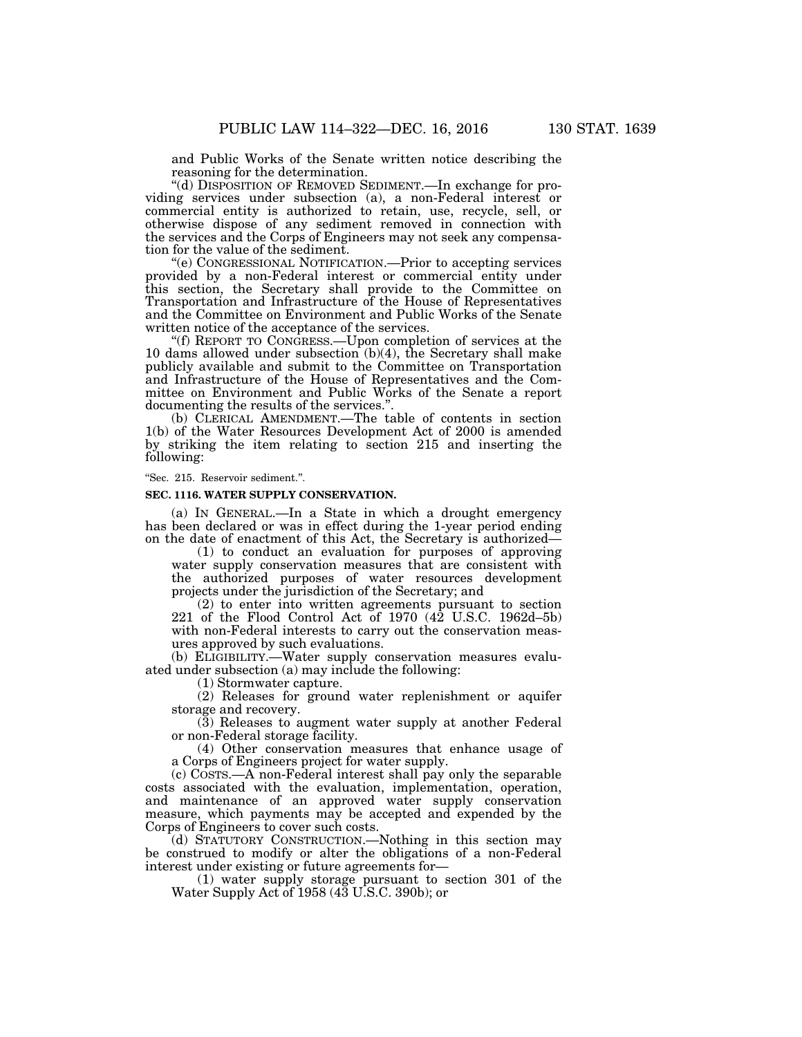and Public Works of the Senate written notice describing the reasoning for the determination.

"(d) DISPOSITION OF REMOVED SEDIMENT.—In exchange for providing services under subsection (a), a non-Federal interest or commercial entity is authorized to retain, use, recycle, sell, or otherwise dispose of any sediment removed in connection with the services and the Corps of Engineers may not seek any compensation for the value of the sediment.

"(e) CONGRESSIONAL NOTIFICATION.—Prior to accepting services provided by a non-Federal interest or commercial entity under this section, the Secretary shall provide to the Committee on Transportation and Infrastructure of the House of Representatives and the Committee on Environment and Public Works of the Senate written notice of the acceptance of the services.

"(f) REPORT TO CONGRESS.—Upon completion of services at the 10 dams allowed under subsection (b)(4), the Secretary shall make publicly available and submit to the Committee on Transportation and Infrastructure of the House of Representatives and the Committee on Environment and Public Works of the Senate a report documenting the results of the services.".

(b) CLERICAL AMENDMENT.—The table of contents in section 1(b) of the Water Resources Development Act of 2000 is amended by striking the item relating to section 215 and inserting the following:

"Sec. 215. Reservoir sediment.".

**SEC. 1116. WATER SUPPLY CONSERVATION.**

(a) IN GENERAL.—In a State in which a drought emergency has been declared or was in effect during the 1-year period ending on the date of enactment of this Act, the Secretary is authorized—

(1) to conduct an evaluation for purposes of approving water supply conservation measures that are consistent with the authorized purposes of water resources development projects under the jurisdiction of the Secretary; and

(2) to enter into written agreements pursuant to section 221 of the Flood Control Act of 1970 (42 U.S.C. 1962d–5b) with non-Federal interests to carry out the conservation measures approved by such evaluations.

(b) ELIGIBILITY.—Water supply conservation measures evaluated under subsection (a) may include the following:

(1) Stormwater capture.

(2) Releases for ground water replenishment or aquifer storage and recovery.

(3) Releases to augment water supply at another Federal or non-Federal storage facility.

(4) Other conservation measures that enhance usage of a Corps of Engineers project for water supply.

(c) COSTS.—A non-Federal interest shall pay only the separable costs associated with the evaluation, implementation, operation, and maintenance of an approved water supply conservation measure, which payments may be accepted and expended by the Corps of Engineers to cover such costs.

(d) STATUTORY CONSTRUCTION.—Nothing in this section may be construed to modify or alter the obligations of a non-Federal interest under existing or future agreements for—

(1) water supply storage pursuant to section 301 of the Water Supply Act of 1958 (43 U.S.C. 390b); or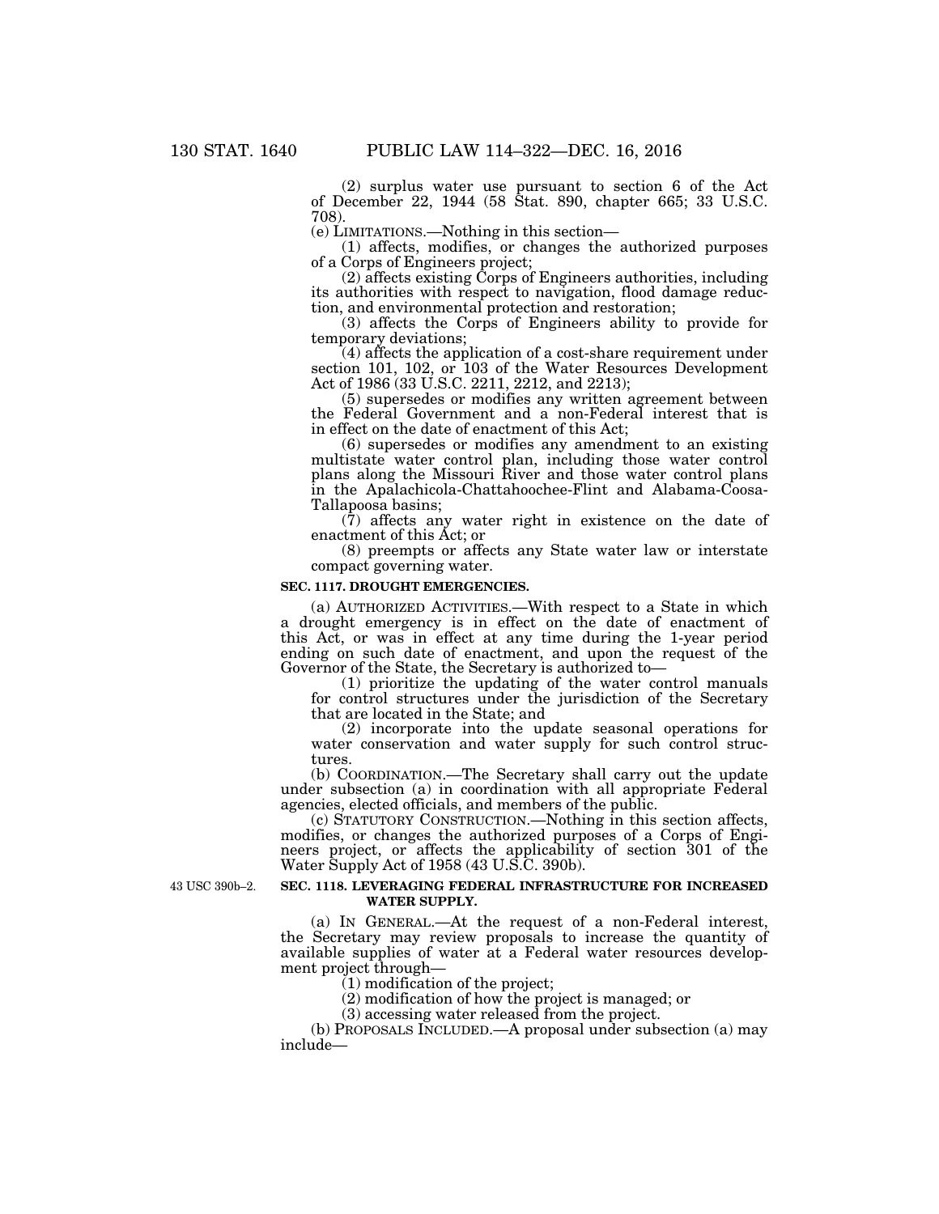(2) surplus water use pursuant to section 6 of the Act of December 22, 1944 (58 Stat. 890, chapter 665; 33 U.S.C. 708).

(e) LIMITATIONS.—Nothing in this section—

(1) affects, modifies, or changes the authorized purposes of a Corps of Engineers project;

(2) affects existing Corps of Engineers authorities, including its authorities with respect to navigation, flood damage reduction, and environmental protection and restoration;

(3) affects the Corps of Engineers ability to provide for temporary deviations;

(4) affects the application of a cost-share requirement under section 101, 102, or 103 of the Water Resources Development Act of 1986 (33 U.S.C. 2211, 2212, and 2213);

(5) supersedes or modifies any written agreement between the Federal Government and a non-Federal interest that is in effect on the date of enactment of this Act;

(6) supersedes or modifies any amendment to an existing multistate water control plan, including those water control plans along the Missouri River and those water control plans in the Apalachicola-Chattahoochee-Flint and Alabama-Coosa-Tallapoosa basins;

(7) affects any water right in existence on the date of enactment of this Act; or

(8) preempts or affects any State water law or interstate compact governing water.

**SEC. 1117. DROUGHT EMERGENCIES.**

(a) AUTHORIZED ACTIVITIES.—With respect to a State in which a drought emergency is in effect on the date of enactment of this Act, or was in effect at any time during the 1-year period ending on such date of enactment, and upon the request of the Governor of the State, the Secretary is authorized to—

(1) prioritize the updating of the water control manuals for control structures under the jurisdiction of the Secretary that are located in the State; and

(2) incorporate into the update seasonal operations for water conservation and water supply for such control structures.

(b) COORDINATION.—The Secretary shall carry out the update under subsection (a) in coordination with all appropriate Federal agencies, elected officials, and members of the public.

(c) STATUTORY CONSTRUCTION.—Nothing in this section affects, modifies, or changes the authorized purposes of a Corps of Engineers project, or affects the applicability of section 301 of the Water Supply Act of 1958 (43 U.S.C. 390b).

43 USC 390b–2.

**SEC. 1118. LEVERAGING FEDERAL INFRASTRUCTURE FOR INCREASED WATER SUPPLY.**

(a) IN GENERAL.—At the request of a non-Federal interest, the Secretary may review proposals to increase the quantity of available supplies of water at a Federal water resources development project through—

(1) modification of the project;

(2) modification of how the project is managed; or

(3) accessing water released from the project.

(b) PROPOSALS INCLUDED.—A proposal under subsection (a) may include—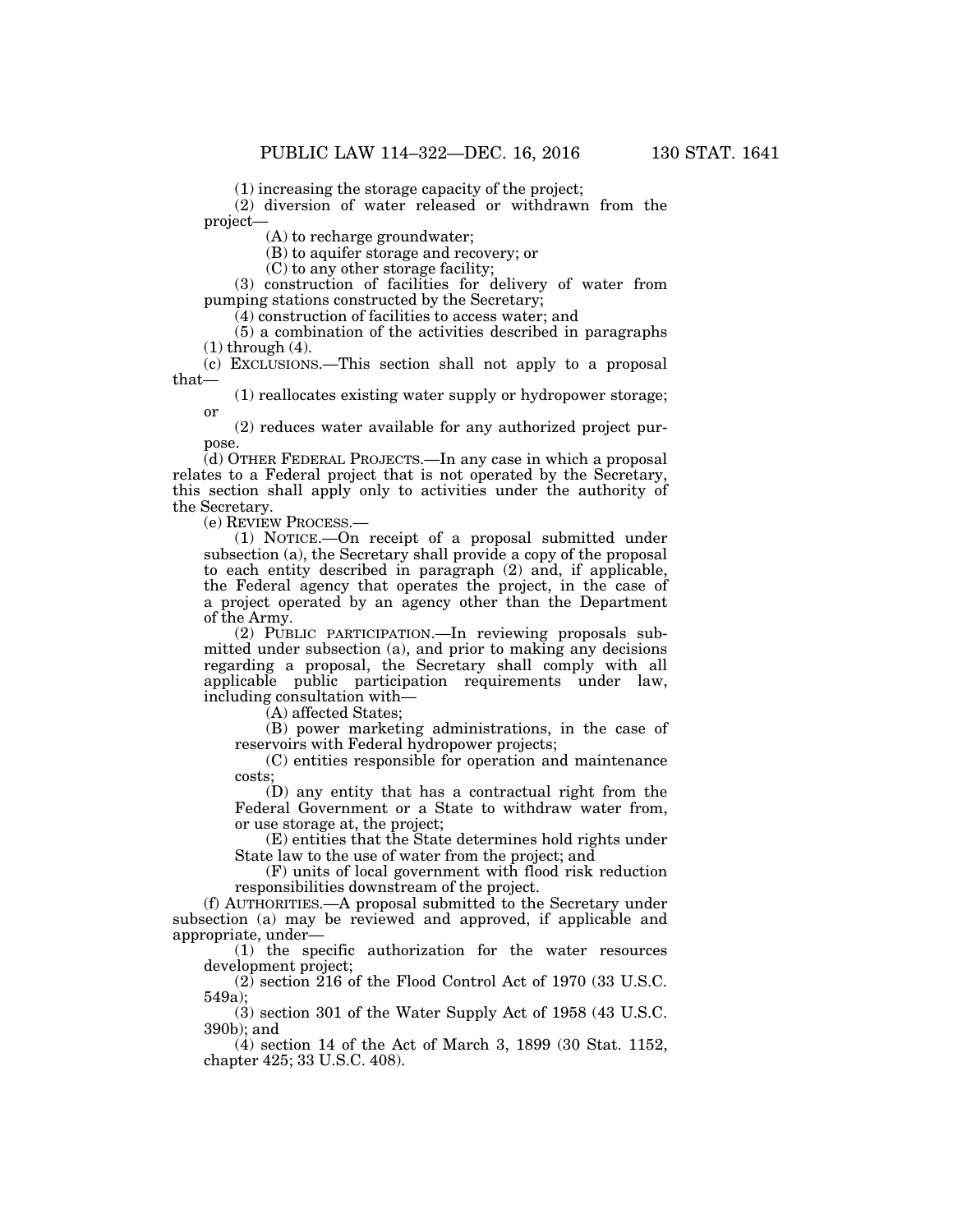(1) increasing the storage capacity of the project;

(2) diversion of water released or withdrawn from the project—

(A) to recharge groundwater;

(B) to aquifer storage and recovery; or

(C) to any other storage facility;

(3) construction of facilities for delivery of water from pumping stations constructed by the Secretary;

(4) construction of facilities to access water; and

(5) a combination of the activities described in paragraphs (1) through (4).

(c) EXCLUSIONS.—This section shall not apply to a proposal that—

(1) reallocates existing water supply or hydropower storage; or

(2) reduces water available for any authorized project purpose.

(d) OTHER FEDERAL PROJECTS.—In any case in which a proposal relates to a Federal project that is not operated by the Secretary, this section shall apply only to activities under the authority of the Secretary.

(e) REVIEW PROCESS.—

(1) NOTICE.—On receipt of a proposal submitted under subsection (a), the Secretary shall provide a copy of the proposal to each entity described in paragraph (2) and, if applicable, the Federal agency that operates the project, in the case of a project operated by an agency other than the Department of the Army.

(2) PUBLIC PARTICIPATION.—In reviewing proposals submitted under subsection (a), and prior to making any decisions regarding a proposal, the Secretary shall comply with all applicable public participation requirements under law, including consultation with—

(A) affected States;

(B) power marketing administrations, in the case of reservoirs with Federal hydropower projects;

(C) entities responsible for operation and maintenance costs;

(D) any entity that has a contractual right from the Federal Government or a State to withdraw water from, or use storage at, the project;

(E) entities that the State determines hold rights under State law to the use of water from the project; and

(F) units of local government with flood risk reduction responsibilities downstream of the project.

(f) AUTHORITIES.—A proposal submitted to the Secretary under subsection (a) may be reviewed and approved, if applicable and appropriate, under—

(1) the specific authorization for the water resources development project;

(2) section 216 of the Flood Control Act of 1970 (33 U.S.C. 549a);

(3) section 301 of the Water Supply Act of 1958 (43 U.S.C. 390b); and

(4) section 14 of the Act of March 3, 1899 (30 Stat. 1152, chapter 425; 33 U.S.C. 408).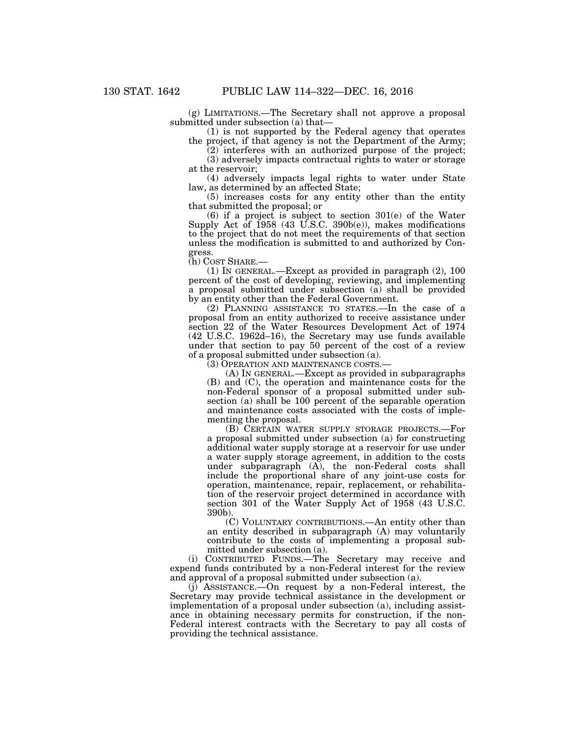(g) LIMITATIONS.—The Secretary shall not approve a proposal submitted under subsection (a) that—

(1) is not supported by the Federal agency that operates the project, if that agency is not the Department of the Army;

(2) interferes with an authorized purpose of the project;

(3) adversely impacts contractual rights to water or storage at the reservoir;

(4) adversely impacts legal rights to water under State law, as determined by an affected State;

(5) increases costs for any entity other than the entity that submitted the proposal; or

(6) if a project is subject to section 301(e) of the Water Supply Act of 1958 (43 U.S.C. 390b(e)), makes modifications to the project that do not meet the requirements of that section unless the modification is submitted to and authorized by Congress.

(h) COST SHARE.—

(1) IN GENERAL.—Except as provided in paragraph (2), 100 percent of the cost of developing, reviewing, and implementing a proposal submitted under subsection (a) shall be provided by an entity other than the Federal Government.

(2) PLANNING ASSISTANCE TO STATES.—In the case of a proposal from an entity authorized to receive assistance under section 22 of the Water Resources Development Act of 1974 (42 U.S.C. 1962d–16), the Secretary may use funds available under that section to pay 50 percent of the cost of a review of a proposal submitted under subsection (a).

(3) OPERATION AND MAINTENANCE COSTS.—

(A) IN GENERAL.—Except as provided in subparagraphs (B) and (C), the operation and maintenance costs for the non-Federal sponsor of a proposal submitted under subsection (a) shall be 100 percent of the separable operation and maintenance costs associated with the costs of implementing the proposal.

(B) CERTAIN WATER SUPPLY STORAGE PROJECTS.—For a proposal submitted under subsection (a) for constructing additional water supply storage at a reservoir for use under a water supply storage agreement, in addition to the costs under subparagraph (A), the non-Federal costs shall include the proportional share of any joint-use costs for operation, maintenance, repair, replacement, or rehabilitation of the reservoir project determined in accordance with section 301 of the Water Supply Act of 1958 (43 U.S.C. 390b).

(C) VOLUNTARY CONTRIBUTIONS.—An entity other than an entity described in subparagraph (A) may voluntarily contribute to the costs of implementing a proposal submitted under subsection (a).

(i) CONTRIBUTED FUNDS.—The Secretary may receive and expend funds contributed by a non-Federal interest for the review and approval of a proposal submitted under subsection (a).

(j) ASSISTANCE.—On request by a non-Federal interest, the Secretary may provide technical assistance in the development or implementation of a proposal under subsection (a), including assistance in obtaining necessary permits for construction, if the non-Federal interest contracts with the Secretary to pay all costs of providing the technical assistance.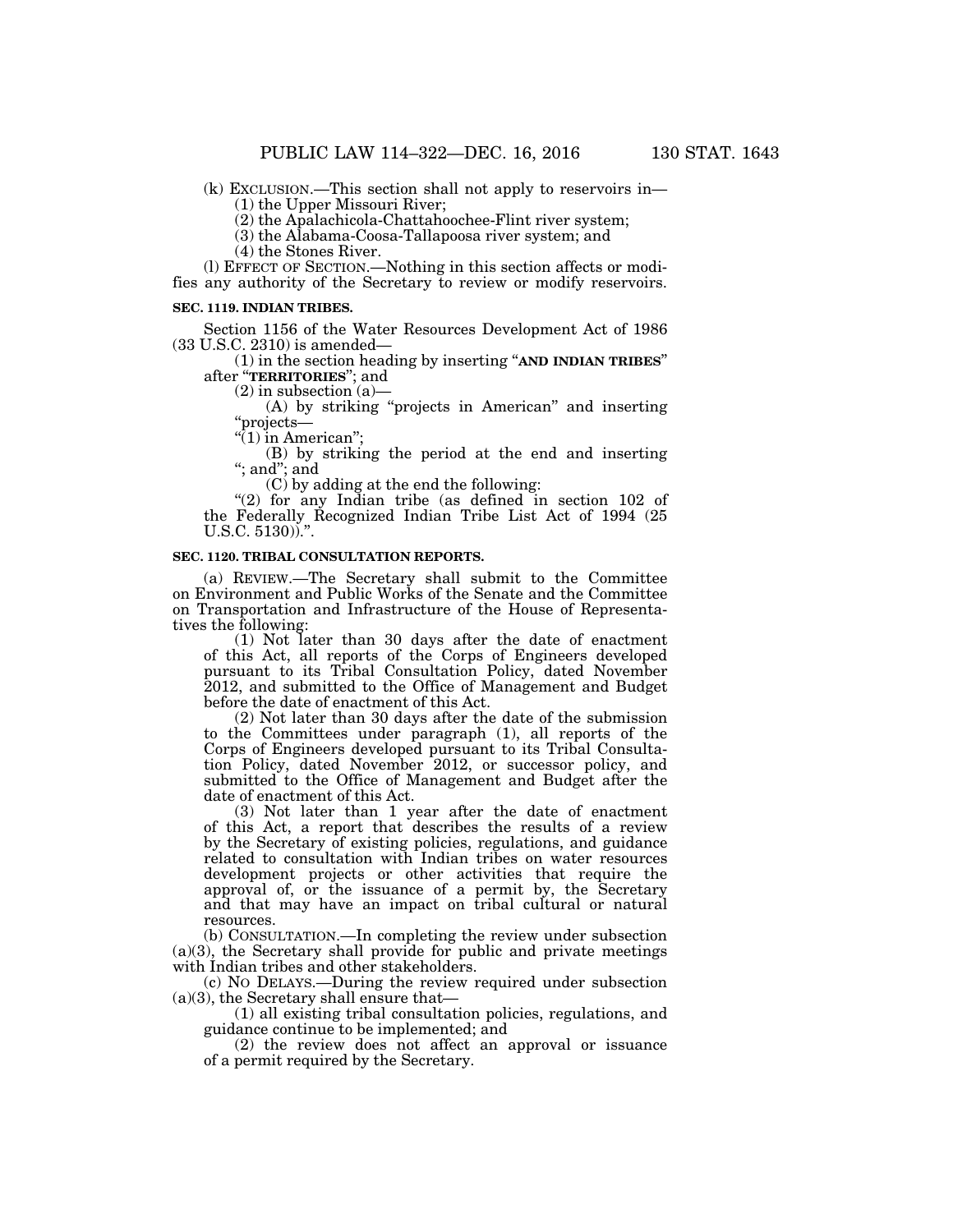(k) EXCLUSION.—This section shall not apply to reservoirs in—

(1) the Upper Missouri River;

(2) the Apalachicola-Chattahoochee-Flint river system;

(3) the Alabama-Coosa-Tallapoosa river system; and

(4) the Stones River.

(l) EFFECT OF SECTION.—Nothing in this section affects or modifies any authority of the Secretary to review or modify reservoirs.

**SEC. 1119. INDIAN TRIBES.**

Section 1156 of the Water Resources Development Act of 1986 (33 U.S.C. 2310) is amended—

(1) in the section heading by inserting "**AND INDIAN TRIBES**" after "**TERRITORIES**"; and

(2) in subsection (a)—

(A) by striking "projects in American" and inserting "projects—

"(1) in American";

(B) by striking the period at the end and inserting "; and"; and

(C) by adding at the end the following:

"(2) for any Indian tribe (as defined in section 102 of the Federally Recognized Indian Tribe List Act of 1994 (25 U.S.C. 5130)).".

**SEC. 1120. TRIBAL CONSULTATION REPORTS.**

(a) REVIEW.—The Secretary shall submit to the Committee on Environment and Public Works of the Senate and the Committee on Transportation and Infrastructure of the House of Representatives the following:

(1) Not later than 30 days after the date of enactment of this Act, all reports of the Corps of Engineers developed pursuant to its Tribal Consultation Policy, dated November 2012, and submitted to the Office of Management and Budget before the date of enactment of this Act.

(2) Not later than 30 days after the date of the submission to the Committees under paragraph (1), all reports of the Corps of Engineers developed pursuant to its Tribal Consultation Policy, dated November 2012, or successor policy, and submitted to the Office of Management and Budget after the date of enactment of this Act.

(3) Not later than 1 year after the date of enactment of this Act, a report that describes the results of a review by the Secretary of existing policies, regulations, and guidance related to consultation with Indian tribes on water resources development projects or other activities that require the approval of, or the issuance of a permit by, the Secretary and that may have an impact on tribal cultural or natural resources.

(b) CONSULTATION.—In completing the review under subsection (a)(3), the Secretary shall provide for public and private meetings with Indian tribes and other stakeholders.

(c) NO DELAYS.—During the review required under subsection (a)(3), the Secretary shall ensure that—

(1) all existing tribal consultation policies, regulations, and guidance continue to be implemented; and

(2) the review does not affect an approval or issuance of a permit required by the Secretary.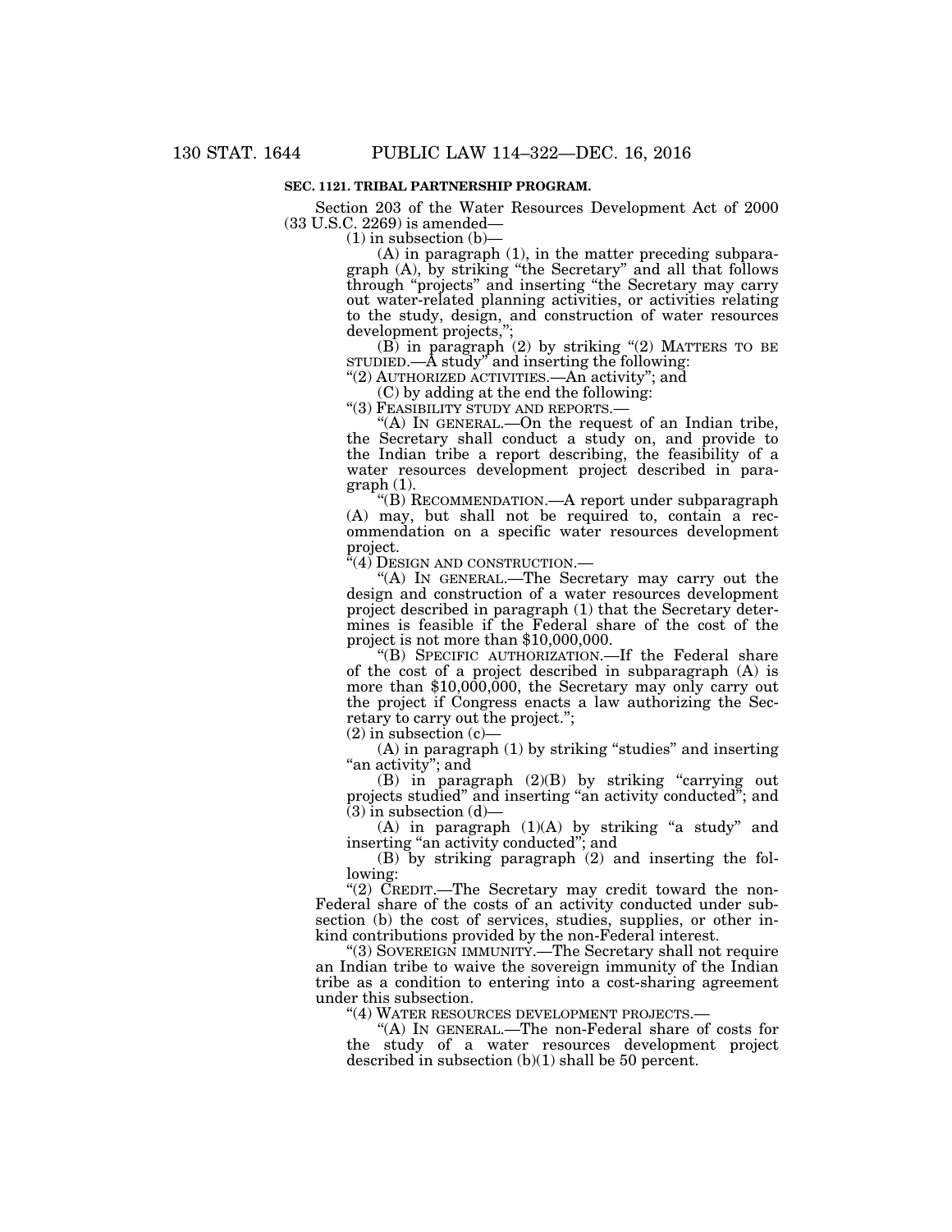**SEC. 1121. TRIBAL PARTNERSHIP PROGRAM.**

Section 203 of the Water Resources Development Act of 2000 (33 U.S.C. 2269) is amended—

(1) in subsection (b)—

(A) in paragraph (1), in the matter preceding subparagraph (A), by striking "the Secretary" and all that follows through "projects" and inserting "the Secretary may carry out water-related planning activities, or activities relating to the study, design, and construction of water resources development projects,";

(B) in paragraph (2) by striking "(2) MATTERS TO BE STUDIED.—A study" and inserting the following:

"(2) AUTHORIZED ACTIVITIES.—An activity"; and

(C) by adding at the end the following:

"(3) FEASIBILITY STUDY AND REPORTS.—

"(A) IN GENERAL.—On the request of an Indian tribe, the Secretary shall conduct a study on, and provide to the Indian tribe a report describing, the feasibility of a water resources development project described in paragraph (1).

"(B) RECOMMENDATION.—A report under subparagraph (A) may, but shall not be required to, contain a recommendation on a specific water resources development project.

"(4) DESIGN AND CONSTRUCTION.—

"(A) IN GENERAL.—The Secretary may carry out the design and construction of a water resources development project described in paragraph (1) that the Secretary determines is feasible if the Federal share of the cost of the project is not more than $10,000,000.

"(B) SPECIFIC AUTHORIZATION.—If the Federal share of the cost of a project described in subparagraph (A) is more than $10,000,000, the Secretary may only carry out the project if Congress enacts a law authorizing the Secretary to carry out the project.";

(2) in subsection (c)—

(A) in paragraph (1) by striking "studies" and inserting "an activity"; and

(B) in paragraph (2)(B) by striking "carrying out projects studied" and inserting "an activity conducted"; and

(3) in subsection (d)—

(A) in paragraph (1)(A) by striking "a study" and inserting "an activity conducted"; and

(B) by striking paragraph (2) and inserting the following:

"(2) CREDIT.—The Secretary may credit toward the non-Federal share of the costs of an activity conducted under subsection (b) the cost of services, studies, supplies, or other in-kind contributions provided by the non-Federal interest.

"(3) SOVEREIGN IMMUNITY.—The Secretary shall not require an Indian tribe to waive the sovereign immunity of the Indian tribe as a condition to entering into a cost-sharing agreement under this subsection.

"(4) WATER RESOURCES DEVELOPMENT PROJECTS.—

"(A) IN GENERAL.—The non-Federal share of costs for the study of a water resources development project described in subsection (b)(1) shall be 50 percent.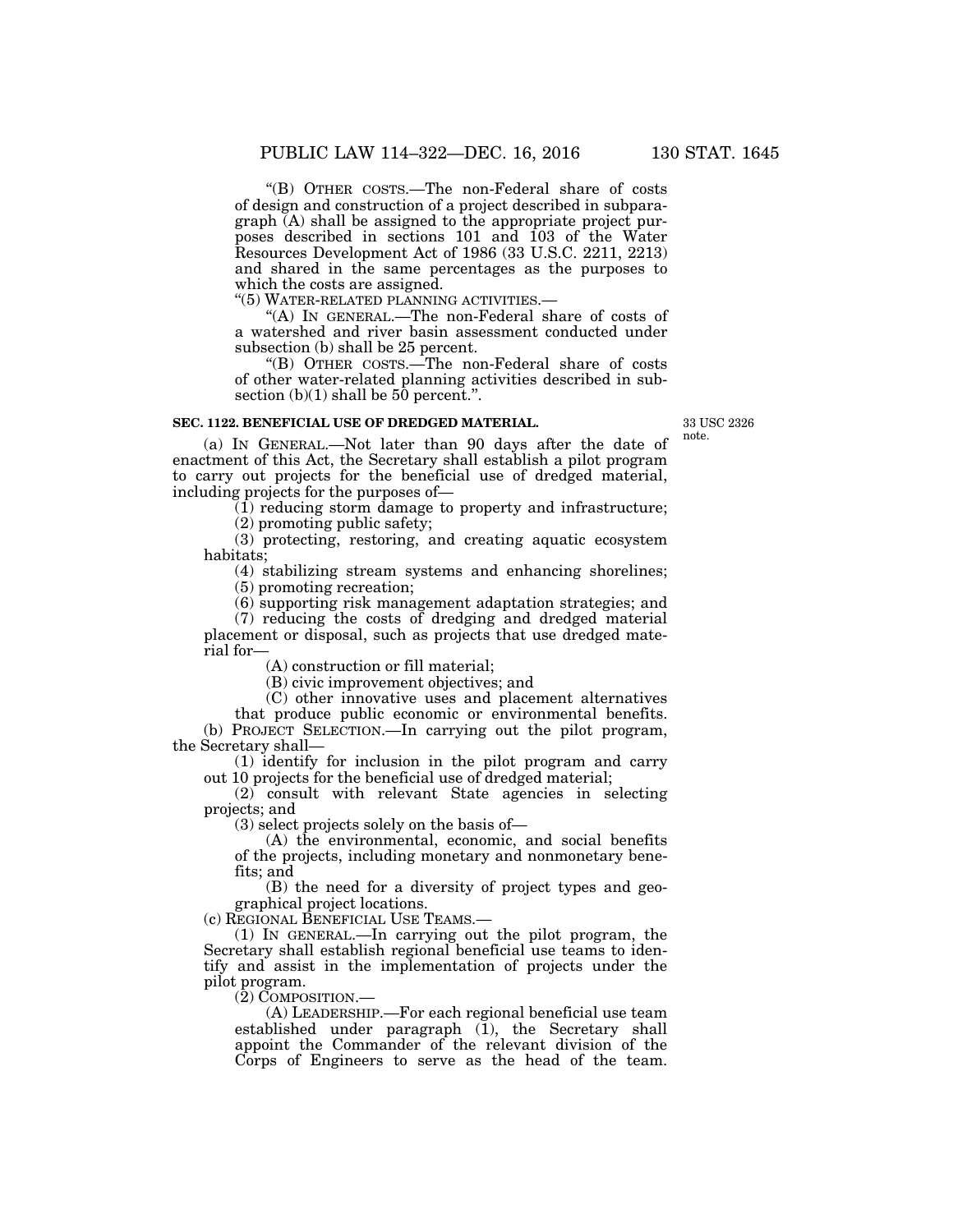"(B) OTHER COSTS.—The non-Federal share of costs of design and construction of a project described in subparagraph (A) shall be assigned to the appropriate project purposes described in sections 101 and 103 of the Water Resources Development Act of 1986 (33 U.S.C. 2211, 2213) and shared in the same percentages as the purposes to which the costs are assigned.

"(5) WATER-RELATED PLANNING ACTIVITIES.—

"(A) IN GENERAL.—The non-Federal share of costs of a watershed and river basin assessment conducted under subsection (b) shall be 25 percent.

"(B) OTHER COSTS.—The non-Federal share of costs of other water-related planning activities described in subsection (b)(1) shall be 50 percent.".

**SEC. 1122. BENEFICIAL USE OF DREDGED MATERIAL.**

33 USC 2326 note.

(a) IN GENERAL.—Not later than 90 days after the date of enactment of this Act, the Secretary shall establish a pilot program to carry out projects for the beneficial use of dredged material, including projects for the purposes of—

(1) reducing storm damage to property and infrastructure;

(2) promoting public safety;

(3) protecting, restoring, and creating aquatic ecosystem habitats;

(4) stabilizing stream systems and enhancing shorelines;

(5) promoting recreation;

(6) supporting risk management adaptation strategies; and

(7) reducing the costs of dredging and dredged material placement or disposal, such as projects that use dredged material for—

(A) construction or fill material;

(B) civic improvement objectives; and

(C) other innovative uses and placement alternatives that produce public economic or environmental benefits.

(b) PROJECT SELECTION.—In carrying out the pilot program, the Secretary shall—

(1) identify for inclusion in the pilot program and carry out 10 projects for the beneficial use of dredged material;

(2) consult with relevant State agencies in selecting projects; and

(3) select projects solely on the basis of—

(A) the environmental, economic, and social benefits of the projects, including monetary and nonmonetary benefits; and

(B) the need for a diversity of project types and geographical project locations.

(c) REGIONAL BENEFICIAL USE TEAMS.—

(1) IN GENERAL.—In carrying out the pilot program, the Secretary shall establish regional beneficial use teams to identify and assist in the implementation of projects under the pilot program.

(2) COMPOSITION.—

(A) LEADERSHIP.—For each regional beneficial use team established under paragraph (1), the Secretary shall appoint the Commander of the relevant division of the Corps of Engineers to serve as the head of the team.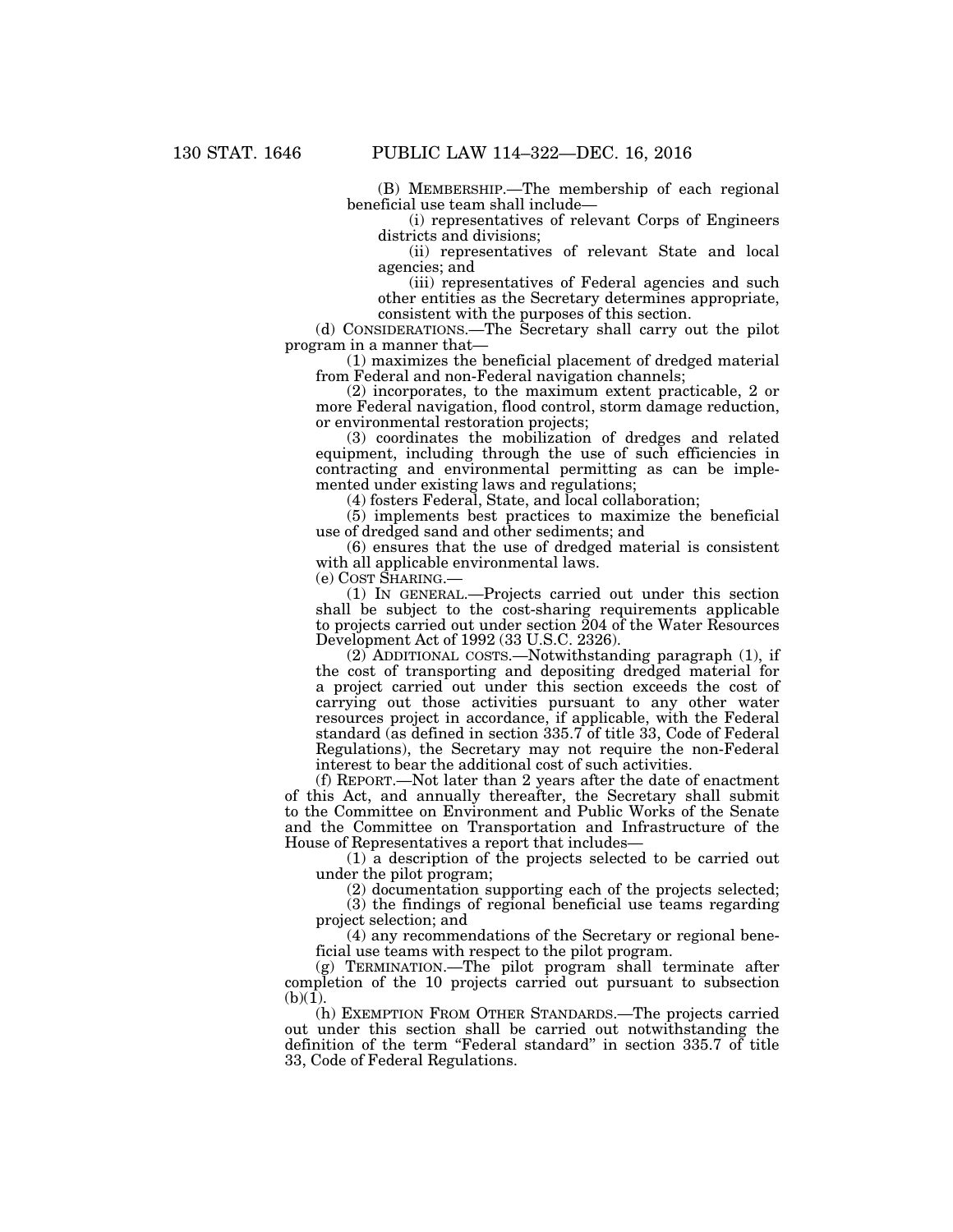(B) MEMBERSHIP.—The membership of each regional beneficial use team shall include—

(i) representatives of relevant Corps of Engineers districts and divisions;

(ii) representatives of relevant State and local agencies; and

(iii) representatives of Federal agencies and such other entities as the Secretary determines appropriate, consistent with the purposes of this section.

(d) CONSIDERATIONS.—The Secretary shall carry out the pilot program in a manner that—

(1) maximizes the beneficial placement of dredged material from Federal and non-Federal navigation channels;

(2) incorporates, to the maximum extent practicable, 2 or more Federal navigation, flood control, storm damage reduction, or environmental restoration projects;

(3) coordinates the mobilization of dredges and related equipment, including through the use of such efficiencies in contracting and environmental permitting as can be implemented under existing laws and regulations;

(4) fosters Federal, State, and local collaboration;

(5) implements best practices to maximize the beneficial use of dredged sand and other sediments; and

(6) ensures that the use of dredged material is consistent with all applicable environmental laws.

(e) COST SHARING.—

(1) IN GENERAL.—Projects carried out under this section shall be subject to the cost-sharing requirements applicable to projects carried out under section 204 of the Water Resources Development Act of 1992 (33 U.S.C. 2326).

(2) ADDITIONAL COSTS.—Notwithstanding paragraph (1), if the cost of transporting and depositing dredged material for a project carried out under this section exceeds the cost of carrying out those activities pursuant to any other water resources project in accordance, if applicable, with the Federal standard (as defined in section 335.7 of title 33, Code of Federal Regulations), the Secretary may not require the non-Federal interest to bear the additional cost of such activities.

(f) REPORT.—Not later than 2 years after the date of enactment of this Act, and annually thereafter, the Secretary shall submit to the Committee on Environment and Public Works of the Senate and the Committee on Transportation and Infrastructure of the House of Representatives a report that includes—

(1) a description of the projects selected to be carried out under the pilot program;

(2) documentation supporting each of the projects selected;

(3) the findings of regional beneficial use teams regarding project selection; and

(4) any recommendations of the Secretary or regional beneficial use teams with respect to the pilot program.

(g) TERMINATION.—The pilot program shall terminate after completion of the 10 projects carried out pursuant to subsection (b)(1).

(h) EXEMPTION FROM OTHER STANDARDS.—The projects carried out under this section shall be carried out notwithstanding the definition of the term "Federal standard" in section 335.7 of title 33, Code of Federal Regulations.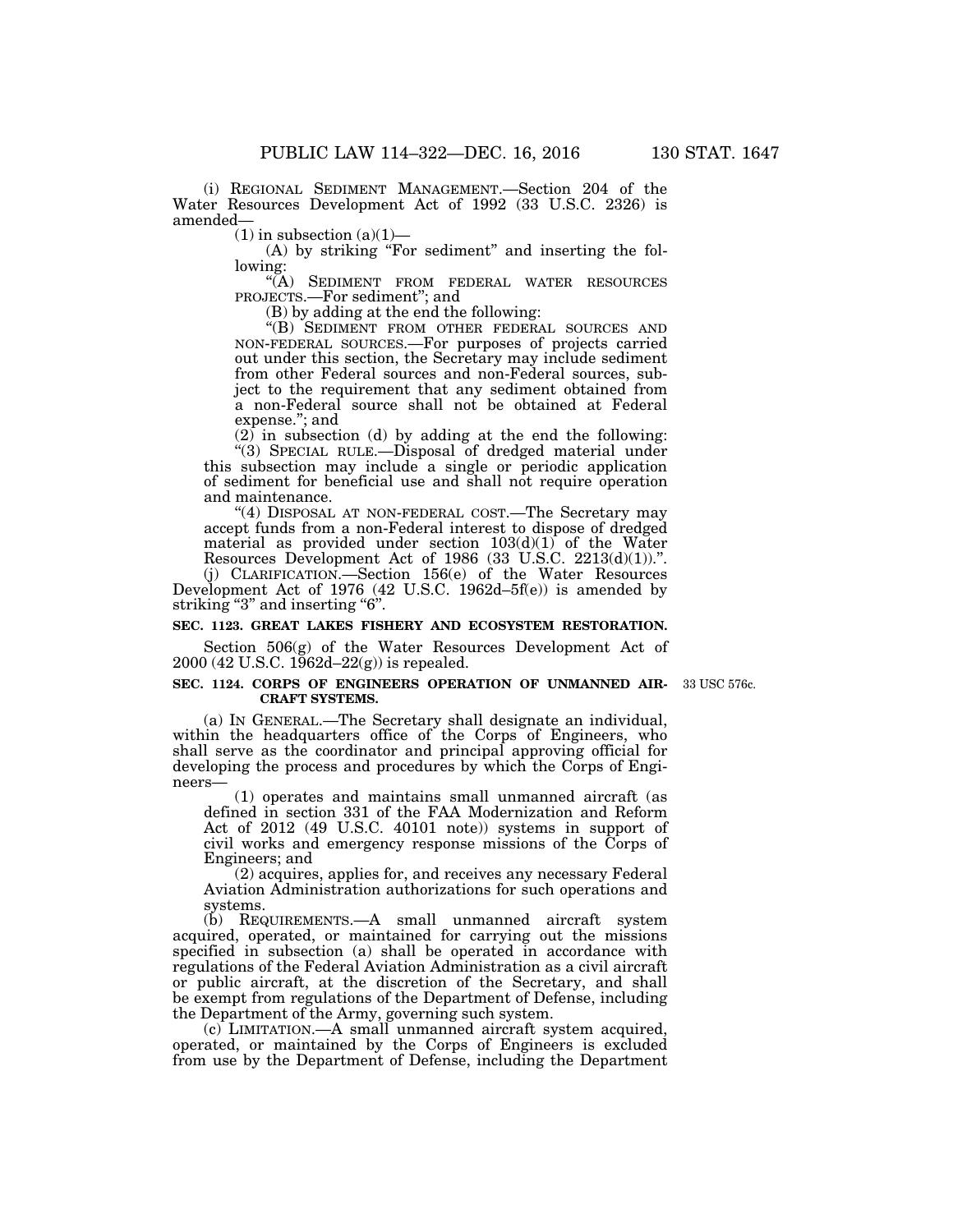(i) REGIONAL SEDIMENT MANAGEMENT.—Section 204 of the Water Resources Development Act of 1992 (33 U.S.C. 2326) is amended—

(1) in subsection (a)(1)—

(A) by striking "For sediment" and inserting the following:

"(A) SEDIMENT FROM FEDERAL WATER RESOURCES PROJECTS.—For sediment"; and

(B) by adding at the end the following:

"(B) SEDIMENT FROM OTHER FEDERAL SOURCES AND NON-FEDERAL SOURCES.—For purposes of projects carried out under this section, the Secretary may include sediment from other Federal sources and non-Federal sources, subject to the requirement that any sediment obtained from a non-Federal source shall not be obtained at Federal expense."; and

(2) in subsection (d) by adding at the end the following:

"(3) SPECIAL RULE.—Disposal of dredged material under this subsection may include a single or periodic application of sediment for beneficial use and shall not require operation and maintenance.

"(4) DISPOSAL AT NON-FEDERAL COST.—The Secretary may accept funds from a non-Federal interest to dispose of dredged material as provided under section 103(d)(1) of the Water Resources Development Act of 1986 (33 U.S.C. 2213(d)(1)).".

(j) CLARIFICATION.—Section 156(e) of the Water Resources Development Act of 1976 (42 U.S.C. 1962d–5f(e)) is amended by striking "3" and inserting "6".

**SEC. 1123. GREAT LAKES FISHERY AND ECOSYSTEM RESTORATION.**

Section 506(g) of the Water Resources Development Act of 2000 (42 U.S.C. 1962d–22(g)) is repealed.

**SEC. 1124. CORPS OF ENGINEERS OPERATION OF UNMANNED AIRCRAFT SYSTEMS.**

33 USC 576c.

(a) IN GENERAL.—The Secretary shall designate an individual, within the headquarters office of the Corps of Engineers, who shall serve as the coordinator and principal approving official for developing the process and procedures by which the Corps of Engineers—

(1) operates and maintains small unmanned aircraft (as defined in section 331 of the FAA Modernization and Reform Act of 2012 (49 U.S.C. 40101 note)) systems in support of civil works and emergency response missions of the Corps of Engineers; and

(2) acquires, applies for, and receives any necessary Federal Aviation Administration authorizations for such operations and systems.

(b) REQUIREMENTS.—A small unmanned aircraft system acquired, operated, or maintained for carrying out the missions specified in subsection (a) shall be operated in accordance with regulations of the Federal Aviation Administration as a civil aircraft or public aircraft, at the discretion of the Secretary, and shall be exempt from regulations of the Department of Defense, including the Department of the Army, governing such system.

(c) LIMITATION.—A small unmanned aircraft system acquired, operated, or maintained by the Corps of Engineers is excluded from use by the Department of Defense, including the Department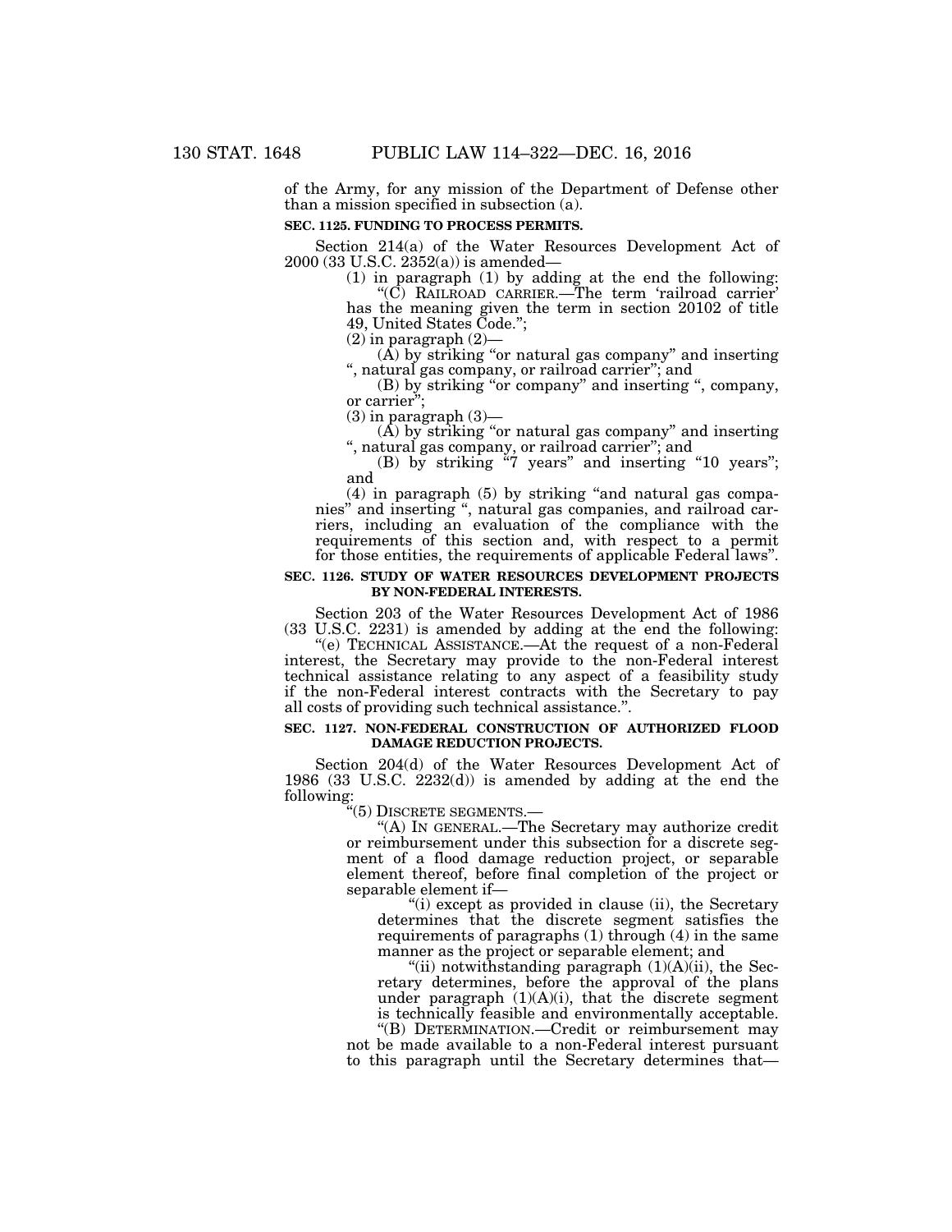of the Army, for any mission of the Department of Defense other than a mission specified in subsection (a).

**SEC. 1125. FUNDING TO PROCESS PERMITS.**

Section 214(a) of the Water Resources Development Act of 2000 (33 U.S.C. 2352(a)) is amended—

(1) in paragraph (1) by adding at the end the following:

"(C) RAILROAD CARRIER.—The term 'railroad carrier' has the meaning given the term in section 20102 of title 49, United States Code.";

(2) in paragraph (2)—

(A) by striking "or natural gas company" and inserting ", natural gas company, or railroad carrier"; and

(B) by striking "or company" and inserting ", company, or carrier";

(3) in paragraph (3)—

(A) by striking "or natural gas company" and inserting ", natural gas company, or railroad carrier"; and

(B) by striking "7 years" and inserting "10 years"; and

(4) in paragraph (5) by striking "and natural gas companies" and inserting ", natural gas companies, and railroad carriers, including an evaluation of the compliance with the requirements of this section and, with respect to a permit for those entities, the requirements of applicable Federal laws".

**SEC. 1126. STUDY OF WATER RESOURCES DEVELOPMENT PROJECTS BY NON-FEDERAL INTERESTS.**

Section 203 of the Water Resources Development Act of 1986 (33 U.S.C. 2231) is amended by adding at the end the following:

"(e) TECHNICAL ASSISTANCE.—At the request of a non-Federal interest, the Secretary may provide to the non-Federal interest technical assistance relating to any aspect of a feasibility study if the non-Federal interest contracts with the Secretary to pay all costs of providing such technical assistance.".

**SEC. 1127. NON-FEDERAL CONSTRUCTION OF AUTHORIZED FLOOD DAMAGE REDUCTION PROJECTS.**

Section 204(d) of the Water Resources Development Act of 1986 (33 U.S.C. 2232(d)) is amended by adding at the end the following:

"(5) DISCRETE SEGMENTS.—

"(A) IN GENERAL.—The Secretary may authorize credit or reimbursement under this subsection for a discrete segment of a flood damage reduction project, or separable element thereof, before final completion of the project or separable element if—

"(i) except as provided in clause (ii), the Secretary determines that the discrete segment satisfies the requirements of paragraphs (1) through (4) in the same manner as the project or separable element; and

"(ii) notwithstanding paragraph (1)(A)(ii), the Secretary determines, before the approval of the plans under paragraph (1)(A)(i), that the discrete segment is technically feasible and environmentally acceptable.

"(B) DETERMINATION.—Credit or reimbursement may not be made available to a non-Federal interest pursuant to this paragraph until the Secretary determines that—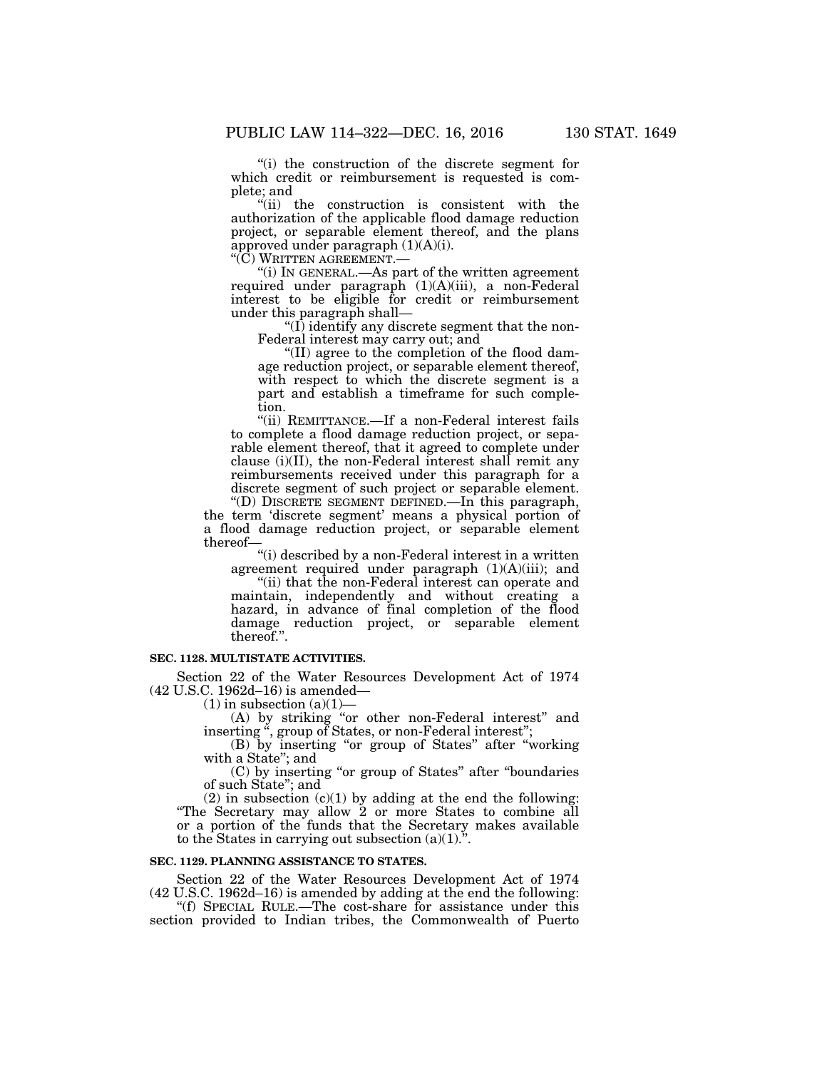"(i) the construction of the discrete segment for which credit or reimbursement is requested is complete; and

"(ii) the construction is consistent with the authorization of the applicable flood damage reduction project, or separable element thereof, and the plans approved under paragraph (1)(A)(i).

"(C) WRITTEN AGREEMENT.—

"(i) IN GENERAL.—As part of the written agreement required under paragraph (1)(A)(iii), a non-Federal interest to be eligible for credit or reimbursement under this paragraph shall—

"(I) identify any discrete segment that the non-Federal interest may carry out; and

"(II) agree to the completion of the flood damage reduction project, or separable element thereof, with respect to which the discrete segment is a part and establish a timeframe for such completion.

"(ii) REMITTANCE.—If a non-Federal interest fails to complete a flood damage reduction project, or separable element thereof, that it agreed to complete under clause (i)(II), the non-Federal interest shall remit any reimbursements received under this paragraph for a discrete segment of such project or separable element.

"(D) DISCRETE SEGMENT DEFINED.—In this paragraph, the term 'discrete segment' means a physical portion of a flood damage reduction project, or separable element thereof—

"(i) described by a non-Federal interest in a written agreement required under paragraph (1)(A)(iii); and

"(ii) that the non-Federal interest can operate and maintain, independently and without creating a hazard, in advance of final completion of the flood damage reduction project, or separable element thereof.".

**SEC. 1128. MULTISTATE ACTIVITIES.**

Section 22 of the Water Resources Development Act of 1974 (42 U.S.C. 1962d–16) is amended—

(1) in subsection (a)(1)—

(A) by striking "or other non-Federal interest" and inserting ", group of States, or non-Federal interest";

(B) by inserting "or group of States" after "working with a State"; and

(C) by inserting "or group of States" after "boundaries of such State"; and

(2) in subsection (c)(1) by adding at the end the following: "The Secretary may allow 2 or more States to combine all or a portion of the funds that the Secretary makes available to the States in carrying out subsection (a)(1).".

**SEC. 1129. PLANNING ASSISTANCE TO STATES.**

Section 22 of the Water Resources Development Act of 1974 (42 U.S.C. 1962d–16) is amended by adding at the end the following:

"(f) SPECIAL RULE.—The cost-share for assistance under this section provided to Indian tribes, the Commonwealth of Puerto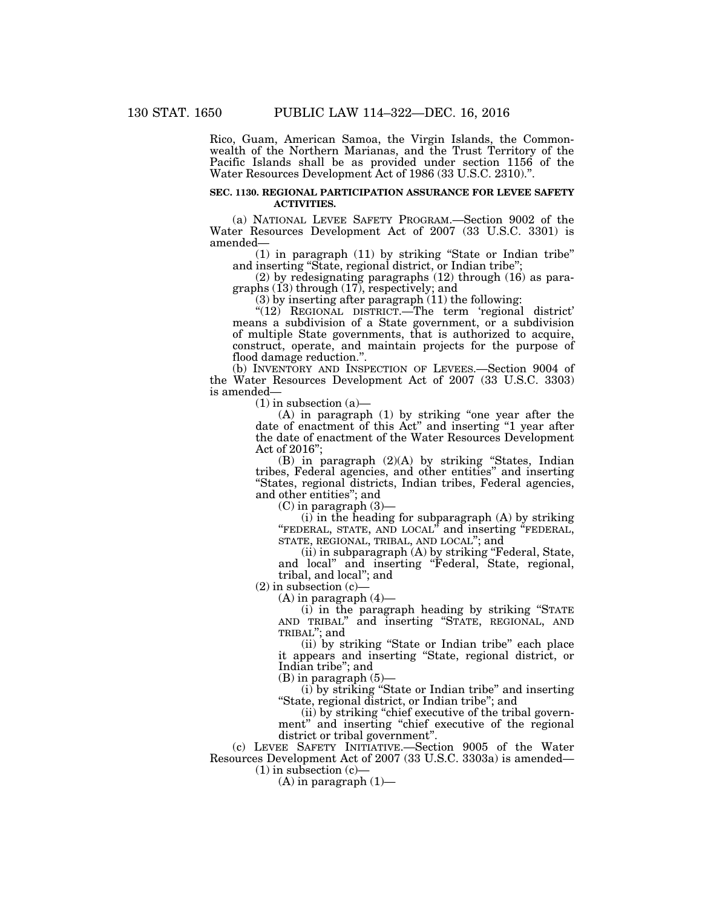Rico, Guam, American Samoa, the Virgin Islands, the Commonwealth of the Northern Marianas, and the Trust Territory of the Pacific Islands shall be as provided under section 1156 of the Water Resources Development Act of 1986 (33 U.S.C. 2310).".

**SEC. 1130. REGIONAL PARTICIPATION ASSURANCE FOR LEVEE SAFETY ACTIVITIES.**

(a) NATIONAL LEVEE SAFETY PROGRAM.—Section 9002 of the Water Resources Development Act of 2007 (33 U.S.C. 3301) is amended—

(1) in paragraph (11) by striking "State or Indian tribe" and inserting "State, regional district, or Indian tribe";

(2) by redesignating paragraphs (12) through (16) as paragraphs (13) through (17), respectively; and

(3) by inserting after paragraph (11) the following:

"(12) REGIONAL DISTRICT.—The term 'regional district' means a subdivision of a State government, or a subdivision of multiple State governments, that is authorized to acquire, construct, operate, and maintain projects for the purpose of flood damage reduction.".

(b) INVENTORY AND INSPECTION OF LEVEES.—Section 9004 of the Water Resources Development Act of 2007 (33 U.S.C. 3303) is amended—

(1) in subsection (a)—

(A) in paragraph (1) by striking "one year after the date of enactment of this Act" and inserting "1 year after the date of enactment of the Water Resources Development Act of 2016";

(B) in paragraph (2)(A) by striking "States, Indian tribes, Federal agencies, and other entities" and inserting "States, regional districts, Indian tribes, Federal agencies, and other entities"; and

(C) in paragraph (3)—

(i) in the heading for subparagraph (A) by striking "FEDERAL, STATE, AND LOCAL" and inserting "FEDERAL, STATE, REGIONAL, TRIBAL, AND LOCAL"; and

(ii) in subparagraph (A) by striking "Federal, State, and local" and inserting "Federal, State, regional, tribal, and local"; and

(2) in subsection (c)—

(A) in paragraph (4)—

(i) in the paragraph heading by striking "STATE AND TRIBAL" and inserting "STATE, REGIONAL, AND TRIBAL"; and

(ii) by striking "State or Indian tribe" each place it appears and inserting "State, regional district, or Indian tribe"; and

(B) in paragraph (5)—

(i) by striking "State or Indian tribe" and inserting "State, regional district, or Indian tribe"; and

(ii) by striking "chief executive of the tribal government" and inserting "chief executive of the regional district or tribal government".

(c) LEVEE SAFETY INITIATIVE.—Section 9005 of the Water Resources Development Act of 2007 (33 U.S.C. 3303a) is amended—

(1) in subsection (c)—

(A) in paragraph (1)—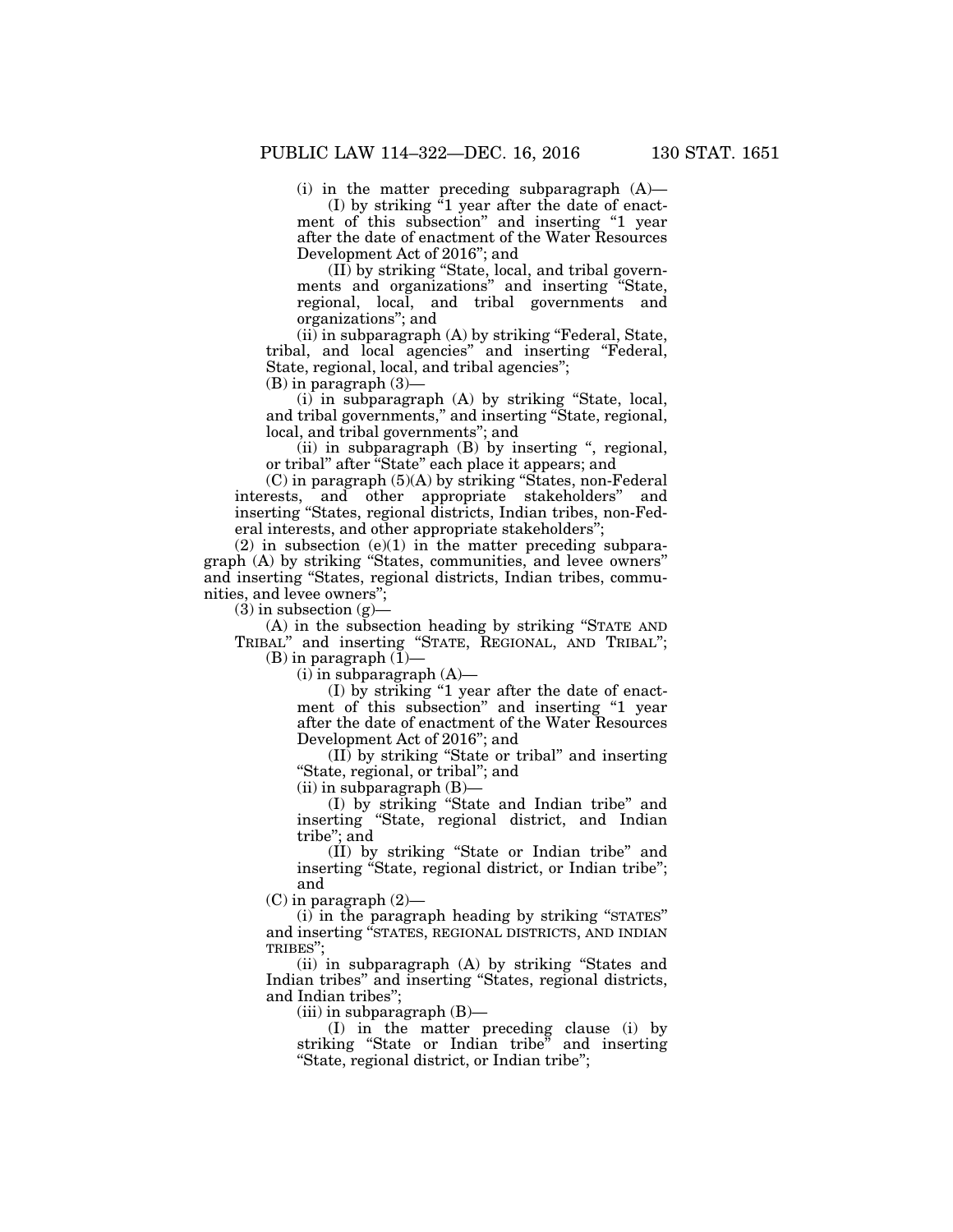(i) in the matter preceding subparagraph (A)—

(I) by striking "1 year after the date of enactment of this subsection" and inserting "1 year after the date of enactment of the Water Resources Development Act of 2016"; and

(II) by striking "State, local, and tribal governments and organizations" and inserting "State, regional, local, and tribal governments and organizations"; and

(ii) in subparagraph (A) by striking "Federal, State, tribal, and local agencies" and inserting "Federal, State, regional, local, and tribal agencies";

(B) in paragraph (3)—

(i) in subparagraph (A) by striking "State, local, and tribal governments," and inserting "State, regional, local, and tribal governments"; and

(ii) in subparagraph (B) by inserting ", regional, or tribal" after "State" each place it appears; and

(C) in paragraph (5)(A) by striking "States, non-Federal interests, and other appropriate stakeholders" and inserting "States, regional districts, Indian tribes, non-Federal interests, and other appropriate stakeholders";

(2) in subsection (e)(1) in the matter preceding subparagraph (A) by striking "States, communities, and levee owners" and inserting "States, regional districts, Indian tribes, communities, and levee owners";

(3) in subsection (g)—

(A) in the subsection heading by striking "STATE AND TRIBAL" and inserting "STATE, REGIONAL, AND TRIBAL";

(B) in paragraph (1)—

(i) in subparagraph (A)—

(I) by striking "1 year after the date of enactment of this subsection" and inserting "1 year after the date of enactment of the Water Resources Development Act of 2016"; and

(II) by striking "State or tribal" and inserting "State, regional, or tribal"; and

(ii) in subparagraph (B)—

(I) by striking "State and Indian tribe" and inserting "State, regional district, and Indian tribe"; and

(II) by striking "State or Indian tribe" and inserting "State, regional district, or Indian tribe"; and

(C) in paragraph (2)—

(i) in the paragraph heading by striking "STATES" and inserting "STATES, REGIONAL DISTRICTS, AND INDIAN TRIBES";

(ii) in subparagraph (A) by striking "States and Indian tribes" and inserting "States, regional districts, and Indian tribes";

(iii) in subparagraph (B)—

(I) in the matter preceding clause (i) by striking "State or Indian tribe" and inserting "State, regional district, or Indian tribe";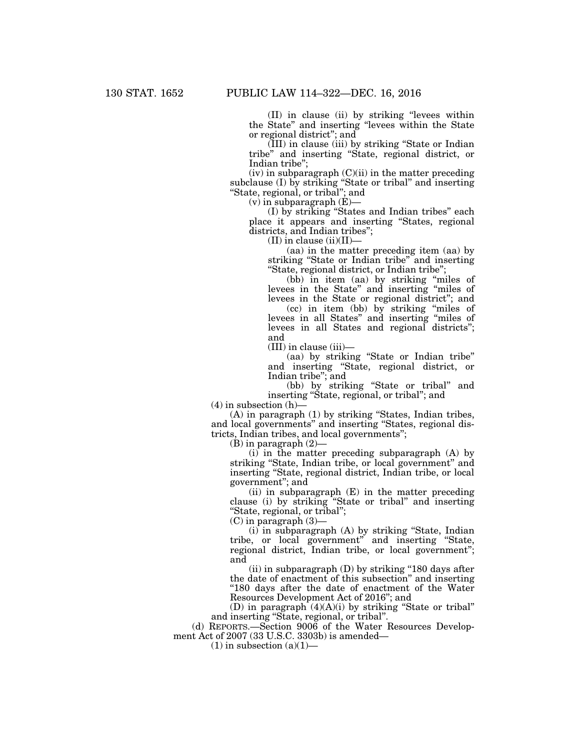(II) in clause (ii) by striking "levees within the State" and inserting "levees within the State or regional district"; and

(III) in clause (iii) by striking "State or Indian tribe" and inserting "State, regional district, or Indian tribe";

(iv) in subparagraph (C)(ii) in the matter preceding subclause (I) by striking "State or tribal" and inserting "State, regional, or tribal"; and

(v) in subparagraph (E)—

(I) by striking "States and Indian tribes" each place it appears and inserting "States, regional districts, and Indian tribes";

(II) in clause (ii)(II)—

(aa) in the matter preceding item (aa) by striking "State or Indian tribe" and inserting "State, regional district, or Indian tribe";

(bb) in item (aa) by striking "miles of levees in the State" and inserting "miles of levees in the State or regional district"; and

(cc) in item (bb) by striking "miles of levees in all States" and inserting "miles of levees in all States and regional districts"; and

(III) in clause (iii)—

(aa) by striking "State or Indian tribe" and inserting "State, regional district, or Indian tribe"; and

(bb) by striking "State or tribal" and inserting "State, regional, or tribal"; and

(4) in subsection (h)—

(A) in paragraph (1) by striking "States, Indian tribes, and local governments" and inserting "States, regional districts, Indian tribes, and local governments";

(B) in paragraph (2)—

(i) in the matter preceding subparagraph (A) by striking "State, Indian tribe, or local government" and inserting "State, regional district, Indian tribe, or local government"; and

(ii) in subparagraph (E) in the matter preceding clause (i) by striking "State or tribal" and inserting "State, regional, or tribal";

(C) in paragraph (3)—

(i) in subparagraph (A) by striking "State, Indian tribe, or local government" and inserting "State, regional district, Indian tribe, or local government"; and

(ii) in subparagraph (D) by striking "180 days after the date of enactment of this subsection" and inserting "180 days after the date of enactment of the Water Resources Development Act of 2016"; and

(D) in paragraph (4)(A)(i) by striking "State or tribal" and inserting "State, regional, or tribal".

(d) REPORTS.—Section 9006 of the Water Resources Development Act of 2007 (33 U.S.C. 3303b) is amended—

(1) in subsection (a)(1)—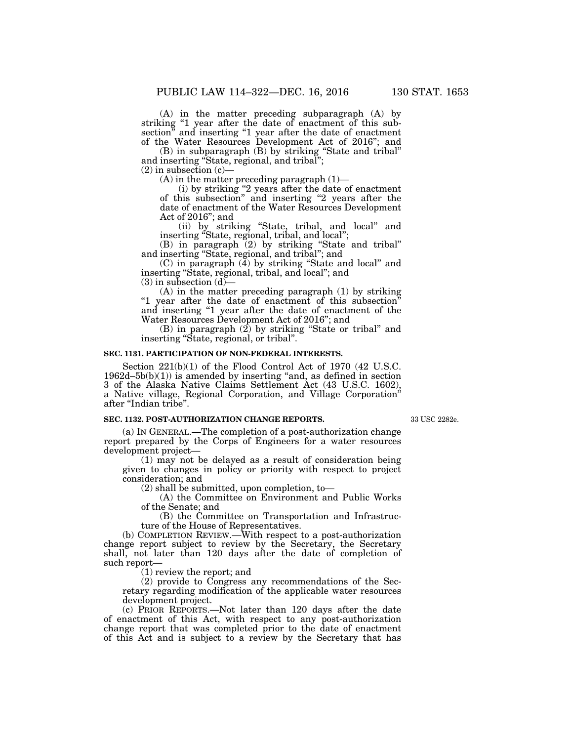(A) in the matter preceding subparagraph (A) by striking "1 year after the date of enactment of this subsection" and inserting "1 year after the date of enactment of the Water Resources Development Act of 2016"; and

(B) in subparagraph (B) by striking "State and tribal" and inserting "State, regional, and tribal";

(2) in subsection (c)—

(A) in the matter preceding paragraph (1)—

(i) by striking "2 years after the date of enactment of this subsection" and inserting "2 years after the date of enactment of the Water Resources Development Act of 2016"; and

(ii) by striking "State, tribal, and local" and inserting "State, regional, tribal, and local";

(B) in paragraph (2) by striking "State and tribal" and inserting "State, regional, and tribal"; and

(C) in paragraph (4) by striking "State and local" and inserting "State, regional, tribal, and local"; and

(3) in subsection (d)—

(A) in the matter preceding paragraph (1) by striking "1 year after the date of enactment of this subsection" and inserting "1 year after the date of enactment of the Water Resources Development Act of 2016"; and

(B) in paragraph (2) by striking "State or tribal" and inserting "State, regional, or tribal".

**SEC. 1131. PARTICIPATION OF NON-FEDERAL INTERESTS.**

Section 221(b)(1) of the Flood Control Act of 1970 (42 U.S.C. 1962d–5b(b)(1)) is amended by inserting "and, as defined in section 3 of the Alaska Native Claims Settlement Act (43 U.S.C. 1602), a Native village, Regional Corporation, and Village Corporation" after "Indian tribe".

**SEC. 1132. POST-AUTHORIZATION CHANGE REPORTS.**

33 USC 2282e.

(a) IN GENERAL.—The completion of a post-authorization change report prepared by the Corps of Engineers for a water resources development project—

(1) may not be delayed as a result of consideration being given to changes in policy or priority with respect to project consideration; and

(2) shall be submitted, upon completion, to—

(A) the Committee on Environment and Public Works of the Senate; and

(B) the Committee on Transportation and Infrastructure of the House of Representatives.

(b) COMPLETION REVIEW.—With respect to a post-authorization change report subject to review by the Secretary, the Secretary shall, not later than 120 days after the date of completion of such report—

(1) review the report; and

(2) provide to Congress any recommendations of the Secretary regarding modification of the applicable water resources development project.

(c) PRIOR REPORTS.—Not later than 120 days after the date of enactment of this Act, with respect to any post-authorization change report that was completed prior to the date of enactment of this Act and is subject to a review by the Secretary that has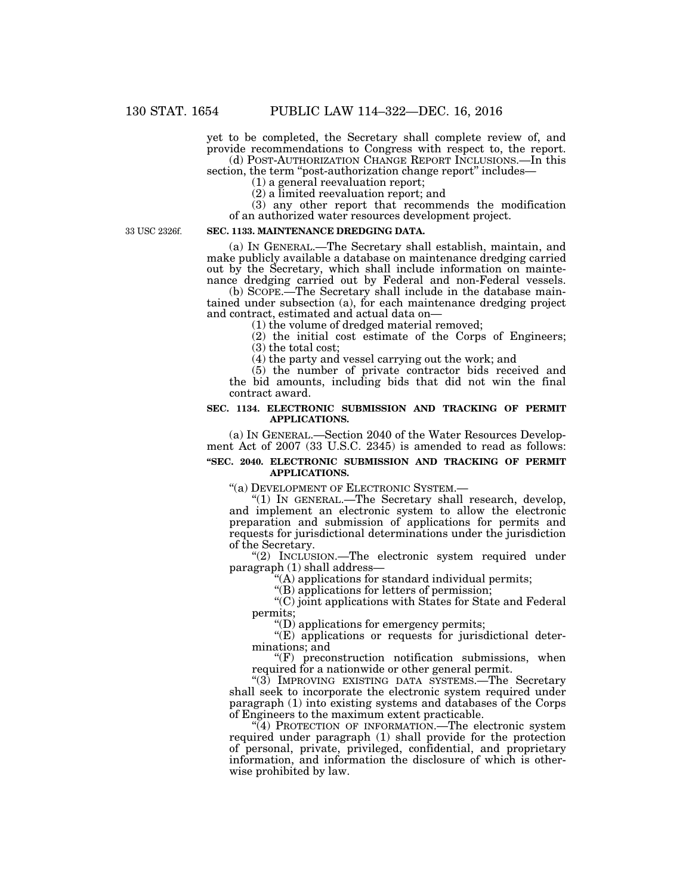yet to be completed, the Secretary shall complete review of, and provide recommendations to Congress with respect to, the report.

(d) POST-AUTHORIZATION CHANGE REPORT INCLUSIONS.—In this section, the term "post-authorization change report" includes—

(1) a general reevaluation report;

(2) a limited reevaluation report; and

(3) any other report that recommends the modification of an authorized water resources development project.

33 USC 2326f.

**SEC. 1133. MAINTENANCE DREDGING DATA.**

(a) IN GENERAL.—The Secretary shall establish, maintain, and make publicly available a database on maintenance dredging carried out by the Secretary, which shall include information on maintenance dredging carried out by Federal and non-Federal vessels.

(b) SCOPE.—The Secretary shall include in the database maintained under subsection (a), for each maintenance dredging project and contract, estimated and actual data on—

(1) the volume of dredged material removed;

(2) the initial cost estimate of the Corps of Engineers;

(3) the total cost;

(4) the party and vessel carrying out the work; and

(5) the number of private contractor bids received and the bid amounts, including bids that did not win the final contract award.

**SEC. 1134. ELECTRONIC SUBMISSION AND TRACKING OF PERMIT APPLICATIONS.**

(a) IN GENERAL.—Section 2040 of the Water Resources Development Act of 2007 (33 U.S.C. 2345) is amended to read as follows:

**"SEC. 2040. ELECTRONIC SUBMISSION AND TRACKING OF PERMIT APPLICATIONS.**

"(a) DEVELOPMENT OF ELECTRONIC SYSTEM.—

"(1) IN GENERAL.—The Secretary shall research, develop, and implement an electronic system to allow the electronic preparation and submission of applications for permits and requests for jurisdictional determinations under the jurisdiction of the Secretary.

"(2) INCLUSION.—The electronic system required under paragraph (1) shall address—

"(A) applications for standard individual permits;

"(B) applications for letters of permission;

"(C) joint applications with States for State and Federal permits;

"(D) applications for emergency permits;

"(E) applications or requests for jurisdictional determinations; and

"(F) preconstruction notification submissions, when required for a nationwide or other general permit.

"(3) IMPROVING EXISTING DATA SYSTEMS.—The Secretary shall seek to incorporate the electronic system required under paragraph (1) into existing systems and databases of the Corps of Engineers to the maximum extent practicable.

"(4) PROTECTION OF INFORMATION.—The electronic system required under paragraph (1) shall provide for the protection of personal, private, privileged, confidential, and proprietary information, and information the disclosure of which is otherwise prohibited by law.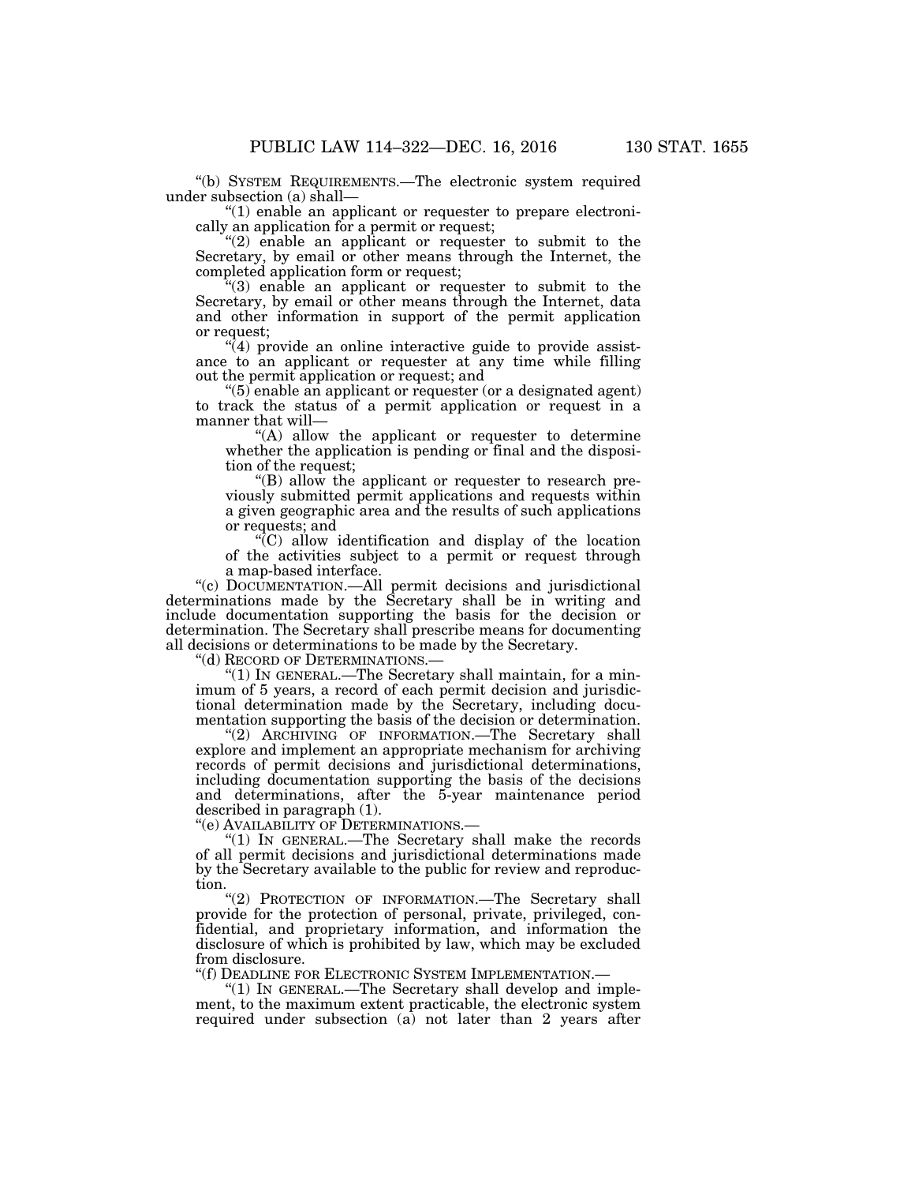"(b) SYSTEM REQUIREMENTS.—The electronic system required under subsection (a) shall—

"(1) enable an applicant or requester to prepare electronically an application for a permit or request;

"(2) enable an applicant or requester to submit to the Secretary, by email or other means through the Internet, the completed application form or request;

"(3) enable an applicant or requester to submit to the Secretary, by email or other means through the Internet, data and other information in support of the permit application or request;

"(4) provide an online interactive guide to provide assistance to an applicant or requester at any time while filling out the permit application or request; and

"(5) enable an applicant or requester (or a designated agent) to track the status of a permit application or request in a manner that will—

"(A) allow the applicant or requester to determine whether the application is pending or final and the disposition of the request;

"(B) allow the applicant or requester to research previously submitted permit applications and requests within a given geographic area and the results of such applications or requests; and

"(C) allow identification and display of the location of the activities subject to a permit or request through a map-based interface.

"(c) DOCUMENTATION.—All permit decisions and jurisdictional determinations made by the Secretary shall be in writing and include documentation supporting the basis for the decision or determination. The Secretary shall prescribe means for documenting all decisions or determinations to be made by the Secretary.

"(d) RECORD OF DETERMINATIONS.—

"(1) IN GENERAL.—The Secretary shall maintain, for a minimum of 5 years, a record of each permit decision and jurisdictional determination made by the Secretary, including documentation supporting the basis of the decision or determination.

"(2) ARCHIVING OF INFORMATION.—The Secretary shall explore and implement an appropriate mechanism for archiving records of permit decisions and jurisdictional determinations, including documentation supporting the basis of the decisions and determinations, after the 5-year maintenance period described in paragraph (1).

"(e) AVAILABILITY OF DETERMINATIONS.—

"(1) IN GENERAL.—The Secretary shall make the records of all permit decisions and jurisdictional determinations made by the Secretary available to the public for review and reproduction.

"(2) PROTECTION OF INFORMATION.—The Secretary shall provide for the protection of personal, private, privileged, confidential, and proprietary information, and information the disclosure of which is prohibited by law, which may be excluded from disclosure.

"(f) DEADLINE FOR ELECTRONIC SYSTEM IMPLEMENTATION.—

"(1) IN GENERAL.—The Secretary shall develop and implement, to the maximum extent practicable, the electronic system required under subsection (a) not later than 2 years after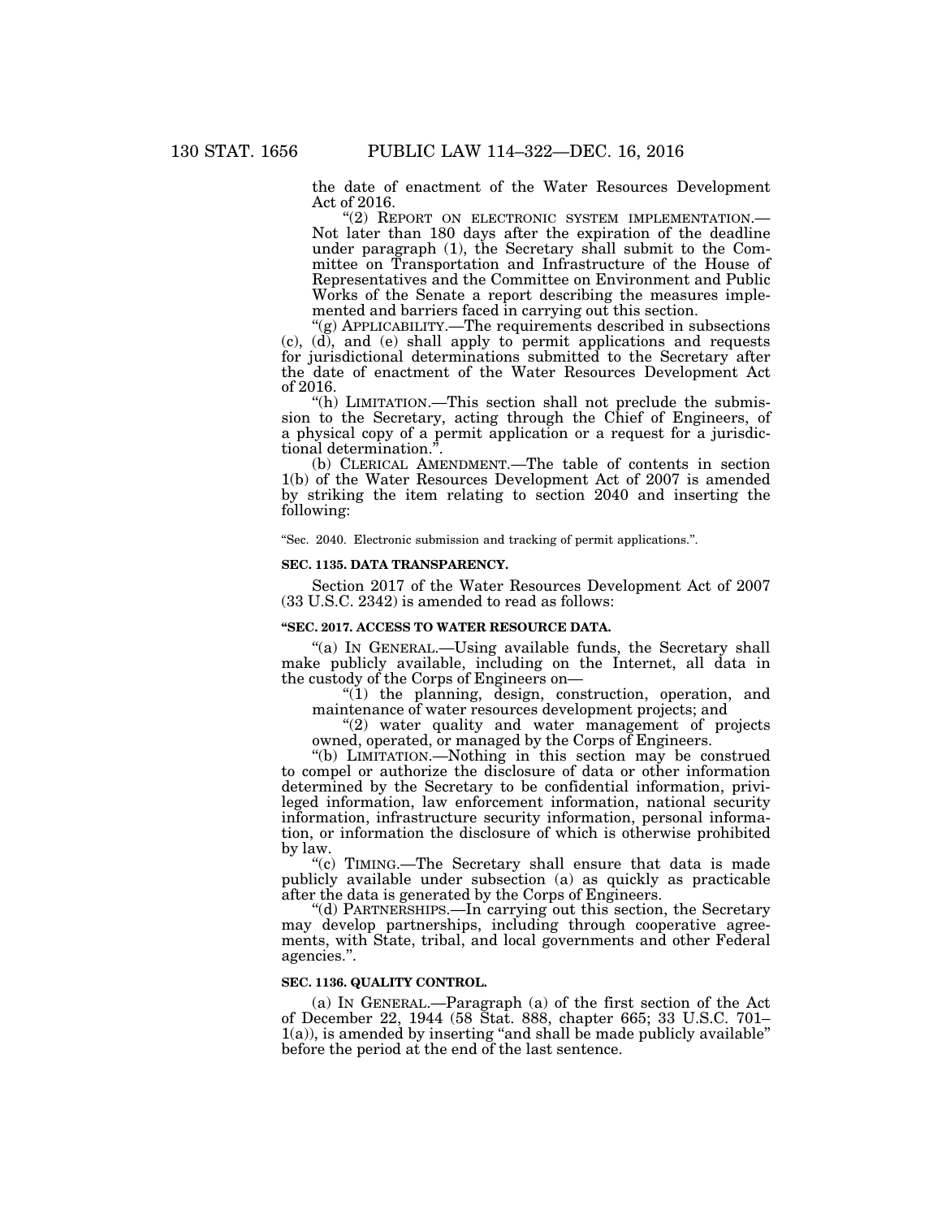the date of enactment of the Water Resources Development Act of 2016.

"(2) REPORT ON ELECTRONIC SYSTEM IMPLEMENTATION.—Not later than 180 days after the expiration of the deadline under paragraph (1), the Secretary shall submit to the Committee on Transportation and Infrastructure of the House of Representatives and the Committee on Environment and Public Works of the Senate a report describing the measures implemented and barriers faced in carrying out this section.

"(g) APPLICABILITY.—The requirements described in subsections (c), (d), and (e) shall apply to permit applications and requests for jurisdictional determinations submitted to the Secretary after the date of enactment of the Water Resources Development Act of 2016.

"(h) LIMITATION.—This section shall not preclude the submission to the Secretary, acting through the Chief of Engineers, of a physical copy of a permit application or a request for a jurisdictional determination.".

(b) CLERICAL AMENDMENT.—The table of contents in section 1(b) of the Water Resources Development Act of 2007 is amended by striking the item relating to section 2040 and inserting the following:

"Sec. 2040. Electronic submission and tracking of permit applications.".

**SEC. 1135. DATA TRANSPARENCY.**

Section 2017 of the Water Resources Development Act of 2007 (33 U.S.C. 2342) is amended to read as follows:

**"SEC. 2017. ACCESS TO WATER RESOURCE DATA.**

"(a) IN GENERAL.—Using available funds, the Secretary shall make publicly available, including on the Internet, all data in the custody of the Corps of Engineers on—

"(1) the planning, design, construction, operation, and maintenance of water resources development projects; and

"(2) water quality and water management of projects owned, operated, or managed by the Corps of Engineers.

"(b) LIMITATION.—Nothing in this section may be construed to compel or authorize the disclosure of data or other information determined by the Secretary to be confidential information, privileged information, law enforcement information, national security information, infrastructure security information, personal information, or information the disclosure of which is otherwise prohibited by law.

"(c) TIMING.—The Secretary shall ensure that data is made publicly available under subsection (a) as quickly as practicable after the data is generated by the Corps of Engineers.

"(d) PARTNERSHIPS.—In carrying out this section, the Secretary may develop partnerships, including through cooperative agreements, with State, tribal, and local governments and other Federal agencies.".

**SEC. 1136. QUALITY CONTROL.**

(a) IN GENERAL.—Paragraph (a) of the first section of the Act of December 22, 1944 (58 Stat. 888, chapter 665; 33 U.S.C. 701–1(a)), is amended by inserting "and shall be made publicly available" before the period at the end of the last sentence.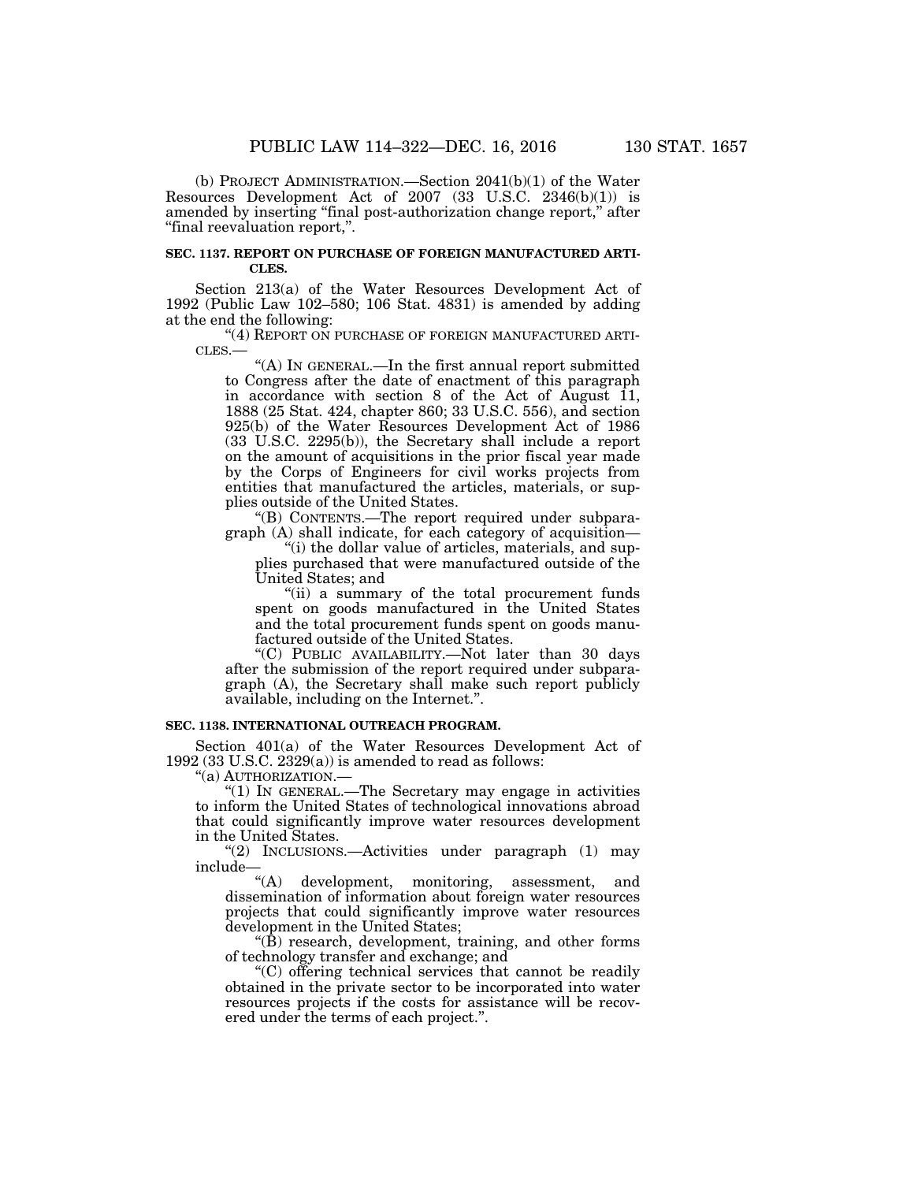(b) PROJECT ADMINISTRATION.—Section 2041(b)(1) of the Water Resources Development Act of 2007 (33 U.S.C. 2346(b)(1)) is amended by inserting "final post-authorization change report," after "final reevaluation report,".

**SEC. 1137. REPORT ON PURCHASE OF FOREIGN MANUFACTURED ARTICLES.**

Section 213(a) of the Water Resources Development Act of 1992 (Public Law 102–580; 106 Stat. 4831) is amended by adding at the end the following:

"(4) REPORT ON PURCHASE OF FOREIGN MANUFACTURED ARTICLES.—

"(A) IN GENERAL.—In the first annual report submitted to Congress after the date of enactment of this paragraph in accordance with section 8 of the Act of August 11, 1888 (25 Stat. 424, chapter 860; 33 U.S.C. 556), and section 925(b) of the Water Resources Development Act of 1986 (33 U.S.C. 2295(b)), the Secretary shall include a report on the amount of acquisitions in the prior fiscal year made by the Corps of Engineers for civil works projects from entities that manufactured the articles, materials, or supplies outside of the United States.

"(B) CONTENTS.—The report required under subparagraph (A) shall indicate, for each category of acquisition—

"(i) the dollar value of articles, materials, and supplies purchased that were manufactured outside of the United States; and

"(ii) a summary of the total procurement funds spent on goods manufactured in the United States and the total procurement funds spent on goods manufactured outside of the United States.

"(C) PUBLIC AVAILABILITY.—Not later than 30 days after the submission of the report required under subparagraph (A), the Secretary shall make such report publicly available, including on the Internet.".

**SEC. 1138. INTERNATIONAL OUTREACH PROGRAM.**

Section 401(a) of the Water Resources Development Act of 1992 (33 U.S.C. 2329(a)) is amended to read as follows:

"(a) AUTHORIZATION.—

"(1) IN GENERAL.—The Secretary may engage in activities to inform the United States of technological innovations abroad that could significantly improve water resources development in the United States.

"(2) INCLUSIONS.—Activities under paragraph (1) may include—

"(A) development, monitoring, assessment, and dissemination of information about foreign water resources projects that could significantly improve water resources development in the United States;

"(B) research, development, training, and other forms of technology transfer and exchange; and

"(C) offering technical services that cannot be readily obtained in the private sector to be incorporated into water resources projects if the costs for assistance will be recovered under the terms of each project.".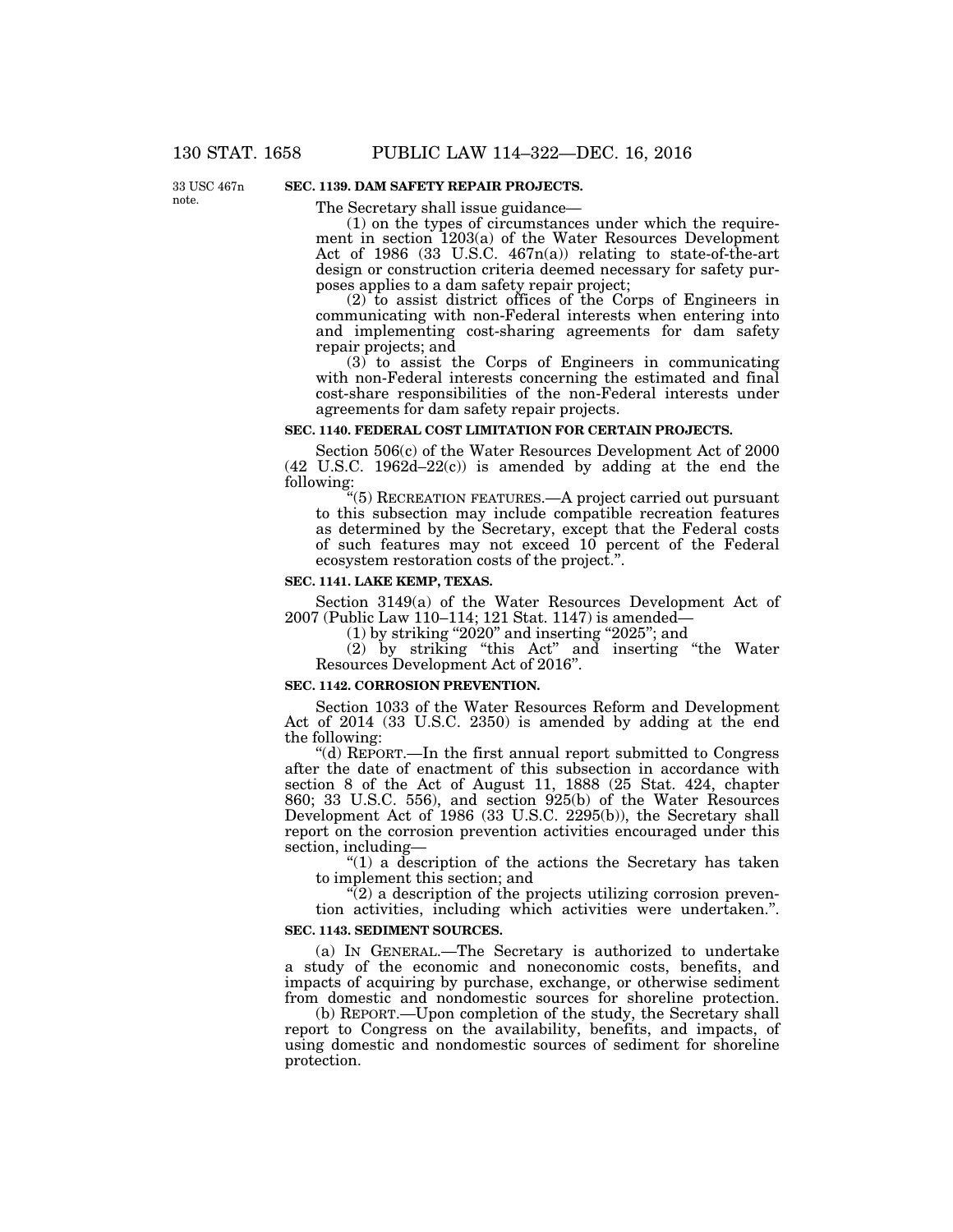33 USC 467n note.

**SEC. 1139. DAM SAFETY REPAIR PROJECTS.**

The Secretary shall issue guidance—

(1) on the types of circumstances under which the requirement in section 1203(a) of the Water Resources Development Act of 1986 (33 U.S.C. 467n(a)) relating to state-of-the-art design or construction criteria deemed necessary for safety purposes applies to a dam safety repair project;

(2) to assist district offices of the Corps of Engineers in communicating with non-Federal interests when entering into and implementing cost-sharing agreements for dam safety repair projects; and

(3) to assist the Corps of Engineers in communicating with non-Federal interests concerning the estimated and final cost-share responsibilities of the non-Federal interests under agreements for dam safety repair projects.

**SEC. 1140. FEDERAL COST LIMITATION FOR CERTAIN PROJECTS.**

Section 506(c) of the Water Resources Development Act of 2000 (42 U.S.C. 1962d–22(c)) is amended by adding at the end the following:

"(5) RECREATION FEATURES.—A project carried out pursuant to this subsection may include compatible recreation features as determined by the Secretary, except that the Federal costs of such features may not exceed 10 percent of the Federal ecosystem restoration costs of the project.".

**SEC. 1141. LAKE KEMP, TEXAS.**

Section 3149(a) of the Water Resources Development Act of 2007 (Public Law 110–114; 121 Stat. 1147) is amended—

(1) by striking "2020" and inserting "2025"; and

(2) by striking "this Act" and inserting "the Water Resources Development Act of 2016".

**SEC. 1142. CORROSION PREVENTION.**

Section 1033 of the Water Resources Reform and Development Act of 2014 (33 U.S.C. 2350) is amended by adding at the end the following:

"(d) REPORT.—In the first annual report submitted to Congress after the date of enactment of this subsection in accordance with section 8 of the Act of August 11, 1888 (25 Stat. 424, chapter 860; 33 U.S.C. 556), and section 925(b) of the Water Resources Development Act of 1986 (33 U.S.C. 2295(b)), the Secretary shall report on the corrosion prevention activities encouraged under this section, including—

"(1) a description of the actions the Secretary has taken to implement this section; and

"(2) a description of the projects utilizing corrosion prevention activities, including which activities were undertaken.".

**SEC. 1143. SEDIMENT SOURCES.**

(a) IN GENERAL.—The Secretary is authorized to undertake a study of the economic and noneconomic costs, benefits, and impacts of acquiring by purchase, exchange, or otherwise sediment from domestic and nondomestic sources for shoreline protection.

(b) REPORT.—Upon completion of the study, the Secretary shall report to Congress on the availability, benefits, and impacts, of using domestic and nondomestic sources of sediment for shoreline protection.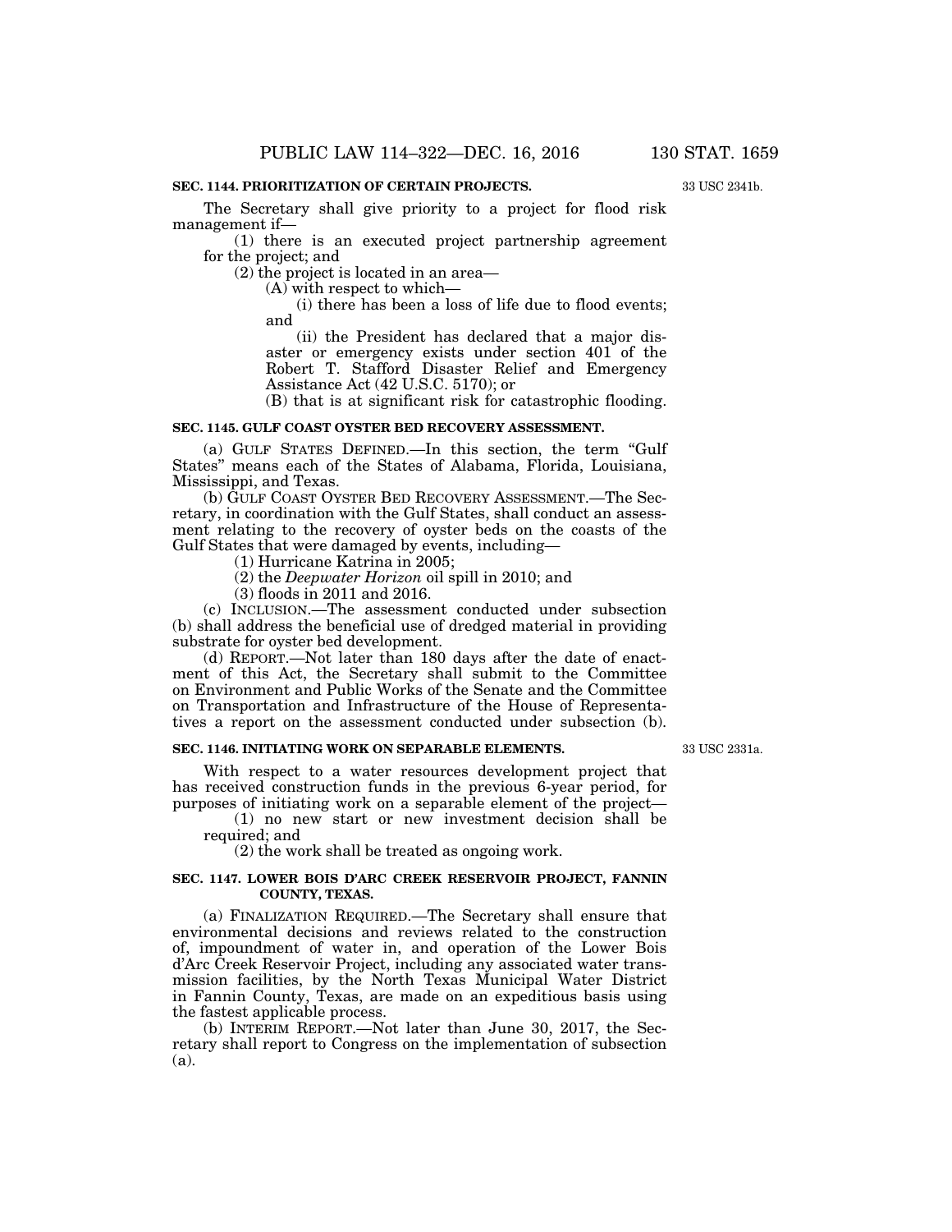**SEC. 1144. PRIORITIZATION OF CERTAIN PROJECTS.**

33 USC 2341b.

The Secretary shall give priority to a project for flood risk management if—

(1) there is an executed project partnership agreement for the project; and

(2) the project is located in an area—

(A) with respect to which—

(i) there has been a loss of life due to flood events; and

(ii) the President has declared that a major disaster or emergency exists under section 401 of the Robert T. Stafford Disaster Relief and Emergency Assistance Act (42 U.S.C. 5170); or

(B) that is at significant risk for catastrophic flooding.

**SEC. 1145. GULF COAST OYSTER BED RECOVERY ASSESSMENT.**

(a) GULF STATES DEFINED.—In this section, the term "Gulf States" means each of the States of Alabama, Florida, Louisiana, Mississippi, and Texas.

(b) GULF COAST OYSTER BED RECOVERY ASSESSMENT.—The Secretary, in coordination with the Gulf States, shall conduct an assessment relating to the recovery of oyster beds on the coasts of the Gulf States that were damaged by events, including—

(1) Hurricane Katrina in 2005;

(2) the *Deepwater Horizon* oil spill in 2010; and

(3) floods in 2011 and 2016.

(c) INCLUSION.—The assessment conducted under subsection (b) shall address the beneficial use of dredged material in providing substrate for oyster bed development.

(d) REPORT.—Not later than 180 days after the date of enactment of this Act, the Secretary shall submit to the Committee on Environment and Public Works of the Senate and the Committee on Transportation and Infrastructure of the House of Representatives a report on the assessment conducted under subsection (b).

**SEC. 1146. INITIATING WORK ON SEPARABLE ELEMENTS.**

33 USC 2331a.

With respect to a water resources development project that has received construction funds in the previous 6-year period, for purposes of initiating work on a separable element of the project—

(1) no new start or new investment decision shall be required; and

(2) the work shall be treated as ongoing work.

**SEC. 1147. LOWER BOIS D'ARC CREEK RESERVOIR PROJECT, FANNIN COUNTY, TEXAS.**

(a) FINALIZATION REQUIRED.—The Secretary shall ensure that environmental decisions and reviews related to the construction of, impoundment of water in, and operation of the Lower Bois d'Arc Creek Reservoir Project, including any associated water transmission facilities, by the North Texas Municipal Water District in Fannin County, Texas, are made on an expeditious basis using the fastest applicable process.

(b) INTERIM REPORT.—Not later than June 30, 2017, the Secretary shall report to Congress on the implementation of subsection (a).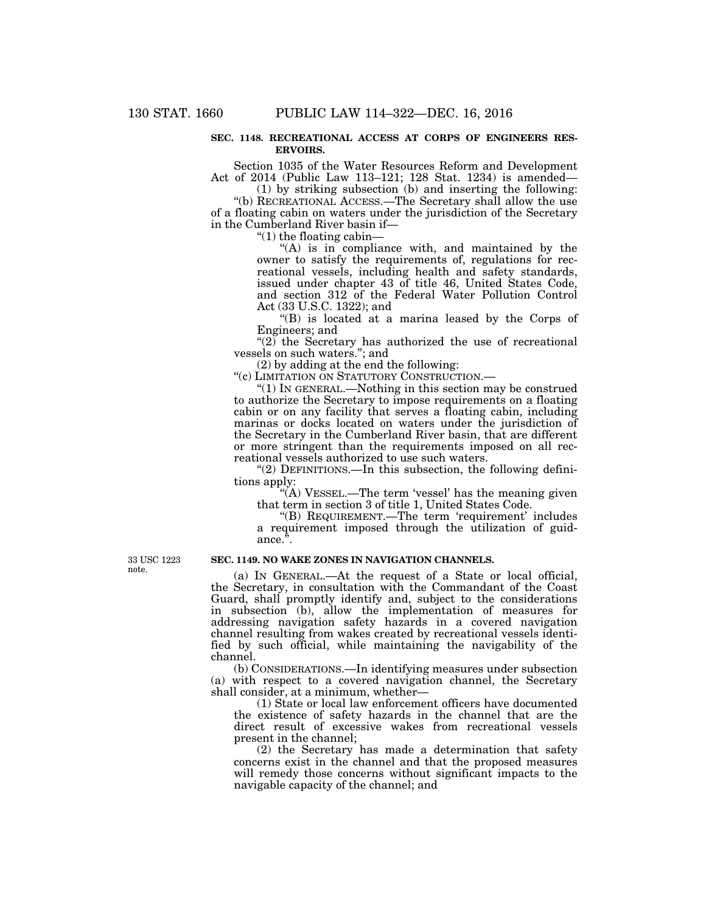**SEC. 1148. RECREATIONAL ACCESS AT CORPS OF ENGINEERS RESERVOIRS.**

Section 1035 of the Water Resources Reform and Development Act of 2014 (Public Law 113–121; 128 Stat. 1234) is amended—

(1) by striking subsection (b) and inserting the following:

"(b) RECREATIONAL ACCESS.—The Secretary shall allow the use of a floating cabin on waters under the jurisdiction of the Secretary in the Cumberland River basin if—

"(1) the floating cabin—

"(A) is in compliance with, and maintained by the owner to satisfy the requirements of, regulations for recreational vessels, including health and safety standards, issued under chapter 43 of title 46, United States Code, and section 312 of the Federal Water Pollution Control Act (33 U.S.C. 1322); and

"(B) is located at a marina leased by the Corps of Engineers; and

"(2) the Secretary has authorized the use of recreational vessels on such waters."; and

(2) by adding at the end the following:

"(c) LIMITATION ON STATUTORY CONSTRUCTION.—

"(1) IN GENERAL.—Nothing in this section may be construed to authorize the Secretary to impose requirements on a floating cabin or on any facility that serves a floating cabin, including marinas or docks located on waters under the jurisdiction of the Secretary in the Cumberland River basin, that are different or more stringent than the requirements imposed on all recreational vessels authorized to use such waters.

"(2) DEFINITIONS.—In this subsection, the following definitions apply:

"(A) VESSEL.—The term 'vessel' has the meaning given that term in section 3 of title 1, United States Code.

"(B) REQUIREMENT.—The term 'requirement' includes a requirement imposed through the utilization of guidance.".

33 USC 1223 note.

**SEC. 1149. NO WAKE ZONES IN NAVIGATION CHANNELS.**

(a) IN GENERAL.—At the request of a State or local official, the Secretary, in consultation with the Commandant of the Coast Guard, shall promptly identify and, subject to the considerations in subsection (b), allow the implementation of measures for addressing navigation safety hazards in a covered navigation channel resulting from wakes created by recreational vessels identified by such official, while maintaining the navigability of the channel.

(b) CONSIDERATIONS.—In identifying measures under subsection (a) with respect to a covered navigation channel, the Secretary shall consider, at a minimum, whether—

(1) State or local law enforcement officers have documented the existence of safety hazards in the channel that are the direct result of excessive wakes from recreational vessels present in the channel;

(2) the Secretary has made a determination that safety concerns exist in the channel and that the proposed measures will remedy those concerns without significant impacts to the navigable capacity of the channel; and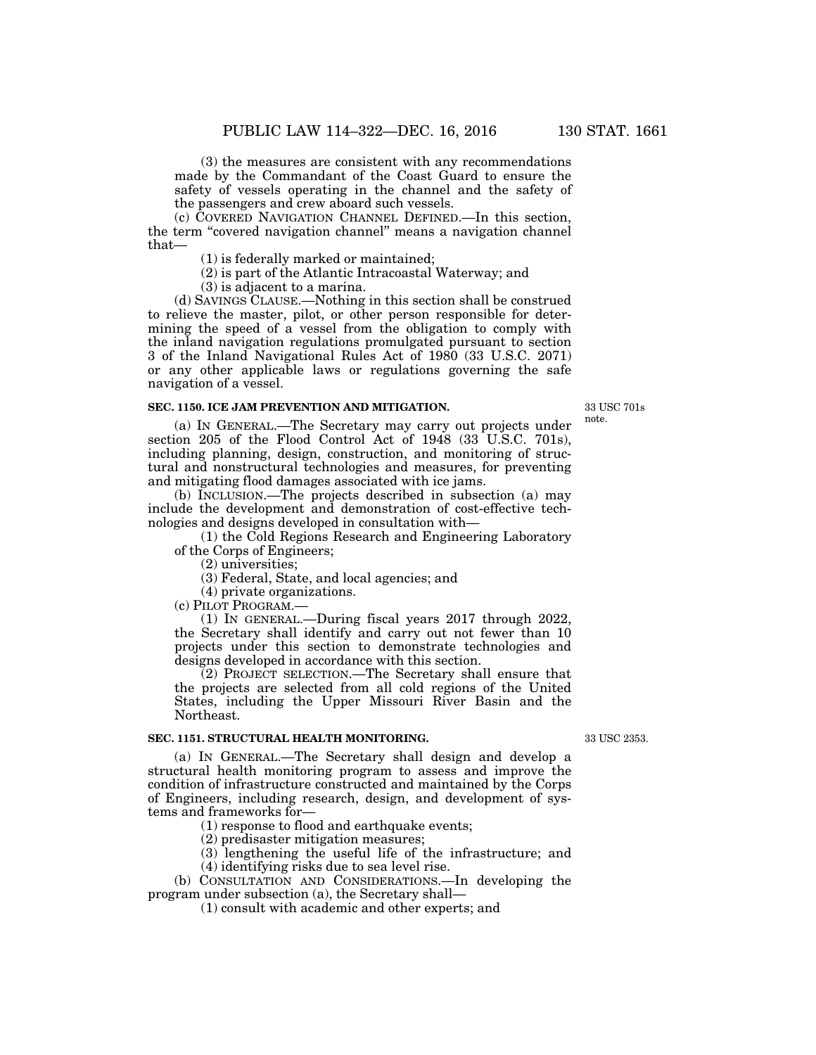(3) the measures are consistent with any recommendations made by the Commandant of the Coast Guard to ensure the safety of vessels operating in the channel and the safety of the passengers and crew aboard such vessels.

(c) COVERED NAVIGATION CHANNEL DEFINED.—In this section, the term "covered navigation channel" means a navigation channel that—

(1) is federally marked or maintained;

(2) is part of the Atlantic Intracoastal Waterway; and

(3) is adjacent to a marina.

(d) SAVINGS CLAUSE.—Nothing in this section shall be construed to relieve the master, pilot, or other person responsible for determining the speed of a vessel from the obligation to comply with the inland navigation regulations promulgated pursuant to section 3 of the Inland Navigational Rules Act of 1980 (33 U.S.C. 2071) or any other applicable laws or regulations governing the safe navigation of a vessel.

### SEC. 1150. ICE JAM PREVENTION AND MITIGATION.

33 USC 701s note.

(a) IN GENERAL.—The Secretary may carry out projects under section 205 of the Flood Control Act of 1948 (33 U.S.C. 701s), including planning, design, construction, and monitoring of structural and nonstructural technologies and measures, for preventing and mitigating flood damages associated with ice jams.

(b) INCLUSION.—The projects described in subsection (a) may include the development and demonstration of cost-effective technologies and designs developed in consultation with—

(1) the Cold Regions Research and Engineering Laboratory of the Corps of Engineers;

(2) universities;

(3) Federal, State, and local agencies; and

(4) private organizations.

(c) PILOT PROGRAM.—

(1) IN GENERAL.—During fiscal years 2017 through 2022, the Secretary shall identify and carry out not fewer than 10 projects under this section to demonstrate technologies and designs developed in accordance with this section.

(2) PROJECT SELECTION.—The Secretary shall ensure that the projects are selected from all cold regions of the United States, including the Upper Missouri River Basin and the Northeast.

### SEC. 1151. STRUCTURAL HEALTH MONITORING.

33 USC 2353.

(a) IN GENERAL.—The Secretary shall design and develop a structural health monitoring program to assess and improve the condition of infrastructure constructed and maintained by the Corps of Engineers, including research, design, and development of systems and frameworks for—

(1) response to flood and earthquake events;

(2) predisaster mitigation measures;

(3) lengthening the useful life of the infrastructure; and

(4) identifying risks due to sea level rise.

(b) CONSULTATION AND CONSIDERATIONS.—In developing the program under subsection (a), the Secretary shall—

(1) consult with academic and other experts; and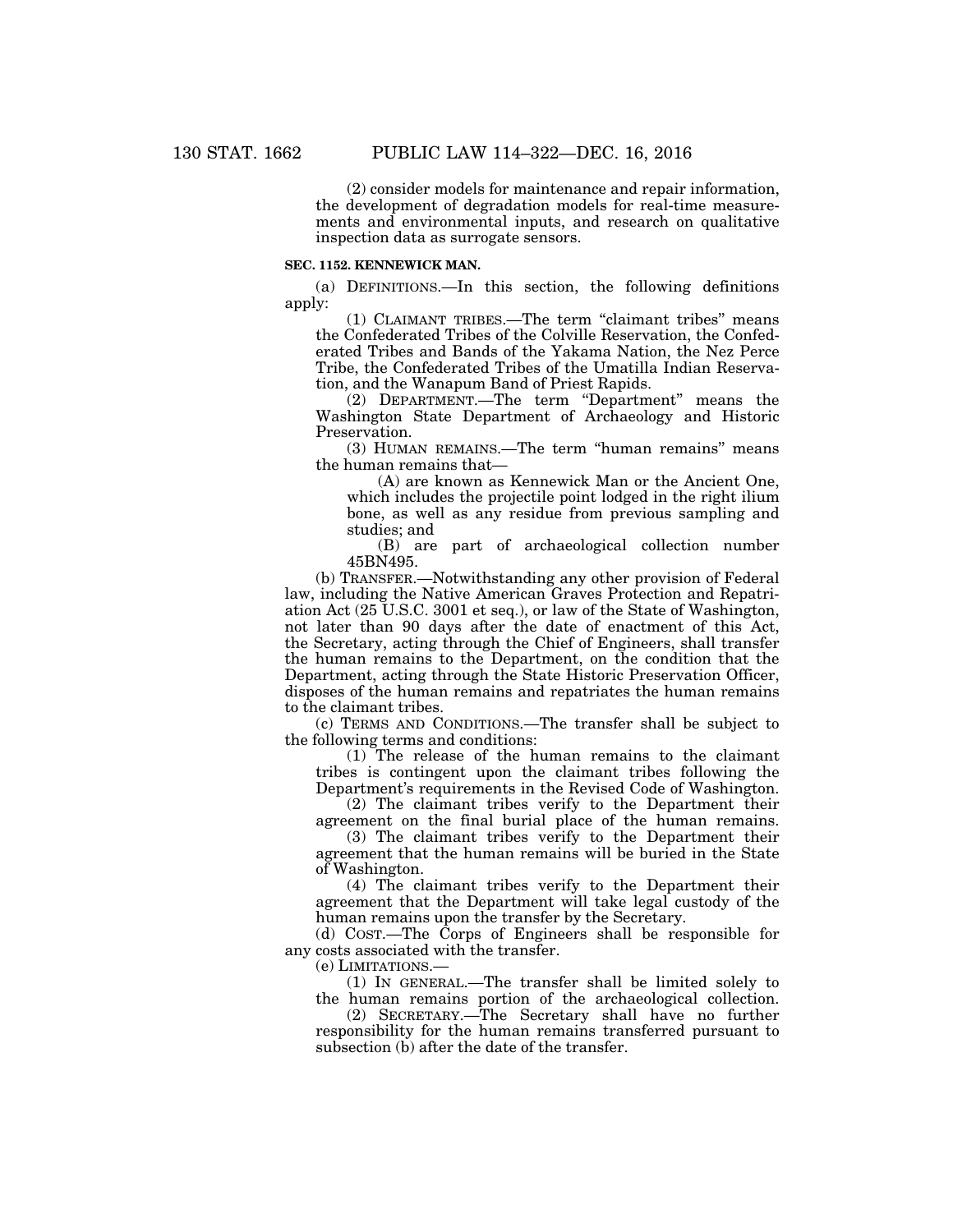(2) consider models for maintenance and repair information, the development of degradation models for real-time measurements and environmental inputs, and research on qualitative inspection data as surrogate sensors.

**SEC. 1152. KENNEWICK MAN.**

(a) DEFINITIONS.—In this section, the following definitions apply:

(1) CLAIMANT TRIBES.—The term "claimant tribes" means the Confederated Tribes of the Colville Reservation, the Confederated Tribes and Bands of the Yakama Nation, the Nez Perce Tribe, the Confederated Tribes of the Umatilla Indian Reservation, and the Wanapum Band of Priest Rapids.

(2) DEPARTMENT.—The term "Department" means the Washington State Department of Archaeology and Historic Preservation.

(3) HUMAN REMAINS.—The term "human remains" means the human remains that—

(A) are known as Kennewick Man or the Ancient One, which includes the projectile point lodged in the right ilium bone, as well as any residue from previous sampling and studies; and

(B) are part of archaeological collection number 45BN495.

(b) TRANSFER.—Notwithstanding any other provision of Federal law, including the Native American Graves Protection and Repatriation Act (25 U.S.C. 3001 et seq.), or law of the State of Washington, not later than 90 days after the date of enactment of this Act, the Secretary, acting through the Chief of Engineers, shall transfer the human remains to the Department, on the condition that the Department, acting through the State Historic Preservation Officer, disposes of the human remains and repatriates the human remains to the claimant tribes.

(c) TERMS AND CONDITIONS.—The transfer shall be subject to the following terms and conditions:

(1) The release of the human remains to the claimant tribes is contingent upon the claimant tribes following the Department's requirements in the Revised Code of Washington.

(2) The claimant tribes verify to the Department their agreement on the final burial place of the human remains.

(3) The claimant tribes verify to the Department their agreement that the human remains will be buried in the State of Washington.

(4) The claimant tribes verify to the Department their agreement that the Department will take legal custody of the human remains upon the transfer by the Secretary.

(d) COST.—The Corps of Engineers shall be responsible for any costs associated with the transfer.

(e) LIMITATIONS.—

(1) IN GENERAL.—The transfer shall be limited solely to the human remains portion of the archaeological collection.

(2) SECRETARY.—The Secretary shall have no further responsibility for the human remains transferred pursuant to subsection (b) after the date of the transfer.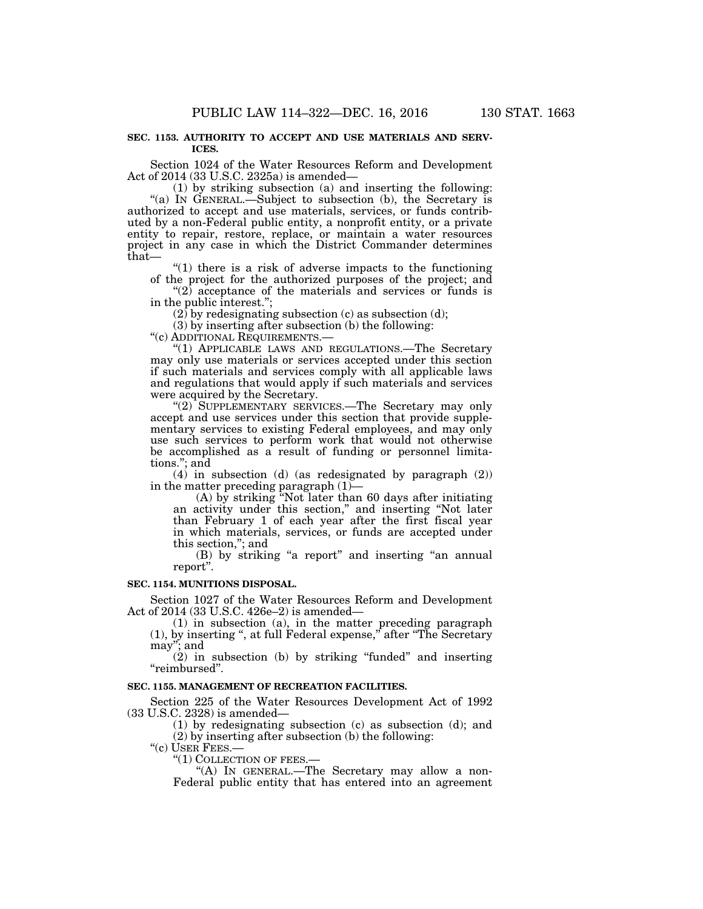**SEC. 1153. AUTHORITY TO ACCEPT AND USE MATERIALS AND SERVICES.**

Section 1024 of the Water Resources Reform and Development Act of 2014 (33 U.S.C. 2325a) is amended—

(1) by striking subsection (a) and inserting the following:

"(a) IN GENERAL.—Subject to subsection (b), the Secretary is authorized to accept and use materials, services, or funds contributed by a non-Federal public entity, a nonprofit entity, or a private entity to repair, restore, replace, or maintain a water resources project in any case in which the District Commander determines that—

"(1) there is a risk of adverse impacts to the functioning of the project for the authorized purposes of the project; and

"(2) acceptance of the materials and services or funds is in the public interest.";

(2) by redesignating subsection (c) as subsection (d);

(3) by inserting after subsection (b) the following:

"(c) ADDITIONAL REQUIREMENTS.—

"(1) APPLICABLE LAWS AND REGULATIONS.—The Secretary may only use materials or services accepted under this section if such materials and services comply with all applicable laws and regulations that would apply if such materials and services were acquired by the Secretary.

"(2) SUPPLEMENTARY SERVICES.—The Secretary may only accept and use services under this section that provide supplementary services to existing Federal employees, and may only use such services to perform work that would not otherwise be accomplished as a result of funding or personnel limitations."; and

(4) in subsection (d) (as redesignated by paragraph (2)) in the matter preceding paragraph (1)—

(A) by striking "Not later than 60 days after initiating an activity under this section," and inserting "Not later than February 1 of each year after the first fiscal year in which materials, services, or funds are accepted under this section,"; and

(B) by striking "a report" and inserting "an annual report".

**SEC. 1154. MUNITIONS DISPOSAL.**

Section 1027 of the Water Resources Reform and Development Act of 2014 (33 U.S.C. 426e–2) is amended—

(1) in subsection (a), in the matter preceding paragraph (1), by inserting ", at full Federal expense," after "The Secretary may"; and

(2) in subsection (b) by striking "funded" and inserting "reimbursed".

**SEC. 1155. MANAGEMENT OF RECREATION FACILITIES.**

Section 225 of the Water Resources Development Act of 1992 (33 U.S.C. 2328) is amended—

(1) by redesignating subsection (c) as subsection (d); and

(2) by inserting after subsection (b) the following:

"(c) USER FEES.—

"(1) COLLECTION OF FEES.—

"(A) IN GENERAL.—The Secretary may allow a non-Federal public entity that has entered into an agreement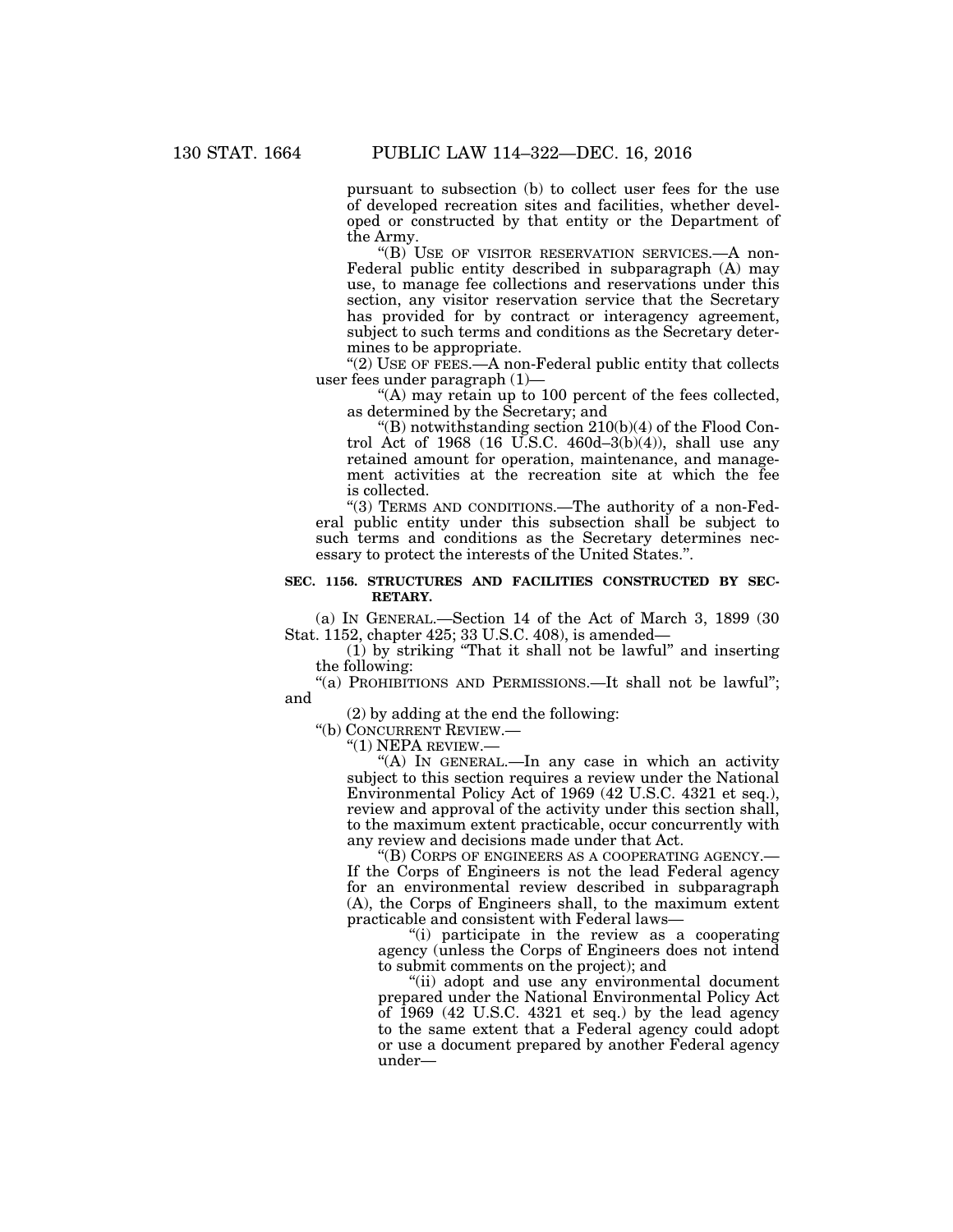pursuant to subsection (b) to collect user fees for the use of developed recreation sites and facilities, whether developed or constructed by that entity or the Department of the Army.

"(B) USE OF VISITOR RESERVATION SERVICES.—A non-Federal public entity described in subparagraph (A) may use, to manage fee collections and reservations under this section, any visitor reservation service that the Secretary has provided for by contract or interagency agreement, subject to such terms and conditions as the Secretary determines to be appropriate.

"(2) USE OF FEES.—A non-Federal public entity that collects user fees under paragraph (1)—

"(A) may retain up to 100 percent of the fees collected, as determined by the Secretary; and

"(B) notwithstanding section 210(b)(4) of the Flood Control Act of 1968 (16 U.S.C. 460d–3(b)(4)), shall use any retained amount for operation, maintenance, and management activities at the recreation site at which the fee is collected.

"(3) TERMS AND CONDITIONS.—The authority of a non-Federal public entity under this subsection shall be subject to such terms and conditions as the Secretary determines necessary to protect the interests of the United States.".

**SEC. 1156. STRUCTURES AND FACILITIES CONSTRUCTED BY SECRETARY.**

(a) IN GENERAL.—Section 14 of the Act of March 3, 1899 (30 Stat. 1152, chapter 425; 33 U.S.C. 408), is amended—

(1) by striking "That it shall not be lawful" and inserting the following:

"(a) PROHIBITIONS AND PERMISSIONS.—It shall not be lawful"; and

(2) by adding at the end the following:

"(b) CONCURRENT REVIEW.—

"(1) NEPA REVIEW.—

"(A) IN GENERAL.—In any case in which an activity subject to this section requires a review under the National Environmental Policy Act of 1969 (42 U.S.C. 4321 et seq.), review and approval of the activity under this section shall, to the maximum extent practicable, occur concurrently with any review and decisions made under that Act.

"(B) CORPS OF ENGINEERS AS A COOPERATING AGENCY.—If the Corps of Engineers is not the lead Federal agency for an environmental review described in subparagraph (A), the Corps of Engineers shall, to the maximum extent practicable and consistent with Federal laws—

"(i) participate in the review as a cooperating agency (unless the Corps of Engineers does not intend to submit comments on the project); and

"(ii) adopt and use any environmental document prepared under the National Environmental Policy Act of 1969 (42 U.S.C. 4321 et seq.) by the lead agency to the same extent that a Federal agency could adopt or use a document prepared by another Federal agency under—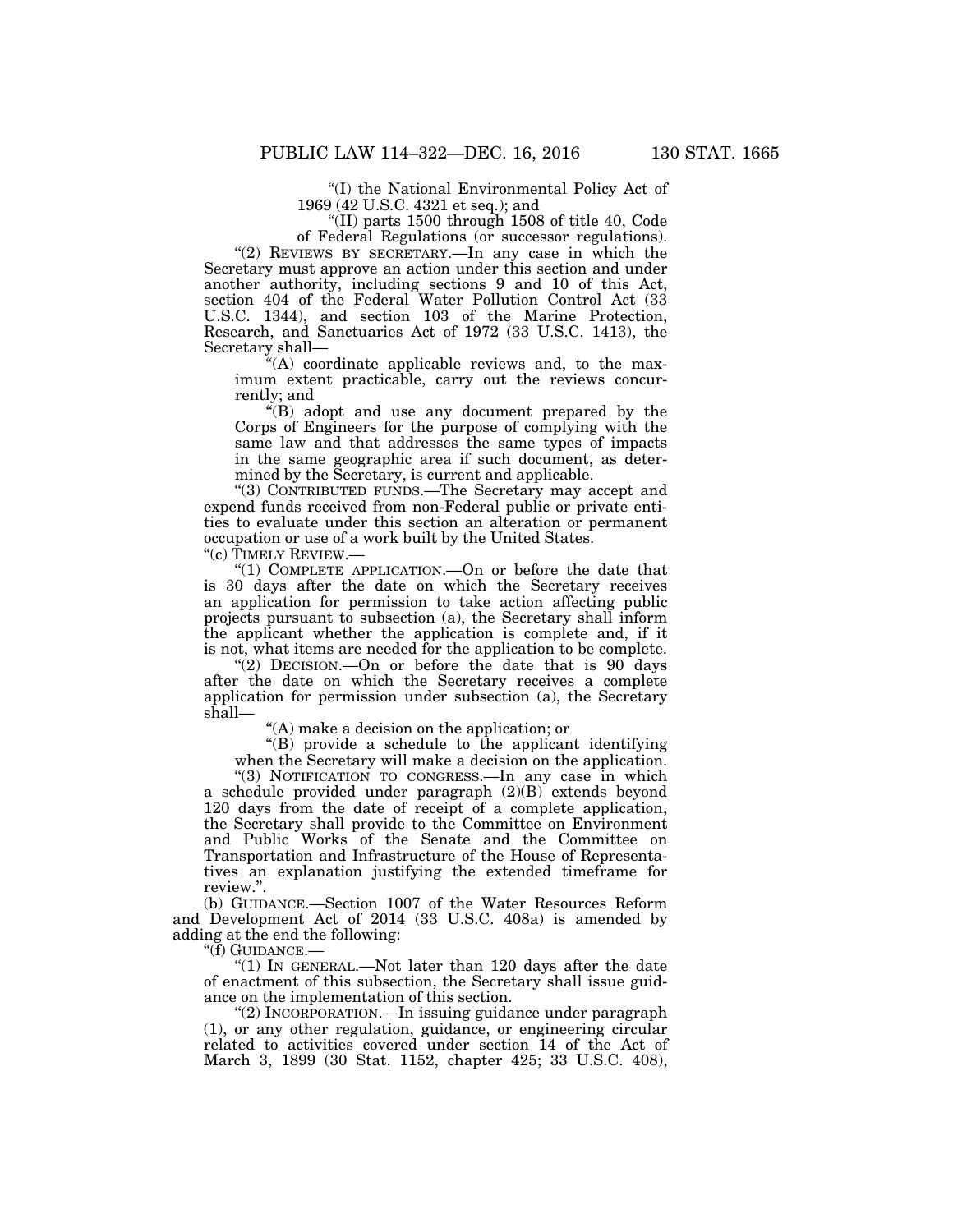"(I) the National Environmental Policy Act of 1969 (42 U.S.C. 4321 et seq.); and

"(II) parts 1500 through 1508 of title 40, Code of Federal Regulations (or successor regulations).

"(2) REVIEWS BY SECRETARY.—In any case in which the Secretary must approve an action under this section and under another authority, including sections 9 and 10 of this Act, section 404 of the Federal Water Pollution Control Act (33 U.S.C. 1344), and section 103 of the Marine Protection, Research, and Sanctuaries Act of 1972 (33 U.S.C. 1413), the Secretary shall—

"(A) coordinate applicable reviews and, to the maximum extent practicable, carry out the reviews concurrently; and

"(B) adopt and use any document prepared by the Corps of Engineers for the purpose of complying with the same law and that addresses the same types of impacts in the same geographic area if such document, as determined by the Secretary, is current and applicable.

"(3) CONTRIBUTED FUNDS.—The Secretary may accept and expend funds received from non-Federal public or private entities to evaluate under this section an alteration or permanent occupation or use of a work built by the United States.

"(c) TIMELY REVIEW.—

"(1) COMPLETE APPLICATION.—On or before the date that is 30 days after the date on which the Secretary receives an application for permission to take action affecting public projects pursuant to subsection (a), the Secretary shall inform the applicant whether the application is complete and, if it is not, what items are needed for the application to be complete.

"(2) DECISION.—On or before the date that is 90 days after the date on which the Secretary receives a complete application for permission under subsection (a), the Secretary shall—

"(A) make a decision on the application; or

"(B) provide a schedule to the applicant identifying when the Secretary will make a decision on the application.

"(3) NOTIFICATION TO CONGRESS.—In any case in which a schedule provided under paragraph (2)(B) extends beyond 120 days from the date of receipt of a complete application, the Secretary shall provide to the Committee on Environment and Public Works of the Senate and the Committee on Transportation and Infrastructure of the House of Representatives an explanation justifying the extended timeframe for review.".

(b) GUIDANCE.—Section 1007 of the Water Resources Reform and Development Act of 2014 (33 U.S.C. 408a) is amended by adding at the end the following:

"(f) GUIDANCE.—

"(1) IN GENERAL.—Not later than 120 days after the date of enactment of this subsection, the Secretary shall issue guidance on the implementation of this section.

"(2) INCORPORATION.—In issuing guidance under paragraph (1), or any other regulation, guidance, or engineering circular related to activities covered under section 14 of the Act of March 3, 1899 (30 Stat. 1152, chapter 425; 33 U.S.C. 408),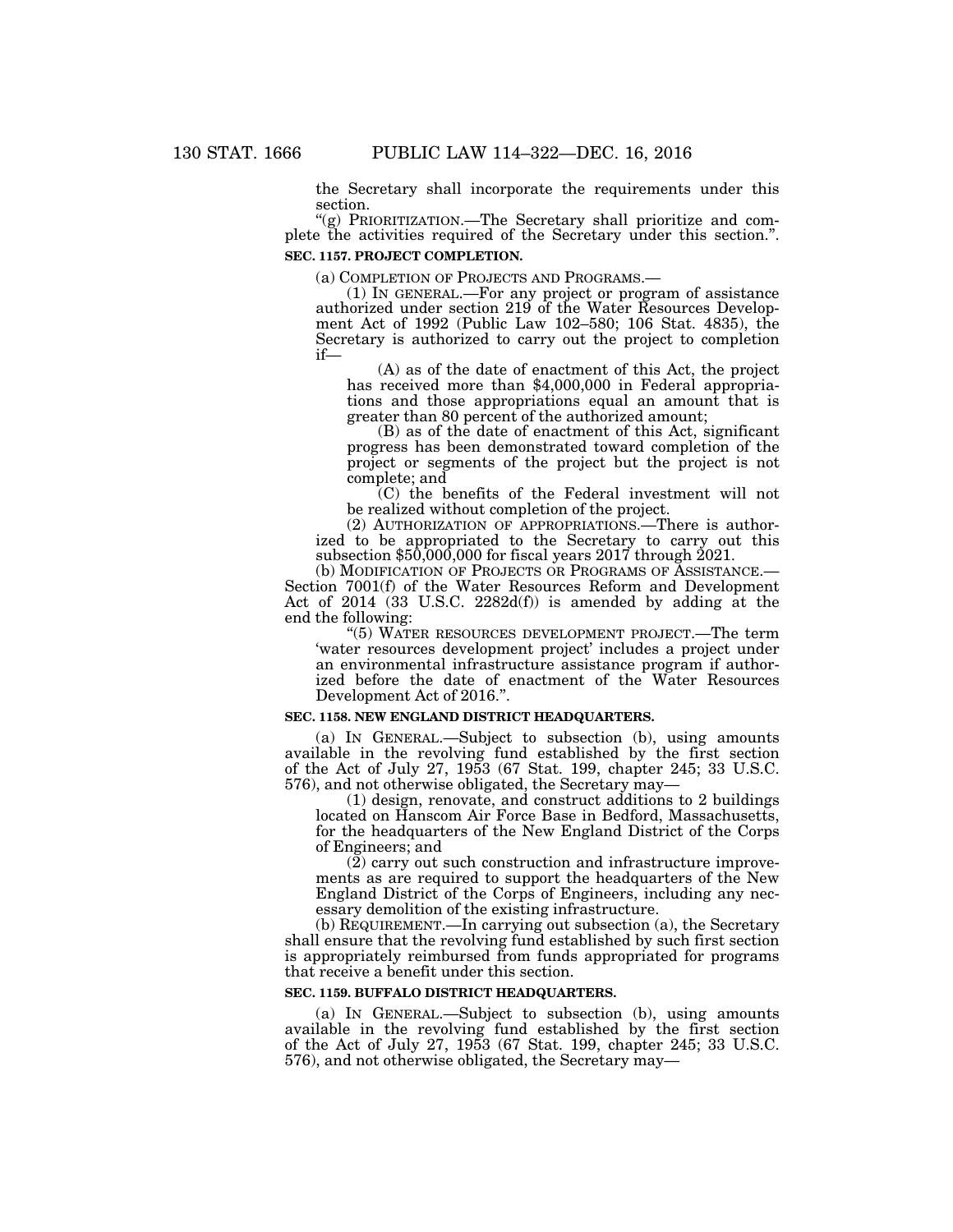the Secretary shall incorporate the requirements under this section.

"(g) PRIORITIZATION.—The Secretary shall prioritize and complete the activities required of the Secretary under this section.".

### SEC. 1157. PROJECT COMPLETION.

(a) COMPLETION OF PROJECTS AND PROGRAMS.—

(1) IN GENERAL.—For any project or program of assistance authorized under section 219 of the Water Resources Development Act of 1992 (Public Law 102–580; 106 Stat. 4835), the Secretary is authorized to carry out the project to completion if—

(A) as of the date of enactment of this Act, the project has received more than $4,000,000 in Federal appropriations and those appropriations equal an amount that is greater than 80 percent of the authorized amount;

(B) as of the date of enactment of this Act, significant progress has been demonstrated toward completion of the project or segments of the project but the project is not complete; and

(C) the benefits of the Federal investment will not be realized without completion of the project.

(2) AUTHORIZATION OF APPROPRIATIONS.—There is authorized to be appropriated to the Secretary to carry out this subsection $50,000,000 for fiscal years 2017 through 2021.

(b) MODIFICATION OF PROJECTS OR PROGRAMS OF ASSISTANCE.—Section 7001(f) of the Water Resources Reform and Development Act of 2014 (33 U.S.C. 2282d(f)) is amended by adding at the end the following:

"(5) WATER RESOURCES DEVELOPMENT PROJECT.—The term 'water resources development project' includes a project under an environmental infrastructure assistance program if authorized before the date of enactment of the Water Resources Development Act of 2016.".

### SEC. 1158. NEW ENGLAND DISTRICT HEADQUARTERS.

(a) IN GENERAL.—Subject to subsection (b), using amounts available in the revolving fund established by the first section of the Act of July 27, 1953 (67 Stat. 199, chapter 245; 33 U.S.C. 576), and not otherwise obligated, the Secretary may—

(1) design, renovate, and construct additions to 2 buildings located on Hanscom Air Force Base in Bedford, Massachusetts, for the headquarters of the New England District of the Corps of Engineers; and

(2) carry out such construction and infrastructure improvements as are required to support the headquarters of the New England District of the Corps of Engineers, including any necessary demolition of the existing infrastructure.

(b) REQUIREMENT.—In carrying out subsection (a), the Secretary shall ensure that the revolving fund established by such first section is appropriately reimbursed from funds appropriated for programs that receive a benefit under this section.

### SEC. 1159. BUFFALO DISTRICT HEADQUARTERS.

(a) IN GENERAL.—Subject to subsection (b), using amounts available in the revolving fund established by the first section of the Act of July 27, 1953 (67 Stat. 199, chapter 245; 33 U.S.C. 576), and not otherwise obligated, the Secretary may—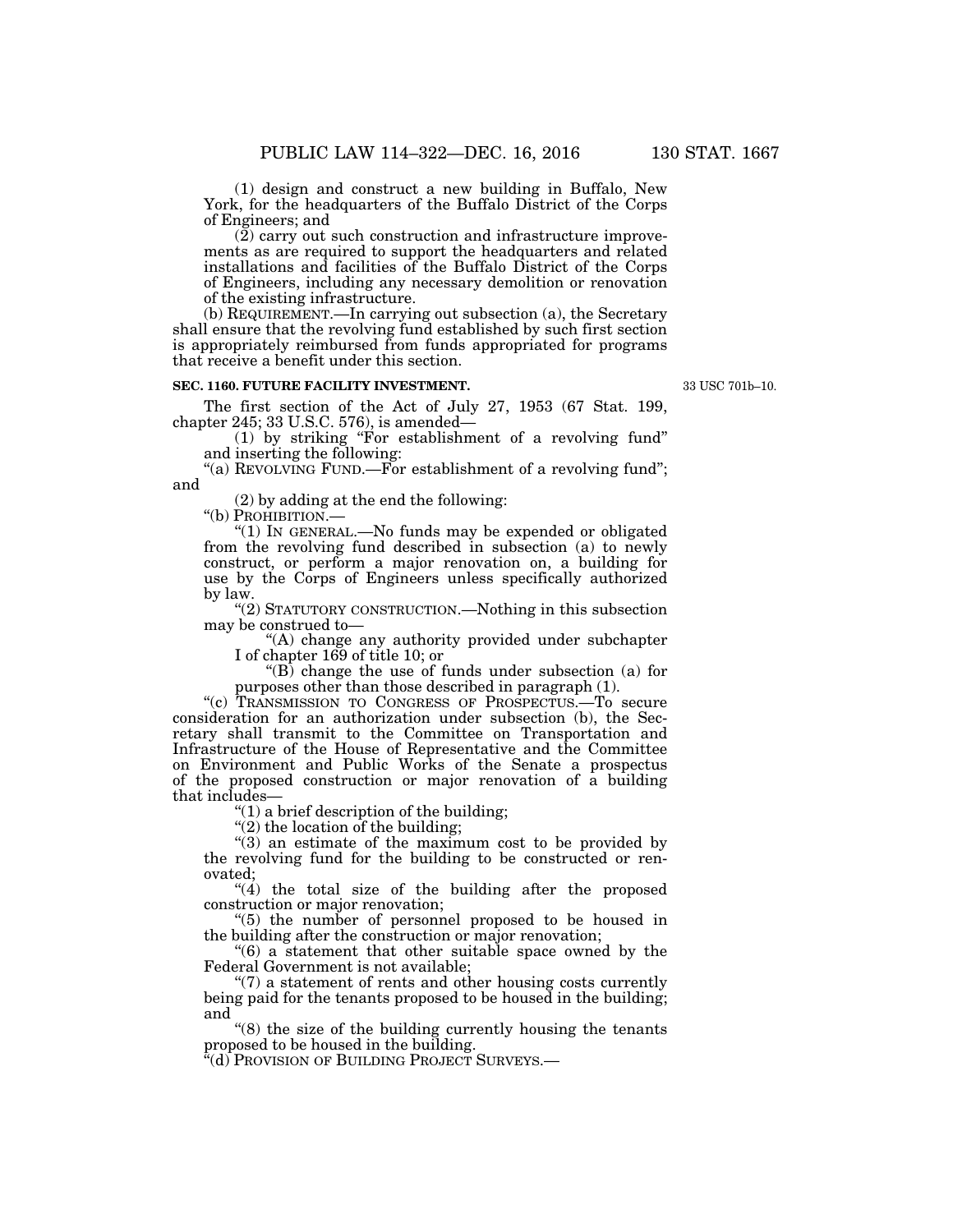(1) design and construct a new building in Buffalo, New York, for the headquarters of the Buffalo District of the Corps of Engineers; and

(2) carry out such construction and infrastructure improvements as are required to support the headquarters and related installations and facilities of the Buffalo District of the Corps of Engineers, including any necessary demolition or renovation of the existing infrastructure.

(b) REQUIREMENT.—In carrying out subsection (a), the Secretary shall ensure that the revolving fund established by such first section is appropriately reimbursed from funds appropriated for programs that receive a benefit under this section.

**SEC. 1160. FUTURE FACILITY INVESTMENT.**

33 USC 701b–10.

The first section of the Act of July 27, 1953 (67 Stat. 199, chapter 245; 33 U.S.C. 576), is amended—

(1) by striking "For establishment of a revolving fund" and inserting the following:

"(a) REVOLVING FUND.—For establishment of a revolving fund"; and

(2) by adding at the end the following:

"(b) PROHIBITION.—

"(1) IN GENERAL.—No funds may be expended or obligated from the revolving fund described in subsection (a) to newly construct, or perform a major renovation on, a building for use by the Corps of Engineers unless specifically authorized by law.

"(2) STATUTORY CONSTRUCTION.—Nothing in this subsection may be construed to—

"(A) change any authority provided under subchapter I of chapter 169 of title 10; or

"(B) change the use of funds under subsection (a) for purposes other than those described in paragraph (1).

"(c) TRANSMISSION TO CONGRESS OF PROSPECTUS.—To secure consideration for an authorization under subsection (b), the Secretary shall transmit to the Committee on Transportation and Infrastructure of the House of Representative and the Committee on Environment and Public Works of the Senate a prospectus of the proposed construction or major renovation of a building that includes—

"(1) a brief description of the building;

"(2) the location of the building;

"(3) an estimate of the maximum cost to be provided by the revolving fund for the building to be constructed or renovated;

"(4) the total size of the building after the proposed construction or major renovation;

"(5) the number of personnel proposed to be housed in the building after the construction or major renovation;

"(6) a statement that other suitable space owned by the Federal Government is not available;

"(7) a statement of rents and other housing costs currently being paid for the tenants proposed to be housed in the building; and

"(8) the size of the building currently housing the tenants proposed to be housed in the building.

"(d) PROVISION OF BUILDING PROJECT SURVEYS.—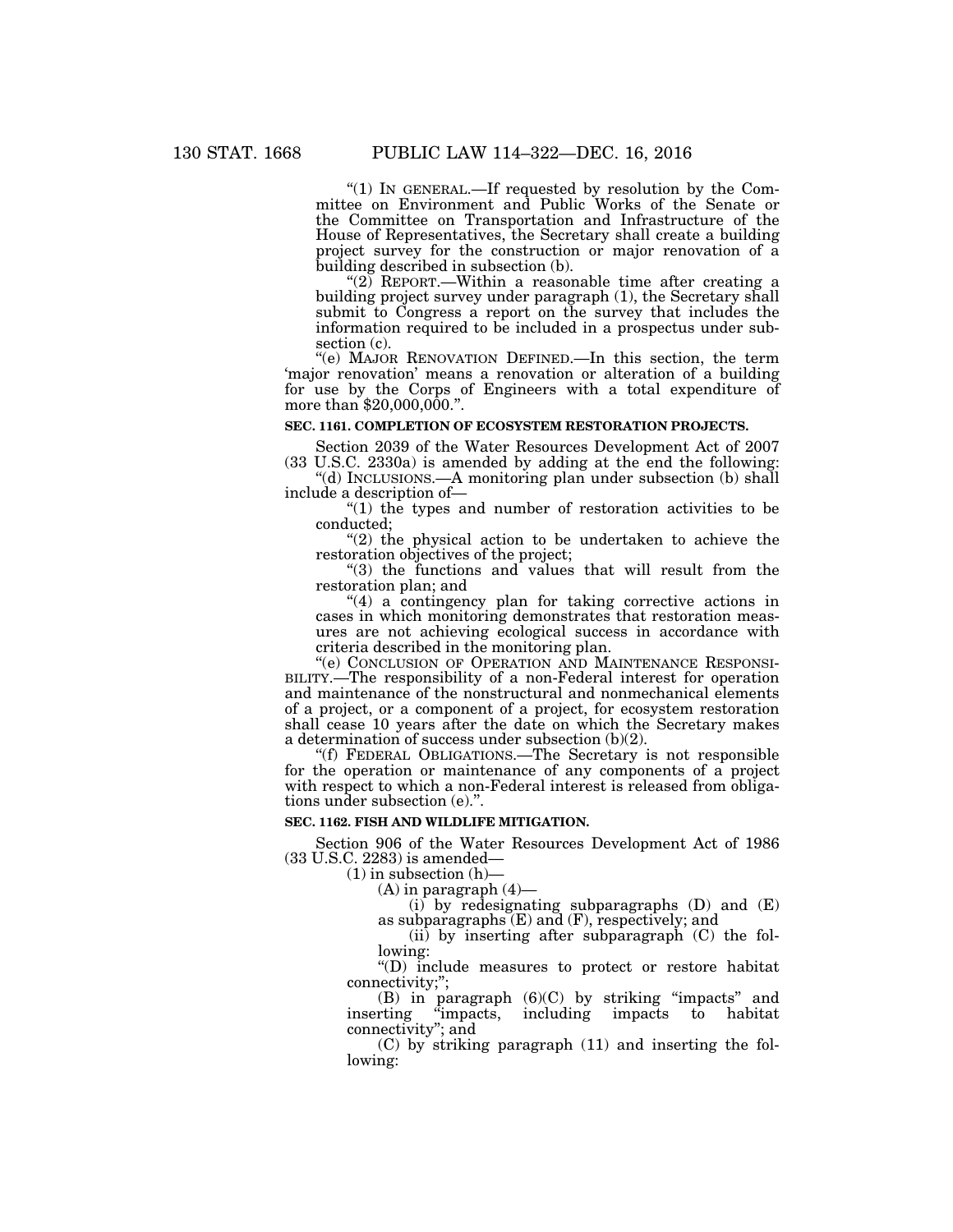"(1) IN GENERAL.—If requested by resolution by the Committee on Environment and Public Works of the Senate or the Committee on Transportation and Infrastructure of the House of Representatives, the Secretary shall create a building project survey for the construction or major renovation of a building described in subsection (b).

"(2) REPORT.—Within a reasonable time after creating a building project survey under paragraph (1), the Secretary shall submit to Congress a report on the survey that includes the information required to be included in a prospectus under subsection (c).

"(e) MAJOR RENOVATION DEFINED.—In this section, the term 'major renovation' means a renovation or alteration of a building for use by the Corps of Engineers with a total expenditure of more than $20,000,000.".

**SEC. 1161. COMPLETION OF ECOSYSTEM RESTORATION PROJECTS.**

Section 2039 of the Water Resources Development Act of 2007 (33 U.S.C. 2330a) is amended by adding at the end the following:

"(d) INCLUSIONS.—A monitoring plan under subsection (b) shall include a description of—

"(1) the types and number of restoration activities to be conducted;

"(2) the physical action to be undertaken to achieve the restoration objectives of the project;

"(3) the functions and values that will result from the restoration plan; and

"(4) a contingency plan for taking corrective actions in cases in which monitoring demonstrates that restoration measures are not achieving ecological success in accordance with criteria described in the monitoring plan.

"(e) CONCLUSION OF OPERATION AND MAINTENANCE RESPONSIBILITY.—The responsibility of a non-Federal interest for operation and maintenance of the nonstructural and nonmechanical elements of a project, or a component of a project, for ecosystem restoration shall cease 10 years after the date on which the Secretary makes a determination of success under subsection (b)(2).

"(f) FEDERAL OBLIGATIONS.—The Secretary is not responsible for the operation or maintenance of any components of a project with respect to which a non-Federal interest is released from obligations under subsection (e).".

**SEC. 1162. FISH AND WILDLIFE MITIGATION.**

Section 906 of the Water Resources Development Act of 1986 (33 U.S.C. 2283) is amended—

(1) in subsection (h)—

(A) in paragraph (4)—

(i) by redesignating subparagraphs (D) and (E) as subparagraphs (E) and (F), respectively; and

(ii) by inserting after subparagraph (C) the following:

"(D) include measures to protect or restore habitat connectivity;";

(B) in paragraph (6)(C) by striking "impacts" and inserting "impacts, including impacts to habitat connectivity"; and

(C) by striking paragraph (11) and inserting the following: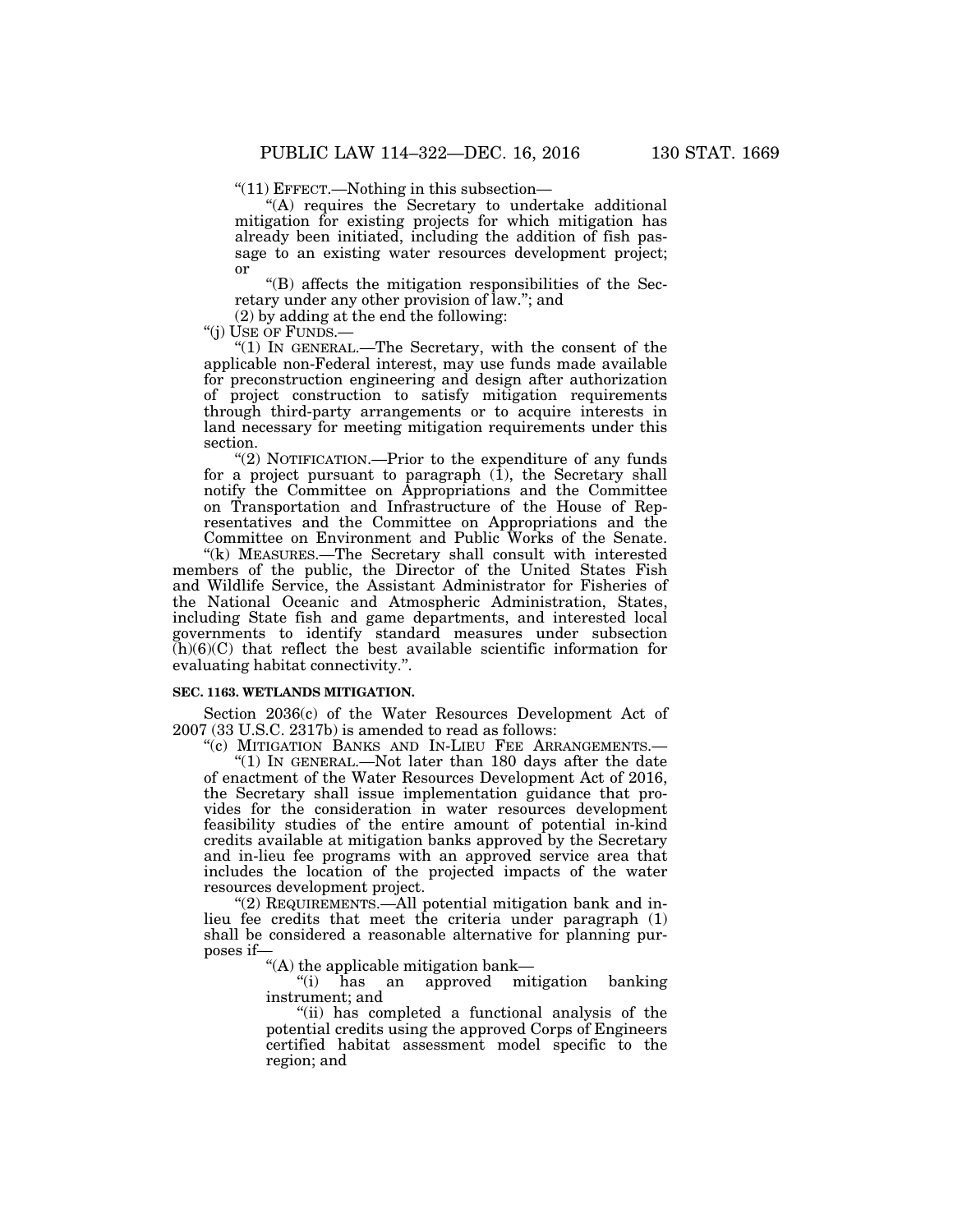"(11) EFFECT.—Nothing in this subsection—

"(A) requires the Secretary to undertake additional mitigation for existing projects for which mitigation has already been initiated, including the addition of fish passage to an existing water resources development project; or

"(B) affects the mitigation responsibilities of the Secretary under any other provision of law."; and

(2) by adding at the end the following:

"(j) USE OF FUNDS.—

"(1) IN GENERAL.—The Secretary, with the consent of the applicable non-Federal interest, may use funds made available for preconstruction engineering and design after authorization of project construction to satisfy mitigation requirements through third-party arrangements or to acquire interests in land necessary for meeting mitigation requirements under this section.

"(2) NOTIFICATION.—Prior to the expenditure of any funds for a project pursuant to paragraph (1), the Secretary shall notify the Committee on Appropriations and the Committee on Transportation and Infrastructure of the House of Representatives and the Committee on Appropriations and the Committee on Environment and Public Works of the Senate.

"(k) MEASURES.—The Secretary shall consult with interested members of the public, the Director of the United States Fish and Wildlife Service, the Assistant Administrator for Fisheries of the National Oceanic and Atmospheric Administration, States, including State fish and game departments, and interested local governments to identify standard measures under subsection (h)(6)(C) that reflect the best available scientific information for evaluating habitat connectivity.".

**SEC. 1163. WETLANDS MITIGATION.**

Section 2036(c) of the Water Resources Development Act of 2007 (33 U.S.C. 2317b) is amended to read as follows:

"(c) MITIGATION BANKS AND IN-LIEU FEE ARRANGEMENTS.—

"(1) IN GENERAL.—Not later than 180 days after the date of enactment of the Water Resources Development Act of 2016, the Secretary shall issue implementation guidance that provides for the consideration in water resources development feasibility studies of the entire amount of potential in-kind credits available at mitigation banks approved by the Secretary and in-lieu fee programs with an approved service area that includes the location of the projected impacts of the water resources development project.

"(2) REQUIREMENTS.—All potential mitigation bank and in-lieu fee credits that meet the criteria under paragraph (1) shall be considered a reasonable alternative for planning purposes if—

"(A) the applicable mitigation bank—

"(i) has an approved mitigation banking instrument; and

"(ii) has completed a functional analysis of the potential credits using the approved Corps of Engineers certified habitat assessment model specific to the region; and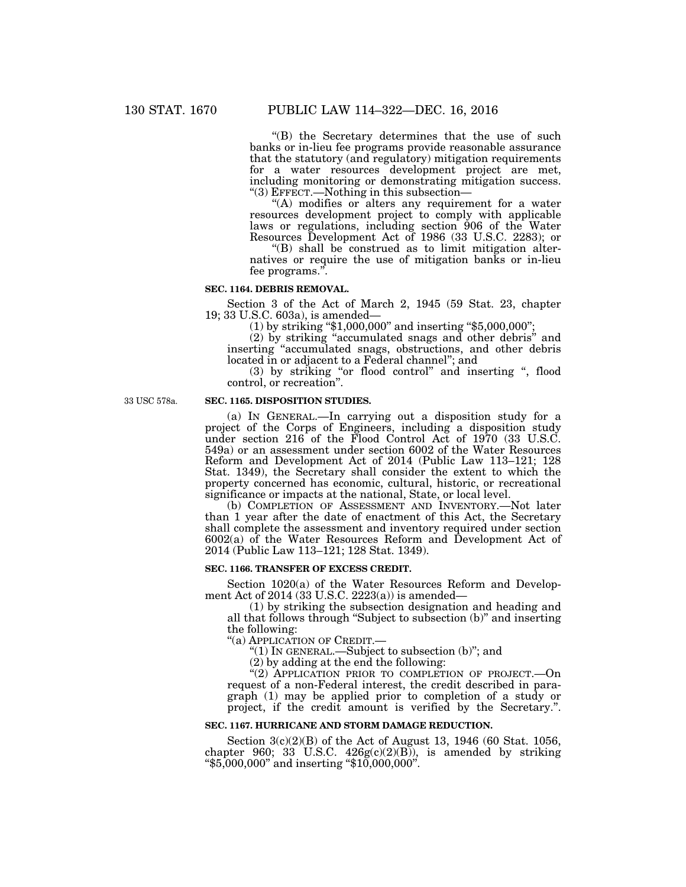"(B) the Secretary determines that the use of such banks or in-lieu fee programs provide reasonable assurance that the statutory (and regulatory) mitigation requirements for a water resources development project are met, including monitoring or demonstrating mitigation success.

"(3) EFFECT.—Nothing in this subsection—

"(A) modifies or alters any requirement for a water resources development project to comply with applicable laws or regulations, including section 906 of the Water Resources Development Act of 1986 (33 U.S.C. 2283); or

"(B) shall be construed as to limit mitigation alternatives or require the use of mitigation banks or in-lieu fee programs.".

**SEC. 1164. DEBRIS REMOVAL.**

Section 3 of the Act of March 2, 1945 (59 Stat. 23, chapter 19; 33 U.S.C. 603a), is amended—

(1) by striking "$1,000,000" and inserting "$5,000,000";

(2) by striking "accumulated snags and other debris" and inserting "accumulated snags, obstructions, and other debris located in or adjacent to a Federal channel"; and

(3) by striking "or flood control" and inserting ", flood control, or recreation".

33 USC 578a.

**SEC. 1165. DISPOSITION STUDIES.**

(a) IN GENERAL.—In carrying out a disposition study for a project of the Corps of Engineers, including a disposition study under section 216 of the Flood Control Act of 1970 (33 U.S.C. 549a) or an assessment under section 6002 of the Water Resources Reform and Development Act of 2014 (Public Law 113–121; 128 Stat. 1349), the Secretary shall consider the extent to which the property concerned has economic, cultural, historic, or recreational significance or impacts at the national, State, or local level.

(b) COMPLETION OF ASSESSMENT AND INVENTORY.—Not later than 1 year after the date of enactment of this Act, the Secretary shall complete the assessment and inventory required under section 6002(a) of the Water Resources Reform and Development Act of 2014 (Public Law 113–121; 128 Stat. 1349).

**SEC. 1166. TRANSFER OF EXCESS CREDIT.**

Section 1020(a) of the Water Resources Reform and Development Act of 2014 (33 U.S.C. 2223(a)) is amended—

(1) by striking the subsection designation and heading and all that follows through "Subject to subsection (b)" and inserting the following:

"(a) APPLICATION OF CREDIT.—

"(1) IN GENERAL.—Subject to subsection (b)"; and

(2) by adding at the end the following:

"(2) APPLICATION PRIOR TO COMPLETION OF PROJECT.—On request of a non-Federal interest, the credit described in paragraph (1) may be applied prior to completion of a study or project, if the credit amount is verified by the Secretary.".

**SEC. 1167. HURRICANE AND STORM DAMAGE REDUCTION.**

Section 3(c)(2)(B) of the Act of August 13, 1946 (60 Stat. 1056, chapter 960; 33 U.S.C. 426g(c)(2)(B)), is amended by striking "$5,000,000" and inserting "$10,000,000".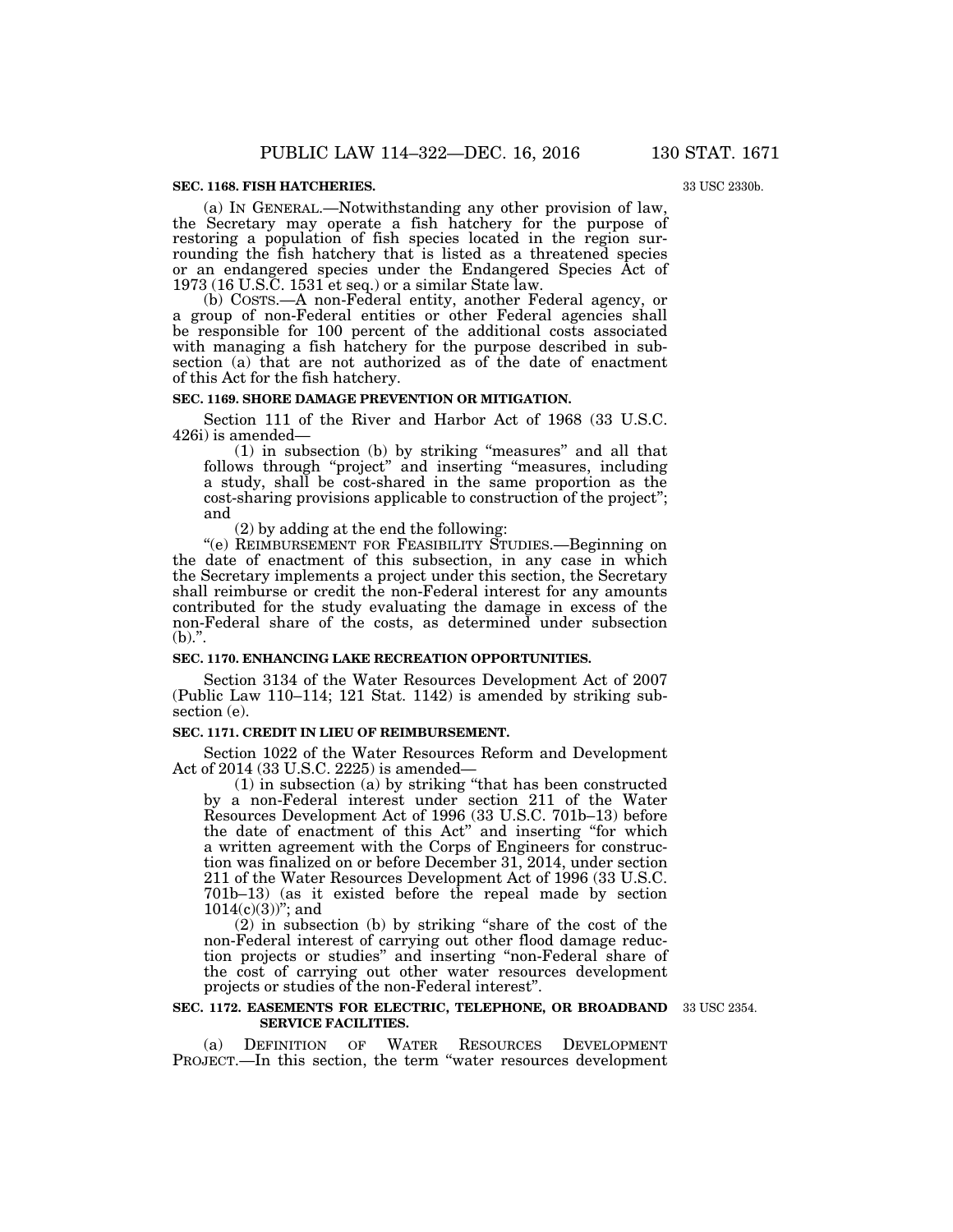**SEC. 1168. FISH HATCHERIES.**

33 USC 2330b.

(a) IN GENERAL.—Notwithstanding any other provision of law, the Secretary may operate a fish hatchery for the purpose of restoring a population of fish species located in the region surrounding the fish hatchery that is listed as a threatened species or an endangered species under the Endangered Species Act of 1973 (16 U.S.C. 1531 et seq.) or a similar State law.

(b) COSTS.—A non-Federal entity, another Federal agency, or a group of non-Federal entities or other Federal agencies shall be responsible for 100 percent of the additional costs associated with managing a fish hatchery for the purpose described in subsection (a) that are not authorized as of the date of enactment of this Act for the fish hatchery.

**SEC. 1169. SHORE DAMAGE PREVENTION OR MITIGATION.**

Section 111 of the River and Harbor Act of 1968 (33 U.S.C. 426i) is amended—

(1) in subsection (b) by striking "measures" and all that follows through "project" and inserting "measures, including a study, shall be cost-shared in the same proportion as the cost-sharing provisions applicable to construction of the project"; and

(2) by adding at the end the following:

"(e) REIMBURSEMENT FOR FEASIBILITY STUDIES.—Beginning on the date of enactment of this subsection, in any case in which the Secretary implements a project under this section, the Secretary shall reimburse or credit the non-Federal interest for any amounts contributed for the study evaluating the damage in excess of the non-Federal share of the costs, as determined under subsection (b).".

**SEC. 1170. ENHANCING LAKE RECREATION OPPORTUNITIES.**

Section 3134 of the Water Resources Development Act of 2007 (Public Law 110–114; 121 Stat. 1142) is amended by striking subsection (e).

**SEC. 1171. CREDIT IN LIEU OF REIMBURSEMENT.**

Section 1022 of the Water Resources Reform and Development Act of 2014 (33 U.S.C. 2225) is amended—

(1) in subsection (a) by striking "that has been constructed by a non-Federal interest under section 211 of the Water Resources Development Act of 1996 (33 U.S.C. 701b–13) before the date of enactment of this Act" and inserting "for which a written agreement with the Corps of Engineers for construction was finalized on or before December 31, 2014, under section 211 of the Water Resources Development Act of 1996 (33 U.S.C. 701b–13) (as it existed before the repeal made by section 1014(c)(3))"; and

(2) in subsection (b) by striking "share of the cost of the non-Federal interest of carrying out other flood damage reduction projects or studies" and inserting "non-Federal share of the cost of carrying out other water resources development projects or studies of the non-Federal interest".

**SEC. 1172. EASEMENTS FOR ELECTRIC, TELEPHONE, OR BROADBAND SERVICE FACILITIES.**

33 USC 2354.

(a) DEFINITION OF WATER RESOURCES DEVELOPMENT PROJECT.—In this section, the term "water resources development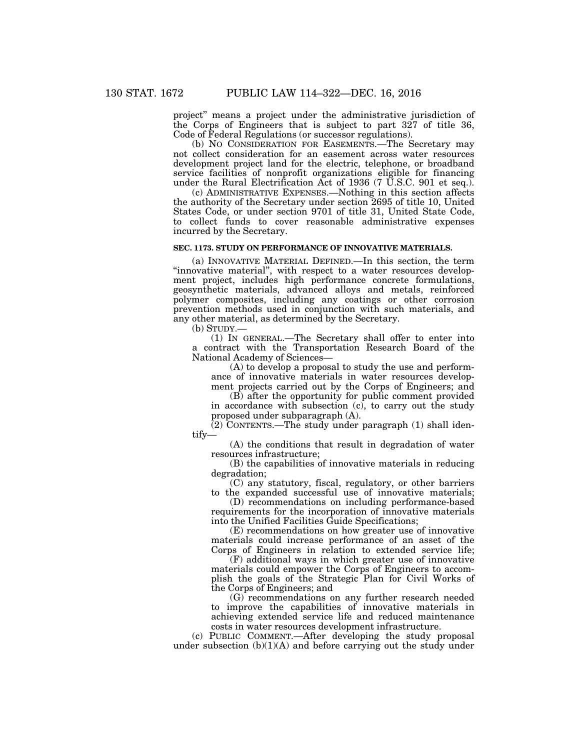project" means a project under the administrative jurisdiction of the Corps of Engineers that is subject to part 327 of title 36, Code of Federal Regulations (or successor regulations).

(b) NO CONSIDERATION FOR EASEMENTS.—The Secretary may not collect consideration for an easement across water resources development project land for the electric, telephone, or broadband service facilities of nonprofit organizations eligible for financing under the Rural Electrification Act of 1936 (7 U.S.C. 901 et seq.).

(c) ADMINISTRATIVE EXPENSES.—Nothing in this section affects the authority of the Secretary under section 2695 of title 10, United States Code, or under section 9701 of title 31, United State Code, to collect funds to cover reasonable administrative expenses incurred by the Secretary.

### SEC. 1173. STUDY ON PERFORMANCE OF INNOVATIVE MATERIALS.

(a) INNOVATIVE MATERIAL DEFINED.—In this section, the term "innovative material", with respect to a water resources development project, includes high performance concrete formulations, geosynthetic materials, advanced alloys and metals, reinforced polymer composites, including any coatings or other corrosion prevention methods used in conjunction with such materials, and any other material, as determined by the Secretary.

(b) STUDY.—

(1) IN GENERAL.—The Secretary shall offer to enter into a contract with the Transportation Research Board of the National Academy of Sciences—

(A) to develop a proposal to study the use and performance of innovative materials in water resources development projects carried out by the Corps of Engineers; and

(B) after the opportunity for public comment provided in accordance with subsection (c), to carry out the study proposed under subparagraph (A).

(2) CONTENTS.—The study under paragraph (1) shall identify—

(A) the conditions that result in degradation of water resources infrastructure;

(B) the capabilities of innovative materials in reducing degradation;

(C) any statutory, fiscal, regulatory, or other barriers to the expanded successful use of innovative materials;

(D) recommendations on including performance-based requirements for the incorporation of innovative materials into the Unified Facilities Guide Specifications;

(E) recommendations on how greater use of innovative materials could increase performance of an asset of the Corps of Engineers in relation to extended service life;

(F) additional ways in which greater use of innovative materials could empower the Corps of Engineers to accomplish the goals of the Strategic Plan for Civil Works of the Corps of Engineers; and

(G) recommendations on any further research needed to improve the capabilities of innovative materials in achieving extended service life and reduced maintenance costs in water resources development infrastructure.

(c) PUBLIC COMMENT.—After developing the study proposal under subsection (b)(1)(A) and before carrying out the study under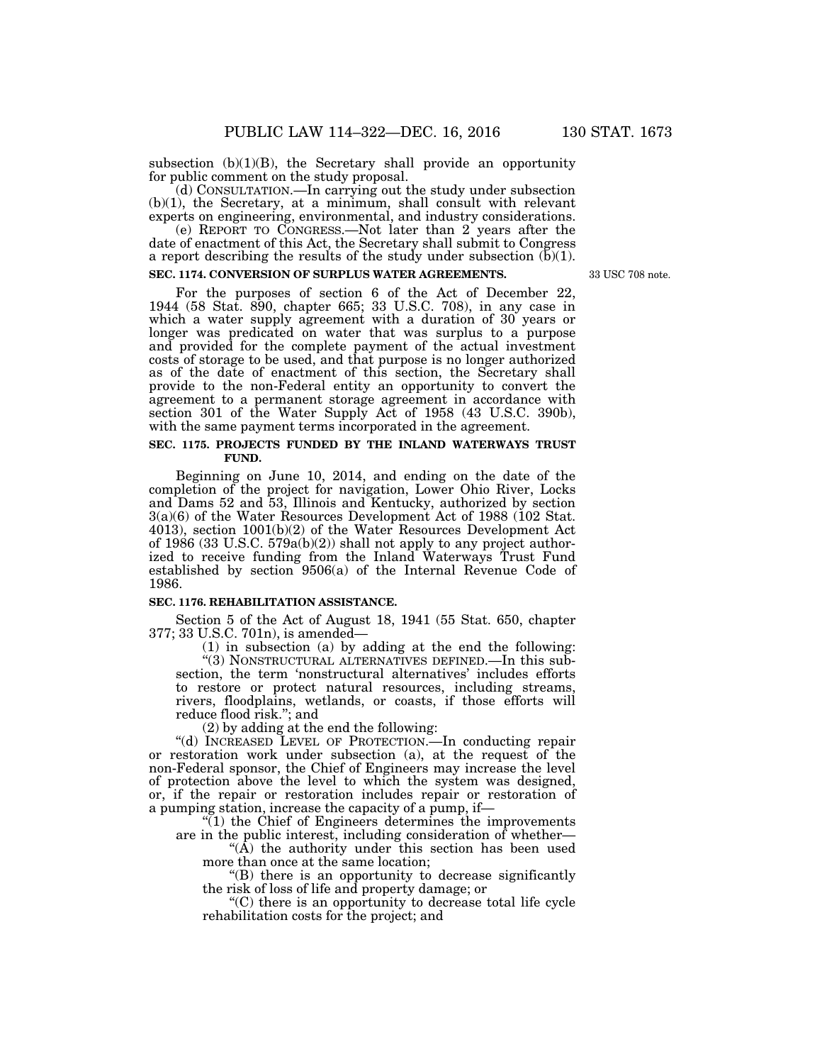subsection (b)(1)(B), the Secretary shall provide an opportunity for public comment on the study proposal.

(d) CONSULTATION.—In carrying out the study under subsection (b)(1), the Secretary, at a minimum, shall consult with relevant experts on engineering, environmental, and industry considerations.

(e) REPORT TO CONGRESS.—Not later than 2 years after the date of enactment of this Act, the Secretary shall submit to Congress a report describing the results of the study under subsection (b)(1).

**SEC. 1174. CONVERSION OF SURPLUS WATER AGREEMENTS.**

33 USC 708 note.

For the purposes of section 6 of the Act of December 22, 1944 (58 Stat. 890, chapter 665; 33 U.S.C. 708), in any case in which a water supply agreement with a duration of 30 years or longer was predicated on water that was surplus to a purpose and provided for the complete payment of the actual investment costs of storage to be used, and that purpose is no longer authorized as of the date of enactment of this section, the Secretary shall provide to the non-Federal entity an opportunity to convert the agreement to a permanent storage agreement in accordance with section 301 of the Water Supply Act of 1958 (43 U.S.C. 390b), with the same payment terms incorporated in the agreement.

**SEC. 1175. PROJECTS FUNDED BY THE INLAND WATERWAYS TRUST FUND.**

Beginning on June 10, 2014, and ending on the date of the completion of the project for navigation, Lower Ohio River, Locks and Dams 52 and 53, Illinois and Kentucky, authorized by section 3(a)(6) of the Water Resources Development Act of 1988 (102 Stat. 4013), section 1001(b)(2) of the Water Resources Development Act of 1986 (33 U.S.C. 579a(b)(2)) shall not apply to any project authorized to receive funding from the Inland Waterways Trust Fund established by section 9506(a) of the Internal Revenue Code of 1986.

**SEC. 1176. REHABILITATION ASSISTANCE.**

Section 5 of the Act of August 18, 1941 (55 Stat. 650, chapter 377; 33 U.S.C. 701n), is amended—

(1) in subsection (a) by adding at the end the following:

"(3) NONSTRUCTURAL ALTERNATIVES DEFINED.—In this subsection, the term 'nonstructural alternatives' includes efforts to restore or protect natural resources, including streams, rivers, floodplains, wetlands, or coasts, if those efforts will reduce flood risk."; and

(2) by adding at the end the following:

"(d) INCREASED LEVEL OF PROTECTION.—In conducting repair or restoration work under subsection (a), at the request of the non-Federal sponsor, the Chief of Engineers may increase the level of protection above the level to which the system was designed, or, if the repair or restoration includes repair or restoration of a pumping station, increase the capacity of a pump, if—

"(1) the Chief of Engineers determines the improvements are in the public interest, including consideration of whether—

"(A) the authority under this section has been used more than once at the same location;

"(B) there is an opportunity to decrease significantly the risk of loss of life and property damage; or

"(C) there is an opportunity to decrease total life cycle rehabilitation costs for the project; and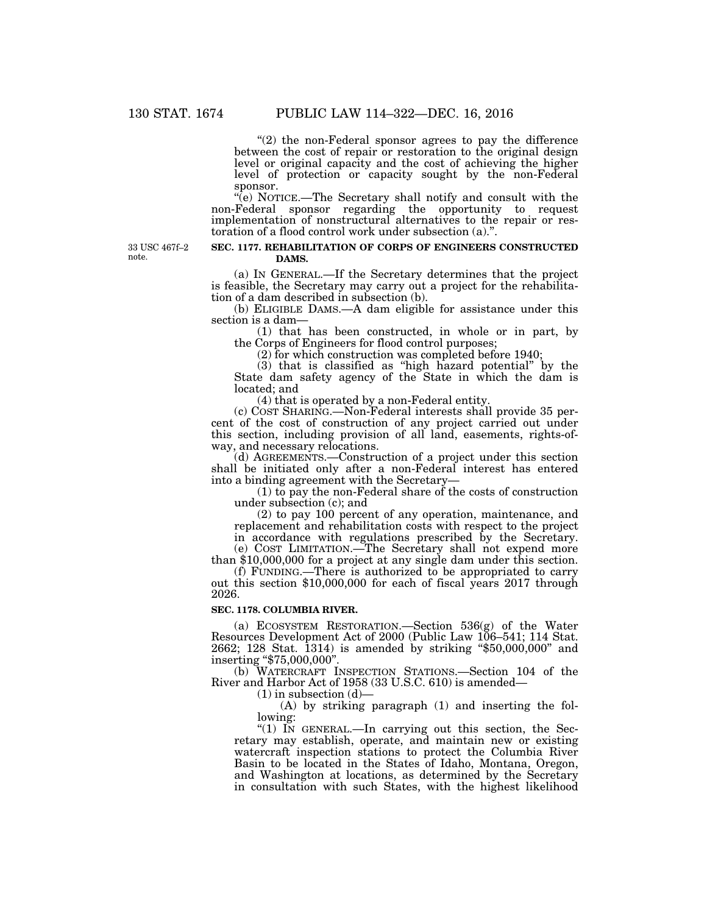"(2) the non-Federal sponsor agrees to pay the difference between the cost of repair or restoration to the original design level or original capacity and the cost of achieving the higher level of protection or capacity sought by the non-Federal sponsor.

"(e) NOTICE.—The Secretary shall notify and consult with the non-Federal sponsor regarding the opportunity to request implementation of nonstructural alternatives to the repair or restoration of a flood control work under subsection (a).".

33 USC 467f–2 note.

**SEC. 1177. REHABILITATION OF CORPS OF ENGINEERS CONSTRUCTED DAMS.**

(a) IN GENERAL.—If the Secretary determines that the project is feasible, the Secretary may carry out a project for the rehabilitation of a dam described in subsection (b).

(b) ELIGIBLE DAMS.—A dam eligible for assistance under this section is a dam—

(1) that has been constructed, in whole or in part, by the Corps of Engineers for flood control purposes;

(2) for which construction was completed before 1940;

(3) that is classified as "high hazard potential" by the State dam safety agency of the State in which the dam is located; and

(4) that is operated by a non-Federal entity.

(c) COST SHARING.—Non-Federal interests shall provide 35 percent of the cost of construction of any project carried out under this section, including provision of all land, easements, rights-of-way, and necessary relocations.

(d) AGREEMENTS.—Construction of a project under this section shall be initiated only after a non-Federal interest has entered into a binding agreement with the Secretary—

(1) to pay the non-Federal share of the costs of construction under subsection (c); and

(2) to pay 100 percent of any operation, maintenance, and replacement and rehabilitation costs with respect to the project in accordance with regulations prescribed by the Secretary.

(e) COST LIMITATION.—The Secretary shall not expend more than $10,000,000 for a project at any single dam under this section.

(f) FUNDING.—There is authorized to be appropriated to carry out this section $10,000,000 for each of fiscal years 2017 through 2026.

**SEC. 1178. COLUMBIA RIVER.**

(a) ECOSYSTEM RESTORATION.—Section 536(g) of the Water Resources Development Act of 2000 (Public Law 106–541; 114 Stat. 2662; 128 Stat. 1314) is amended by striking "$50,000,000" and inserting "$75,000,000".

(b) WATERCRAFT INSPECTION STATIONS.—Section 104 of the River and Harbor Act of 1958 (33 U.S.C. 610) is amended—

(1) in subsection (d)—

(A) by striking paragraph (1) and inserting the following:

"(1) IN GENERAL.—In carrying out this section, the Secretary may establish, operate, and maintain new or existing watercraft inspection stations to protect the Columbia River Basin to be located in the States of Idaho, Montana, Oregon, and Washington at locations, as determined by the Secretary in consultation with such States, with the highest likelihood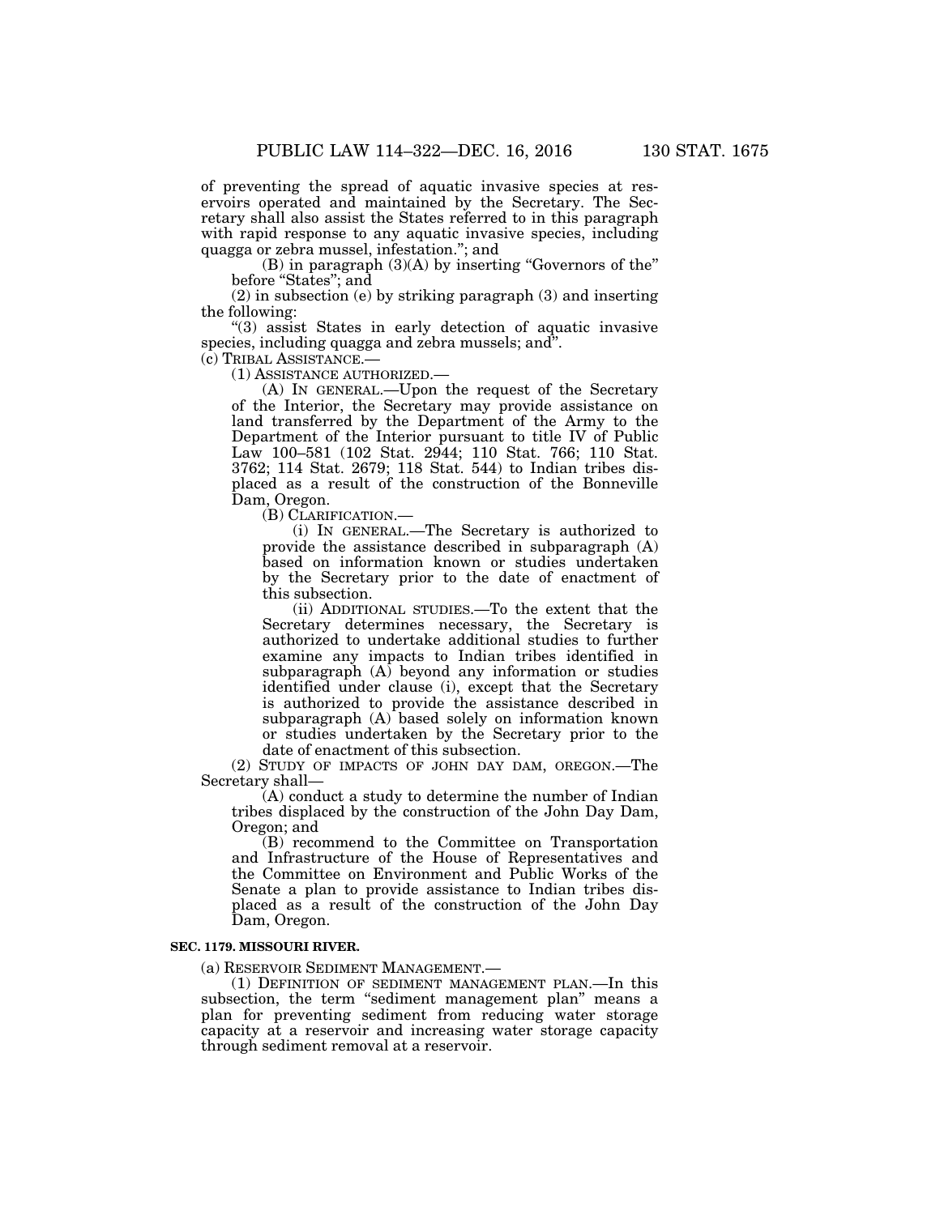of preventing the spread of aquatic invasive species at reservoirs operated and maintained by the Secretary. The Secretary shall also assist the States referred to in this paragraph with rapid response to any aquatic invasive species, including quagga or zebra mussel, infestation."; and

(B) in paragraph (3)(A) by inserting "Governors of the" before "States"; and

(2) in subsection (e) by striking paragraph (3) and inserting the following:

"(3) assist States in early detection of aquatic invasive species, including quagga and zebra mussels; and".

(c) TRIBAL ASSISTANCE.—

(1) ASSISTANCE AUTHORIZED.—

(A) IN GENERAL.—Upon the request of the Secretary of the Interior, the Secretary may provide assistance on land transferred by the Department of the Army to the Department of the Interior pursuant to title IV of Public Law 100–581 (102 Stat. 2944; 110 Stat. 766; 110 Stat. 3762; 114 Stat. 2679; 118 Stat. 544) to Indian tribes displaced as a result of the construction of the Bonneville Dam, Oregon.

(B) CLARIFICATION.—

(i) IN GENERAL.—The Secretary is authorized to provide the assistance described in subparagraph (A) based on information known or studies undertaken by the Secretary prior to the date of enactment of this subsection.

(ii) ADDITIONAL STUDIES.—To the extent that the Secretary determines necessary, the Secretary is authorized to undertake additional studies to further examine any impacts to Indian tribes identified in subparagraph (A) beyond any information or studies identified under clause (i), except that the Secretary is authorized to provide the assistance described in subparagraph (A) based solely on information known or studies undertaken by the Secretary prior to the date of enactment of this subsection.

(2) STUDY OF IMPACTS OF JOHN DAY DAM, OREGON.—The Secretary shall—

(A) conduct a study to determine the number of Indian tribes displaced by the construction of the John Day Dam, Oregon; and

(B) recommend to the Committee on Transportation and Infrastructure of the House of Representatives and the Committee on Environment and Public Works of the Senate a plan to provide assistance to Indian tribes displaced as a result of the construction of the John Day Dam, Oregon.

**SEC. 1179. MISSOURI RIVER.**

(a) RESERVOIR SEDIMENT MANAGEMENT.—

(1) DEFINITION OF SEDIMENT MANAGEMENT PLAN.—In this subsection, the term "sediment management plan" means a plan for preventing sediment from reducing water storage capacity at a reservoir and increasing water storage capacity through sediment removal at a reservoir.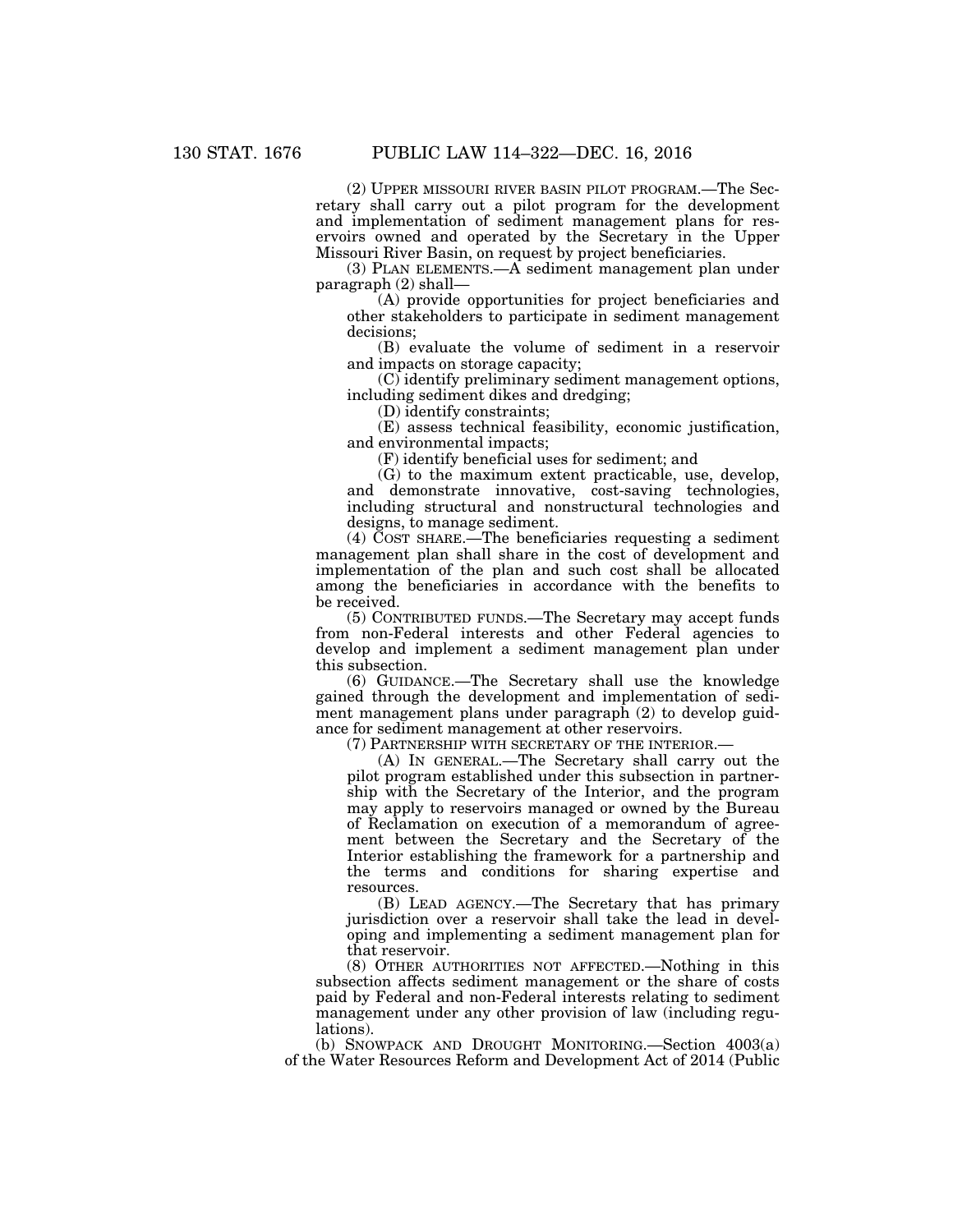(2) UPPER MISSOURI RIVER BASIN PILOT PROGRAM.—The Secretary shall carry out a pilot program for the development and implementation of sediment management plans for reservoirs owned and operated by the Secretary in the Upper Missouri River Basin, on request by project beneficiaries.

(3) PLAN ELEMENTS.—A sediment management plan under paragraph (2) shall—

(A) provide opportunities for project beneficiaries and other stakeholders to participate in sediment management decisions;

(B) evaluate the volume of sediment in a reservoir and impacts on storage capacity;

(C) identify preliminary sediment management options, including sediment dikes and dredging;

(D) identify constraints;

(E) assess technical feasibility, economic justification, and environmental impacts;

(F) identify beneficial uses for sediment; and

(G) to the maximum extent practicable, use, develop, and demonstrate innovative, cost-saving technologies, including structural and nonstructural technologies and designs, to manage sediment.

(4) COST SHARE.—The beneficiaries requesting a sediment management plan shall share in the cost of development and implementation of the plan and such cost shall be allocated among the beneficiaries in accordance with the benefits to be received.

(5) CONTRIBUTED FUNDS.—The Secretary may accept funds from non-Federal interests and other Federal agencies to develop and implement a sediment management plan under this subsection.

(6) GUIDANCE.—The Secretary shall use the knowledge gained through the development and implementation of sediment management plans under paragraph (2) to develop guidance for sediment management at other reservoirs.

(7) PARTNERSHIP WITH SECRETARY OF THE INTERIOR.—

(A) IN GENERAL.—The Secretary shall carry out the pilot program established under this subsection in partnership with the Secretary of the Interior, and the program may apply to reservoirs managed or owned by the Bureau of Reclamation on execution of a memorandum of agreement between the Secretary and the Secretary of the Interior establishing the framework for a partnership and the terms and conditions for sharing expertise and resources.

(B) LEAD AGENCY.—The Secretary that has primary jurisdiction over a reservoir shall take the lead in developing and implementing a sediment management plan for that reservoir.

(8) OTHER AUTHORITIES NOT AFFECTED.—Nothing in this subsection affects sediment management or the share of costs paid by Federal and non-Federal interests relating to sediment management under any other provision of law (including regulations).

(b) SNOWPACK AND DROUGHT MONITORING.—Section 4003(a) of the Water Resources Reform and Development Act of 2014 (Public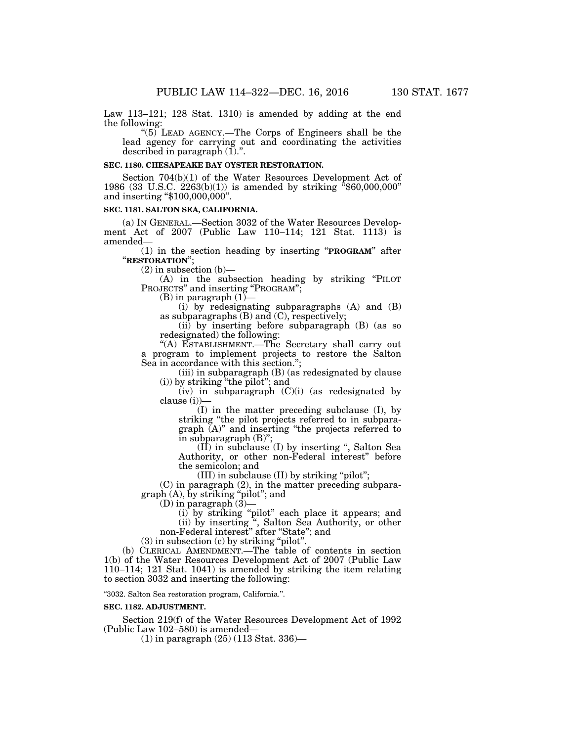Law 113–121; 128 Stat. 1310) is amended by adding at the end the following:

"(5) LEAD AGENCY.—The Corps of Engineers shall be the lead agency for carrying out and coordinating the activities described in paragraph (1).".

**SEC. 1180. CHESAPEAKE BAY OYSTER RESTORATION.**

Section 704(b)(1) of the Water Resources Development Act of 1986 (33 U.S.C. 2263(b)(1)) is amended by striking "$60,000,000" and inserting "$100,000,000".

**SEC. 1181. SALTON SEA, CALIFORNIA.**

(a) IN GENERAL.—Section 3032 of the Water Resources Development Act of 2007 (Public Law 110–114; 121 Stat. 1113) is amended—

(1) in the section heading by inserting "**PROGRAM**" after "**RESTORATION**";

(2) in subsection (b)—

(A) in the subsection heading by striking "PILOT PROJECTS" and inserting "PROGRAM";

(B) in paragraph (1)—

(i) by redesignating subparagraphs (A) and (B) as subparagraphs (B) and (C), respectively;

(ii) by inserting before subparagraph (B) (as so redesignated) the following:

"(A) ESTABLISHMENT.—The Secretary shall carry out a program to implement projects to restore the Salton Sea in accordance with this section.";

(iii) in subparagraph (B) (as redesignated by clause (i)) by striking "the pilot"; and

(iv) in subparagraph (C)(i) (as redesignated by clause (i))—

(I) in the matter preceding subclause (I), by striking "the pilot projects referred to in subparagraph (A)" and inserting "the projects referred to in subparagraph (B)";

(II) in subclause (I) by inserting ", Salton Sea Authority, or other non-Federal interest" before the semicolon; and

(III) in subclause (II) by striking "pilot";

(C) in paragraph (2), in the matter preceding subparagraph (A), by striking "pilot"; and

(D) in paragraph (3)—

(i) by striking "pilot" each place it appears; and

(ii) by inserting ", Salton Sea Authority, or other non-Federal interest" after "State"; and

(3) in subsection (c) by striking "pilot".

(b) CLERICAL AMENDMENT.—The table of contents in section 1(b) of the Water Resources Development Act of 2007 (Public Law 110–114; 121 Stat. 1041) is amended by striking the item relating to section 3032 and inserting the following:

"3032. Salton Sea restoration program, California.".

**SEC. 1182. ADJUSTMENT.**

Section 219(f) of the Water Resources Development Act of 1992 (Public Law 102–580) is amended—

(1) in paragraph (25) (113 Stat. 336)—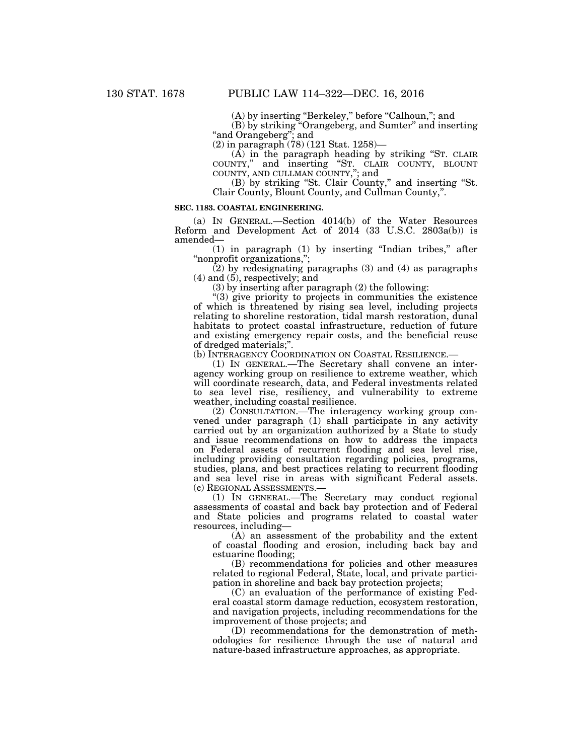(A) by inserting "Berkeley," before "Calhoun,"; and

(B) by striking "Orangeberg, and Sumter" and inserting "and Orangeberg"; and

(2) in paragraph (78) (121 Stat. 1258)—

(A) in the paragraph heading by striking "ST. CLAIR COUNTY," and inserting "ST. CLAIR COUNTY, BLOUNT COUNTY, AND CULLMAN COUNTY,"; and

(B) by striking "St. Clair County," and inserting "St. Clair County, Blount County, and Cullman County,".

**SEC. 1183. COASTAL ENGINEERING.**

(a) IN GENERAL.—Section 4014(b) of the Water Resources Reform and Development Act of 2014 (33 U.S.C. 2803a(b)) is amended—

(1) in paragraph (1) by inserting "Indian tribes," after "nonprofit organizations,";

(2) by redesignating paragraphs (3) and (4) as paragraphs (4) and (5), respectively; and

(3) by inserting after paragraph (2) the following:

"(3) give priority to projects in communities the existence of which is threatened by rising sea level, including projects relating to shoreline restoration, tidal marsh restoration, dunal habitats to protect coastal infrastructure, reduction of future and existing emergency repair costs, and the beneficial reuse of dredged materials;".

(b) INTERAGENCY COORDINATION ON COASTAL RESILIENCE.—

(1) IN GENERAL.—The Secretary shall convene an interagency working group on resilience to extreme weather, which will coordinate research, data, and Federal investments related to sea level rise, resiliency, and vulnerability to extreme weather, including coastal resilience.

(2) CONSULTATION.—The interagency working group convened under paragraph (1) shall participate in any activity carried out by an organization authorized by a State to study and issue recommendations on how to address the impacts on Federal assets of recurrent flooding and sea level rise, including providing consultation regarding policies, programs, studies, plans, and best practices relating to recurrent flooding and sea level rise in areas with significant Federal assets.

(c) REGIONAL ASSESSMENTS.—

(1) IN GENERAL.—The Secretary may conduct regional assessments of coastal and back bay protection and of Federal and State policies and programs related to coastal water resources, including—

(A) an assessment of the probability and the extent of coastal flooding and erosion, including back bay and estuarine flooding;

(B) recommendations for policies and other measures related to regional Federal, State, local, and private participation in shoreline and back bay protection projects;

(C) an evaluation of the performance of existing Federal coastal storm damage reduction, ecosystem restoration, and navigation projects, including recommendations for the improvement of those projects; and

(D) recommendations for the demonstration of methodologies for resilience through the use of natural and nature-based infrastructure approaches, as appropriate.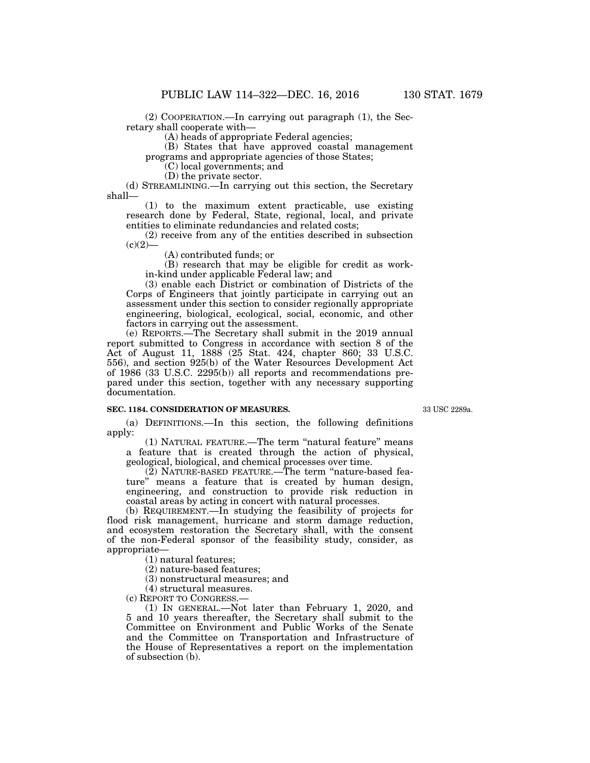(2) COOPERATION.—In carrying out paragraph (1), the Secretary shall cooperate with—

(A) heads of appropriate Federal agencies;

(B) States that have approved coastal management programs and appropriate agencies of those States;

(C) local governments; and

(D) the private sector.

(d) STREAMLINING.—In carrying out this section, the Secretary shall—

(1) to the maximum extent practicable, use existing research done by Federal, State, regional, local, and private entities to eliminate redundancies and related costs;

(2) receive from any of the entities described in subsection (c)(2)—

(A) contributed funds; or

(B) research that may be eligible for credit as work-in-kind under applicable Federal law; and

(3) enable each District or combination of Districts of the Corps of Engineers that jointly participate in carrying out an assessment under this section to consider regionally appropriate engineering, biological, ecological, social, economic, and other factors in carrying out the assessment.

(e) REPORTS.—The Secretary shall submit in the 2019 annual report submitted to Congress in accordance with section 8 of the Act of August 11, 1888 (25 Stat. 424, chapter 860; 33 U.S.C. 556), and section 925(b) of the Water Resources Development Act of 1986 (33 U.S.C. 2295(b)) all reports and recommendations prepared under this section, together with any necessary supporting documentation.

**SEC. 1184. CONSIDERATION OF MEASURES.**

33 USC 2289a.

(a) DEFINITIONS.—In this section, the following definitions apply:

(1) NATURAL FEATURE.—The term "natural feature" means a feature that is created through the action of physical, geological, biological, and chemical processes over time.

(2) NATURE-BASED FEATURE.—The term "nature-based feature" means a feature that is created by human design, engineering, and construction to provide risk reduction in coastal areas by acting in concert with natural processes.

(b) REQUIREMENT.—In studying the feasibility of projects for flood risk management, hurricane and storm damage reduction, and ecosystem restoration the Secretary shall, with the consent of the non-Federal sponsor of the feasibility study, consider, as appropriate—

(1) natural features;

(2) nature-based features;

(3) nonstructural measures; and

(4) structural measures.

(c) REPORT TO CONGRESS.—

(1) IN GENERAL.—Not later than February 1, 2020, and 5 and 10 years thereafter, the Secretary shall submit to the Committee on Environment and Public Works of the Senate and the Committee on Transportation and Infrastructure of the House of Representatives a report on the implementation of subsection (b).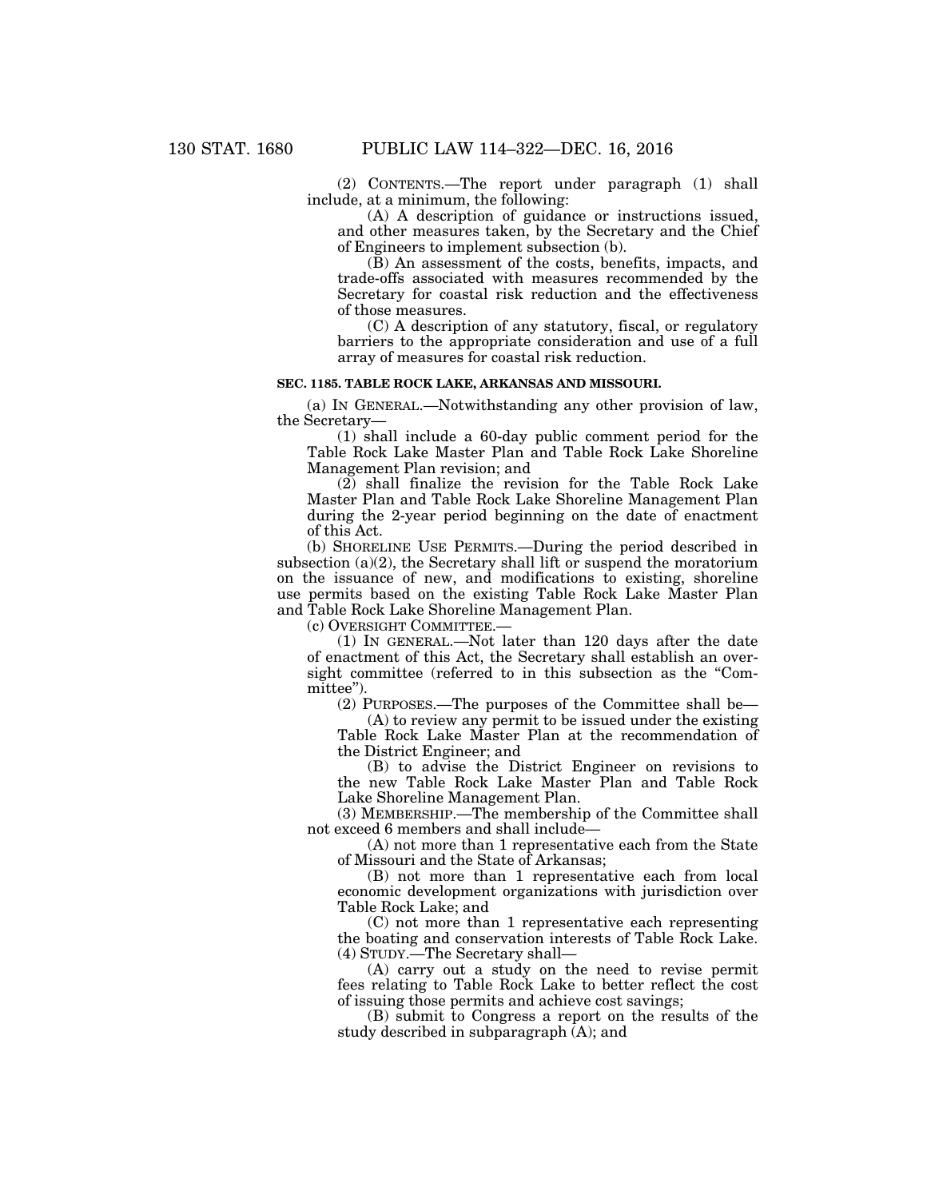(2) CONTENTS.—The report under paragraph (1) shall include, at a minimum, the following:

(A) A description of guidance or instructions issued, and other measures taken, by the Secretary and the Chief of Engineers to implement subsection (b).

(B) An assessment of the costs, benefits, impacts, and trade-offs associated with measures recommended by the Secretary for coastal risk reduction and the effectiveness of those measures.

(C) A description of any statutory, fiscal, or regulatory barriers to the appropriate consideration and use of a full array of measures for coastal risk reduction.

**SEC. 1185. TABLE ROCK LAKE, ARKANSAS AND MISSOURI.**

(a) IN GENERAL.—Notwithstanding any other provision of law, the Secretary—

(1) shall include a 60-day public comment period for the Table Rock Lake Master Plan and Table Rock Lake Shoreline Management Plan revision; and

(2) shall finalize the revision for the Table Rock Lake Master Plan and Table Rock Lake Shoreline Management Plan during the 2-year period beginning on the date of enactment of this Act.

(b) SHORELINE USE PERMITS.—During the period described in subsection (a)(2), the Secretary shall lift or suspend the moratorium on the issuance of new, and modifications to existing, shoreline use permits based on the existing Table Rock Lake Master Plan and Table Rock Lake Shoreline Management Plan.

(c) OVERSIGHT COMMITTEE.—

(1) IN GENERAL.—Not later than 120 days after the date of enactment of this Act, the Secretary shall establish an oversight committee (referred to in this subsection as the "Committee").

(2) PURPOSES.—The purposes of the Committee shall be—

(A) to review any permit to be issued under the existing Table Rock Lake Master Plan at the recommendation of the District Engineer; and

(B) to advise the District Engineer on revisions to the new Table Rock Lake Master Plan and Table Rock Lake Shoreline Management Plan.

(3) MEMBERSHIP.—The membership of the Committee shall not exceed 6 members and shall include—

(A) not more than 1 representative each from the State of Missouri and the State of Arkansas;

(B) not more than 1 representative each from local economic development organizations with jurisdiction over Table Rock Lake; and

(C) not more than 1 representative each representing the boating and conservation interests of Table Rock Lake.

(4) STUDY.—The Secretary shall—

(A) carry out a study on the need to revise permit fees relating to Table Rock Lake to better reflect the cost of issuing those permits and achieve cost savings;

(B) submit to Congress a report on the results of the study described in subparagraph (A); and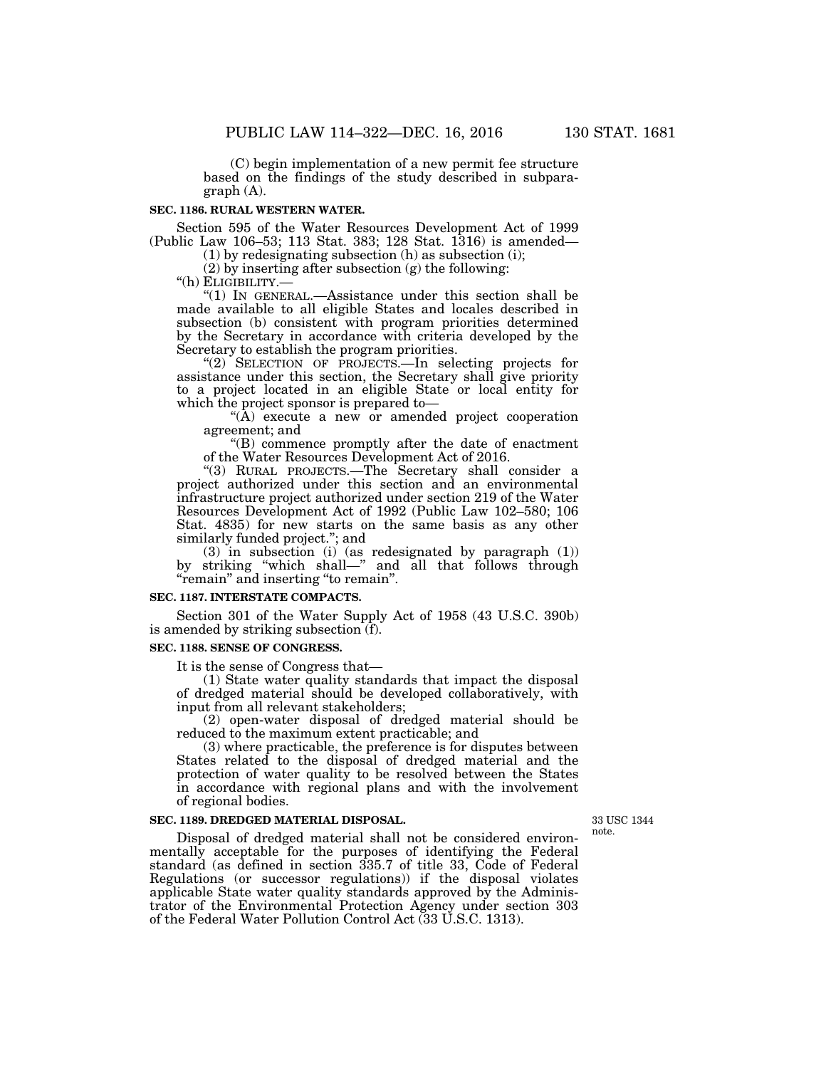(C) begin implementation of a new permit fee structure based on the findings of the study described in subparagraph (A).

**SEC. 1186. RURAL WESTERN WATER.**

Section 595 of the Water Resources Development Act of 1999 (Public Law 106–53; 113 Stat. 383; 128 Stat. 1316) is amended—

(1) by redesignating subsection (h) as subsection (i);

(2) by inserting after subsection (g) the following:

"(h) ELIGIBILITY.—

"(1) IN GENERAL.—Assistance under this section shall be made available to all eligible States and locales described in subsection (b) consistent with program priorities determined by the Secretary in accordance with criteria developed by the Secretary to establish the program priorities.

"(2) SELECTION OF PROJECTS.—In selecting projects for assistance under this section, the Secretary shall give priority to a project located in an eligible State or local entity for which the project sponsor is prepared to—

"(A) execute a new or amended project cooperation agreement; and

"(B) commence promptly after the date of enactment of the Water Resources Development Act of 2016.

"(3) RURAL PROJECTS.—The Secretary shall consider a project authorized under this section and an environmental infrastructure project authorized under section 219 of the Water Resources Development Act of 1992 (Public Law 102–580; 106 Stat. 4835) for new starts on the same basis as any other similarly funded project."; and

(3) in subsection (i) (as redesignated by paragraph (1)) by striking "which shall—" and all that follows through "remain" and inserting "to remain".

**SEC. 1187. INTERSTATE COMPACTS.**

Section 301 of the Water Supply Act of 1958 (43 U.S.C. 390b) is amended by striking subsection (f).

**SEC. 1188. SENSE OF CONGRESS.**

It is the sense of Congress that—

(1) State water quality standards that impact the disposal of dredged material should be developed collaboratively, with input from all relevant stakeholders;

(2) open-water disposal of dredged material should be reduced to the maximum extent practicable; and

(3) where practicable, the preference is for disputes between States related to the disposal of dredged material and the protection of water quality to be resolved between the States in accordance with regional plans and with the involvement of regional bodies.

**SEC. 1189. DREDGED MATERIAL DISPOSAL.**

33 USC 1344 note.

Disposal of dredged material shall not be considered environmentally acceptable for the purposes of identifying the Federal standard (as defined in section 335.7 of title 33, Code of Federal Regulations (or successor regulations)) if the disposal violates applicable State water quality standards approved by the Administrator of the Environmental Protection Agency under section 303 of the Federal Water Pollution Control Act (33 U.S.C. 1313).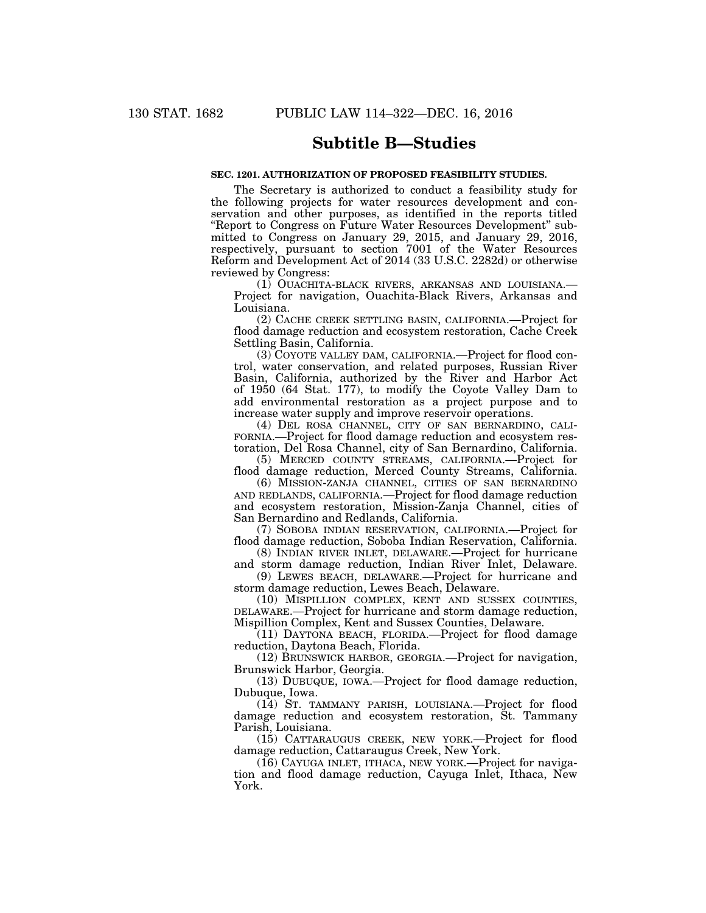## Subtitle B—Studies

**SEC. 1201. AUTHORIZATION OF PROPOSED FEASIBILITY STUDIES.**

The Secretary is authorized to conduct a feasibility study for the following projects for water resources development and conservation and other purposes, as identified in the reports titled "Report to Congress on Future Water Resources Development" submitted to Congress on January 29, 2015, and January 29, 2016, respectively, pursuant to section 7001 of the Water Resources Reform and Development Act of 2014 (33 U.S.C. 2282d) or otherwise reviewed by Congress:

(1) OUACHITA-BLACK RIVERS, ARKANSAS AND LOUISIANA.—Project for navigation, Ouachita-Black Rivers, Arkansas and Louisiana.

(2) CACHE CREEK SETTLING BASIN, CALIFORNIA.—Project for flood damage reduction and ecosystem restoration, Cache Creek Settling Basin, California.

(3) COYOTE VALLEY DAM, CALIFORNIA.—Project for flood control, water conservation, and related purposes, Russian River Basin, California, authorized by the River and Harbor Act of 1950 (64 Stat. 177), to modify the Coyote Valley Dam to add environmental restoration as a project purpose and to increase water supply and improve reservoir operations.

(4) DEL ROSA CHANNEL, CITY OF SAN BERNARDINO, CALIFORNIA.—Project for flood damage reduction and ecosystem restoration, Del Rosa Channel, city of San Bernardino, California.

(5) MERCED COUNTY STREAMS, CALIFORNIA.—Project for flood damage reduction, Merced County Streams, California.

(6) MISSION-ZANJA CHANNEL, CITIES OF SAN BERNARDINO AND REDLANDS, CALIFORNIA.—Project for flood damage reduction and ecosystem restoration, Mission-Zanja Channel, cities of San Bernardino and Redlands, California.

(7) SOBOBA INDIAN RESERVATION, CALIFORNIA.—Project for flood damage reduction, Soboba Indian Reservation, California.

(8) INDIAN RIVER INLET, DELAWARE.—Project for hurricane and storm damage reduction, Indian River Inlet, Delaware.

(9) LEWES BEACH, DELAWARE.—Project for hurricane and storm damage reduction, Lewes Beach, Delaware.

(10) MISPILLION COMPLEX, KENT AND SUSSEX COUNTIES, DELAWARE.—Project for hurricane and storm damage reduction, Mispillion Complex, Kent and Sussex Counties, Delaware.

(11) DAYTONA BEACH, FLORIDA.—Project for flood damage reduction, Daytona Beach, Florida.

(12) BRUNSWICK HARBOR, GEORGIA.—Project for navigation, Brunswick Harbor, Georgia.

(13) DUBUQUE, IOWA.—Project for flood damage reduction, Dubuque, Iowa.

(14) ST. TAMMANY PARISH, LOUISIANA.—Project for flood damage reduction and ecosystem restoration, St. Tammany Parish, Louisiana.

(15) CATTARAUGUS CREEK, NEW YORK.—Project for flood damage reduction, Cattaraugus Creek, New York.

(16) CAYUGA INLET, ITHACA, NEW YORK.—Project for navigation and flood damage reduction, Cayuga Inlet, Ithaca, New York.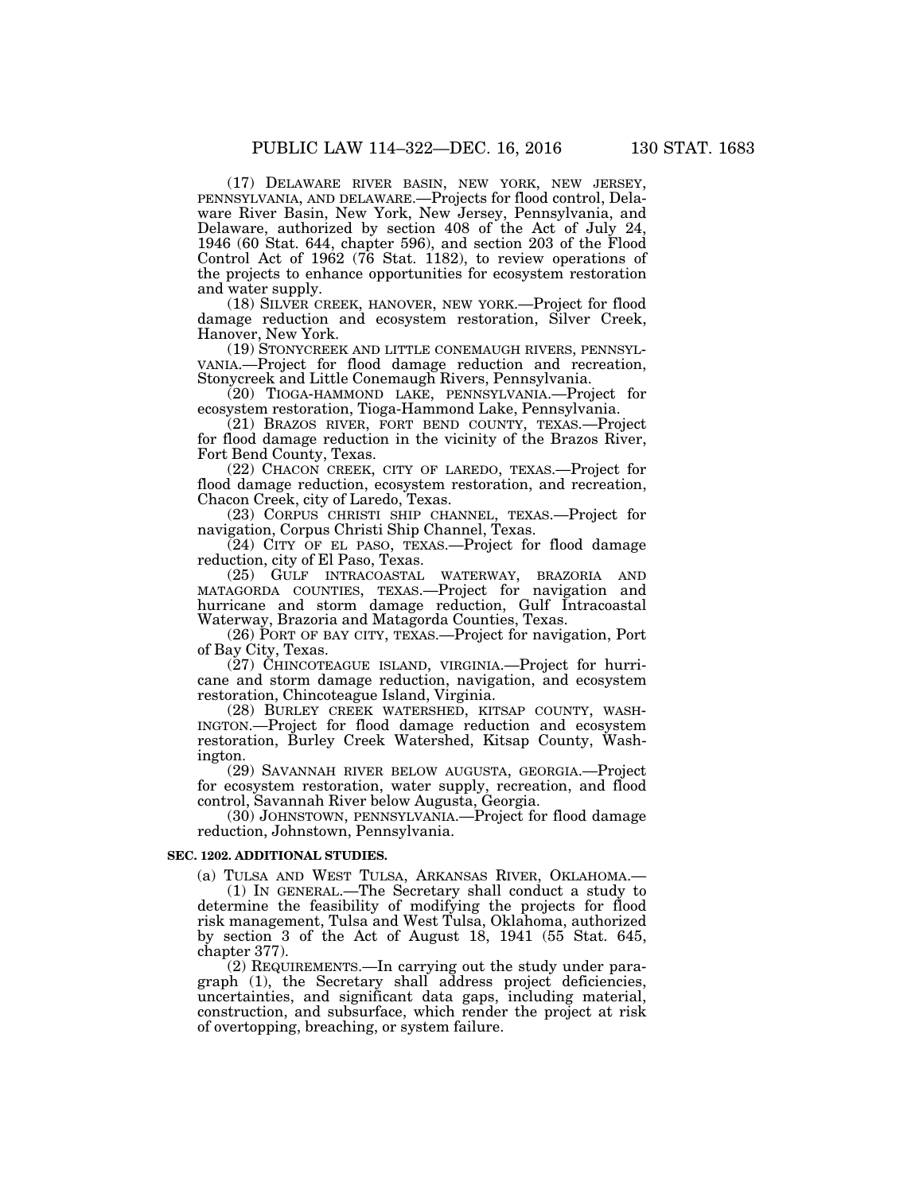(17) DELAWARE RIVER BASIN, NEW YORK, NEW JERSEY, PENNSYLVANIA, AND DELAWARE.—Projects for flood control, Delaware River Basin, New York, New Jersey, Pennsylvania, and Delaware, authorized by section 408 of the Act of July 24, 1946 (60 Stat. 644, chapter 596), and section 203 of the Flood Control Act of 1962 (76 Stat. 1182), to review operations of the projects to enhance opportunities for ecosystem restoration and water supply.

(18) SILVER CREEK, HANOVER, NEW YORK.—Project for flood damage reduction and ecosystem restoration, Silver Creek, Hanover, New York.

(19) STONYCREEK AND LITTLE CONEMAUGH RIVERS, PENNSYLVANIA.—Project for flood damage reduction and recreation, Stonycreek and Little Conemaugh Rivers, Pennsylvania.

(20) TIOGA-HAMMOND LAKE, PENNSYLVANIA.—Project for ecosystem restoration, Tioga-Hammond Lake, Pennsylvania.

(21) BRAZOS RIVER, FORT BEND COUNTY, TEXAS.—Project for flood damage reduction in the vicinity of the Brazos River, Fort Bend County, Texas.

(22) CHACON CREEK, CITY OF LAREDO, TEXAS.—Project for flood damage reduction, ecosystem restoration, and recreation, Chacon Creek, city of Laredo, Texas.

(23) CORPUS CHRISTI SHIP CHANNEL, TEXAS.—Project for navigation, Corpus Christi Ship Channel, Texas.

(24) CITY OF EL PASO, TEXAS.—Project for flood damage reduction, city of El Paso, Texas.

(25) GULF INTRACOASTAL WATERWAY, BRAZORIA AND MATAGORDA COUNTIES, TEXAS.—Project for navigation and hurricane and storm damage reduction, Gulf Intracoastal Waterway, Brazoria and Matagorda Counties, Texas.

(26) PORT OF BAY CITY, TEXAS.—Project for navigation, Port of Bay City, Texas.

(27) CHINCOTEAGUE ISLAND, VIRGINIA.—Project for hurricane and storm damage reduction, navigation, and ecosystem restoration, Chincoteague Island, Virginia.

(28) BURLEY CREEK WATERSHED, KITSAP COUNTY, WASHINGTON.—Project for flood damage reduction and ecosystem restoration, Burley Creek Watershed, Kitsap County, Washington.

(29) SAVANNAH RIVER BELOW AUGUSTA, GEORGIA.—Project for ecosystem restoration, water supply, recreation, and flood control, Savannah River below Augusta, Georgia.

(30) JOHNSTOWN, PENNSYLVANIA.—Project for flood damage reduction, Johnstown, Pennsylvania.

**SEC. 1202. ADDITIONAL STUDIES.**

(a) TULSA AND WEST TULSA, ARKANSAS RIVER, OKLAHOMA.—

(1) IN GENERAL.—The Secretary shall conduct a study to determine the feasibility of modifying the projects for flood risk management, Tulsa and West Tulsa, Oklahoma, authorized by section 3 of the Act of August 18, 1941 (55 Stat. 645, chapter 377).

(2) REQUIREMENTS.—In carrying out the study under paragraph (1), the Secretary shall address project deficiencies, uncertainties, and significant data gaps, including material, construction, and subsurface, which render the project at risk of overtopping, breaching, or system failure.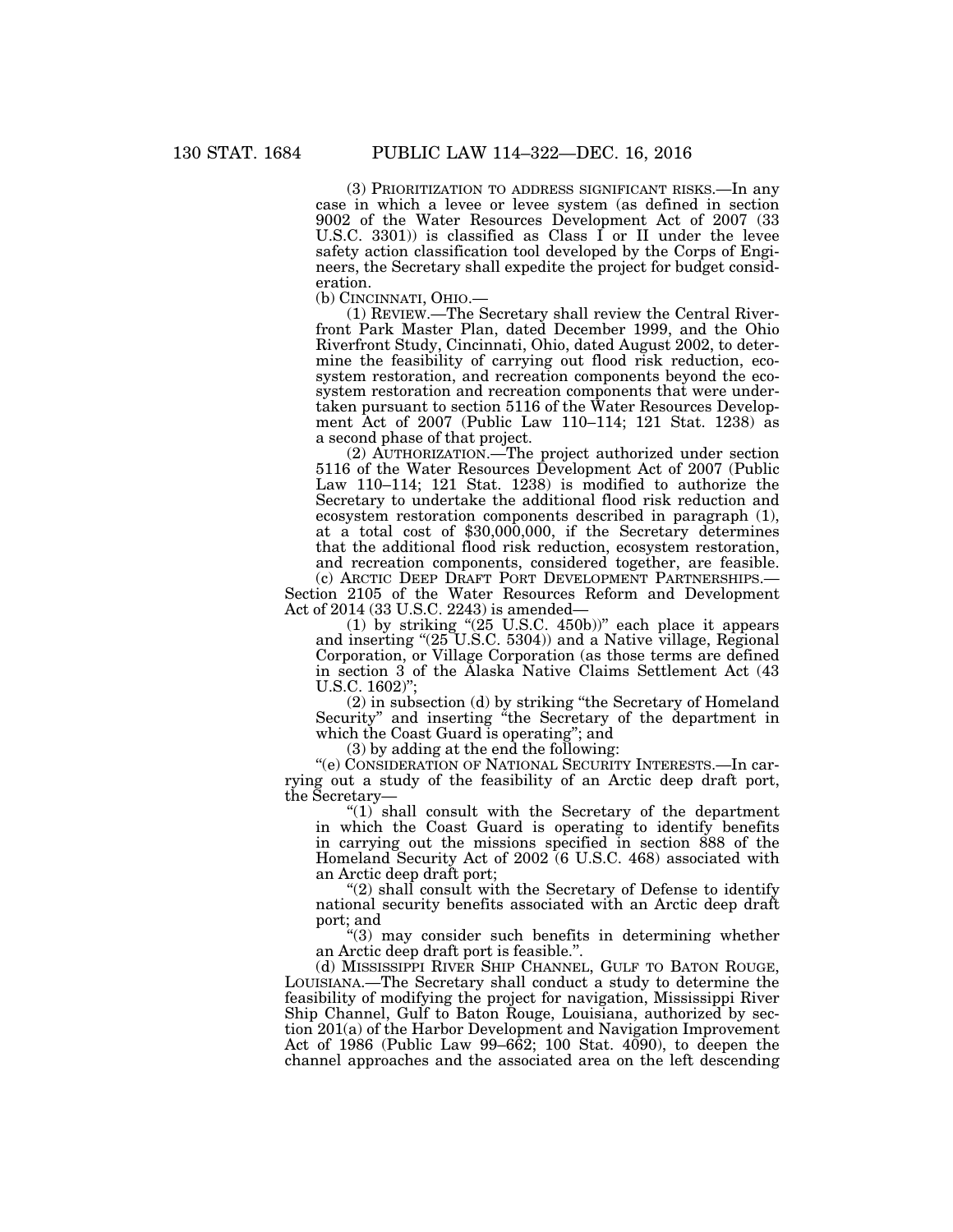(3) PRIORITIZATION TO ADDRESS SIGNIFICANT RISKS.—In any case in which a levee or levee system (as defined in section 9002 of the Water Resources Development Act of 2007 (33 U.S.C. 3301)) is classified as Class I or II under the levee safety action classification tool developed by the Corps of Engineers, the Secretary shall expedite the project for budget consideration.

(b) CINCINNATI, OHIO.—

(1) REVIEW.—The Secretary shall review the Central Riverfront Park Master Plan, dated December 1999, and the Ohio Riverfront Study, Cincinnati, Ohio, dated August 2002, to determine the feasibility of carrying out flood risk reduction, ecosystem restoration, and recreation components beyond the ecosystem restoration and recreation components that were undertaken pursuant to section 5116 of the Water Resources Development Act of 2007 (Public Law 110–114; 121 Stat. 1238) as a second phase of that project.

(2) AUTHORIZATION.—The project authorized under section 5116 of the Water Resources Development Act of 2007 (Public Law 110–114; 121 Stat. 1238) is modified to authorize the Secretary to undertake the additional flood risk reduction and ecosystem restoration components described in paragraph (1), at a total cost of $30,000,000, if the Secretary determines that the additional flood risk reduction, ecosystem restoration, and recreation components, considered together, are feasible.

(c) ARCTIC DEEP DRAFT PORT DEVELOPMENT PARTNERSHIPS.—Section 2105 of the Water Resources Reform and Development Act of 2014 (33 U.S.C. 2243) is amended—

(1) by striking "(25 U.S.C. 450b))" each place it appears and inserting "(25 U.S.C. 5304)) and a Native village, Regional Corporation, or Village Corporation (as those terms are defined in section 3 of the Alaska Native Claims Settlement Act (43 U.S.C. 1602)";

(2) in subsection (d) by striking "the Secretary of Homeland Security" and inserting "the Secretary of the department in which the Coast Guard is operating"; and

(3) by adding at the end the following:

"(e) CONSIDERATION OF NATIONAL SECURITY INTERESTS.—In carrying out a study of the feasibility of an Arctic deep draft port, the Secretary—

"(1) shall consult with the Secretary of the department in which the Coast Guard is operating to identify benefits in carrying out the missions specified in section 888 of the Homeland Security Act of 2002 (6 U.S.C. 468) associated with an Arctic deep draft port;

"(2) shall consult with the Secretary of Defense to identify national security benefits associated with an Arctic deep draft port; and

"(3) may consider such benefits in determining whether an Arctic deep draft port is feasible.".

(d) MISSISSIPPI RIVER SHIP CHANNEL, GULF TO BATON ROUGE, LOUISIANA.—The Secretary shall conduct a study to determine the feasibility of modifying the project for navigation, Mississippi River Ship Channel, Gulf to Baton Rouge, Louisiana, authorized by section 201(a) of the Harbor Development and Navigation Improvement Act of 1986 (Public Law 99–662; 100 Stat. 4090), to deepen the channel approaches and the associated area on the left descending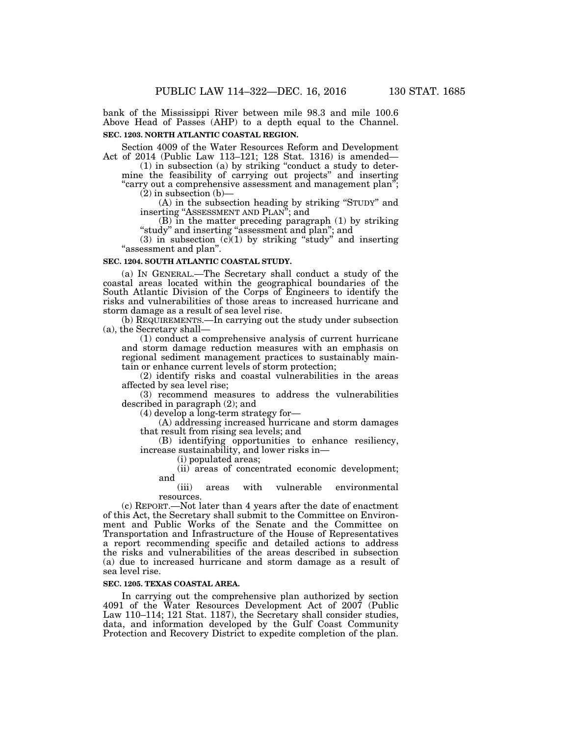bank of the Mississippi River between mile 98.3 and mile 100.6 Above Head of Passes (AHP) to a depth equal to the Channel.

**SEC. 1203. NORTH ATLANTIC COASTAL REGION.**

Section 4009 of the Water Resources Reform and Development Act of 2014 (Public Law 113–121; 128 Stat. 1316) is amended—

(1) in subsection (a) by striking "conduct a study to determine the feasibility of carrying out projects" and inserting "carry out a comprehensive assessment and management plan";

(2) in subsection (b)—

(A) in the subsection heading by striking "STUDY" and inserting "ASSESSMENT AND PLAN"; and

(B) in the matter preceding paragraph (1) by striking "study" and inserting "assessment and plan"; and

(3) in subsection (c)(1) by striking "study" and inserting "assessment and plan".

**SEC. 1204. SOUTH ATLANTIC COASTAL STUDY.**

(a) IN GENERAL.—The Secretary shall conduct a study of the coastal areas located within the geographical boundaries of the South Atlantic Division of the Corps of Engineers to identify the risks and vulnerabilities of those areas to increased hurricane and storm damage as a result of sea level rise.

(b) REQUIREMENTS.—In carrying out the study under subsection (a), the Secretary shall—

(1) conduct a comprehensive analysis of current hurricane and storm damage reduction measures with an emphasis on regional sediment management practices to sustainably maintain or enhance current levels of storm protection;

(2) identify risks and coastal vulnerabilities in the areas affected by sea level rise;

(3) recommend measures to address the vulnerabilities described in paragraph (2); and

(4) develop a long-term strategy for—

(A) addressing increased hurricane and storm damages that result from rising sea levels; and

(B) identifying opportunities to enhance resiliency, increase sustainability, and lower risks in—

(i) populated areas;

(ii) areas of concentrated economic development; and

(iii) areas with vulnerable environmental resources.

(c) REPORT.—Not later than 4 years after the date of enactment of this Act, the Secretary shall submit to the Committee on Environment and Public Works of the Senate and the Committee on Transportation and Infrastructure of the House of Representatives a report recommending specific and detailed actions to address the risks and vulnerabilities of the areas described in subsection (a) due to increased hurricane and storm damage as a result of sea level rise.

**SEC. 1205. TEXAS COASTAL AREA.**

In carrying out the comprehensive plan authorized by section 4091 of the Water Resources Development Act of 2007 (Public Law 110–114; 121 Stat. 1187), the Secretary shall consider studies, data, and information developed by the Gulf Coast Community Protection and Recovery District to expedite completion of the plan.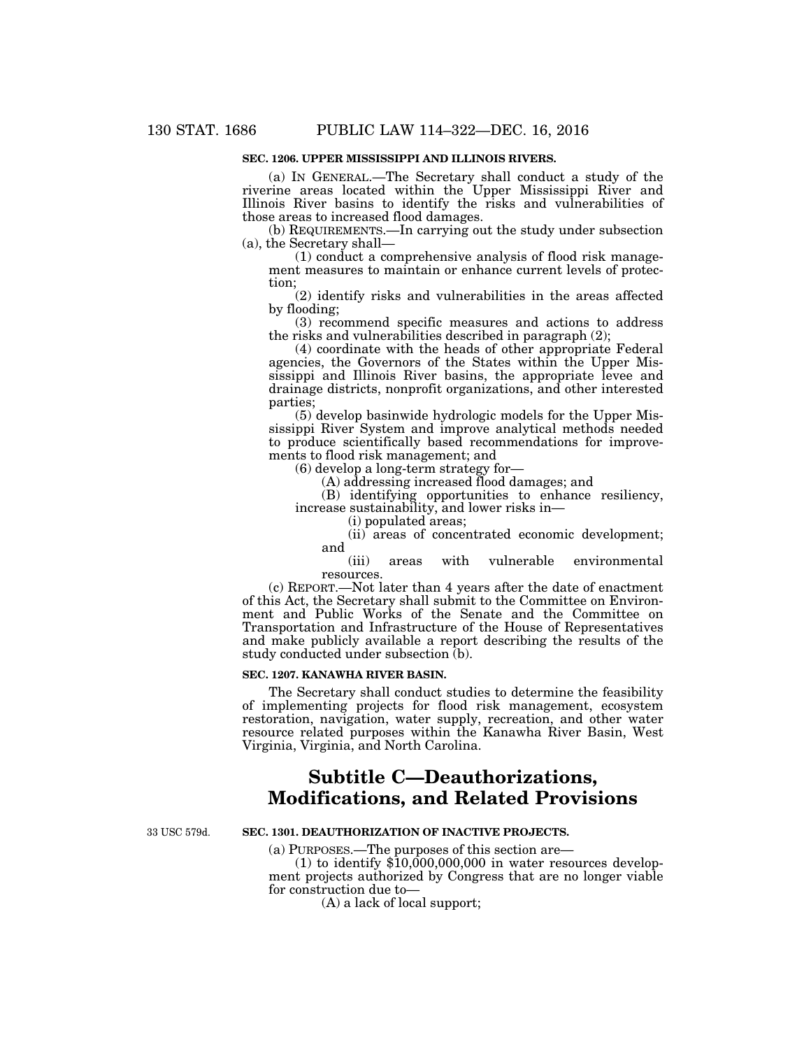**SEC. 1206. UPPER MISSISSIPPI AND ILLINOIS RIVERS.**

(a) IN GENERAL.—The Secretary shall conduct a study of the riverine areas located within the Upper Mississippi River and Illinois River basins to identify the risks and vulnerabilities of those areas to increased flood damages.

(b) REQUIREMENTS.—In carrying out the study under subsection (a), the Secretary shall—

(1) conduct a comprehensive analysis of flood risk management measures to maintain or enhance current levels of protection;

(2) identify risks and vulnerabilities in the areas affected by flooding;

(3) recommend specific measures and actions to address the risks and vulnerabilities described in paragraph (2);

(4) coordinate with the heads of other appropriate Federal agencies, the Governors of the States within the Upper Mississippi and Illinois River basins, the appropriate levee and drainage districts, nonprofit organizations, and other interested parties;

(5) develop basinwide hydrologic models for the Upper Mississippi River System and improve analytical methods needed to produce scientifically based recommendations for improvements to flood risk management; and

(6) develop a long-term strategy for—

(A) addressing increased flood damages; and

(B) identifying opportunities to enhance resiliency, increase sustainability, and lower risks in—

(i) populated areas;

(ii) areas of concentrated economic development; and

(iii) areas with vulnerable environmental resources.

(c) REPORT.—Not later than 4 years after the date of enactment of this Act, the Secretary shall submit to the Committee on Environment and Public Works of the Senate and the Committee on Transportation and Infrastructure of the House of Representatives and make publicly available a report describing the results of the study conducted under subsection (b).

**SEC. 1207. KANAWHA RIVER BASIN.**

The Secretary shall conduct studies to determine the feasibility of implementing projects for flood risk management, ecosystem restoration, navigation, water supply, recreation, and other water resource related purposes within the Kanawha River Basin, West Virginia, Virginia, and North Carolina.

# Subtitle C—Deauthorizations, Modifications, and Related Provisions

33 USC 579d.

**SEC. 1301. DEAUTHORIZATION OF INACTIVE PROJECTS.**

(a) PURPOSES.—The purposes of this section are—

(1) to identify $10,000,000,000 in water resources development projects authorized by Congress that are no longer viable for construction due to—

(A) a lack of local support;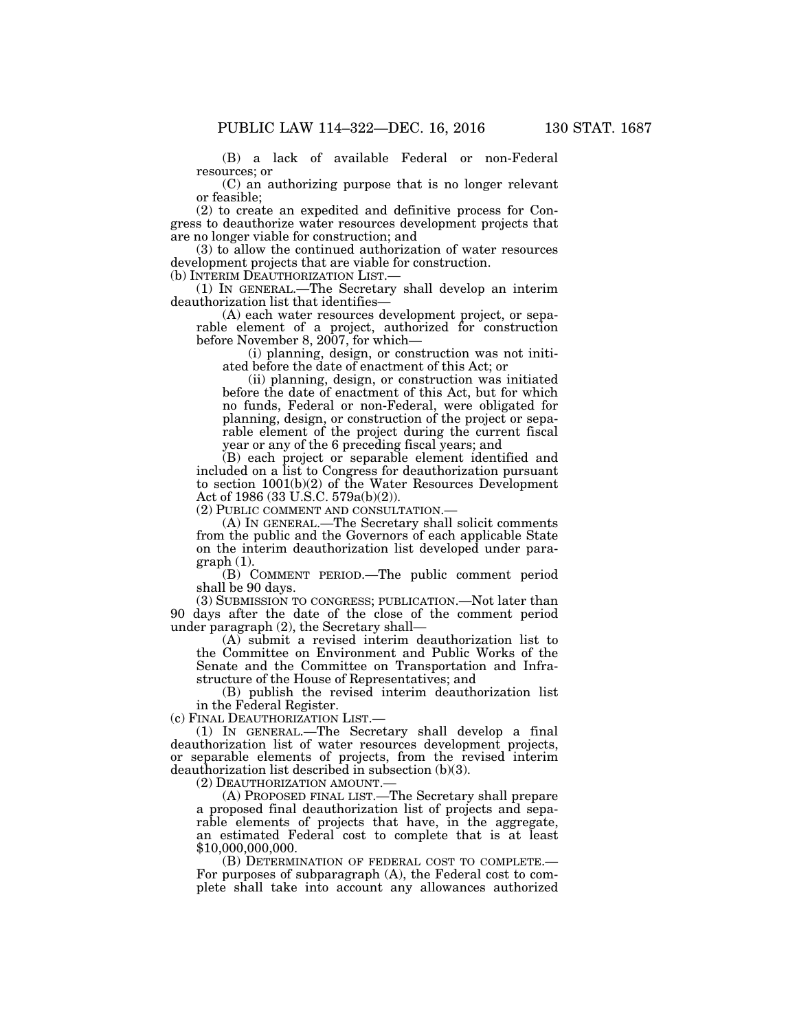(B) a lack of available Federal or non-Federal resources; or

(C) an authorizing purpose that is no longer relevant or feasible;

(2) to create an expedited and definitive process for Congress to deauthorize water resources development projects that are no longer viable for construction; and

(3) to allow the continued authorization of water resources development projects that are viable for construction.

(b) INTERIM DEAUTHORIZATION LIST.—

(1) IN GENERAL.—The Secretary shall develop an interim deauthorization list that identifies—

(A) each water resources development project, or separable element of a project, authorized for construction before November 8, 2007, for which—

(i) planning, design, or construction was not initiated before the date of enactment of this Act; or

(ii) planning, design, or construction was initiated before the date of enactment of this Act, but for which no funds, Federal or non-Federal, were obligated for planning, design, or construction of the project or separable element of the project during the current fiscal year or any of the 6 preceding fiscal years; and

(B) each project or separable element identified and included on a list to Congress for deauthorization pursuant to section 1001(b)(2) of the Water Resources Development Act of 1986 (33 U.S.C. 579a(b)(2)).

(2) PUBLIC COMMENT AND CONSULTATION.—

(A) IN GENERAL.—The Secretary shall solicit comments from the public and the Governors of each applicable State on the interim deauthorization list developed under paragraph (1).

(B) COMMENT PERIOD.—The public comment period shall be 90 days.

(3) SUBMISSION TO CONGRESS; PUBLICATION.—Not later than 90 days after the date of the close of the comment period under paragraph (2), the Secretary shall—

(A) submit a revised interim deauthorization list to the Committee on Environment and Public Works of the Senate and the Committee on Transportation and Infrastructure of the House of Representatives; and

(B) publish the revised interim deauthorization list in the Federal Register.

(c) FINAL DEAUTHORIZATION LIST.—

(1) IN GENERAL.—The Secretary shall develop a final deauthorization list of water resources development projects, or separable elements of projects, from the revised interim deauthorization list described in subsection (b)(3).

(2) DEAUTHORIZATION AMOUNT.—

(A) PROPOSED FINAL LIST.—The Secretary shall prepare a proposed final deauthorization list of projects and separable elements of projects that have, in the aggregate, an estimated Federal cost to complete that is at least $10,000,000,000.

(B) DETERMINATION OF FEDERAL COST TO COMPLETE.—For purposes of subparagraph (A), the Federal cost to complete shall take into account any allowances authorized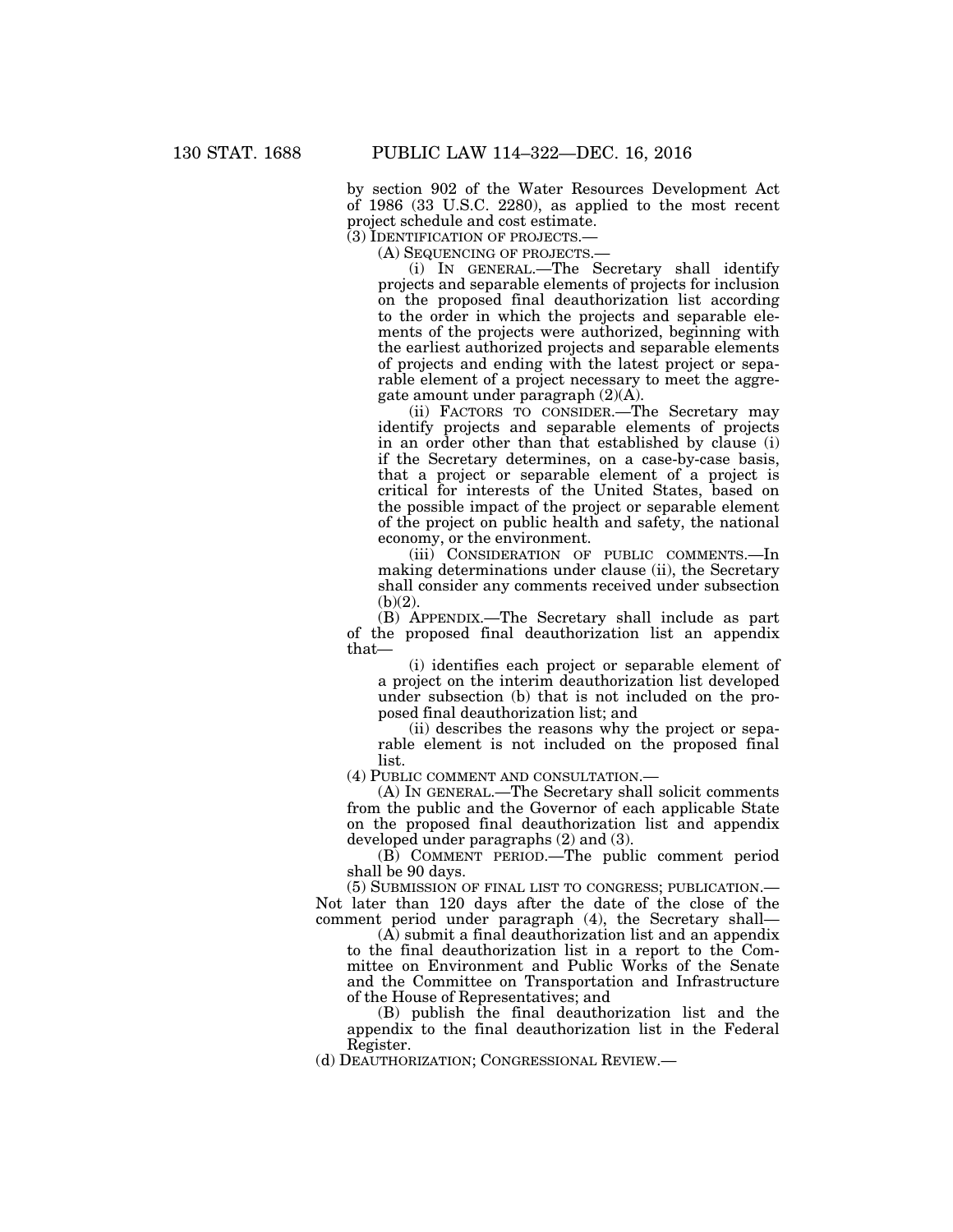by section 902 of the Water Resources Development Act of 1986 (33 U.S.C. 2280), as applied to the most recent project schedule and cost estimate.

(3) IDENTIFICATION OF PROJECTS.—

(A) SEQUENCING OF PROJECTS.—

(i) IN GENERAL.—The Secretary shall identify projects and separable elements of projects for inclusion on the proposed final deauthorization list according to the order in which the projects and separable elements of the projects were authorized, beginning with the earliest authorized projects and separable elements of projects and ending with the latest project or separable element of a project necessary to meet the aggregate amount under paragraph (2)(A).

(ii) FACTORS TO CONSIDER.—The Secretary may identify projects and separable elements of projects in an order other than that established by clause (i) if the Secretary determines, on a case-by-case basis, that a project or separable element of a project is critical for interests of the United States, based on the possible impact of the project or separable element of the project on public health and safety, the national economy, or the environment.

(iii) CONSIDERATION OF PUBLIC COMMENTS.—In making determinations under clause (ii), the Secretary shall consider any comments received under subsection (b)(2).

(B) APPENDIX.—The Secretary shall include as part of the proposed final deauthorization list an appendix that—

(i) identifies each project or separable element of a project on the interim deauthorization list developed under subsection (b) that is not included on the proposed final deauthorization list; and

(ii) describes the reasons why the project or separable element is not included on the proposed final list.

(4) PUBLIC COMMENT AND CONSULTATION.—

(A) IN GENERAL.—The Secretary shall solicit comments from the public and the Governor of each applicable State on the proposed final deauthorization list and appendix developed under paragraphs (2) and (3).

(B) COMMENT PERIOD.—The public comment period shall be 90 days.

(5) SUBMISSION OF FINAL LIST TO CONGRESS; PUBLICATION.— Not later than 120 days after the date of the close of the comment period under paragraph (4), the Secretary shall—

(A) submit a final deauthorization list and an appendix to the final deauthorization list in a report to the Committee on Environment and Public Works of the Senate and the Committee on Transportation and Infrastructure of the House of Representatives; and

(B) publish the final deauthorization list and the appendix to the final deauthorization list in the Federal Register.

(d) DEAUTHORIZATION; CONGRESSIONAL REVIEW.—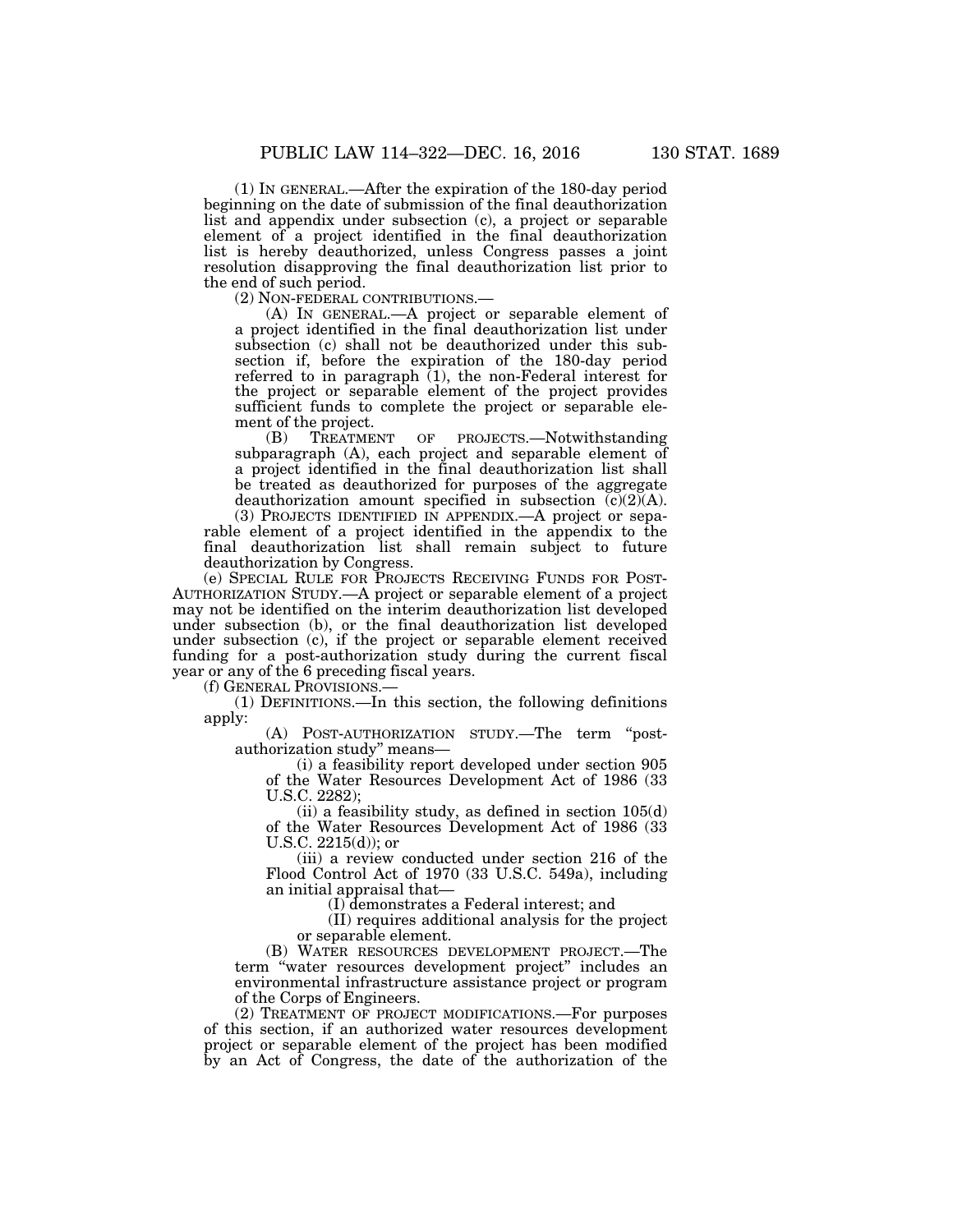(1) IN GENERAL.—After the expiration of the 180-day period beginning on the date of submission of the final deauthorization list and appendix under subsection (c), a project or separable element of a project identified in the final deauthorization list is hereby deauthorized, unless Congress passes a joint resolution disapproving the final deauthorization list prior to the end of such period.

(2) NON-FEDERAL CONTRIBUTIONS.—

(A) IN GENERAL.—A project or separable element of a project identified in the final deauthorization list under subsection (c) shall not be deauthorized under this subsection if, before the expiration of the 180-day period referred to in paragraph (1), the non-Federal interest for the project or separable element of the project provides sufficient funds to complete the project or separable element of the project.

(B) TREATMENT OF PROJECTS.—Notwithstanding subparagraph (A), each project and separable element of a project identified in the final deauthorization list shall be treated as deauthorized for purposes of the aggregate deauthorization amount specified in subsection (c)(2)(A).

(3) PROJECTS IDENTIFIED IN APPENDIX.—A project or separable element of a project identified in the appendix to the final deauthorization list shall remain subject to future deauthorization by Congress.

(e) SPECIAL RULE FOR PROJECTS RECEIVING FUNDS FOR POST-AUTHORIZATION STUDY.—A project or separable element of a project may not be identified on the interim deauthorization list developed under subsection (b), or the final deauthorization list developed under subsection (c), if the project or separable element received funding for a post-authorization study during the current fiscal year or any of the 6 preceding fiscal years.

(f) GENERAL PROVISIONS.—

(1) DEFINITIONS.—In this section, the following definitions apply:

(A) POST-AUTHORIZATION STUDY.—The term "post-authorization study" means—

(i) a feasibility report developed under section 905 of the Water Resources Development Act of 1986 (33 U.S.C. 2282);

(ii) a feasibility study, as defined in section 105(d) of the Water Resources Development Act of 1986 (33 U.S.C. 2215(d)); or

(iii) a review conducted under section 216 of the Flood Control Act of 1970 (33 U.S.C. 549a), including an initial appraisal that—

(I) demonstrates a Federal interest; and

(II) requires additional analysis for the project or separable element.

(B) WATER RESOURCES DEVELOPMENT PROJECT.—The term "water resources development project" includes an environmental infrastructure assistance project or program of the Corps of Engineers.

(2) TREATMENT OF PROJECT MODIFICATIONS.—For purposes of this section, if an authorized water resources development project or separable element of the project has been modified by an Act of Congress, the date of the authorization of the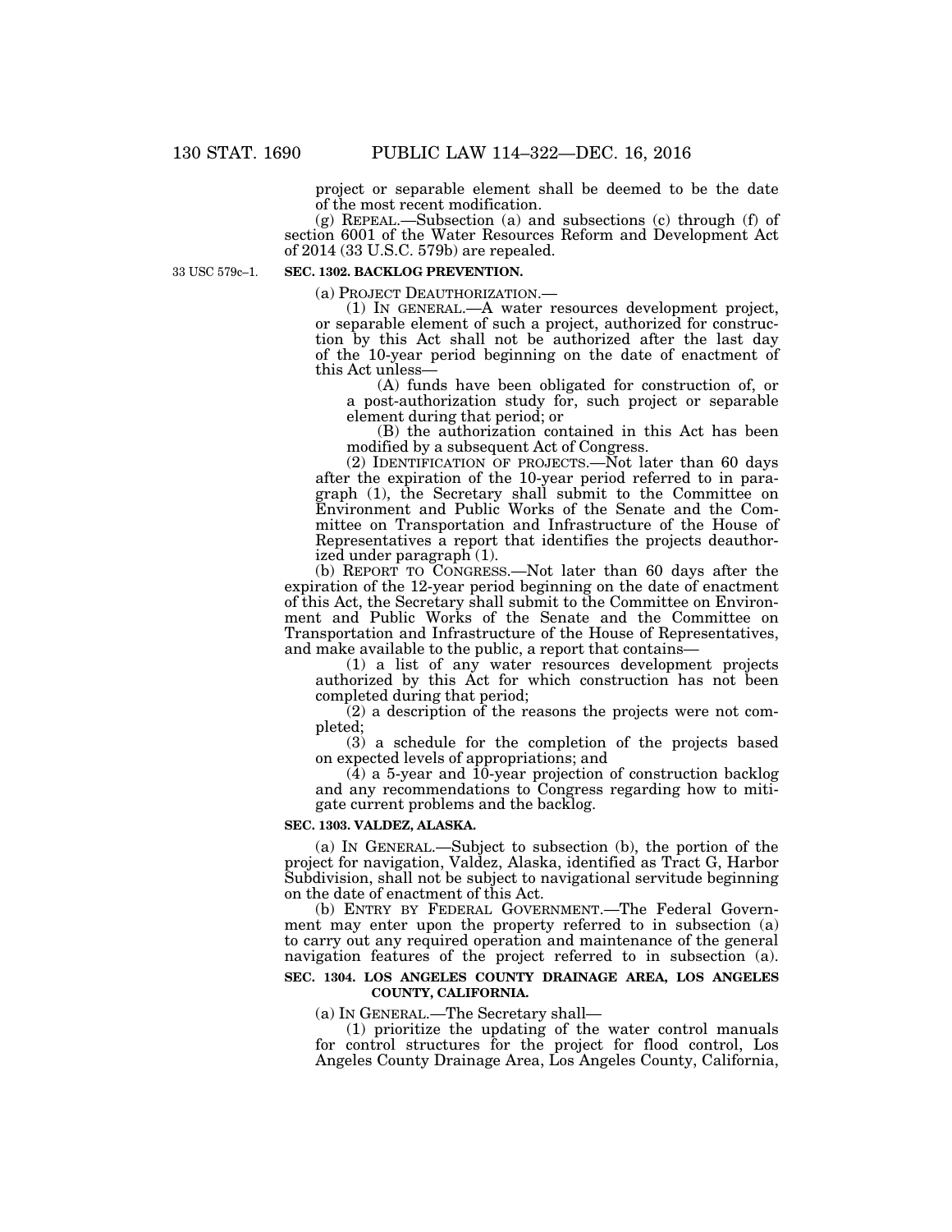project or separable element shall be deemed to be the date of the most recent modification.

(g) REPEAL.—Subsection (a) and subsections (c) through (f) of section 6001 of the Water Resources Reform and Development Act of 2014 (33 U.S.C. 579b) are repealed.

33 USC 579c–1.

**SEC. 1302. BACKLOG PREVENTION.**

(a) PROJECT DEAUTHORIZATION.—

(1) IN GENERAL.—A water resources development project, or separable element of such a project, authorized for construction by this Act shall not be authorized after the last day of the 10-year period beginning on the date of enactment of this Act unless—

(A) funds have been obligated for construction of, or a post-authorization study for, such project or separable element during that period; or

(B) the authorization contained in this Act has been modified by a subsequent Act of Congress.

(2) IDENTIFICATION OF PROJECTS.—Not later than 60 days after the expiration of the 10-year period referred to in paragraph (1), the Secretary shall submit to the Committee on Environment and Public Works of the Senate and the Committee on Transportation and Infrastructure of the House of Representatives a report that identifies the projects deauthorized under paragraph (1).

(b) REPORT TO CONGRESS.—Not later than 60 days after the expiration of the 12-year period beginning on the date of enactment of this Act, the Secretary shall submit to the Committee on Environment and Public Works of the Senate and the Committee on Transportation and Infrastructure of the House of Representatives, and make available to the public, a report that contains—

(1) a list of any water resources development projects authorized by this Act for which construction has not been completed during that period;

(2) a description of the reasons the projects were not completed;

(3) a schedule for the completion of the projects based on expected levels of appropriations; and

(4) a 5-year and 10-year projection of construction backlog and any recommendations to Congress regarding how to mitigate current problems and the backlog.

**SEC. 1303. VALDEZ, ALASKA.**

(a) IN GENERAL.—Subject to subsection (b), the portion of the project for navigation, Valdez, Alaska, identified as Tract G, Harbor Subdivision, shall not be subject to navigational servitude beginning on the date of enactment of this Act.

(b) ENTRY BY FEDERAL GOVERNMENT.—The Federal Government may enter upon the property referred to in subsection (a) to carry out any required operation and maintenance of the general navigation features of the project referred to in subsection (a).

**SEC. 1304. LOS ANGELES COUNTY DRAINAGE AREA, LOS ANGELES COUNTY, CALIFORNIA.**

(a) IN GENERAL.—The Secretary shall—

(1) prioritize the updating of the water control manuals for control structures for the project for flood control, Los Angeles County Drainage Area, Los Angeles County, California,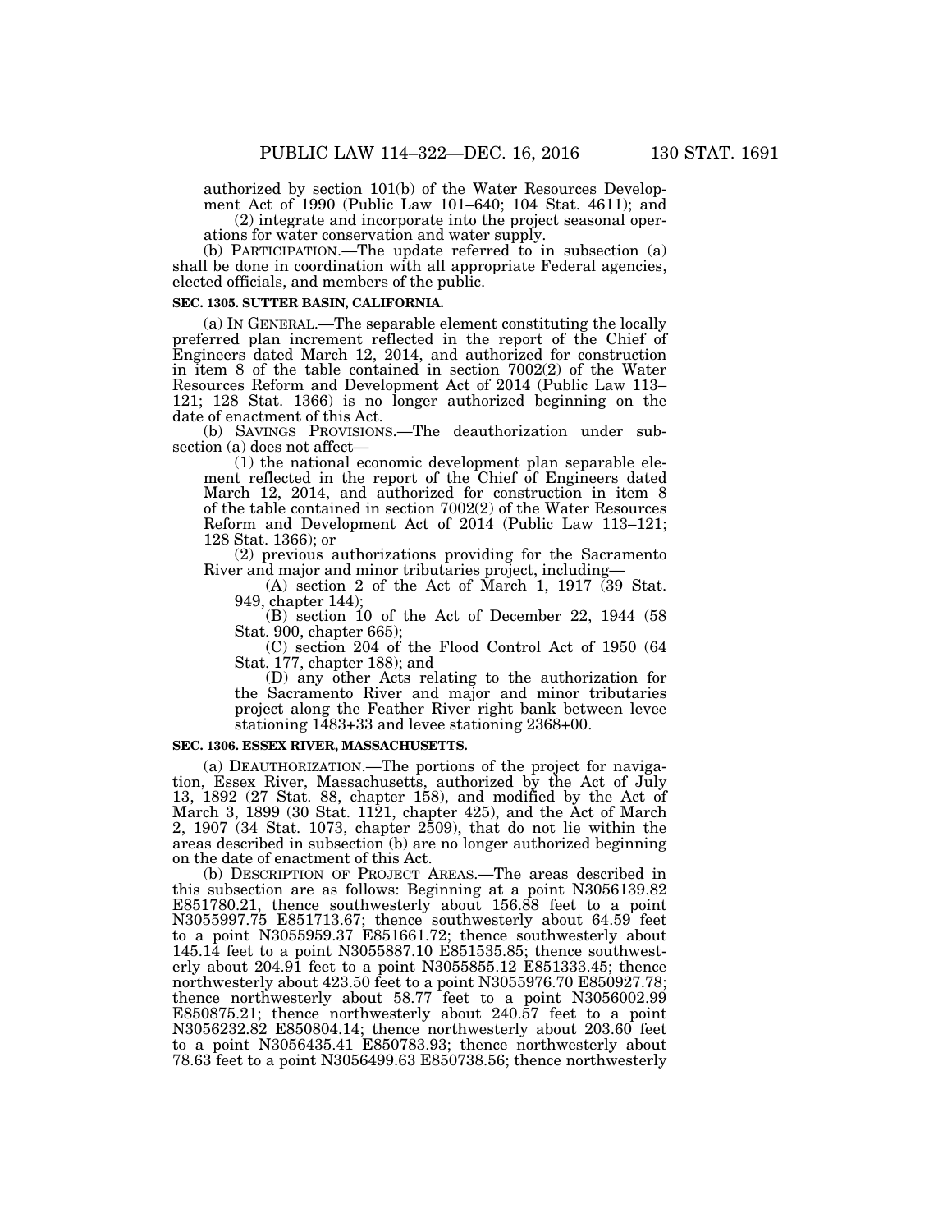authorized by section 101(b) of the Water Resources Development Act of 1990 (Public Law 101–640; 104 Stat. 4611); and

(2) integrate and incorporate into the project seasonal operations for water conservation and water supply.

(b) PARTICIPATION.—The update referred to in subsection (a) shall be done in coordination with all appropriate Federal agencies, elected officials, and members of the public.

**SEC. 1305. SUTTER BASIN, CALIFORNIA.**

(a) IN GENERAL.—The separable element constituting the locally preferred plan increment reflected in the report of the Chief of Engineers dated March 12, 2014, and authorized for construction in item 8 of the table contained in section 7002(2) of the Water Resources Reform and Development Act of 2014 (Public Law 113–121; 128 Stat. 1366) is no longer authorized beginning on the date of enactment of this Act.

(b) SAVINGS PROVISIONS.—The deauthorization under subsection (a) does not affect—

(1) the national economic development plan separable element reflected in the report of the Chief of Engineers dated March 12, 2014, and authorized for construction in item 8 of the table contained in section 7002(2) of the Water Resources Reform and Development Act of 2014 (Public Law 113–121; 128 Stat. 1366); or

(2) previous authorizations providing for the Sacramento River and major and minor tributaries project, including—

(A) section 2 of the Act of March 1, 1917 (39 Stat. 949, chapter 144);

(B) section 10 of the Act of December 22, 1944 (58 Stat. 900, chapter 665);

(C) section 204 of the Flood Control Act of 1950 (64 Stat. 177, chapter 188); and

(D) any other Acts relating to the authorization for the Sacramento River and major and minor tributaries project along the Feather River right bank between levee stationing 1483+33 and levee stationing 2368+00.

**SEC. 1306. ESSEX RIVER, MASSACHUSETTS.**

(a) DEAUTHORIZATION.—The portions of the project for navigation, Essex River, Massachusetts, authorized by the Act of July 13, 1892 (27 Stat. 88, chapter 158), and modified by the Act of March 3, 1899 (30 Stat. 1121, chapter 425), and the Act of March 2, 1907 (34 Stat. 1073, chapter 2509), that do not lie within the areas described in subsection (b) are no longer authorized beginning on the date of enactment of this Act.

(b) DESCRIPTION OF PROJECT AREAS.—The areas described in this subsection are as follows: Beginning at a point N3056139.82 E851780.21, thence southwesterly about 156.88 feet to a point N3055997.75 E851713.67; thence southwesterly about 64.59 feet to a point N3055959.37 E851661.72; thence southwesterly about 145.14 feet to a point N3055887.10 E851535.85; thence southwesterly about 204.91 feet to a point N3055855.12 E851333.45; thence northwesterly about 423.50 feet to a point N3055976.70 E850927.78; thence northwesterly about 58.77 feet to a point N3056002.99 E850875.21; thence northwesterly about 240.57 feet to a point N3056232.82 E850804.14; thence northwesterly about 203.60 feet to a point N3056435.41 E850783.93; thence northwesterly about 78.63 feet to a point N3056499.63 E850738.56; thence northwesterly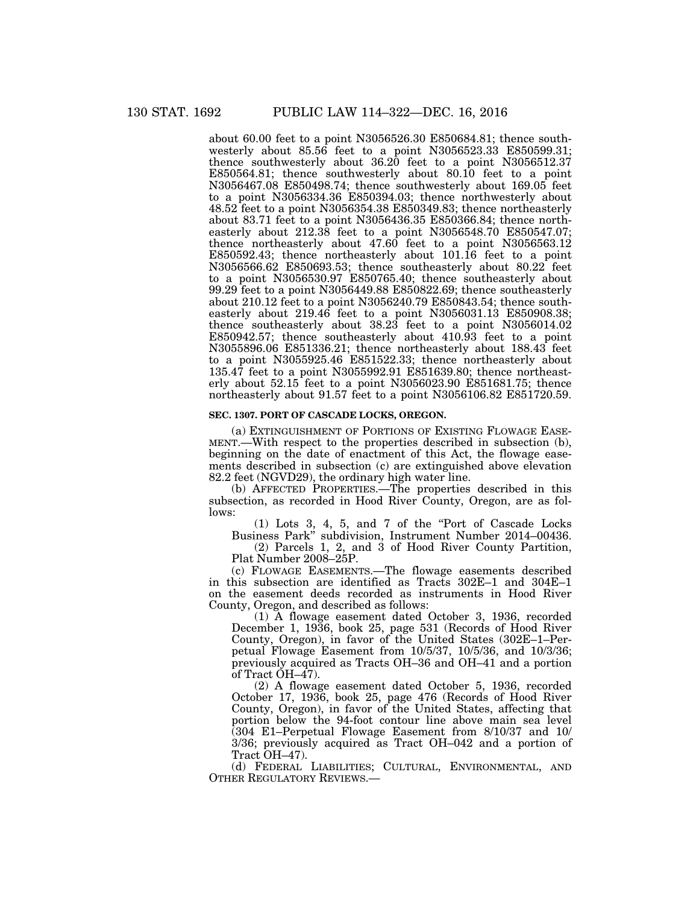about 60.00 feet to a point N3056526.30 E850684.81; thence southwesterly about 85.56 feet to a point N3056523.33 E850599.31; thence southwesterly about 36.20 feet to a point N3056512.37 E850564.81; thence southwesterly about 80.10 feet to a point N3056467.08 E850498.74; thence southwesterly about 169.05 feet to a point N3056334.36 E850394.03; thence northwesterly about 48.52 feet to a point N3056354.38 E850349.83; thence northeasterly about 83.71 feet to a point N3056436.35 E850366.84; thence northeasterly about 212.38 feet to a point N3056548.70 E850547.07; thence northeasterly about 47.60 feet to a point N3056563.12 E850592.43; thence northeasterly about 101.16 feet to a point N3056566.62 E850693.53; thence southeasterly about 80.22 feet to a point N3056530.97 E850765.40; thence southeasterly about 99.29 feet to a point N3056449.88 E850822.69; thence southeasterly about 210.12 feet to a point N3056240.79 E850843.54; thence southeasterly about 219.46 feet to a point N3056031.13 E850908.38; thence southeasterly about 38.23 feet to a point N3056014.02 E850942.57; thence southeasterly about 410.93 feet to a point N3055896.06 E851336.21; thence northeasterly about 188.43 feet to a point N3055925.46 E851522.33; thence northeasterly about 135.47 feet to a point N3055992.91 E851639.80; thence northeasterly about 52.15 feet to a point N3056023.90 E851681.75; thence northeasterly about 91.57 feet to a point N3056106.82 E851720.59.

**SEC. 1307. PORT OF CASCADE LOCKS, OREGON.**

(a) EXTINGUISHMENT OF PORTIONS OF EXISTING FLOWAGE EASEMENT.—With respect to the properties described in subsection (b), beginning on the date of enactment of this Act, the flowage easements described in subsection (c) are extinguished above elevation 82.2 feet (NGVD29), the ordinary high water line.

(b) AFFECTED PROPERTIES.—The properties described in this subsection, as recorded in Hood River County, Oregon, are as follows:

(1) Lots 3, 4, 5, and 7 of the "Port of Cascade Locks Business Park" subdivision, Instrument Number 2014–00436.

(2) Parcels 1, 2, and 3 of Hood River County Partition, Plat Number 2008–25P.

(c) FLOWAGE EASEMENTS.—The flowage easements described in this subsection are identified as Tracts 302E–1 and 304E–1 on the easement deeds recorded as instruments in Hood River County, Oregon, and described as follows:

(1) A flowage easement dated October 3, 1936, recorded December 1, 1936, book 25, page 531 (Records of Hood River County, Oregon), in favor of the United States (302E–1–Perpetual Flowage Easement from 10/5/37, 10/5/36, and 10/3/36; previously acquired as Tracts OH–36 and OH–41 and a portion of Tract OH–47).

(2) A flowage easement dated October 5, 1936, recorded October 17, 1936, book 25, page 476 (Records of Hood River County, Oregon), in favor of the United States, affecting that portion below the 94-foot contour line above main sea level (304 E1–Perpetual Flowage Easement from 8/10/37 and 10/3/36; previously acquired as Tract OH–042 and a portion of Tract OH–47).

(d) FEDERAL LIABILITIES; CULTURAL, ENVIRONMENTAL, AND OTHER REGULATORY REVIEWS.—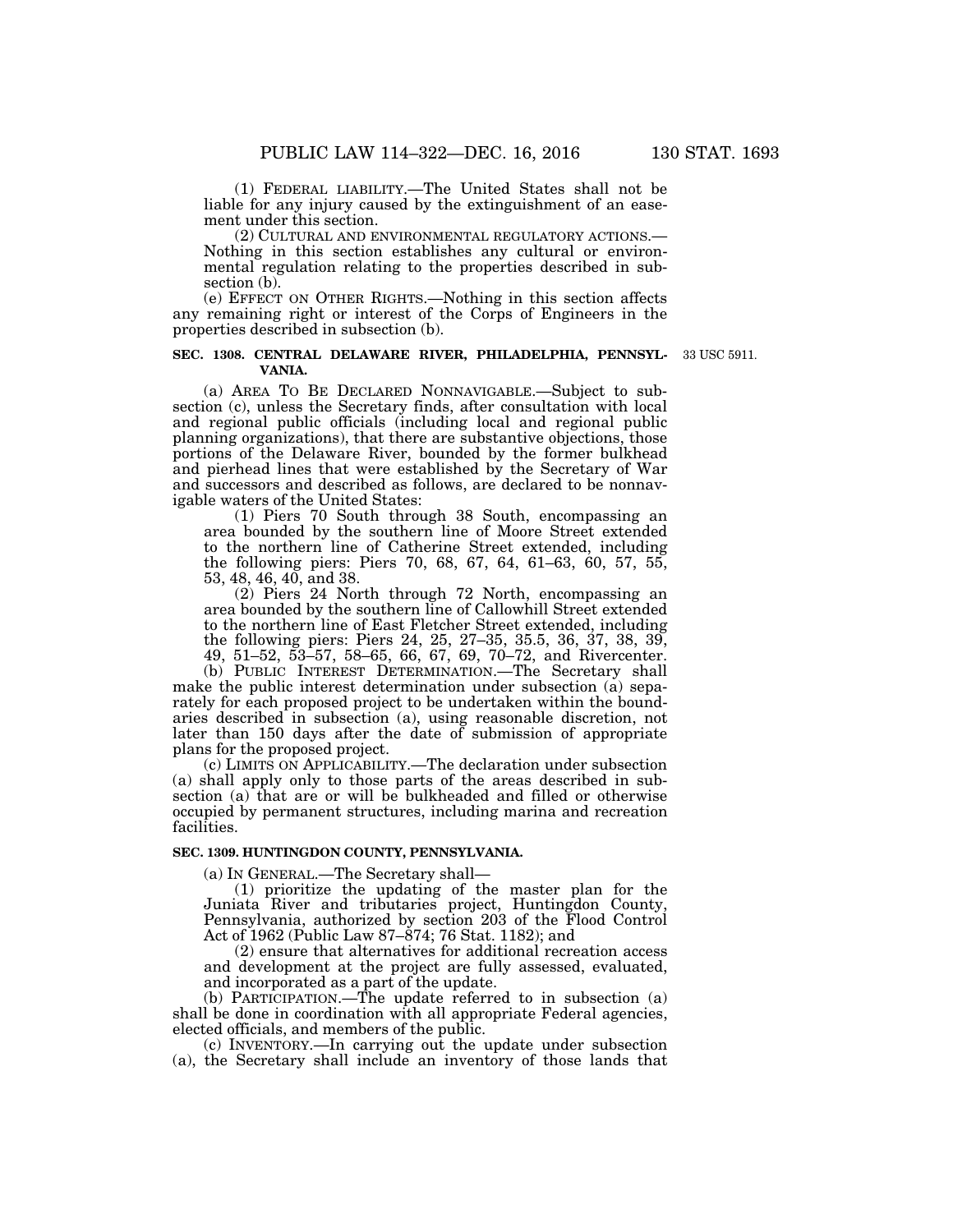(1) FEDERAL LIABILITY.—The United States shall not be liable for any injury caused by the extinguishment of an easement under this section.

(2) CULTURAL AND ENVIRONMENTAL REGULATORY ACTIONS.—Nothing in this section establishes any cultural or environmental regulation relating to the properties described in subsection (b).

(e) EFFECT ON OTHER RIGHTS.—Nothing in this section affects any remaining right or interest of the Corps of Engineers in the properties described in subsection (b).

### SEC. 1308. CENTRAL DELAWARE RIVER, PHILADELPHIA, PENNSYLVANIA.

33 USC 5911.

(a) AREA TO BE DECLARED NONNAVIGABLE.—Subject to subsection (c), unless the Secretary finds, after consultation with local and regional public officials (including local and regional public planning organizations), that there are substantive objections, those portions of the Delaware River, bounded by the former bulkhead and pierhead lines that were established by the Secretary of War and successors and described as follows, are declared to be nonnavigable waters of the United States:

(1) Piers 70 South through 38 South, encompassing an area bounded by the southern line of Moore Street extended to the northern line of Catherine Street extended, including the following piers: Piers 70, 68, 67, 64, 61–63, 60, 57, 55, 53, 48, 46, 40, and 38.

(2) Piers 24 North through 72 North, encompassing an area bounded by the southern line of Callowhill Street extended to the northern line of East Fletcher Street extended, including the following piers: Piers 24, 25, 27–35, 35.5, 36, 37, 38, 39, 49, 51–52, 53–57, 58–65, 66, 67, 69, 70–72, and Rivercenter.

(b) PUBLIC INTEREST DETERMINATION.—The Secretary shall make the public interest determination under subsection (a) separately for each proposed project to be undertaken within the boundaries described in subsection (a), using reasonable discretion, not later than 150 days after the date of submission of appropriate plans for the proposed project.

(c) LIMITS ON APPLICABILITY.—The declaration under subsection (a) shall apply only to those parts of the areas described in subsection (a) that are or will be bulkheaded and filled or otherwise occupied by permanent structures, including marina and recreation facilities.

### SEC. 1309. HUNTINGDON COUNTY, PENNSYLVANIA.

(a) IN GENERAL.—The Secretary shall—

(1) prioritize the updating of the master plan for the Juniata River and tributaries project, Huntingdon County, Pennsylvania, authorized by section 203 of the Flood Control Act of 1962 (Public Law 87–874; 76 Stat. 1182); and

(2) ensure that alternatives for additional recreation access and development at the project are fully assessed, evaluated, and incorporated as a part of the update.

(b) PARTICIPATION.—The update referred to in subsection (a) shall be done in coordination with all appropriate Federal agencies, elected officials, and members of the public.

(c) INVENTORY.—In carrying out the update under subsection (a), the Secretary shall include an inventory of those lands that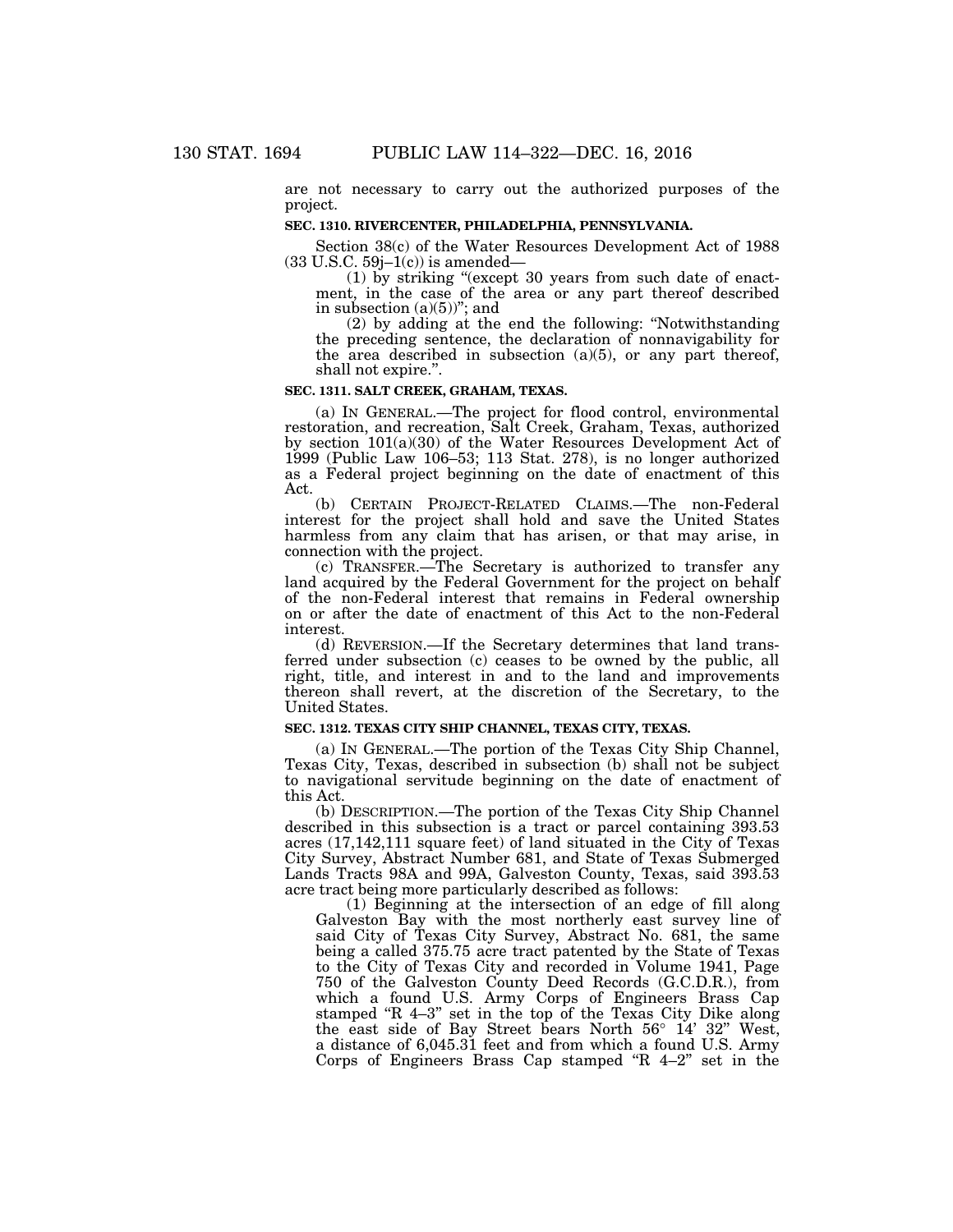are not necessary to carry out the authorized purposes of the project.

**SEC. 1310. RIVERCENTER, PHILADELPHIA, PENNSYLVANIA.**

Section 38(c) of the Water Resources Development Act of 1988 (33 U.S.C. 59j–1(c)) is amended—

(1) by striking "(except 30 years from such date of enactment, in the case of the area or any part thereof described in subsection (a)(5))"; and

(2) by adding at the end the following: "Notwithstanding the preceding sentence, the declaration of nonnavigability for the area described in subsection (a)(5), or any part thereof, shall not expire.".

**SEC. 1311. SALT CREEK, GRAHAM, TEXAS.**

(a) IN GENERAL.—The project for flood control, environmental restoration, and recreation, Salt Creek, Graham, Texas, authorized by section 101(a)(30) of the Water Resources Development Act of 1999 (Public Law 106–53; 113 Stat. 278), is no longer authorized as a Federal project beginning on the date of enactment of this Act.

(b) CERTAIN PROJECT-RELATED CLAIMS.—The non-Federal interest for the project shall hold and save the United States harmless from any claim that has arisen, or that may arise, in connection with the project.

(c) TRANSFER.—The Secretary is authorized to transfer any land acquired by the Federal Government for the project on behalf of the non-Federal interest that remains in Federal ownership on or after the date of enactment of this Act to the non-Federal interest.

(d) REVERSION.—If the Secretary determines that land transferred under subsection (c) ceases to be owned by the public, all right, title, and interest in and to the land and improvements thereon shall revert, at the discretion of the Secretary, to the United States.

**SEC. 1312. TEXAS CITY SHIP CHANNEL, TEXAS CITY, TEXAS.**

(a) IN GENERAL.—The portion of the Texas City Ship Channel, Texas City, Texas, described in subsection (b) shall not be subject to navigational servitude beginning on the date of enactment of this Act.

(b) DESCRIPTION.—The portion of the Texas City Ship Channel described in this subsection is a tract or parcel containing 393.53 acres (17,142,111 square feet) of land situated in the City of Texas City Survey, Abstract Number 681, and State of Texas Submerged Lands Tracts 98A and 99A, Galveston County, Texas, said 393.53 acre tract being more particularly described as follows:

(1) Beginning at the intersection of an edge of fill along Galveston Bay with the most northerly east survey line of said City of Texas City Survey, Abstract No. 681, the same being a called 375.75 acre tract patented by the State of Texas to the City of Texas City and recorded in Volume 1941, Page 750 of the Galveston County Deed Records (G.C.D.R.), from which a found U.S. Army Corps of Engineers Brass Cap stamped "R 4–3" set in the top of the Texas City Dike along the east side of Bay Street bears North 56° 14' 32" West, a distance of 6,045.31 feet and from which a found U.S. Army Corps of Engineers Brass Cap stamped "R 4–2" set in the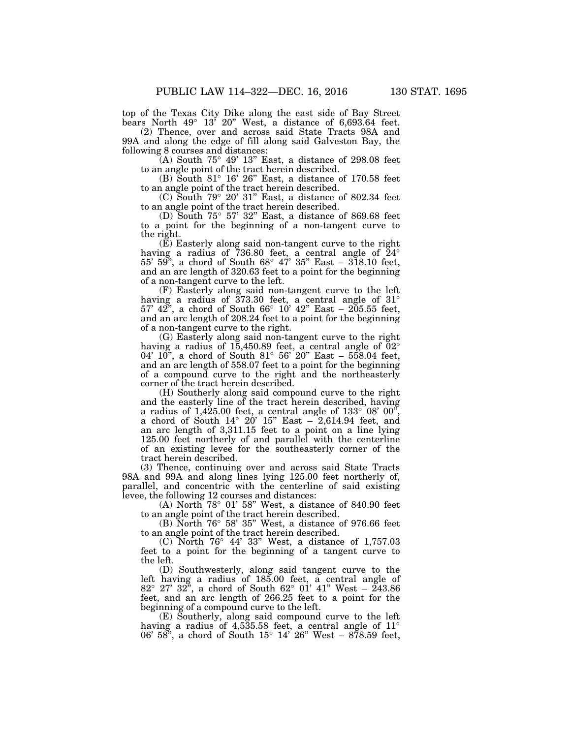top of the Texas City Dike along the east side of Bay Street bears North 49° 13' 20" West, a distance of 6,693.64 feet.

(2) Thence, over and across said State Tracts 98A and 99A and along the edge of fill along said Galveston Bay, the following 8 courses and distances:

(A) South 75° 49' 13" East, a distance of 298.08 feet to an angle point of the tract herein described.

(B) South 81° 16' 26" East, a distance of 170.58 feet to an angle point of the tract herein described.

(C) South 79° 20' 31" East, a distance of 802.34 feet to an angle point of the tract herein described.

(D) South 75° 57' 32" East, a distance of 869.68 feet to a point for the beginning of a non-tangent curve to the right.

(E) Easterly along said non-tangent curve to the right having a radius of 736.80 feet, a central angle of 24° 55' 59", a chord of South 68° 47' 35" East – 318.10 feet, and an arc length of 320.63 feet to a point for the beginning of a non-tangent curve to the left.

(F) Easterly along said non-tangent curve to the left having a radius of 373.30 feet, a central angle of 31° 57' 42", a chord of South 66° 10' 42" East – 205.55 feet, and an arc length of 208.24 feet to a point for the beginning of a non-tangent curve to the right.

(G) Easterly along said non-tangent curve to the right having a radius of 15,450.89 feet, a central angle of 02° 04' 10", a chord of South 81° 56' 20" East – 558.04 feet, and an arc length of 558.07 feet to a point for the beginning of a compound curve to the right and the northeasterly corner of the tract herein described.

(H) Southerly along said compound curve to the right and the easterly line of the tract herein described, having a radius of 1,425.00 feet, a central angle of 133° 08' 00", a chord of South 14° 20' 15" East – 2,614.94 feet, and an arc length of 3,311.15 feet to a point on a line lying 125.00 feet northerly of and parallel with the centerline of an existing levee for the southeasterly corner of the tract herein described.

(3) Thence, continuing over and across said State Tracts 98A and 99A and along lines lying 125.00 feet northerly of, parallel, and concentric with the centerline of said existing levee, the following 12 courses and distances:

(A) North 78° 01' 58" West, a distance of 840.90 feet to an angle point of the tract herein described.

(B) North 76° 58' 35" West, a distance of 976.66 feet to an angle point of the tract herein described.

(C) North 76° 44' 33" West, a distance of 1,757.03 feet to a point for the beginning of a tangent curve to the left.

(D) Southwesterly, along said tangent curve to the left having a radius of 185.00 feet, a central angle of 82° 27' 32", a chord of South 62° 01' 41" West – 243.86 feet, and an arc length of 266.25 feet to a point for the beginning of a compound curve to the left.

(E) Southerly, along said compound curve to the left having a radius of 4,535.58 feet, a central angle of 11° 06' 58", a chord of South 15° 14' 26" West – 878.59 feet,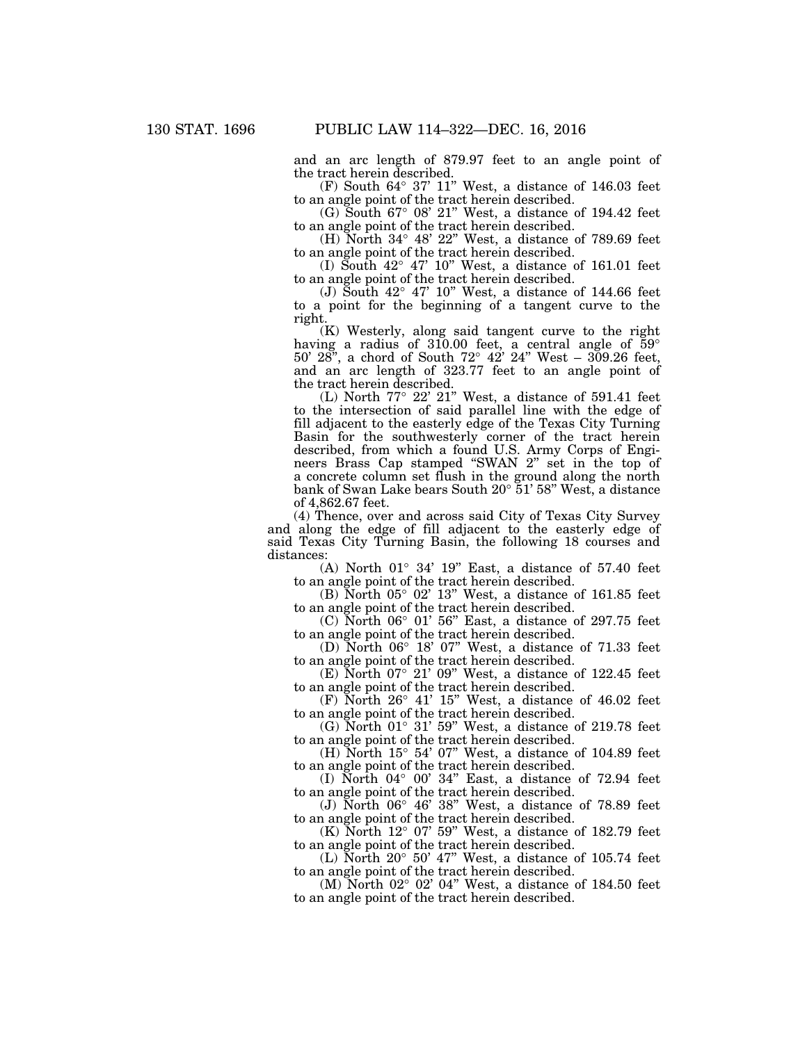and an arc length of 879.97 feet to an angle point of the tract herein described.

(F) South 64° 37' 11" West, a distance of 146.03 feet to an angle point of the tract herein described.

(G) South 67° 08' 21" West, a distance of 194.42 feet to an angle point of the tract herein described.

(H) North 34° 48' 22" West, a distance of 789.69 feet to an angle point of the tract herein described.

(I) South 42° 47' 10" West, a distance of 161.01 feet to an angle point of the tract herein described.

(J) South 42° 47' 10" West, a distance of 144.66 feet to a point for the beginning of a tangent curve to the right.

(K) Westerly, along said tangent curve to the right having a radius of 310.00 feet, a central angle of 59° 50' 28", a chord of South 72° 42' 24" West – 309.26 feet, and an arc length of 323.77 feet to an angle point of the tract herein described.

(L) North 77° 22' 21" West, a distance of 591.41 feet to the intersection of said parallel line with the edge of fill adjacent to the easterly edge of the Texas City Turning Basin for the southwesterly corner of the tract herein described, from which a found U.S. Army Corps of Engineers Brass Cap stamped "SWAN 2" set in the top of a concrete column set flush in the ground along the north bank of Swan Lake bears South 20° 51' 58" West, a distance of 4,862.67 feet.

(4) Thence, over and across said City of Texas City Survey and along the edge of fill adjacent to the easterly edge of said Texas City Turning Basin, the following 18 courses and distances:

(A) North 01° 34' 19" East, a distance of 57.40 feet to an angle point of the tract herein described.

(B) North 05° 02' 13" West, a distance of 161.85 feet to an angle point of the tract herein described.

(C) North 06° 01' 56" East, a distance of 297.75 feet to an angle point of the tract herein described.

(D) North 06° 18' 07" West, a distance of 71.33 feet to an angle point of the tract herein described.

(E) North 07° 21' 09" West, a distance of 122.45 feet to an angle point of the tract herein described.

(F) North 26° 41' 15" West, a distance of 46.02 feet to an angle point of the tract herein described.

(G) North 01° 31' 59" West, a distance of 219.78 feet to an angle point of the tract herein described.

(H) North 15° 54' 07" West, a distance of 104.89 feet to an angle point of the tract herein described.

(I) North 04° 00' 34" East, a distance of 72.94 feet to an angle point of the tract herein described.

(J) North 06° 46' 38" West, a distance of 78.89 feet to an angle point of the tract herein described.

(K) North 12° 07' 59" West, a distance of 182.79 feet to an angle point of the tract herein described.

(L) North 20° 50' 47" West, a distance of 105.74 feet to an angle point of the tract herein described.

(M) North 02° 02' 04" West, a distance of 184.50 feet to an angle point of the tract herein described.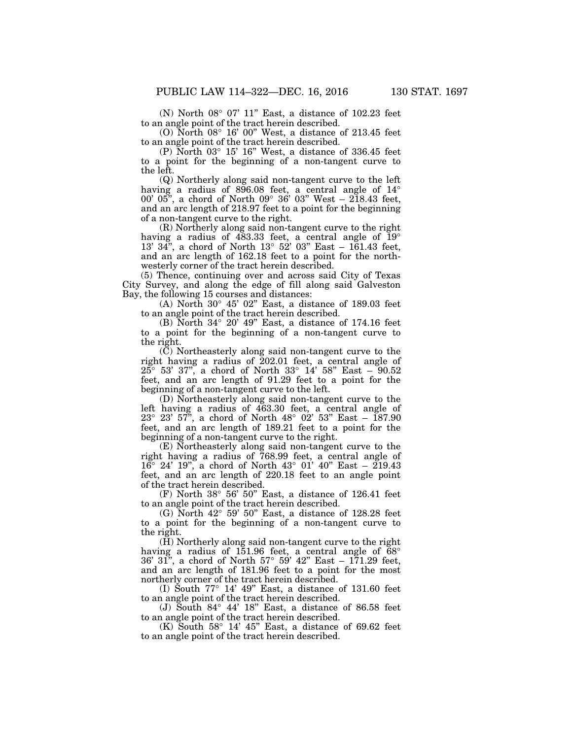(N) North 08° 07' 11" East, a distance of 102.23 feet to an angle point of the tract herein described.

(O) North 08° 16' 00" West, a distance of 213.45 feet to an angle point of the tract herein described.

(P) North 03° 15' 16" West, a distance of 336.45 feet to a point for the beginning of a non-tangent curve to the left.

(Q) Northerly along said non-tangent curve to the left having a radius of 896.08 feet, a central angle of 14° 00' 05", a chord of North 09° 36' 03" West – 218.43 feet, and an arc length of 218.97 feet to a point for the beginning of a non-tangent curve to the right.

(R) Northerly along said non-tangent curve to the right having a radius of 483.33 feet, a central angle of 19° 13' 34", a chord of North 13° 52' 03" East – 161.43 feet, and an arc length of 162.18 feet to a point for the northwesterly corner of the tract herein described.

(5) Thence, continuing over and across said City of Texas City Survey, and along the edge of fill along said Galveston Bay, the following 15 courses and distances:

(A) North 30° 45' 02" East, a distance of 189.03 feet to an angle point of the tract herein described.

(B) North 34° 20' 49" East, a distance of 174.16 feet to a point for the beginning of a non-tangent curve to the right.

(C) Northeasterly along said non-tangent curve to the right having a radius of 202.01 feet, a central angle of 25° 53' 37", a chord of North 33° 14' 58" East – 90.52 feet, and an arc length of 91.29 feet to a point for the beginning of a non-tangent curve to the left.

(D) Northeasterly along said non-tangent curve to the left having a radius of 463.30 feet, a central angle of 23° 23' 57", a chord of North 48° 02' 53" East – 187.90 feet, and an arc length of 189.21 feet to a point for the beginning of a non-tangent curve to the right.

(E) Northeasterly along said non-tangent curve to the right having a radius of 768.99 feet, a central angle of 16° 24' 19", a chord of North 43° 01' 40" East – 219.43 feet, and an arc length of 220.18 feet to an angle point of the tract herein described.

(F) North 38° 56' 50" East, a distance of 126.41 feet to an angle point of the tract herein described.

(G) North 42° 59' 50" East, a distance of 128.28 feet to a point for the beginning of a non-tangent curve to the right.

(H) Northerly along said non-tangent curve to the right having a radius of 151.96 feet, a central angle of 68° 36' 31", a chord of North 57° 59' 42" East – 171.29 feet, and an arc length of 181.96 feet to a point for the most northerly corner of the tract herein described.

(I) South 77° 14' 49" East, a distance of 131.60 feet to an angle point of the tract herein described.

(J) South 84° 44' 18" East, a distance of 86.58 feet to an angle point of the tract herein described.

(K) South 58° 14' 45" East, a distance of 69.62 feet to an angle point of the tract herein described.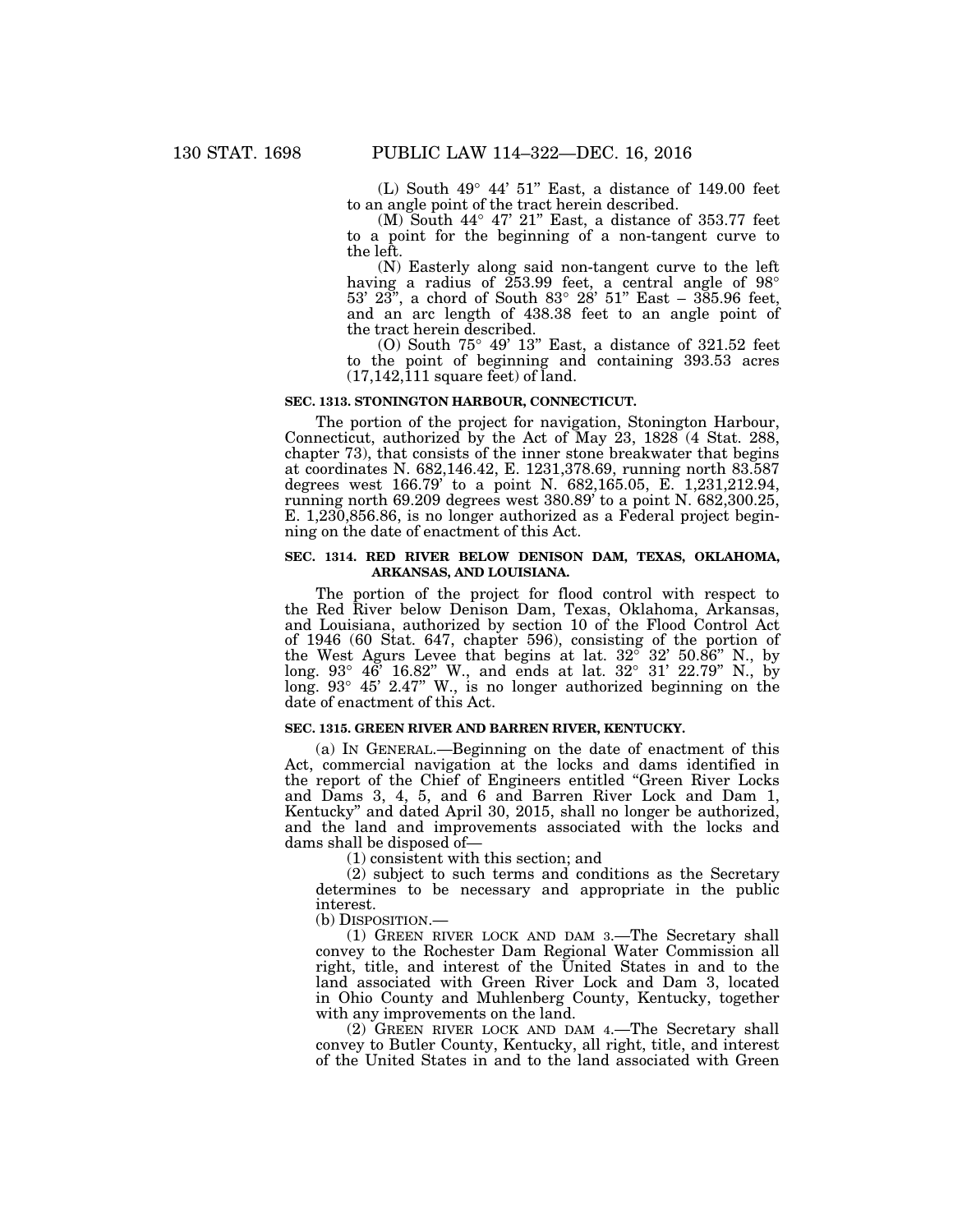(L) South 49° 44' 51" East, a distance of 149.00 feet to an angle point of the tract herein described.

(M) South 44° 47' 21" East, a distance of 353.77 feet to a point for the beginning of a non-tangent curve to the left.

(N) Easterly along said non-tangent curve to the left having a radius of 253.99 feet, a central angle of 98° 53' 23", a chord of South 83° 28' 51" East – 385.96 feet, and an arc length of 438.38 feet to an angle point of the tract herein described.

(O) South 75° 49' 13" East, a distance of 321.52 feet to the point of beginning and containing 393.53 acres (17,142,111 square feet) of land.

**SEC. 1313. STONINGTON HARBOUR, CONNECTICUT.**

The portion of the project for navigation, Stonington Harbour, Connecticut, authorized by the Act of May 23, 1828 (4 Stat. 288, chapter 73), that consists of the inner stone breakwater that begins at coordinates N. 682,146.42, E. 1231,378.69, running north 83.587 degrees west 166.79' to a point N. 682,165.05, E. 1,231,212.94, running north 69.209 degrees west 380.89' to a point N. 682,300.25, E. 1,230,856.86, is no longer authorized as a Federal project beginning on the date of enactment of this Act.

**SEC. 1314. RED RIVER BELOW DENISON DAM, TEXAS, OKLAHOMA, ARKANSAS, AND LOUISIANA.**

The portion of the project for flood control with respect to the Red River below Denison Dam, Texas, Oklahoma, Arkansas, and Louisiana, authorized by section 10 of the Flood Control Act of 1946 (60 Stat. 647, chapter 596), consisting of the portion of the West Agurs Levee that begins at lat. 32° 32' 50.86" N., by long. 93° 46' 16.82" W., and ends at lat. 32° 31' 22.79" N., by long. 93° 45' 2.47" W., is no longer authorized beginning on the date of enactment of this Act.

**SEC. 1315. GREEN RIVER AND BARREN RIVER, KENTUCKY.**

(a) IN GENERAL.—Beginning on the date of enactment of this Act, commercial navigation at the locks and dams identified in the report of the Chief of Engineers entitled "Green River Locks and Dams 3, 4, 5, and 6 and Barren River Lock and Dam 1, Kentucky" and dated April 30, 2015, shall no longer be authorized, and the land and improvements associated with the locks and dams shall be disposed of—

(1) consistent with this section; and

(2) subject to such terms and conditions as the Secretary determines to be necessary and appropriate in the public interest.

(b) DISPOSITION.—

(1) GREEN RIVER LOCK AND DAM 3.—The Secretary shall convey to the Rochester Dam Regional Water Commission all right, title, and interest of the United States in and to the land associated with Green River Lock and Dam 3, located in Ohio County and Muhlenberg County, Kentucky, together with any improvements on the land.

(2) GREEN RIVER LOCK AND DAM 4.—The Secretary shall convey to Butler County, Kentucky, all right, title, and interest of the United States in and to the land associated with Green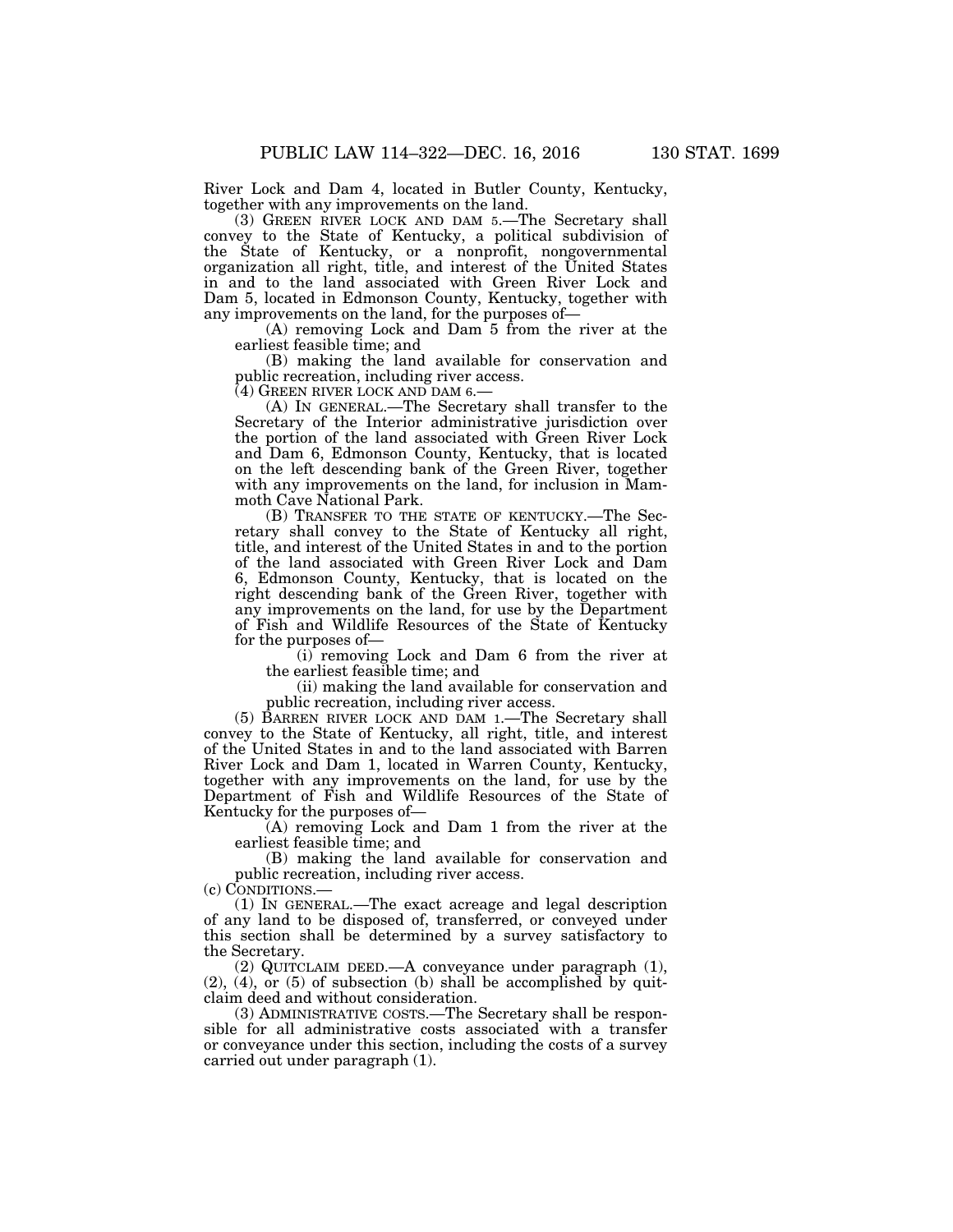River Lock and Dam 4, located in Butler County, Kentucky, together with any improvements on the land.

(3) GREEN RIVER LOCK AND DAM 5.—The Secretary shall convey to the State of Kentucky, a political subdivision of the State of Kentucky, or a nonprofit, nongovernmental organization all right, title, and interest of the United States in and to the land associated with Green River Lock and Dam 5, located in Edmonson County, Kentucky, together with any improvements on the land, for the purposes of—

(A) removing Lock and Dam 5 from the river at the earliest feasible time; and

(B) making the land available for conservation and public recreation, including river access.

(4) GREEN RIVER LOCK AND DAM 6.—

(A) IN GENERAL.—The Secretary shall transfer to the Secretary of the Interior administrative jurisdiction over the portion of the land associated with Green River Lock and Dam 6, Edmonson County, Kentucky, that is located on the left descending bank of the Green River, together with any improvements on the land, for inclusion in Mammoth Cave National Park.

(B) TRANSFER TO THE STATE OF KENTUCKY.—The Secretary shall convey to the State of Kentucky all right, title, and interest of the United States in and to the portion of the land associated with Green River Lock and Dam 6, Edmonson County, Kentucky, that is located on the right descending bank of the Green River, together with any improvements on the land, for use by the Department of Fish and Wildlife Resources of the State of Kentucky for the purposes of—

(i) removing Lock and Dam 6 from the river at the earliest feasible time; and

(ii) making the land available for conservation and public recreation, including river access.

(5) BARREN RIVER LOCK AND DAM 1.—The Secretary shall convey to the State of Kentucky, all right, title, and interest of the United States in and to the land associated with Barren River Lock and Dam 1, located in Warren County, Kentucky, together with any improvements on the land, for use by the Department of Fish and Wildlife Resources of the State of Kentucky for the purposes of—

(A) removing Lock and Dam 1 from the river at the earliest feasible time; and

(B) making the land available for conservation and public recreation, including river access.

(c) CONDITIONS.—

(1) IN GENERAL.—The exact acreage and legal description of any land to be disposed of, transferred, or conveyed under this section shall be determined by a survey satisfactory to the Secretary.

(2) QUITCLAIM DEED.—A conveyance under paragraph (1), (2), (4), or (5) of subsection (b) shall be accomplished by quitclaim deed and without consideration.

(3) ADMINISTRATIVE COSTS.—The Secretary shall be responsible for all administrative costs associated with a transfer or conveyance under this section, including the costs of a survey carried out under paragraph (1).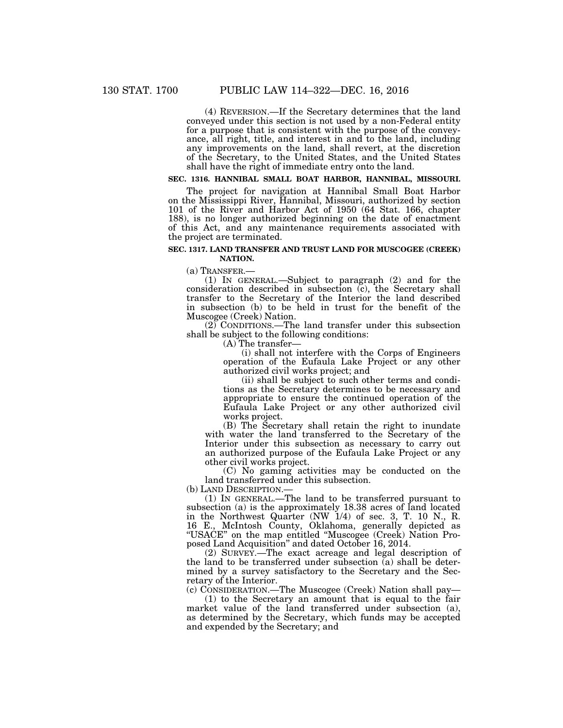(4) REVERSION.—If the Secretary determines that the land conveyed under this section is not used by a non-Federal entity for a purpose that is consistent with the purpose of the conveyance, all right, title, and interest in and to the land, including any improvements on the land, shall revert, at the discretion of the Secretary, to the United States, and the United States shall have the right of immediate entry onto the land.

### SEC. 1316. HANNIBAL SMALL BOAT HARBOR, HANNIBAL, MISSOURI.

The project for navigation at Hannibal Small Boat Harbor on the Mississippi River, Hannibal, Missouri, authorized by section 101 of the River and Harbor Act of 1950 (64 Stat. 166, chapter 188), is no longer authorized beginning on the date of enactment of this Act, and any maintenance requirements associated with the project are terminated.

### SEC. 1317. LAND TRANSFER AND TRUST LAND FOR MUSCOGEE (CREEK) NATION.

(a) TRANSFER.—

(1) IN GENERAL.—Subject to paragraph (2) and for the consideration described in subsection (c), the Secretary shall transfer to the Secretary of the Interior the land described in subsection (b) to be held in trust for the benefit of the Muscogee (Creek) Nation.

(2) CONDITIONS.—The land transfer under this subsection shall be subject to the following conditions:

(A) The transfer—

(i) shall not interfere with the Corps of Engineers operation of the Eufaula Lake Project or any other authorized civil works project; and

(ii) shall be subject to such other terms and conditions as the Secretary determines to be necessary and appropriate to ensure the continued operation of the Eufaula Lake Project or any other authorized civil works project.

(B) The Secretary shall retain the right to inundate with water the land transferred to the Secretary of the Interior under this subsection as necessary to carry out an authorized purpose of the Eufaula Lake Project or any other civil works project.

(C) No gaming activities may be conducted on the land transferred under this subsection.

(b) LAND DESCRIPTION.—

(1) IN GENERAL.—The land to be transferred pursuant to subsection (a) is the approximately 18.38 acres of land located in the Northwest Quarter (NW 1/4) of sec. 3, T. 10 N., R. 16 E., McIntosh County, Oklahoma, generally depicted as "USACE" on the map entitled "Muscogee (Creek) Nation Proposed Land Acquisition" and dated October 16, 2014.

(2) SURVEY.—The exact acreage and legal description of the land to be transferred under subsection (a) shall be determined by a survey satisfactory to the Secretary and the Secretary of the Interior.

(c) CONSIDERATION.—The Muscogee (Creek) Nation shall pay—

(1) to the Secretary an amount that is equal to the fair market value of the land transferred under subsection (a), as determined by the Secretary, which funds may be accepted and expended by the Secretary; and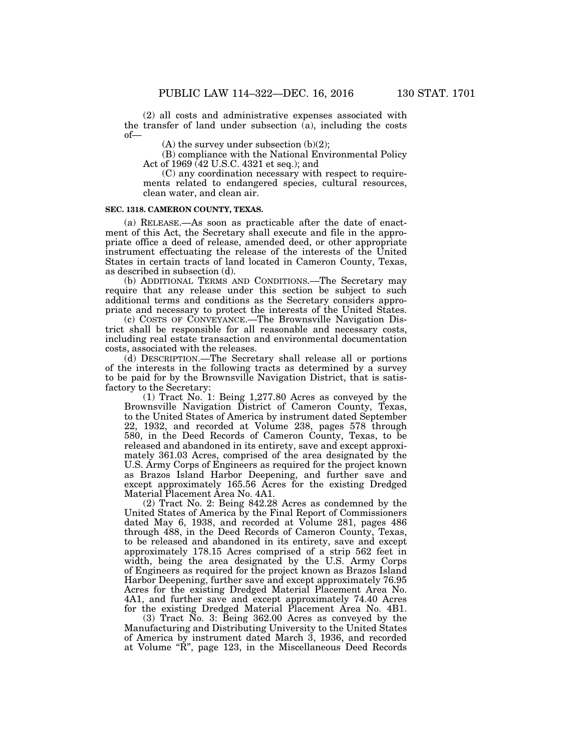(2) all costs and administrative expenses associated with the transfer of land under subsection (a), including the costs of—

(A) the survey under subsection (b)(2);

(B) compliance with the National Environmental Policy Act of 1969 (42 U.S.C. 4321 et seq.); and

(C) any coordination necessary with respect to requirements related to endangered species, cultural resources, clean water, and clean air.

**SEC. 1318. CAMERON COUNTY, TEXAS.**

(a) RELEASE.—As soon as practicable after the date of enactment of this Act, the Secretary shall execute and file in the appropriate office a deed of release, amended deed, or other appropriate instrument effectuating the release of the interests of the United States in certain tracts of land located in Cameron County, Texas, as described in subsection (d).

(b) ADDITIONAL TERMS AND CONDITIONS.—The Secretary may require that any release under this section be subject to such additional terms and conditions as the Secretary considers appropriate and necessary to protect the interests of the United States.

(c) COSTS OF CONVEYANCE.—The Brownsville Navigation District shall be responsible for all reasonable and necessary costs, including real estate transaction and environmental documentation costs, associated with the releases.

(d) DESCRIPTION.—The Secretary shall release all or portions of the interests in the following tracts as determined by a survey to be paid for by the Brownsville Navigation District, that is satisfactory to the Secretary:

(1) Tract No. 1: Being 1,277.80 Acres as conveyed by the Brownsville Navigation District of Cameron County, Texas, to the United States of America by instrument dated September 22, 1932, and recorded at Volume 238, pages 578 through 580, in the Deed Records of Cameron County, Texas, to be released and abandoned in its entirety, save and except approximately 361.03 Acres, comprised of the area designated by the U.S. Army Corps of Engineers as required for the project known as Brazos Island Harbor Deepening, and further save and except approximately 165.56 Acres for the existing Dredged Material Placement Area No. 4A1.

(2) Tract No. 2: Being 842.28 Acres as condemned by the United States of America by the Final Report of Commissioners dated May 6, 1938, and recorded at Volume 281, pages 486 through 488, in the Deed Records of Cameron County, Texas, to be released and abandoned in its entirety, save and except approximately 178.15 Acres comprised of a strip 562 feet in width, being the area designated by the U.S. Army Corps of Engineers as required for the project known as Brazos Island Harbor Deepening, further save and except approximately 76.95 Acres for the existing Dredged Material Placement Area No. 4A1, and further save and except approximately 74.40 Acres for the existing Dredged Material Placement Area No. 4B1.

(3) Tract No. 3: Being 362.00 Acres as conveyed by the Manufacturing and Distributing University to the United States of America by instrument dated March 3, 1936, and recorded at Volume "R", page 123, in the Miscellaneous Deed Records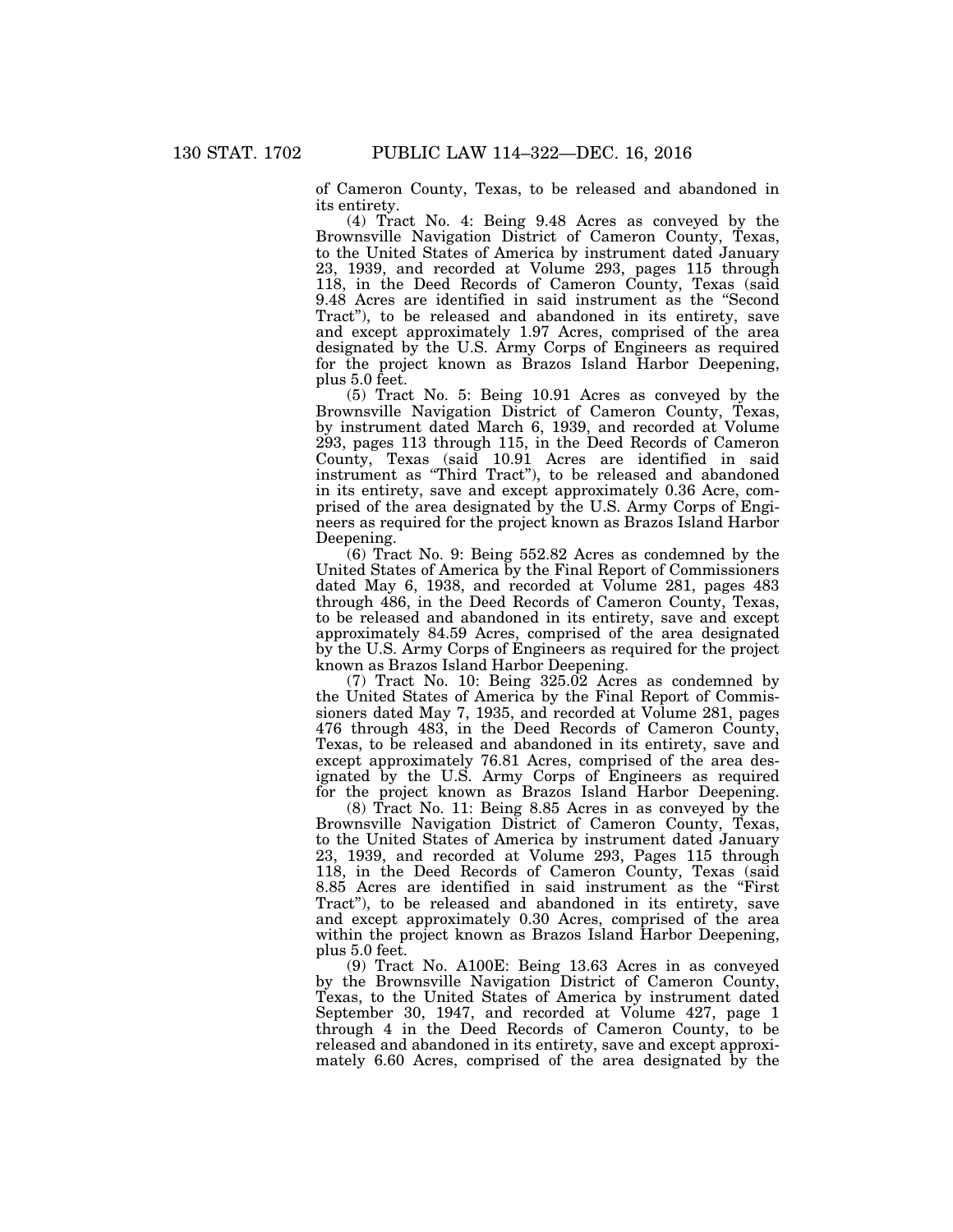of Cameron County, Texas, to be released and abandoned in its entirety.

(4) Tract No. 4: Being 9.48 Acres as conveyed by the Brownsville Navigation District of Cameron County, Texas, to the United States of America by instrument dated January 23, 1939, and recorded at Volume 293, pages 115 through 118, in the Deed Records of Cameron County, Texas (said 9.48 Acres are identified in said instrument as the "Second Tract"), to be released and abandoned in its entirety, save and except approximately 1.97 Acres, comprised of the area designated by the U.S. Army Corps of Engineers as required for the project known as Brazos Island Harbor Deepening, plus 5.0 feet.

(5) Tract No. 5: Being 10.91 Acres as conveyed by the Brownsville Navigation District of Cameron County, Texas, by instrument dated March 6, 1939, and recorded at Volume 293, pages 113 through 115, in the Deed Records of Cameron County, Texas (said 10.91 Acres are identified in said instrument as "Third Tract"), to be released and abandoned in its entirety, save and except approximately 0.36 Acre, comprised of the area designated by the U.S. Army Corps of Engineers as required for the project known as Brazos Island Harbor Deepening.

(6) Tract No. 9: Being 552.82 Acres as condemned by the United States of America by the Final Report of Commissioners dated May 6, 1938, and recorded at Volume 281, pages 483 through 486, in the Deed Records of Cameron County, Texas, to be released and abandoned in its entirety, save and except approximately 84.59 Acres, comprised of the area designated by the U.S. Army Corps of Engineers as required for the project known as Brazos Island Harbor Deepening.

(7) Tract No. 10: Being 325.02 Acres as condemned by the United States of America by the Final Report of Commissioners dated May 7, 1935, and recorded at Volume 281, pages 476 through 483, in the Deed Records of Cameron County, Texas, to be released and abandoned in its entirety, save and except approximately 76.81 Acres, comprised of the area designated by the U.S. Army Corps of Engineers as required for the project known as Brazos Island Harbor Deepening.

(8) Tract No. 11: Being 8.85 Acres in as conveyed by the Brownsville Navigation District of Cameron County, Texas, to the United States of America by instrument dated January 23, 1939, and recorded at Volume 293, Pages 115 through 118, in the Deed Records of Cameron County, Texas (said 8.85 Acres are identified in said instrument as the "First Tract"), to be released and abandoned in its entirety, save and except approximately 0.30 Acres, comprised of the area within the project known as Brazos Island Harbor Deepening, plus 5.0 feet.

(9) Tract No. A100E: Being 13.63 Acres in as conveyed by the Brownsville Navigation District of Cameron County, Texas, to the United States of America by instrument dated September 30, 1947, and recorded at Volume 427, page 1 through 4 in the Deed Records of Cameron County, to be released and abandoned in its entirety, save and except approximately 6.60 Acres, comprised of the area designated by the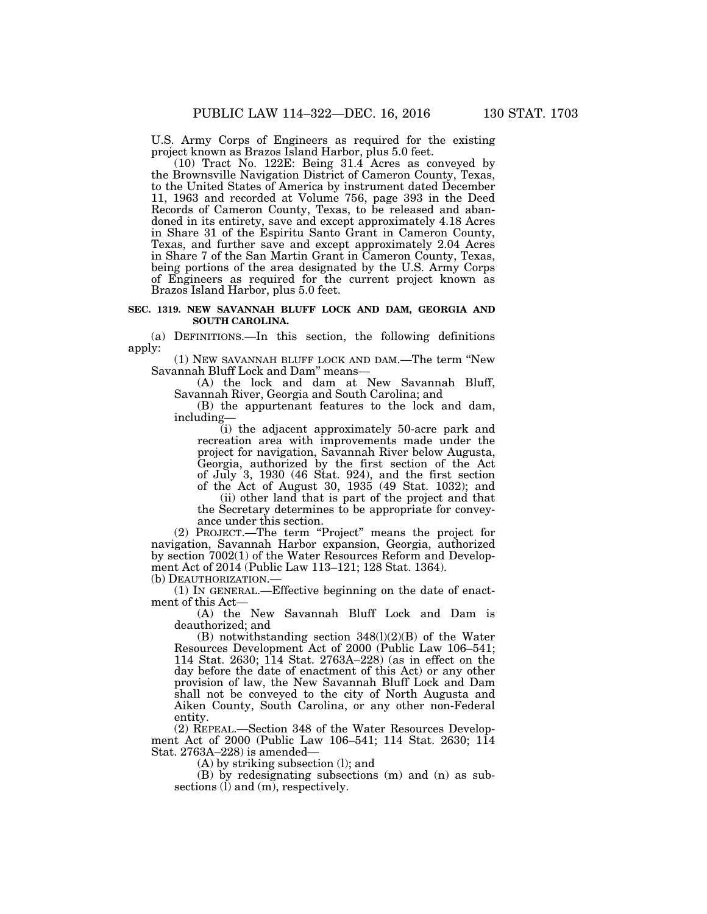U.S. Army Corps of Engineers as required for the existing project known as Brazos Island Harbor, plus 5.0 feet.

(10) Tract No. 122E: Being 31.4 Acres as conveyed by the Brownsville Navigation District of Cameron County, Texas, to the United States of America by instrument dated December 11, 1963 and recorded at Volume 756, page 393 in the Deed Records of Cameron County, Texas, to be released and abandoned in its entirety, save and except approximately 4.18 Acres in Share 31 of the Espiritu Santo Grant in Cameron County, Texas, and further save and except approximately 2.04 Acres in Share 7 of the San Martin Grant in Cameron County, Texas, being portions of the area designated by the U.S. Army Corps of Engineers as required for the current project known as Brazos Island Harbor, plus 5.0 feet.

**SEC. 1319. NEW SAVANNAH BLUFF LOCK AND DAM, GEORGIA AND SOUTH CAROLINA.**

(a) DEFINITIONS.—In this section, the following definitions apply:

(1) NEW SAVANNAH BLUFF LOCK AND DAM.—The term "New Savannah Bluff Lock and Dam" means—

(A) the lock and dam at New Savannah Bluff, Savannah River, Georgia and South Carolina; and

(B) the appurtenant features to the lock and dam, including—

(i) the adjacent approximately 50-acre park and recreation area with improvements made under the project for navigation, Savannah River below Augusta, Georgia, authorized by the first section of the Act of July 3, 1930 (46 Stat. 924), and the first section of the Act of August 30, 1935 (49 Stat. 1032); and

(ii) other land that is part of the project and that the Secretary determines to be appropriate for conveyance under this section.

(2) PROJECT.—The term "Project" means the project for navigation, Savannah Harbor expansion, Georgia, authorized by section 7002(1) of the Water Resources Reform and Development Act of 2014 (Public Law 113–121; 128 Stat. 1364).

(b) DEAUTHORIZATION.—

(1) IN GENERAL.—Effective beginning on the date of enactment of this Act—

(A) the New Savannah Bluff Lock and Dam is deauthorized; and

(B) notwithstanding section 348(l)(2)(B) of the Water Resources Development Act of 2000 (Public Law 106–541; 114 Stat. 2630; 114 Stat. 2763A–228) (as in effect on the day before the date of enactment of this Act) or any other provision of law, the New Savannah Bluff Lock and Dam shall not be conveyed to the city of North Augusta and Aiken County, South Carolina, or any other non-Federal entity.

(2) REPEAL.—Section 348 of the Water Resources Development Act of 2000 (Public Law 106–541; 114 Stat. 2630; 114 Stat. 2763A–228) is amended—

(A) by striking subsection (l); and

(B) by redesignating subsections (m) and (n) as subsections (l) and (m), respectively.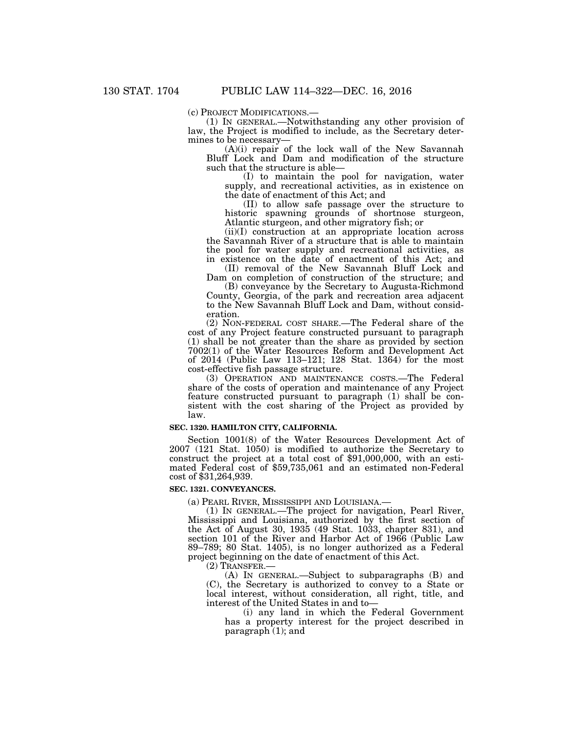(c) PROJECT MODIFICATIONS.—

(1) IN GENERAL.—Notwithstanding any other provision of law, the Project is modified to include, as the Secretary determines to be necessary—

(A)(i) repair of the lock wall of the New Savannah Bluff Lock and Dam and modification of the structure such that the structure is able—

(I) to maintain the pool for navigation, water supply, and recreational activities, as in existence on the date of enactment of this Act; and

(II) to allow safe passage over the structure to historic spawning grounds of shortnose sturgeon, Atlantic sturgeon, and other migratory fish; or

(ii)(I) construction at an appropriate location across the Savannah River of a structure that is able to maintain the pool for water supply and recreational activities, as in existence on the date of enactment of this Act; and

(II) removal of the New Savannah Bluff Lock and Dam on completion of construction of the structure; and

(B) conveyance by the Secretary to Augusta-Richmond County, Georgia, of the park and recreation area adjacent to the New Savannah Bluff Lock and Dam, without consideration.

(2) NON-FEDERAL COST SHARE.—The Federal share of the cost of any Project feature constructed pursuant to paragraph (1) shall be not greater than the share as provided by section 7002(1) of the Water Resources Reform and Development Act of 2014 (Public Law 113–121; 128 Stat. 1364) for the most cost-effective fish passage structure.

(3) OPERATION AND MAINTENANCE COSTS.—The Federal share of the costs of operation and maintenance of any Project feature constructed pursuant to paragraph (1) shall be consistent with the cost sharing of the Project as provided by law.

**SEC. 1320. HAMILTON CITY, CALIFORNIA.**

Section 1001(8) of the Water Resources Development Act of 2007 (121 Stat. 1050) is modified to authorize the Secretary to construct the project at a total cost of $91,000,000, with an estimated Federal cost of $59,735,061 and an estimated non-Federal cost of $31,264,939.

**SEC. 1321. CONVEYANCES.**

(a) PEARL RIVER, MISSISSIPPI AND LOUISIANA.—

(1) IN GENERAL.—The project for navigation, Pearl River, Mississippi and Louisiana, authorized by the first section of the Act of August 30, 1935 (49 Stat. 1033, chapter 831), and section 101 of the River and Harbor Act of 1966 (Public Law 89–789; 80 Stat. 1405), is no longer authorized as a Federal project beginning on the date of enactment of this Act.

(2) TRANSFER.—

(A) IN GENERAL.—Subject to subparagraphs (B) and (C), the Secretary is authorized to convey to a State or local interest, without consideration, all right, title, and interest of the United States in and to—

(i) any land in which the Federal Government has a property interest for the project described in paragraph (1); and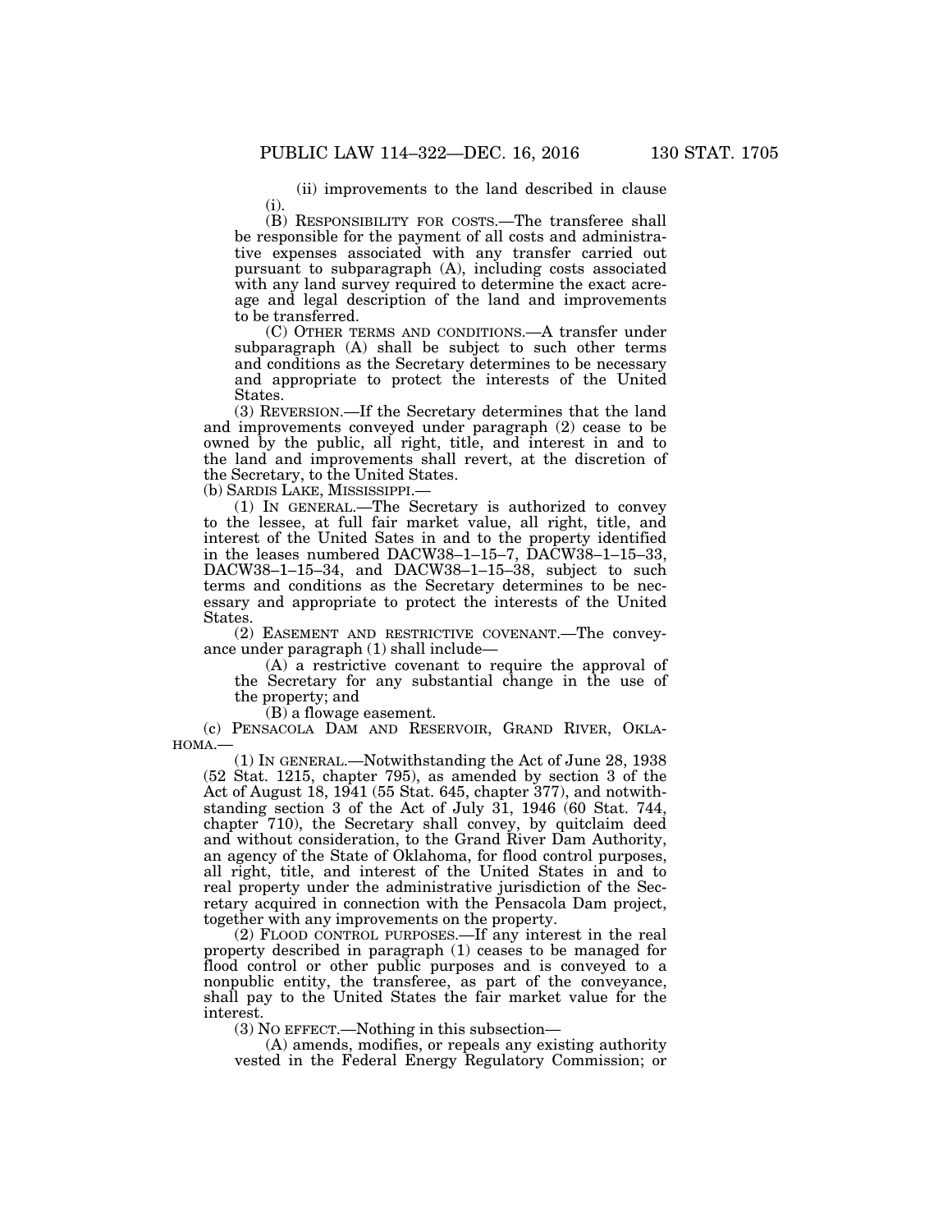(ii) improvements to the land described in clause (i).

(B) RESPONSIBILITY FOR COSTS.—The transferee shall be responsible for the payment of all costs and administrative expenses associated with any transfer carried out pursuant to subparagraph (A), including costs associated with any land survey required to determine the exact acreage and legal description of the land and improvements to be transferred.

(C) OTHER TERMS AND CONDITIONS.—A transfer under subparagraph (A) shall be subject to such other terms and conditions as the Secretary determines to be necessary and appropriate to protect the interests of the United States.

(3) REVERSION.—If the Secretary determines that the land and improvements conveyed under paragraph (2) cease to be owned by the public, all right, title, and interest in and to the land and improvements shall revert, at the discretion of the Secretary, to the United States.

(b) SARDIS LAKE, MISSISSIPPI.—

(1) IN GENERAL.—The Secretary is authorized to convey to the lessee, at full fair market value, all right, title, and interest of the United Sates in and to the property identified in the leases numbered DACW38–1–15–7, DACW38–1–15–33, DACW38–1–15–34, and DACW38–1–15–38, subject to such terms and conditions as the Secretary determines to be necessary and appropriate to protect the interests of the United States.

(2) EASEMENT AND RESTRICTIVE COVENANT.—The conveyance under paragraph (1) shall include—

(A) a restrictive covenant to require the approval of the Secretary for any substantial change in the use of the property; and

(B) a flowage easement.

(c) PENSACOLA DAM AND RESERVOIR, GRAND RIVER, OKLAHOMA.—

(1) IN GENERAL.—Notwithstanding the Act of June 28, 1938 (52 Stat. 1215, chapter 795), as amended by section 3 of the Act of August 18, 1941 (55 Stat. 645, chapter 377), and notwithstanding section 3 of the Act of July 31, 1946 (60 Stat. 744, chapter 710), the Secretary shall convey, by quitclaim deed and without consideration, to the Grand River Dam Authority, an agency of the State of Oklahoma, for flood control purposes, all right, title, and interest of the United States in and to real property under the administrative jurisdiction of the Secretary acquired in connection with the Pensacola Dam project, together with any improvements on the property.

(2) FLOOD CONTROL PURPOSES.—If any interest in the real property described in paragraph (1) ceases to be managed for flood control or other public purposes and is conveyed to a nonpublic entity, the transferee, as part of the conveyance, shall pay to the United States the fair market value for the interest.

(3) NO EFFECT.—Nothing in this subsection—

(A) amends, modifies, or repeals any existing authority vested in the Federal Energy Regulatory Commission; or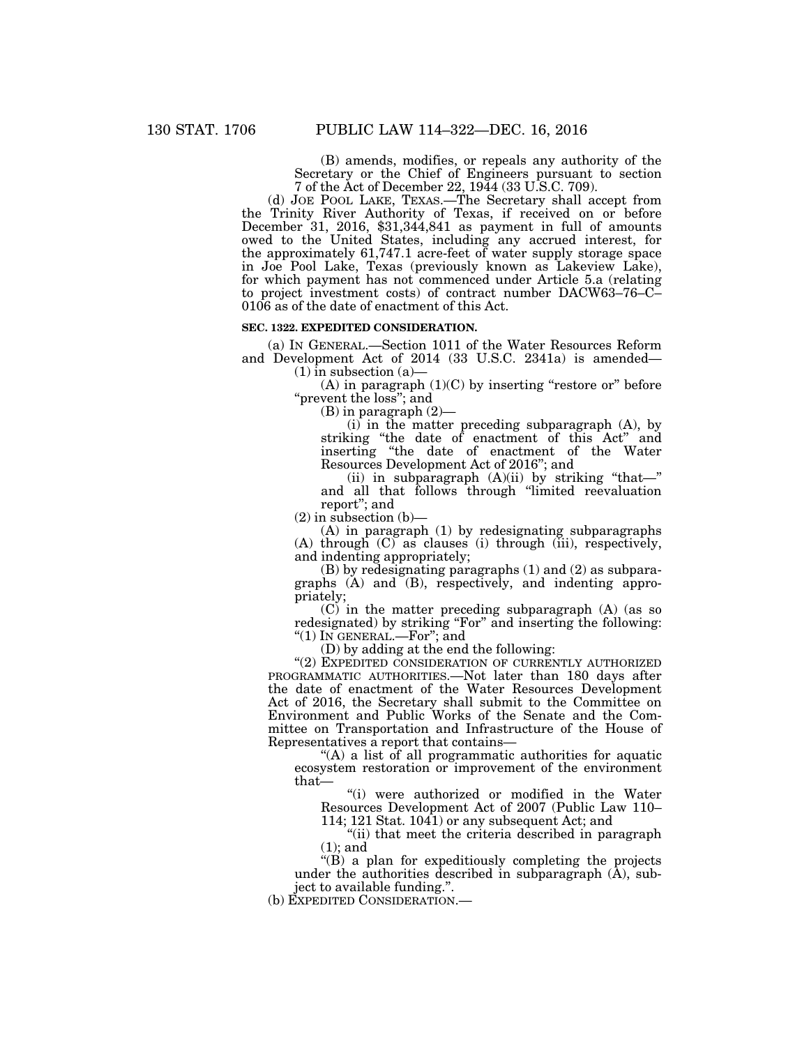(B) amends, modifies, or repeals any authority of the Secretary or the Chief of Engineers pursuant to section 7 of the Act of December 22, 1944 (33 U.S.C. 709).

(d) JOE POOL LAKE, TEXAS.—The Secretary shall accept from the Trinity River Authority of Texas, if received on or before December 31, 2016, $31,344,841 as payment in full of amounts owed to the United States, including any accrued interest, for the approximately 61,747.1 acre-feet of water supply storage space in Joe Pool Lake, Texas (previously known as Lakeview Lake), for which payment has not commenced under Article 5.a (relating to project investment costs) of contract number DACW63–76–C–0106 as of the date of enactment of this Act.

**SEC. 1322. EXPEDITED CONSIDERATION.**

(a) IN GENERAL.—Section 1011 of the Water Resources Reform and Development Act of 2014 (33 U.S.C. 2341a) is amended—

(1) in subsection (a)—

(A) in paragraph (1)(C) by inserting "restore or" before "prevent the loss"; and

(B) in paragraph (2)—

(i) in the matter preceding subparagraph (A), by striking "the date of enactment of this Act" and inserting "the date of enactment of the Water Resources Development Act of 2016"; and

(ii) in subparagraph (A)(ii) by striking "that—" and all that follows through "limited reevaluation report"; and

(2) in subsection (b)—

(A) in paragraph (1) by redesignating subparagraphs (A) through (C) as clauses (i) through (iii), respectively, and indenting appropriately;

(B) by redesignating paragraphs (1) and (2) as subparagraphs (A) and (B), respectively, and indenting appropriately;

(C) in the matter preceding subparagraph (A) (as so redesignated) by striking "For" and inserting the following: "(1) IN GENERAL.—For"; and

(D) by adding at the end the following:

"(2) EXPEDITED CONSIDERATION OF CURRENTLY AUTHORIZED PROGRAMMATIC AUTHORITIES.—Not later than 180 days after the date of enactment of the Water Resources Development Act of 2016, the Secretary shall submit to the Committee on Environment and Public Works of the Senate and the Committee on Transportation and Infrastructure of the House of Representatives a report that contains—

"(A) a list of all programmatic authorities for aquatic ecosystem restoration or improvement of the environment that—

"(i) were authorized or modified in the Water Resources Development Act of 2007 (Public Law 110–114; 121 Stat. 1041) or any subsequent Act; and

"(ii) that meet the criteria described in paragraph (1); and

"(B) a plan for expeditiously completing the projects under the authorities described in subparagraph (A), subject to available funding.".

(b) EXPEDITED CONSIDERATION.—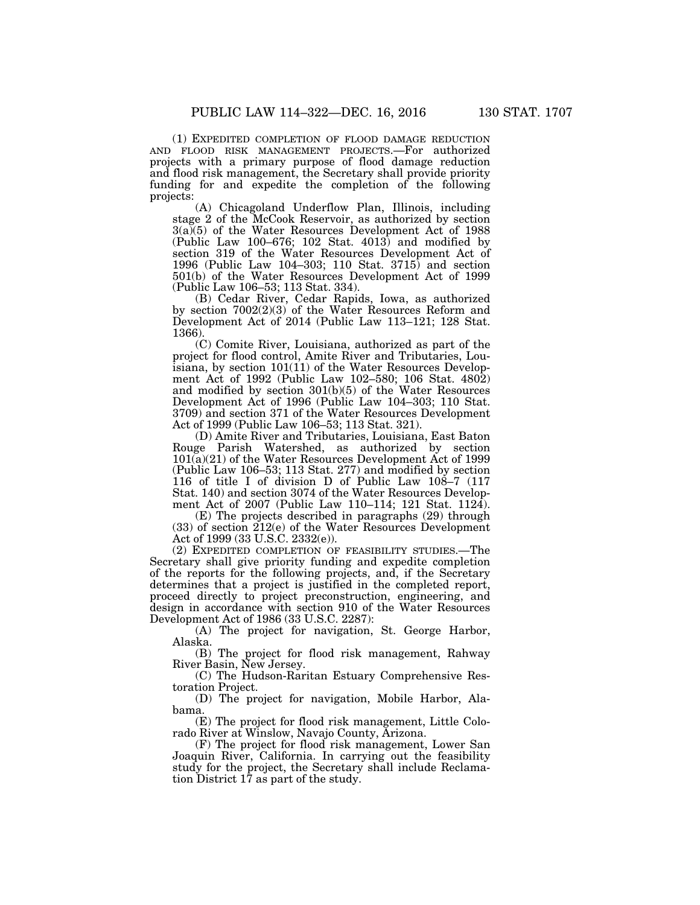(1) EXPEDITED COMPLETION OF FLOOD DAMAGE REDUCTION AND FLOOD RISK MANAGEMENT PROJECTS.—For authorized projects with a primary purpose of flood damage reduction and flood risk management, the Secretary shall provide priority funding for and expedite the completion of the following projects:

(A) Chicagoland Underflow Plan, Illinois, including stage 2 of the McCook Reservoir, as authorized by section 3(a)(5) of the Water Resources Development Act of 1988 (Public Law 100–676; 102 Stat. 4013) and modified by section 319 of the Water Resources Development Act of 1996 (Public Law 104–303; 110 Stat. 3715) and section 501(b) of the Water Resources Development Act of 1999 (Public Law 106–53; 113 Stat. 334).

(B) Cedar River, Cedar Rapids, Iowa, as authorized by section 7002(2)(3) of the Water Resources Reform and Development Act of 2014 (Public Law 113–121; 128 Stat. 1366).

(C) Comite River, Louisiana, authorized as part of the project for flood control, Amite River and Tributaries, Louisiana, by section 101(11) of the Water Resources Development Act of 1992 (Public Law 102–580; 106 Stat. 4802) and modified by section 301(b)(5) of the Water Resources Development Act of 1996 (Public Law 104–303; 110 Stat. 3709) and section 371 of the Water Resources Development Act of 1999 (Public Law 106–53; 113 Stat. 321).

(D) Amite River and Tributaries, Louisiana, East Baton Rouge Parish Watershed, as authorized by section 101(a)(21) of the Water Resources Development Act of 1999 (Public Law 106–53; 113 Stat. 277) and modified by section 116 of title I of division D of Public Law 108–7 (117 Stat. 140) and section 3074 of the Water Resources Development Act of 2007 (Public Law 110–114; 121 Stat. 1124).

(E) The projects described in paragraphs (29) through (33) of section 212(e) of the Water Resources Development Act of 1999 (33 U.S.C. 2332(e)).

(2) EXPEDITED COMPLETION OF FEASIBILITY STUDIES.—The Secretary shall give priority funding and expedite completion of the reports for the following projects, and, if the Secretary determines that a project is justified in the completed report, proceed directly to project preconstruction, engineering, and design in accordance with section 910 of the Water Resources Development Act of 1986 (33 U.S.C. 2287):

(A) The project for navigation, St. George Harbor, Alaska.

(B) The project for flood risk management, Rahway River Basin, New Jersey.

(C) The Hudson-Raritan Estuary Comprehensive Restoration Project.

(D) The project for navigation, Mobile Harbor, Alabama.

(E) The project for flood risk management, Little Colorado River at Winslow, Navajo County, Arizona.

(F) The project for flood risk management, Lower San Joaquin River, California. In carrying out the feasibility study for the project, the Secretary shall include Reclamation District 17 as part of the study.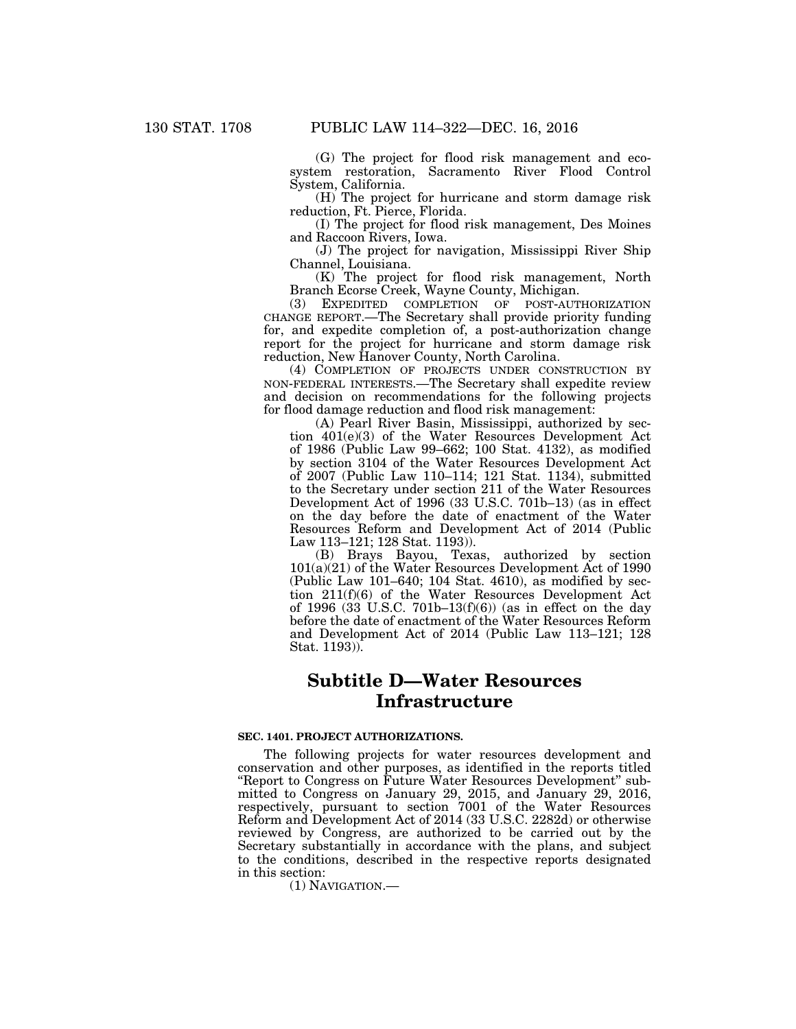(G) The project for flood risk management and ecosystem restoration, Sacramento River Flood Control System, California.

(H) The project for hurricane and storm damage risk reduction, Ft. Pierce, Florida.

(I) The project for flood risk management, Des Moines and Raccoon Rivers, Iowa.

(J) The project for navigation, Mississippi River Ship Channel, Louisiana.

(K) The project for flood risk management, North Branch Ecorse Creek, Wayne County, Michigan.

(3) EXPEDITED COMPLETION OF POST-AUTHORIZATION CHANGE REPORT.—The Secretary shall provide priority funding for, and expedite completion of, a post-authorization change report for the project for hurricane and storm damage risk reduction, New Hanover County, North Carolina.

(4) COMPLETION OF PROJECTS UNDER CONSTRUCTION BY NON-FEDERAL INTERESTS.—The Secretary shall expedite review and decision on recommendations for the following projects for flood damage reduction and flood risk management:

(A) Pearl River Basin, Mississippi, authorized by section 401(e)(3) of the Water Resources Development Act of 1986 (Public Law 99–662; 100 Stat. 4132), as modified by section 3104 of the Water Resources Development Act of 2007 (Public Law 110–114; 121 Stat. 1134), submitted to the Secretary under section 211 of the Water Resources Development Act of 1996 (33 U.S.C. 701b–13) (as in effect on the day before the date of enactment of the Water Resources Reform and Development Act of 2014 (Public Law 113–121; 128 Stat. 1193)).

(B) Brays Bayou, Texas, authorized by section 101(a)(21) of the Water Resources Development Act of 1990 (Public Law 101–640; 104 Stat. 4610), as modified by section 211(f)(6) of the Water Resources Development Act of 1996 (33 U.S.C. 701b–13(f)(6)) (as in effect on the day before the date of enactment of the Water Resources Reform and Development Act of 2014 (Public Law 113–121; 128 Stat. 1193)).

## Subtitle D—Water Resources Infrastructure

### SEC. 1401. PROJECT AUTHORIZATIONS.

The following projects for water resources development and conservation and other purposes, as identified in the reports titled "Report to Congress on Future Water Resources Development" submitted to Congress on January 29, 2015, and January 29, 2016, respectively, pursuant to section 7001 of the Water Resources Reform and Development Act of 2014 (33 U.S.C. 2282d) or otherwise reviewed by Congress, are authorized to be carried out by the Secretary substantially in accordance with the plans, and subject to the conditions, described in the respective reports designated in this section:

(1) NAVIGATION.—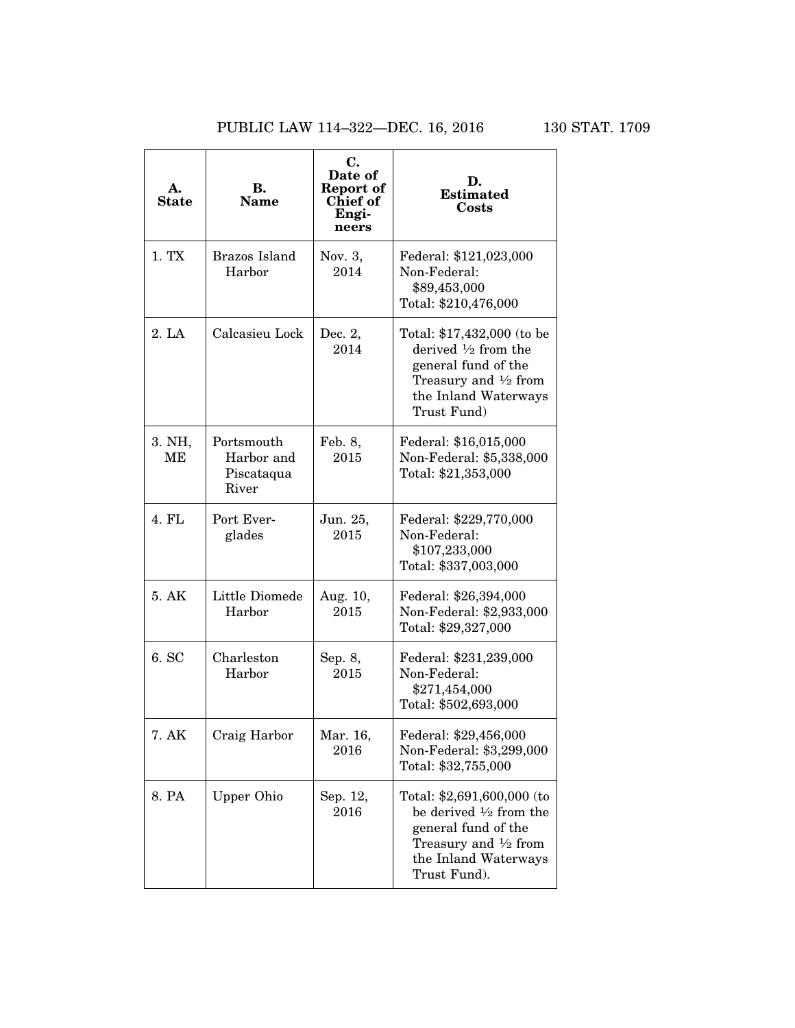| A. State | B. Name | C. Date of Report of Chief of Engineers | D. Estimated Costs |
|---|---|---|---|
| 1. TX | Brazos Island Harbor | Nov. 3, 2014 | Federal: $121,023,000<br>Non-Federal: $89,453,000<br>Total: $210,476,000 |
| 2. LA | Calcasieu Lock | Dec. 2, 2014 | Total: $17,432,000 (to be derived ½ from the general fund of the Treasury and ½ from the Inland Waterways Trust Fund) |
| 3. NH, ME | Portsmouth Harbor and Piscataqua River | Feb. 8, 2015 | Federal: $16,015,000<br>Non-Federal: $5,338,000<br>Total: $21,353,000 |
| 4. FL | Port Everglades | Jun. 25, 2015 | Federal: $229,770,000<br>Non-Federal: $107,233,000<br>Total: $337,003,000 |
| 5. AK | Little Diomede Harbor | Aug. 10, 2015 | Federal: $26,394,000<br>Non-Federal: $2,933,000<br>Total: $29,327,000 |
| 6. SC | Charleston Harbor | Sep. 8, 2015 | Federal: $231,239,000<br>Non-Federal: $271,454,000<br>Total: $502,693,000 |
| 7. AK | Craig Harbor | Mar. 16, 2016 | Federal: $29,456,000<br>Non-Federal: $3,299,000<br>Total: $32,755,000 |
| 8. PA | Upper Ohio | Sep. 12, 2016 | Total: $2,691,600,000 (to be derived ½ from the general fund of the Treasury and ½ from the Inland Waterways Trust Fund). |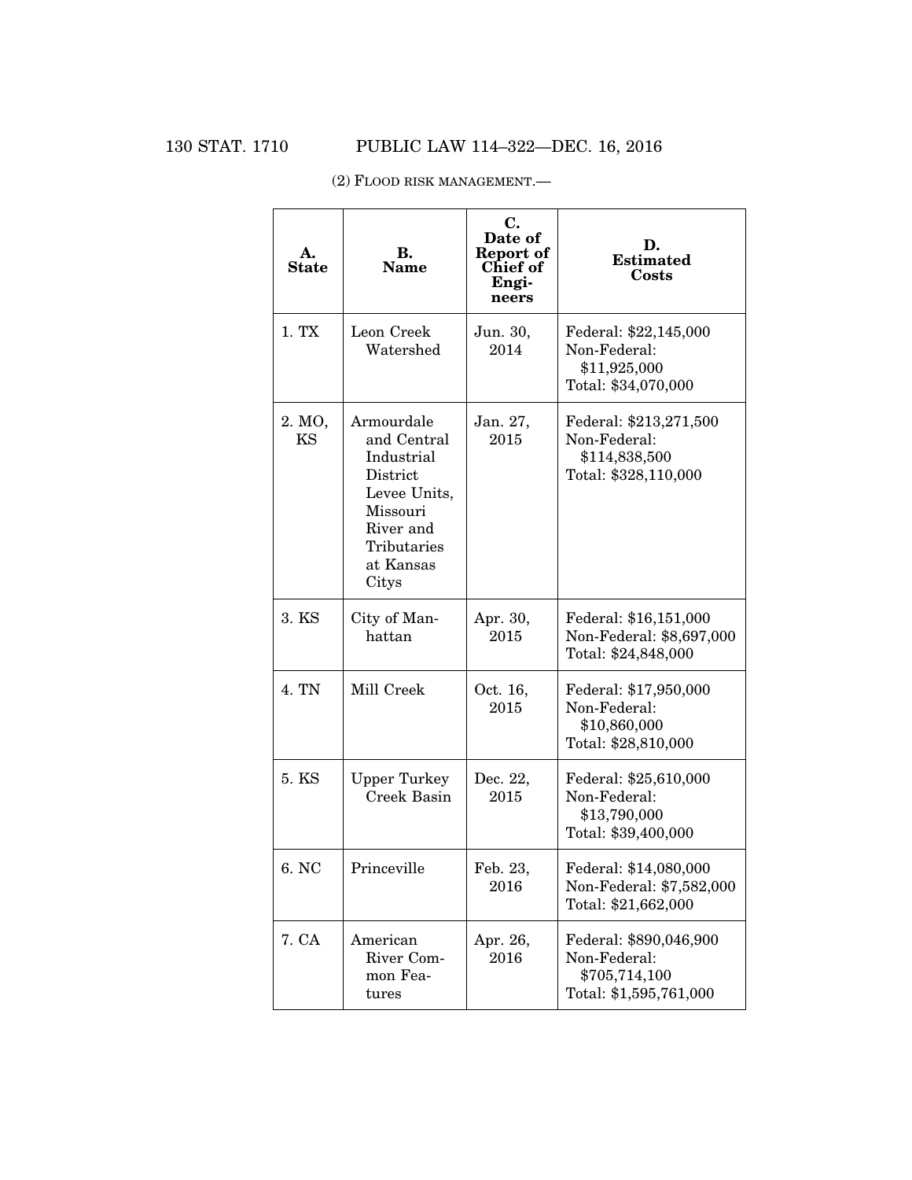(2) FLOOD RISK MANAGEMENT.—

| A. State | B. Name | C. Date of Report of Chief of Engineers | D. Estimated Costs |
|---|---|---|---|
| 1. TX | Leon Creek Watershed | Jun. 30, 2014 | Federal: $22,145,000<br>Non-Federal: $11,925,000<br>Total: $34,070,000 |
| 2. MO, KS | Armourdale and Central Industrial District Levee Units, Missouri River and Tributaries at Kansas Citys | Jan. 27, 2015 | Federal: $213,271,500<br>Non-Federal: $114,838,500<br>Total: $328,110,000 |
| 3. KS | City of Manhattan | Apr. 30, 2015 | Federal: $16,151,000<br>Non-Federal: $8,697,000<br>Total: $24,848,000 |
| 4. TN | Mill Creek | Oct. 16, 2015 | Federal: $17,950,000<br>Non-Federal: $10,860,000<br>Total: $28,810,000 |
| 5. KS | Upper Turkey Creek Basin | Dec. 22, 2015 | Federal: $25,610,000<br>Non-Federal: $13,790,000<br>Total: $39,400,000 |
| 6. NC | Princeville | Feb. 23, 2016 | Federal: $14,080,000<br>Non-Federal: $7,582,000<br>Total: $21,662,000 |
| 7. CA | American River Common Features | Apr. 26, 2016 | Federal: $890,046,900<br>Non-Federal: $705,714,100<br>Total: $1,595,761,000 |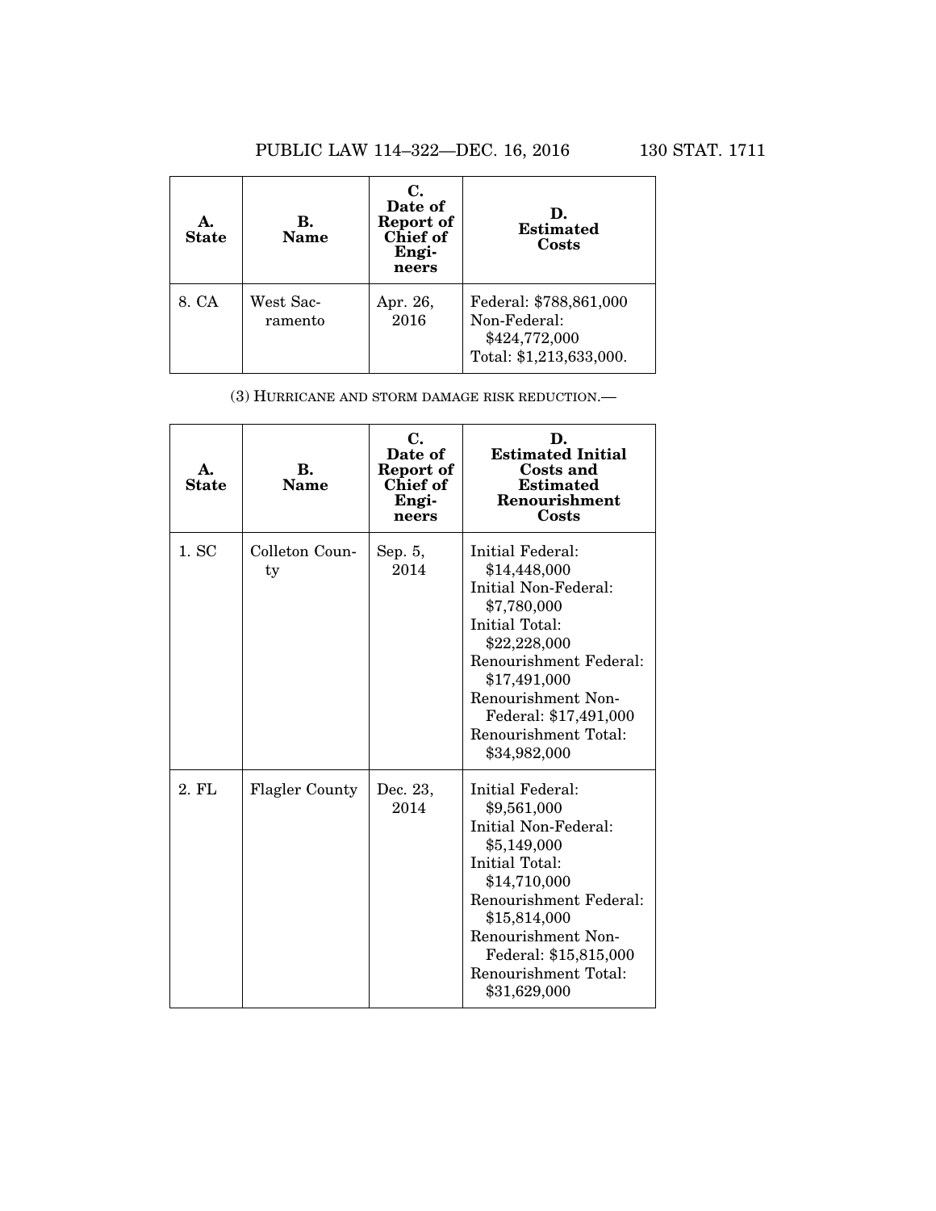| A. State | B. Name | C. Date of Report of Chief of Engineers | D. Estimated Costs |
|---|---|---|---|
| 8. CA | West Sacramento | Apr. 26, 2016 | Federal: $788,861,000 Non-Federal: $424,772,000 Total: $1,213,633,000. |

(3) Hurricane and storm damage risk reduction.—

| A. State | B. Name | C. Date of Report of Chief of Engineers | D. Estimated Initial Costs and Estimated Renourishment Costs |
|---|---|---|---|
| 1. SC | Colleton County | Sep. 5, 2014 | Initial Federal: $14,448,000 Initial Non-Federal: $7,780,000 Initial Total: $22,228,000 Renourishment Federal: $17,491,000 Renourishment Non-Federal: $17,491,000 Renourishment Total: $34,982,000 |
| 2. FL | Flagler County | Dec. 23, 2014 | Initial Federal: $9,561,000 Initial Non-Federal: $5,149,000 Initial Total: $14,710,000 Renourishment Federal: $15,814,000 Renourishment Non-Federal: $15,815,000 Renourishment Total: $31,629,000 |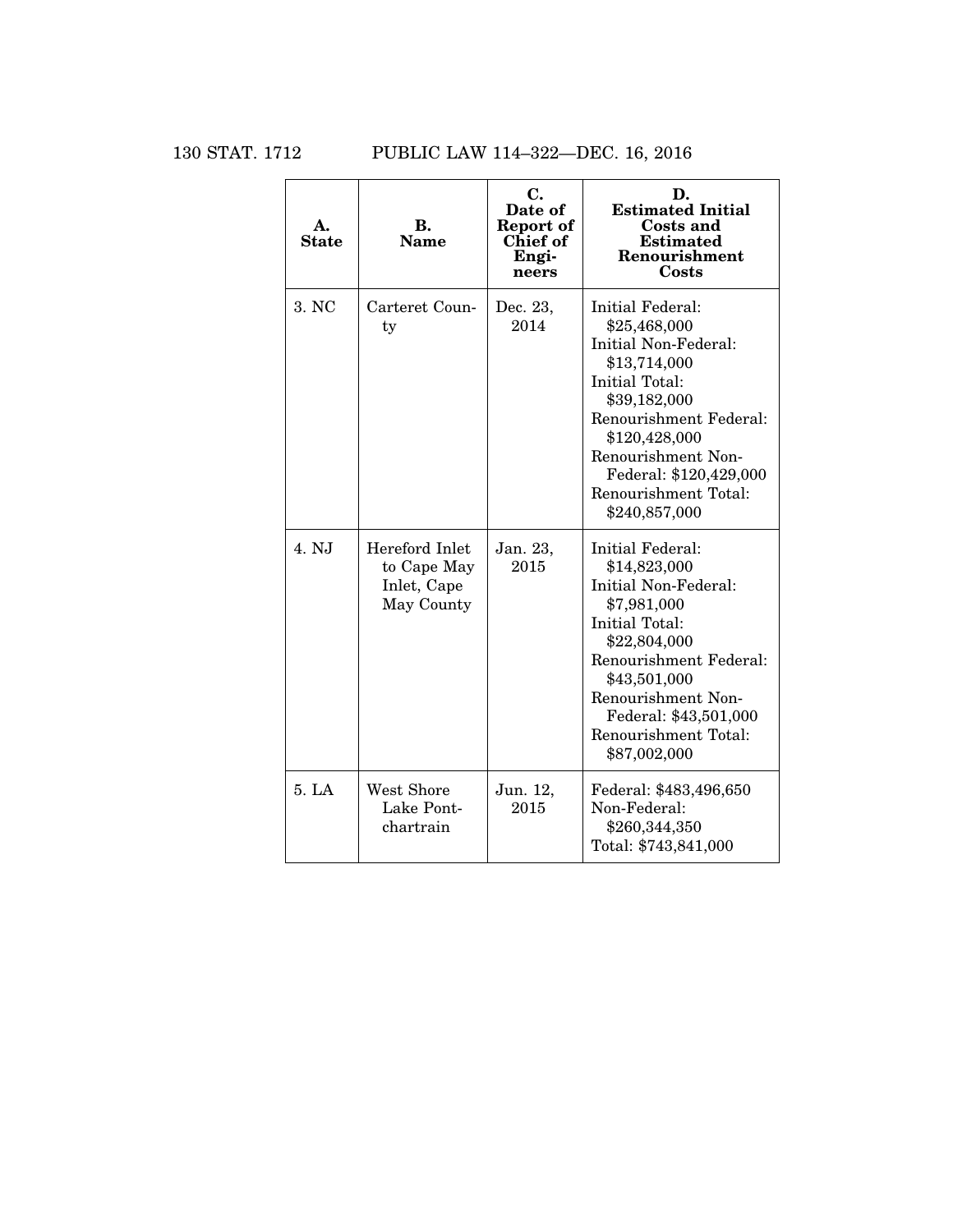| A. State | B. Name | C. Date of Report of Chief of Engineers | D. Estimated Initial Costs and Estimated Renourishment Costs |
|---|---|---|---|
| 3. NC | Carteret County | Dec. 23, 2014 | Initial Federal: $25,468,000<br>Initial Non-Federal: $13,714,000<br>Initial Total: $39,182,000<br>Renourishment Federal: $120,428,000<br>Renourishment Non-Federal: $120,429,000<br>Renourishment Total: $240,857,000 |
| 4. NJ | Hereford Inlet to Cape May Inlet, Cape May County | Jan. 23, 2015 | Initial Federal: $14,823,000<br>Initial Non-Federal: $7,981,000<br>Initial Total: $22,804,000<br>Renourishment Federal: $43,501,000<br>Renourishment Non-Federal: $43,501,000<br>Renourishment Total: $87,002,000 |
| 5. LA | West Shore Lake Pontchartrain | Jun. 12, 2015 | Federal: $483,496,650<br>Non-Federal: $260,344,350<br>Total: $743,841,000 |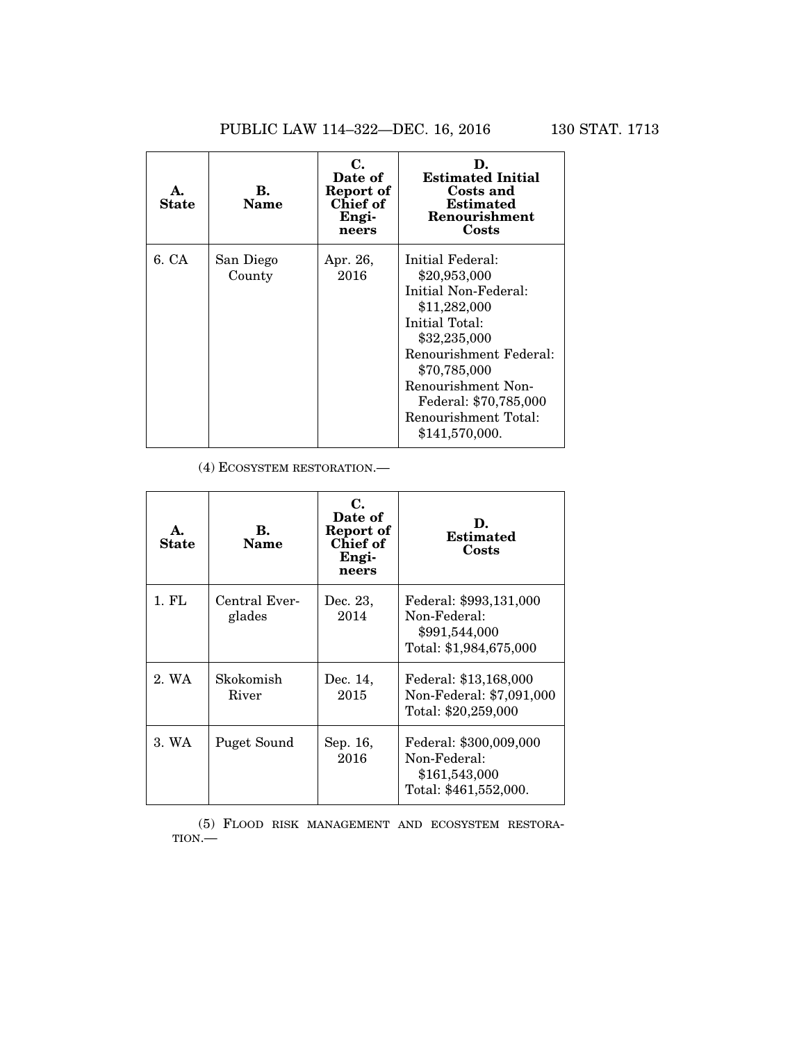| A. State | B. Name | C. Date of Report of Chief of Engineers | D. Estimated Initial Costs and Estimated Renourishment Costs |
|---|---|---|---|
| 6. CA | San Diego County | Apr. 26, 2016 | Initial Federal: $20,953,000<br>Initial Non-Federal: $11,282,000<br>Initial Total: $32,235,000<br>Renourishment Federal: $70,785,000<br>Renourishment Non-Federal: $70,785,000<br>Renourishment Total: $141,570,000. |

(4) ECOSYSTEM RESTORATION.—

| A. State | B. Name | C. Date of Report of Chief of Engineers | D. Estimated Costs |
|---|---|---|---|
| 1. FL | Central Everglades | Dec. 23, 2014 | Federal: $993,131,000<br>Non-Federal: $991,544,000<br>Total: $1,984,675,000 |
| 2. WA | Skokomish River | Dec. 14, 2015 | Federal: $13,168,000<br>Non-Federal: $7,091,000<br>Total: $20,259,000 |
| 3. WA | Puget Sound | Sep. 16, 2016 | Federal: $300,009,000<br>Non-Federal: $161,543,000<br>Total: $461,552,000. |

(5) FLOOD RISK MANAGEMENT AND ECOSYSTEM RESTORATION.—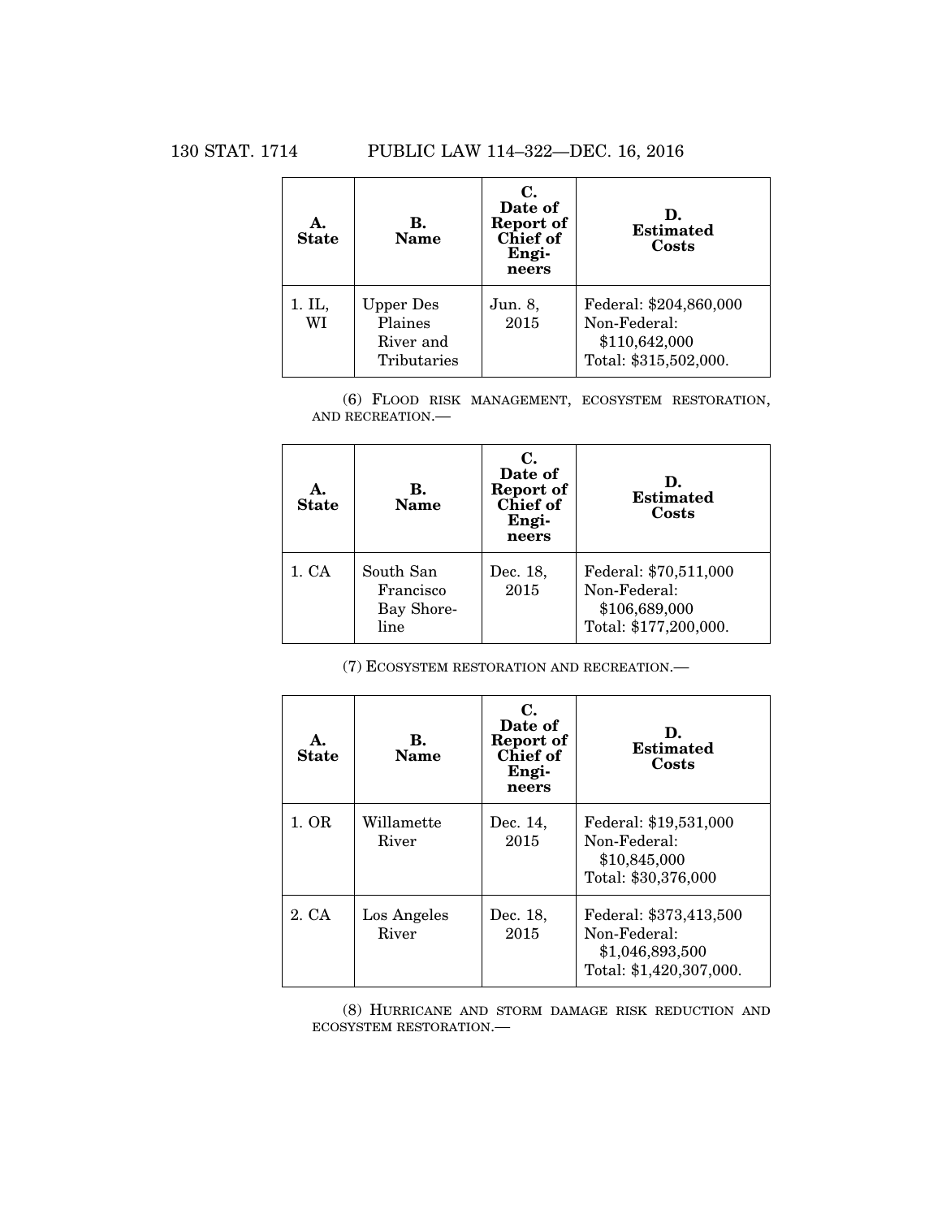| A. State | B. Name | C. Date of Report of Chief of Engineers | D. Estimated Costs |
|---|---|---|---|
| 1. IL, WI | Upper Des Plaines River and Tributaries | Jun. 8, 2015 | Federal: $204,860,000<br>Non-Federal: $110,642,000<br>Total: $315,502,000. |

(6) FLOOD RISK MANAGEMENT, ECOSYSTEM RESTORATION, AND RECREATION.—

| A. State | B. Name | C. Date of Report of Chief of Engineers | D. Estimated Costs |
|---|---|---|---|
| 1. CA | South San Francisco Bay Shoreline | Dec. 18, 2015 | Federal: $70,511,000<br>Non-Federal: $106,689,000<br>Total: $177,200,000. |

(7) ECOSYSTEM RESTORATION AND RECREATION.—

| A. State | B. Name | C. Date of Report of Chief of Engineers | D. Estimated Costs |
|---|---|---|---|
| 1. OR | Willamette River | Dec. 14, 2015 | Federal: $19,531,000<br>Non-Federal: $10,845,000<br>Total: $30,376,000 |
| 2. CA | Los Angeles River | Dec. 18, 2015 | Federal: $373,413,500<br>Non-Federal: $1,046,893,500<br>Total: $1,420,307,000. |

(8) HURRICANE AND STORM DAMAGE RISK REDUCTION AND ECOSYSTEM RESTORATION.—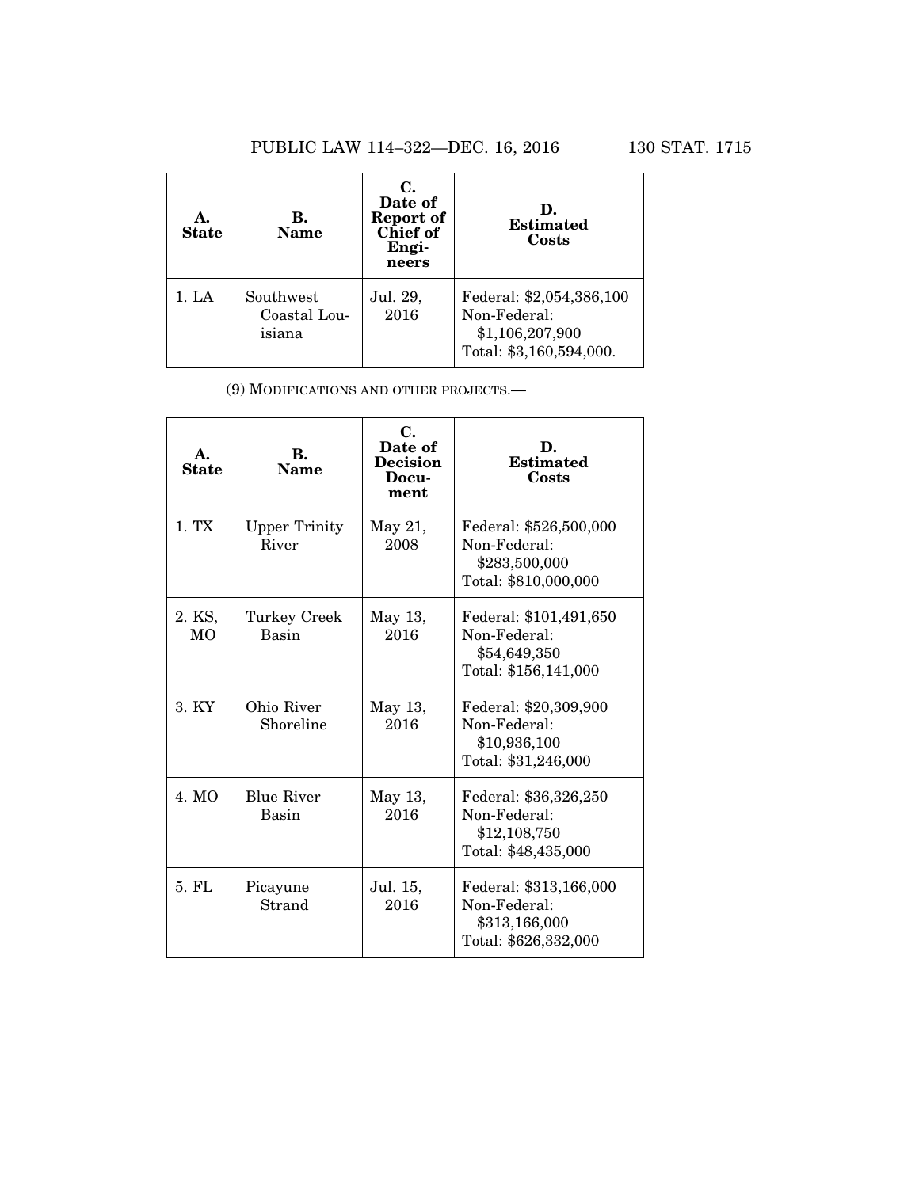| A. State | B. Name | C. Date of Report of Chief of Engineers | D. Estimated Costs |
|---|---|---|---|
| 1. LA | Southwest Coastal Louisiana | Jul. 29, 2016 | Federal: $2,054,386,100<br>Non-Federal: $1,106,207,900<br>Total: $3,160,594,000. |

(9) MODIFICATIONS AND OTHER PROJECTS.—

| A. State | B. Name | C. Date of Decision Document | D. Estimated Costs |
|---|---|---|---|
| 1. TX | Upper Trinity River | May 21, 2008 | Federal: $526,500,000<br>Non-Federal: $283,500,000<br>Total: $810,000,000 |
| 2. KS, MO | Turkey Creek Basin | May 13, 2016 | Federal: $101,491,650<br>Non-Federal: $54,649,350<br>Total: $156,141,000 |
| 3. KY | Ohio River Shoreline | May 13, 2016 | Federal: $20,309,900<br>Non-Federal: $10,936,100<br>Total: $31,246,000 |
| 4. MO | Blue River Basin | May 13, 2016 | Federal: $36,326,250<br>Non-Federal: $12,108,750<br>Total: $48,435,000 |
| 5. FL | Picayune Strand | Jul. 15, 2016 | Federal: $313,166,000<br>Non-Federal: $313,166,000<br>Total: $626,332,000 |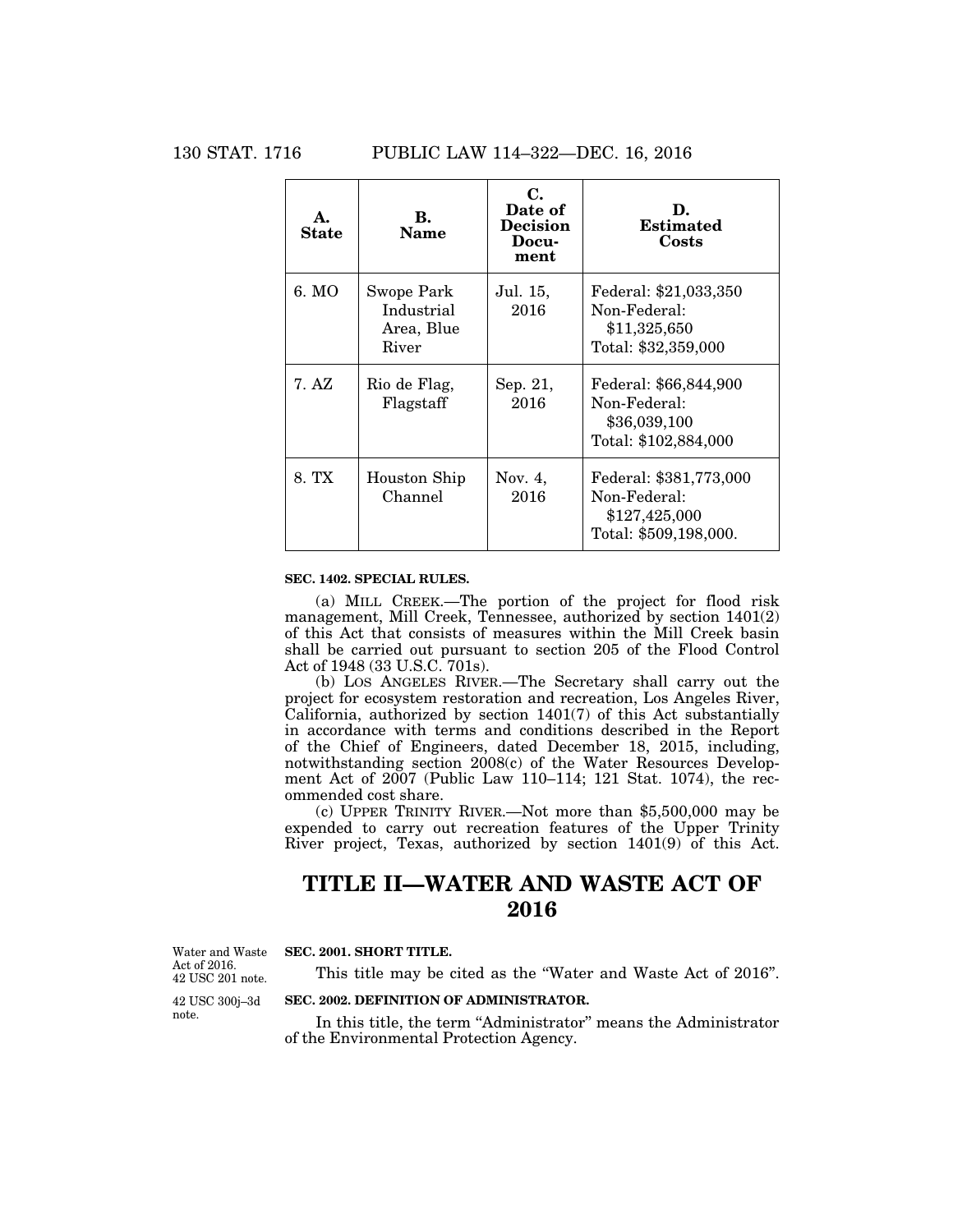| A. State | B. Name | C. Date of Decision Document | D. Estimated Costs |
| --- | --- | --- | --- |
| 6. MO | Swope Park Industrial Area, Blue River | Jul. 15, 2016 | Federal: $21,033,350<br>Non-Federal: $11,325,650<br>Total: $32,359,000 |
| 7. AZ | Rio de Flag, Flagstaff | Sep. 21, 2016 | Federal: $66,844,900<br>Non-Federal: $36,039,100<br>Total: $102,884,000 |
| 8. TX | Houston Ship Channel | Nov. 4, 2016 | Federal: $381,773,000<br>Non-Federal: $127,425,000<br>Total: $509,198,000. |

**SEC. 1402. SPECIAL RULES.**

(a) MILL CREEK.—The portion of the project for flood risk management, Mill Creek, Tennessee, authorized by section 1401(2) of this Act that consists of measures within the Mill Creek basin shall be carried out pursuant to section 205 of the Flood Control Act of 1948 (33 U.S.C. 701s).

(b) LOS ANGELES RIVER.—The Secretary shall carry out the project for ecosystem restoration and recreation, Los Angeles River, California, authorized by section 1401(7) of this Act substantially in accordance with terms and conditions described in the Report of the Chief of Engineers, dated December 18, 2015, including, notwithstanding section 2008(c) of the Water Resources Development Act of 2007 (Public Law 110–114; 121 Stat. 1074), the recommended cost share.

(c) UPPER TRINITY RIVER.—Not more than $5,500,000 may be expended to carry out recreation features of the Upper Trinity River project, Texas, authorized by section 1401(9) of this Act.

# TITLE II—WATER AND WASTE ACT OF 2016

Water and Waste Act of 2016. 42 USC 201 note.

**SEC. 2001. SHORT TITLE.**

This title may be cited as the "Water and Waste Act of 2016".

42 USC 300j–3d note.

**SEC. 2002. DEFINITION OF ADMINISTRATOR.**

In this title, the term "Administrator" means the Administrator of the Environmental Protection Agency.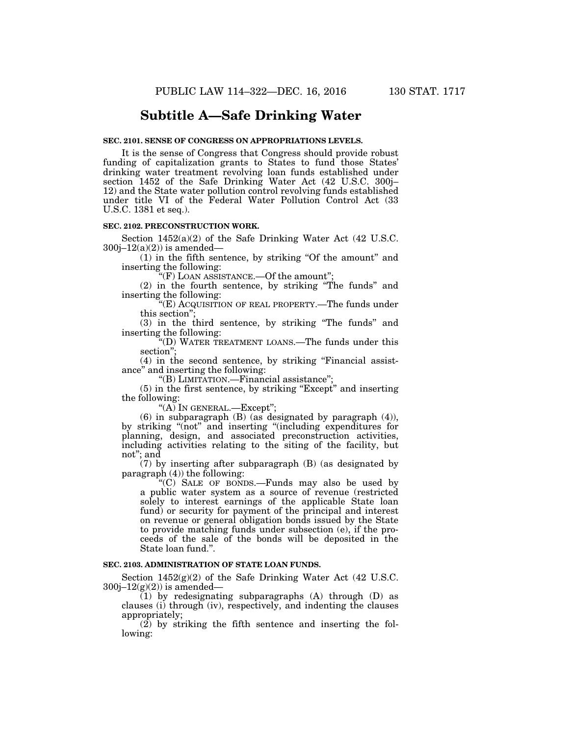## Subtitle A—Safe Drinking Water

**SEC. 2101. SENSE OF CONGRESS ON APPROPRIATIONS LEVELS.**

It is the sense of Congress that Congress should provide robust funding of capitalization grants to States to fund those States' drinking water treatment revolving loan funds established under section 1452 of the Safe Drinking Water Act (42 U.S.C. 300j–12) and the State water pollution control revolving funds established under title VI of the Federal Water Pollution Control Act (33 U.S.C. 1381 et seq.).

**SEC. 2102. PRECONSTRUCTION WORK.**

Section 1452(a)(2) of the Safe Drinking Water Act (42 U.S.C. 300j–12(a)(2)) is amended—

(1) in the fifth sentence, by striking "Of the amount" and inserting the following:

"(F) LOAN ASSISTANCE.—Of the amount";

(2) in the fourth sentence, by striking "The funds" and inserting the following:

"(E) ACQUISITION OF REAL PROPERTY.—The funds under this section";

(3) in the third sentence, by striking "The funds" and inserting the following:

"(D) WATER TREATMENT LOANS.—The funds under this section";

(4) in the second sentence, by striking "Financial assistance" and inserting the following:

"(B) LIMITATION.—Financial assistance";

(5) in the first sentence, by striking "Except" and inserting the following:

"(A) IN GENERAL.—Except";

(6) in subparagraph (B) (as designated by paragraph (4)), by striking "(not" and inserting "(including expenditures for planning, design, and associated preconstruction activities, including activities relating to the siting of the facility, but not"; and

(7) by inserting after subparagraph (B) (as designated by paragraph (4)) the following:

"(C) SALE OF BONDS.—Funds may also be used by a public water system as a source of revenue (restricted solely to interest earnings of the applicable State loan fund) or security for payment of the principal and interest on revenue or general obligation bonds issued by the State to provide matching funds under subsection (e), if the proceeds of the sale of the bonds will be deposited in the State loan fund.".

**SEC. 2103. ADMINISTRATION OF STATE LOAN FUNDS.**

Section 1452(g)(2) of the Safe Drinking Water Act (42 U.S.C. 300j–12(g)(2)) is amended—

(1) by redesignating subparagraphs (A) through (D) as clauses (i) through (iv), respectively, and indenting the clauses appropriately;

(2) by striking the fifth sentence and inserting the following: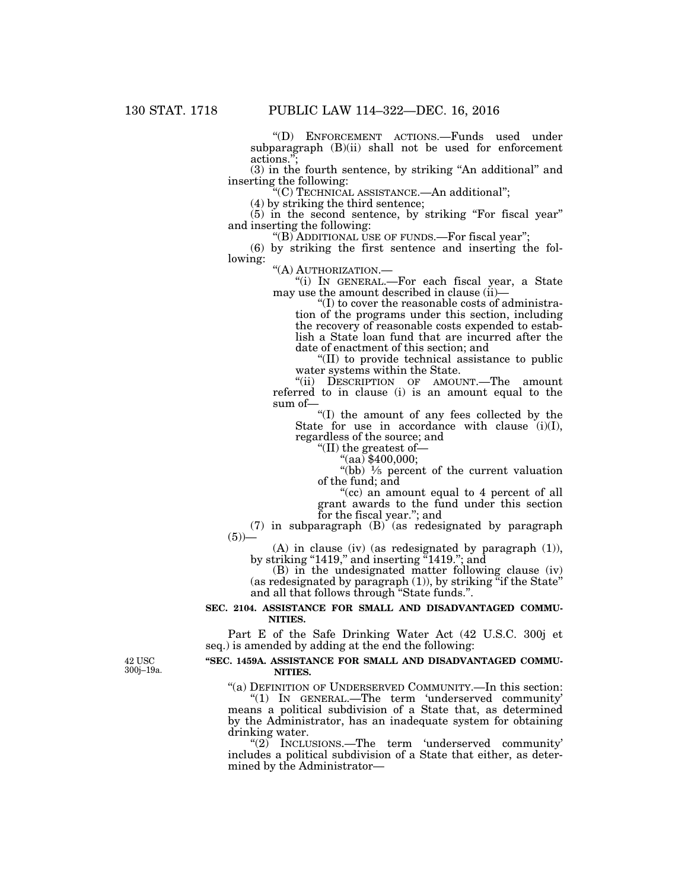"(D) ENFORCEMENT ACTIONS.—Funds used under subparagraph (B)(ii) shall not be used for enforcement actions.";

(3) in the fourth sentence, by striking "An additional" and inserting the following:

"(C) TECHNICAL ASSISTANCE.—An additional";

(4) by striking the third sentence;

(5) in the second sentence, by striking "For fiscal year" and inserting the following:

"(B) ADDITIONAL USE OF FUNDS.—For fiscal year";

(6) by striking the first sentence and inserting the following:

"(A) AUTHORIZATION.—

"(i) IN GENERAL.—For each fiscal year, a State may use the amount described in clause (ii)—

"(I) to cover the reasonable costs of administration of the programs under this section, including the recovery of reasonable costs expended to establish a State loan fund that are incurred after the date of enactment of this section; and

"(II) to provide technical assistance to public water systems within the State.

"(ii) DESCRIPTION OF AMOUNT.—The amount referred to in clause (i) is an amount equal to the sum of—

"(I) the amount of any fees collected by the State for use in accordance with clause (i)(I), regardless of the source; and

"(II) the greatest of—

"(aa) $400,000;

"(bb) 1/5 percent of the current valuation of the fund; and

"(cc) an amount equal to 4 percent of all grant awards to the fund under this section for the fiscal year."; and

(7) in subparagraph (B) (as redesignated by paragraph (5))—

(A) in clause (iv) (as redesignated by paragraph (1)), by striking "1419," and inserting "1419."; and

(B) in the undesignated matter following clause (iv) (as redesignated by paragraph (1)), by striking "if the State" and all that follows through "State funds.".

**SEC. 2104. ASSISTANCE FOR SMALL AND DISADVANTAGED COMMUNITIES.**

Part E of the Safe Drinking Water Act (42 U.S.C. 300j et seq.) is amended by adding at the end the following:

42 USC 300j–19a.

**"SEC. 1459A. ASSISTANCE FOR SMALL AND DISADVANTAGED COMMUNITIES.**

"(a) DEFINITION OF UNDERSERVED COMMUNITY.—In this section:

"(1) IN GENERAL.—The term 'underserved community' means a political subdivision of a State that, as determined by the Administrator, has an inadequate system for obtaining drinking water.

"(2) INCLUSIONS.—The term 'underserved community' includes a political subdivision of a State that either, as determined by the Administrator—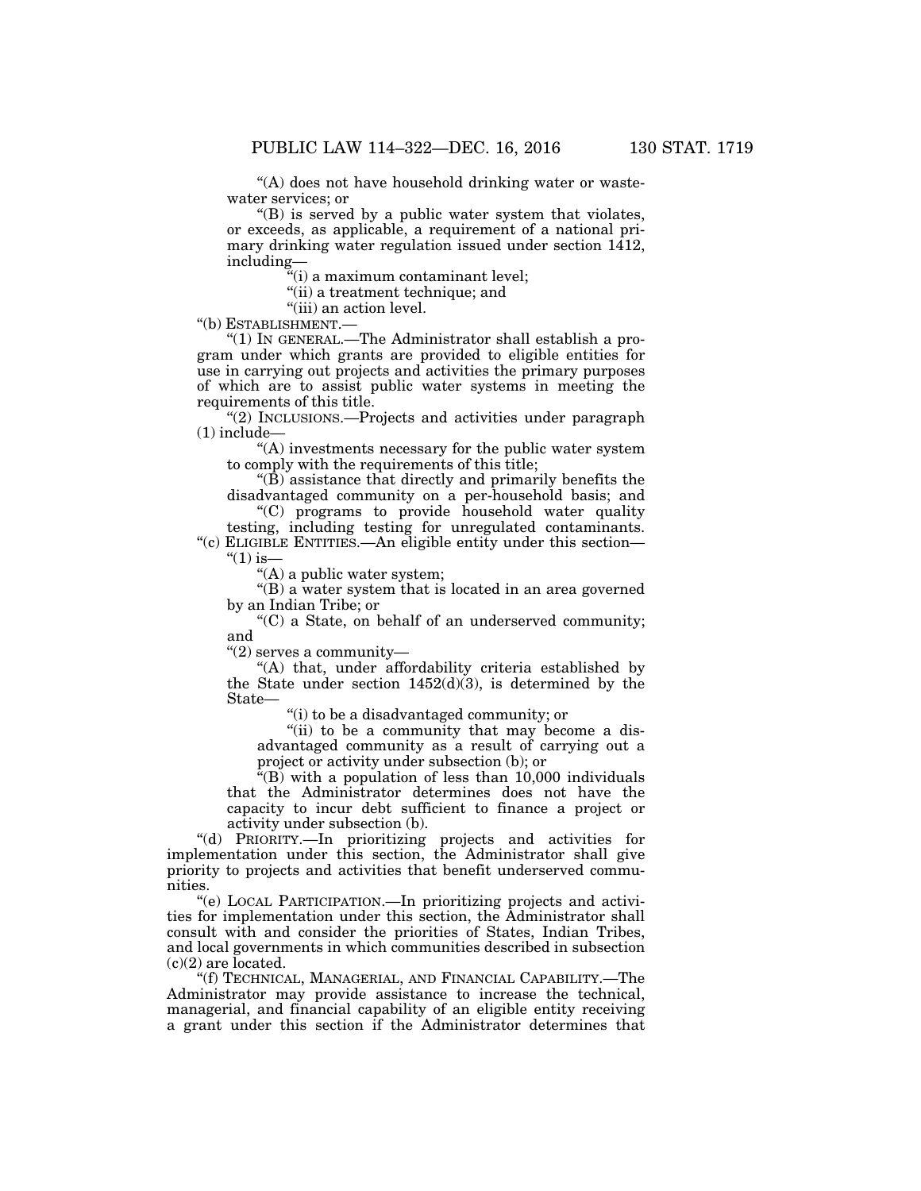"(A) does not have household drinking water or wastewater services; or

"(B) is served by a public water system that violates, or exceeds, as applicable, a requirement of a national primary drinking water regulation issued under section 1412, including—

"(i) a maximum contaminant level;

"(ii) a treatment technique; and

"(iii) an action level.

"(b) ESTABLISHMENT.—

"(1) IN GENERAL.—The Administrator shall establish a program under which grants are provided to eligible entities for use in carrying out projects and activities the primary purposes of which are to assist public water systems in meeting the requirements of this title.

"(2) INCLUSIONS.—Projects and activities under paragraph (1) include—

"(A) investments necessary for the public water system to comply with the requirements of this title;

"(B) assistance that directly and primarily benefits the disadvantaged community on a per-household basis; and

"(C) programs to provide household water quality testing, including testing for unregulated contaminants.

"(c) ELIGIBLE ENTITIES.—An eligible entity under this section—

"(1) is—

"(A) a public water system;

"(B) a water system that is located in an area governed by an Indian Tribe; or

"(C) a State, on behalf of an underserved community; and

"(2) serves a community—

"(A) that, under affordability criteria established by the State under section 1452(d)(3), is determined by the State—

"(i) to be a disadvantaged community; or

"(ii) to be a community that may become a disadvantaged community as a result of carrying out a project or activity under subsection (b); or

"(B) with a population of less than 10,000 individuals that the Administrator determines does not have the capacity to incur debt sufficient to finance a project or activity under subsection (b).

"(d) PRIORITY.—In prioritizing projects and activities for implementation under this section, the Administrator shall give priority to projects and activities that benefit underserved communities.

"(e) LOCAL PARTICIPATION.—In prioritizing projects and activities for implementation under this section, the Administrator shall consult with and consider the priorities of States, Indian Tribes, and local governments in which communities described in subsection (c)(2) are located.

"(f) TECHNICAL, MANAGERIAL, AND FINANCIAL CAPABILITY.—The Administrator may provide assistance to increase the technical, managerial, and financial capability of an eligible entity receiving a grant under this section if the Administrator determines that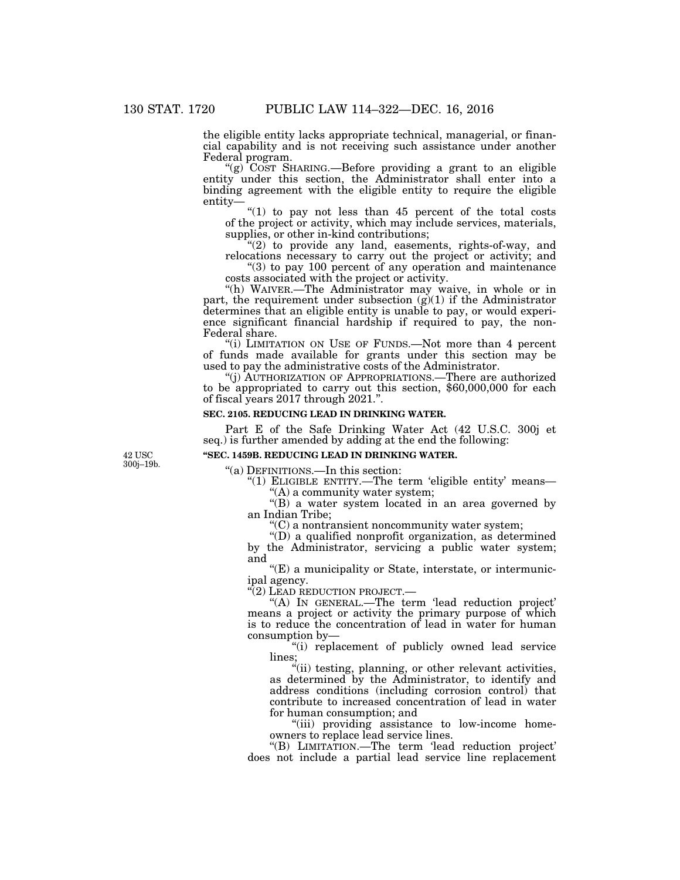the eligible entity lacks appropriate technical, managerial, or financial capability and is not receiving such assistance under another Federal program.

"(g) COST SHARING.—Before providing a grant to an eligible entity under this section, the Administrator shall enter into a binding agreement with the eligible entity to require the eligible entity—

"(1) to pay not less than 45 percent of the total costs of the project or activity, which may include services, materials, supplies, or other in-kind contributions;

"(2) to provide any land, easements, rights-of-way, and relocations necessary to carry out the project or activity; and

"(3) to pay 100 percent of any operation and maintenance costs associated with the project or activity.

"(h) WAIVER.—The Administrator may waive, in whole or in part, the requirement under subsection (g)(1) if the Administrator determines that an eligible entity is unable to pay, or would experience significant financial hardship if required to pay, the non-Federal share.

"(i) LIMITATION ON USE OF FUNDS.—Not more than 4 percent of funds made available for grants under this section may be used to pay the administrative costs of the Administrator.

"(j) AUTHORIZATION OF APPROPRIATIONS.—There are authorized to be appropriated to carry out this section, $60,000,000 for each of fiscal years 2017 through 2021.".

**SEC. 2105. REDUCING LEAD IN DRINKING WATER.**

Part E of the Safe Drinking Water Act (42 U.S.C. 300j et seq.) is further amended by adding at the end the following:

42 USC 300j–19b.

**"SEC. 1459B. REDUCING LEAD IN DRINKING WATER.**

"(a) DEFINITIONS.—In this section:

"(1) ELIGIBLE ENTITY.—The term 'eligible entity' means—

"(A) a community water system;

"(B) a water system located in an area governed by an Indian Tribe;

"(C) a nontransient noncommunity water system;

"(D) a qualified nonprofit organization, as determined by the Administrator, servicing a public water system; and

"(E) a municipality or State, interstate, or intermunicipal agency.

"(2) LEAD REDUCTION PROJECT.—

"(A) IN GENERAL.—The term 'lead reduction project' means a project or activity the primary purpose of which is to reduce the concentration of lead in water for human consumption by—

"(i) replacement of publicly owned lead service lines;

"(ii) testing, planning, or other relevant activities, as determined by the Administrator, to identify and address conditions (including corrosion control) that contribute to increased concentration of lead in water for human consumption; and

"(iii) providing assistance to low-income homeowners to replace lead service lines.

"(B) LIMITATION.—The term 'lead reduction project' does not include a partial lead service line replacement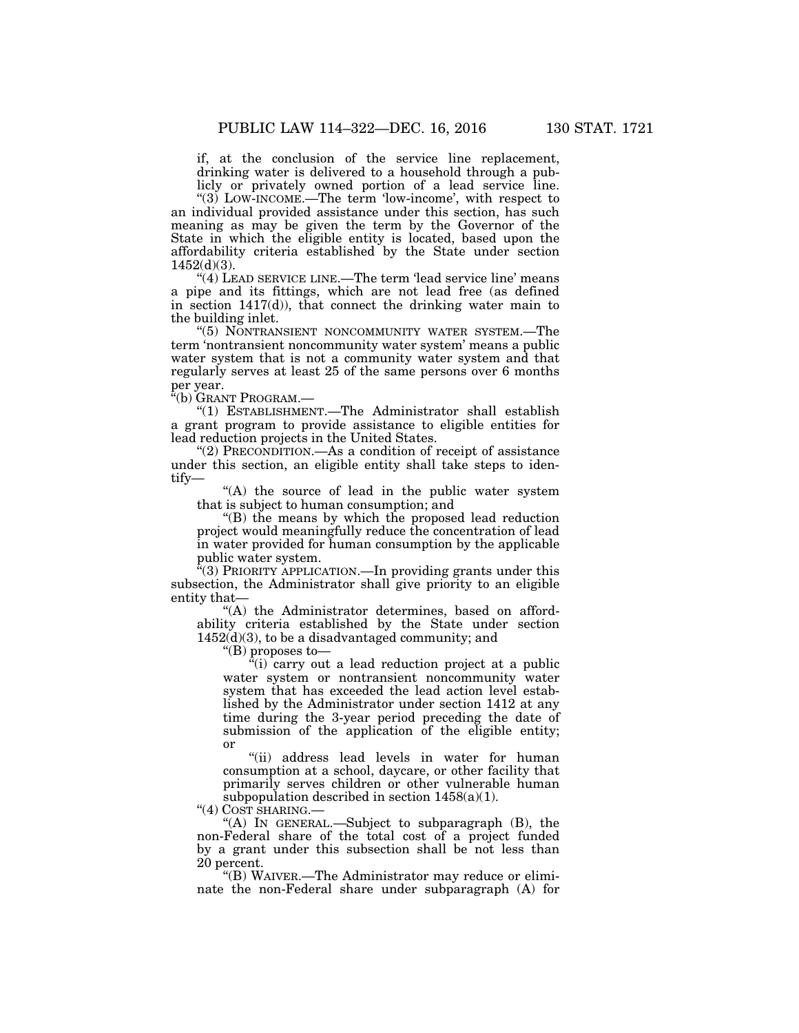if, at the conclusion of the service line replacement, drinking water is delivered to a household through a publicly or privately owned portion of a lead service line.

"(3) LOW-INCOME.—The term 'low-income', with respect to an individual provided assistance under this section, has such meaning as may be given the term by the Governor of the State in which the eligible entity is located, based upon the affordability criteria established by the State under section 1452(d)(3).

"(4) LEAD SERVICE LINE.—The term 'lead service line' means a pipe and its fittings, which are not lead free (as defined in section 1417(d)), that connect the drinking water main to the building inlet.

"(5) NONTRANSIENT NONCOMMUNITY WATER SYSTEM.—The term 'nontransient noncommunity water system' means a public water system that is not a community water system and that regularly serves at least 25 of the same persons over 6 months per year.

"(b) GRANT PROGRAM.—

"(1) ESTABLISHMENT.—The Administrator shall establish a grant program to provide assistance to eligible entities for lead reduction projects in the United States.

"(2) PRECONDITION.—As a condition of receipt of assistance under this section, an eligible entity shall take steps to identify—

"(A) the source of lead in the public water system that is subject to human consumption; and

"(B) the means by which the proposed lead reduction project would meaningfully reduce the concentration of lead in water provided for human consumption by the applicable public water system.

"(3) PRIORITY APPLICATION.—In providing grants under this subsection, the Administrator shall give priority to an eligible entity that—

"(A) the Administrator determines, based on affordability criteria established by the State under section 1452(d)(3), to be a disadvantaged community; and

"(B) proposes to—

"(i) carry out a lead reduction project at a public water system or nontransient noncommunity water system that has exceeded the lead action level established by the Administrator under section 1412 at any time during the 3-year period preceding the date of submission of the application of the eligible entity; or

"(ii) address lead levels in water for human consumption at a school, daycare, or other facility that primarily serves children or other vulnerable human subpopulation described in section 1458(a)(1).

"(4) COST SHARING.—

"(A) IN GENERAL.—Subject to subparagraph (B), the non-Federal share of the total cost of a project funded by a grant under this subsection shall be not less than 20 percent.

"(B) WAIVER.—The Administrator may reduce or eliminate the non-Federal share under subparagraph (A) for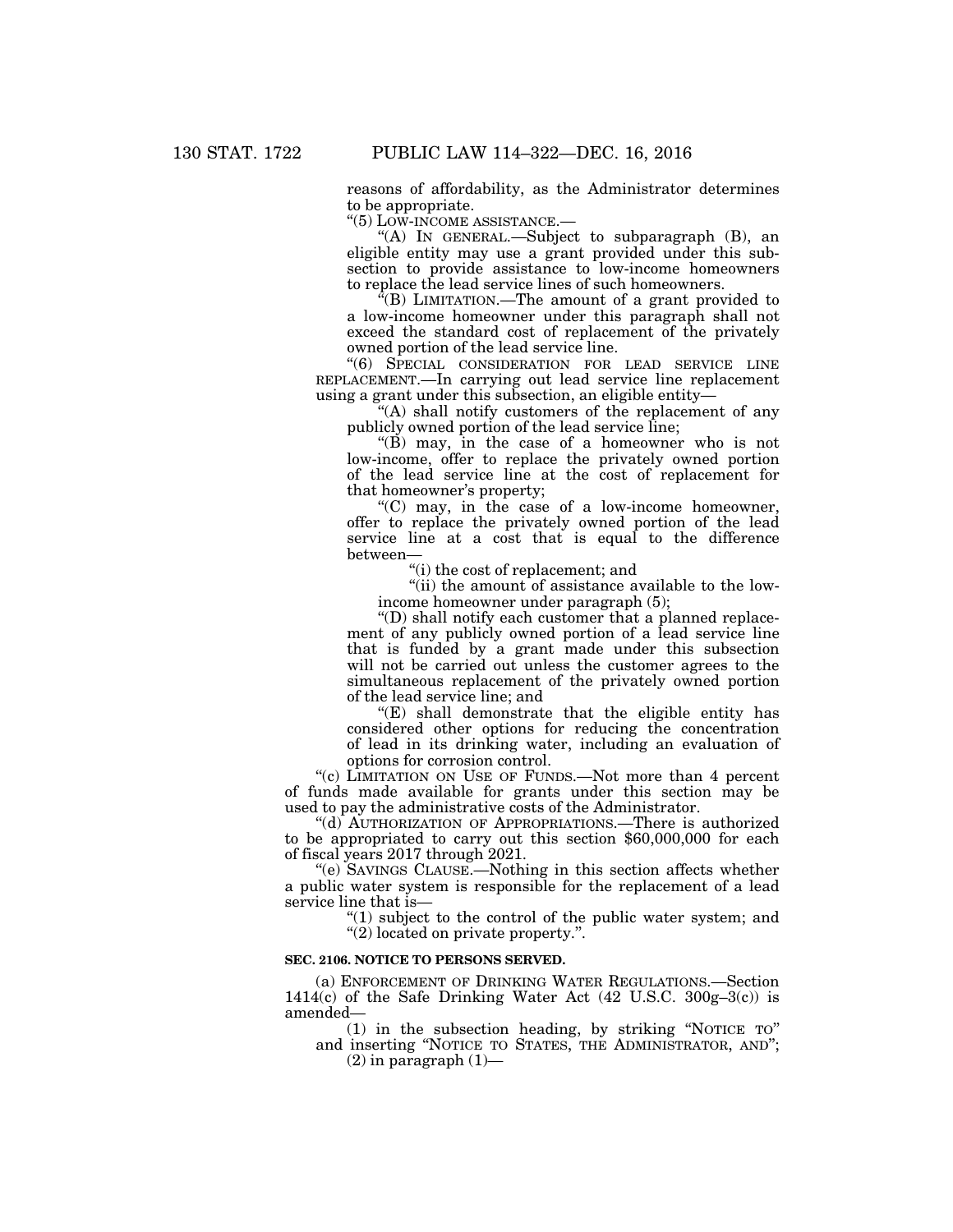reasons of affordability, as the Administrator determines to be appropriate.

"(5) LOW-INCOME ASSISTANCE.—

"(A) IN GENERAL.—Subject to subparagraph (B), an eligible entity may use a grant provided under this subsection to provide assistance to low-income homeowners to replace the lead service lines of such homeowners.

"(B) LIMITATION.—The amount of a grant provided to a low-income homeowner under this paragraph shall not exceed the standard cost of replacement of the privately owned portion of the lead service line.

"(6) SPECIAL CONSIDERATION FOR LEAD SERVICE LINE REPLACEMENT.—In carrying out lead service line replacement using a grant under this subsection, an eligible entity—

"(A) shall notify customers of the replacement of any publicly owned portion of the lead service line;

"(B) may, in the case of a homeowner who is not low-income, offer to replace the privately owned portion of the lead service line at the cost of replacement for that homeowner's property;

"(C) may, in the case of a low-income homeowner, offer to replace the privately owned portion of the lead service line at a cost that is equal to the difference between—

"(i) the cost of replacement; and

"(ii) the amount of assistance available to the low-income homeowner under paragraph (5);

"(D) shall notify each customer that a planned replacement of any publicly owned portion of a lead service line that is funded by a grant made under this subsection will not be carried out unless the customer agrees to the simultaneous replacement of the privately owned portion of the lead service line; and

"(E) shall demonstrate that the eligible entity has considered other options for reducing the concentration of lead in its drinking water, including an evaluation of options for corrosion control.

"(c) LIMITATION ON USE OF FUNDS.—Not more than 4 percent of funds made available for grants under this section may be used to pay the administrative costs of the Administrator.

"(d) AUTHORIZATION OF APPROPRIATIONS.—There is authorized to be appropriated to carry out this section $60,000,000 for each of fiscal years 2017 through 2021.

"(e) SAVINGS CLAUSE.—Nothing in this section affects whether a public water system is responsible for the replacement of a lead service line that is—

"(1) subject to the control of the public water system; and

"(2) located on private property.".

**SEC. 2106. NOTICE TO PERSONS SERVED.**

(a) ENFORCEMENT OF DRINKING WATER REGULATIONS.—Section 1414(c) of the Safe Drinking Water Act (42 U.S.C. 300g–3(c)) is amended—

(1) in the subsection heading, by striking "NOTICE TO" and inserting "NOTICE TO STATES, THE ADMINISTRATOR, AND";

(2) in paragraph (1)—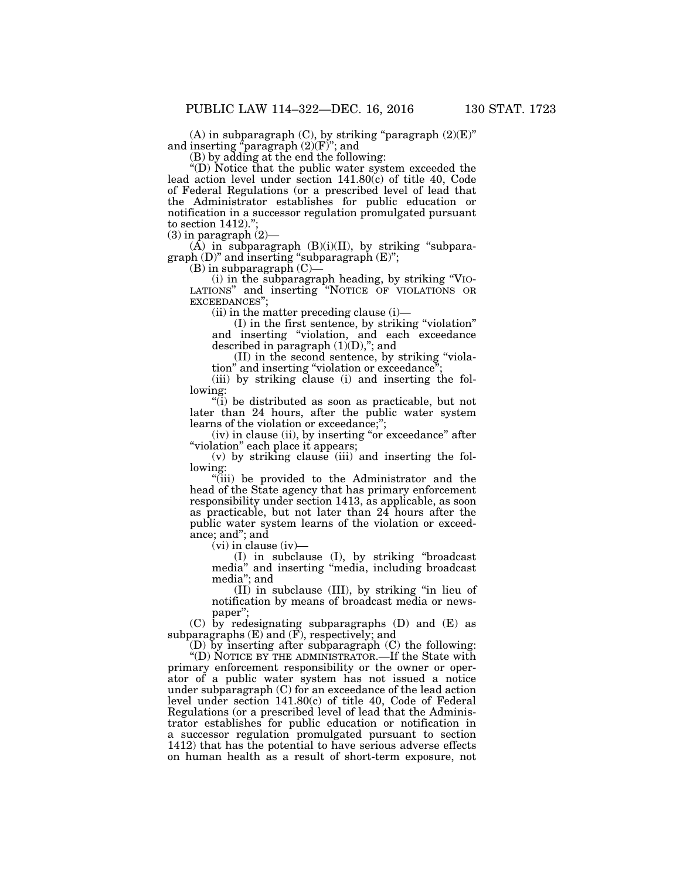(A) in subparagraph (C), by striking "paragraph (2)(E)" and inserting "paragraph (2)(F)"; and

(B) by adding at the end the following:

"(D) Notice that the public water system exceeded the lead action level under section 141.80(c) of title 40, Code of Federal Regulations (or a prescribed level of lead that the Administrator establishes for public education or notification in a successor regulation promulgated pursuant to section 1412).";

(3) in paragraph (2)—

(A) in subparagraph (B)(i)(II), by striking "subparagraph (D)" and inserting "subparagraph (E)";

(B) in subparagraph (C)—

(i) in the subparagraph heading, by striking "VIOLATIONS" and inserting "NOTICE OF VIOLATIONS OR EXCEEDANCES";

(ii) in the matter preceding clause (i)—

(I) in the first sentence, by striking "violation" and inserting "violation, and each exceedance described in paragraph (1)(D),"; and

(II) in the second sentence, by striking "violation" and inserting "violation or exceedance";

(iii) by striking clause (i) and inserting the following:

"(i) be distributed as soon as practicable, but not later than 24 hours, after the public water system learns of the violation or exceedance;";

(iv) in clause (ii), by inserting "or exceedance" after "violation" each place it appears;

(v) by striking clause (iii) and inserting the following:

"(iii) be provided to the Administrator and the head of the State agency that has primary enforcement responsibility under section 1413, as applicable, as soon as practicable, but not later than 24 hours after the public water system learns of the violation or exceedance; and"; and

(vi) in clause (iv)—

(I) in subclause (I), by striking "broadcast media" and inserting "media, including broadcast media"; and

(II) in subclause (III), by striking "in lieu of notification by means of broadcast media or newspaper";

(C) by redesignating subparagraphs (D) and (E) as subparagraphs (E) and (F), respectively; and

(D) by inserting after subparagraph (C) the following:

"(D) NOTICE BY THE ADMINISTRATOR.—If the State with primary enforcement responsibility or the owner or operator of a public water system has not issued a notice under subparagraph (C) for an exceedance of the lead action level under section 141.80(c) of title 40, Code of Federal Regulations (or a prescribed level of lead that the Administrator establishes for public education or notification in a successor regulation promulgated pursuant to section 1412) that has the potential to have serious adverse effects on human health as a result of short-term exposure, not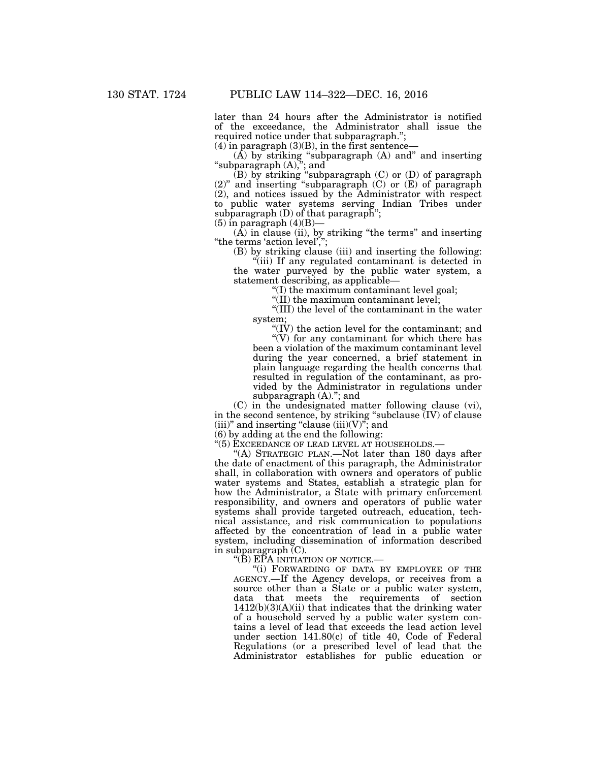later than 24 hours after the Administrator is notified of the exceedance, the Administrator shall issue the required notice under that subparagraph.";

(4) in paragraph (3)(B), in the first sentence—

(A) by striking "subparagraph (A) and" and inserting "subparagraph (A),"; and

(B) by striking "subparagraph (C) or (D) of paragraph (2)" and inserting "subparagraph (C) or (E) of paragraph (2), and notices issued by the Administrator with respect to public water systems serving Indian Tribes under subparagraph (D) of that paragraph";

(5) in paragraph (4)(B)—

(A) in clause (ii), by striking "the terms" and inserting "the terms 'action level',";

(B) by striking clause (iii) and inserting the following:

"(iii) If any regulated contaminant is detected in the water purveyed by the public water system, a statement describing, as applicable—

"(I) the maximum contaminant level goal;

"(II) the maximum contaminant level;

"(III) the level of the contaminant in the water system;

"(IV) the action level for the contaminant; and

"(V) for any contaminant for which there has been a violation of the maximum contaminant level during the year concerned, a brief statement in plain language regarding the health concerns that resulted in regulation of the contaminant, as provided by the Administrator in regulations under subparagraph (A)."; and

(C) in the undesignated matter following clause (vi), in the second sentence, by striking "subclause (IV) of clause (iii)" and inserting "clause (iii)(V)"; and

(6) by adding at the end the following:

"(5) EXCEEDANCE OF LEAD LEVEL AT HOUSEHOLDS.—

"(A) STRATEGIC PLAN.—Not later than 180 days after the date of enactment of this paragraph, the Administrator shall, in collaboration with owners and operators of public water systems and States, establish a strategic plan for how the Administrator, a State with primary enforcement responsibility, and owners and operators of public water systems shall provide targeted outreach, education, technical assistance, and risk communication to populations affected by the concentration of lead in a public water system, including dissemination of information described in subparagraph (C).

"(B) EPA INITIATION OF NOTICE.—

"(i) FORWARDING OF DATA BY EMPLOYEE OF THE AGENCY.—If the Agency develops, or receives from a source other than a State or a public water system, data that meets the requirements of section 1412(b)(3)(A)(ii) that indicates that the drinking water of a household served by a public water system contains a level of lead that exceeds the lead action level under section 141.80(c) of title 40, Code of Federal Regulations (or a prescribed level of lead that the Administrator establishes for public education or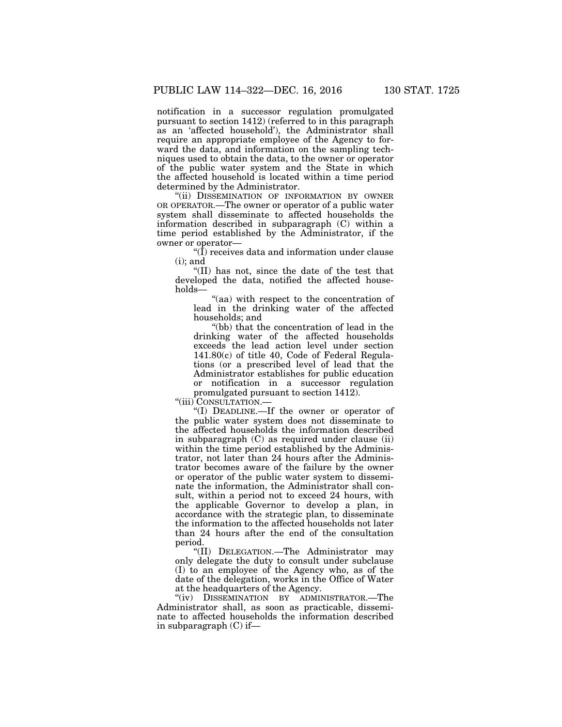notification in a successor regulation promulgated pursuant to section 1412) (referred to in this paragraph as an 'affected household'), the Administrator shall require an appropriate employee of the Agency to forward the data, and information on the sampling techniques used to obtain the data, to the owner or operator of the public water system and the State in which the affected household is located within a time period determined by the Administrator.

"(ii) DISSEMINATION OF INFORMATION BY OWNER OR OPERATOR.—The owner or operator of a public water system shall disseminate to affected households the information described in subparagraph (C) within a time period established by the Administrator, if the owner or operator—

"(I) receives data and information under clause (i); and

"(II) has not, since the date of the test that developed the data, notified the affected households—

"(aa) with respect to the concentration of lead in the drinking water of the affected households; and

"(bb) that the concentration of lead in the drinking water of the affected households exceeds the lead action level under section 141.80(c) of title 40, Code of Federal Regulations (or a prescribed level of lead that the Administrator establishes for public education or notification in a successor regulation promulgated pursuant to section 1412).

"(iii) CONSULTATION.—

"(I) DEADLINE.—If the owner or operator of the public water system does not disseminate to the affected households the information described in subparagraph (C) as required under clause (ii) within the time period established by the Administrator, not later than 24 hours after the Administrator becomes aware of the failure by the owner or operator of the public water system to disseminate the information, the Administrator shall consult, within a period not to exceed 24 hours, with the applicable Governor to develop a plan, in accordance with the strategic plan, to disseminate the information to the affected households not later than 24 hours after the end of the consultation period.

"(II) DELEGATION.—The Administrator may only delegate the duty to consult under subclause (I) to an employee of the Agency who, as of the date of the delegation, works in the Office of Water at the headquarters of the Agency.

"(iv) DISSEMINATION BY ADMINISTRATOR.—The Administrator shall, as soon as practicable, disseminate to affected households the information described in subparagraph (C) if—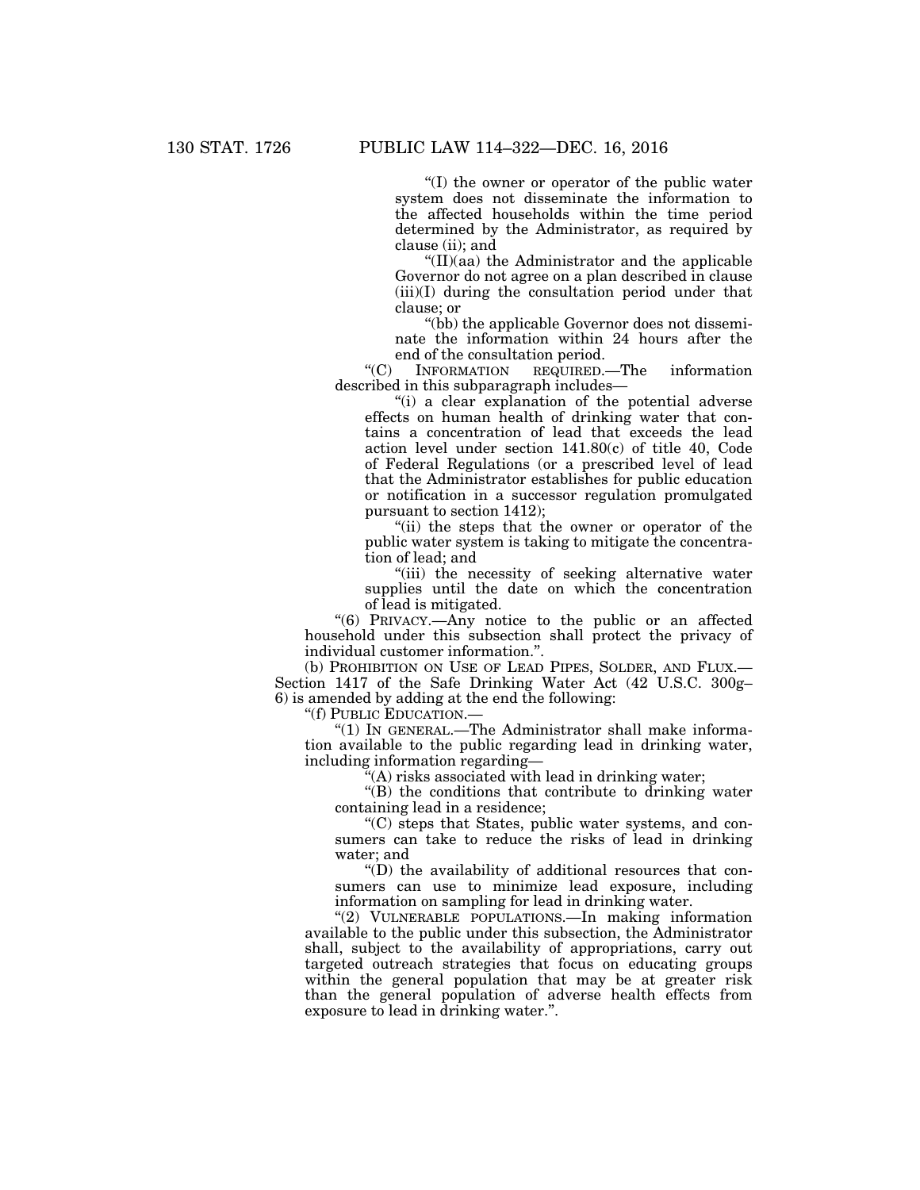"(I) the owner or operator of the public water system does not disseminate the information to the affected households within the time period determined by the Administrator, as required by clause (ii); and

"(II)(aa) the Administrator and the applicable Governor do not agree on a plan described in clause (iii)(I) during the consultation period under that clause; or

"(bb) the applicable Governor does not disseminate the information within 24 hours after the end of the consultation period.

"(C) INFORMATION REQUIRED.—The information described in this subparagraph includes—

"(i) a clear explanation of the potential adverse effects on human health of drinking water that contains a concentration of lead that exceeds the lead action level under section 141.80(c) of title 40, Code of Federal Regulations (or a prescribed level of lead that the Administrator establishes for public education or notification in a successor regulation promulgated pursuant to section 1412);

"(ii) the steps that the owner or operator of the public water system is taking to mitigate the concentration of lead; and

"(iii) the necessity of seeking alternative water supplies until the date on which the concentration of lead is mitigated.

"(6) PRIVACY.—Any notice to the public or an affected household under this subsection shall protect the privacy of individual customer information.".

(b) PROHIBITION ON USE OF LEAD PIPES, SOLDER, AND FLUX.— Section 1417 of the Safe Drinking Water Act (42 U.S.C. 300g–6) is amended by adding at the end the following:

"(f) PUBLIC EDUCATION.—

"(1) IN GENERAL.—The Administrator shall make information available to the public regarding lead in drinking water, including information regarding—

"(A) risks associated with lead in drinking water;

"(B) the conditions that contribute to drinking water containing lead in a residence;

"(C) steps that States, public water systems, and consumers can take to reduce the risks of lead in drinking water; and

"(D) the availability of additional resources that consumers can use to minimize lead exposure, including information on sampling for lead in drinking water.

"(2) VULNERABLE POPULATIONS.—In making information available to the public under this subsection, the Administrator shall, subject to the availability of appropriations, carry out targeted outreach strategies that focus on educating groups within the general population that may be at greater risk than the general population of adverse health effects from exposure to lead in drinking water.".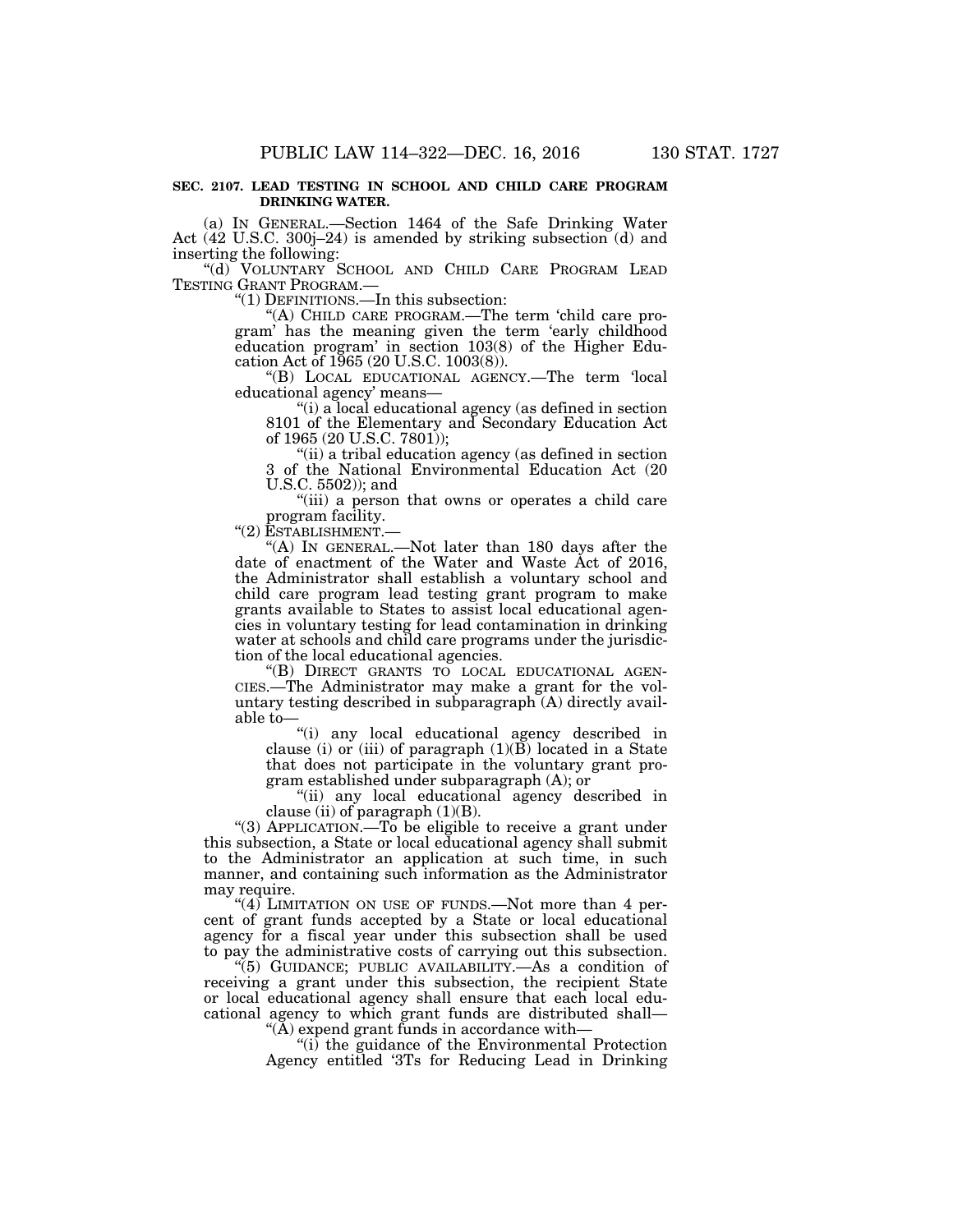**SEC. 2107. LEAD TESTING IN SCHOOL AND CHILD CARE PROGRAM DRINKING WATER.**

(a) IN GENERAL.—Section 1464 of the Safe Drinking Water Act (42 U.S.C. 300j–24) is amended by striking subsection (d) and inserting the following:

"(d) VOLUNTARY SCHOOL AND CHILD CARE PROGRAM LEAD TESTING GRANT PROGRAM.—

"(1) DEFINITIONS.—In this subsection:

"(A) CHILD CARE PROGRAM.—The term 'child care program' has the meaning given the term 'early childhood education program' in section 103(8) of the Higher Education Act of 1965 (20 U.S.C. 1003(8)).

"(B) LOCAL EDUCATIONAL AGENCY.—The term 'local educational agency' means—

"(i) a local educational agency (as defined in section 8101 of the Elementary and Secondary Education Act of 1965 (20 U.S.C. 7801));

"(ii) a tribal education agency (as defined in section 3 of the National Environmental Education Act (20 U.S.C. 5502)); and

"(iii) a person that owns or operates a child care program facility.

"(2) ESTABLISHMENT.—

"(A) IN GENERAL.—Not later than 180 days after the date of enactment of the Water and Waste Act of 2016, the Administrator shall establish a voluntary school and child care program lead testing grant program to make grants available to States to assist local educational agencies in voluntary testing for lead contamination in drinking water at schools and child care programs under the jurisdiction of the local educational agencies.

"(B) DIRECT GRANTS TO LOCAL EDUCATIONAL AGENCIES.—The Administrator may make a grant for the voluntary testing described in subparagraph (A) directly available to—

"(i) any local educational agency described in clause (i) or (iii) of paragraph (1)(B) located in a State that does not participate in the voluntary grant program established under subparagraph (A); or

"(ii) any local educational agency described in clause (ii) of paragraph (1)(B).

"(3) APPLICATION.—To be eligible to receive a grant under this subsection, a State or local educational agency shall submit to the Administrator an application at such time, in such manner, and containing such information as the Administrator may require.

"(4) LIMITATION ON USE OF FUNDS.—Not more than 4 percent of grant funds accepted by a State or local educational agency for a fiscal year under this subsection shall be used to pay the administrative costs of carrying out this subsection.

"(5) GUIDANCE; PUBLIC AVAILABILITY.—As a condition of receiving a grant under this subsection, the recipient State or local educational agency shall ensure that each local educational agency to which grant funds are distributed shall—

"(A) expend grant funds in accordance with—

"(i) the guidance of the Environmental Protection Agency entitled '3Ts for Reducing Lead in Drinking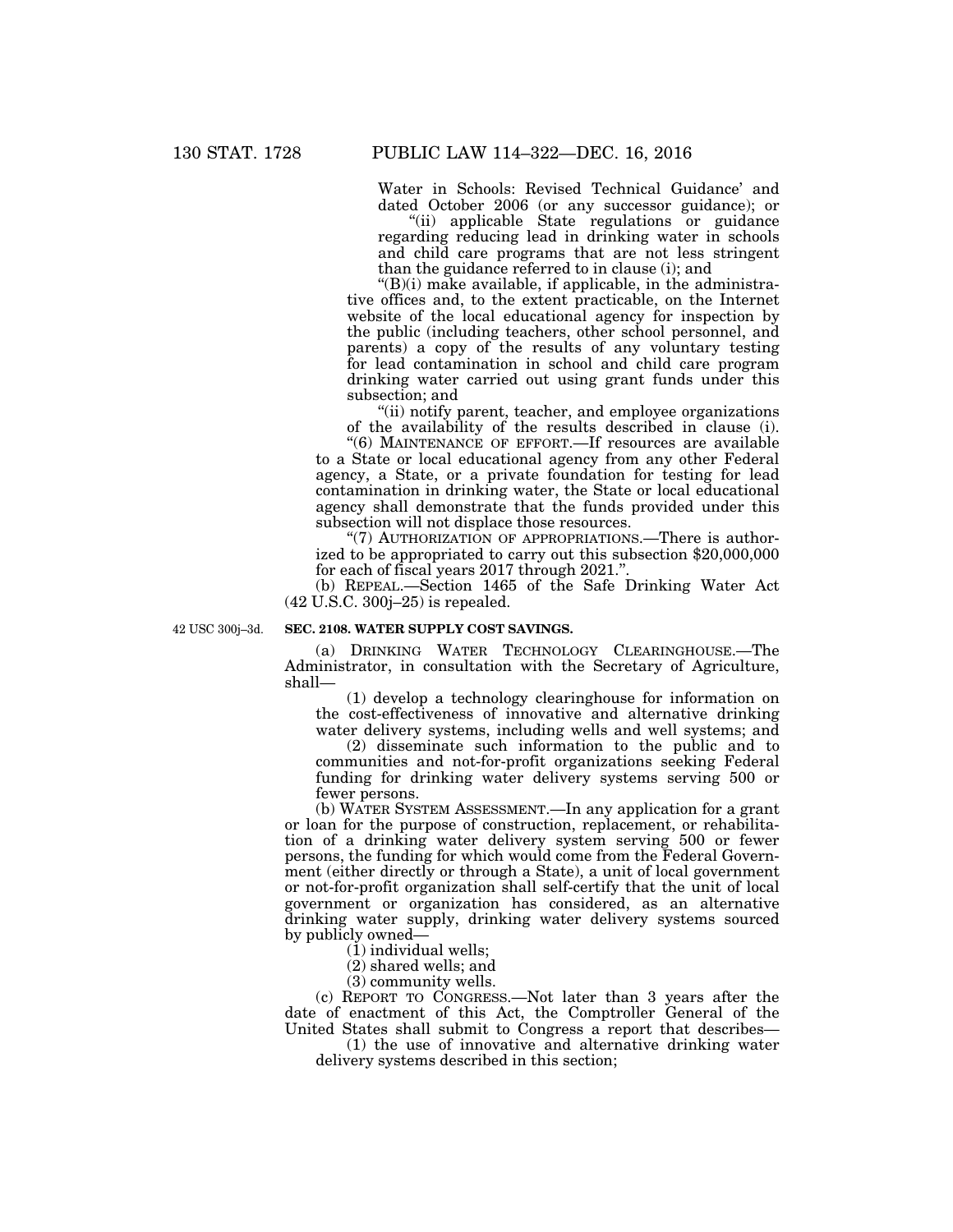Water in Schools: Revised Technical Guidance' and dated October 2006 (or any successor guidance); or

"(ii) applicable State regulations or guidance regarding reducing lead in drinking water in schools and child care programs that are not less stringent than the guidance referred to in clause (i); and

"(B)(i) make available, if applicable, in the administrative offices and, to the extent practicable, on the Internet website of the local educational agency for inspection by the public (including teachers, other school personnel, and parents) a copy of the results of any voluntary testing for lead contamination in school and child care program drinking water carried out using grant funds under this subsection; and

"(ii) notify parent, teacher, and employee organizations of the availability of the results described in clause (i).

"(6) MAINTENANCE OF EFFORT.—If resources are available to a State or local educational agency from any other Federal agency, a State, or a private foundation for testing for lead contamination in drinking water, the State or local educational agency shall demonstrate that the funds provided under this subsection will not displace those resources.

"(7) AUTHORIZATION OF APPROPRIATIONS.—There is authorized to be appropriated to carry out this subsection $20,000,000 for each of fiscal years 2017 through 2021.".

(b) REPEAL.—Section 1465 of the Safe Drinking Water Act (42 U.S.C. 300j–25) is repealed.

42 USC 300j–3d.

**SEC. 2108. WATER SUPPLY COST SAVINGS.**

(a) DRINKING WATER TECHNOLOGY CLEARINGHOUSE.—The Administrator, in consultation with the Secretary of Agriculture, shall—

(1) develop a technology clearinghouse for information on the cost-effectiveness of innovative and alternative drinking water delivery systems, including wells and well systems; and

(2) disseminate such information to the public and to communities and not-for-profit organizations seeking Federal funding for drinking water delivery systems serving 500 or fewer persons.

(b) WATER SYSTEM ASSESSMENT.—In any application for a grant or loan for the purpose of construction, replacement, or rehabilitation of a drinking water delivery system serving 500 or fewer persons, the funding for which would come from the Federal Government (either directly or through a State), a unit of local government or not-for-profit organization shall self-certify that the unit of local government or organization has considered, as an alternative drinking water supply, drinking water delivery systems sourced by publicly owned—

(1) individual wells;

(2) shared wells; and

(3) community wells.

(c) REPORT TO CONGRESS.—Not later than 3 years after the date of enactment of this Act, the Comptroller General of the United States shall submit to Congress a report that describes—

(1) the use of innovative and alternative drinking water delivery systems described in this section;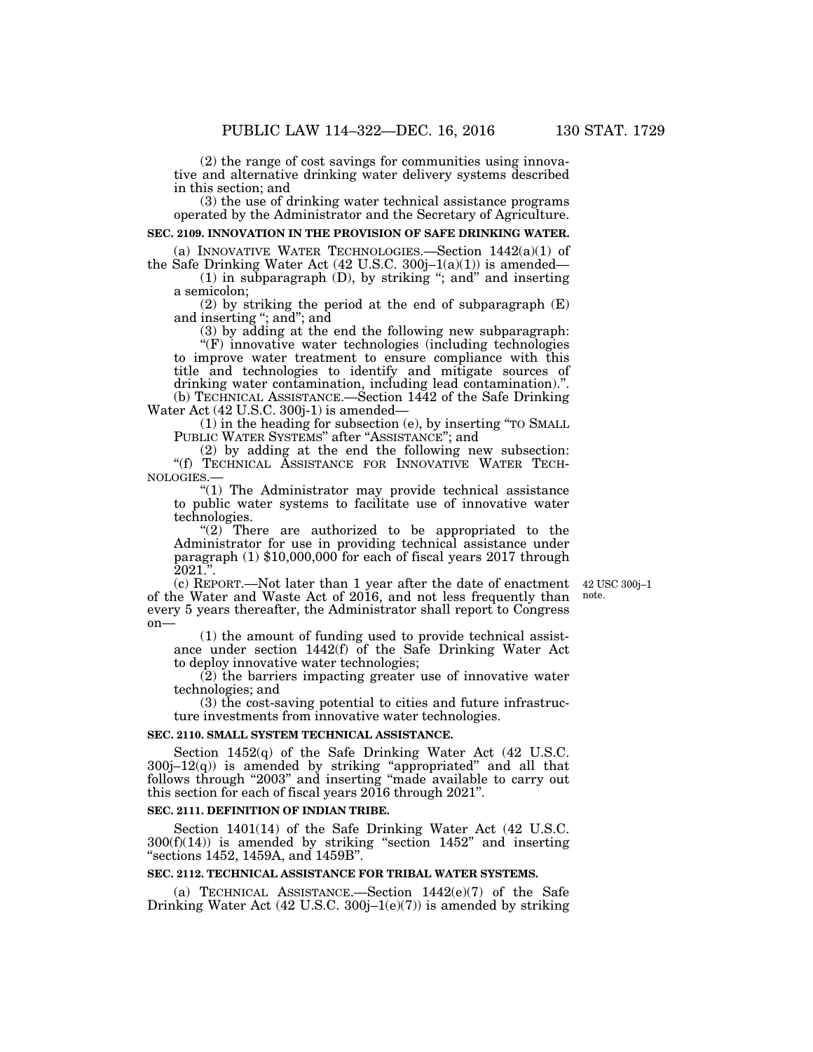(2) the range of cost savings for communities using innovative and alternative drinking water delivery systems described in this section; and

(3) the use of drinking water technical assistance programs operated by the Administrator and the Secretary of Agriculture.

**SEC. 2109. INNOVATION IN THE PROVISION OF SAFE DRINKING WATER.**

(a) INNOVATIVE WATER TECHNOLOGIES.—Section 1442(a)(1) of the Safe Drinking Water Act (42 U.S.C. 300j–1(a)(1)) is amended—

(1) in subparagraph (D), by striking "; and" and inserting a semicolon;

(2) by striking the period at the end of subparagraph (E) and inserting "; and"; and

(3) by adding at the end the following new subparagraph:

"(F) innovative water technologies (including technologies to improve water treatment to ensure compliance with this title and technologies to identify and mitigate sources of drinking water contamination, including lead contamination).".

(b) TECHNICAL ASSISTANCE.—Section 1442 of the Safe Drinking Water Act (42 U.S.C. 300j-1) is amended—

(1) in the heading for subsection (e), by inserting "TO SMALL PUBLIC WATER SYSTEMS" after "ASSISTANCE"; and

(2) by adding at the end the following new subsection:

"(f) TECHNICAL ASSISTANCE FOR INNOVATIVE WATER TECHNOLOGIES.—

"(1) The Administrator may provide technical assistance to public water systems to facilitate use of innovative water technologies.

"(2) There are authorized to be appropriated to the Administrator for use in providing technical assistance under paragraph (1) $10,000,000 for each of fiscal years 2017 through 2021.".

(c) REPORT.—Not later than 1 year after the date of enactment of the Water and Waste Act of 2016, and not less frequently than every 5 years thereafter, the Administrator shall report to Congress on—

42 USC 300j–1 note.

(1) the amount of funding used to provide technical assistance under section 1442(f) of the Safe Drinking Water Act to deploy innovative water technologies;

(2) the barriers impacting greater use of innovative water technologies; and

(3) the cost-saving potential to cities and future infrastructure investments from innovative water technologies.

**SEC. 2110. SMALL SYSTEM TECHNICAL ASSISTANCE.**

Section 1452(q) of the Safe Drinking Water Act (42 U.S.C. 300j–12(q)) is amended by striking "appropriated" and all that follows through "2003" and inserting "made available to carry out this section for each of fiscal years 2016 through 2021".

**SEC. 2111. DEFINITION OF INDIAN TRIBE.**

Section 1401(14) of the Safe Drinking Water Act (42 U.S.C. 300(f)(14)) is amended by striking "section 1452" and inserting "sections 1452, 1459A, and 1459B".

**SEC. 2112. TECHNICAL ASSISTANCE FOR TRIBAL WATER SYSTEMS.**

(a) TECHNICAL ASSISTANCE.—Section 1442(e)(7) of the Safe Drinking Water Act (42 U.S.C. 300j–1(e)(7)) is amended by striking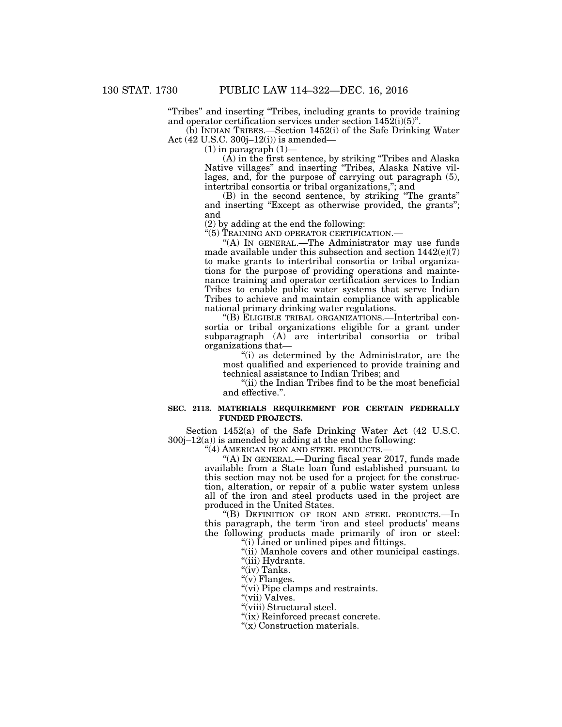"Tribes" and inserting "Tribes, including grants to provide training and operator certification services under section 1452(i)(5)".

(b) INDIAN TRIBES.—Section 1452(i) of the Safe Drinking Water Act (42 U.S.C. 300j–12(i)) is amended—

(1) in paragraph (1)—

(A) in the first sentence, by striking "Tribes and Alaska Native villages" and inserting "Tribes, Alaska Native villages, and, for the purpose of carrying out paragraph (5), intertribal consortia or tribal organizations,"; and

(B) in the second sentence, by striking "The grants" and inserting "Except as otherwise provided, the grants"; and

(2) by adding at the end the following:

"(5) TRAINING AND OPERATOR CERTIFICATION.—

"(A) IN GENERAL.—The Administrator may use funds made available under this subsection and section 1442(e)(7) to make grants to intertribal consortia or tribal organizations for the purpose of providing operations and maintenance training and operator certification services to Indian Tribes to enable public water systems that serve Indian Tribes to achieve and maintain compliance with applicable national primary drinking water regulations.

"(B) ELIGIBLE TRIBAL ORGANIZATIONS.—Intertribal consortia or tribal organizations eligible for a grant under subparagraph (A) are intertribal consortia or tribal organizations that—

"(i) as determined by the Administrator, are the most qualified and experienced to provide training and technical assistance to Indian Tribes; and

"(ii) the Indian Tribes find to be the most beneficial and effective.".

**SEC. 2113. MATERIALS REQUIREMENT FOR CERTAIN FEDERALLY FUNDED PROJECTS.**

Section 1452(a) of the Safe Drinking Water Act (42 U.S.C. 300j–12(a)) is amended by adding at the end the following:

"(4) AMERICAN IRON AND STEEL PRODUCTS.—

"(A) IN GENERAL.—During fiscal year 2017, funds made available from a State loan fund established pursuant to this section may not be used for a project for the construction, alteration, or repair of a public water system unless all of the iron and steel products used in the project are produced in the United States.

"(B) DEFINITION OF IRON AND STEEL PRODUCTS.—In this paragraph, the term 'iron and steel products' means the following products made primarily of iron or steel:

"(i) Lined or unlined pipes and fittings.

"(ii) Manhole covers and other municipal castings.

"(iii) Hydrants.

"(iv) Tanks.

"(v) Flanges.

"(vi) Pipe clamps and restraints.

"(vii) Valves.

"(viii) Structural steel.

"(ix) Reinforced precast concrete.

"(x) Construction materials.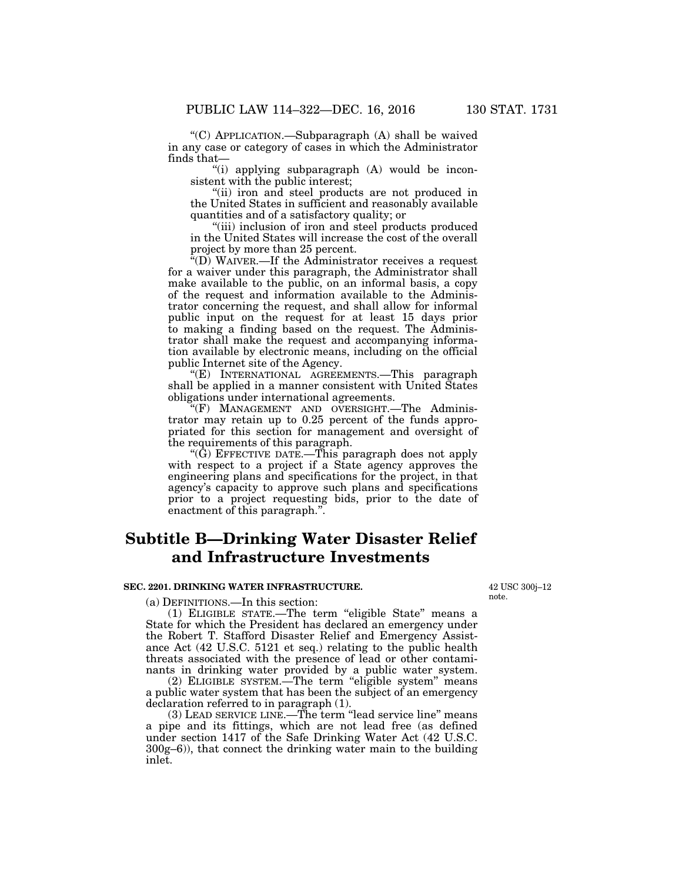"(C) APPLICATION.—Subparagraph (A) shall be waived in any case or category of cases in which the Administrator finds that—

"(i) applying subparagraph (A) would be inconsistent with the public interest;

"(ii) iron and steel products are not produced in the United States in sufficient and reasonably available quantities and of a satisfactory quality; or

"(iii) inclusion of iron and steel products produced in the United States will increase the cost of the overall project by more than 25 percent.

"(D) WAIVER.—If the Administrator receives a request for a waiver under this paragraph, the Administrator shall make available to the public, on an informal basis, a copy of the request and information available to the Administrator concerning the request, and shall allow for informal public input on the request for at least 15 days prior to making a finding based on the request. The Administrator shall make the request and accompanying information available by electronic means, including on the official public Internet site of the Agency.

"(E) INTERNATIONAL AGREEMENTS.—This paragraph shall be applied in a manner consistent with United States obligations under international agreements.

"(F) MANAGEMENT AND OVERSIGHT.—The Administrator may retain up to 0.25 percent of the funds appropriated for this section for management and oversight of the requirements of this paragraph.

"(G) EFFECTIVE DATE.—This paragraph does not apply with respect to a project if a State agency approves the engineering plans and specifications for the project, in that agency's capacity to approve such plans and specifications prior to a project requesting bids, prior to the date of enactment of this paragraph.".

## Subtitle B—Drinking Water Disaster Relief and Infrastructure Investments

### SEC. 2201. DRINKING WATER INFRASTRUCTURE.

42 USC 300j–12 note.

(a) DEFINITIONS.—In this section:

(1) ELIGIBLE STATE.—The term "eligible State" means a State for which the President has declared an emergency under the Robert T. Stafford Disaster Relief and Emergency Assistance Act (42 U.S.C. 5121 et seq.) relating to the public health threats associated with the presence of lead or other contaminants in drinking water provided by a public water system.

(2) ELIGIBLE SYSTEM.—The term "eligible system" means a public water system that has been the subject of an emergency declaration referred to in paragraph (1).

(3) LEAD SERVICE LINE.—The term "lead service line" means a pipe and its fittings, which are not lead free (as defined under section 1417 of the Safe Drinking Water Act (42 U.S.C. 300g–6)), that connect the drinking water main to the building inlet.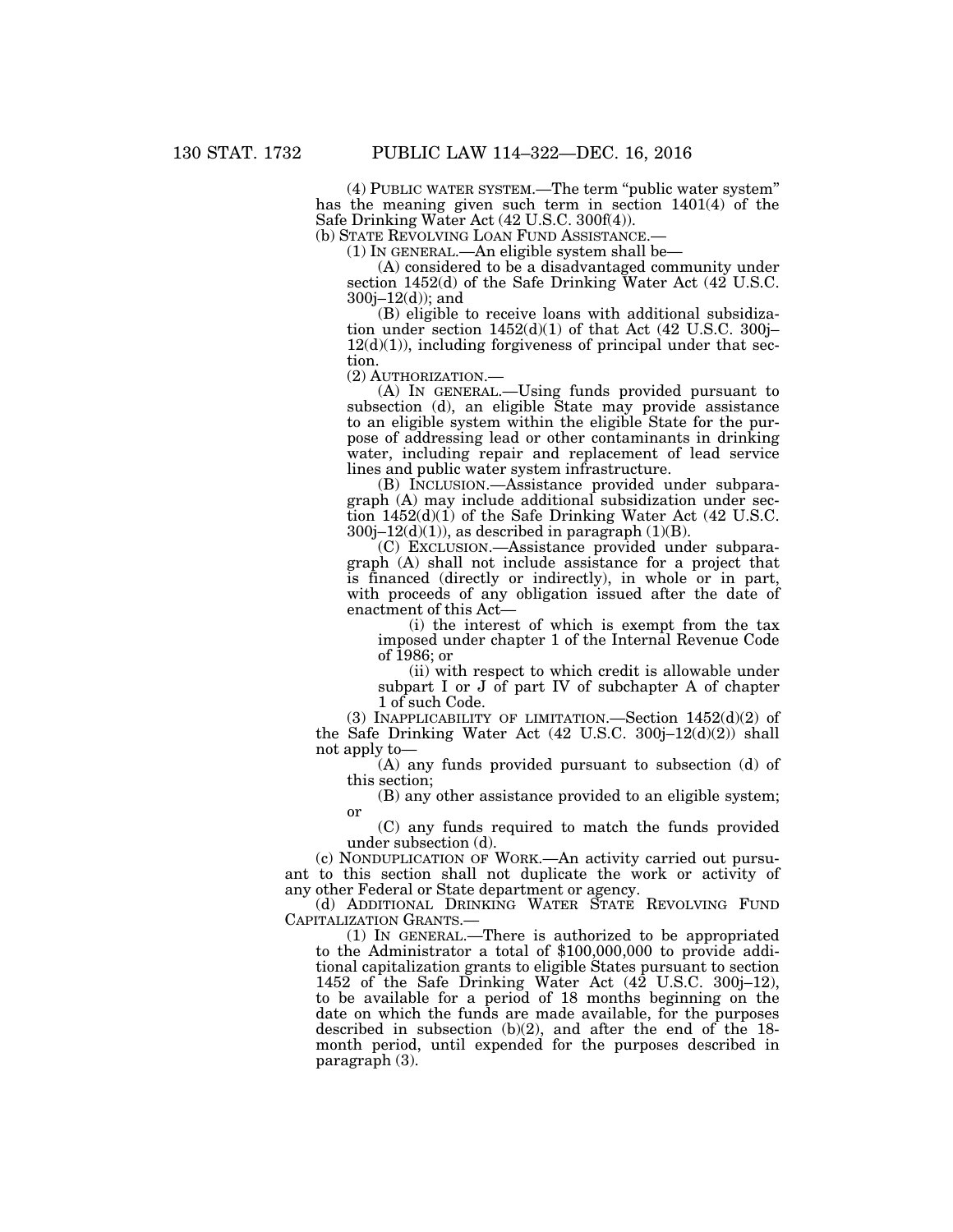(4) PUBLIC WATER SYSTEM.—The term "public water system" has the meaning given such term in section 1401(4) of the Safe Drinking Water Act (42 U.S.C. 300f(4)).

(b) STATE REVOLVING LOAN FUND ASSISTANCE.—

(1) IN GENERAL.—An eligible system shall be—

(A) considered to be a disadvantaged community under section 1452(d) of the Safe Drinking Water Act (42 U.S.C. 300j–12(d)); and

(B) eligible to receive loans with additional subsidization under section 1452(d)(1) of that Act (42 U.S.C. 300j–12(d)(1)), including forgiveness of principal under that section.

(2) AUTHORIZATION.—

(A) IN GENERAL.—Using funds provided pursuant to subsection (d), an eligible State may provide assistance to an eligible system within the eligible State for the purpose of addressing lead or other contaminants in drinking water, including repair and replacement of lead service lines and public water system infrastructure.

(B) INCLUSION.—Assistance provided under subparagraph (A) may include additional subsidization under section 1452(d)(1) of the Safe Drinking Water Act (42 U.S.C. 300j–12(d)(1)), as described in paragraph (1)(B).

(C) EXCLUSION.—Assistance provided under subparagraph (A) shall not include assistance for a project that is financed (directly or indirectly), in whole or in part, with proceeds of any obligation issued after the date of enactment of this Act—

(i) the interest of which is exempt from the tax imposed under chapter 1 of the Internal Revenue Code of 1986; or

(ii) with respect to which credit is allowable under subpart I or J of part IV of subchapter A of chapter 1 of such Code.

(3) INAPPLICABILITY OF LIMITATION.—Section 1452(d)(2) of the Safe Drinking Water Act (42 U.S.C. 300j–12(d)(2)) shall not apply to—

(A) any funds provided pursuant to subsection (d) of this section;

(B) any other assistance provided to an eligible system; or

(C) any funds required to match the funds provided under subsection (d).

(c) NONDUPLICATION OF WORK.—An activity carried out pursuant to this section shall not duplicate the work or activity of any other Federal or State department or agency.

(d) ADDITIONAL DRINKING WATER STATE REVOLVING FUND CAPITALIZATION GRANTS.—

(1) IN GENERAL.—There is authorized to be appropriated to the Administrator a total of $100,000,000 to provide additional capitalization grants to eligible States pursuant to section 1452 of the Safe Drinking Water Act (42 U.S.C. 300j–12), to be available for a period of 18 months beginning on the date on which the funds are made available, for the purposes described in subsection (b)(2), and after the end of the 18-month period, until expended for the purposes described in paragraph (3).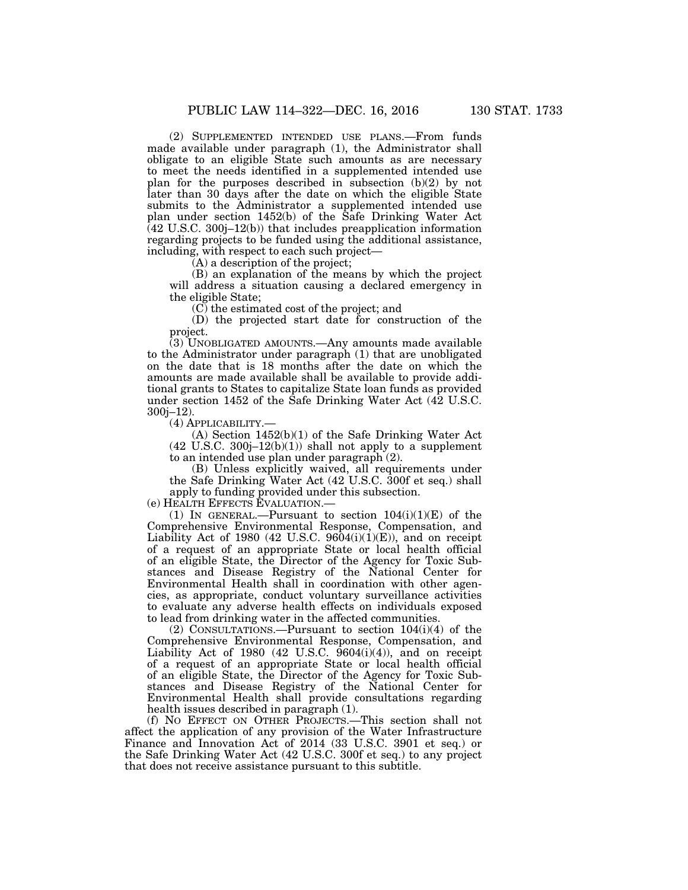(2) SUPPLEMENTED INTENDED USE PLANS.—From funds made available under paragraph (1), the Administrator shall obligate to an eligible State such amounts as are necessary to meet the needs identified in a supplemented intended use plan for the purposes described in subsection (b)(2) by not later than 30 days after the date on which the eligible State submits to the Administrator a supplemented intended use plan under section 1452(b) of the Safe Drinking Water Act (42 U.S.C. 300j–12(b)) that includes preapplication information regarding projects to be funded using the additional assistance, including, with respect to each such project—

(A) a description of the project;

(B) an explanation of the means by which the project will address a situation causing a declared emergency in the eligible State;

(C) the estimated cost of the project; and

(D) the projected start date for construction of the project.

(3) UNOBLIGATED AMOUNTS.—Any amounts made available to the Administrator under paragraph (1) that are unobligated on the date that is 18 months after the date on which the amounts are made available shall be available to provide additional grants to States to capitalize State loan funds as provided under section 1452 of the Safe Drinking Water Act (42 U.S.C. 300j–12).

(4) APPLICABILITY.—

(A) Section 1452(b)(1) of the Safe Drinking Water Act (42 U.S.C. 300j–12(b)(1)) shall not apply to a supplement to an intended use plan under paragraph (2).

(B) Unless explicitly waived, all requirements under the Safe Drinking Water Act (42 U.S.C. 300f et seq.) shall apply to funding provided under this subsection.

(e) HEALTH EFFECTS EVALUATION.—

(1) IN GENERAL.—Pursuant to section 104(i)(1)(E) of the Comprehensive Environmental Response, Compensation, and Liability Act of 1980 (42 U.S.C. 9604(i)(1)(E)), and on receipt of a request of an appropriate State or local health official of an eligible State, the Director of the Agency for Toxic Substances and Disease Registry of the National Center for Environmental Health shall in coordination with other agencies, as appropriate, conduct voluntary surveillance activities to evaluate any adverse health effects on individuals exposed to lead from drinking water in the affected communities.

(2) CONSULTATIONS.—Pursuant to section 104(i)(4) of the Comprehensive Environmental Response, Compensation, and Liability Act of 1980 (42 U.S.C. 9604(i)(4)), and on receipt of a request of an appropriate State or local health official of an eligible State, the Director of the Agency for Toxic Substances and Disease Registry of the National Center for Environmental Health shall provide consultations regarding health issues described in paragraph (1).

(f) NO EFFECT ON OTHER PROJECTS.—This section shall not affect the application of any provision of the Water Infrastructure Finance and Innovation Act of 2014 (33 U.S.C. 3901 et seq.) or the Safe Drinking Water Act (42 U.S.C. 300f et seq.) to any project that does not receive assistance pursuant to this subtitle.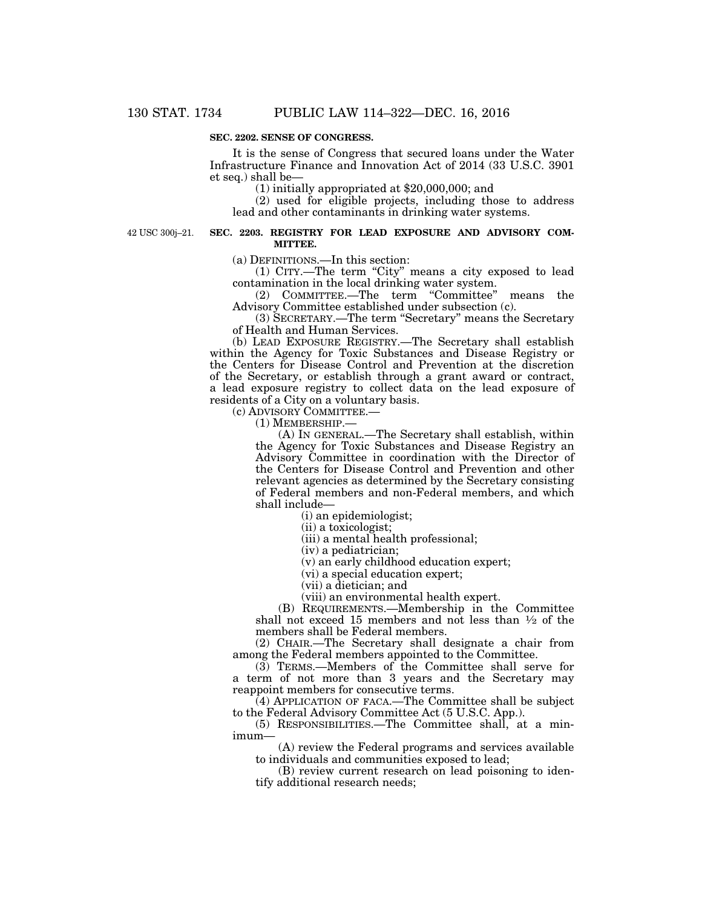**SEC. 2202. SENSE OF CONGRESS.**

It is the sense of Congress that secured loans under the Water Infrastructure Finance and Innovation Act of 2014 (33 U.S.C. 3901 et seq.) shall be—

(1) initially appropriated at $20,000,000; and

(2) used for eligible projects, including those to address lead and other contaminants in drinking water systems.

42 USC 300j–21.

**SEC. 2203. REGISTRY FOR LEAD EXPOSURE AND ADVISORY COMMITTEE.**

(a) DEFINITIONS.—In this section:

(1) CITY.—The term "City" means a city exposed to lead contamination in the local drinking water system.

(2) COMMITTEE.—The term "Committee" means the Advisory Committee established under subsection (c).

(3) SECRETARY.—The term "Secretary" means the Secretary of Health and Human Services.

(b) LEAD EXPOSURE REGISTRY.—The Secretary shall establish within the Agency for Toxic Substances and Disease Registry or the Centers for Disease Control and Prevention at the discretion of the Secretary, or establish through a grant award or contract, a lead exposure registry to collect data on the lead exposure of residents of a City on a voluntary basis.

(c) ADVISORY COMMITTEE.—

(1) MEMBERSHIP.—

(A) IN GENERAL.—The Secretary shall establish, within the Agency for Toxic Substances and Disease Registry an Advisory Committee in coordination with the Director of the Centers for Disease Control and Prevention and other relevant agencies as determined by the Secretary consisting of Federal members and non-Federal members, and which shall include—

(i) an epidemiologist;

(ii) a toxicologist;

(iii) a mental health professional;

(iv) a pediatrician;

(v) an early childhood education expert;

(vi) a special education expert;

(vii) a dietician; and

(viii) an environmental health expert.

(B) REQUIREMENTS.—Membership in the Committee shall not exceed 15 members and not less than ½ of the members shall be Federal members.

(2) CHAIR.—The Secretary shall designate a chair from among the Federal members appointed to the Committee.

(3) TERMS.—Members of the Committee shall serve for a term of not more than 3 years and the Secretary may reappoint members for consecutive terms.

(4) APPLICATION OF FACA.—The Committee shall be subject to the Federal Advisory Committee Act (5 U.S.C. App.).

(5) RESPONSIBILITIES.—The Committee shall, at a minimum—

(A) review the Federal programs and services available to individuals and communities exposed to lead;

(B) review current research on lead poisoning to identify additional research needs;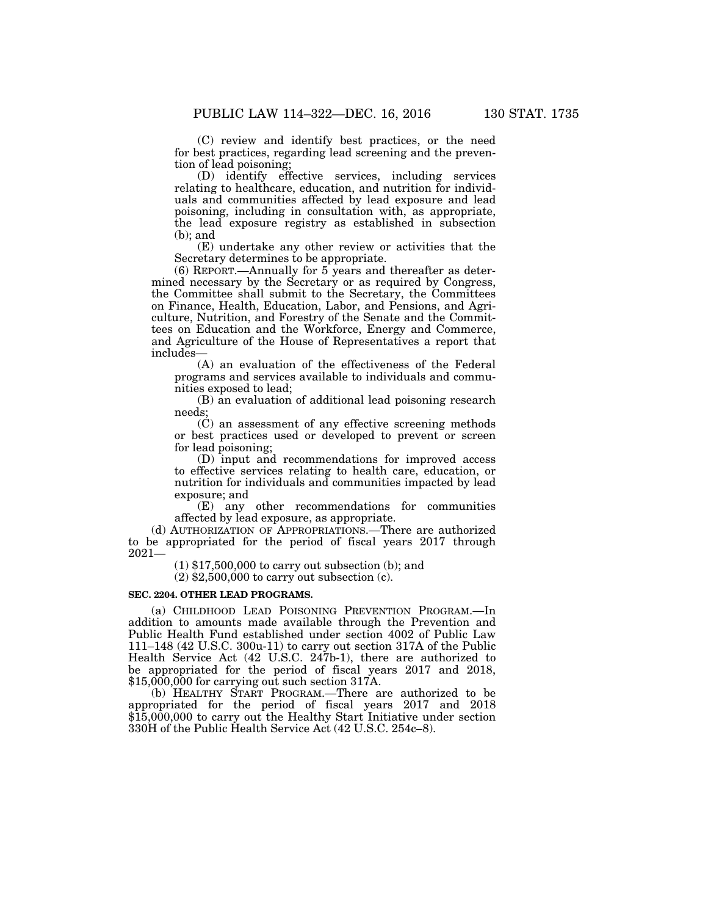(C) review and identify best practices, or the need for best practices, regarding lead screening and the prevention of lead poisoning;

(D) identify effective services, including services relating to healthcare, education, and nutrition for individuals and communities affected by lead exposure and lead poisoning, including in consultation with, as appropriate, the lead exposure registry as established in subsection (b); and

(E) undertake any other review or activities that the Secretary determines to be appropriate.

(6) REPORT.—Annually for 5 years and thereafter as determined necessary by the Secretary or as required by Congress, the Committee shall submit to the Secretary, the Committees on Finance, Health, Education, Labor, and Pensions, and Agriculture, Nutrition, and Forestry of the Senate and the Committees on Education and the Workforce, Energy and Commerce, and Agriculture of the House of Representatives a report that includes—

(A) an evaluation of the effectiveness of the Federal programs and services available to individuals and communities exposed to lead;

(B) an evaluation of additional lead poisoning research needs;

(C) an assessment of any effective screening methods or best practices used or developed to prevent or screen for lead poisoning;

(D) input and recommendations for improved access to effective services relating to health care, education, or nutrition for individuals and communities impacted by lead exposure; and

(E) any other recommendations for communities affected by lead exposure, as appropriate.

(d) AUTHORIZATION OF APPROPRIATIONS.—There are authorized to be appropriated for the period of fiscal years 2017 through 2021—

(1) $17,500,000 to carry out subsection (b); and

(2) $2,500,000 to carry out subsection (c).

**SEC. 2204. OTHER LEAD PROGRAMS.**

(a) CHILDHOOD LEAD POISONING PREVENTION PROGRAM.—In addition to amounts made available through the Prevention and Public Health Fund established under section 4002 of Public Law 111–148 (42 U.S.C. 300u-11) to carry out section 317A of the Public Health Service Act (42 U.S.C. 247b-1), there are authorized to be appropriated for the period of fiscal years 2017 and 2018, $15,000,000 for carrying out such section 317A.

(b) HEALTHY START PROGRAM.—There are authorized to be appropriated for the period of fiscal years 2017 and 2018 $15,000,000 to carry out the Healthy Start Initiative under section 330H of the Public Health Service Act (42 U.S.C. 254c–8).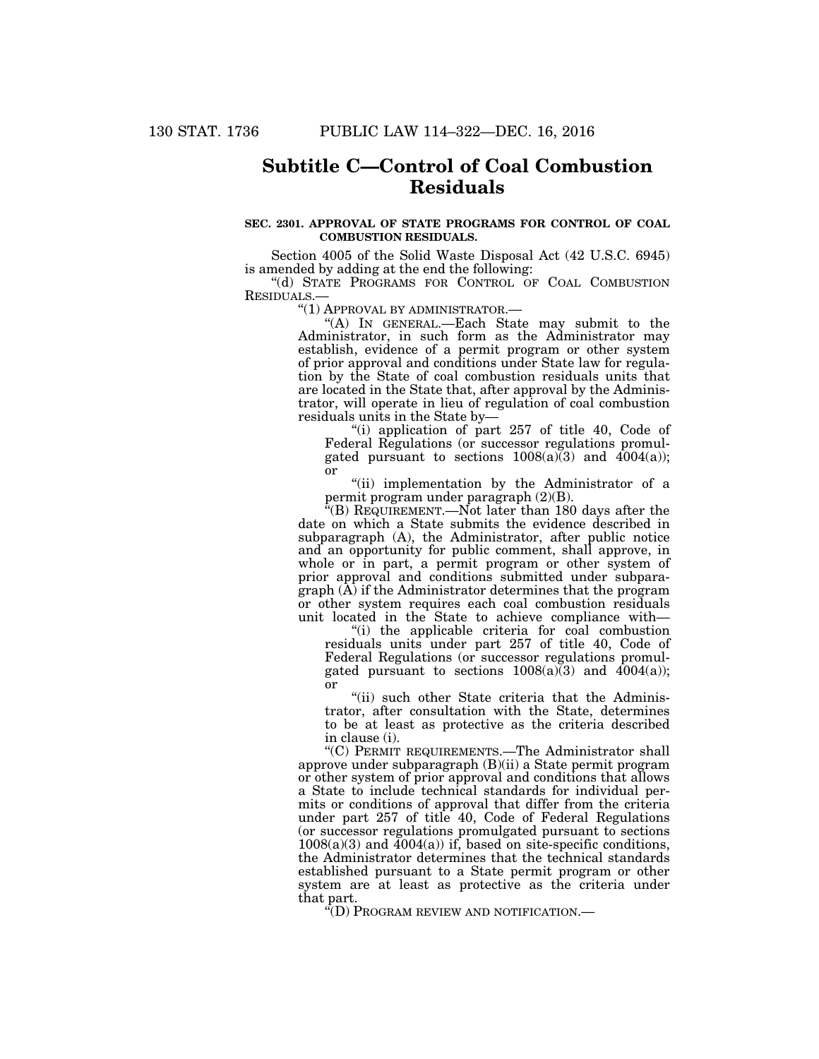# Subtitle C—Control of Coal Combustion Residuals

**SEC. 2301. APPROVAL OF STATE PROGRAMS FOR CONTROL OF COAL COMBUSTION RESIDUALS.**

Section 4005 of the Solid Waste Disposal Act (42 U.S.C. 6945) is amended by adding at the end the following:

"(d) STATE PROGRAMS FOR CONTROL OF COAL COMBUSTION RESIDUALS.—

"(1) APPROVAL BY ADMINISTRATOR.—

"(A) IN GENERAL.—Each State may submit to the Administrator, in such form as the Administrator may establish, evidence of a permit program or other system of prior approval and conditions under State law for regulation by the State of coal combustion residuals units that are located in the State that, after approval by the Administrator, will operate in lieu of regulation of coal combustion residuals units in the State by—

"(i) application of part 257 of title 40, Code of Federal Regulations (or successor regulations promulgated pursuant to sections 1008(a)(3) and 4004(a)); or

"(ii) implementation by the Administrator of a permit program under paragraph (2)(B).

"(B) REQUIREMENT.—Not later than 180 days after the date on which a State submits the evidence described in subparagraph (A), the Administrator, after public notice and an opportunity for public comment, shall approve, in whole or in part, a permit program or other system of prior approval and conditions submitted under subparagraph (A) if the Administrator determines that the program or other system requires each coal combustion residuals unit located in the State to achieve compliance with—

"(i) the applicable criteria for coal combustion residuals units under part 257 of title 40, Code of Federal Regulations (or successor regulations promulgated pursuant to sections 1008(a)(3) and 4004(a)); or

"(ii) such other State criteria that the Administrator, after consultation with the State, determines to be at least as protective as the criteria described in clause (i).

"(C) PERMIT REQUIREMENTS.—The Administrator shall approve under subparagraph (B)(ii) a State permit program or other system of prior approval and conditions that allows a State to include technical standards for individual permits or conditions of approval that differ from the criteria under part 257 of title 40, Code of Federal Regulations (or successor regulations promulgated pursuant to sections 1008(a)(3) and 4004(a)) if, based on site-specific conditions, the Administrator determines that the technical standards established pursuant to a State permit program or other system are at least as protective as the criteria under that part.

"(D) PROGRAM REVIEW AND NOTIFICATION.—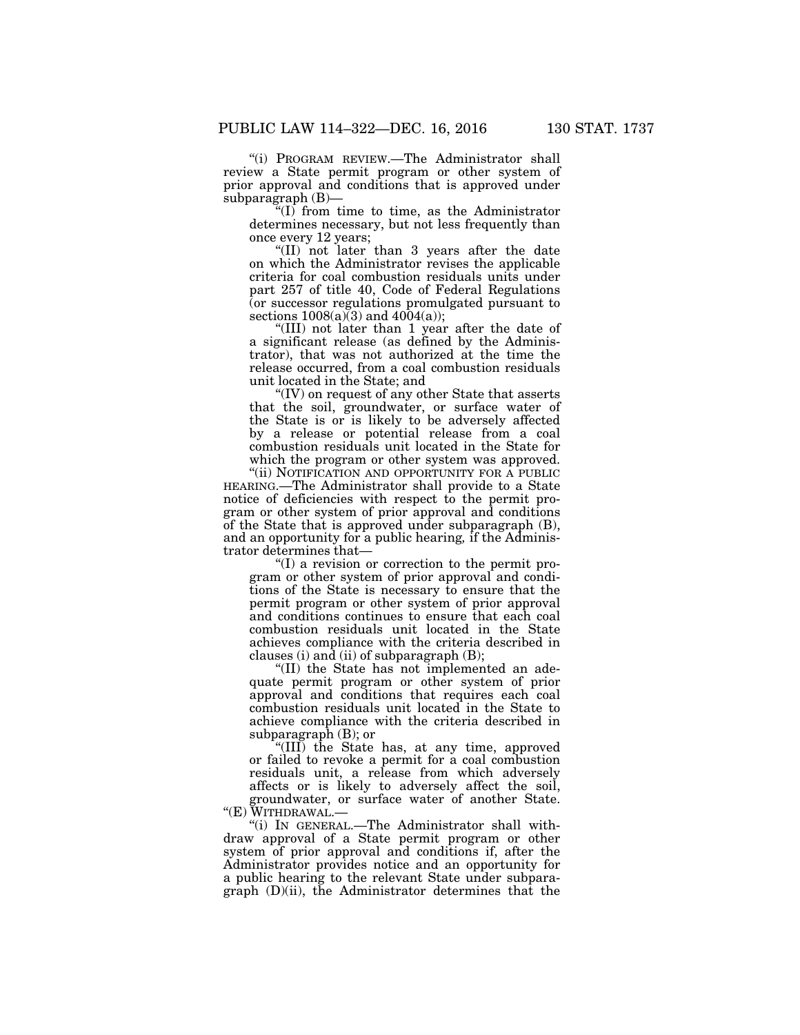"(i) PROGRAM REVIEW.—The Administrator shall review a State permit program or other system of prior approval and conditions that is approved under subparagraph (B)—

"(I) from time to time, as the Administrator determines necessary, but not less frequently than once every 12 years;

"(II) not later than 3 years after the date on which the Administrator revises the applicable criteria for coal combustion residuals units under part 257 of title 40, Code of Federal Regulations (or successor regulations promulgated pursuant to sections 1008(a)(3) and 4004(a));

"(III) not later than 1 year after the date of a significant release (as defined by the Administrator), that was not authorized at the time the release occurred, from a coal combustion residuals unit located in the State; and

"(IV) on request of any other State that asserts that the soil, groundwater, or surface water of the State is or is likely to be adversely affected by a release or potential release from a coal combustion residuals unit located in the State for which the program or other system was approved.

"(ii) NOTIFICATION AND OPPORTUNITY FOR A PUBLIC HEARING.—The Administrator shall provide to a State notice of deficiencies with respect to the permit program or other system of prior approval and conditions of the State that is approved under subparagraph (B), and an opportunity for a public hearing, if the Administrator determines that—

"(I) a revision or correction to the permit program or other system of prior approval and conditions of the State is necessary to ensure that the permit program or other system of prior approval and conditions continues to ensure that each coal combustion residuals unit located in the State achieves compliance with the criteria described in clauses (i) and (ii) of subparagraph (B);

"(II) the State has not implemented an adequate permit program or other system of prior approval and conditions that requires each coal combustion residuals unit located in the State to achieve compliance with the criteria described in subparagraph (B); or

"(III) the State has, at any time, approved or failed to revoke a permit for a coal combustion residuals unit, a release from which adversely affects or is likely to adversely affect the soil, groundwater, or surface water of another State.

"(E) WITHDRAWAL.—

"(i) IN GENERAL.—The Administrator shall withdraw approval of a State permit program or other system of prior approval and conditions if, after the Administrator provides notice and an opportunity for a public hearing to the relevant State under subparagraph (D)(ii), the Administrator determines that the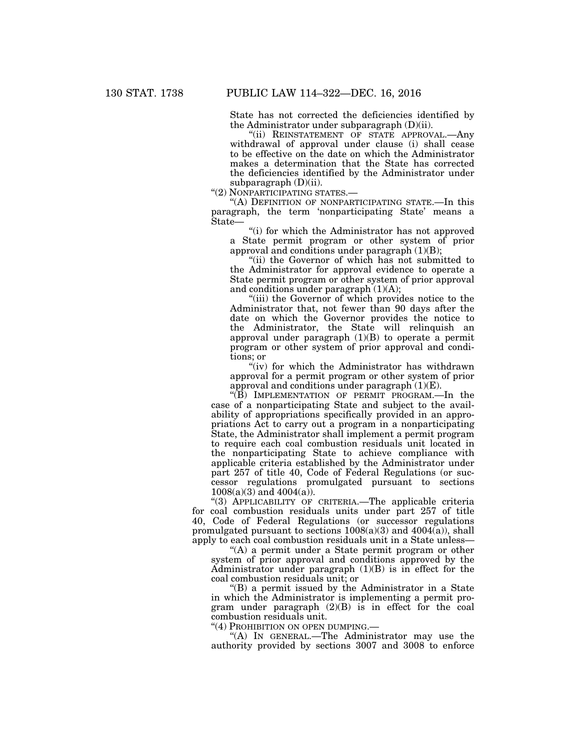State has not corrected the deficiencies identified by the Administrator under subparagraph (D)(ii).

"(ii) REINSTATEMENT OF STATE APPROVAL.—Any withdrawal of approval under clause (i) shall cease to be effective on the date on which the Administrator makes a determination that the State has corrected the deficiencies identified by the Administrator under subparagraph (D)(ii).

"(2) NONPARTICIPATING STATES.—

"(A) DEFINITION OF NONPARTICIPATING STATE.—In this paragraph, the term 'nonparticipating State' means a State—

"(i) for which the Administrator has not approved a State permit program or other system of prior approval and conditions under paragraph (1)(B);

"(ii) the Governor of which has not submitted to the Administrator for approval evidence to operate a State permit program or other system of prior approval and conditions under paragraph (1)(A);

"(iii) the Governor of which provides notice to the Administrator that, not fewer than 90 days after the date on which the Governor provides the notice to the Administrator, the State will relinquish an approval under paragraph (1)(B) to operate a permit program or other system of prior approval and conditions; or

"(iv) for which the Administrator has withdrawn approval for a permit program or other system of prior approval and conditions under paragraph (1)(E).

"(B) IMPLEMENTATION OF PERMIT PROGRAM.—In the case of a nonparticipating State and subject to the availability of appropriations specifically provided in an appropriations Act to carry out a program in a nonparticipating State, the Administrator shall implement a permit program to require each coal combustion residuals unit located in the nonparticipating State to achieve compliance with applicable criteria established by the Administrator under part 257 of title 40, Code of Federal Regulations (or successor regulations promulgated pursuant to sections 1008(a)(3) and 4004(a)).

"(3) APPLICABILITY OF CRITERIA.—The applicable criteria for coal combustion residuals units under part 257 of title 40, Code of Federal Regulations (or successor regulations promulgated pursuant to sections 1008(a)(3) and 4004(a)), shall apply to each coal combustion residuals unit in a State unless—

"(A) a permit under a State permit program or other system of prior approval and conditions approved by the Administrator under paragraph (1)(B) is in effect for the coal combustion residuals unit; or

"(B) a permit issued by the Administrator in a State in which the Administrator is implementing a permit program under paragraph (2)(B) is in effect for the coal combustion residuals unit.

"(4) PROHIBITION ON OPEN DUMPING.—

"(A) IN GENERAL.—The Administrator may use the authority provided by sections 3007 and 3008 to enforce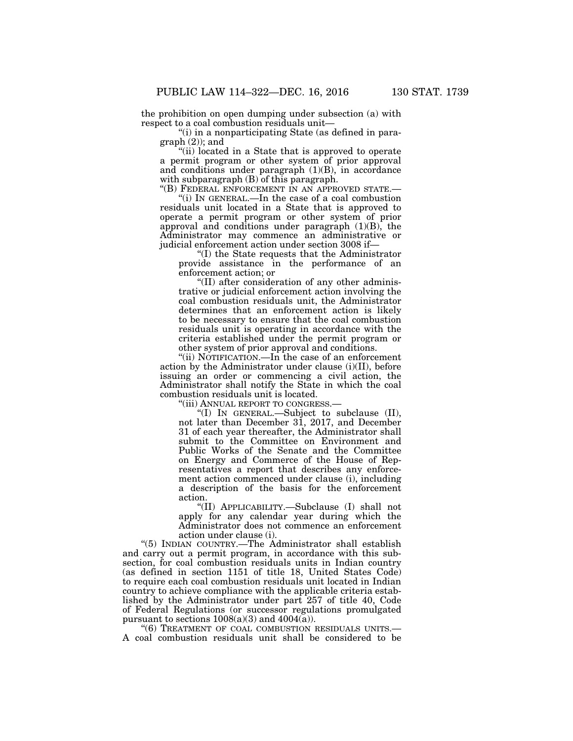the prohibition on open dumping under subsection (a) with respect to a coal combustion residuals unit—

"(i) in a nonparticipating State (as defined in paragraph (2)); and

"(ii) located in a State that is approved to operate a permit program or other system of prior approval and conditions under paragraph (1)(B), in accordance with subparagraph (B) of this paragraph.

"(B) FEDERAL ENFORCEMENT IN AN APPROVED STATE.—

"(i) IN GENERAL.—In the case of a coal combustion residuals unit located in a State that is approved to operate a permit program or other system of prior approval and conditions under paragraph (1)(B), the Administrator may commence an administrative or judicial enforcement action under section 3008 if—

"(I) the State requests that the Administrator provide assistance in the performance of an enforcement action; or

"(II) after consideration of any other administrative or judicial enforcement action involving the coal combustion residuals unit, the Administrator determines that an enforcement action is likely to be necessary to ensure that the coal combustion residuals unit is operating in accordance with the criteria established under the permit program or other system of prior approval and conditions.

"(ii) NOTIFICATION.—In the case of an enforcement action by the Administrator under clause (i)(II), before issuing an order or commencing a civil action, the Administrator shall notify the State in which the coal combustion residuals unit is located.

"(iii) ANNUAL REPORT TO CONGRESS.—

"(I) IN GENERAL.—Subject to subclause (II), not later than December 31, 2017, and December 31 of each year thereafter, the Administrator shall submit to the Committee on Environment and Public Works of the Senate and the Committee on Energy and Commerce of the House of Representatives a report that describes any enforcement action commenced under clause (i), including a description of the basis for the enforcement action.

"(II) APPLICABILITY.—Subclause (I) shall not apply for any calendar year during which the Administrator does not commence an enforcement action under clause (i).

"(5) INDIAN COUNTRY.—The Administrator shall establish and carry out a permit program, in accordance with this subsection, for coal combustion residuals units in Indian country (as defined in section 1151 of title 18, United States Code) to require each coal combustion residuals unit located in Indian country to achieve compliance with the applicable criteria established by the Administrator under part 257 of title 40, Code of Federal Regulations (or successor regulations promulgated pursuant to sections 1008(a)(3) and 4004(a)).

"(6) TREATMENT OF COAL COMBUSTION RESIDUALS UNITS.— A coal combustion residuals unit shall be considered to be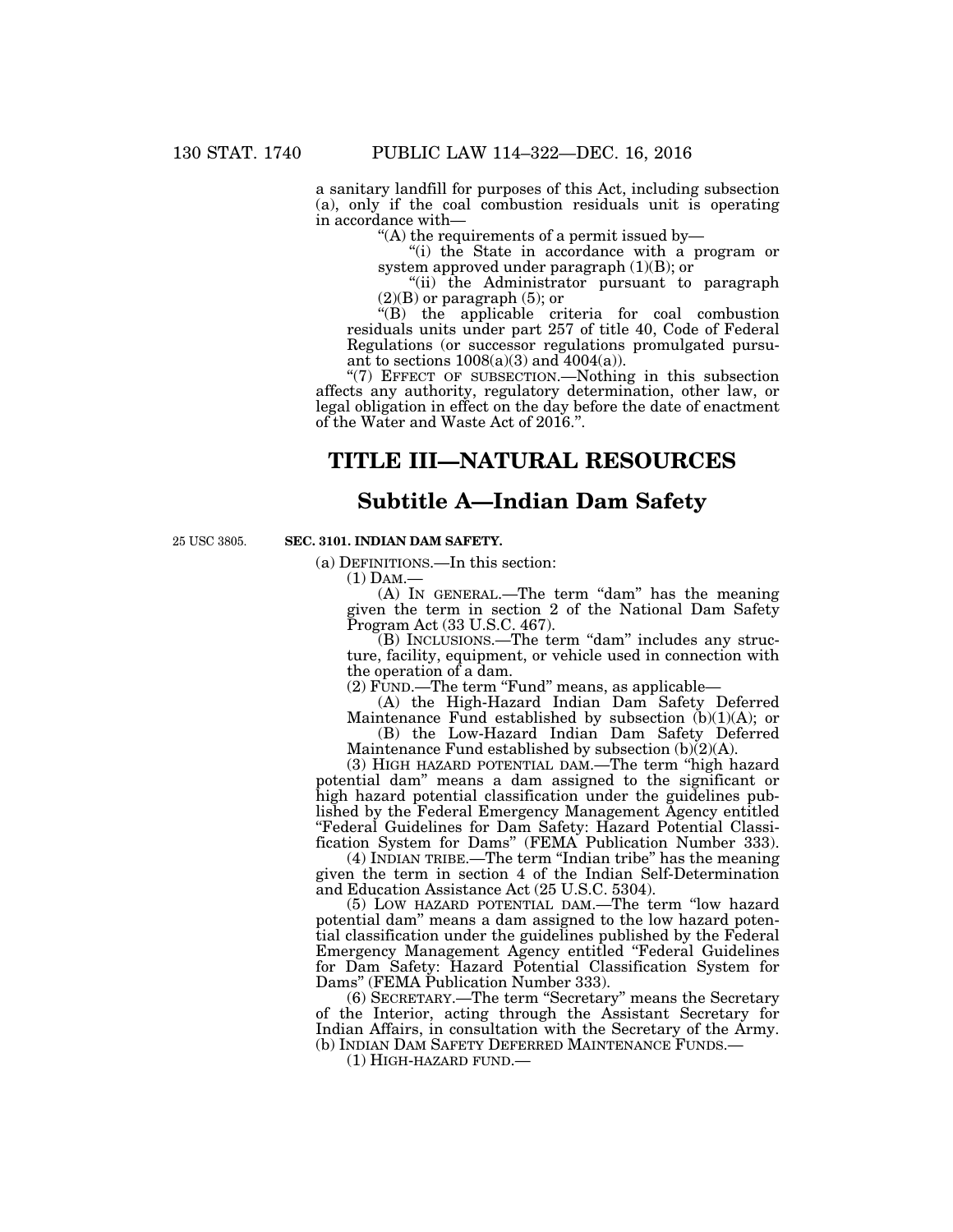a sanitary landfill for purposes of this Act, including subsection (a), only if the coal combustion residuals unit is operating in accordance with—

"(A) the requirements of a permit issued by—

"(i) the State in accordance with a program or system approved under paragraph (1)(B); or

"(ii) the Administrator pursuant to paragraph (2)(B) or paragraph (5); or

"(B) the applicable criteria for coal combustion residuals units under part 257 of title 40, Code of Federal Regulations (or successor regulations promulgated pursuant to sections 1008(a)(3) and 4004(a)).

"(7) EFFECT OF SUBSECTION.—Nothing in this subsection affects any authority, regulatory determination, other law, or legal obligation in effect on the day before the date of enactment of the Water and Waste Act of 2016.".

# TITLE III—NATURAL RESOURCES

## Subtitle A—Indian Dam Safety

25 USC 3805.

**SEC. 3101. INDIAN DAM SAFETY.**

(a) DEFINITIONS.—In this section:

(1) DAM.—

(A) IN GENERAL.—The term "dam" has the meaning given the term in section 2 of the National Dam Safety Program Act (33 U.S.C. 467).

(B) INCLUSIONS.—The term "dam" includes any structure, facility, equipment, or vehicle used in connection with the operation of a dam.

(2) FUND.—The term "Fund" means, as applicable—

(A) the High-Hazard Indian Dam Safety Deferred Maintenance Fund established by subsection (b)(1)(A); or

(B) the Low-Hazard Indian Dam Safety Deferred Maintenance Fund established by subsection (b)(2)(A).

(3) HIGH HAZARD POTENTIAL DAM.—The term "high hazard potential dam" means a dam assigned to the significant or high hazard potential classification under the guidelines published by the Federal Emergency Management Agency entitled "Federal Guidelines for Dam Safety: Hazard Potential Classification System for Dams" (FEMA Publication Number 333).

(4) INDIAN TRIBE.—The term "Indian tribe" has the meaning given the term in section 4 of the Indian Self-Determination and Education Assistance Act (25 U.S.C. 5304).

(5) LOW HAZARD POTENTIAL DAM.—The term "low hazard potential dam" means a dam assigned to the low hazard potential classification under the guidelines published by the Federal Emergency Management Agency entitled "Federal Guidelines for Dam Safety: Hazard Potential Classification System for Dams" (FEMA Publication Number 333).

(6) SECRETARY.—The term "Secretary" means the Secretary of the Interior, acting through the Assistant Secretary for Indian Affairs, in consultation with the Secretary of the Army.

(b) INDIAN DAM SAFETY DEFERRED MAINTENANCE FUNDS.—

(1) HIGH-HAZARD FUND.—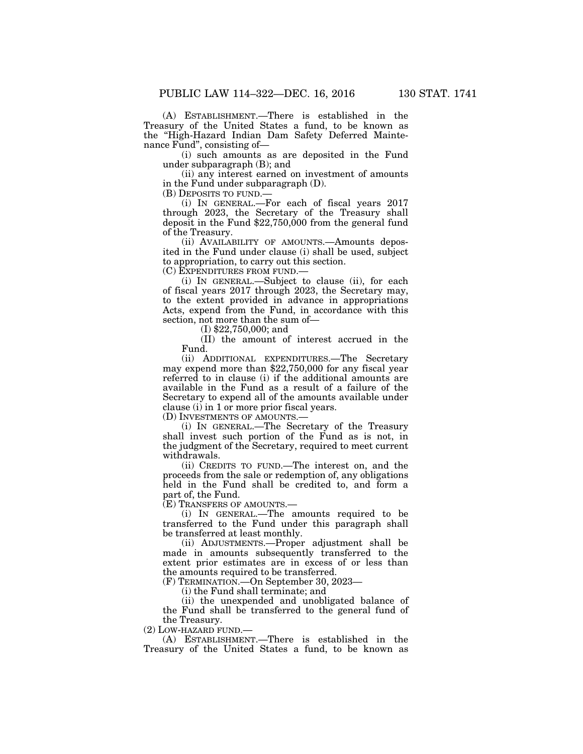(A) ESTABLISHMENT.—There is established in the Treasury of the United States a fund, to be known as the "High-Hazard Indian Dam Safety Deferred Maintenance Fund", consisting of—

(i) such amounts as are deposited in the Fund under subparagraph (B); and

(ii) any interest earned on investment of amounts in the Fund under subparagraph (D).

(B) DEPOSITS TO FUND.—

(i) IN GENERAL.—For each of fiscal years 2017 through 2023, the Secretary of the Treasury shall deposit in the Fund $22,750,000 from the general fund of the Treasury.

(ii) AVAILABILITY OF AMOUNTS.—Amounts deposited in the Fund under clause (i) shall be used, subject to appropriation, to carry out this section.

(C) EXPENDITURES FROM FUND.—

(i) IN GENERAL.—Subject to clause (ii), for each of fiscal years 2017 through 2023, the Secretary may, to the extent provided in advance in appropriations Acts, expend from the Fund, in accordance with this section, not more than the sum of—

(I) $22,750,000; and

(II) the amount of interest accrued in the Fund.

(ii) ADDITIONAL EXPENDITURES.—The Secretary may expend more than $22,750,000 for any fiscal year referred to in clause (i) if the additional amounts are available in the Fund as a result of a failure of the Secretary to expend all of the amounts available under clause (i) in 1 or more prior fiscal years.

(D) INVESTMENTS OF AMOUNTS.—

(i) IN GENERAL.—The Secretary of the Treasury shall invest such portion of the Fund as is not, in the judgment of the Secretary, required to meet current withdrawals.

(ii) CREDITS TO FUND.—The interest on, and the proceeds from the sale or redemption of, any obligations held in the Fund shall be credited to, and form a part of, the Fund.

(E) TRANSFERS OF AMOUNTS.—

(i) IN GENERAL.—The amounts required to be transferred to the Fund under this paragraph shall be transferred at least monthly.

(ii) ADJUSTMENTS.—Proper adjustment shall be made in amounts subsequently transferred to the extent prior estimates are in excess of or less than the amounts required to be transferred.

(F) TERMINATION.—On September 30, 2023—

(i) the Fund shall terminate; and

(ii) the unexpended and unobligated balance of the Fund shall be transferred to the general fund of the Treasury.

(2) LOW-HAZARD FUND.—

(A) ESTABLISHMENT.—There is established in the Treasury of the United States a fund, to be known as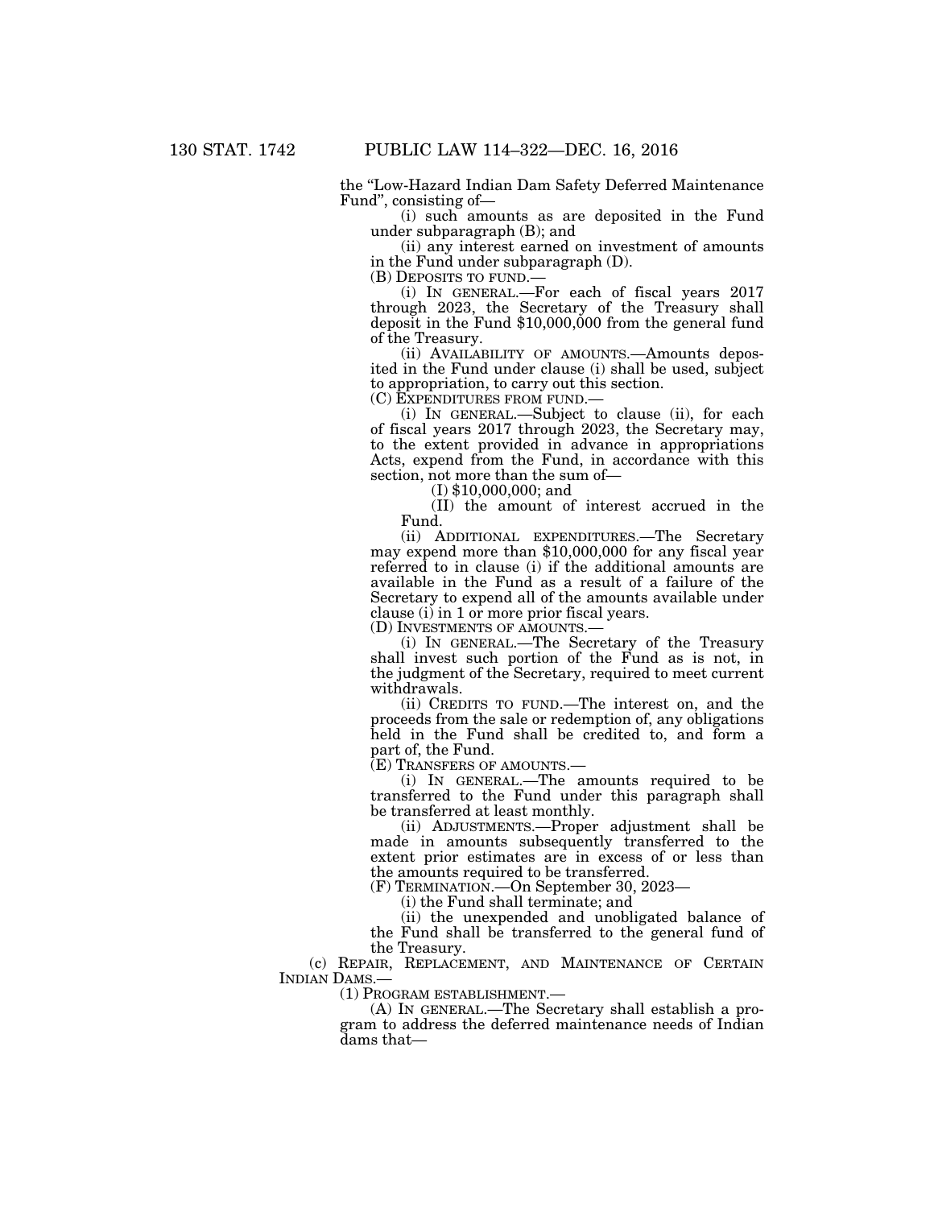the "Low-Hazard Indian Dam Safety Deferred Maintenance Fund", consisting of—

(i) such amounts as are deposited in the Fund under subparagraph (B); and

(ii) any interest earned on investment of amounts in the Fund under subparagraph (D).

(B) DEPOSITS TO FUND.—

(i) IN GENERAL.—For each of fiscal years 2017 through 2023, the Secretary of the Treasury shall deposit in the Fund $10,000,000 from the general fund of the Treasury.

(ii) AVAILABILITY OF AMOUNTS.—Amounts deposited in the Fund under clause (i) shall be used, subject to appropriation, to carry out this section.

(C) EXPENDITURES FROM FUND.—

(i) IN GENERAL.—Subject to clause (ii), for each of fiscal years 2017 through 2023, the Secretary may, to the extent provided in advance in appropriations Acts, expend from the Fund, in accordance with this section, not more than the sum of—

(I) $10,000,000; and

(II) the amount of interest accrued in the Fund.

(ii) ADDITIONAL EXPENDITURES.—The Secretary may expend more than $10,000,000 for any fiscal year referred to in clause (i) if the additional amounts are available in the Fund as a result of a failure of the Secretary to expend all of the amounts available under clause (i) in 1 or more prior fiscal years.

(D) INVESTMENTS OF AMOUNTS.—

(i) IN GENERAL.—The Secretary of the Treasury shall invest such portion of the Fund as is not, in the judgment of the Secretary, required to meet current withdrawals.

(ii) CREDITS TO FUND.—The interest on, and the proceeds from the sale or redemption of, any obligations held in the Fund shall be credited to, and form a part of, the Fund.

(E) TRANSFERS OF AMOUNTS.—

(i) IN GENERAL.—The amounts required to be transferred to the Fund under this paragraph shall be transferred at least monthly.

(ii) ADJUSTMENTS.—Proper adjustment shall be made in amounts subsequently transferred to the extent prior estimates are in excess of or less than the amounts required to be transferred.

(F) TERMINATION.—On September 30, 2023—

(i) the Fund shall terminate; and

(ii) the unexpended and unobligated balance of the Fund shall be transferred to the general fund of the Treasury.

(c) REPAIR, REPLACEMENT, AND MAINTENANCE OF CERTAIN INDIAN DAMS.—

(1) PROGRAM ESTABLISHMENT.—

(A) IN GENERAL.—The Secretary shall establish a program to address the deferred maintenance needs of Indian dams that—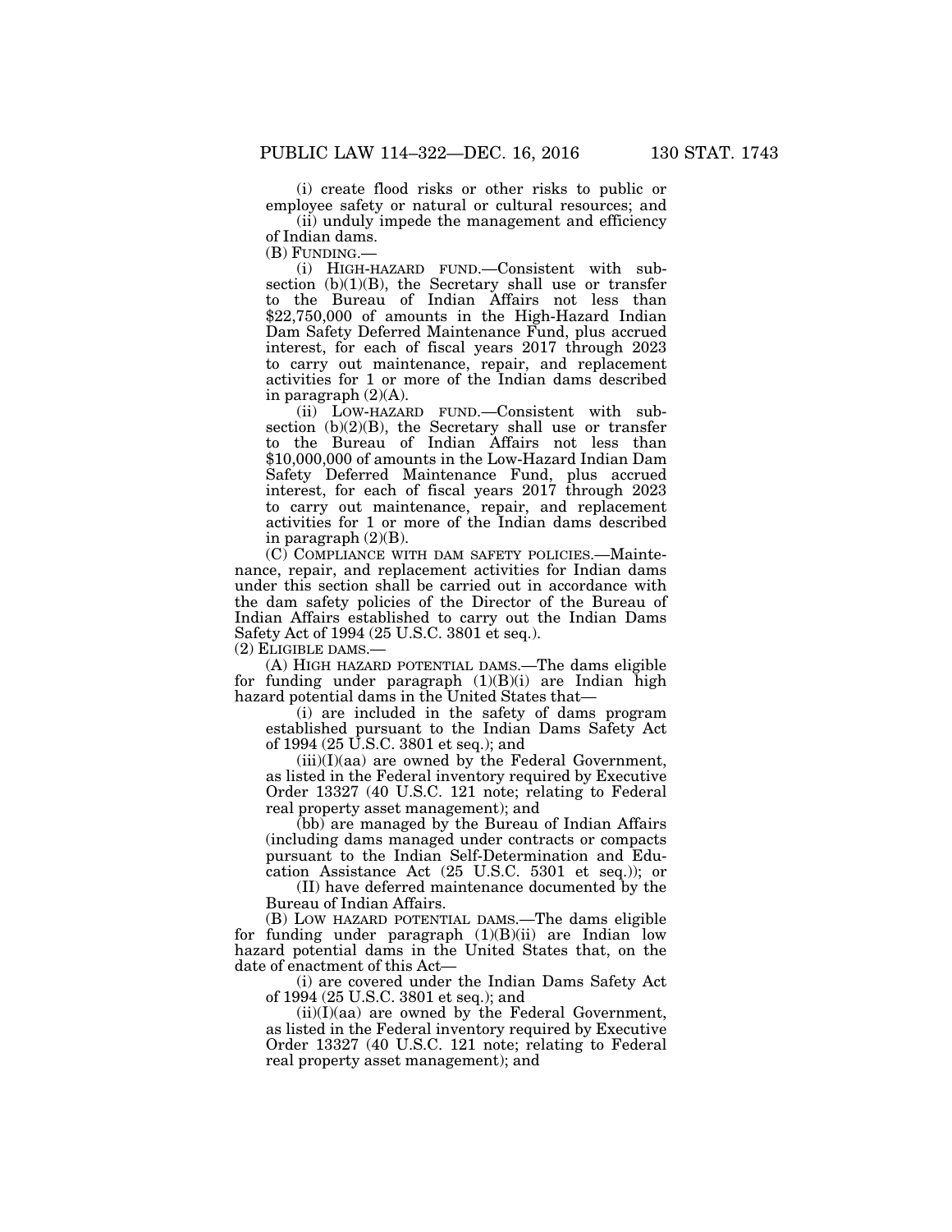(i) create flood risks or other risks to public or employee safety or natural or cultural resources; and

(ii) unduly impede the management and efficiency of Indian dams.

(B) FUNDING.—

(i) HIGH-HAZARD FUND.—Consistent with subsection (b)(1)(B), the Secretary shall use or transfer to the Bureau of Indian Affairs not less than $22,750,000 of amounts in the High-Hazard Indian Dam Safety Deferred Maintenance Fund, plus accrued interest, for each of fiscal years 2017 through 2023 to carry out maintenance, repair, and replacement activities for 1 or more of the Indian dams described in paragraph (2)(A).

(ii) LOW-HAZARD FUND.—Consistent with subsection (b)(2)(B), the Secretary shall use or transfer to the Bureau of Indian Affairs not less than $10,000,000 of amounts in the Low-Hazard Indian Dam Safety Deferred Maintenance Fund, plus accrued interest, for each of fiscal years 2017 through 2023 to carry out maintenance, repair, and replacement activities for 1 or more of the Indian dams described in paragraph (2)(B).

(C) COMPLIANCE WITH DAM SAFETY POLICIES.—Maintenance, repair, and replacement activities for Indian dams under this section shall be carried out in accordance with the dam safety policies of the Director of the Bureau of Indian Affairs established to carry out the Indian Dams Safety Act of 1994 (25 U.S.C. 3801 et seq.).

(2) ELIGIBLE DAMS.—

(A) HIGH HAZARD POTENTIAL DAMS.—The dams eligible for funding under paragraph (1)(B)(i) are Indian high hazard potential dams in the United States that—

(i) are included in the safety of dams program established pursuant to the Indian Dams Safety Act of 1994 (25 U.S.C. 3801 et seq.); and

(iii)(I)(aa) are owned by the Federal Government, as listed in the Federal inventory required by Executive Order 13327 (40 U.S.C. 121 note; relating to Federal real property asset management); and

(bb) are managed by the Bureau of Indian Affairs (including dams managed under contracts or compacts pursuant to the Indian Self-Determination and Education Assistance Act (25 U.S.C. 5301 et seq.)); or

(II) have deferred maintenance documented by the Bureau of Indian Affairs.

(B) LOW HAZARD POTENTIAL DAMS.—The dams eligible for funding under paragraph (1)(B)(ii) are Indian low hazard potential dams in the United States that, on the date of enactment of this Act—

(i) are covered under the Indian Dams Safety Act of 1994 (25 U.S.C. 3801 et seq.); and

(ii)(I)(aa) are owned by the Federal Government, as listed in the Federal inventory required by Executive Order 13327 (40 U.S.C. 121 note; relating to Federal real property asset management); and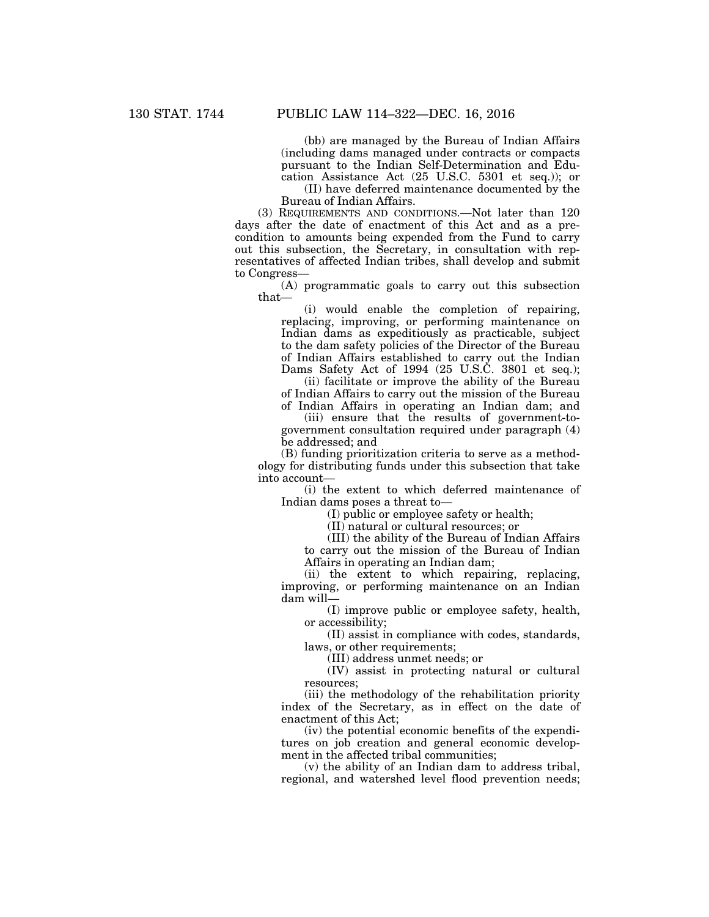(bb) are managed by the Bureau of Indian Affairs (including dams managed under contracts or compacts pursuant to the Indian Self-Determination and Education Assistance Act (25 U.S.C. 5301 et seq.)); or

(II) have deferred maintenance documented by the Bureau of Indian Affairs.

(3) REQUIREMENTS AND CONDITIONS.—Not later than 120 days after the date of enactment of this Act and as a precondition to amounts being expended from the Fund to carry out this subsection, the Secretary, in consultation with representatives of affected Indian tribes, shall develop and submit to Congress—

(A) programmatic goals to carry out this subsection that—

(i) would enable the completion of repairing, replacing, improving, or performing maintenance on Indian dams as expeditiously as practicable, subject to the dam safety policies of the Director of the Bureau of Indian Affairs established to carry out the Indian Dams Safety Act of 1994 (25 U.S.C. 3801 et seq.);

(ii) facilitate or improve the ability of the Bureau of Indian Affairs to carry out the mission of the Bureau of Indian Affairs in operating an Indian dam; and

(iii) ensure that the results of government-to-government consultation required under paragraph (4) be addressed; and

(B) funding prioritization criteria to serve as a methodology for distributing funds under this subsection that take into account—

(i) the extent to which deferred maintenance of Indian dams poses a threat to—

(I) public or employee safety or health;

(II) natural or cultural resources; or

(III) the ability of the Bureau of Indian Affairs to carry out the mission of the Bureau of Indian Affairs in operating an Indian dam;

(ii) the extent to which repairing, replacing, improving, or performing maintenance on an Indian dam will—

(I) improve public or employee safety, health, or accessibility;

(II) assist in compliance with codes, standards, laws, or other requirements;

(III) address unmet needs; or

(IV) assist in protecting natural or cultural resources;

(iii) the methodology of the rehabilitation priority index of the Secretary, as in effect on the date of enactment of this Act;

(iv) the potential economic benefits of the expenditures on job creation and general economic development in the affected tribal communities;

(v) the ability of an Indian dam to address tribal, regional, and watershed level flood prevention needs;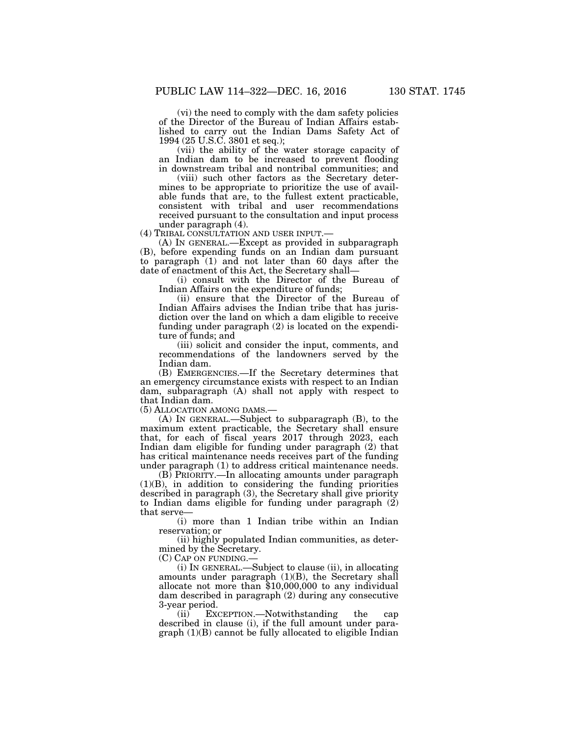(vi) the need to comply with the dam safety policies of the Director of the Bureau of Indian Affairs established to carry out the Indian Dams Safety Act of 1994 (25 U.S.C. 3801 et seq.);

(vii) the ability of the water storage capacity of an Indian dam to be increased to prevent flooding in downstream tribal and nontribal communities; and

(viii) such other factors as the Secretary determines to be appropriate to prioritize the use of available funds that are, to the fullest extent practicable, consistent with tribal and user recommendations received pursuant to the consultation and input process under paragraph (4).

(4) TRIBAL CONSULTATION AND USER INPUT.—

(A) IN GENERAL.—Except as provided in subparagraph (B), before expending funds on an Indian dam pursuant to paragraph (1) and not later than 60 days after the date of enactment of this Act, the Secretary shall—

(i) consult with the Director of the Bureau of Indian Affairs on the expenditure of funds;

(ii) ensure that the Director of the Bureau of Indian Affairs advises the Indian tribe that has jurisdiction over the land on which a dam eligible to receive funding under paragraph (2) is located on the expenditure of funds; and

(iii) solicit and consider the input, comments, and recommendations of the landowners served by the Indian dam.

(B) EMERGENCIES.—If the Secretary determines that an emergency circumstance exists with respect to an Indian dam, subparagraph (A) shall not apply with respect to that Indian dam.

(5) ALLOCATION AMONG DAMS.—

(A) IN GENERAL.—Subject to subparagraph (B), to the maximum extent practicable, the Secretary shall ensure that, for each of fiscal years 2017 through 2023, each Indian dam eligible for funding under paragraph (2) that has critical maintenance needs receives part of the funding under paragraph (1) to address critical maintenance needs.

(B) PRIORITY.—In allocating amounts under paragraph (1)(B), in addition to considering the funding priorities described in paragraph (3), the Secretary shall give priority to Indian dams eligible for funding under paragraph (2) that serve—

(i) more than 1 Indian tribe within an Indian reservation; or

(ii) highly populated Indian communities, as determined by the Secretary.

(C) CAP ON FUNDING.—

(i) IN GENERAL.—Subject to clause (ii), in allocating amounts under paragraph (1)(B), the Secretary shall allocate not more than $10,000,000 to any individual dam described in paragraph (2) during any consecutive 3-year period.

(ii) EXCEPTION.—Notwithstanding the cap described in clause (i), if the full amount under paragraph (1)(B) cannot be fully allocated to eligible Indian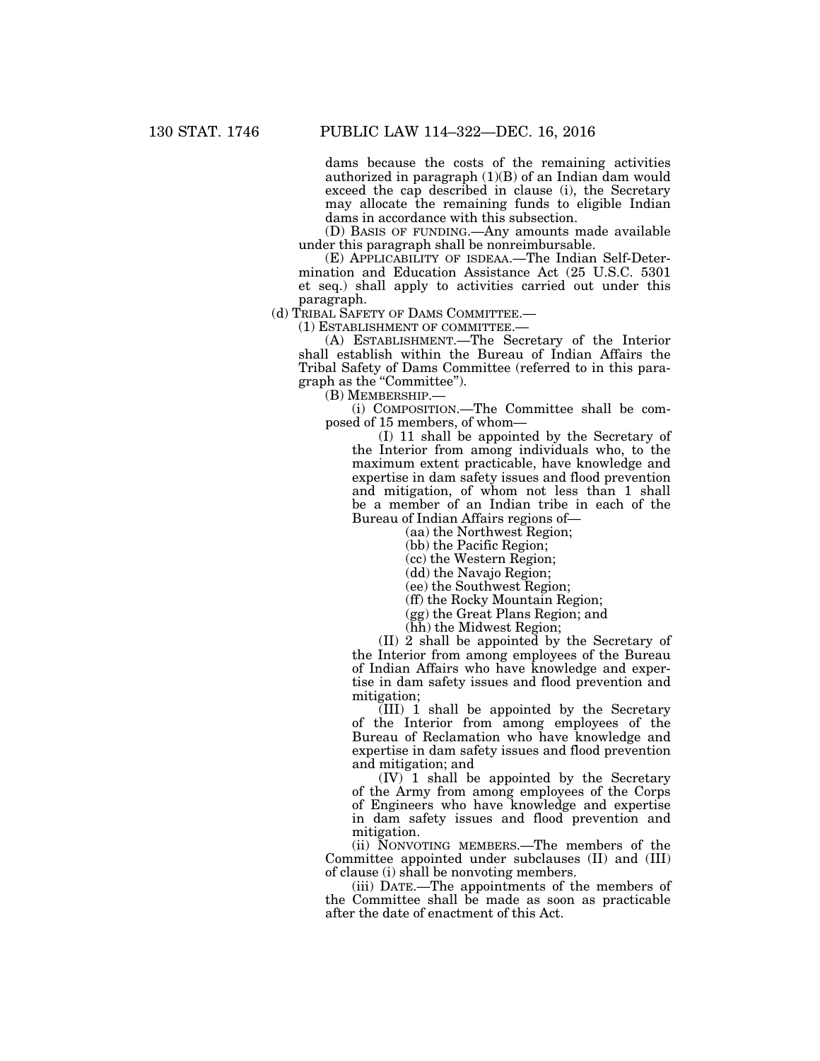dams because the costs of the remaining activities authorized in paragraph (1)(B) of an Indian dam would exceed the cap described in clause (i), the Secretary may allocate the remaining funds to eligible Indian dams in accordance with this subsection.

(D) BASIS OF FUNDING.—Any amounts made available under this paragraph shall be nonreimbursable.

(E) APPLICABILITY OF ISDEAA.—The Indian Self-Determination and Education Assistance Act (25 U.S.C. 5301 et seq.) shall apply to activities carried out under this paragraph.

(d) TRIBAL SAFETY OF DAMS COMMITTEE.—

(1) ESTABLISHMENT OF COMMITTEE.—

(A) ESTABLISHMENT.—The Secretary of the Interior shall establish within the Bureau of Indian Affairs the Tribal Safety of Dams Committee (referred to in this paragraph as the "Committee").

(B) MEMBERSHIP.—

(i) COMPOSITION.—The Committee shall be composed of 15 members, of whom—

(I) 11 shall be appointed by the Secretary of the Interior from among individuals who, to the maximum extent practicable, have knowledge and expertise in dam safety issues and flood prevention and mitigation, of whom not less than 1 shall be a member of an Indian tribe in each of the Bureau of Indian Affairs regions of—

(aa) the Northwest Region;

(bb) the Pacific Region;

(cc) the Western Region;

(dd) the Navajo Region;

(ee) the Southwest Region;

(ff) the Rocky Mountain Region;

(gg) the Great Plans Region; and

(hh) the Midwest Region;

(II) 2 shall be appointed by the Secretary of the Interior from among employees of the Bureau of Indian Affairs who have knowledge and expertise in dam safety issues and flood prevention and mitigation;

(III) 1 shall be appointed by the Secretary of the Interior from among employees of the Bureau of Reclamation who have knowledge and expertise in dam safety issues and flood prevention and mitigation; and

(IV) 1 shall be appointed by the Secretary of the Army from among employees of the Corps of Engineers who have knowledge and expertise in dam safety issues and flood prevention and mitigation.

(ii) NONVOTING MEMBERS.—The members of the Committee appointed under subclauses (II) and (III) of clause (i) shall be nonvoting members.

(iii) DATE.—The appointments of the members of the Committee shall be made as soon as practicable after the date of enactment of this Act.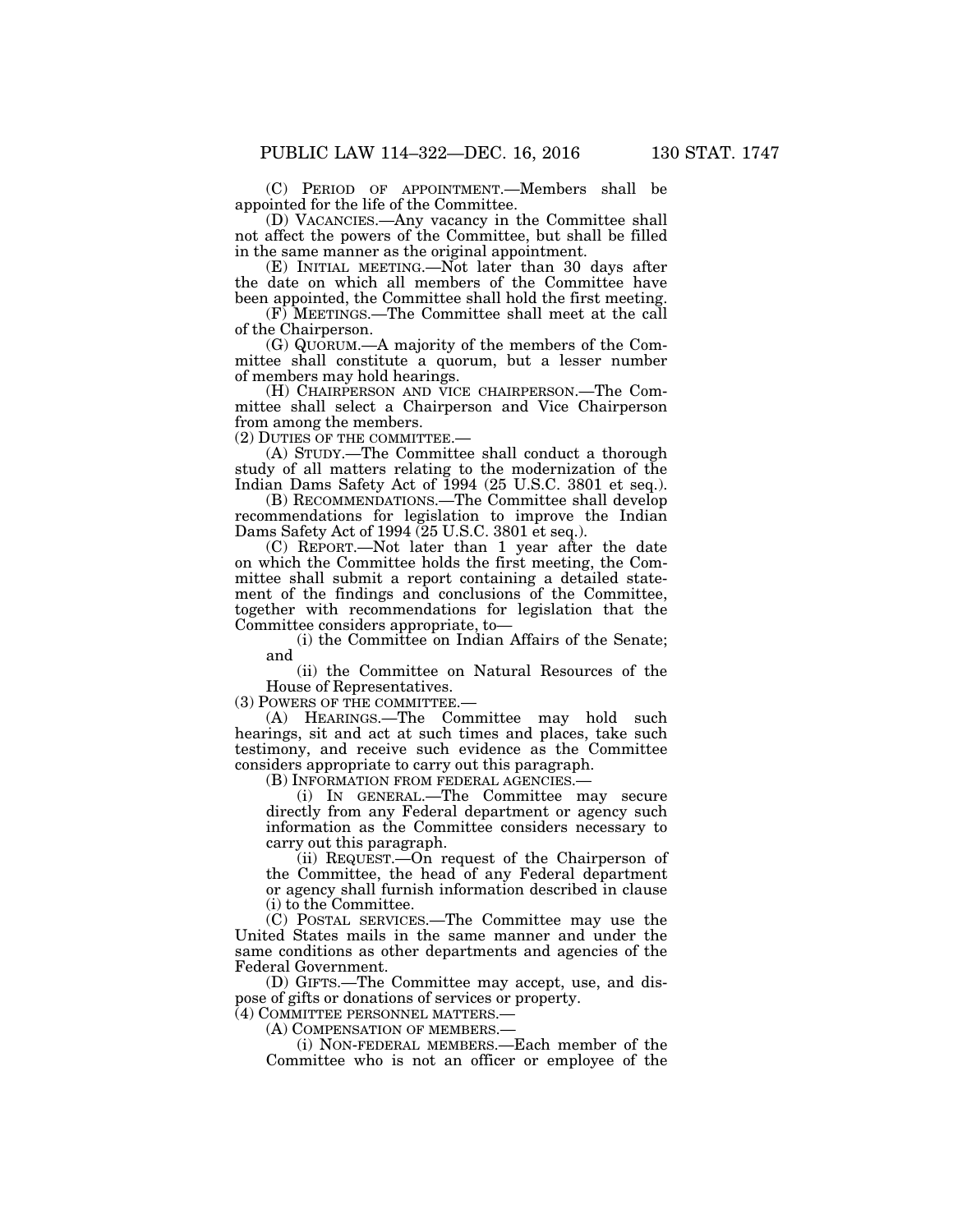(C) PERIOD OF APPOINTMENT.—Members shall be appointed for the life of the Committee.

(D) VACANCIES.—Any vacancy in the Committee shall not affect the powers of the Committee, but shall be filled in the same manner as the original appointment.

(E) INITIAL MEETING.—Not later than 30 days after the date on which all members of the Committee have been appointed, the Committee shall hold the first meeting.

(F) MEETINGS.—The Committee shall meet at the call of the Chairperson.

(G) QUORUM.—A majority of the members of the Committee shall constitute a quorum, but a lesser number of members may hold hearings.

(H) CHAIRPERSON AND VICE CHAIRPERSON.—The Committee shall select a Chairperson and Vice Chairperson from among the members.

(2) DUTIES OF THE COMMITTEE.—

(A) STUDY.—The Committee shall conduct a thorough study of all matters relating to the modernization of the Indian Dams Safety Act of 1994 (25 U.S.C. 3801 et seq.).

(B) RECOMMENDATIONS.—The Committee shall develop recommendations for legislation to improve the Indian Dams Safety Act of 1994 (25 U.S.C. 3801 et seq.).

(C) REPORT.—Not later than 1 year after the date on which the Committee holds the first meeting, the Committee shall submit a report containing a detailed statement of the findings and conclusions of the Committee, together with recommendations for legislation that the Committee considers appropriate, to—

(i) the Committee on Indian Affairs of the Senate; and

(ii) the Committee on Natural Resources of the House of Representatives.

(3) POWERS OF THE COMMITTEE.—

(A) HEARINGS.—The Committee may hold such hearings, sit and act at such times and places, take such testimony, and receive such evidence as the Committee considers appropriate to carry out this paragraph.

(B) INFORMATION FROM FEDERAL AGENCIES.—

(i) IN GENERAL.—The Committee may secure directly from any Federal department or agency such information as the Committee considers necessary to carry out this paragraph.

(ii) REQUEST.—On request of the Chairperson of the Committee, the head of any Federal department or agency shall furnish information described in clause (i) to the Committee.

(C) POSTAL SERVICES.—The Committee may use the United States mails in the same manner and under the same conditions as other departments and agencies of the Federal Government.

(D) GIFTS.—The Committee may accept, use, and dispose of gifts or donations of services or property.

(4) COMMITTEE PERSONNEL MATTERS.—

(A) COMPENSATION OF MEMBERS.—

(i) NON-FEDERAL MEMBERS.—Each member of the Committee who is not an officer or employee of the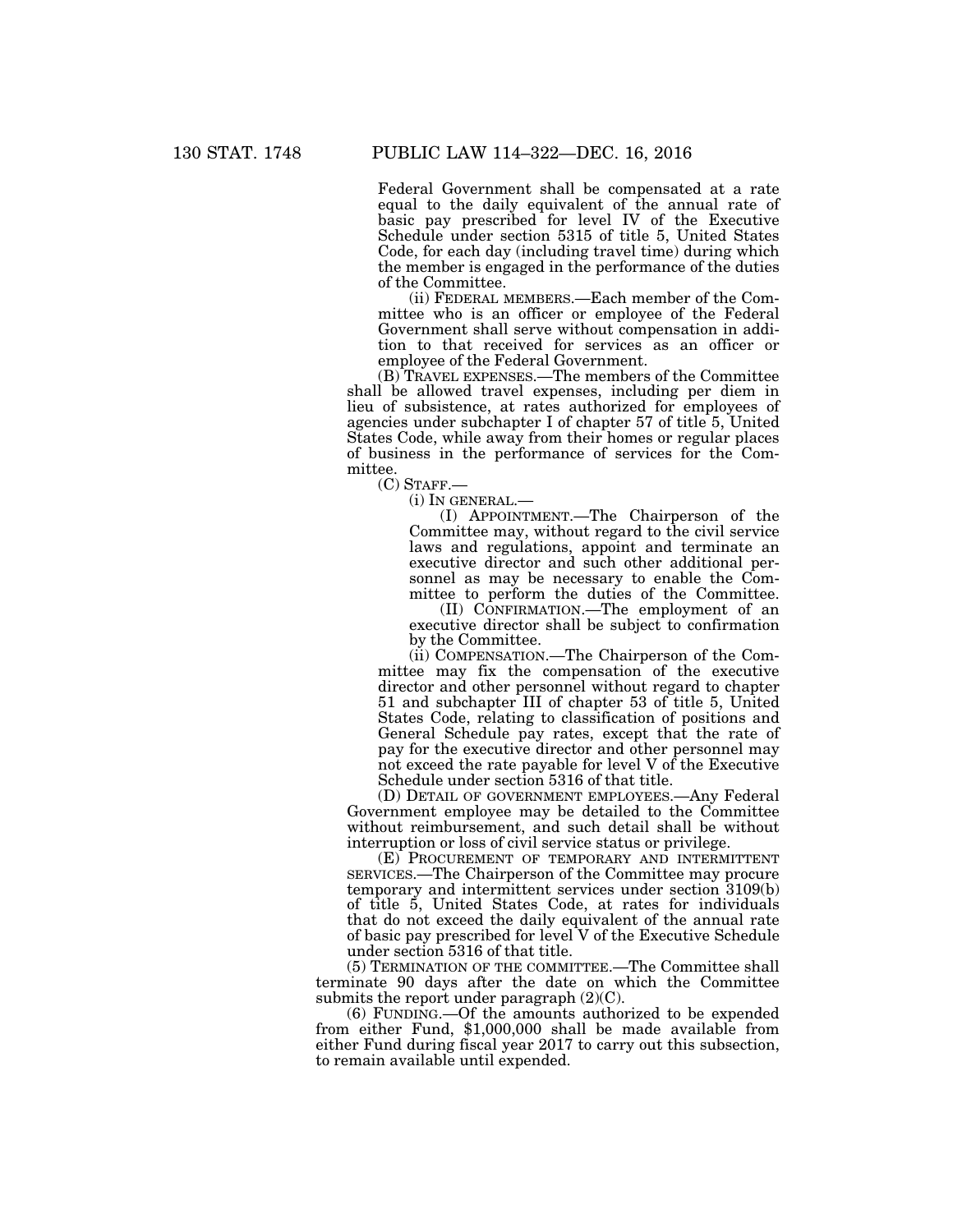Federal Government shall be compensated at a rate equal to the daily equivalent of the annual rate of basic pay prescribed for level IV of the Executive Schedule under section 5315 of title 5, United States Code, for each day (including travel time) during which the member is engaged in the performance of the duties of the Committee.

(ii) FEDERAL MEMBERS.—Each member of the Committee who is an officer or employee of the Federal Government shall serve without compensation in addition to that received for services as an officer or employee of the Federal Government.

(B) TRAVEL EXPENSES.—The members of the Committee shall be allowed travel expenses, including per diem in lieu of subsistence, at rates authorized for employees of agencies under subchapter I of chapter 57 of title 5, United States Code, while away from their homes or regular places of business in the performance of services for the Committee.

(C) STAFF.—

(i) IN GENERAL.—

(I) APPOINTMENT.—The Chairperson of the Committee may, without regard to the civil service laws and regulations, appoint and terminate an executive director and such other additional personnel as may be necessary to enable the Committee to perform the duties of the Committee.

(II) CONFIRMATION.—The employment of an executive director shall be subject to confirmation by the Committee.

(ii) COMPENSATION.—The Chairperson of the Committee may fix the compensation of the executive director and other personnel without regard to chapter 51 and subchapter III of chapter 53 of title 5, United States Code, relating to classification of positions and General Schedule pay rates, except that the rate of pay for the executive director and other personnel may not exceed the rate payable for level V of the Executive Schedule under section 5316 of that title.

(D) DETAIL OF GOVERNMENT EMPLOYEES.—Any Federal Government employee may be detailed to the Committee without reimbursement, and such detail shall be without interruption or loss of civil service status or privilege.

(E) PROCUREMENT OF TEMPORARY AND INTERMITTENT SERVICES.—The Chairperson of the Committee may procure temporary and intermittent services under section 3109(b) of title 5, United States Code, at rates for individuals that do not exceed the daily equivalent of the annual rate of basic pay prescribed for level V of the Executive Schedule under section 5316 of that title.

(5) TERMINATION OF THE COMMITTEE.—The Committee shall terminate 90 days after the date on which the Committee submits the report under paragraph (2)(C).

(6) FUNDING.—Of the amounts authorized to be expended from either Fund, $1,000,000 shall be made available from either Fund during fiscal year 2017 to carry out this subsection, to remain available until expended.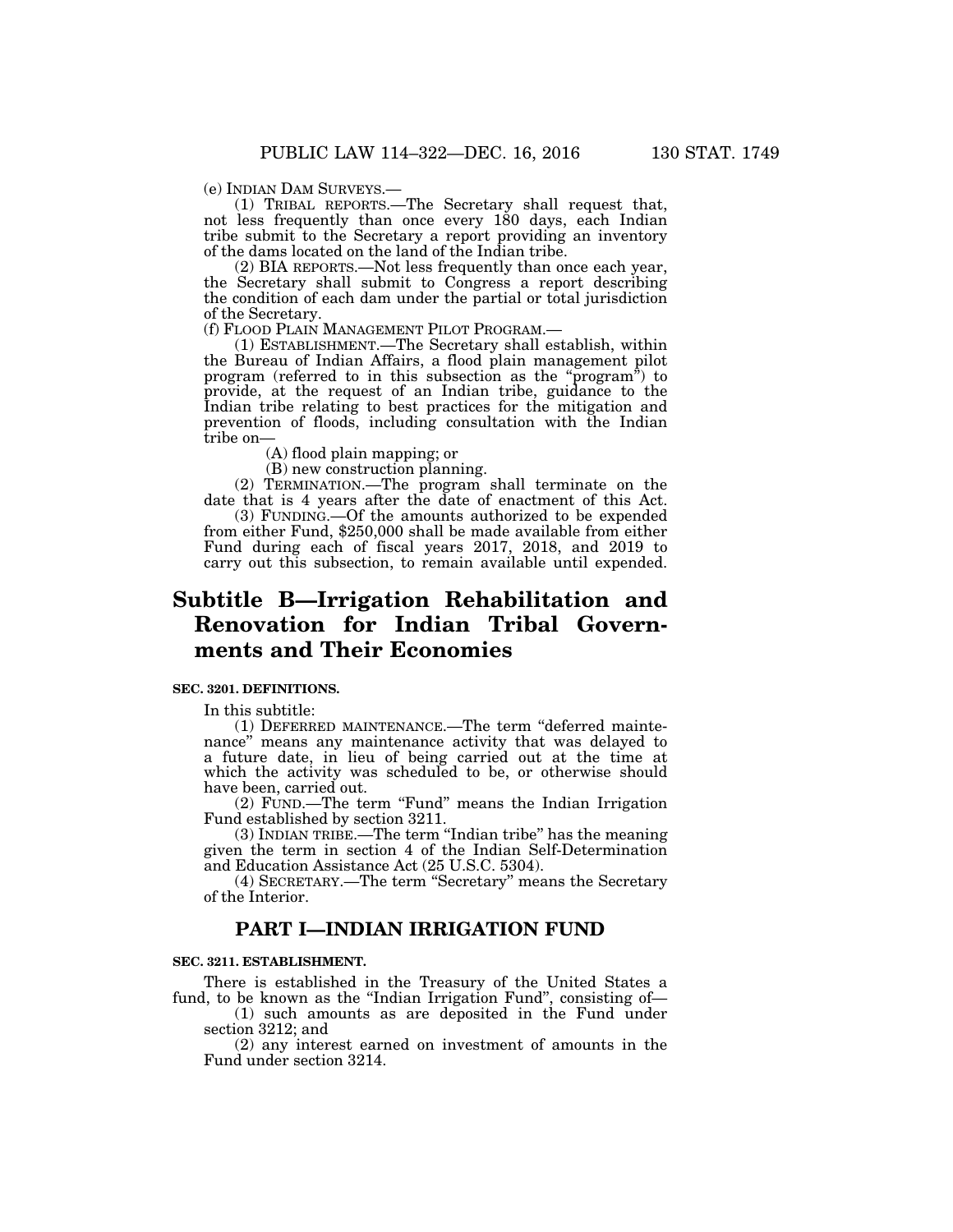(e) INDIAN DAM SURVEYS.—

(1) TRIBAL REPORTS.—The Secretary shall request that, not less frequently than once every 180 days, each Indian tribe submit to the Secretary a report providing an inventory of the dams located on the land of the Indian tribe.

(2) BIA REPORTS.—Not less frequently than once each year, the Secretary shall submit to Congress a report describing the condition of each dam under the partial or total jurisdiction of the Secretary.

(f) FLOOD PLAIN MANAGEMENT PILOT PROGRAM.—

(1) ESTABLISHMENT.—The Secretary shall establish, within the Bureau of Indian Affairs, a flood plain management pilot program (referred to in this subsection as the "program") to provide, at the request of an Indian tribe, guidance to the Indian tribe relating to best practices for the mitigation and prevention of floods, including consultation with the Indian tribe on—

(A) flood plain mapping; or

(B) new construction planning.

(2) TERMINATION.—The program shall terminate on the date that is 4 years after the date of enactment of this Act.

(3) FUNDING.—Of the amounts authorized to be expended from either Fund, $250,000 shall be made available from either Fund during each of fiscal years 2017, 2018, and 2019 to carry out this subsection, to remain available until expended.

# Subtitle B—Irrigation Rehabilitation and Renovation for Indian Tribal Governments and Their Economies

**SEC. 3201. DEFINITIONS.**

In this subtitle:

(1) DEFERRED MAINTENANCE.—The term "deferred maintenance" means any maintenance activity that was delayed to a future date, in lieu of being carried out at the time at which the activity was scheduled to be, or otherwise should have been, carried out.

(2) FUND.—The term "Fund" means the Indian Irrigation Fund established by section 3211.

(3) INDIAN TRIBE.—The term "Indian tribe" has the meaning given the term in section 4 of the Indian Self-Determination and Education Assistance Act (25 U.S.C. 5304).

(4) SECRETARY.—The term "Secretary" means the Secretary of the Interior.

## PART I—INDIAN IRRIGATION FUND

**SEC. 3211. ESTABLISHMENT.**

There is established in the Treasury of the United States a fund, to be known as the "Indian Irrigation Fund", consisting of—

(1) such amounts as are deposited in the Fund under section 3212; and

(2) any interest earned on investment of amounts in the Fund under section 3214.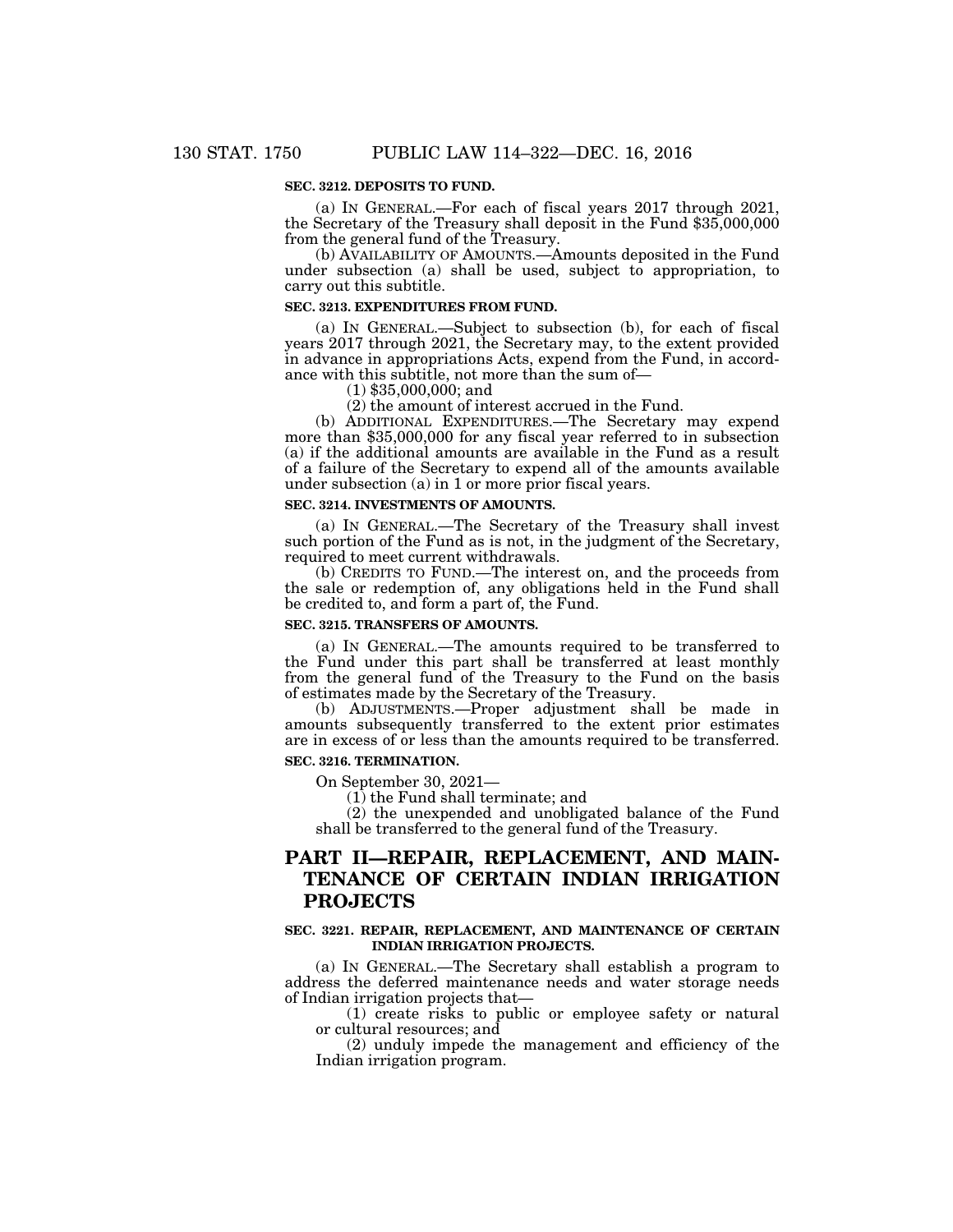**SEC. 3212. DEPOSITS TO FUND.**

(a) IN GENERAL.—For each of fiscal years 2017 through 2021, the Secretary of the Treasury shall deposit in the Fund $35,000,000 from the general fund of the Treasury.

(b) AVAILABILITY OF AMOUNTS.—Amounts deposited in the Fund under subsection (a) shall be used, subject to appropriation, to carry out this subtitle.

**SEC. 3213. EXPENDITURES FROM FUND.**

(a) IN GENERAL.—Subject to subsection (b), for each of fiscal years 2017 through 2021, the Secretary may, to the extent provided in advance in appropriations Acts, expend from the Fund, in accordance with this subtitle, not more than the sum of—

(1) $35,000,000; and

(2) the amount of interest accrued in the Fund.

(b) ADDITIONAL EXPENDITURES.—The Secretary may expend more than $35,000,000 for any fiscal year referred to in subsection (a) if the additional amounts are available in the Fund as a result of a failure of the Secretary to expend all of the amounts available under subsection (a) in 1 or more prior fiscal years.

**SEC. 3214. INVESTMENTS OF AMOUNTS.**

(a) IN GENERAL.—The Secretary of the Treasury shall invest such portion of the Fund as is not, in the judgment of the Secretary, required to meet current withdrawals.

(b) CREDITS TO FUND.—The interest on, and the proceeds from the sale or redemption of, any obligations held in the Fund shall be credited to, and form a part of, the Fund.

**SEC. 3215. TRANSFERS OF AMOUNTS.**

(a) IN GENERAL.—The amounts required to be transferred to the Fund under this part shall be transferred at least monthly from the general fund of the Treasury to the Fund on the basis of estimates made by the Secretary of the Treasury.

(b) ADJUSTMENTS.—Proper adjustment shall be made in amounts subsequently transferred to the extent prior estimates are in excess of or less than the amounts required to be transferred.

**SEC. 3216. TERMINATION.**

On September 30, 2021—

(1) the Fund shall terminate; and

(2) the unexpended and unobligated balance of the Fund shall be transferred to the general fund of the Treasury.

## PART II—REPAIR, REPLACEMENT, AND MAINTENANCE OF CERTAIN INDIAN IRRIGATION PROJECTS

**SEC. 3221. REPAIR, REPLACEMENT, AND MAINTENANCE OF CERTAIN INDIAN IRRIGATION PROJECTS.**

(a) IN GENERAL.—The Secretary shall establish a program to address the deferred maintenance needs and water storage needs of Indian irrigation projects that—

(1) create risks to public or employee safety or natural or cultural resources; and

(2) unduly impede the management and efficiency of the Indian irrigation program.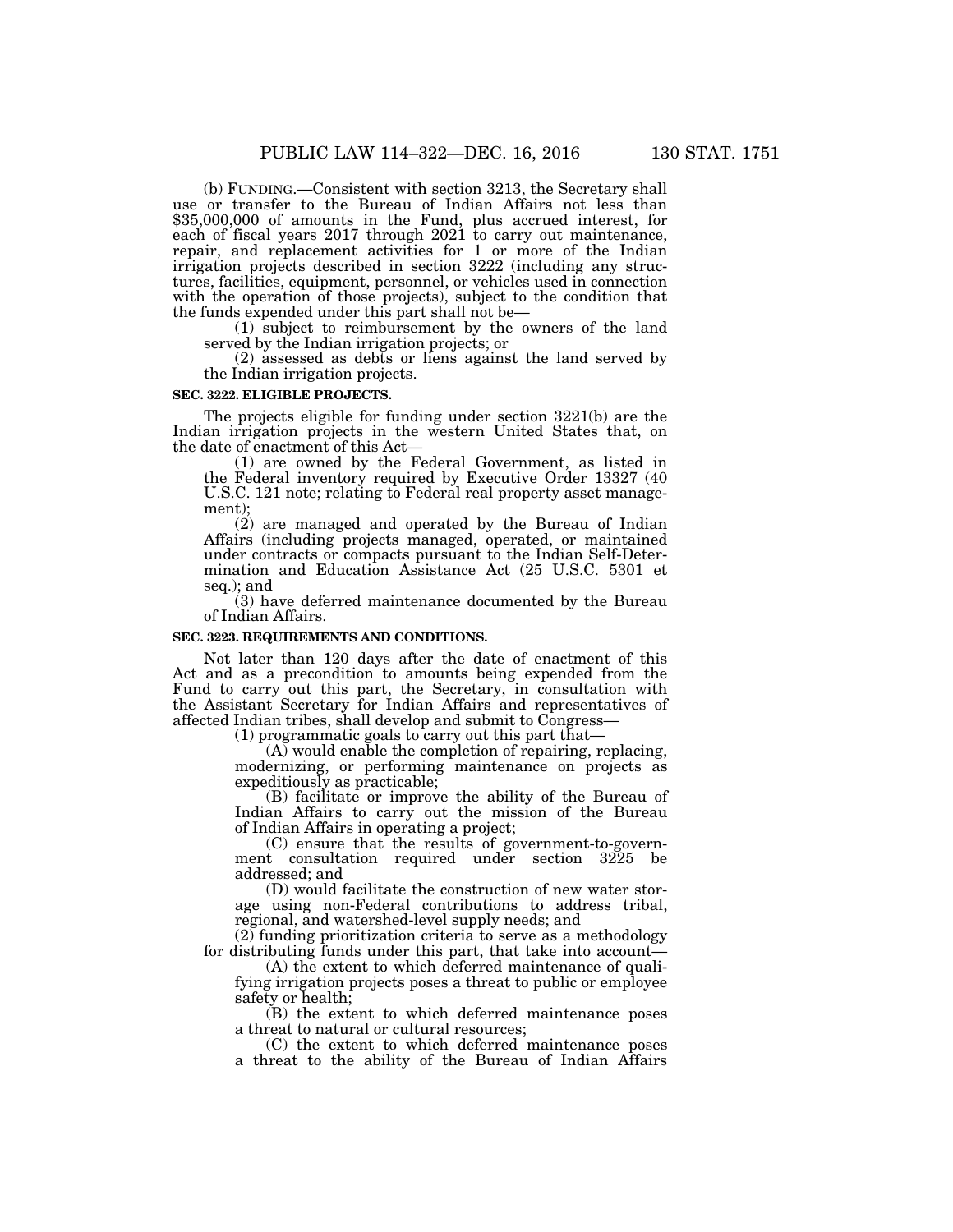(b) FUNDING.—Consistent with section 3213, the Secretary shall use or transfer to the Bureau of Indian Affairs not less than $35,000,000 of amounts in the Fund, plus accrued interest, for each of fiscal years 2017 through 2021 to carry out maintenance, repair, and replacement activities for 1 or more of the Indian irrigation projects described in section 3222 (including any structures, facilities, equipment, personnel, or vehicles used in connection with the operation of those projects), subject to the condition that the funds expended under this part shall not be—

(1) subject to reimbursement by the owners of the land served by the Indian irrigation projects; or

(2) assessed as debts or liens against the land served by the Indian irrigation projects.

**SEC. 3222. ELIGIBLE PROJECTS.**

The projects eligible for funding under section 3221(b) are the Indian irrigation projects in the western United States that, on the date of enactment of this Act—

(1) are owned by the Federal Government, as listed in the Federal inventory required by Executive Order 13327 (40 U.S.C. 121 note; relating to Federal real property asset management);

(2) are managed and operated by the Bureau of Indian Affairs (including projects managed, operated, or maintained under contracts or compacts pursuant to the Indian Self-Determination and Education Assistance Act (25 U.S.C. 5301 et seq.); and

(3) have deferred maintenance documented by the Bureau of Indian Affairs.

**SEC. 3223. REQUIREMENTS AND CONDITIONS.**

Not later than 120 days after the date of enactment of this Act and as a precondition to amounts being expended from the Fund to carry out this part, the Secretary, in consultation with the Assistant Secretary for Indian Affairs and representatives of affected Indian tribes, shall develop and submit to Congress—

(1) programmatic goals to carry out this part that—

(A) would enable the completion of repairing, replacing, modernizing, or performing maintenance on projects as expeditiously as practicable;

(B) facilitate or improve the ability of the Bureau of Indian Affairs to carry out the mission of the Bureau of Indian Affairs in operating a project;

(C) ensure that the results of government-to-government consultation required under section 3225 be addressed; and

(D) would facilitate the construction of new water storage using non-Federal contributions to address tribal, regional, and watershed-level supply needs; and

(2) funding prioritization criteria to serve as a methodology for distributing funds under this part, that take into account—

(A) the extent to which deferred maintenance of qualifying irrigation projects poses a threat to public or employee safety or health;

(B) the extent to which deferred maintenance poses a threat to natural or cultural resources;

(C) the extent to which deferred maintenance poses a threat to the ability of the Bureau of Indian Affairs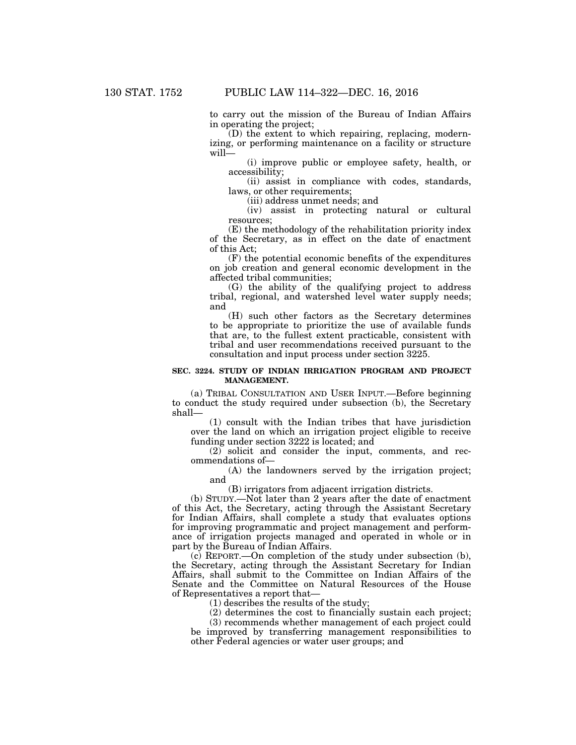to carry out the mission of the Bureau of Indian Affairs in operating the project;

(D) the extent to which repairing, replacing, modernizing, or performing maintenance on a facility or structure will—

(i) improve public or employee safety, health, or accessibility;

(ii) assist in compliance with codes, standards, laws, or other requirements;

(iii) address unmet needs; and

(iv) assist in protecting natural or cultural resources;

(E) the methodology of the rehabilitation priority index of the Secretary, as in effect on the date of enactment of this Act;

(F) the potential economic benefits of the expenditures on job creation and general economic development in the affected tribal communities;

(G) the ability of the qualifying project to address tribal, regional, and watershed level water supply needs; and

(H) such other factors as the Secretary determines to be appropriate to prioritize the use of available funds that are, to the fullest extent practicable, consistent with tribal and user recommendations received pursuant to the consultation and input process under section 3225.

**SEC. 3224. STUDY OF INDIAN IRRIGATION PROGRAM AND PROJECT MANAGEMENT.**

(a) TRIBAL CONSULTATION AND USER INPUT.—Before beginning to conduct the study required under subsection (b), the Secretary shall—

(1) consult with the Indian tribes that have jurisdiction over the land on which an irrigation project eligible to receive funding under section 3222 is located; and

(2) solicit and consider the input, comments, and recommendations of—

(A) the landowners served by the irrigation project; and

(B) irrigators from adjacent irrigation districts.

(b) STUDY.—Not later than 2 years after the date of enactment of this Act, the Secretary, acting through the Assistant Secretary for Indian Affairs, shall complete a study that evaluates options for improving programmatic and project management and performance of irrigation projects managed and operated in whole or in part by the Bureau of Indian Affairs.

(c) REPORT.—On completion of the study under subsection (b), the Secretary, acting through the Assistant Secretary for Indian Affairs, shall submit to the Committee on Indian Affairs of the Senate and the Committee on Natural Resources of the House of Representatives a report that—

(1) describes the results of the study;

(2) determines the cost to financially sustain each project;

(3) recommends whether management of each project could be improved by transferring management responsibilities to other Federal agencies or water user groups; and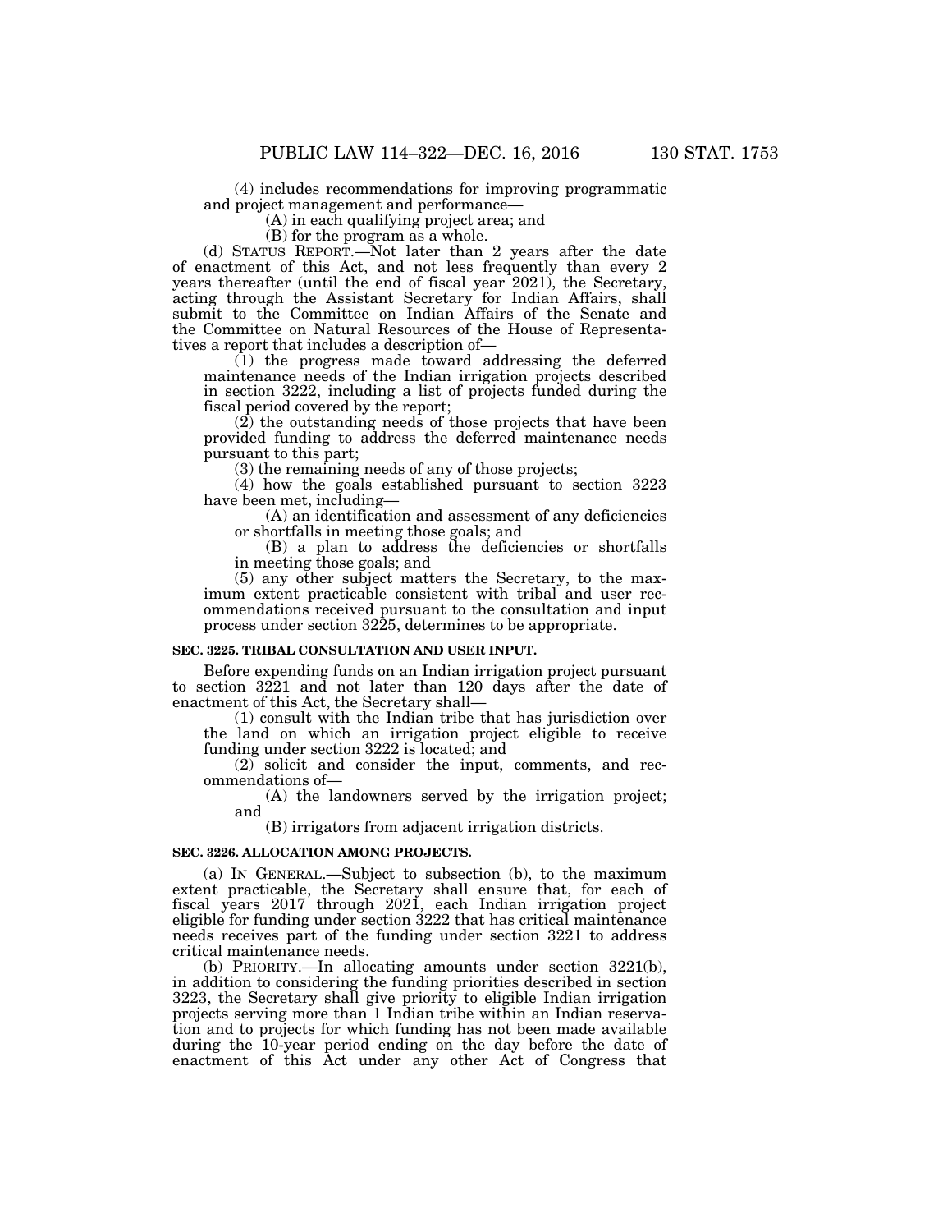(4) includes recommendations for improving programmatic and project management and performance—

(A) in each qualifying project area; and

(B) for the program as a whole.

(d) STATUS REPORT.—Not later than 2 years after the date of enactment of this Act, and not less frequently than every 2 years thereafter (until the end of fiscal year 2021), the Secretary, acting through the Assistant Secretary for Indian Affairs, shall submit to the Committee on Indian Affairs of the Senate and the Committee on Natural Resources of the House of Representatives a report that includes a description of—

(1) the progress made toward addressing the deferred maintenance needs of the Indian irrigation projects described in section 3222, including a list of projects funded during the fiscal period covered by the report;

(2) the outstanding needs of those projects that have been provided funding to address the deferred maintenance needs pursuant to this part;

(3) the remaining needs of any of those projects;

(4) how the goals established pursuant to section 3223 have been met, including—

(A) an identification and assessment of any deficiencies or shortfalls in meeting those goals; and

(B) a plan to address the deficiencies or shortfalls in meeting those goals; and

(5) any other subject matters the Secretary, to the maximum extent practicable consistent with tribal and user recommendations received pursuant to the consultation and input process under section 3225, determines to be appropriate.

**SEC. 3225. TRIBAL CONSULTATION AND USER INPUT.**

Before expending funds on an Indian irrigation project pursuant to section 3221 and not later than 120 days after the date of enactment of this Act, the Secretary shall—

(1) consult with the Indian tribe that has jurisdiction over the land on which an irrigation project eligible to receive funding under section 3222 is located; and

(2) solicit and consider the input, comments, and recommendations of—

(A) the landowners served by the irrigation project; and

(B) irrigators from adjacent irrigation districts.

**SEC. 3226. ALLOCATION AMONG PROJECTS.**

(a) IN GENERAL.—Subject to subsection (b), to the maximum extent practicable, the Secretary shall ensure that, for each of fiscal years 2017 through 2021, each Indian irrigation project eligible for funding under section 3222 that has critical maintenance needs receives part of the funding under section 3221 to address critical maintenance needs.

(b) PRIORITY.—In allocating amounts under section 3221(b), in addition to considering the funding priorities described in section 3223, the Secretary shall give priority to eligible Indian irrigation projects serving more than 1 Indian tribe within an Indian reservation and to projects for which funding has not been made available during the 10-year period ending on the day before the date of enactment of this Act under any other Act of Congress that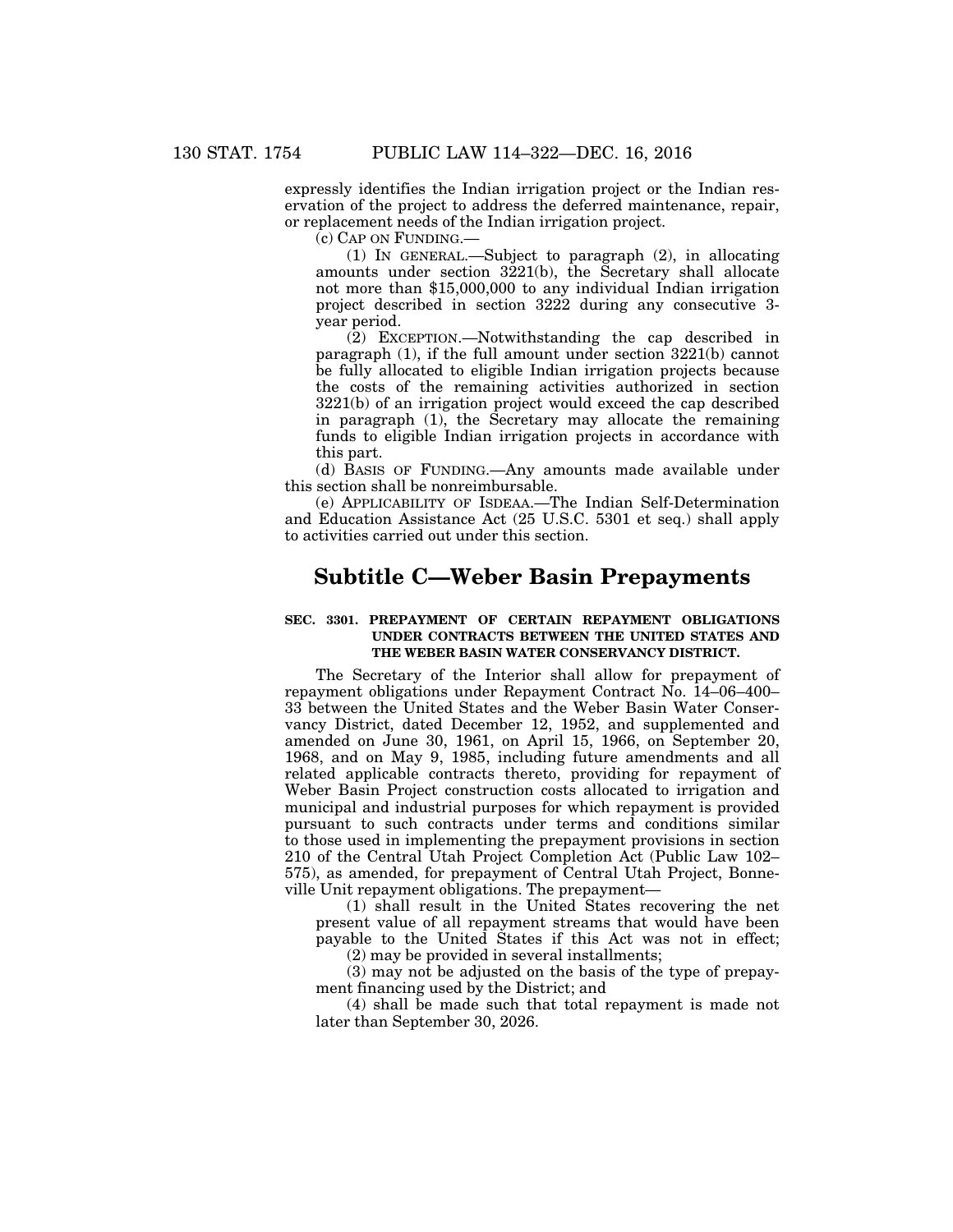expressly identifies the Indian irrigation project or the Indian reservation of the project to address the deferred maintenance, repair, or replacement needs of the Indian irrigation project.

(c) CAP ON FUNDING.—

(1) IN GENERAL.—Subject to paragraph (2), in allocating amounts under section 3221(b), the Secretary shall allocate not more than $15,000,000 to any individual Indian irrigation project described in section 3222 during any consecutive 3-year period.

(2) EXCEPTION.—Notwithstanding the cap described in paragraph (1), if the full amount under section 3221(b) cannot be fully allocated to eligible Indian irrigation projects because the costs of the remaining activities authorized in section 3221(b) of an irrigation project would exceed the cap described in paragraph (1), the Secretary may allocate the remaining funds to eligible Indian irrigation projects in accordance with this part.

(d) BASIS OF FUNDING.—Any amounts made available under this section shall be nonreimbursable.

(e) APPLICABILITY OF ISDEAA.—The Indian Self-Determination and Education Assistance Act (25 U.S.C. 5301 et seq.) shall apply to activities carried out under this section.

# Subtitle C—Weber Basin Prepayments

### SEC. 3301. PREPAYMENT OF CERTAIN REPAYMENT OBLIGATIONS UNDER CONTRACTS BETWEEN THE UNITED STATES AND THE WEBER BASIN WATER CONSERVANCY DISTRICT.

The Secretary of the Interior shall allow for prepayment of repayment obligations under Repayment Contract No. 14–06–400–33 between the United States and the Weber Basin Water Conservancy District, dated December 12, 1952, and supplemented and amended on June 30, 1961, on April 15, 1966, on September 20, 1968, and on May 9, 1985, including future amendments and all related applicable contracts thereto, providing for repayment of Weber Basin Project construction costs allocated to irrigation and municipal and industrial purposes for which repayment is provided pursuant to such contracts under terms and conditions similar to those used in implementing the prepayment provisions in section 210 of the Central Utah Project Completion Act (Public Law 102–575), as amended, for prepayment of Central Utah Project, Bonneville Unit repayment obligations. The prepayment—

(1) shall result in the United States recovering the net present value of all repayment streams that would have been payable to the United States if this Act was not in effect;

(2) may be provided in several installments;

(3) may not be adjusted on the basis of the type of prepayment financing used by the District; and

(4) shall be made such that total repayment is made not later than September 30, 2026.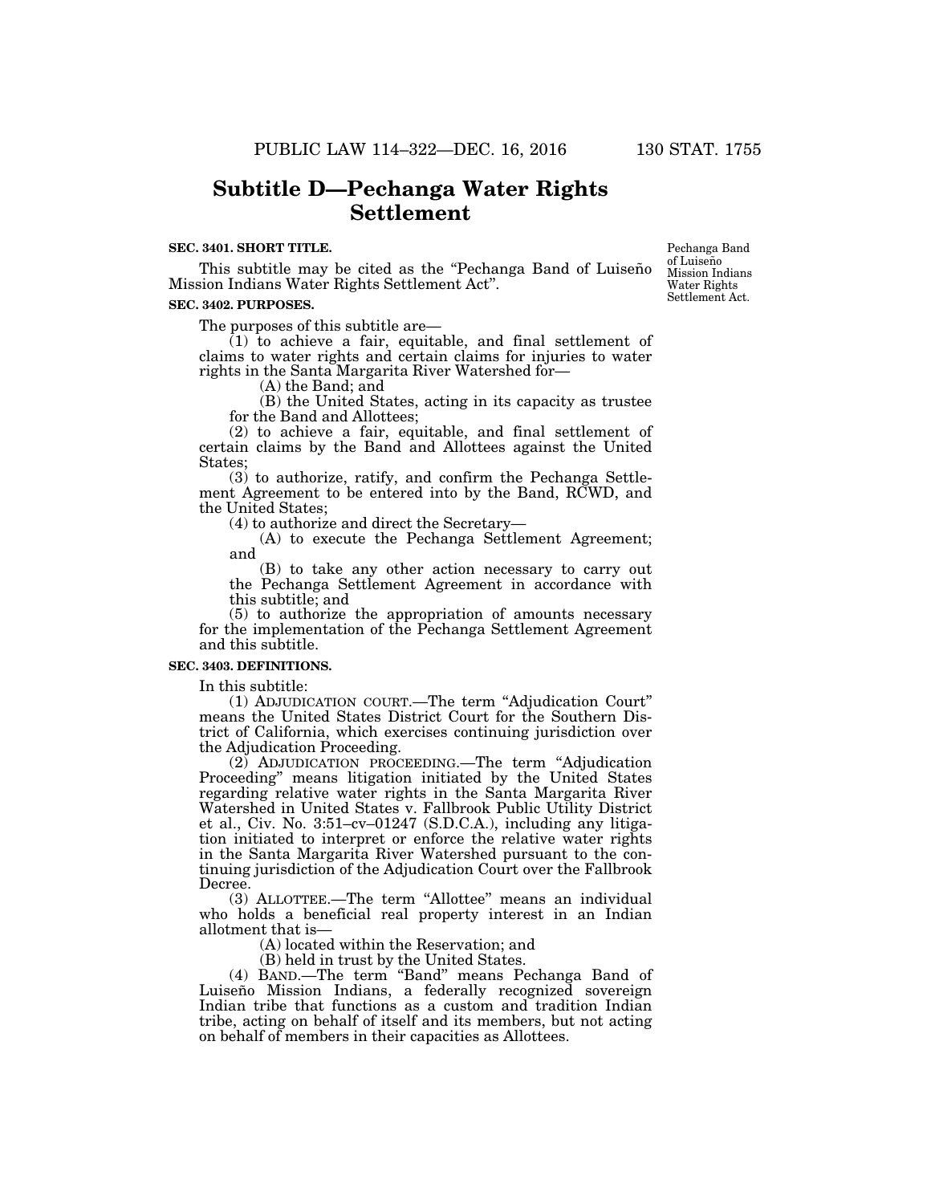## Subtitle D—Pechanga Water Rights Settlement

**SEC. 3401. SHORT TITLE.**

This subtitle may be cited as the "Pechanga Band of Luiseño Mission Indians Water Rights Settlement Act".

Pechanga Band of Luiseño Mission Indians Water Rights Settlement Act.

**SEC. 3402. PURPOSES.**

The purposes of this subtitle are—

(1) to achieve a fair, equitable, and final settlement of claims to water rights and certain claims for injuries to water rights in the Santa Margarita River Watershed for—

(A) the Band; and

(B) the United States, acting in its capacity as trustee for the Band and Allottees;

(2) to achieve a fair, equitable, and final settlement of certain claims by the Band and Allottees against the United States;

(3) to authorize, ratify, and confirm the Pechanga Settlement Agreement to be entered into by the Band, RCWD, and the United States;

(4) to authorize and direct the Secretary—

(A) to execute the Pechanga Settlement Agreement; and

(B) to take any other action necessary to carry out the Pechanga Settlement Agreement in accordance with this subtitle; and

(5) to authorize the appropriation of amounts necessary for the implementation of the Pechanga Settlement Agreement and this subtitle.

**SEC. 3403. DEFINITIONS.**

In this subtitle:

(1) ADJUDICATION COURT.—The term "Adjudication Court" means the United States District Court for the Southern District of California, which exercises continuing jurisdiction over the Adjudication Proceeding.

(2) ADJUDICATION PROCEEDING.—The term "Adjudication Proceeding" means litigation initiated by the United States regarding relative water rights in the Santa Margarita River Watershed in United States v. Fallbrook Public Utility District et al., Civ. No. 3:51–cv–01247 (S.D.C.A.), including any litigation initiated to interpret or enforce the relative water rights in the Santa Margarita River Watershed pursuant to the continuing jurisdiction of the Adjudication Court over the Fallbrook Decree.

(3) ALLOTTEE.—The term "Allottee" means an individual who holds a beneficial real property interest in an Indian allotment that is—

(A) located within the Reservation; and

(B) held in trust by the United States.

(4) BAND.—The term "Band" means Pechanga Band of Luiseño Mission Indians, a federally recognized sovereign Indian tribe that functions as a custom and tradition Indian tribe, acting on behalf of itself and its members, but not acting on behalf of members in their capacities as Allottees.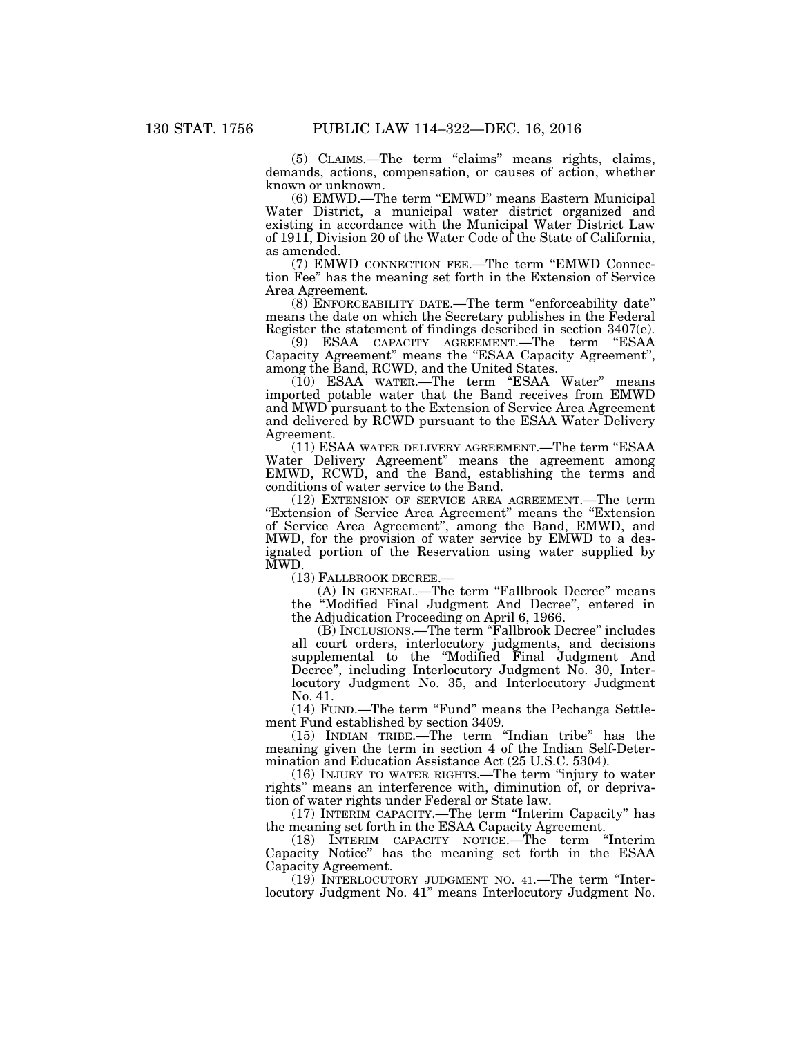(5) CLAIMS.—The term "claims" means rights, claims, demands, actions, compensation, or causes of action, whether known or unknown.

(6) EMWD.—The term "EMWD" means Eastern Municipal Water District, a municipal water district organized and existing in accordance with the Municipal Water District Law of 1911, Division 20 of the Water Code of the State of California, as amended.

(7) EMWD CONNECTION FEE.—The term "EMWD Connection Fee" has the meaning set forth in the Extension of Service Area Agreement.

(8) ENFORCEABILITY DATE.—The term "enforceability date" means the date on which the Secretary publishes in the Federal Register the statement of findings described in section 3407(e).

(9) ESAA CAPACITY AGREEMENT.—The term "ESAA Capacity Agreement" means the "ESAA Capacity Agreement", among the Band, RCWD, and the United States.

(10) ESAA WATER.—The term "ESAA Water" means imported potable water that the Band receives from EMWD and MWD pursuant to the Extension of Service Area Agreement and delivered by RCWD pursuant to the ESAA Water Delivery Agreement.

(11) ESAA WATER DELIVERY AGREEMENT.—The term "ESAA Water Delivery Agreement" means the agreement among EMWD, RCWD, and the Band, establishing the terms and conditions of water service to the Band.

(12) EXTENSION OF SERVICE AREA AGREEMENT.—The term "Extension of Service Area Agreement" means the "Extension of Service Area Agreement", among the Band, EMWD, and MWD, for the provision of water service by EMWD to a designated portion of the Reservation using water supplied by MWD.

(13) FALLBROOK DECREE.—

(A) IN GENERAL.—The term "Fallbrook Decree" means the "Modified Final Judgment And Decree", entered in the Adjudication Proceeding on April 6, 1966.

(B) INCLUSIONS.—The term "Fallbrook Decree" includes all court orders, interlocutory judgments, and decisions supplemental to the "Modified Final Judgment And Decree", including Interlocutory Judgment No. 30, Interlocutory Judgment No. 35, and Interlocutory Judgment No. 41.

(14) FUND.—The term "Fund" means the Pechanga Settlement Fund established by section 3409.

(15) INDIAN TRIBE.—The term "Indian tribe" has the meaning given the term in section 4 of the Indian Self-Determination and Education Assistance Act (25 U.S.C. 5304).

(16) INJURY TO WATER RIGHTS.—The term "injury to water rights" means an interference with, diminution of, or deprivation of water rights under Federal or State law.

(17) INTERIM CAPACITY.—The term "Interim Capacity" has the meaning set forth in the ESAA Capacity Agreement.

(18) INTERIM CAPACITY NOTICE.—The term "Interim Capacity Notice" has the meaning set forth in the ESAA Capacity Agreement.

(19) INTERLOCUTORY JUDGMENT NO. 41.—The term "Interlocutory Judgment No. 41" means Interlocutory Judgment No.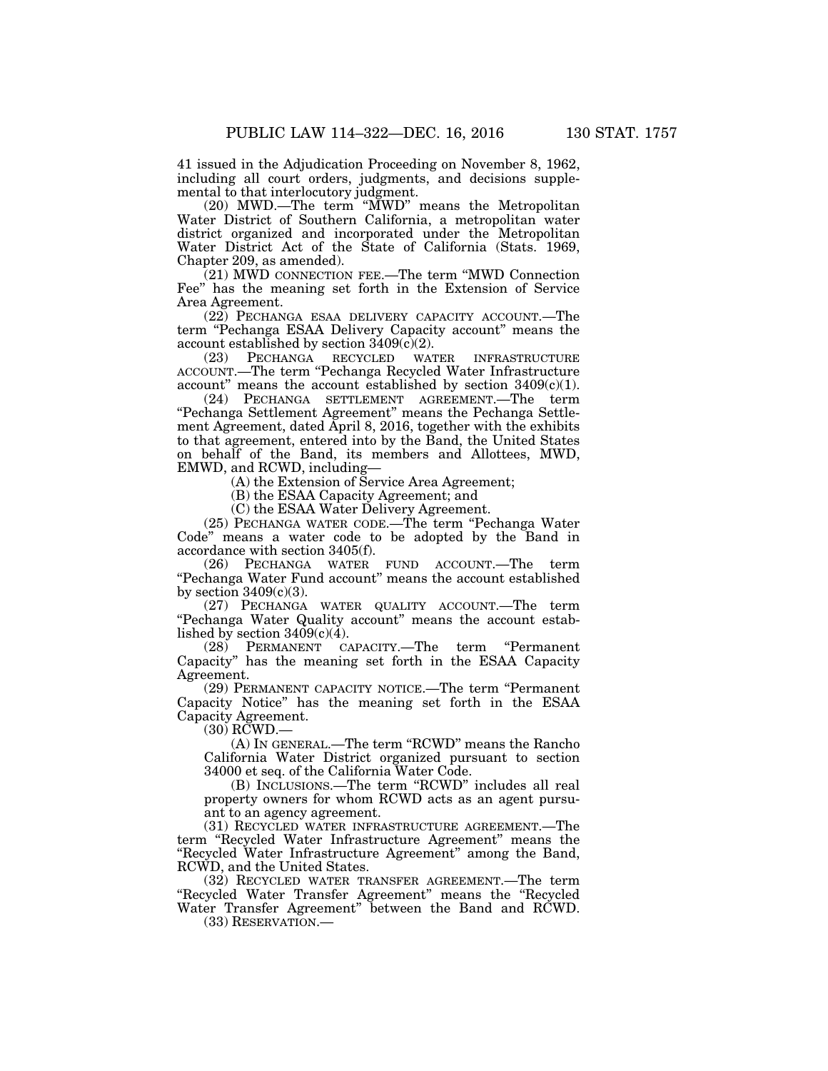41 issued in the Adjudication Proceeding on November 8, 1962, including all court orders, judgments, and decisions supplemental to that interlocutory judgment.

(20) MWD.—The term "MWD" means the Metropolitan Water District of Southern California, a metropolitan water district organized and incorporated under the Metropolitan Water District Act of the State of California (Stats. 1969, Chapter 209, as amended).

(21) MWD CONNECTION FEE.—The term "MWD Connection Fee" has the meaning set forth in the Extension of Service Area Agreement.

(22) PECHANGA ESAA DELIVERY CAPACITY ACCOUNT.—The term "Pechanga ESAA Delivery Capacity account" means the account established by section 3409(c)(2).

(23) PECHANGA RECYCLED WATER INFRASTRUCTURE ACCOUNT.—The term "Pechanga Recycled Water Infrastructure account" means the account established by section 3409(c)(1).

(24) PECHANGA SETTLEMENT AGREEMENT.—The term "Pechanga Settlement Agreement" means the Pechanga Settlement Agreement, dated April 8, 2016, together with the exhibits to that agreement, entered into by the Band, the United States on behalf of the Band, its members and Allottees, MWD, EMWD, and RCWD, including—

(A) the Extension of Service Area Agreement;

(B) the ESAA Capacity Agreement; and

(C) the ESAA Water Delivery Agreement.

(25) PECHANGA WATER CODE.—The term "Pechanga Water Code" means a water code to be adopted by the Band in accordance with section 3405(f).

(26) PECHANGA WATER FUND ACCOUNT.—The term "Pechanga Water Fund account" means the account established by section 3409(c)(3).

(27) PECHANGA WATER QUALITY ACCOUNT.—The term "Pechanga Water Quality account" means the account established by section 3409(c)(4).

(28) PERMANENT CAPACITY.—The term "Permanent Capacity" has the meaning set forth in the ESAA Capacity Agreement.

(29) PERMANENT CAPACITY NOTICE.—The term "Permanent Capacity Notice" has the meaning set forth in the ESAA Capacity Agreement.

(30) RCWD.—

(A) IN GENERAL.—The term "RCWD" means the Rancho California Water District organized pursuant to section 34000 et seq. of the California Water Code.

(B) INCLUSIONS.—The term "RCWD" includes all real property owners for whom RCWD acts as an agent pursuant to an agency agreement.

(31) RECYCLED WATER INFRASTRUCTURE AGREEMENT.—The term "Recycled Water Infrastructure Agreement" means the "Recycled Water Infrastructure Agreement" among the Band, RCWD, and the United States.

(32) RECYCLED WATER TRANSFER AGREEMENT.—The term "Recycled Water Transfer Agreement" means the "Recycled Water Transfer Agreement" between the Band and RCWD.

(33) RESERVATION.—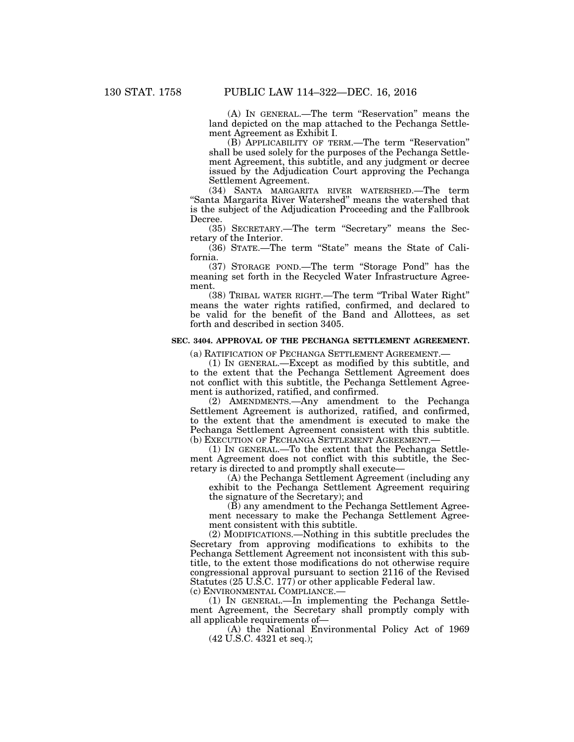(A) IN GENERAL.—The term "Reservation" means the land depicted on the map attached to the Pechanga Settlement Agreement as Exhibit I.

(B) APPLICABILITY OF TERM.—The term "Reservation" shall be used solely for the purposes of the Pechanga Settlement Agreement, this subtitle, and any judgment or decree issued by the Adjudication Court approving the Pechanga Settlement Agreement.

(34) SANTA MARGARITA RIVER WATERSHED.—The term "Santa Margarita River Watershed" means the watershed that is the subject of the Adjudication Proceeding and the Fallbrook Decree.

(35) SECRETARY.—The term "Secretary" means the Secretary of the Interior.

(36) STATE.—The term "State" means the State of California.

(37) STORAGE POND.—The term "Storage Pond" has the meaning set forth in the Recycled Water Infrastructure Agreement.

(38) TRIBAL WATER RIGHT.—The term "Tribal Water Right" means the water rights ratified, confirmed, and declared to be valid for the benefit of the Band and Allottees, as set forth and described in section 3405.

## SEC. 3404. APPROVAL OF THE PECHANGA SETTLEMENT AGREEMENT.

(a) RATIFICATION OF PECHANGA SETTLEMENT AGREEMENT.—

(1) IN GENERAL.—Except as modified by this subtitle, and to the extent that the Pechanga Settlement Agreement does not conflict with this subtitle, the Pechanga Settlement Agreement is authorized, ratified, and confirmed.

(2) AMENDMENTS.—Any amendment to the Pechanga Settlement Agreement is authorized, ratified, and confirmed, to the extent that the amendment is executed to make the Pechanga Settlement Agreement consistent with this subtitle.

(b) EXECUTION OF PECHANGA SETTLEMENT AGREEMENT.—

(1) IN GENERAL.—To the extent that the Pechanga Settlement Agreement does not conflict with this subtitle, the Secretary is directed to and promptly shall execute—

(A) the Pechanga Settlement Agreement (including any exhibit to the Pechanga Settlement Agreement requiring the signature of the Secretary); and

(B) any amendment to the Pechanga Settlement Agreement necessary to make the Pechanga Settlement Agreement consistent with this subtitle.

(2) MODIFICATIONS.—Nothing in this subtitle precludes the Secretary from approving modifications to exhibits to the Pechanga Settlement Agreement not inconsistent with this subtitle, to the extent those modifications do not otherwise require congressional approval pursuant to section 2116 of the Revised Statutes (25 U.S.C. 177) or other applicable Federal law.

(c) ENVIRONMENTAL COMPLIANCE.—

(1) IN GENERAL.—In implementing the Pechanga Settlement Agreement, the Secretary shall promptly comply with all applicable requirements of—

(A) the National Environmental Policy Act of 1969 (42 U.S.C. 4321 et seq.);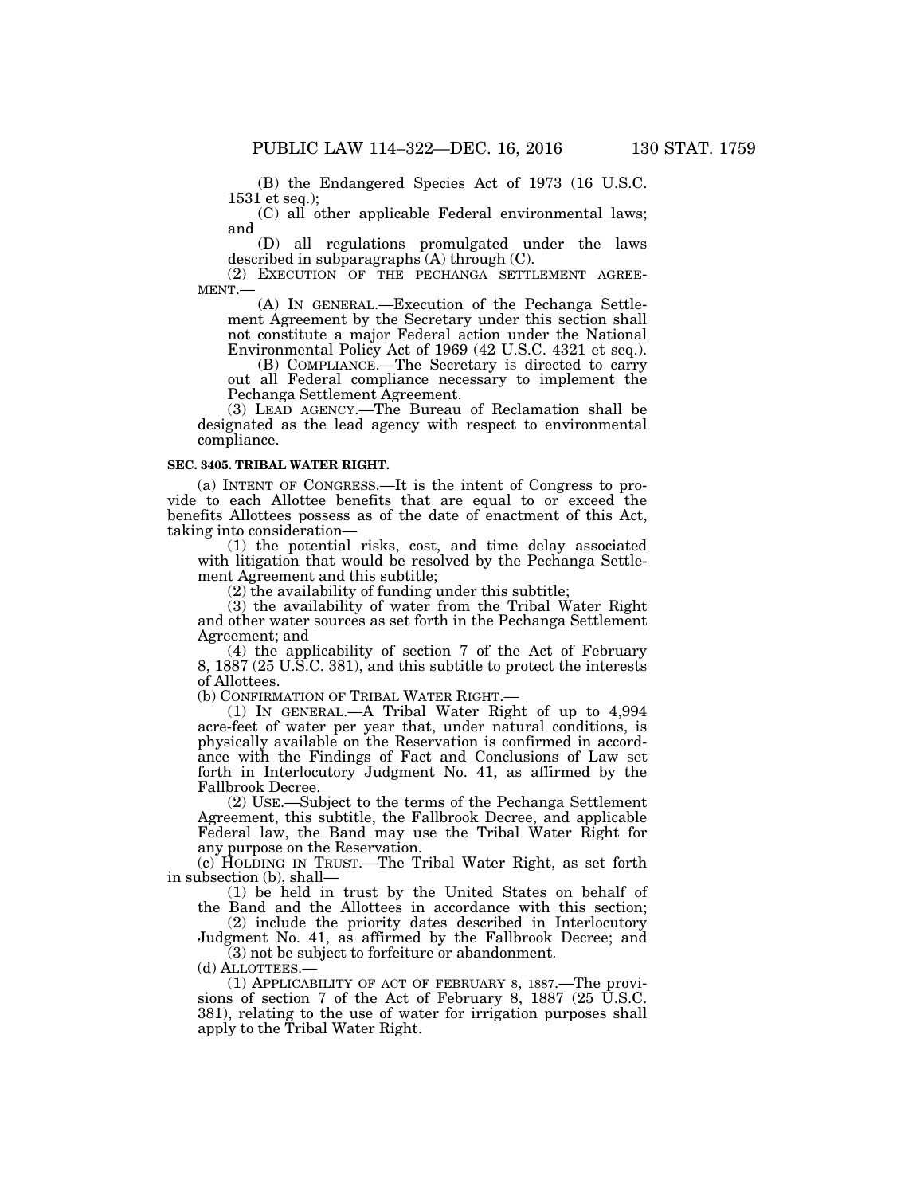(B) the Endangered Species Act of 1973 (16 U.S.C. 1531 et seq.);

(C) all other applicable Federal environmental laws; and

(D) all regulations promulgated under the laws described in subparagraphs (A) through (C).

(2) EXECUTION OF THE PECHANGA SETTLEMENT AGREEMENT.—

(A) IN GENERAL.—Execution of the Pechanga Settlement Agreement by the Secretary under this section shall not constitute a major Federal action under the National Environmental Policy Act of 1969 (42 U.S.C. 4321 et seq.).

(B) COMPLIANCE.—The Secretary is directed to carry out all Federal compliance necessary to implement the Pechanga Settlement Agreement.

(3) LEAD AGENCY.—The Bureau of Reclamation shall be designated as the lead agency with respect to environmental compliance.

**SEC. 3405. TRIBAL WATER RIGHT.**

(a) INTENT OF CONGRESS.—It is the intent of Congress to provide to each Allottee benefits that are equal to or exceed the benefits Allottees possess as of the date of enactment of this Act, taking into consideration—

(1) the potential risks, cost, and time delay associated with litigation that would be resolved by the Pechanga Settlement Agreement and this subtitle;

(2) the availability of funding under this subtitle;

(3) the availability of water from the Tribal Water Right and other water sources as set forth in the Pechanga Settlement Agreement; and

(4) the applicability of section 7 of the Act of February 8, 1887 (25 U.S.C. 381), and this subtitle to protect the interests of Allottees.

(b) CONFIRMATION OF TRIBAL WATER RIGHT.—

(1) IN GENERAL.—A Tribal Water Right of up to 4,994 acre-feet of water per year that, under natural conditions, is physically available on the Reservation is confirmed in accordance with the Findings of Fact and Conclusions of Law set forth in Interlocutory Judgment No. 41, as affirmed by the Fallbrook Decree.

(2) USE.—Subject to the terms of the Pechanga Settlement Agreement, this subtitle, the Fallbrook Decree, and applicable Federal law, the Band may use the Tribal Water Right for any purpose on the Reservation.

(c) HOLDING IN TRUST.—The Tribal Water Right, as set forth in subsection (b), shall—

(1) be held in trust by the United States on behalf of the Band and the Allottees in accordance with this section;

(2) include the priority dates described in Interlocutory Judgment No. 41, as affirmed by the Fallbrook Decree; and

(3) not be subject to forfeiture or abandonment.

(d) ALLOTTEES.—

(1) APPLICABILITY OF ACT OF FEBRUARY 8, 1887.—The provisions of section 7 of the Act of February 8, 1887 (25 U.S.C. 381), relating to the use of water for irrigation purposes shall apply to the Tribal Water Right.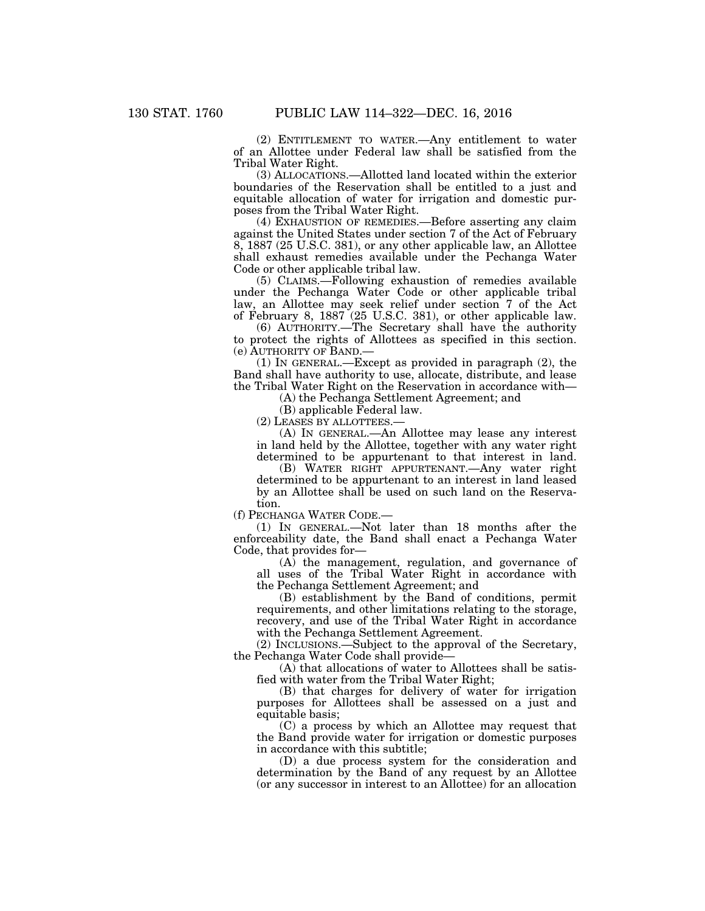(2) ENTITLEMENT TO WATER.—Any entitlement to water of an Allottee under Federal law shall be satisfied from the Tribal Water Right.

(3) ALLOCATIONS.—Allotted land located within the exterior boundaries of the Reservation shall be entitled to a just and equitable allocation of water for irrigation and domestic purposes from the Tribal Water Right.

(4) EXHAUSTION OF REMEDIES.—Before asserting any claim against the United States under section 7 of the Act of February 8, 1887 (25 U.S.C. 381), or any other applicable law, an Allottee shall exhaust remedies available under the Pechanga Water Code or other applicable tribal law.

(5) CLAIMS.—Following exhaustion of remedies available under the Pechanga Water Code or other applicable tribal law, an Allottee may seek relief under section 7 of the Act of February 8, 1887 (25 U.S.C. 381), or other applicable law.

(6) AUTHORITY.—The Secretary shall have the authority to protect the rights of Allottees as specified in this section.

(e) AUTHORITY OF BAND.—

(1) IN GENERAL.—Except as provided in paragraph (2), the Band shall have authority to use, allocate, distribute, and lease the Tribal Water Right on the Reservation in accordance with—

(A) the Pechanga Settlement Agreement; and

(B) applicable Federal law.

(2) LEASES BY ALLOTTEES.—

(A) IN GENERAL.—An Allottee may lease any interest in land held by the Allottee, together with any water right determined to be appurtenant to that interest in land.

(B) WATER RIGHT APPURTENANT.—Any water right determined to be appurtenant to an interest in land leased by an Allottee shall be used on such land on the Reservation.

(f) PECHANGA WATER CODE.—

(1) IN GENERAL.—Not later than 18 months after the enforceability date, the Band shall enact a Pechanga Water Code, that provides for—

(A) the management, regulation, and governance of all uses of the Tribal Water Right in accordance with the Pechanga Settlement Agreement; and

(B) establishment by the Band of conditions, permit requirements, and other limitations relating to the storage, recovery, and use of the Tribal Water Right in accordance with the Pechanga Settlement Agreement.

(2) INCLUSIONS.—Subject to the approval of the Secretary, the Pechanga Water Code shall provide—

(A) that allocations of water to Allottees shall be satisfied with water from the Tribal Water Right;

(B) that charges for delivery of water for irrigation purposes for Allottees shall be assessed on a just and equitable basis;

(C) a process by which an Allottee may request that the Band provide water for irrigation or domestic purposes in accordance with this subtitle;

(D) a due process system for the consideration and determination by the Band of any request by an Allottee (or any successor in interest to an Allottee) for an allocation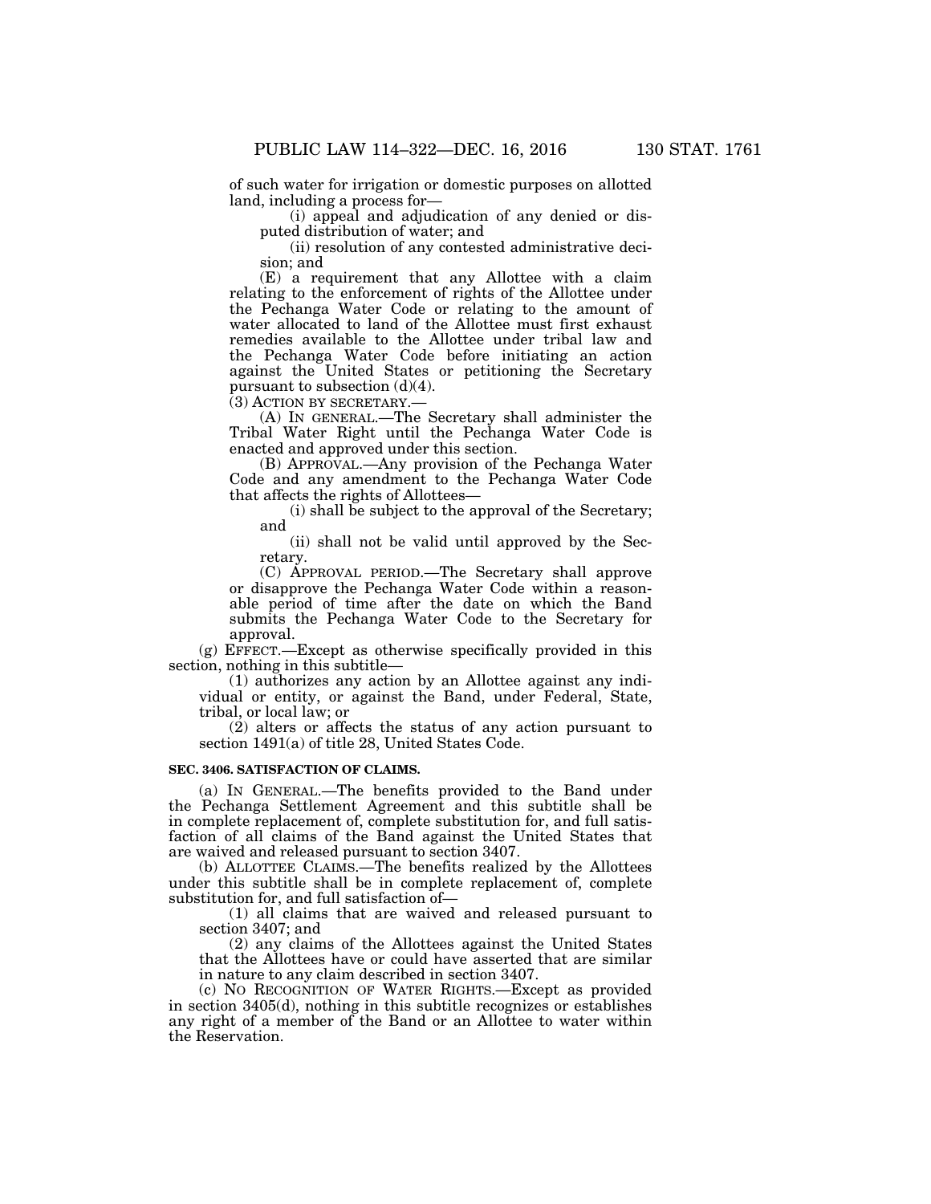of such water for irrigation or domestic purposes on allotted land, including a process for—

(i) appeal and adjudication of any denied or disputed distribution of water; and

(ii) resolution of any contested administrative decision; and

(E) a requirement that any Allottee with a claim relating to the enforcement of rights of the Allottee under the Pechanga Water Code or relating to the amount of water allocated to land of the Allottee must first exhaust remedies available to the Allottee under tribal law and the Pechanga Water Code before initiating an action against the United States or petitioning the Secretary pursuant to subsection (d)(4).

(3) ACTION BY SECRETARY.—

(A) IN GENERAL.—The Secretary shall administer the Tribal Water Right until the Pechanga Water Code is enacted and approved under this section.

(B) APPROVAL.—Any provision of the Pechanga Water Code and any amendment to the Pechanga Water Code that affects the rights of Allottees—

(i) shall be subject to the approval of the Secretary; and

(ii) shall not be valid until approved by the Secretary.

(C) APPROVAL PERIOD.—The Secretary shall approve or disapprove the Pechanga Water Code within a reasonable period of time after the date on which the Band submits the Pechanga Water Code to the Secretary for approval.

(g) EFFECT.—Except as otherwise specifically provided in this section, nothing in this subtitle—

(1) authorizes any action by an Allottee against any individual or entity, or against the Band, under Federal, State, tribal, or local law; or

(2) alters or affects the status of any action pursuant to section 1491(a) of title 28, United States Code.

**SEC. 3406. SATISFACTION OF CLAIMS.**

(a) IN GENERAL.—The benefits provided to the Band under the Pechanga Settlement Agreement and this subtitle shall be in complete replacement of, complete substitution for, and full satisfaction of all claims of the Band against the United States that are waived and released pursuant to section 3407.

(b) ALLOTTEE CLAIMS.—The benefits realized by the Allottees under this subtitle shall be in complete replacement of, complete substitution for, and full satisfaction of—

(1) all claims that are waived and released pursuant to section 3407; and

(2) any claims of the Allottees against the United States that the Allottees have or could have asserted that are similar in nature to any claim described in section 3407.

(c) NO RECOGNITION OF WATER RIGHTS.—Except as provided in section 3405(d), nothing in this subtitle recognizes or establishes any right of a member of the Band or an Allottee to water within the Reservation.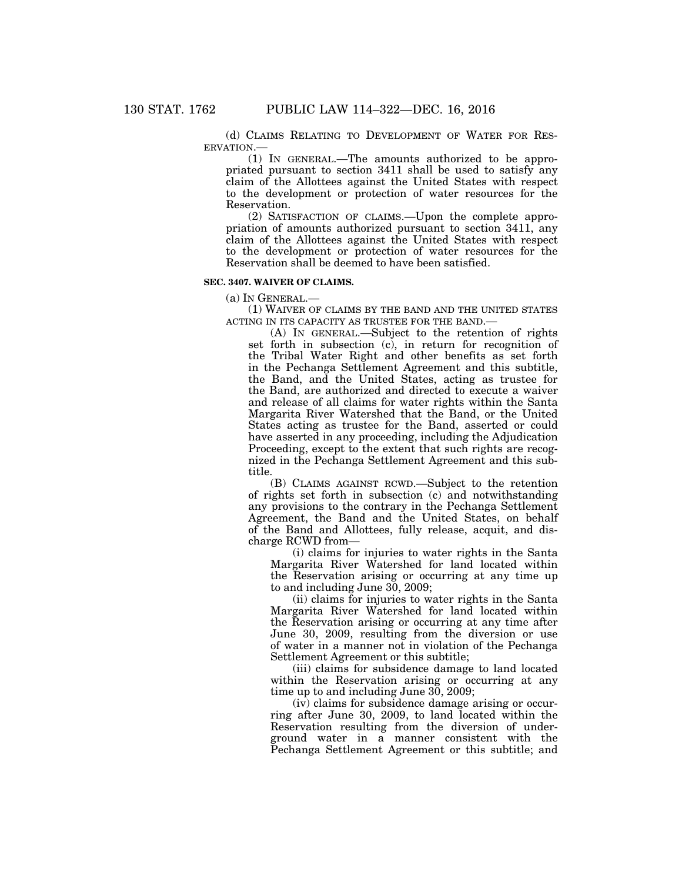(d) CLAIMS RELATING TO DEVELOPMENT OF WATER FOR RESERVATION.—

(1) IN GENERAL.—The amounts authorized to be appropriated pursuant to section 3411 shall be used to satisfy any claim of the Allottees against the United States with respect to the development or protection of water resources for the Reservation.

(2) SATISFACTION OF CLAIMS.—Upon the complete appropriation of amounts authorized pursuant to section 3411, any claim of the Allottees against the United States with respect to the development or protection of water resources for the Reservation shall be deemed to have been satisfied.

**SEC. 3407. WAIVER OF CLAIMS.**

(a) IN GENERAL.—

(1) WAIVER OF CLAIMS BY THE BAND AND THE UNITED STATES ACTING IN ITS CAPACITY AS TRUSTEE FOR THE BAND.—

(A) IN GENERAL.—Subject to the retention of rights set forth in subsection (c), in return for recognition of the Tribal Water Right and other benefits as set forth in the Pechanga Settlement Agreement and this subtitle, the Band, and the United States, acting as trustee for the Band, are authorized and directed to execute a waiver and release of all claims for water rights within the Santa Margarita River Watershed that the Band, or the United States acting as trustee for the Band, asserted or could have asserted in any proceeding, including the Adjudication Proceeding, except to the extent that such rights are recognized in the Pechanga Settlement Agreement and this subtitle.

(B) CLAIMS AGAINST RCWD.—Subject to the retention of rights set forth in subsection (c) and notwithstanding any provisions to the contrary in the Pechanga Settlement Agreement, the Band and the United States, on behalf of the Band and Allottees, fully release, acquit, and discharge RCWD from—

(i) claims for injuries to water rights in the Santa Margarita River Watershed for land located within the Reservation arising or occurring at any time up to and including June 30, 2009;

(ii) claims for injuries to water rights in the Santa Margarita River Watershed for land located within the Reservation arising or occurring at any time after June 30, 2009, resulting from the diversion or use of water in a manner not in violation of the Pechanga Settlement Agreement or this subtitle;

(iii) claims for subsidence damage to land located within the Reservation arising or occurring at any time up to and including June 30, 2009;

(iv) claims for subsidence damage arising or occurring after June 30, 2009, to land located within the Reservation resulting from the diversion of underground water in a manner consistent with the Pechanga Settlement Agreement or this subtitle; and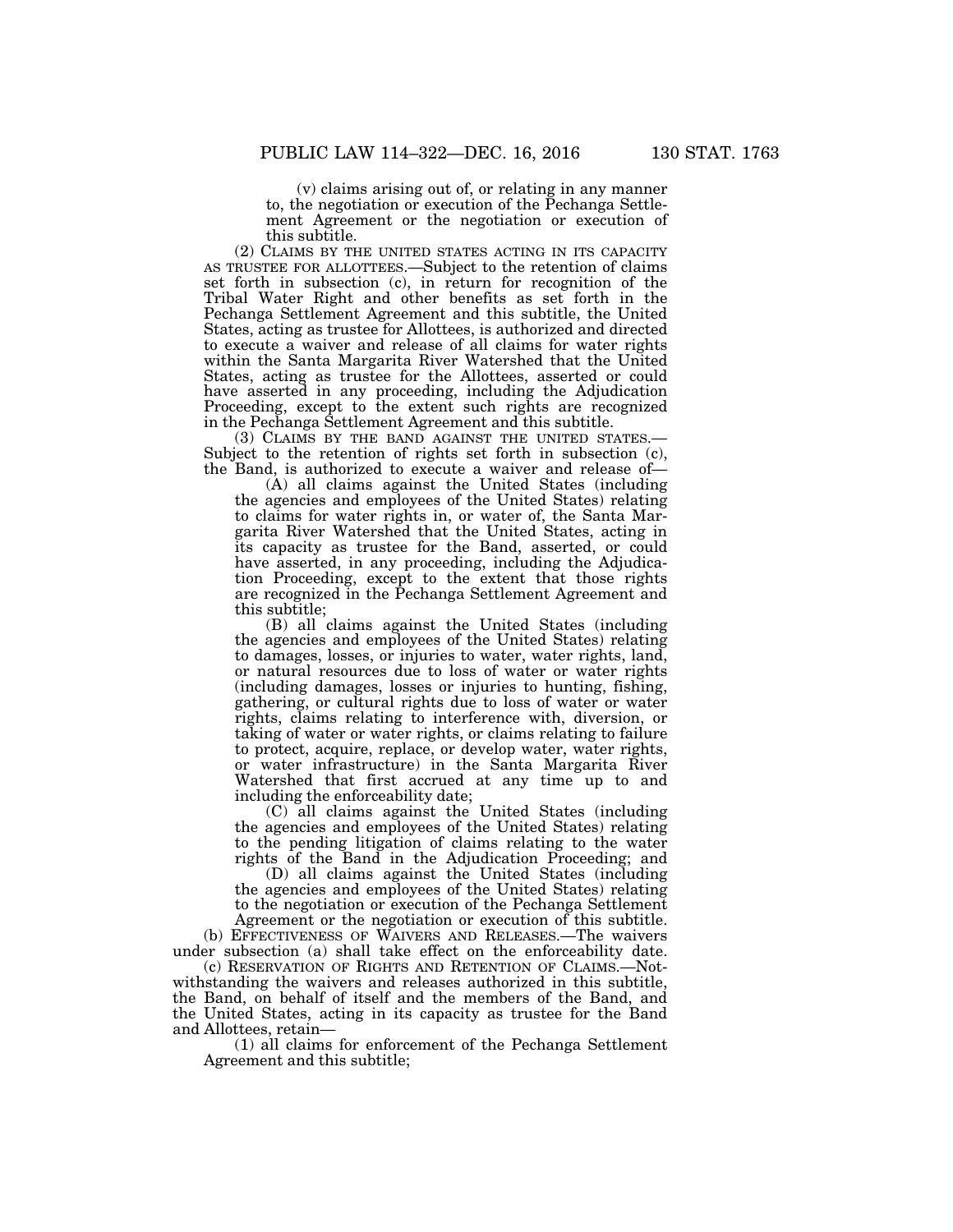(v) claims arising out of, or relating in any manner to, the negotiation or execution of the Pechanga Settlement Agreement or the negotiation or execution of this subtitle.

(2) CLAIMS BY THE UNITED STATES ACTING IN ITS CAPACITY AS TRUSTEE FOR ALLOTTEES.—Subject to the retention of claims set forth in subsection (c), in return for recognition of the Tribal Water Right and other benefits as set forth in the Pechanga Settlement Agreement and this subtitle, the United States, acting as trustee for Allottees, is authorized and directed to execute a waiver and release of all claims for water rights within the Santa Margarita River Watershed that the United States, acting as trustee for the Allottees, asserted or could have asserted in any proceeding, including the Adjudication Proceeding, except to the extent such rights are recognized in the Pechanga Settlement Agreement and this subtitle.

(3) CLAIMS BY THE BAND AGAINST THE UNITED STATES.—Subject to the retention of rights set forth in subsection (c), the Band, is authorized to execute a waiver and release of—

(A) all claims against the United States (including the agencies and employees of the United States) relating to claims for water rights in, or water of, the Santa Margarita River Watershed that the United States, acting in its capacity as trustee for the Band, asserted, or could have asserted, in any proceeding, including the Adjudication Proceeding, except to the extent that those rights are recognized in the Pechanga Settlement Agreement and this subtitle;

(B) all claims against the United States (including the agencies and employees of the United States) relating to damages, losses, or injuries to water, water rights, land, or natural resources due to loss of water or water rights (including damages, losses or injuries to hunting, fishing, gathering, or cultural rights due to loss of water or water rights, claims relating to interference with, diversion, or taking of water or water rights, or claims relating to failure to protect, acquire, replace, or develop water, water rights, or water infrastructure) in the Santa Margarita River Watershed that first accrued at any time up to and including the enforceability date;

(C) all claims against the United States (including the agencies and employees of the United States) relating to the pending litigation of claims relating to the water rights of the Band in the Adjudication Proceeding; and

(D) all claims against the United States (including the agencies and employees of the United States) relating to the negotiation or execution of the Pechanga Settlement Agreement or the negotiation or execution of this subtitle.

(b) EFFECTIVENESS OF WAIVERS AND RELEASES.—The waivers under subsection (a) shall take effect on the enforceability date.

(c) RESERVATION OF RIGHTS AND RETENTION OF CLAIMS.—Notwithstanding the waivers and releases authorized in this subtitle, the Band, on behalf of itself and the members of the Band, and the United States, acting in its capacity as trustee for the Band and Allottees, retain—

(1) all claims for enforcement of the Pechanga Settlement Agreement and this subtitle;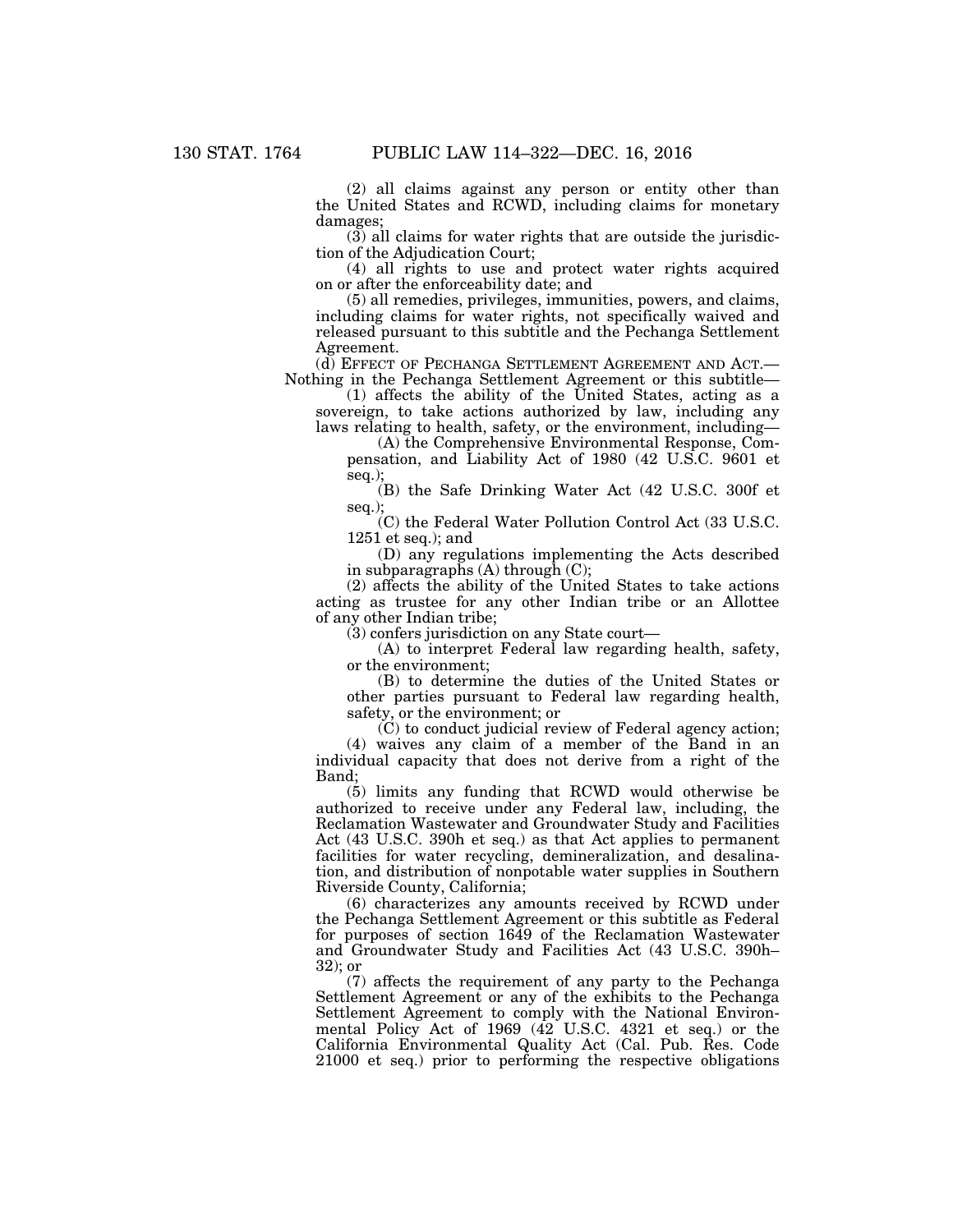(2) all claims against any person or entity other than the United States and RCWD, including claims for monetary damages;

(3) all claims for water rights that are outside the jurisdiction of the Adjudication Court;

(4) all rights to use and protect water rights acquired on or after the enforceability date; and

(5) all remedies, privileges, immunities, powers, and claims, including claims for water rights, not specifically waived and released pursuant to this subtitle and the Pechanga Settlement Agreement.

(d) EFFECT OF PECHANGA SETTLEMENT AGREEMENT AND ACT.—Nothing in the Pechanga Settlement Agreement or this subtitle—

(1) affects the ability of the United States, acting as a sovereign, to take actions authorized by law, including any laws relating to health, safety, or the environment, including—

(A) the Comprehensive Environmental Response, Compensation, and Liability Act of 1980 (42 U.S.C. 9601 et seq.);

(B) the Safe Drinking Water Act (42 U.S.C. 300f et seq.);

(C) the Federal Water Pollution Control Act (33 U.S.C. 1251 et seq.); and

(D) any regulations implementing the Acts described in subparagraphs (A) through (C);

(2) affects the ability of the United States to take actions acting as trustee for any other Indian tribe or an Allottee of any other Indian tribe;

(3) confers jurisdiction on any State court—

(A) to interpret Federal law regarding health, safety, or the environment;

(B) to determine the duties of the United States or other parties pursuant to Federal law regarding health, safety, or the environment; or

(C) to conduct judicial review of Federal agency action;

(4) waives any claim of a member of the Band in an individual capacity that does not derive from a right of the Band;

(5) limits any funding that RCWD would otherwise be authorized to receive under any Federal law, including, the Reclamation Wastewater and Groundwater Study and Facilities Act (43 U.S.C. 390h et seq.) as that Act applies to permanent facilities for water recycling, demineralization, and desalination, and distribution of nonpotable water supplies in Southern Riverside County, California;

(6) characterizes any amounts received by RCWD under the Pechanga Settlement Agreement or this subtitle as Federal for purposes of section 1649 of the Reclamation Wastewater and Groundwater Study and Facilities Act (43 U.S.C. 390h–32); or

(7) affects the requirement of any party to the Pechanga Settlement Agreement or any of the exhibits to the Pechanga Settlement Agreement to comply with the National Environmental Policy Act of 1969 (42 U.S.C. 4321 et seq.) or the California Environmental Quality Act (Cal. Pub. Res. Code 21000 et seq.) prior to performing the respective obligations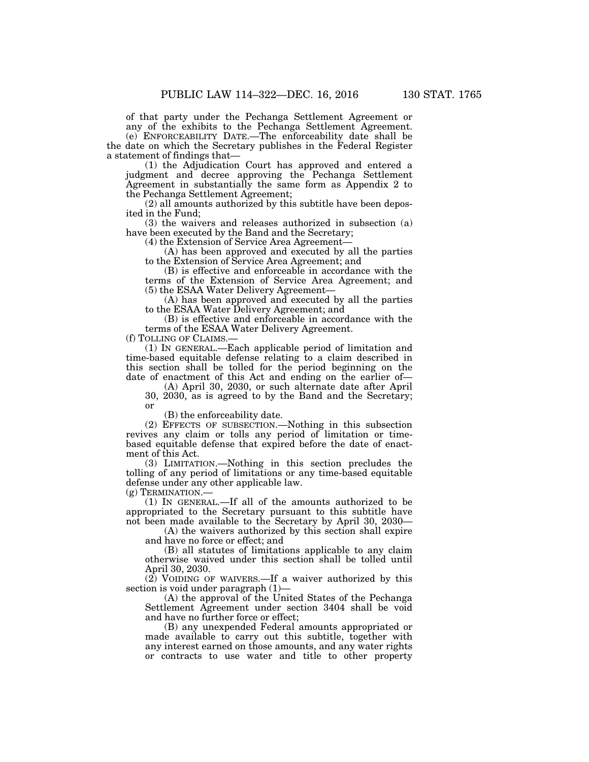of that party under the Pechanga Settlement Agreement or any of the exhibits to the Pechanga Settlement Agreement.

(e) ENFORCEABILITY DATE.—The enforceability date shall be the date on which the Secretary publishes in the Federal Register a statement of findings that—

(1) the Adjudication Court has approved and entered a judgment and decree approving the Pechanga Settlement Agreement in substantially the same form as Appendix 2 to the Pechanga Settlement Agreement;

(2) all amounts authorized by this subtitle have been deposited in the Fund;

(3) the waivers and releases authorized in subsection (a) have been executed by the Band and the Secretary;

(4) the Extension of Service Area Agreement—

(A) has been approved and executed by all the parties to the Extension of Service Area Agreement; and

(B) is effective and enforceable in accordance with the terms of the Extension of Service Area Agreement; and

(5) the ESAA Water Delivery Agreement—

(A) has been approved and executed by all the parties to the ESAA Water Delivery Agreement; and

(B) is effective and enforceable in accordance with the terms of the ESAA Water Delivery Agreement.

(f) TOLLING OF CLAIMS.—

(1) IN GENERAL.—Each applicable period of limitation and time-based equitable defense relating to a claim described in this section shall be tolled for the period beginning on the date of enactment of this Act and ending on the earlier of—

(A) April 30, 2030, or such alternate date after April 30, 2030, as is agreed to by the Band and the Secretary; or

(B) the enforceability date.

(2) EFFECTS OF SUBSECTION.—Nothing in this subsection revives any claim or tolls any period of limitation or time-based equitable defense that expired before the date of enactment of this Act.

(3) LIMITATION.—Nothing in this section precludes the tolling of any period of limitations or any time-based equitable defense under any other applicable law.

(g) TERMINATION.—

(1) IN GENERAL.—If all of the amounts authorized to be appropriated to the Secretary pursuant to this subtitle have not been made available to the Secretary by April 30, 2030—

(A) the waivers authorized by this section shall expire and have no force or effect; and

(B) all statutes of limitations applicable to any claim otherwise waived under this section shall be tolled until April 30, 2030.

(2) VOIDING OF WAIVERS.—If a waiver authorized by this section is void under paragraph (1)—

(A) the approval of the United States of the Pechanga Settlement Agreement under section 3404 shall be void and have no further force or effect;

(B) any unexpended Federal amounts appropriated or made available to carry out this subtitle, together with any interest earned on those amounts, and any water rights or contracts to use water and title to other property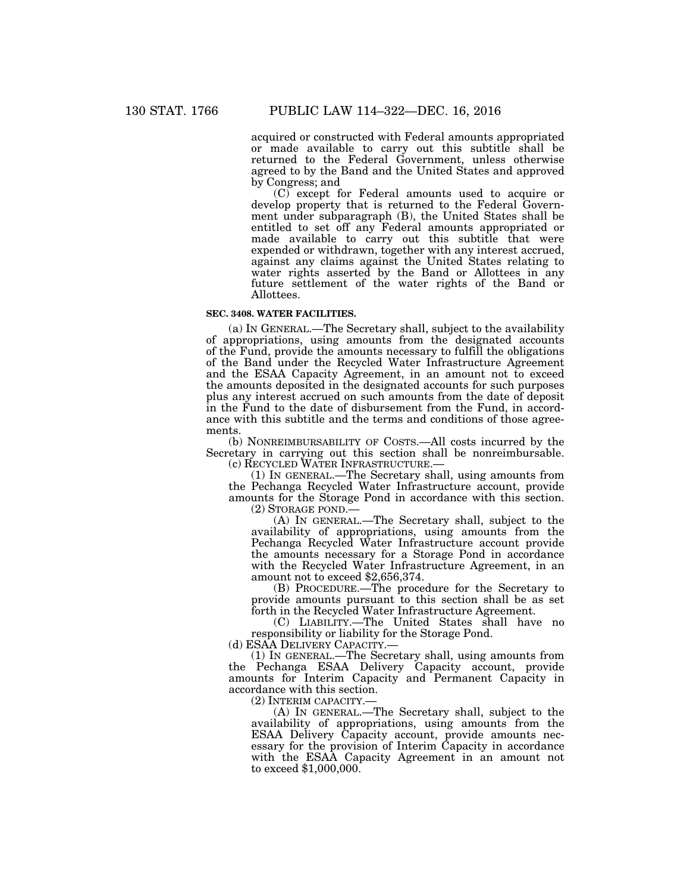acquired or constructed with Federal amounts appropriated or made available to carry out this subtitle shall be returned to the Federal Government, unless otherwise agreed to by the Band and the United States and approved by Congress; and

(C) except for Federal amounts used to acquire or develop property that is returned to the Federal Government under subparagraph (B), the United States shall be entitled to set off any Federal amounts appropriated or made available to carry out this subtitle that were expended or withdrawn, together with any interest accrued, against any claims against the United States relating to water rights asserted by the Band or Allottees in any future settlement of the water rights of the Band or Allottees.

**SEC. 3408. WATER FACILITIES.**

(a) IN GENERAL.—The Secretary shall, subject to the availability of appropriations, using amounts from the designated accounts of the Fund, provide the amounts necessary to fulfill the obligations of the Band under the Recycled Water Infrastructure Agreement and the ESAA Capacity Agreement, in an amount not to exceed the amounts deposited in the designated accounts for such purposes plus any interest accrued on such amounts from the date of deposit in the Fund to the date of disbursement from the Fund, in accordance with this subtitle and the terms and conditions of those agreements.

(b) NONREIMBURSABILITY OF COSTS.—All costs incurred by the Secretary in carrying out this section shall be nonreimbursable.

(c) RECYCLED WATER INFRASTRUCTURE.—

(1) IN GENERAL.—The Secretary shall, using amounts from the Pechanga Recycled Water Infrastructure account, provide amounts for the Storage Pond in accordance with this section.

(2) STORAGE POND.—

(A) IN GENERAL.—The Secretary shall, subject to the availability of appropriations, using amounts from the Pechanga Recycled Water Infrastructure account provide the amounts necessary for a Storage Pond in accordance with the Recycled Water Infrastructure Agreement, in an amount not to exceed $2,656,374.

(B) PROCEDURE.—The procedure for the Secretary to provide amounts pursuant to this section shall be as set forth in the Recycled Water Infrastructure Agreement.

(C) LIABILITY.—The United States shall have no responsibility or liability for the Storage Pond.

(d) ESAA DELIVERY CAPACITY.—

(1) IN GENERAL.—The Secretary shall, using amounts from the Pechanga ESAA Delivery Capacity account, provide amounts for Interim Capacity and Permanent Capacity in accordance with this section.

(2) INTERIM CAPACITY.—

(A) IN GENERAL.—The Secretary shall, subject to the availability of appropriations, using amounts from the ESAA Delivery Capacity account, provide amounts necessary for the provision of Interim Capacity in accordance with the ESAA Capacity Agreement in an amount not to exceed $1,000,000.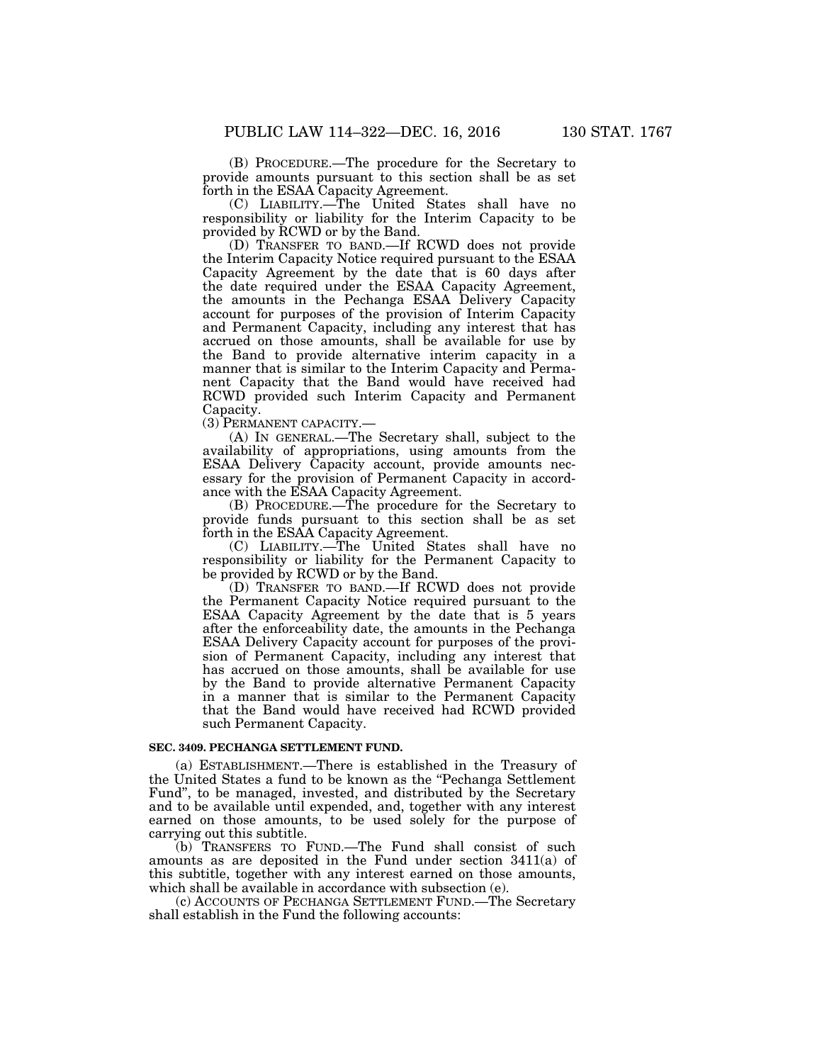(B) PROCEDURE.—The procedure for the Secretary to provide amounts pursuant to this section shall be as set forth in the ESAA Capacity Agreement.

(C) LIABILITY.—The United States shall have no responsibility or liability for the Interim Capacity to be provided by RCWD or by the Band.

(D) TRANSFER TO BAND.—If RCWD does not provide the Interim Capacity Notice required pursuant to the ESAA Capacity Agreement by the date that is 60 days after the date required under the ESAA Capacity Agreement, the amounts in the Pechanga ESAA Delivery Capacity account for purposes of the provision of Interim Capacity and Permanent Capacity, including any interest that has accrued on those amounts, shall be available for use by the Band to provide alternative interim capacity in a manner that is similar to the Interim Capacity and Permanent Capacity that the Band would have received had RCWD provided such Interim Capacity and Permanent Capacity.

(3) PERMANENT CAPACITY.—

(A) IN GENERAL.—The Secretary shall, subject to the availability of appropriations, using amounts from the ESAA Delivery Capacity account, provide amounts necessary for the provision of Permanent Capacity in accordance with the ESAA Capacity Agreement.

(B) PROCEDURE.—The procedure for the Secretary to provide funds pursuant to this section shall be as set forth in the ESAA Capacity Agreement.

(C) LIABILITY.—The United States shall have no responsibility or liability for the Permanent Capacity to be provided by RCWD or by the Band.

(D) TRANSFER TO BAND.—If RCWD does not provide the Permanent Capacity Notice required pursuant to the ESAA Capacity Agreement by the date that is 5 years after the enforceability date, the amounts in the Pechanga ESAA Delivery Capacity account for purposes of the provision of Permanent Capacity, including any interest that has accrued on those amounts, shall be available for use by the Band to provide alternative Permanent Capacity in a manner that is similar to the Permanent Capacity that the Band would have received had RCWD provided such Permanent Capacity.

**SEC. 3409. PECHANGA SETTLEMENT FUND.**

(a) ESTABLISHMENT.—There is established in the Treasury of the United States a fund to be known as the "Pechanga Settlement Fund", to be managed, invested, and distributed by the Secretary and to be available until expended, and, together with any interest earned on those amounts, to be used solely for the purpose of carrying out this subtitle.

(b) TRANSFERS TO FUND.—The Fund shall consist of such amounts as are deposited in the Fund under section 3411(a) of this subtitle, together with any interest earned on those amounts, which shall be available in accordance with subsection (e).

(c) ACCOUNTS OF PECHANGA SETTLEMENT FUND.—The Secretary shall establish in the Fund the following accounts: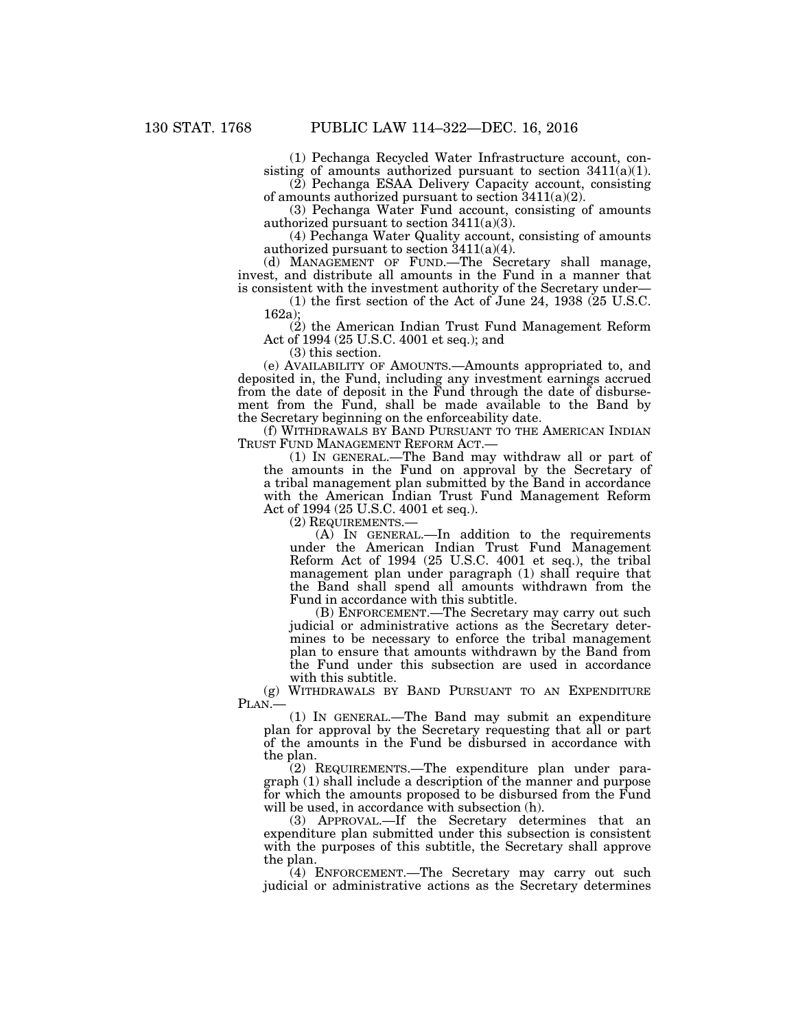(1) Pechanga Recycled Water Infrastructure account, consisting of amounts authorized pursuant to section 3411(a)(1).

(2) Pechanga ESAA Delivery Capacity account, consisting of amounts authorized pursuant to section 3411(a)(2).

(3) Pechanga Water Fund account, consisting of amounts authorized pursuant to section 3411(a)(3).

(4) Pechanga Water Quality account, consisting of amounts authorized pursuant to section 3411(a)(4).

(d) MANAGEMENT OF FUND.—The Secretary shall manage, invest, and distribute all amounts in the Fund in a manner that is consistent with the investment authority of the Secretary under—

(1) the first section of the Act of June 24, 1938 (25 U.S.C. 162a);

(2) the American Indian Trust Fund Management Reform Act of 1994 (25 U.S.C. 4001 et seq.); and

(3) this section.

(e) AVAILABILITY OF AMOUNTS.—Amounts appropriated to, and deposited in, the Fund, including any investment earnings accrued from the date of deposit in the Fund through the date of disbursement from the Fund, shall be made available to the Band by the Secretary beginning on the enforceability date.

(f) WITHDRAWALS BY BAND PURSUANT TO THE AMERICAN INDIAN TRUST FUND MANAGEMENT REFORM ACT.—

(1) IN GENERAL.—The Band may withdraw all or part of the amounts in the Fund on approval by the Secretary of a tribal management plan submitted by the Band in accordance with the American Indian Trust Fund Management Reform Act of 1994 (25 U.S.C. 4001 et seq.).

(2) REQUIREMENTS.—

(A) IN GENERAL.—In addition to the requirements under the American Indian Trust Fund Management Reform Act of 1994 (25 U.S.C. 4001 et seq.), the tribal management plan under paragraph (1) shall require that the Band shall spend all amounts withdrawn from the Fund in accordance with this subtitle.

(B) ENFORCEMENT.—The Secretary may carry out such judicial or administrative actions as the Secretary determines to be necessary to enforce the tribal management plan to ensure that amounts withdrawn by the Band from the Fund under this subsection are used in accordance with this subtitle.

(g) WITHDRAWALS BY BAND PURSUANT TO AN EXPENDITURE PLAN.—

(1) IN GENERAL.—The Band may submit an expenditure plan for approval by the Secretary requesting that all or part of the amounts in the Fund be disbursed in accordance with the plan.

(2) REQUIREMENTS.—The expenditure plan under paragraph (1) shall include a description of the manner and purpose for which the amounts proposed to be disbursed from the Fund will be used, in accordance with subsection (h).

(3) APPROVAL.—If the Secretary determines that an expenditure plan submitted under this subsection is consistent with the purposes of this subtitle, the Secretary shall approve the plan.

(4) ENFORCEMENT.—The Secretary may carry out such judicial or administrative actions as the Secretary determines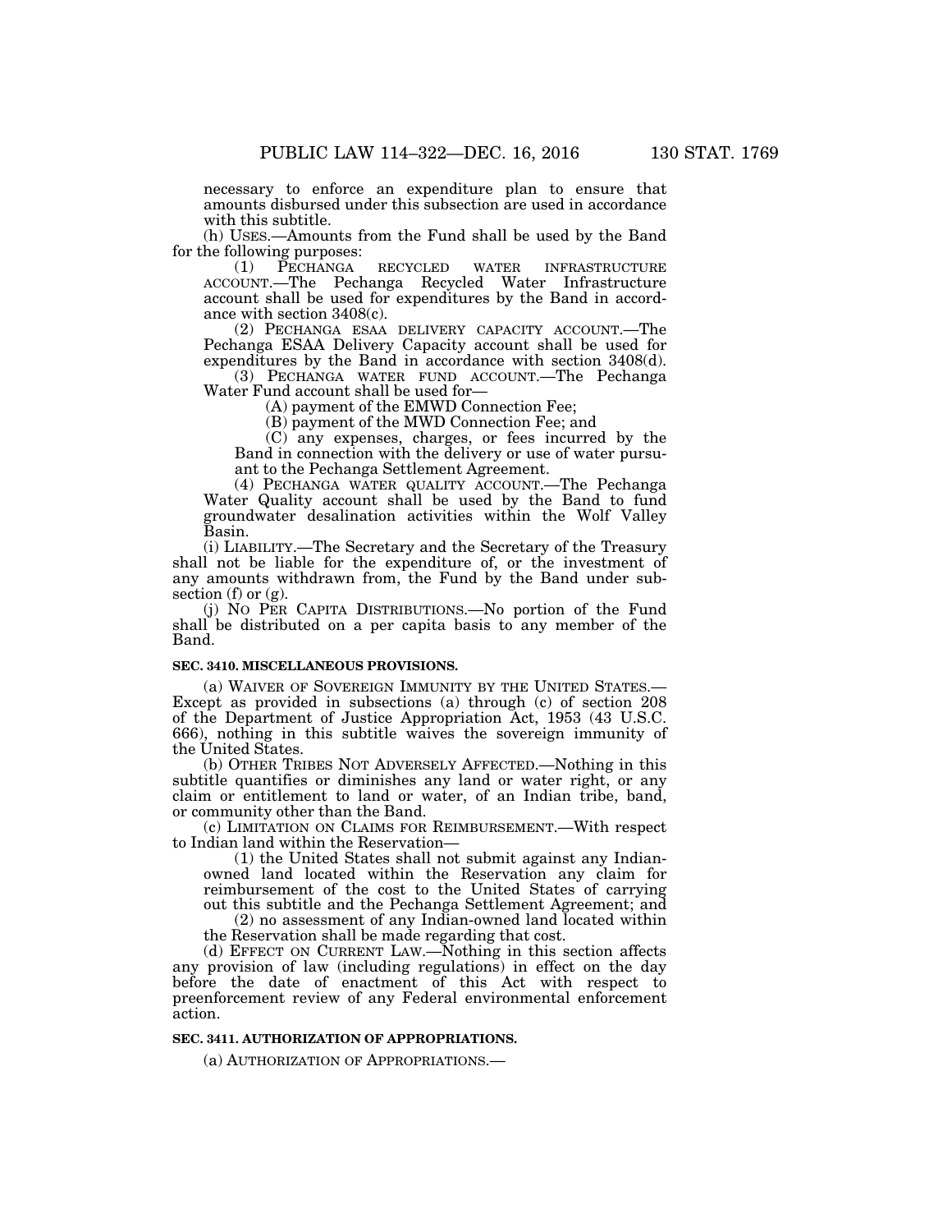necessary to enforce an expenditure plan to ensure that amounts disbursed under this subsection are used in accordance with this subtitle.

(h) USES.—Amounts from the Fund shall be used by the Band for the following purposes:

(1) PECHANGA RECYCLED WATER INFRASTRUCTURE ACCOUNT.—The Pechanga Recycled Water Infrastructure account shall be used for expenditures by the Band in accordance with section 3408(c).

(2) PECHANGA ESAA DELIVERY CAPACITY ACCOUNT.—The Pechanga ESAA Delivery Capacity account shall be used for expenditures by the Band in accordance with section 3408(d).

(3) PECHANGA WATER FUND ACCOUNT.—The Pechanga Water Fund account shall be used for—

(A) payment of the EMWD Connection Fee;

(B) payment of the MWD Connection Fee; and

(C) any expenses, charges, or fees incurred by the Band in connection with the delivery or use of water pursuant to the Pechanga Settlement Agreement.

(4) PECHANGA WATER QUALITY ACCOUNT.—The Pechanga Water Quality account shall be used by the Band to fund groundwater desalination activities within the Wolf Valley Basin.

(i) LIABILITY.—The Secretary and the Secretary of the Treasury shall not be liable for the expenditure of, or the investment of any amounts withdrawn from, the Fund by the Band under subsection (f) or (g).

(j) NO PER CAPITA DISTRIBUTIONS.—No portion of the Fund shall be distributed on a per capita basis to any member of the Band.

**SEC. 3410. MISCELLANEOUS PROVISIONS.**

(a) WAIVER OF SOVEREIGN IMMUNITY BY THE UNITED STATES.—Except as provided in subsections (a) through (c) of section 208 of the Department of Justice Appropriation Act, 1953 (43 U.S.C. 666), nothing in this subtitle waives the sovereign immunity of the United States.

(b) OTHER TRIBES NOT ADVERSELY AFFECTED.—Nothing in this subtitle quantifies or diminishes any land or water right, or any claim or entitlement to land or water, of an Indian tribe, band, or community other than the Band.

(c) LIMITATION ON CLAIMS FOR REIMBURSEMENT.—With respect to Indian land within the Reservation—

(1) the United States shall not submit against any Indian-owned land located within the Reservation any claim for reimbursement of the cost to the United States of carrying out this subtitle and the Pechanga Settlement Agreement; and

(2) no assessment of any Indian-owned land located within the Reservation shall be made regarding that cost.

(d) EFFECT ON CURRENT LAW.—Nothing in this section affects any provision of law (including regulations) in effect on the day before the date of enactment of this Act with respect to preenforcement review of any Federal environmental enforcement action.

**SEC. 3411. AUTHORIZATION OF APPROPRIATIONS.**

(a) AUTHORIZATION OF APPROPRIATIONS.—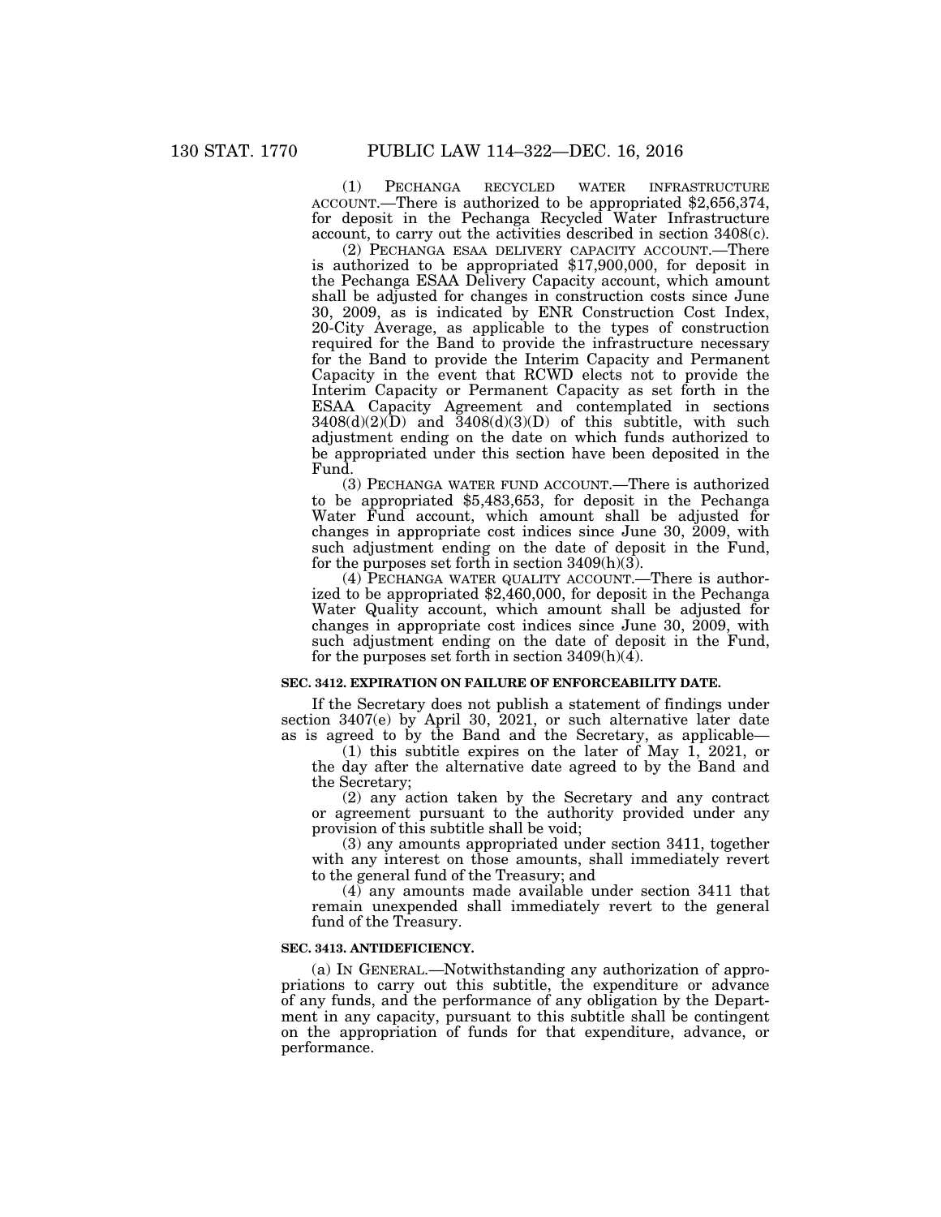(1) PECHANGA RECYCLED WATER INFRASTRUCTURE ACCOUNT.—There is authorized to be appropriated $2,656,374, for deposit in the Pechanga Recycled Water Infrastructure account, to carry out the activities described in section 3408(c).

(2) PECHANGA ESAA DELIVERY CAPACITY ACCOUNT.—There is authorized to be appropriated $17,900,000, for deposit in the Pechanga ESAA Delivery Capacity account, which amount shall be adjusted for changes in construction costs since June 30, 2009, as is indicated by ENR Construction Cost Index, 20-City Average, as applicable to the types of construction required for the Band to provide the infrastructure necessary for the Band to provide the Interim Capacity and Permanent Capacity in the event that RCWD elects not to provide the Interim Capacity or Permanent Capacity as set forth in the ESAA Capacity Agreement and contemplated in sections 3408(d)(2)(D) and 3408(d)(3)(D) of this subtitle, with such adjustment ending on the date on which funds authorized to be appropriated under this section have been deposited in the Fund.

(3) PECHANGA WATER FUND ACCOUNT.—There is authorized to be appropriated $5,483,653, for deposit in the Pechanga Water Fund account, which amount shall be adjusted for changes in appropriate cost indices since June 30, 2009, with such adjustment ending on the date of deposit in the Fund, for the purposes set forth in section 3409(h)(3).

(4) PECHANGA WATER QUALITY ACCOUNT.—There is authorized to be appropriated $2,460,000, for deposit in the Pechanga Water Quality account, which amount shall be adjusted for changes in appropriate cost indices since June 30, 2009, with such adjustment ending on the date of deposit in the Fund, for the purposes set forth in section 3409(h)(4).

**SEC. 3412. EXPIRATION ON FAILURE OF ENFORCEABILITY DATE.**

If the Secretary does not publish a statement of findings under section 3407(e) by April 30, 2021, or such alternative later date as is agreed to by the Band and the Secretary, as applicable—

(1) this subtitle expires on the later of May 1, 2021, or the day after the alternative date agreed to by the Band and the Secretary;

(2) any action taken by the Secretary and any contract or agreement pursuant to the authority provided under any provision of this subtitle shall be void;

(3) any amounts appropriated under section 3411, together with any interest on those amounts, shall immediately revert to the general fund of the Treasury; and

(4) any amounts made available under section 3411 that remain unexpended shall immediately revert to the general fund of the Treasury.

**SEC. 3413. ANTIDEFICIENCY.**

(a) IN GENERAL.—Notwithstanding any authorization of appropriations to carry out this subtitle, the expenditure or advance of any funds, and the performance of any obligation by the Department in any capacity, pursuant to this subtitle shall be contingent on the appropriation of funds for that expenditure, advance, or performance.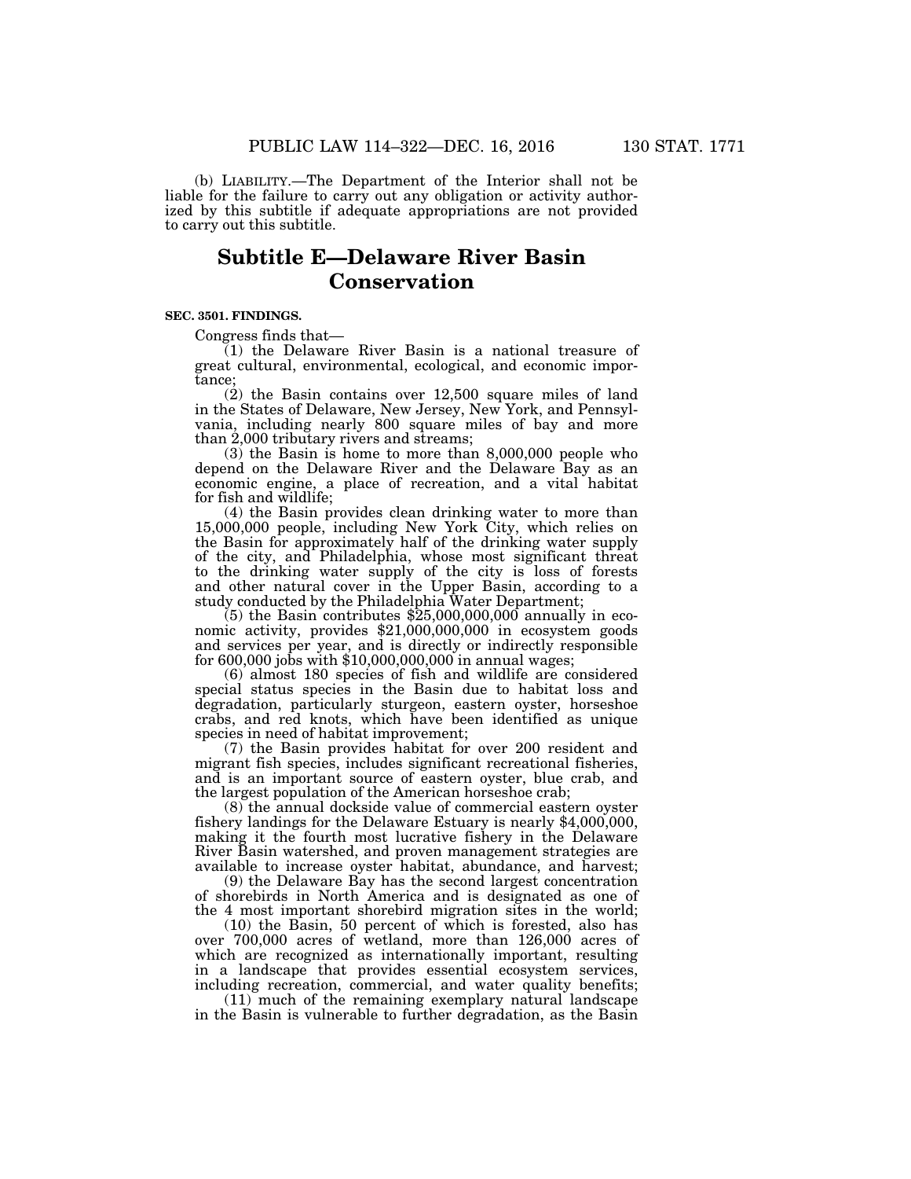(b) LIABILITY.—The Department of the Interior shall not be liable for the failure to carry out any obligation or activity authorized by this subtitle if adequate appropriations are not provided to carry out this subtitle.

# Subtitle E—Delaware River Basin Conservation

**SEC. 3501. FINDINGS.**

Congress finds that—

(1) the Delaware River Basin is a national treasure of great cultural, environmental, ecological, and economic importance;

(2) the Basin contains over 12,500 square miles of land in the States of Delaware, New Jersey, New York, and Pennsylvania, including nearly 800 square miles of bay and more than 2,000 tributary rivers and streams;

(3) the Basin is home to more than 8,000,000 people who depend on the Delaware River and the Delaware Bay as an economic engine, a place of recreation, and a vital habitat for fish and wildlife;

(4) the Basin provides clean drinking water to more than 15,000,000 people, including New York City, which relies on the Basin for approximately half of the drinking water supply of the city, and Philadelphia, whose most significant threat to the drinking water supply of the city is loss of forests and other natural cover in the Upper Basin, according to a study conducted by the Philadelphia Water Department;

(5) the Basin contributes $25,000,000,000 annually in economic activity, provides $21,000,000,000 in ecosystem goods and services per year, and is directly or indirectly responsible for 600,000 jobs with $10,000,000,000 in annual wages;

(6) almost 180 species of fish and wildlife are considered special status species in the Basin due to habitat loss and degradation, particularly sturgeon, eastern oyster, horseshoe crabs, and red knots, which have been identified as unique species in need of habitat improvement;

(7) the Basin provides habitat for over 200 resident and migrant fish species, includes significant recreational fisheries, and is an important source of eastern oyster, blue crab, and the largest population of the American horseshoe crab;

(8) the annual dockside value of commercial eastern oyster fishery landings for the Delaware Estuary is nearly $4,000,000, making it the fourth most lucrative fishery in the Delaware River Basin watershed, and proven management strategies are available to increase oyster habitat, abundance, and harvest;

(9) the Delaware Bay has the second largest concentration of shorebirds in North America and is designated as one of the 4 most important shorebird migration sites in the world;

(10) the Basin, 50 percent of which is forested, also has over 700,000 acres of wetland, more than 126,000 acres of which are recognized as internationally important, resulting in a landscape that provides essential ecosystem services, including recreation, commercial, and water quality benefits;

(11) much of the remaining exemplary natural landscape in the Basin is vulnerable to further degradation, as the Basin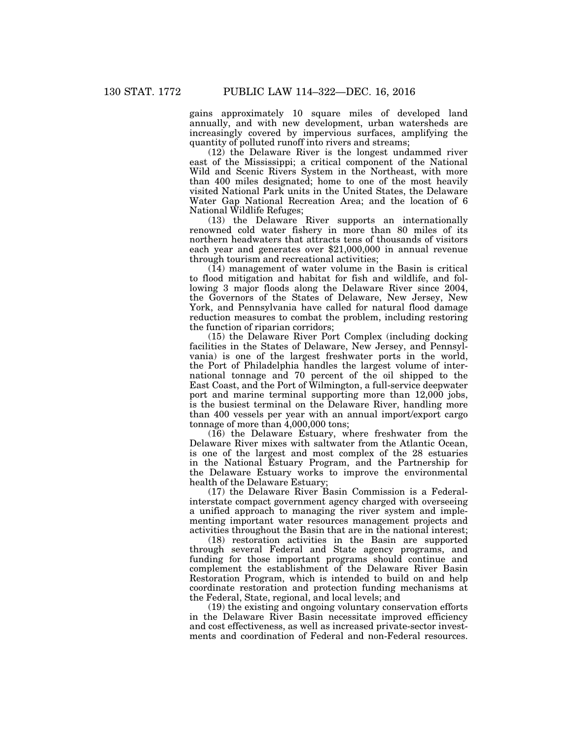gains approximately 10 square miles of developed land annually, and with new development, urban watersheds are increasingly covered by impervious surfaces, amplifying the quantity of polluted runoff into rivers and streams;

(12) the Delaware River is the longest undammed river east of the Mississippi; a critical component of the National Wild and Scenic Rivers System in the Northeast, with more than 400 miles designated; home to one of the most heavily visited National Park units in the United States, the Delaware Water Gap National Recreation Area; and the location of 6 National Wildlife Refuges;

(13) the Delaware River supports an internationally renowned cold water fishery in more than 80 miles of its northern headwaters that attracts tens of thousands of visitors each year and generates over $21,000,000 in annual revenue through tourism and recreational activities;

(14) management of water volume in the Basin is critical to flood mitigation and habitat for fish and wildlife, and following 3 major floods along the Delaware River since 2004, the Governors of the States of Delaware, New Jersey, New York, and Pennsylvania have called for natural flood damage reduction measures to combat the problem, including restoring the function of riparian corridors;

(15) the Delaware River Port Complex (including docking facilities in the States of Delaware, New Jersey, and Pennsylvania) is one of the largest freshwater ports in the world, the Port of Philadelphia handles the largest volume of international tonnage and 70 percent of the oil shipped to the East Coast, and the Port of Wilmington, a full-service deepwater port and marine terminal supporting more than 12,000 jobs, is the busiest terminal on the Delaware River, handling more than 400 vessels per year with an annual import/export cargo tonnage of more than 4,000,000 tons;

(16) the Delaware Estuary, where freshwater from the Delaware River mixes with saltwater from the Atlantic Ocean, is one of the largest and most complex of the 28 estuaries in the National Estuary Program, and the Partnership for the Delaware Estuary works to improve the environmental health of the Delaware Estuary;

(17) the Delaware River Basin Commission is a Federal-interstate compact government agency charged with overseeing a unified approach to managing the river system and implementing important water resources management projects and activities throughout the Basin that are in the national interest;

(18) restoration activities in the Basin are supported through several Federal and State agency programs, and funding for those important programs should continue and complement the establishment of the Delaware River Basin Restoration Program, which is intended to build on and help coordinate restoration and protection funding mechanisms at the Federal, State, regional, and local levels; and

(19) the existing and ongoing voluntary conservation efforts in the Delaware River Basin necessitate improved efficiency and cost effectiveness, as well as increased private-sector investments and coordination of Federal and non-Federal resources.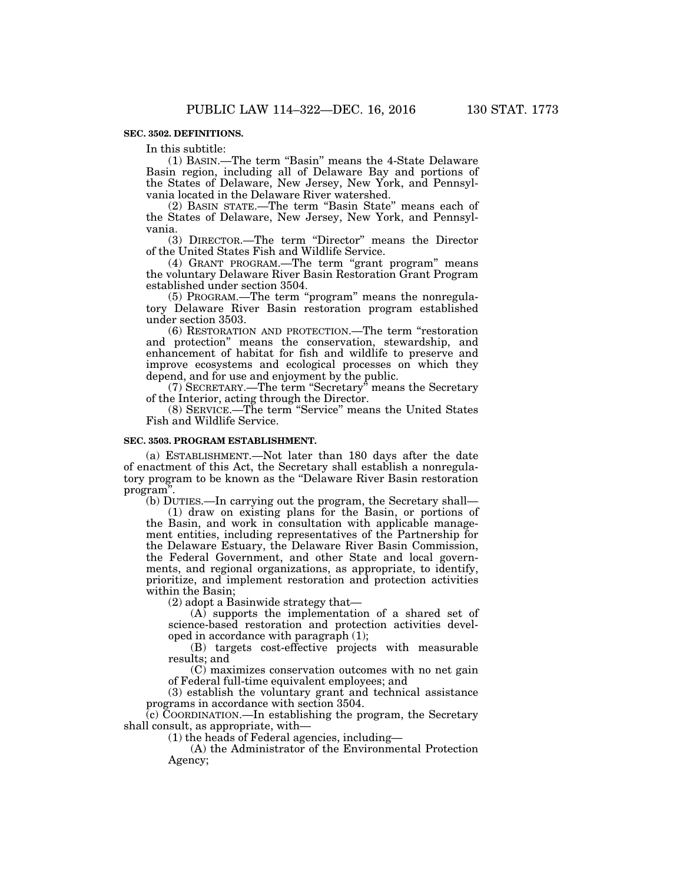**SEC. 3502. DEFINITIONS.**

In this subtitle:

(1) BASIN.—The term "Basin" means the 4-State Delaware Basin region, including all of Delaware Bay and portions of the States of Delaware, New Jersey, New York, and Pennsylvania located in the Delaware River watershed.

(2) BASIN STATE.—The term "Basin State" means each of the States of Delaware, New Jersey, New York, and Pennsylvania.

(3) DIRECTOR.—The term "Director" means the Director of the United States Fish and Wildlife Service.

(4) GRANT PROGRAM.—The term "grant program" means the voluntary Delaware River Basin Restoration Grant Program established under section 3504.

(5) PROGRAM.—The term "program" means the nonregulatory Delaware River Basin restoration program established under section 3503.

(6) RESTORATION AND PROTECTION.—The term "restoration and protection" means the conservation, stewardship, and enhancement of habitat for fish and wildlife to preserve and improve ecosystems and ecological processes on which they depend, and for use and enjoyment by the public.

(7) SECRETARY.—The term "Secretary" means the Secretary of the Interior, acting through the Director.

(8) SERVICE.—The term "Service" means the United States Fish and Wildlife Service.

**SEC. 3503. PROGRAM ESTABLISHMENT.**

(a) ESTABLISHMENT.—Not later than 180 days after the date of enactment of this Act, the Secretary shall establish a nonregulatory program to be known as the "Delaware River Basin restoration program".

(b) DUTIES.—In carrying out the program, the Secretary shall—

(1) draw on existing plans for the Basin, or portions of the Basin, and work in consultation with applicable management entities, including representatives of the Partnership for the Delaware Estuary, the Delaware River Basin Commission, the Federal Government, and other State and local governments, and regional organizations, as appropriate, to identify, prioritize, and implement restoration and protection activities within the Basin;

(2) adopt a Basinwide strategy that—

(A) supports the implementation of a shared set of science-based restoration and protection activities developed in accordance with paragraph (1);

(B) targets cost-effective projects with measurable results; and

(C) maximizes conservation outcomes with no net gain of Federal full-time equivalent employees; and

(3) establish the voluntary grant and technical assistance programs in accordance with section 3504.

(c) COORDINATION.—In establishing the program, the Secretary shall consult, as appropriate, with—

(1) the heads of Federal agencies, including—

(A) the Administrator of the Environmental Protection Agency;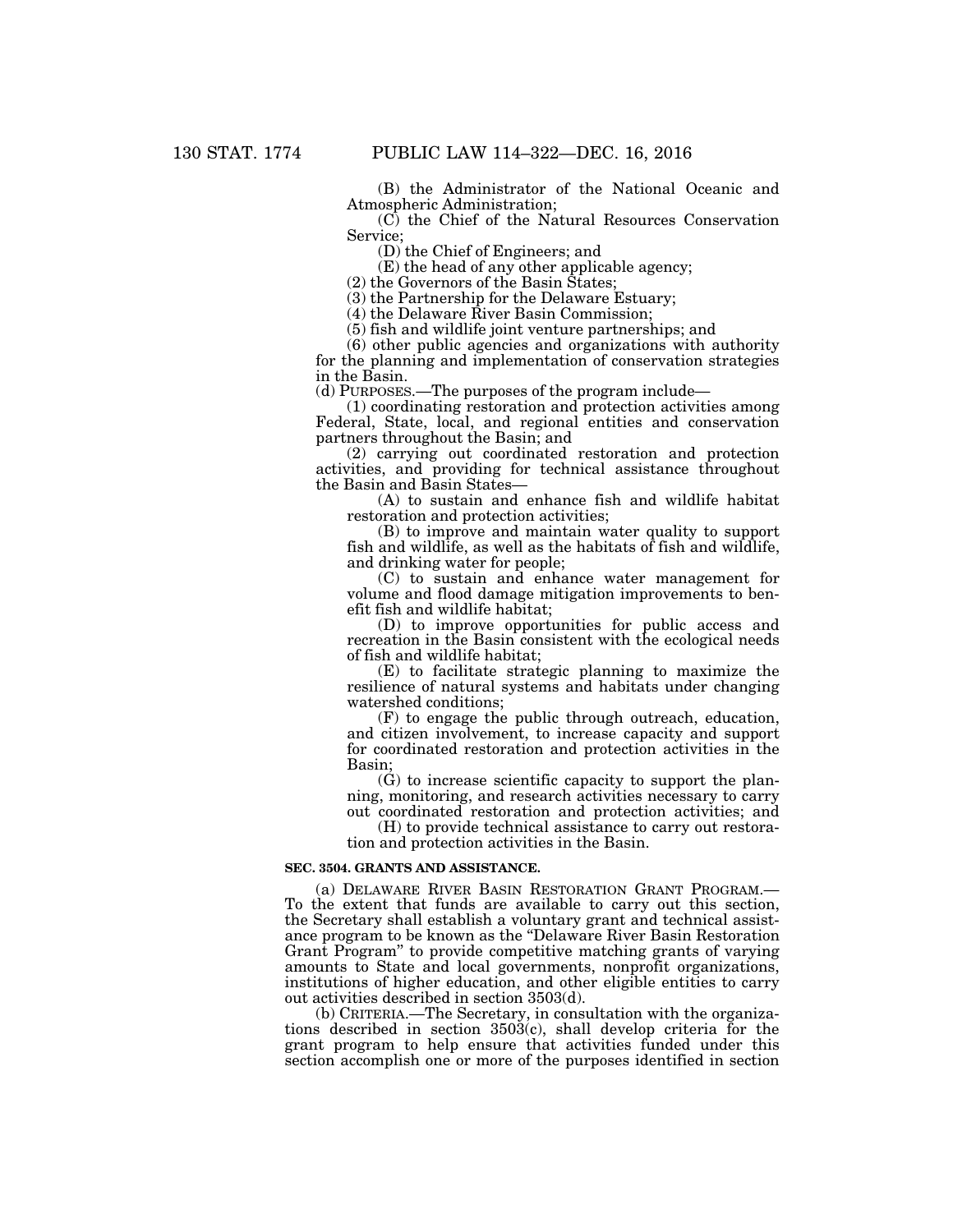(B) the Administrator of the National Oceanic and Atmospheric Administration;

(C) the Chief of the Natural Resources Conservation Service;

(D) the Chief of Engineers; and

(E) the head of any other applicable agency;

(2) the Governors of the Basin States;

(3) the Partnership for the Delaware Estuary;

(4) the Delaware River Basin Commission;

(5) fish and wildlife joint venture partnerships; and

(6) other public agencies and organizations with authority for the planning and implementation of conservation strategies in the Basin.

(d) PURPOSES.—The purposes of the program include—

(1) coordinating restoration and protection activities among Federal, State, local, and regional entities and conservation partners throughout the Basin; and

(2) carrying out coordinated restoration and protection activities, and providing for technical assistance throughout the Basin and Basin States—

(A) to sustain and enhance fish and wildlife habitat restoration and protection activities;

(B) to improve and maintain water quality to support fish and wildlife, as well as the habitats of fish and wildlife, and drinking water for people;

(C) to sustain and enhance water management for volume and flood damage mitigation improvements to benefit fish and wildlife habitat;

(D) to improve opportunities for public access and recreation in the Basin consistent with the ecological needs of fish and wildlife habitat;

(E) to facilitate strategic planning to maximize the resilience of natural systems and habitats under changing watershed conditions;

(F) to engage the public through outreach, education, and citizen involvement, to increase capacity and support for coordinated restoration and protection activities in the Basin;

(G) to increase scientific capacity to support the planning, monitoring, and research activities necessary to carry out coordinated restoration and protection activities; and

(H) to provide technical assistance to carry out restoration and protection activities in the Basin.

**SEC. 3504. GRANTS AND ASSISTANCE.**

(a) DELAWARE RIVER BASIN RESTORATION GRANT PROGRAM.—To the extent that funds are available to carry out this section, the Secretary shall establish a voluntary grant and technical assistance program to be known as the "Delaware River Basin Restoration Grant Program" to provide competitive matching grants of varying amounts to State and local governments, nonprofit organizations, institutions of higher education, and other eligible entities to carry out activities described in section 3503(d).

(b) CRITERIA.—The Secretary, in consultation with the organizations described in section 3503(c), shall develop criteria for the grant program to help ensure that activities funded under this section accomplish one or more of the purposes identified in section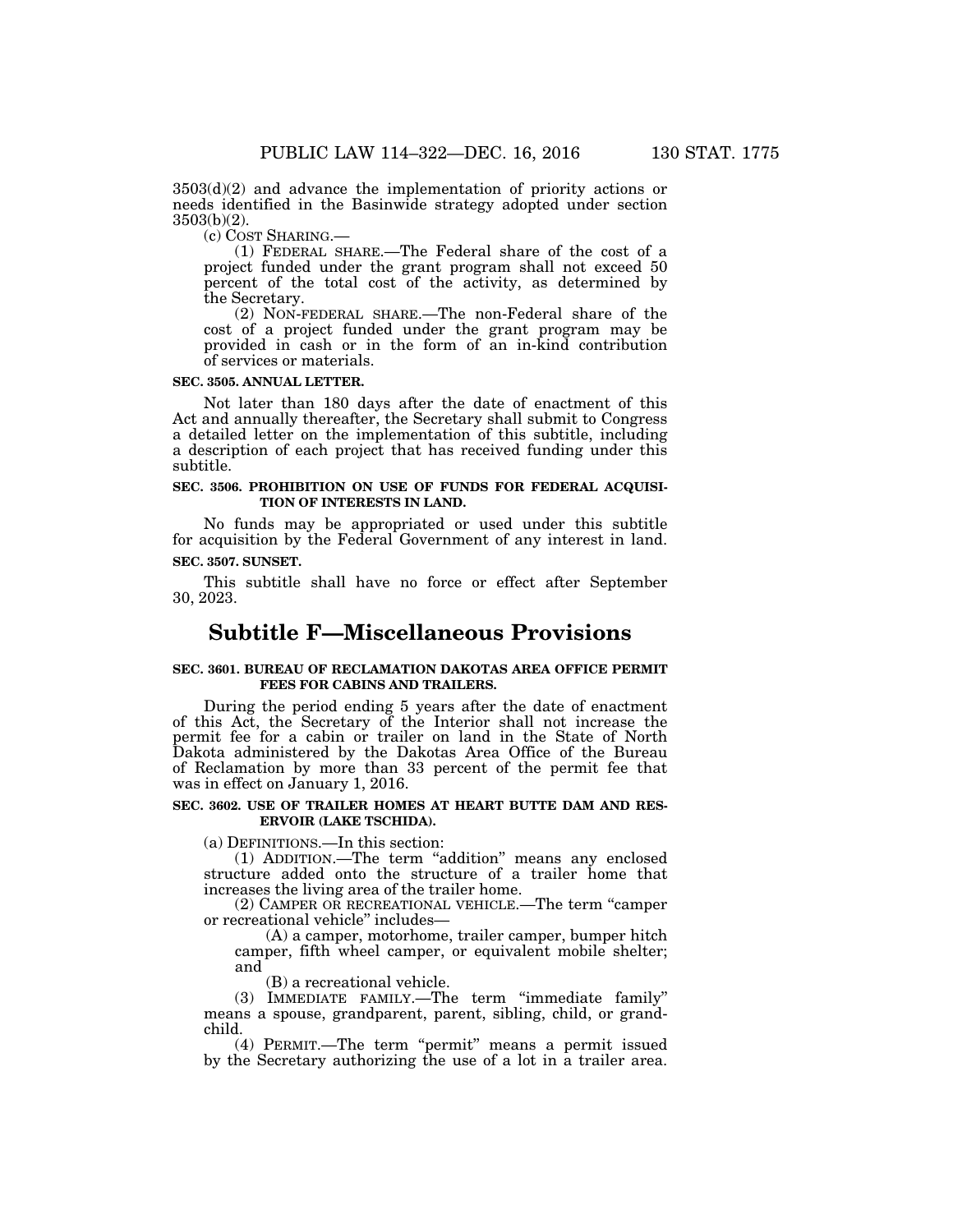3503(d)(2) and advance the implementation of priority actions or needs identified in the Basinwide strategy adopted under section 3503(b)(2).

(c) COST SHARING.—

(1) FEDERAL SHARE.—The Federal share of the cost of a project funded under the grant program shall not exceed 50 percent of the total cost of the activity, as determined by the Secretary.

(2) NON-FEDERAL SHARE.—The non-Federal share of the cost of a project funded under the grant program may be provided in cash or in the form of an in-kind contribution of services or materials.

**SEC. 3505. ANNUAL LETTER.**

Not later than 180 days after the date of enactment of this Act and annually thereafter, the Secretary shall submit to Congress a detailed letter on the implementation of this subtitle, including a description of each project that has received funding under this subtitle.

**SEC. 3506. PROHIBITION ON USE OF FUNDS FOR FEDERAL ACQUISITION OF INTERESTS IN LAND.**

No funds may be appropriated or used under this subtitle for acquisition by the Federal Government of any interest in land.

**SEC. 3507. SUNSET.**

This subtitle shall have no force or effect after September 30, 2023.

# Subtitle F—Miscellaneous Provisions

**SEC. 3601. BUREAU OF RECLAMATION DAKOTAS AREA OFFICE PERMIT FEES FOR CABINS AND TRAILERS.**

During the period ending 5 years after the date of enactment of this Act, the Secretary of the Interior shall not increase the permit fee for a cabin or trailer on land in the State of North Dakota administered by the Dakotas Area Office of the Bureau of Reclamation by more than 33 percent of the permit fee that was in effect on January 1, 2016.

**SEC. 3602. USE OF TRAILER HOMES AT HEART BUTTE DAM AND RESERVOIR (LAKE TSCHIDA).**

(a) DEFINITIONS.—In this section:

(1) ADDITION.—The term "addition" means any enclosed structure added onto the structure of a trailer home that increases the living area of the trailer home.

(2) CAMPER OR RECREATIONAL VEHICLE.—The term "camper or recreational vehicle" includes—

(A) a camper, motorhome, trailer camper, bumper hitch camper, fifth wheel camper, or equivalent mobile shelter; and

(B) a recreational vehicle.

(3) IMMEDIATE FAMILY.—The term "immediate family" means a spouse, grandparent, parent, sibling, child, or grandchild.

(4) PERMIT.—The term "permit" means a permit issued by the Secretary authorizing the use of a lot in a trailer area.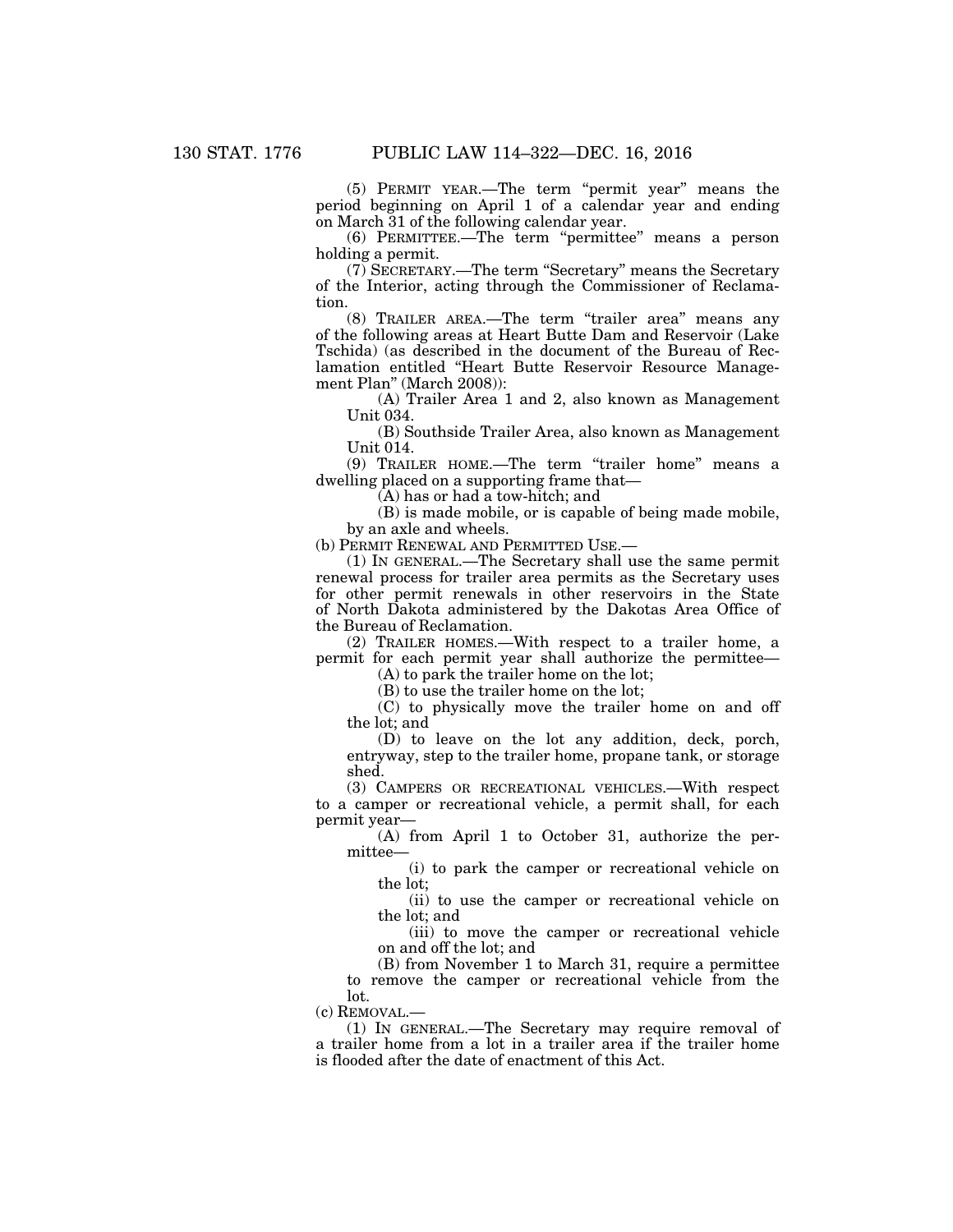(5) PERMIT YEAR.—The term "permit year" means the period beginning on April 1 of a calendar year and ending on March 31 of the following calendar year.

(6) PERMITTEE.—The term "permittee" means a person holding a permit.

(7) SECRETARY.—The term "Secretary" means the Secretary of the Interior, acting through the Commissioner of Reclamation.

(8) TRAILER AREA.—The term "trailer area" means any of the following areas at Heart Butte Dam and Reservoir (Lake Tschida) (as described in the document of the Bureau of Reclamation entitled "Heart Butte Reservoir Resource Management Plan" (March 2008)):

(A) Trailer Area 1 and 2, also known as Management Unit 034.

(B) Southside Trailer Area, also known as Management Unit 014.

(9) TRAILER HOME.—The term "trailer home" means a dwelling placed on a supporting frame that—

(A) has or had a tow-hitch; and

(B) is made mobile, or is capable of being made mobile, by an axle and wheels.

(b) PERMIT RENEWAL AND PERMITTED USE.—

(1) IN GENERAL.—The Secretary shall use the same permit renewal process for trailer area permits as the Secretary uses for other permit renewals in other reservoirs in the State of North Dakota administered by the Dakotas Area Office of the Bureau of Reclamation.

(2) TRAILER HOMES.—With respect to a trailer home, a permit for each permit year shall authorize the permittee—

(A) to park the trailer home on the lot;

(B) to use the trailer home on the lot;

(C) to physically move the trailer home on and off the lot; and

(D) to leave on the lot any addition, deck, porch, entryway, step to the trailer home, propane tank, or storage shed.

(3) CAMPERS OR RECREATIONAL VEHICLES.—With respect to a camper or recreational vehicle, a permit shall, for each permit year—

(A) from April 1 to October 31, authorize the permittee—

(i) to park the camper or recreational vehicle on the lot;

(ii) to use the camper or recreational vehicle on the lot; and

(iii) to move the camper or recreational vehicle on and off the lot; and

(B) from November 1 to March 31, require a permittee to remove the camper or recreational vehicle from the lot.

(c) REMOVAL.—

(1) IN GENERAL.—The Secretary may require removal of a trailer home from a lot in a trailer area if the trailer home is flooded after the date of enactment of this Act.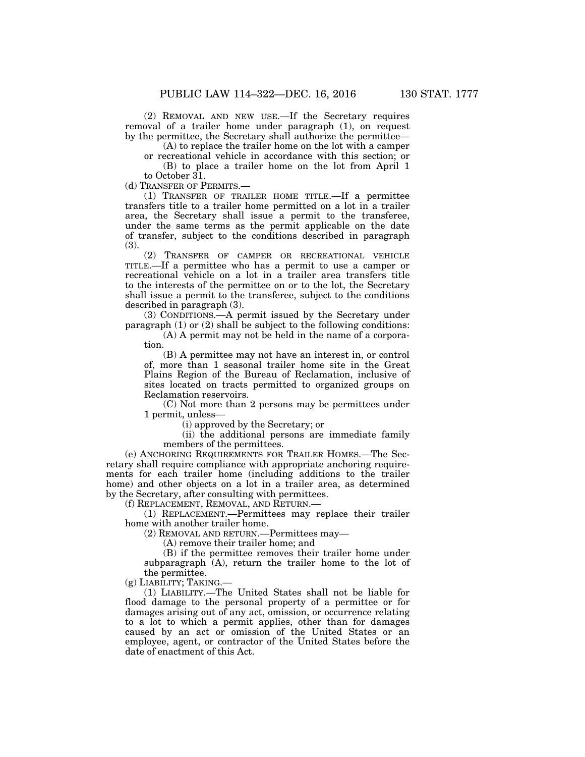(2) REMOVAL AND NEW USE.—If the Secretary requires removal of a trailer home under paragraph (1), on request by the permittee, the Secretary shall authorize the permittee—

(A) to replace the trailer home on the lot with a camper or recreational vehicle in accordance with this section; or

(B) to place a trailer home on the lot from April 1 to October 31.

(d) TRANSFER OF PERMITS.—

(1) TRANSFER OF TRAILER HOME TITLE.—If a permittee transfers title to a trailer home permitted on a lot in a trailer area, the Secretary shall issue a permit to the transferee, under the same terms as the permit applicable on the date of transfer, subject to the conditions described in paragraph (3).

(2) TRANSFER OF CAMPER OR RECREATIONAL VEHICLE TITLE.—If a permittee who has a permit to use a camper or recreational vehicle on a lot in a trailer area transfers title to the interests of the permittee on or to the lot, the Secretary shall issue a permit to the transferee, subject to the conditions described in paragraph (3).

(3) CONDITIONS.—A permit issued by the Secretary under paragraph (1) or (2) shall be subject to the following conditions:

(A) A permit may not be held in the name of a corporation.

(B) A permittee may not have an interest in, or control of, more than 1 seasonal trailer home site in the Great Plains Region of the Bureau of Reclamation, inclusive of sites located on tracts permitted to organized groups on Reclamation reservoirs.

(C) Not more than 2 persons may be permittees under 1 permit, unless—

(i) approved by the Secretary; or

(ii) the additional persons are immediate family members of the permittees.

(e) ANCHORING REQUIREMENTS FOR TRAILER HOMES.—The Secretary shall require compliance with appropriate anchoring requirements for each trailer home (including additions to the trailer home) and other objects on a lot in a trailer area, as determined by the Secretary, after consulting with permittees.

(f) REPLACEMENT, REMOVAL, AND RETURN.—

(1) REPLACEMENT.—Permittees may replace their trailer home with another trailer home.

(2) REMOVAL AND RETURN.—Permittees may—

(A) remove their trailer home; and

(B) if the permittee removes their trailer home under subparagraph (A), return the trailer home to the lot of the permittee.

(g) LIABILITY; TAKING.—

(1) LIABILITY.—The United States shall not be liable for flood damage to the personal property of a permittee or for damages arising out of any act, omission, or occurrence relating to a lot to which a permit applies, other than for damages caused by an act or omission of the United States or an employee, agent, or contractor of the United States before the date of enactment of this Act.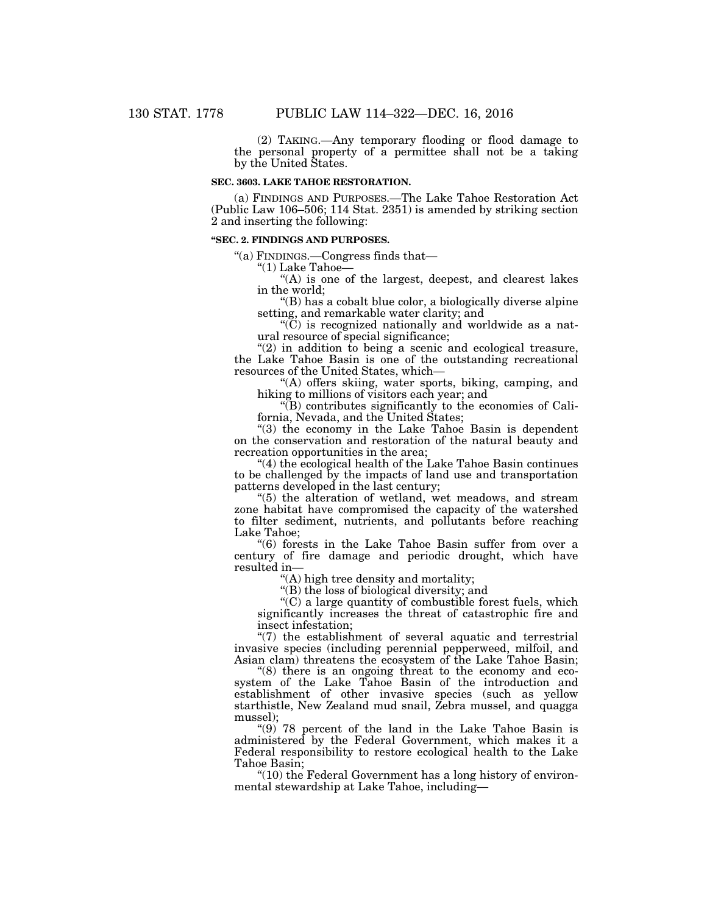(2) TAKING.—Any temporary flooding or flood damage to the personal property of a permittee shall not be a taking by the United States.

**SEC. 3603. LAKE TAHOE RESTORATION.**

(a) FINDINGS AND PURPOSES.—The Lake Tahoe Restoration Act (Public Law 106–506; 114 Stat. 2351) is amended by striking section 2 and inserting the following:

**"SEC. 2. FINDINGS AND PURPOSES.**

"(a) FINDINGS.—Congress finds that—

"(1) Lake Tahoe—

"(A) is one of the largest, deepest, and clearest lakes in the world;

"(B) has a cobalt blue color, a biologically diverse alpine setting, and remarkable water clarity; and

"(C) is recognized nationally and worldwide as a natural resource of special significance;

"(2) in addition to being a scenic and ecological treasure, the Lake Tahoe Basin is one of the outstanding recreational resources of the United States, which—

"(A) offers skiing, water sports, biking, camping, and hiking to millions of visitors each year; and

"(B) contributes significantly to the economies of California, Nevada, and the United States;

"(3) the economy in the Lake Tahoe Basin is dependent on the conservation and restoration of the natural beauty and recreation opportunities in the area;

"(4) the ecological health of the Lake Tahoe Basin continues to be challenged by the impacts of land use and transportation patterns developed in the last century;

"(5) the alteration of wetland, wet meadows, and stream zone habitat have compromised the capacity of the watershed to filter sediment, nutrients, and pollutants before reaching Lake Tahoe;

"(6) forests in the Lake Tahoe Basin suffer from over a century of fire damage and periodic drought, which have resulted in—

"(A) high tree density and mortality;

"(B) the loss of biological diversity; and

"(C) a large quantity of combustible forest fuels, which significantly increases the threat of catastrophic fire and insect infestation;

"(7) the establishment of several aquatic and terrestrial invasive species (including perennial pepperweed, milfoil, and Asian clam) threatens the ecosystem of the Lake Tahoe Basin;

"(8) there is an ongoing threat to the economy and ecosystem of the Lake Tahoe Basin of the introduction and establishment of other invasive species (such as yellow starthistle, New Zealand mud snail, Zebra mussel, and quagga mussel);

"(9) 78 percent of the land in the Lake Tahoe Basin is administered by the Federal Government, which makes it a Federal responsibility to restore ecological health to the Lake Tahoe Basin;

"(10) the Federal Government has a long history of environmental stewardship at Lake Tahoe, including—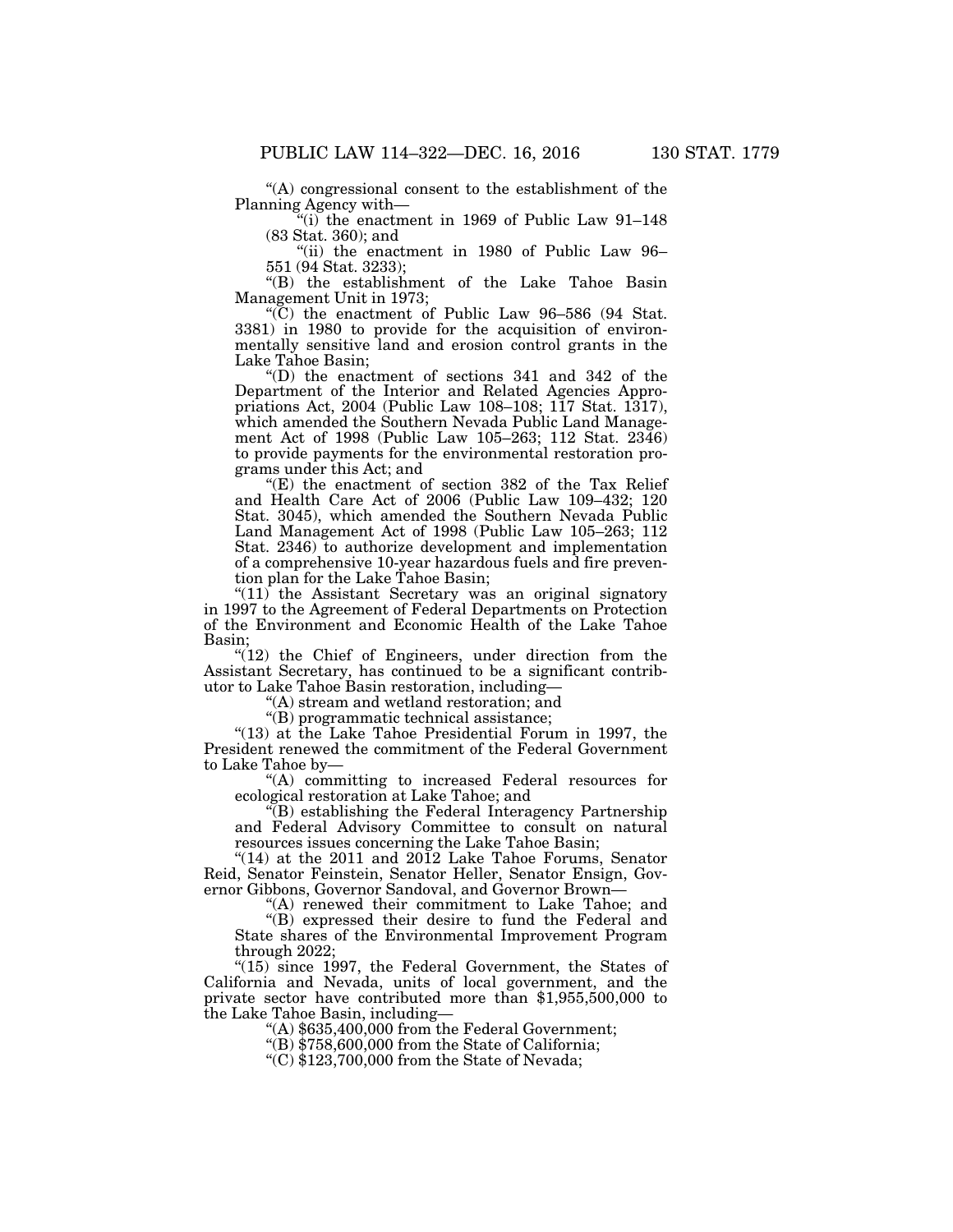"(A) congressional consent to the establishment of the Planning Agency with—

"(i) the enactment in 1969 of Public Law 91–148 (83 Stat. 360); and

"(ii) the enactment in 1980 of Public Law 96–551 (94 Stat. 3233);

"(B) the establishment of the Lake Tahoe Basin Management Unit in 1973;

"(C) the enactment of Public Law 96–586 (94 Stat. 3381) in 1980 to provide for the acquisition of environmentally sensitive land and erosion control grants in the Lake Tahoe Basin;

"(D) the enactment of sections 341 and 342 of the Department of the Interior and Related Agencies Appropriations Act, 2004 (Public Law 108–108; 117 Stat. 1317), which amended the Southern Nevada Public Land Management Act of 1998 (Public Law 105–263; 112 Stat. 2346) to provide payments for the environmental restoration programs under this Act; and

"(E) the enactment of section 382 of the Tax Relief and Health Care Act of 2006 (Public Law 109–432; 120 Stat. 3045), which amended the Southern Nevada Public Land Management Act of 1998 (Public Law 105–263; 112 Stat. 2346) to authorize development and implementation of a comprehensive 10-year hazardous fuels and fire prevention plan for the Lake Tahoe Basin;

"(11) the Assistant Secretary was an original signatory in 1997 to the Agreement of Federal Departments on Protection of the Environment and Economic Health of the Lake Tahoe Basin;

"(12) the Chief of Engineers, under direction from the Assistant Secretary, has continued to be a significant contributor to Lake Tahoe Basin restoration, including—

"(A) stream and wetland restoration; and

"(B) programmatic technical assistance;

"(13) at the Lake Tahoe Presidential Forum in 1997, the President renewed the commitment of the Federal Government to Lake Tahoe by—

"(A) committing to increased Federal resources for ecological restoration at Lake Tahoe; and

"(B) establishing the Federal Interagency Partnership and Federal Advisory Committee to consult on natural resources issues concerning the Lake Tahoe Basin;

"(14) at the 2011 and 2012 Lake Tahoe Forums, Senator Reid, Senator Feinstein, Senator Heller, Senator Ensign, Governor Gibbons, Governor Sandoval, and Governor Brown—

"(A) renewed their commitment to Lake Tahoe; and

"(B) expressed their desire to fund the Federal and State shares of the Environmental Improvement Program through 2022;

"(15) since 1997, the Federal Government, the States of California and Nevada, units of local government, and the private sector have contributed more than $1,955,500,000 to the Lake Tahoe Basin, including—

"(A) $635,400,000 from the Federal Government;

"(B) $758,600,000 from the State of California;

"(C) $123,700,000 from the State of Nevada;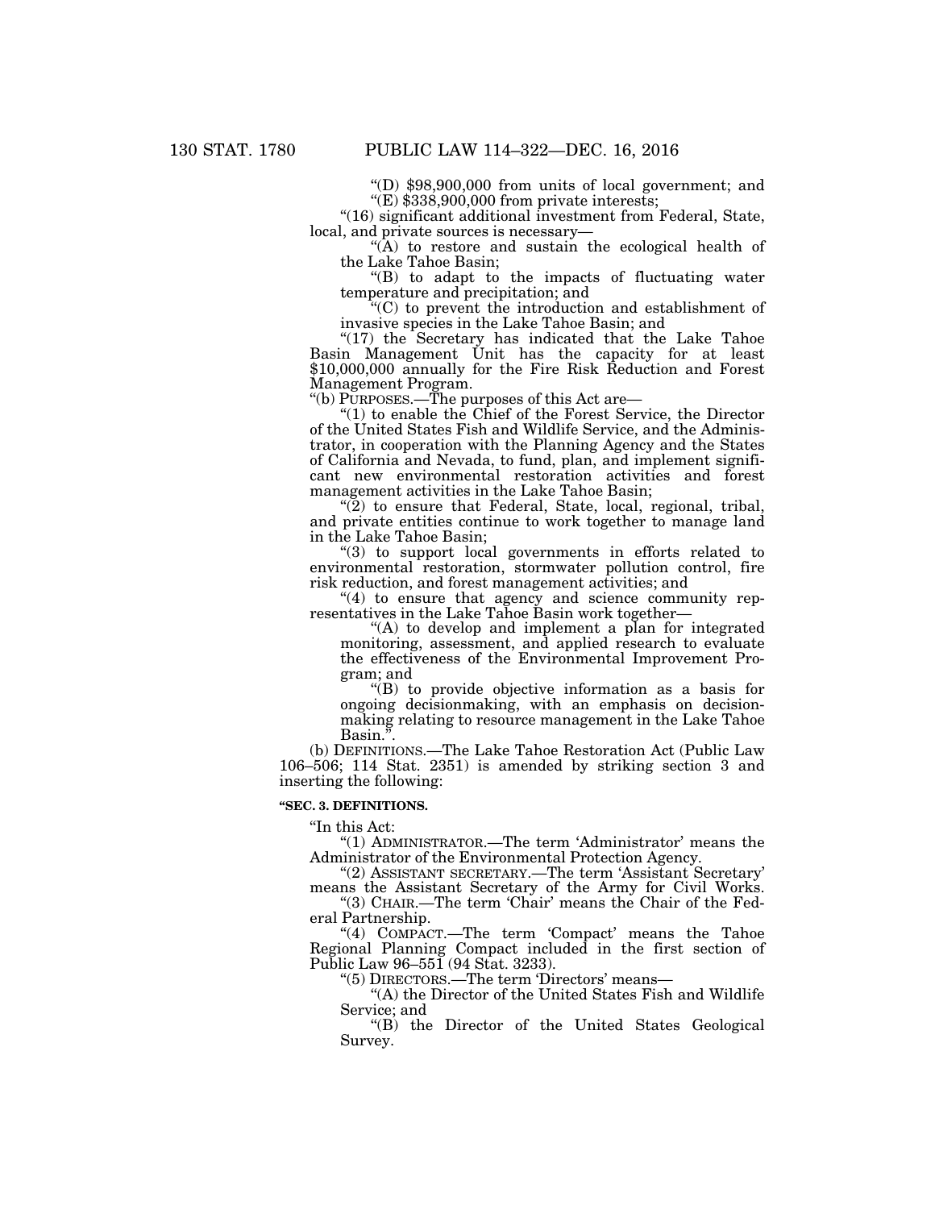"(D) $98,900,000 from units of local government; and

"(E) $338,900,000 from private interests;

"(16) significant additional investment from Federal, State, local, and private sources is necessary—

"(A) to restore and sustain the ecological health of the Lake Tahoe Basin;

"(B) to adapt to the impacts of fluctuating water temperature and precipitation; and

"(C) to prevent the introduction and establishment of invasive species in the Lake Tahoe Basin; and

"(17) the Secretary has indicated that the Lake Tahoe Basin Management Unit has the capacity for at least $10,000,000 annually for the Fire Risk Reduction and Forest Management Program.

"(b) PURPOSES.—The purposes of this Act are—

"(1) to enable the Chief of the Forest Service, the Director of the United States Fish and Wildlife Service, and the Administrator, in cooperation with the Planning Agency and the States of California and Nevada, to fund, plan, and implement significant new environmental restoration activities and forest management activities in the Lake Tahoe Basin;

"(2) to ensure that Federal, State, local, regional, tribal, and private entities continue to work together to manage land in the Lake Tahoe Basin;

"(3) to support local governments in efforts related to environmental restoration, stormwater pollution control, fire risk reduction, and forest management activities; and

"(4) to ensure that agency and science community representatives in the Lake Tahoe Basin work together—

"(A) to develop and implement a plan for integrated monitoring, assessment, and applied research to evaluate the effectiveness of the Environmental Improvement Program; and

"(B) to provide objective information as a basis for ongoing decisionmaking, with an emphasis on decisionmaking relating to resource management in the Lake Tahoe Basin.".

(b) DEFINITIONS.—The Lake Tahoe Restoration Act (Public Law 106–506; 114 Stat. 2351) is amended by striking section 3 and inserting the following:

**"SEC. 3. DEFINITIONS.**

"In this Act:

"(1) ADMINISTRATOR.—The term 'Administrator' means the Administrator of the Environmental Protection Agency.

"(2) ASSISTANT SECRETARY.—The term 'Assistant Secretary' means the Assistant Secretary of the Army for Civil Works.

"(3) CHAIR.—The term 'Chair' means the Chair of the Federal Partnership.

"(4) COMPACT.—The term 'Compact' means the Tahoe Regional Planning Compact included in the first section of Public Law 96–551 (94 Stat. 3233).

"(5) DIRECTORS.—The term 'Directors' means—

"(A) the Director of the United States Fish and Wildlife Service; and

"(B) the Director of the United States Geological Survey.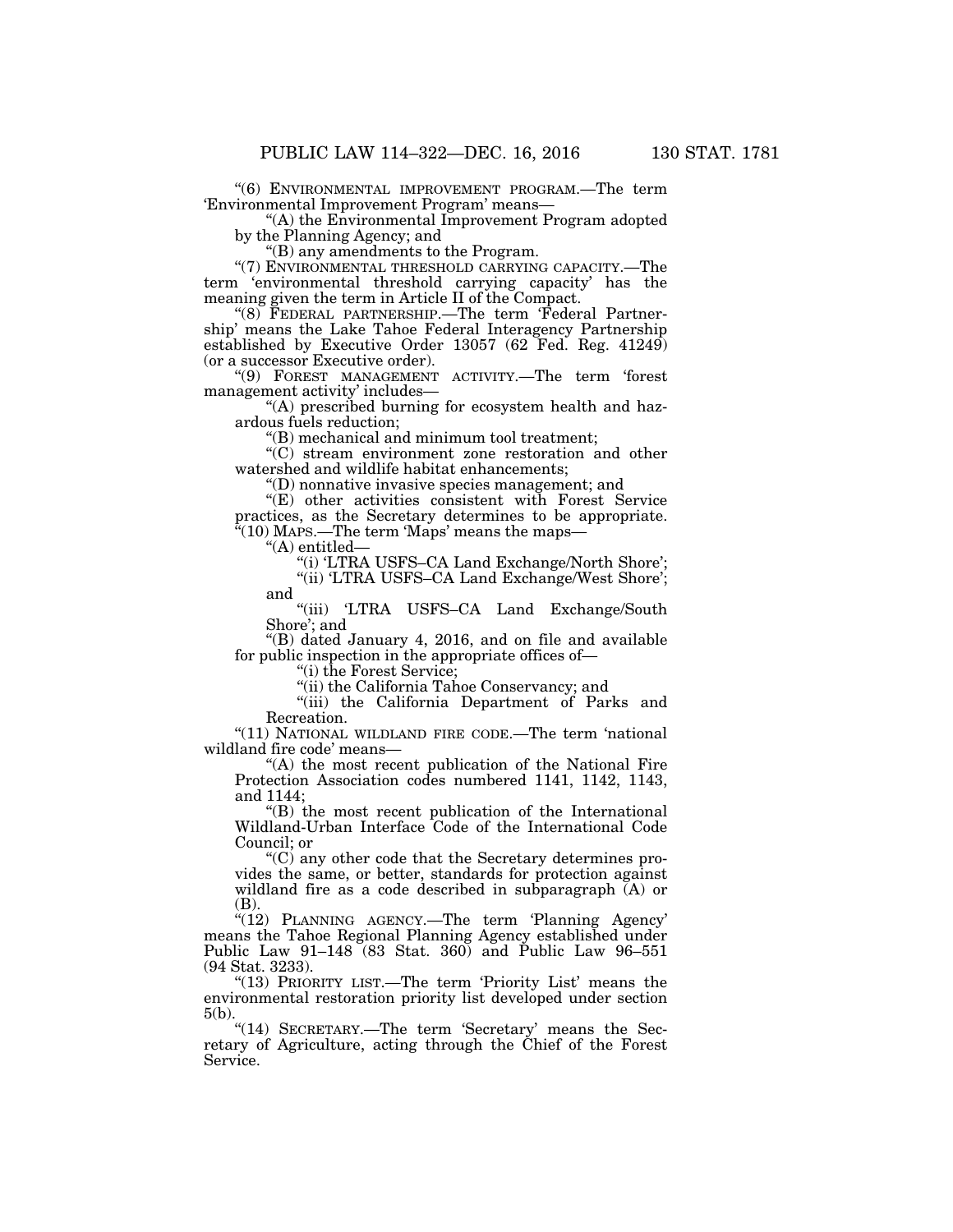"(6) ENVIRONMENTAL IMPROVEMENT PROGRAM.—The term 'Environmental Improvement Program' means—

"(A) the Environmental Improvement Program adopted by the Planning Agency; and

"(B) any amendments to the Program.

"(7) ENVIRONMENTAL THRESHOLD CARRYING CAPACITY.—The term 'environmental threshold carrying capacity' has the meaning given the term in Article II of the Compact.

"(8) FEDERAL PARTNERSHIP.—The term 'Federal Partnership' means the Lake Tahoe Federal Interagency Partnership established by Executive Order 13057 (62 Fed. Reg. 41249) (or a successor Executive order).

"(9) FOREST MANAGEMENT ACTIVITY.—The term 'forest management activity' includes—

"(A) prescribed burning for ecosystem health and hazardous fuels reduction;

"(B) mechanical and minimum tool treatment;

"(C) stream environment zone restoration and other watershed and wildlife habitat enhancements;

"(D) nonnative invasive species management; and

"(E) other activities consistent with Forest Service practices, as the Secretary determines to be appropriate.

"(10) MAPS.—The term 'Maps' means the maps—

"(A) entitled—

"(i) 'LTRA USFS–CA Land Exchange/North Shore';

"(ii) 'LTRA USFS–CA Land Exchange/West Shore'; and

"(iii) 'LTRA USFS–CA Land Exchange/South Shore'; and

"(B) dated January 4, 2016, and on file and available for public inspection in the appropriate offices of—

"(i) the Forest Service;

"(ii) the California Tahoe Conservancy; and

"(iii) the California Department of Parks and Recreation.

"(11) NATIONAL WILDLAND FIRE CODE.—The term 'national wildland fire code' means—

"(A) the most recent publication of the National Fire Protection Association codes numbered 1141, 1142, 1143, and 1144;

"(B) the most recent publication of the International Wildland-Urban Interface Code of the International Code Council; or

"(C) any other code that the Secretary determines provides the same, or better, standards for protection against wildland fire as a code described in subparagraph (A) or (B).

"(12) PLANNING AGENCY.—The term 'Planning Agency' means the Tahoe Regional Planning Agency established under Public Law 91–148 (83 Stat. 360) and Public Law 96–551 (94 Stat. 3233).

"(13) PRIORITY LIST.—The term 'Priority List' means the environmental restoration priority list developed under section 5(b).

"(14) SECRETARY.—The term 'Secretary' means the Secretary of Agriculture, acting through the Chief of the Forest Service.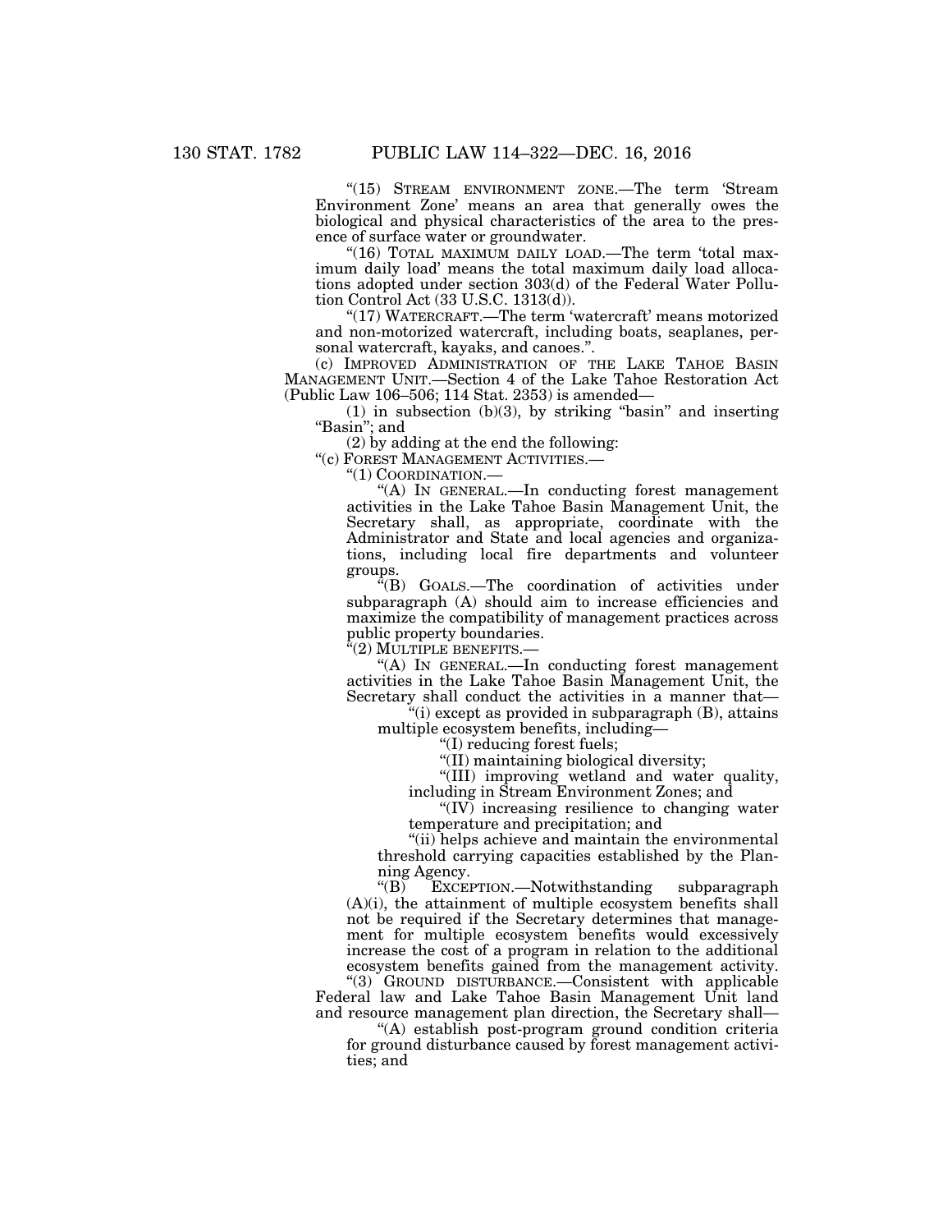"(15) STREAM ENVIRONMENT ZONE.—The term 'Stream Environment Zone' means an area that generally owes the biological and physical characteristics of the area to the presence of surface water or groundwater.

"(16) TOTAL MAXIMUM DAILY LOAD.—The term 'total maximum daily load' means the total maximum daily load allocations adopted under section 303(d) of the Federal Water Pollution Control Act (33 U.S.C. 1313(d)).

"(17) WATERCRAFT.—The term 'watercraft' means motorized and non-motorized watercraft, including boats, seaplanes, personal watercraft, kayaks, and canoes.".

(c) IMPROVED ADMINISTRATION OF THE LAKE TAHOE BASIN MANAGEMENT UNIT.—Section 4 of the Lake Tahoe Restoration Act (Public Law 106–506; 114 Stat. 2353) is amended—

(1) in subsection (b)(3), by striking "basin" and inserting "Basin"; and

(2) by adding at the end the following:

"(c) FOREST MANAGEMENT ACTIVITIES.—

"(1) COORDINATION.—

"(A) IN GENERAL.—In conducting forest management activities in the Lake Tahoe Basin Management Unit, the Secretary shall, as appropriate, coordinate with the Administrator and State and local agencies and organizations, including local fire departments and volunteer groups.

"(B) GOALS.—The coordination of activities under subparagraph (A) should aim to increase efficiencies and maximize the compatibility of management practices across public property boundaries.

"(2) MULTIPLE BENEFITS.—

"(A) IN GENERAL.—In conducting forest management activities in the Lake Tahoe Basin Management Unit, the Secretary shall conduct the activities in a manner that—

"(i) except as provided in subparagraph (B), attains multiple ecosystem benefits, including—

"(I) reducing forest fuels;

"(II) maintaining biological diversity;

"(III) improving wetland and water quality, including in Stream Environment Zones; and

"(IV) increasing resilience to changing water temperature and precipitation; and

"(ii) helps achieve and maintain the environmental threshold carrying capacities established by the Planning Agency.

"(B) EXCEPTION.—Notwithstanding subparagraph (A)(i), the attainment of multiple ecosystem benefits shall not be required if the Secretary determines that management for multiple ecosystem benefits would excessively increase the cost of a program in relation to the additional ecosystem benefits gained from the management activity.

"(3) GROUND DISTURBANCE.—Consistent with applicable Federal law and Lake Tahoe Basin Management Unit land and resource management plan direction, the Secretary shall—

"(A) establish post-program ground condition criteria for ground disturbance caused by forest management activities; and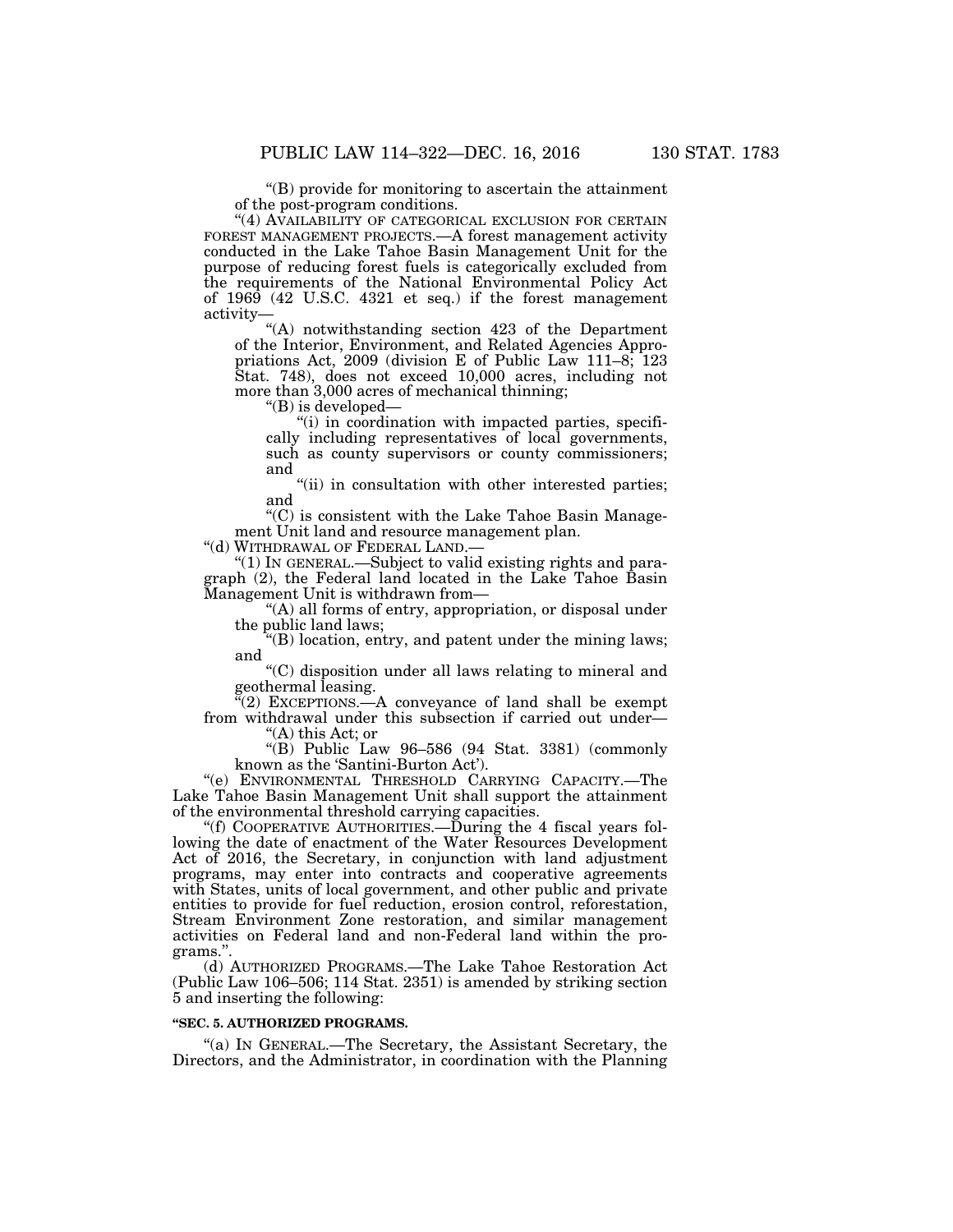"(B) provide for monitoring to ascertain the attainment of the post-program conditions.

"(4) AVAILABILITY OF CATEGORICAL EXCLUSION FOR CERTAIN FOREST MANAGEMENT PROJECTS.—A forest management activity conducted in the Lake Tahoe Basin Management Unit for the purpose of reducing forest fuels is categorically excluded from the requirements of the National Environmental Policy Act of 1969 (42 U.S.C. 4321 et seq.) if the forest management activity—

"(A) notwithstanding section 423 of the Department of the Interior, Environment, and Related Agencies Appropriations Act, 2009 (division E of Public Law 111–8; 123 Stat. 748), does not exceed 10,000 acres, including not more than 3,000 acres of mechanical thinning;

"(B) is developed—

"(i) in coordination with impacted parties, specifically including representatives of local governments, such as county supervisors or county commissioners; and

"(ii) in consultation with other interested parties; and

"(C) is consistent with the Lake Tahoe Basin Management Unit land and resource management plan.

"(d) WITHDRAWAL OF FEDERAL LAND.—

"(1) IN GENERAL.—Subject to valid existing rights and paragraph (2), the Federal land located in the Lake Tahoe Basin Management Unit is withdrawn from—

"(A) all forms of entry, appropriation, or disposal under the public land laws;

"(B) location, entry, and patent under the mining laws; and

"(C) disposition under all laws relating to mineral and geothermal leasing.

"(2) EXCEPTIONS.—A conveyance of land shall be exempt from withdrawal under this subsection if carried out under—

"(A) this Act; or

"(B) Public Law 96–586 (94 Stat. 3381) (commonly known as the 'Santini-Burton Act').

"(e) ENVIRONMENTAL THRESHOLD CARRYING CAPACITY.—The Lake Tahoe Basin Management Unit shall support the attainment of the environmental threshold carrying capacities.

"(f) COOPERATIVE AUTHORITIES.—During the 4 fiscal years following the date of enactment of the Water Resources Development Act of 2016, the Secretary, in conjunction with land adjustment programs, may enter into contracts and cooperative agreements with States, units of local government, and other public and private entities to provide for fuel reduction, erosion control, reforestation, Stream Environment Zone restoration, and similar management activities on Federal land and non-Federal land within the programs.".

(d) AUTHORIZED PROGRAMS.—The Lake Tahoe Restoration Act (Public Law 106–506; 114 Stat. 2351) is amended by striking section 5 and inserting the following:

**"SEC. 5. AUTHORIZED PROGRAMS.**

"(a) IN GENERAL.—The Secretary, the Assistant Secretary, the Directors, and the Administrator, in coordination with the Planning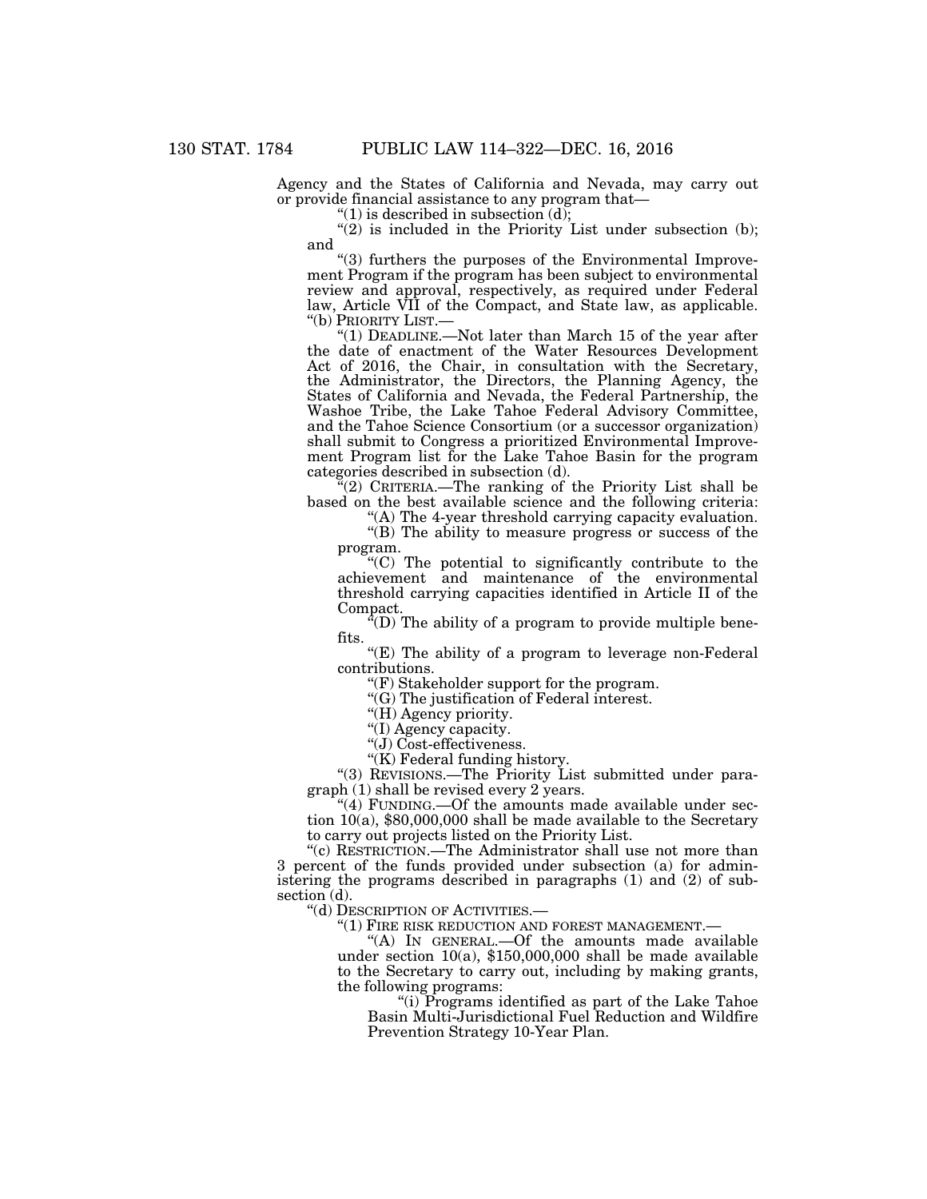Agency and the States of California and Nevada, may carry out or provide financial assistance to any program that—

"(1) is described in subsection (d);

"(2) is included in the Priority List under subsection (b); and

"(3) furthers the purposes of the Environmental Improvement Program if the program has been subject to environmental review and approval, respectively, as required under Federal law, Article VII of the Compact, and State law, as applicable.

"(b) PRIORITY LIST.—

"(1) DEADLINE.—Not later than March 15 of the year after the date of enactment of the Water Resources Development Act of 2016, the Chair, in consultation with the Secretary, the Administrator, the Directors, the Planning Agency, the States of California and Nevada, the Federal Partnership, the Washoe Tribe, the Lake Tahoe Federal Advisory Committee, and the Tahoe Science Consortium (or a successor organization) shall submit to Congress a prioritized Environmental Improvement Program list for the Lake Tahoe Basin for the program categories described in subsection (d).

"(2) CRITERIA.—The ranking of the Priority List shall be based on the best available science and the following criteria:

"(A) The 4-year threshold carrying capacity evaluation.

"(B) The ability to measure progress or success of the program.

"(C) The potential to significantly contribute to the achievement and maintenance of the environmental threshold carrying capacities identified in Article II of the Compact.

"(D) The ability of a program to provide multiple benefits.

"(E) The ability of a program to leverage non-Federal contributions.

"(F) Stakeholder support for the program.

"(G) The justification of Federal interest.

"(H) Agency priority.

"(I) Agency capacity.

"(J) Cost-effectiveness.

"(K) Federal funding history.

"(3) REVISIONS.—The Priority List submitted under paragraph (1) shall be revised every 2 years.

"(4) FUNDING.—Of the amounts made available under section 10(a), $80,000,000 shall be made available to the Secretary to carry out projects listed on the Priority List.

"(c) RESTRICTION.—The Administrator shall use not more than 3 percent of the funds provided under subsection (a) for administering the programs described in paragraphs (1) and (2) of subsection (d).

"(d) DESCRIPTION OF ACTIVITIES.—

"(1) FIRE RISK REDUCTION AND FOREST MANAGEMENT.—

"(A) IN GENERAL.—Of the amounts made available under section 10(a), $150,000,000 shall be made available to the Secretary to carry out, including by making grants, the following programs:

"(i) Programs identified as part of the Lake Tahoe Basin Multi-Jurisdictional Fuel Reduction and Wildfire Prevention Strategy 10-Year Plan.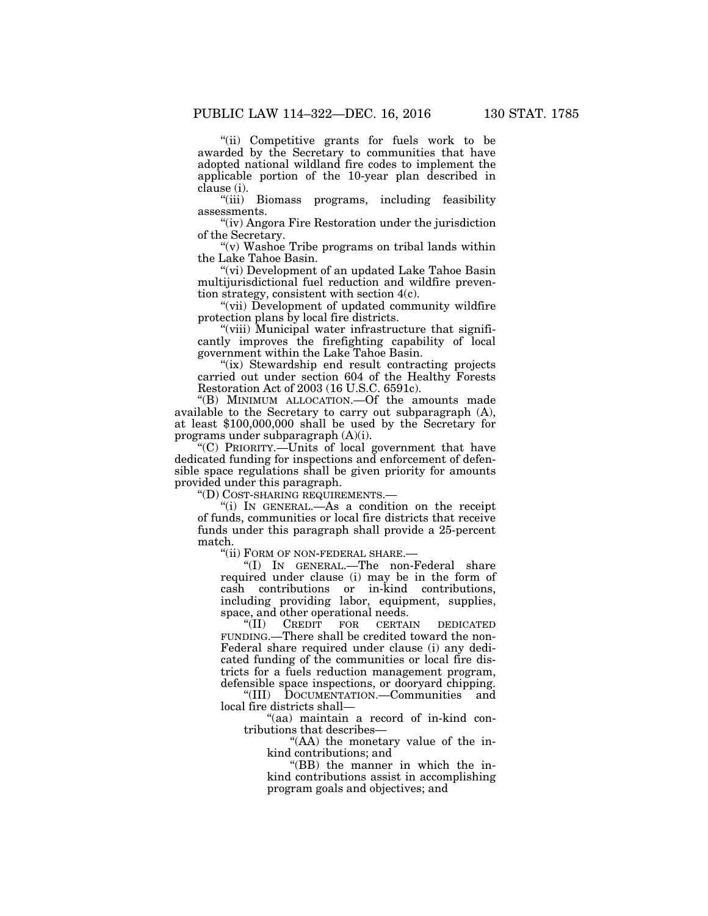"(ii) Competitive grants for fuels work to be awarded by the Secretary to communities that have adopted national wildland fire codes to implement the applicable portion of the 10-year plan described in clause (i).

"(iii) Biomass programs, including feasibility assessments.

"(iv) Angora Fire Restoration under the jurisdiction of the Secretary.

"(v) Washoe Tribe programs on tribal lands within the Lake Tahoe Basin.

"(vi) Development of an updated Lake Tahoe Basin multijurisdictional fuel reduction and wildfire prevention strategy, consistent with section 4(c).

"(vii) Development of updated community wildfire protection plans by local fire districts.

"(viii) Municipal water infrastructure that significantly improves the firefighting capability of local government within the Lake Tahoe Basin.

"(ix) Stewardship end result contracting projects carried out under section 604 of the Healthy Forests Restoration Act of 2003 (16 U.S.C. 6591c).

"(B) MINIMUM ALLOCATION.—Of the amounts made available to the Secretary to carry out subparagraph (A), at least $100,000,000 shall be used by the Secretary for programs under subparagraph (A)(i).

"(C) PRIORITY.—Units of local government that have dedicated funding for inspections and enforcement of defensible space regulations shall be given priority for amounts provided under this paragraph.

"(D) COST-SHARING REQUIREMENTS.—

"(i) IN GENERAL.—As a condition on the receipt of funds, communities or local fire districts that receive funds under this paragraph shall provide a 25-percent match.

"(ii) FORM OF NON-FEDERAL SHARE.—

"(I) IN GENERAL.—The non-Federal share required under clause (i) may be in the form of cash contributions or in-kind contributions, including providing labor, equipment, supplies, space, and other operational needs.

"(II) CREDIT FOR CERTAIN DEDICATED FUNDING.—There shall be credited toward the non-Federal share required under clause (i) any dedicated funding of the communities or local fire districts for a fuels reduction management program, defensible space inspections, or dooryard chipping.

"(III) DOCUMENTATION.—Communities and local fire districts shall—

"(aa) maintain a record of in-kind contributions that describes—

"(AA) the monetary value of the in-kind contributions; and

"(BB) the manner in which the in-kind contributions assist in accomplishing program goals and objectives; and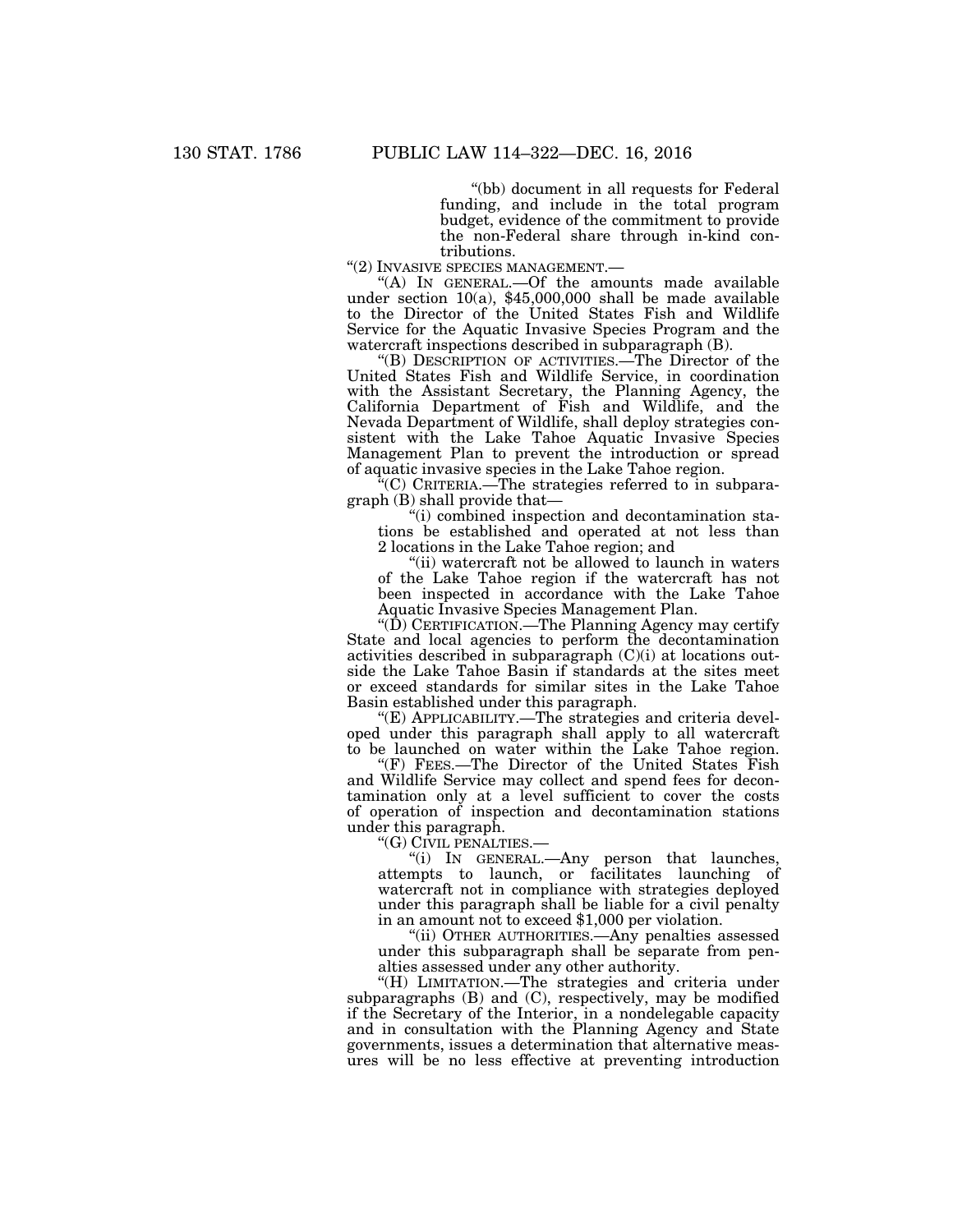"(bb) document in all requests for Federal funding, and include in the total program budget, evidence of the commitment to provide the non-Federal share through in-kind contributions.

"(2) INVASIVE SPECIES MANAGEMENT.—

"(A) IN GENERAL.—Of the amounts made available under section 10(a), $45,000,000 shall be made available to the Director of the United States Fish and Wildlife Service for the Aquatic Invasive Species Program and the watercraft inspections described in subparagraph (B).

"(B) DESCRIPTION OF ACTIVITIES.—The Director of the United States Fish and Wildlife Service, in coordination with the Assistant Secretary, the Planning Agency, the California Department of Fish and Wildlife, and the Nevada Department of Wildlife, shall deploy strategies consistent with the Lake Tahoe Aquatic Invasive Species Management Plan to prevent the introduction or spread of aquatic invasive species in the Lake Tahoe region.

"(C) CRITERIA.—The strategies referred to in subparagraph (B) shall provide that—

"(i) combined inspection and decontamination stations be established and operated at not less than 2 locations in the Lake Tahoe region; and

"(ii) watercraft not be allowed to launch in waters of the Lake Tahoe region if the watercraft has not been inspected in accordance with the Lake Tahoe Aquatic Invasive Species Management Plan.

"(D) CERTIFICATION.—The Planning Agency may certify State and local agencies to perform the decontamination activities described in subparagraph (C)(i) at locations outside the Lake Tahoe Basin if standards at the sites meet or exceed standards for similar sites in the Lake Tahoe Basin established under this paragraph.

"(E) APPLICABILITY.—The strategies and criteria developed under this paragraph shall apply to all watercraft to be launched on water within the Lake Tahoe region.

"(F) FEES.—The Director of the United States Fish and Wildlife Service may collect and spend fees for decontamination only at a level sufficient to cover the costs of operation of inspection and decontamination stations under this paragraph.

"(G) CIVIL PENALTIES.—

"(i) IN GENERAL.—Any person that launches, attempts to launch, or facilitates launching of watercraft not in compliance with strategies deployed under this paragraph shall be liable for a civil penalty in an amount not to exceed $1,000 per violation.

"(ii) OTHER AUTHORITIES.—Any penalties assessed under this subparagraph shall be separate from penalties assessed under any other authority.

"(H) LIMITATION.—The strategies and criteria under subparagraphs (B) and (C), respectively, may be modified if the Secretary of the Interior, in a nondelegable capacity and in consultation with the Planning Agency and State governments, issues a determination that alternative measures will be no less effective at preventing introduction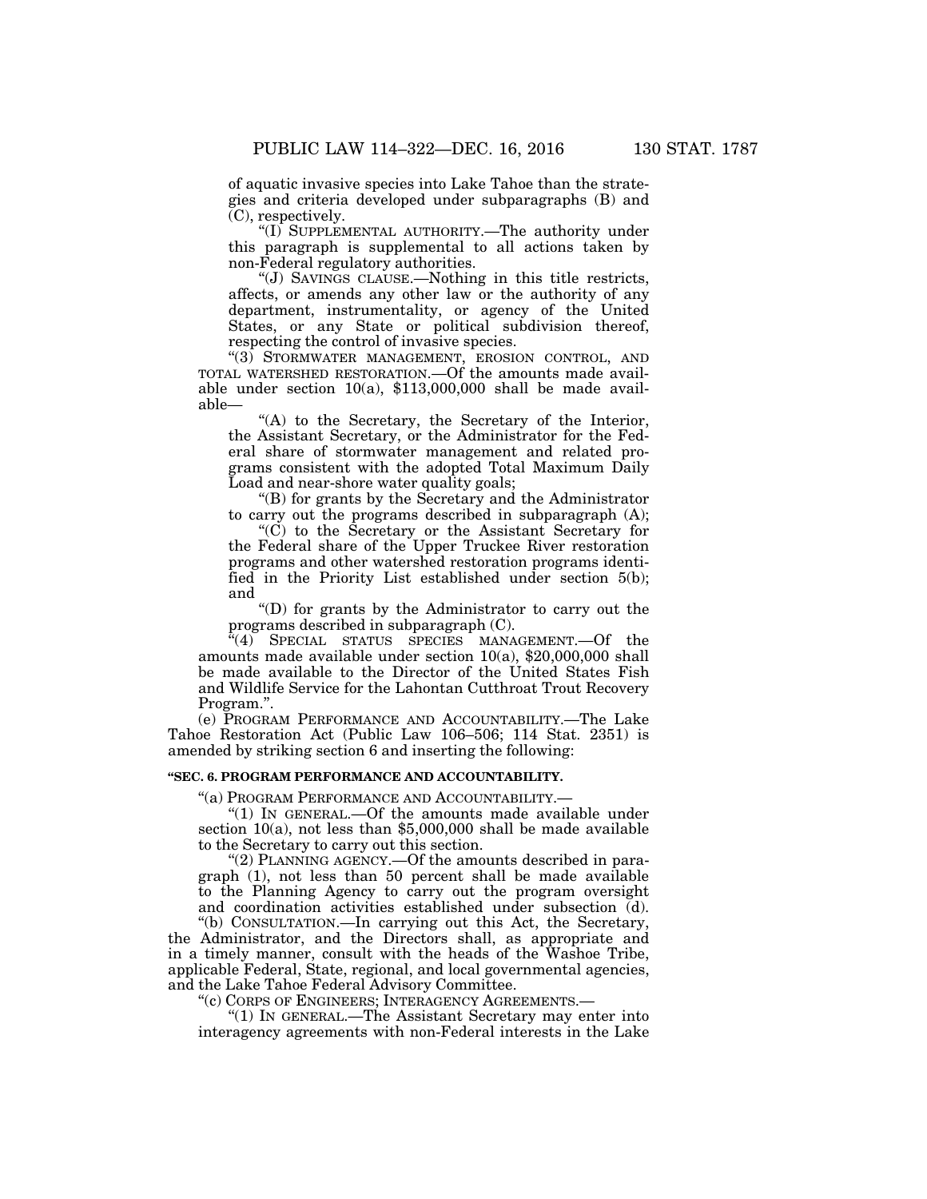of aquatic invasive species into Lake Tahoe than the strategies and criteria developed under subparagraphs (B) and (C), respectively.

"(I) SUPPLEMENTAL AUTHORITY.—The authority under this paragraph is supplemental to all actions taken by non-Federal regulatory authorities.

"(J) SAVINGS CLAUSE.—Nothing in this title restricts, affects, or amends any other law or the authority of any department, instrumentality, or agency of the United States, or any State or political subdivision thereof, respecting the control of invasive species.

"(3) STORMWATER MANAGEMENT, EROSION CONTROL, AND TOTAL WATERSHED RESTORATION.—Of the amounts made available under section 10(a), $113,000,000 shall be made available—

"(A) to the Secretary, the Secretary of the Interior, the Assistant Secretary, or the Administrator for the Federal share of stormwater management and related programs consistent with the adopted Total Maximum Daily Load and near-shore water quality goals;

"(B) for grants by the Secretary and the Administrator to carry out the programs described in subparagraph (A);

"(C) to the Secretary or the Assistant Secretary for the Federal share of the Upper Truckee River restoration programs and other watershed restoration programs identified in the Priority List established under section 5(b); and

"(D) for grants by the Administrator to carry out the programs described in subparagraph (C).

"(4) SPECIAL STATUS SPECIES MANAGEMENT.—Of the amounts made available under section 10(a), $20,000,000 shall be made available to the Director of the United States Fish and Wildlife Service for the Lahontan Cutthroat Trout Recovery Program.".

(e) PROGRAM PERFORMANCE AND ACCOUNTABILITY.—The Lake Tahoe Restoration Act (Public Law 106–506; 114 Stat. 2351) is amended by striking section 6 and inserting the following:

**"SEC. 6. PROGRAM PERFORMANCE AND ACCOUNTABILITY.**

"(a) PROGRAM PERFORMANCE AND ACCOUNTABILITY.—

"(1) IN GENERAL.—Of the amounts made available under section 10(a), not less than $5,000,000 shall be made available to the Secretary to carry out this section.

"(2) PLANNING AGENCY.—Of the amounts described in paragraph (1), not less than 50 percent shall be made available to the Planning Agency to carry out the program oversight and coordination activities established under subsection (d).

"(b) CONSULTATION.—In carrying out this Act, the Secretary, the Administrator, and the Directors shall, as appropriate and in a timely manner, consult with the heads of the Washoe Tribe, applicable Federal, State, regional, and local governmental agencies, and the Lake Tahoe Federal Advisory Committee.

"(c) CORPS OF ENGINEERS; INTERAGENCY AGREEMENTS.—

"(1) IN GENERAL.—The Assistant Secretary may enter into interagency agreements with non-Federal interests in the Lake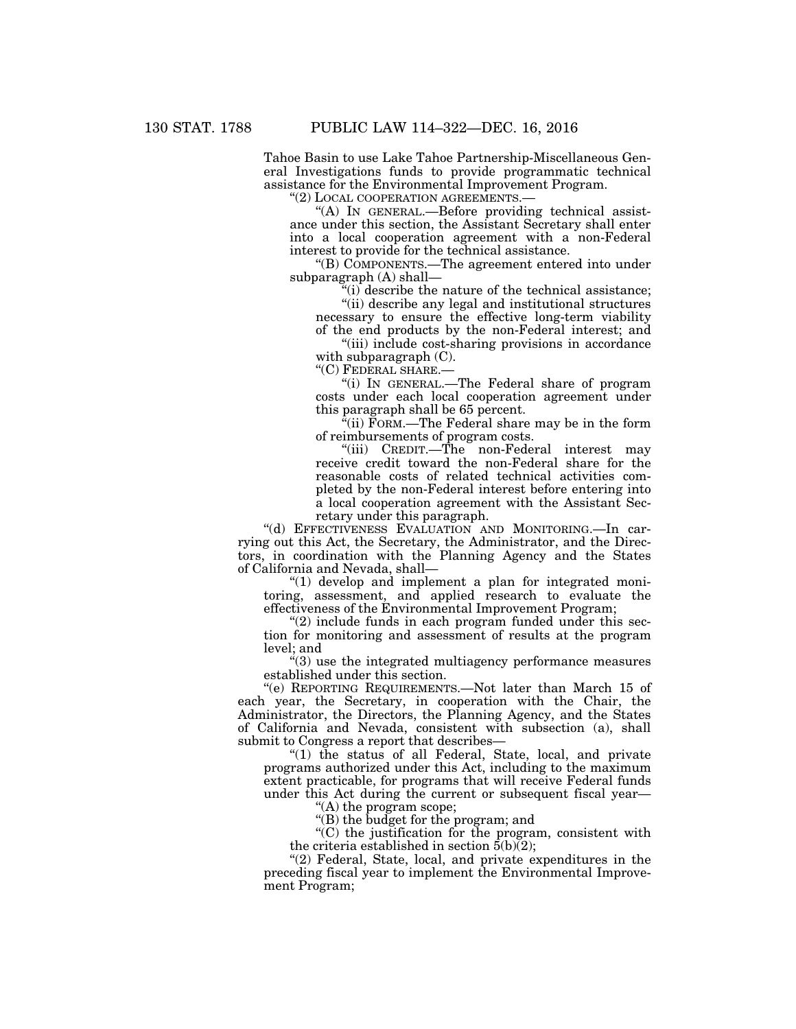Tahoe Basin to use Lake Tahoe Partnership-Miscellaneous General Investigations funds to provide programmatic technical assistance for the Environmental Improvement Program.

"(2) LOCAL COOPERATION AGREEMENTS.—

"(A) IN GENERAL.—Before providing technical assistance under this section, the Assistant Secretary shall enter into a local cooperation agreement with a non-Federal interest to provide for the technical assistance.

"(B) COMPONENTS.—The agreement entered into under subparagraph (A) shall—

"(i) describe the nature of the technical assistance;

"(ii) describe any legal and institutional structures necessary to ensure the effective long-term viability of the end products by the non-Federal interest; and

"(iii) include cost-sharing provisions in accordance with subparagraph (C).

"(C) FEDERAL SHARE.—

"(i) IN GENERAL.—The Federal share of program costs under each local cooperation agreement under this paragraph shall be 65 percent.

"(ii) FORM.—The Federal share may be in the form of reimbursements of program costs.

"(iii) CREDIT.—The non-Federal interest may receive credit toward the non-Federal share for the reasonable costs of related technical activities completed by the non-Federal interest before entering into a local cooperation agreement with the Assistant Secretary under this paragraph.

"(d) EFFECTIVENESS EVALUATION AND MONITORING.—In carrying out this Act, the Secretary, the Administrator, and the Directors, in coordination with the Planning Agency and the States of California and Nevada, shall—

"(1) develop and implement a plan for integrated monitoring, assessment, and applied research to evaluate the effectiveness of the Environmental Improvement Program;

"(2) include funds in each program funded under this section for monitoring and assessment of results at the program level; and

"(3) use the integrated multiagency performance measures established under this section.

"(e) REPORTING REQUIREMENTS.—Not later than March 15 of each year, the Secretary, in cooperation with the Chair, the Administrator, the Directors, the Planning Agency, and the States of California and Nevada, consistent with subsection (a), shall submit to Congress a report that describes—

"(1) the status of all Federal, State, local, and private programs authorized under this Act, including to the maximum extent practicable, for programs that will receive Federal funds under this Act during the current or subsequent fiscal year—

"(A) the program scope;

"(B) the budget for the program; and

"(C) the justification for the program, consistent with the criteria established in section 5(b)(2);

"(2) Federal, State, local, and private expenditures in the preceding fiscal year to implement the Environmental Improvement Program;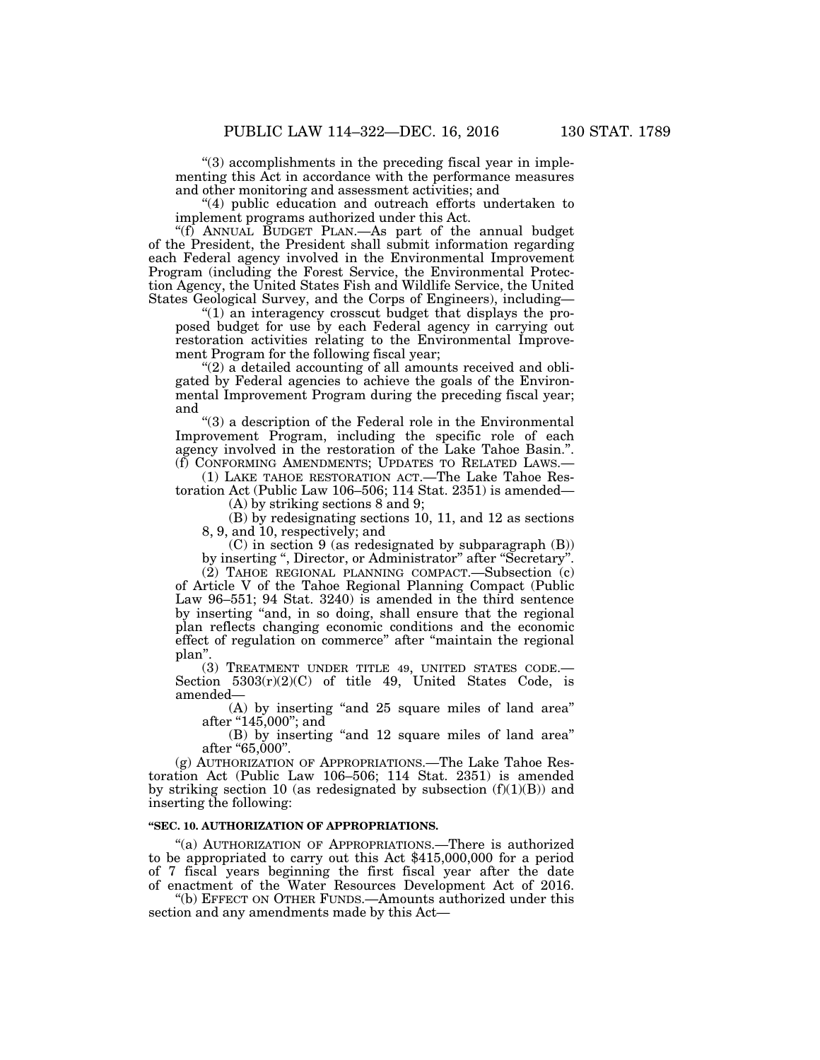"(3) accomplishments in the preceding fiscal year in implementing this Act in accordance with the performance measures and other monitoring and assessment activities; and

"(4) public education and outreach efforts undertaken to implement programs authorized under this Act.

"(f) ANNUAL BUDGET PLAN.—As part of the annual budget of the President, the President shall submit information regarding each Federal agency involved in the Environmental Improvement Program (including the Forest Service, the Environmental Protection Agency, the United States Fish and Wildlife Service, the United States Geological Survey, and the Corps of Engineers), including—

"(1) an interagency crosscut budget that displays the proposed budget for use by each Federal agency in carrying out restoration activities relating to the Environmental Improvement Program for the following fiscal year;

"(2) a detailed accounting of all amounts received and obligated by Federal agencies to achieve the goals of the Environmental Improvement Program during the preceding fiscal year; and

"(3) a description of the Federal role in the Environmental Improvement Program, including the specific role of each agency involved in the restoration of the Lake Tahoe Basin.".

(f) CONFORMING AMENDMENTS; UPDATES TO RELATED LAWS.—

(1) LAKE TAHOE RESTORATION ACT.—The Lake Tahoe Restoration Act (Public Law 106–506; 114 Stat. 2351) is amended—

(A) by striking sections 8 and 9;

(B) by redesignating sections 10, 11, and 12 as sections 8, 9, and 10, respectively; and

(C) in section 9 (as redesignated by subparagraph (B)) by inserting ", Director, or Administrator" after "Secretary".

(2) TAHOE REGIONAL PLANNING COMPACT.—Subsection (c) of Article V of the Tahoe Regional Planning Compact (Public Law 96–551; 94 Stat. 3240) is amended in the third sentence by inserting "and, in so doing, shall ensure that the regional plan reflects changing economic conditions and the economic effect of regulation on commerce" after "maintain the regional plan".

(3) TREATMENT UNDER TITLE 49, UNITED STATES CODE.—Section 5303(r)(2)(C) of title 49, United States Code, is amended—

(A) by inserting "and 25 square miles of land area" after "145,000"; and

(B) by inserting "and 12 square miles of land area" after "65,000".

(g) AUTHORIZATION OF APPROPRIATIONS.—The Lake Tahoe Restoration Act (Public Law 106–506; 114 Stat. 2351) is amended by striking section 10 (as redesignated by subsection (f)(1)(B)) and inserting the following:

**"SEC. 10. AUTHORIZATION OF APPROPRIATIONS.**

"(a) AUTHORIZATION OF APPROPRIATIONS.—There is authorized to be appropriated to carry out this Act $415,000,000 for a period of 7 fiscal years beginning the first fiscal year after the date of enactment of the Water Resources Development Act of 2016.

"(b) EFFECT ON OTHER FUNDS.—Amounts authorized under this section and any amendments made by this Act—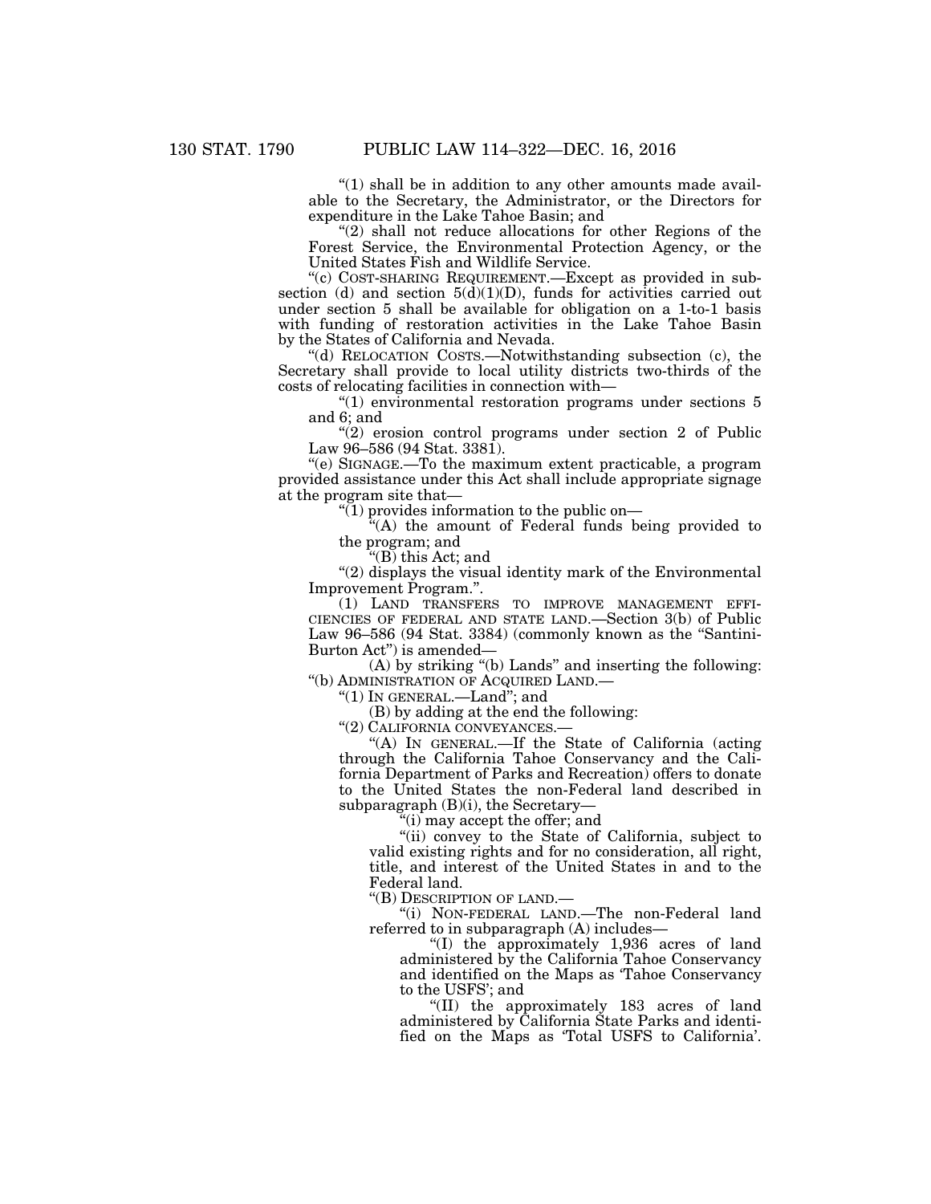"(1) shall be in addition to any other amounts made available to the Secretary, the Administrator, or the Directors for expenditure in the Lake Tahoe Basin; and

"(2) shall not reduce allocations for other Regions of the Forest Service, the Environmental Protection Agency, or the United States Fish and Wildlife Service.

"(c) COST-SHARING REQUIREMENT.—Except as provided in subsection (d) and section 5(d)(1)(D), funds for activities carried out under section 5 shall be available for obligation on a 1-to-1 basis with funding of restoration activities in the Lake Tahoe Basin by the States of California and Nevada.

"(d) RELOCATION COSTS.—Notwithstanding subsection (c), the Secretary shall provide to local utility districts two-thirds of the costs of relocating facilities in connection with—

"(1) environmental restoration programs under sections 5 and 6; and

"(2) erosion control programs under section 2 of Public Law 96–586 (94 Stat. 3381).

"(e) SIGNAGE.—To the maximum extent practicable, a program provided assistance under this Act shall include appropriate signage at the program site that—

"(1) provides information to the public on—

"(A) the amount of Federal funds being provided to the program; and

"(B) this Act; and

"(2) displays the visual identity mark of the Environmental Improvement Program.".

(1) LAND TRANSFERS TO IMPROVE MANAGEMENT EFFICIENCIES OF FEDERAL AND STATE LAND.—Section 3(b) of Public Law 96–586 (94 Stat. 3384) (commonly known as the "Santini-Burton Act") is amended—

(A) by striking "(b) Lands" and inserting the following: "(b) ADMINISTRATION OF ACQUIRED LAND.—

"(1) IN GENERAL.—Land"; and

(B) by adding at the end the following:

"(2) CALIFORNIA CONVEYANCES.—

"(A) IN GENERAL.—If the State of California (acting through the California Tahoe Conservancy and the California Department of Parks and Recreation) offers to donate to the United States the non-Federal land described in subparagraph (B)(i), the Secretary—

"(i) may accept the offer; and

"(ii) convey to the State of California, subject to valid existing rights and for no consideration, all right, title, and interest of the United States in and to the Federal land.

"(B) DESCRIPTION OF LAND.—

"(i) NON-FEDERAL LAND.—The non-Federal land referred to in subparagraph (A) includes—

"(I) the approximately 1,936 acres of land administered by the California Tahoe Conservancy and identified on the Maps as 'Tahoe Conservancy to the USFS'; and

"(II) the approximately 183 acres of land administered by California State Parks and identified on the Maps as 'Total USFS to California'.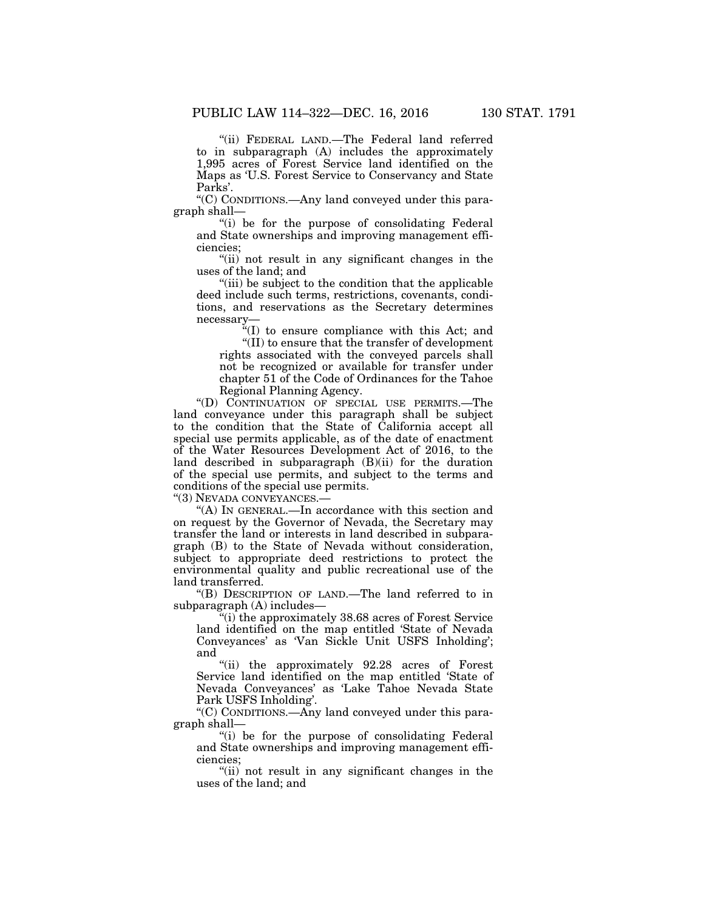"(ii) FEDERAL LAND.—The Federal land referred to in subparagraph (A) includes the approximately 1,995 acres of Forest Service land identified on the Maps as 'U.S. Forest Service to Conservancy and State Parks'.

"(C) CONDITIONS.—Any land conveyed under this paragraph shall—

"(i) be for the purpose of consolidating Federal and State ownerships and improving management efficiencies;

"(ii) not result in any significant changes in the uses of the land; and

"(iii) be subject to the condition that the applicable deed include such terms, restrictions, covenants, conditions, and reservations as the Secretary determines necessary—

"(I) to ensure compliance with this Act; and

"(II) to ensure that the transfer of development rights associated with the conveyed parcels shall not be recognized or available for transfer under chapter 51 of the Code of Ordinances for the Tahoe Regional Planning Agency.

"(D) CONTINUATION OF SPECIAL USE PERMITS.—The land conveyance under this paragraph shall be subject to the condition that the State of California accept all special use permits applicable, as of the date of enactment of the Water Resources Development Act of 2016, to the land described in subparagraph (B)(ii) for the duration of the special use permits, and subject to the terms and conditions of the special use permits.

"(3) NEVADA CONVEYANCES.—

"(A) IN GENERAL.—In accordance with this section and on request by the Governor of Nevada, the Secretary may transfer the land or interests in land described in subparagraph (B) to the State of Nevada without consideration, subject to appropriate deed restrictions to protect the environmental quality and public recreational use of the land transferred.

"(B) DESCRIPTION OF LAND.—The land referred to in subparagraph (A) includes—

"(i) the approximately 38.68 acres of Forest Service land identified on the map entitled 'State of Nevada Conveyances' as 'Van Sickle Unit USFS Inholding'; and

"(ii) the approximately 92.28 acres of Forest Service land identified on the map entitled 'State of Nevada Conveyances' as 'Lake Tahoe Nevada State Park USFS Inholding'.

"(C) CONDITIONS.—Any land conveyed under this paragraph shall—

"(i) be for the purpose of consolidating Federal and State ownerships and improving management efficiencies;

"(ii) not result in any significant changes in the uses of the land; and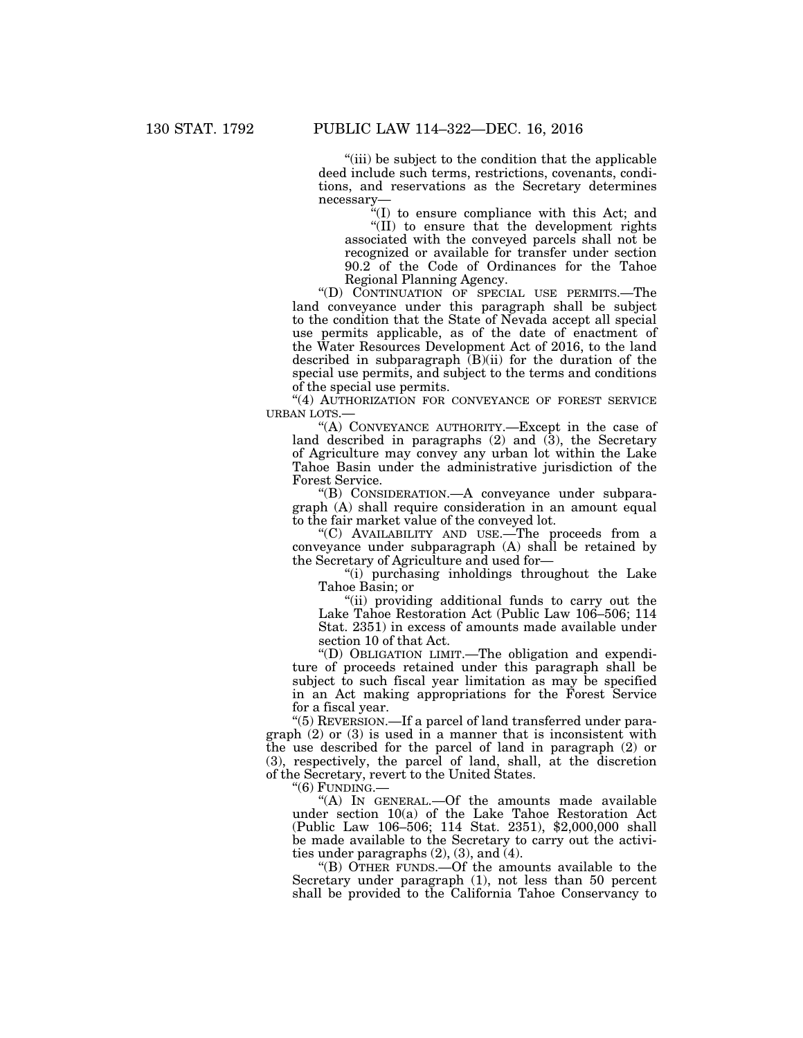"(iii) be subject to the condition that the applicable deed include such terms, restrictions, covenants, conditions, and reservations as the Secretary determines necessary—

"(I) to ensure compliance with this Act; and

"(II) to ensure that the development rights associated with the conveyed parcels shall not be recognized or available for transfer under section 90.2 of the Code of Ordinances for the Tahoe Regional Planning Agency.

"(D) CONTINUATION OF SPECIAL USE PERMITS.—The land conveyance under this paragraph shall be subject to the condition that the State of Nevada accept all special use permits applicable, as of the date of enactment of the Water Resources Development Act of 2016, to the land described in subparagraph (B)(ii) for the duration of the special use permits, and subject to the terms and conditions of the special use permits.

"(4) AUTHORIZATION FOR CONVEYANCE OF FOREST SERVICE URBAN LOTS.—

"(A) CONVEYANCE AUTHORITY.—Except in the case of land described in paragraphs (2) and (3), the Secretary of Agriculture may convey any urban lot within the Lake Tahoe Basin under the administrative jurisdiction of the Forest Service.

"(B) CONSIDERATION.—A conveyance under subparagraph (A) shall require consideration in an amount equal to the fair market value of the conveyed lot.

"(C) AVAILABILITY AND USE.—The proceeds from a conveyance under subparagraph (A) shall be retained by the Secretary of Agriculture and used for—

"(i) purchasing inholdings throughout the Lake Tahoe Basin; or

"(ii) providing additional funds to carry out the Lake Tahoe Restoration Act (Public Law 106–506; 114 Stat. 2351) in excess of amounts made available under section 10 of that Act.

"(D) OBLIGATION LIMIT.—The obligation and expenditure of proceeds retained under this paragraph shall be subject to such fiscal year limitation as may be specified in an Act making appropriations for the Forest Service for a fiscal year.

"(5) REVERSION.—If a parcel of land transferred under paragraph (2) or (3) is used in a manner that is inconsistent with the use described for the parcel of land in paragraph (2) or (3), respectively, the parcel of land, shall, at the discretion of the Secretary, revert to the United States.

"(6) FUNDING.—

"(A) IN GENERAL.—Of the amounts made available under section 10(a) of the Lake Tahoe Restoration Act (Public Law 106–506; 114 Stat. 2351), $2,000,000 shall be made available to the Secretary to carry out the activities under paragraphs (2), (3), and (4).

"(B) OTHER FUNDS.—Of the amounts available to the Secretary under paragraph (1), not less than 50 percent shall be provided to the California Tahoe Conservancy to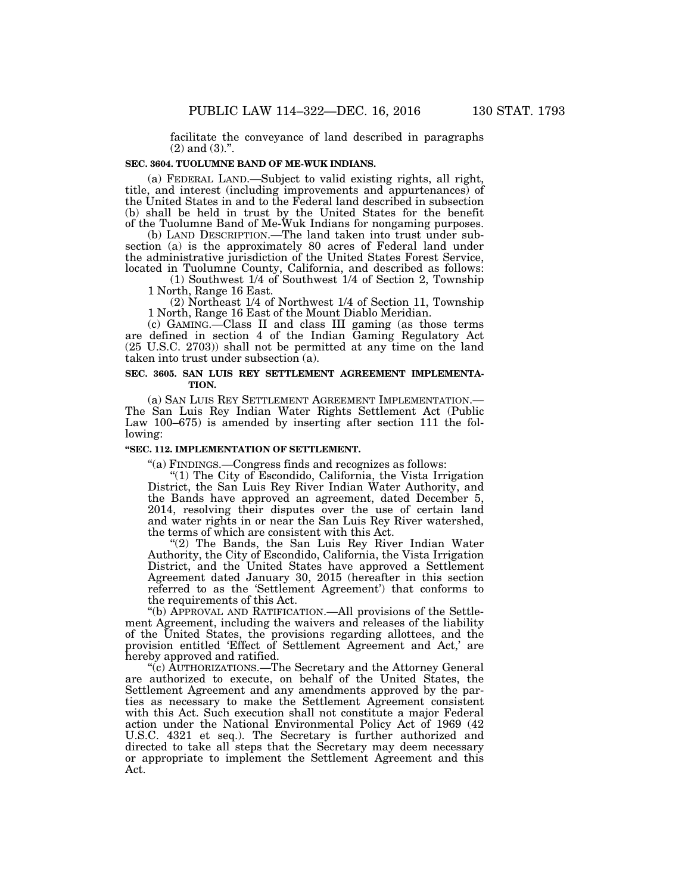facilitate the conveyance of land described in paragraphs (2) and (3).''.

**SEC. 3604. TUOLUMNE BAND OF ME-WUK INDIANS.**

(a) FEDERAL LAND.—Subject to valid existing rights, all right, title, and interest (including improvements and appurtenances) of the United States in and to the Federal land described in subsection (b) shall be held in trust by the United States for the benefit of the Tuolumne Band of Me-Wuk Indians for nongaming purposes.

(b) LAND DESCRIPTION.—The land taken into trust under subsection (a) is the approximately 80 acres of Federal land under the administrative jurisdiction of the United States Forest Service, located in Tuolumne County, California, and described as follows:

(1) Southwest 1/4 of Southwest 1/4 of Section 2, Township 1 North, Range 16 East.

(2) Northeast 1/4 of Northwest 1/4 of Section 11, Township 1 North, Range 16 East of the Mount Diablo Meridian.

(c) GAMING.—Class II and class III gaming (as those terms are defined in section 4 of the Indian Gaming Regulatory Act (25 U.S.C. 2703)) shall not be permitted at any time on the land taken into trust under subsection (a).

**SEC. 3605. SAN LUIS REY SETTLEMENT AGREEMENT IMPLEMENTATION.**

(a) SAN LUIS REY SETTLEMENT AGREEMENT IMPLEMENTATION.—The San Luis Rey Indian Water Rights Settlement Act (Public Law 100–675) is amended by inserting after section 111 the following:

**''SEC. 112. IMPLEMENTATION OF SETTLEMENT.**

''(a) FINDINGS.—Congress finds and recognizes as follows:

''(1) The City of Escondido, California, the Vista Irrigation District, the San Luis Rey River Indian Water Authority, and the Bands have approved an agreement, dated December 5, 2014, resolving their disputes over the use of certain land and water rights in or near the San Luis Rey River watershed, the terms of which are consistent with this Act.

''(2) The Bands, the San Luis Rey River Indian Water Authority, the City of Escondido, California, the Vista Irrigation District, and the United States have approved a Settlement Agreement dated January 30, 2015 (hereafter in this section referred to as the 'Settlement Agreement') that conforms to the requirements of this Act.

''(b) APPROVAL AND RATIFICATION.—All provisions of the Settlement Agreement, including the waivers and releases of the liability of the United States, the provisions regarding allottees, and the provision entitled 'Effect of Settlement Agreement and Act,' are hereby approved and ratified.

''(c) AUTHORIZATIONS.—The Secretary and the Attorney General are authorized to execute, on behalf of the United States, the Settlement Agreement and any amendments approved by the parties as necessary to make the Settlement Agreement consistent with this Act. Such execution shall not constitute a major Federal action under the National Environmental Policy Act of 1969 (42 U.S.C. 4321 et seq.). The Secretary is further authorized and directed to take all steps that the Secretary may deem necessary or appropriate to implement the Settlement Agreement and this Act.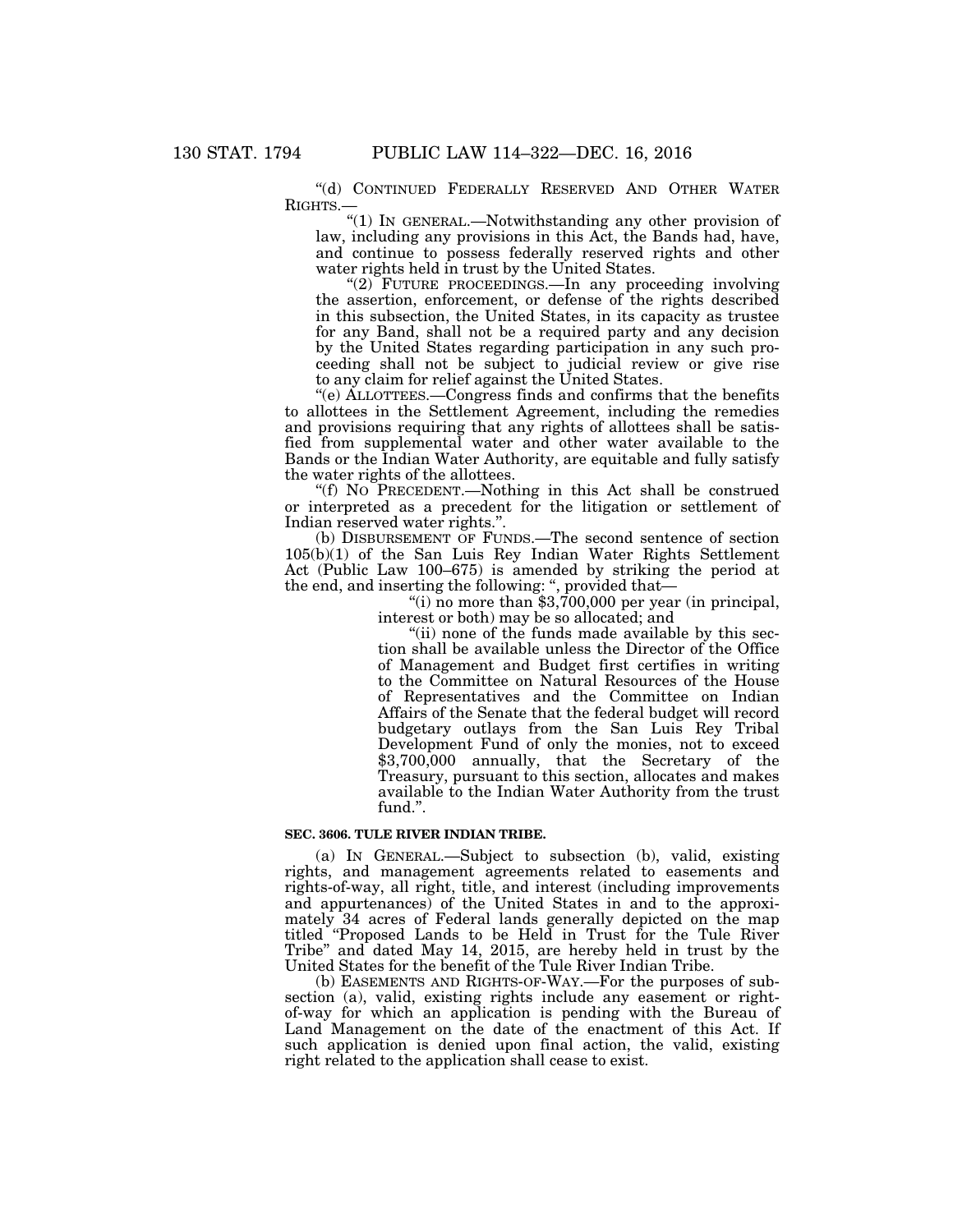"(d) CONTINUED FEDERALLY RESERVED AND OTHER WATER RIGHTS.—

"(1) IN GENERAL.—Notwithstanding any other provision of law, including any provisions in this Act, the Bands had, have, and continue to possess federally reserved rights and other water rights held in trust by the United States.

"(2) FUTURE PROCEEDINGS.—In any proceeding involving the assertion, enforcement, or defense of the rights described in this subsection, the United States, in its capacity as trustee for any Band, shall not be a required party and any decision by the United States regarding participation in any such proceeding shall not be subject to judicial review or give rise to any claim for relief against the United States.

"(e) ALLOTTEES.—Congress finds and confirms that the benefits to allottees in the Settlement Agreement, including the remedies and provisions requiring that any rights of allottees shall be satisfied from supplemental water and other water available to the Bands or the Indian Water Authority, are equitable and fully satisfy the water rights of the allottees.

"(f) NO PRECEDENT.—Nothing in this Act shall be construed or interpreted as a precedent for the litigation or settlement of Indian reserved water rights.".

(b) DISBURSEMENT OF FUNDS.—The second sentence of section 105(b)(1) of the San Luis Rey Indian Water Rights Settlement Act (Public Law 100–675) is amended by striking the period at the end, and inserting the following: ", provided that—

"(i) no more than $3,700,000 per year (in principal, interest or both) may be so allocated; and

"(ii) none of the funds made available by this section shall be available unless the Director of the Office of Management and Budget first certifies in writing to the Committee on Natural Resources of the House of Representatives and the Committee on Indian Affairs of the Senate that the federal budget will record budgetary outlays from the San Luis Rey Tribal Development Fund of only the monies, not to exceed $3,700,000 annually, that the Secretary of the Treasury, pursuant to this section, allocates and makes available to the Indian Water Authority from the trust fund.".

**SEC. 3606. TULE RIVER INDIAN TRIBE.**

(a) IN GENERAL.—Subject to subsection (b), valid, existing rights, and management agreements related to easements and rights-of-way, all right, title, and interest (including improvements and appurtenances) of the United States in and to the approximately 34 acres of Federal lands generally depicted on the map titled "Proposed Lands to be Held in Trust for the Tule River Tribe" and dated May 14, 2015, are hereby held in trust by the United States for the benefit of the Tule River Indian Tribe.

(b) EASEMENTS AND RIGHTS-OF-WAY.—For the purposes of subsection (a), valid, existing rights include any easement or right-of-way for which an application is pending with the Bureau of Land Management on the date of the enactment of this Act. If such application is denied upon final action, the valid, existing right related to the application shall cease to exist.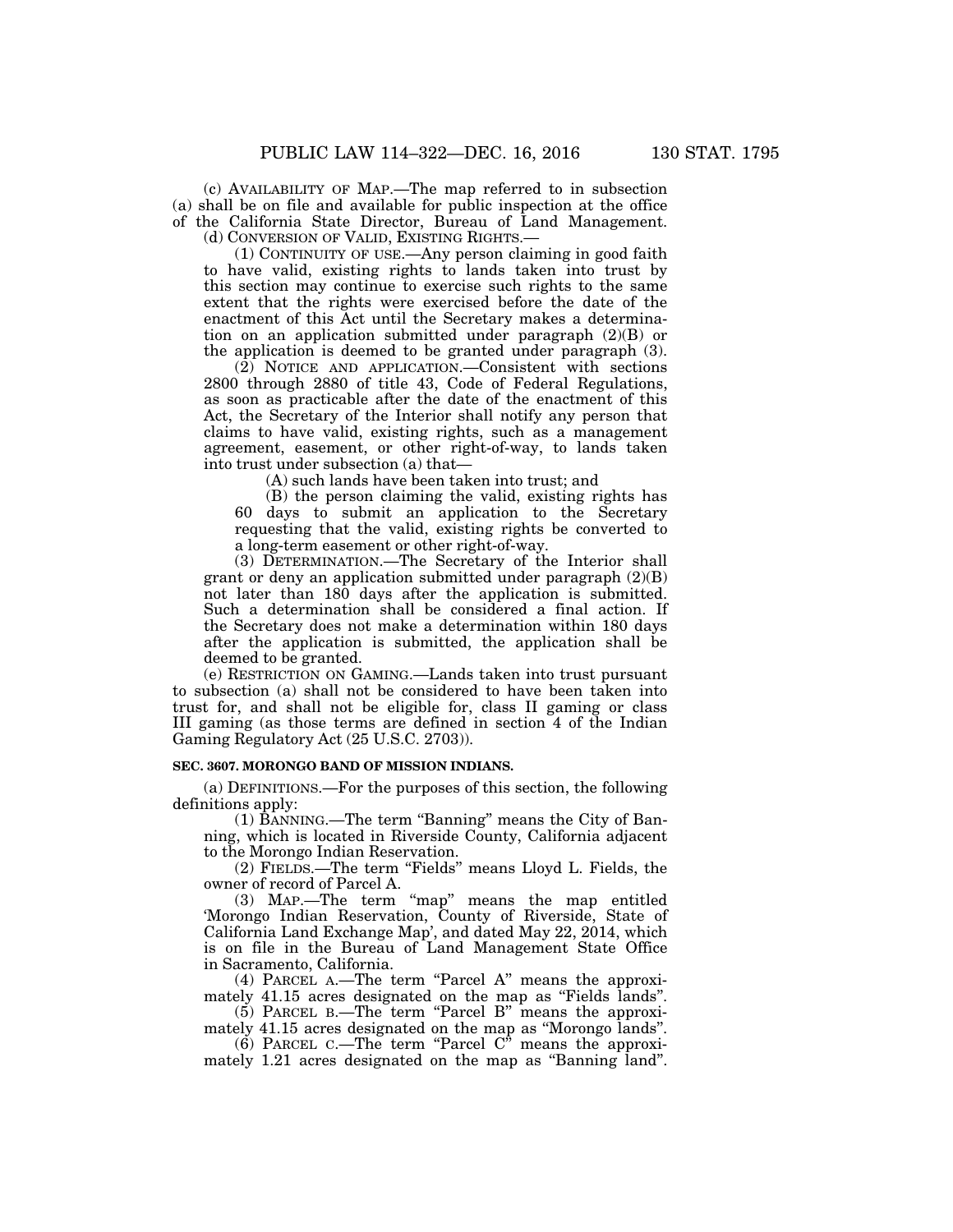(c) AVAILABILITY OF MAP.—The map referred to in subsection (a) shall be on file and available for public inspection at the office of the California State Director, Bureau of Land Management.

(d) CONVERSION OF VALID, EXISTING RIGHTS.—

(1) CONTINUITY OF USE.—Any person claiming in good faith to have valid, existing rights to lands taken into trust by this section may continue to exercise such rights to the same extent that the rights were exercised before the date of the enactment of this Act until the Secretary makes a determination on an application submitted under paragraph (2)(B) or the application is deemed to be granted under paragraph (3).

(2) NOTICE AND APPLICATION.—Consistent with sections 2800 through 2880 of title 43, Code of Federal Regulations, as soon as practicable after the date of the enactment of this Act, the Secretary of the Interior shall notify any person that claims to have valid, existing rights, such as a management agreement, easement, or other right-of-way, to lands taken into trust under subsection (a) that—

(A) such lands have been taken into trust; and

(B) the person claiming the valid, existing rights has 60 days to submit an application to the Secretary requesting that the valid, existing rights be converted to a long-term easement or other right-of-way.

(3) DETERMINATION.—The Secretary of the Interior shall grant or deny an application submitted under paragraph (2)(B) not later than 180 days after the application is submitted. Such a determination shall be considered a final action. If the Secretary does not make a determination within 180 days after the application is submitted, the application shall be deemed to be granted.

(e) RESTRICTION ON GAMING.—Lands taken into trust pursuant to subsection (a) shall not be considered to have been taken into trust for, and shall not be eligible for, class II gaming or class III gaming (as those terms are defined in section 4 of the Indian Gaming Regulatory Act (25 U.S.C. 2703)).

**SEC. 3607. MORONGO BAND OF MISSION INDIANS.**

(a) DEFINITIONS.—For the purposes of this section, the following definitions apply:

(1) BANNING.—The term "Banning" means the City of Banning, which is located in Riverside County, California adjacent to the Morongo Indian Reservation.

(2) FIELDS.—The term "Fields" means Lloyd L. Fields, the owner of record of Parcel A.

(3) MAP.—The term "map" means the map entitled 'Morongo Indian Reservation, County of Riverside, State of California Land Exchange Map', and dated May 22, 2014, which is on file in the Bureau of Land Management State Office in Sacramento, California.

(4) PARCEL A.—The term "Parcel A" means the approximately 41.15 acres designated on the map as "Fields lands".

(5) PARCEL B.—The term "Parcel B" means the approximately 41.15 acres designated on the map as "Morongo lands".

(6) PARCEL C.—The term "Parcel C" means the approximately 1.21 acres designated on the map as "Banning land".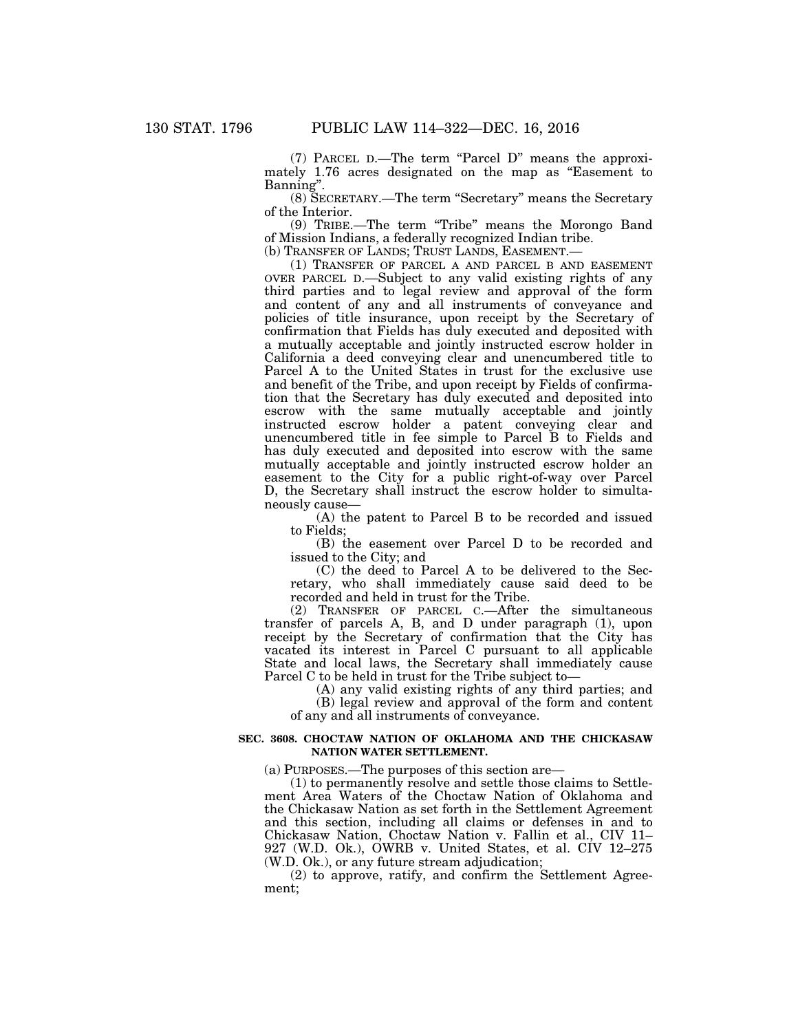(7) PARCEL D.—The term "Parcel D" means the approximately 1.76 acres designated on the map as "Easement to Banning".

(8) SECRETARY.—The term "Secretary" means the Secretary of the Interior.

(9) TRIBE.—The term "Tribe" means the Morongo Band of Mission Indians, a federally recognized Indian tribe.

(b) TRANSFER OF LANDS; TRUST LANDS, EASEMENT.—

(1) TRANSFER OF PARCEL A AND PARCEL B AND EASEMENT OVER PARCEL D.—Subject to any valid existing rights of any third parties and to legal review and approval of the form and content of any and all instruments of conveyance and policies of title insurance, upon receipt by the Secretary of confirmation that Fields has duly executed and deposited with a mutually acceptable and jointly instructed escrow holder in California a deed conveying clear and unencumbered title to Parcel A to the United States in trust for the exclusive use and benefit of the Tribe, and upon receipt by Fields of confirmation that the Secretary has duly executed and deposited into escrow with the same mutually acceptable and jointly instructed escrow holder a patent conveying clear and unencumbered title in fee simple to Parcel B to Fields and has duly executed and deposited into escrow with the same mutually acceptable and jointly instructed escrow holder an easement to the City for a public right-of-way over Parcel D, the Secretary shall instruct the escrow holder to simultaneously cause—

(A) the patent to Parcel B to be recorded and issued to Fields;

(B) the easement over Parcel D to be recorded and issued to the City; and

(C) the deed to Parcel A to be delivered to the Secretary, who shall immediately cause said deed to be recorded and held in trust for the Tribe.

(2) TRANSFER OF PARCEL C.—After the simultaneous transfer of parcels A, B, and D under paragraph (1), upon receipt by the Secretary of confirmation that the City has vacated its interest in Parcel C pursuant to all applicable State and local laws, the Secretary shall immediately cause Parcel C to be held in trust for the Tribe subject to—

(A) any valid existing rights of any third parties; and

(B) legal review and approval of the form and content of any and all instruments of conveyance.

**SEC. 3608. CHOCTAW NATION OF OKLAHOMA AND THE CHICKASAW NATION WATER SETTLEMENT.**

(a) PURPOSES.—The purposes of this section are—

(1) to permanently resolve and settle those claims to Settlement Area Waters of the Choctaw Nation of Oklahoma and the Chickasaw Nation as set forth in the Settlement Agreement and this section, including all claims or defenses in and to Chickasaw Nation, Choctaw Nation v. Fallin et al., CIV 11–927 (W.D. Ok.), OWRB v. United States, et al. CIV 12–275 (W.D. Ok.), or any future stream adjudication;

(2) to approve, ratify, and confirm the Settlement Agreement;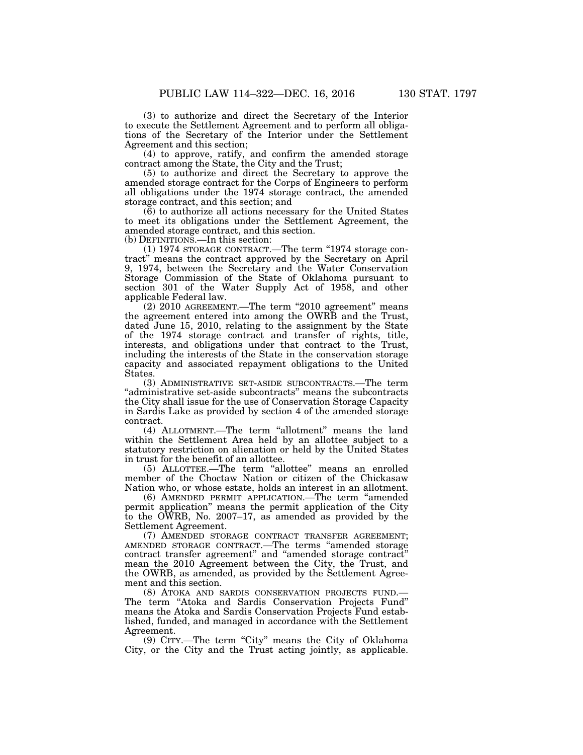(3) to authorize and direct the Secretary of the Interior to execute the Settlement Agreement and to perform all obligations of the Secretary of the Interior under the Settlement Agreement and this section;

(4) to approve, ratify, and confirm the amended storage contract among the State, the City and the Trust;

(5) to authorize and direct the Secretary to approve the amended storage contract for the Corps of Engineers to perform all obligations under the 1974 storage contract, the amended storage contract, and this section; and

(6) to authorize all actions necessary for the United States to meet its obligations under the Settlement Agreement, the amended storage contract, and this section.

(b) DEFINITIONS.—In this section:

(1) 1974 STORAGE CONTRACT.—The term "1974 storage contract" means the contract approved by the Secretary on April 9, 1974, between the Secretary and the Water Conservation Storage Commission of the State of Oklahoma pursuant to section 301 of the Water Supply Act of 1958, and other applicable Federal law.

(2) 2010 AGREEMENT.—The term "2010 agreement" means the agreement entered into among the OWRB and the Trust, dated June 15, 2010, relating to the assignment by the State of the 1974 storage contract and transfer of rights, title, interests, and obligations under that contract to the Trust, including the interests of the State in the conservation storage capacity and associated repayment obligations to the United States.

(3) ADMINISTRATIVE SET-ASIDE SUBCONTRACTS.—The term "administrative set-aside subcontracts" means the subcontracts the City shall issue for the use of Conservation Storage Capacity in Sardis Lake as provided by section 4 of the amended storage contract.

(4) ALLOTMENT.—The term "allotment" means the land within the Settlement Area held by an allottee subject to a statutory restriction on alienation or held by the United States in trust for the benefit of an allottee.

(5) ALLOTTEE.—The term "allottee" means an enrolled member of the Choctaw Nation or citizen of the Chickasaw Nation who, or whose estate, holds an interest in an allotment.

(6) AMENDED PERMIT APPLICATION.—The term "amended permit application" means the permit application of the City to the OWRB, No. 2007–17, as amended as provided by the Settlement Agreement.

(7) AMENDED STORAGE CONTRACT TRANSFER AGREEMENT; AMENDED STORAGE CONTRACT.—The terms "amended storage contract transfer agreement" and "amended storage contract" mean the 2010 Agreement between the City, the Trust, and the OWRB, as amended, as provided by the Settlement Agreement and this section.

(8) ATOKA AND SARDIS CONSERVATION PROJECTS FUND.—The term "Atoka and Sardis Conservation Projects Fund" means the Atoka and Sardis Conservation Projects Fund established, funded, and managed in accordance with the Settlement Agreement.

(9) CITY.—The term "City" means the City of Oklahoma City, or the City and the Trust acting jointly, as applicable.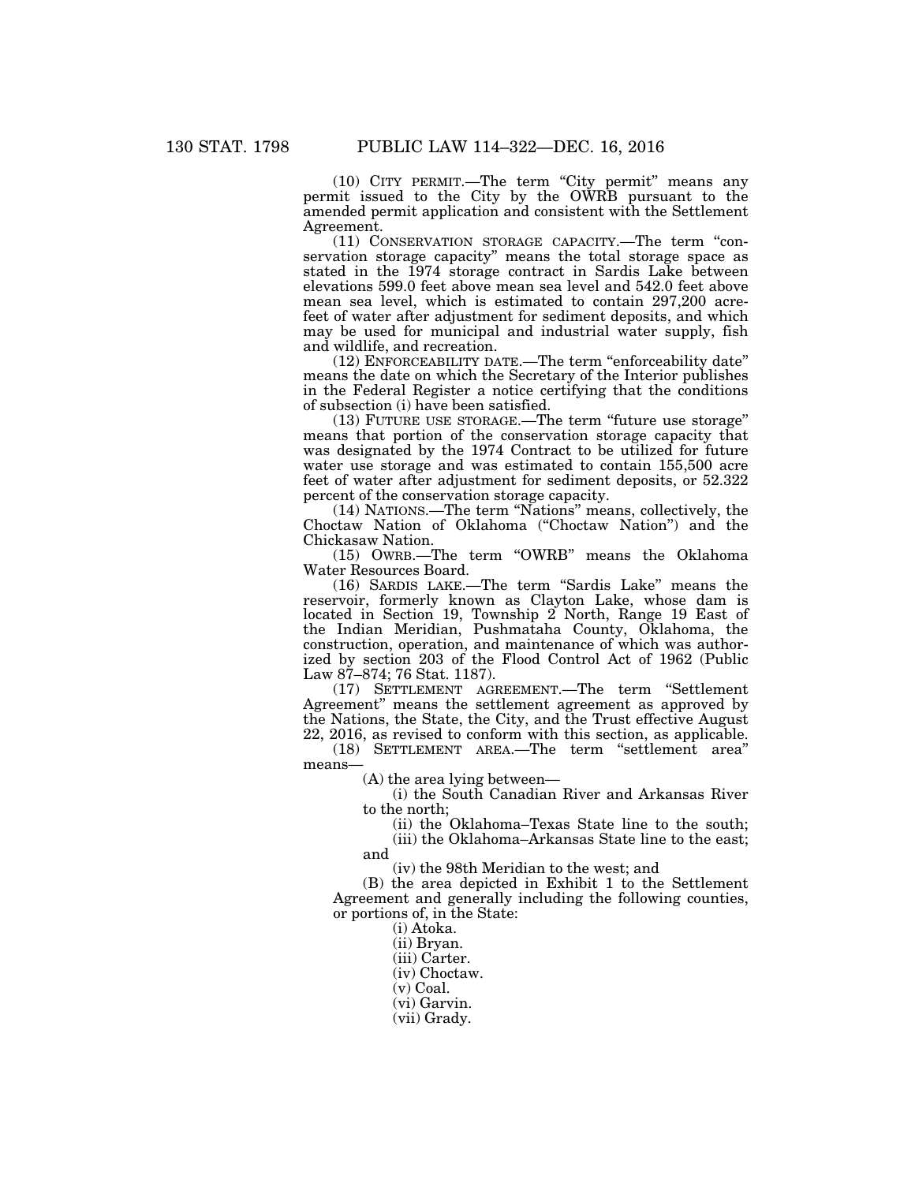(10) CITY PERMIT.—The term "City permit" means any permit issued to the City by the OWRB pursuant to the amended permit application and consistent with the Settlement Agreement.

(11) CONSERVATION STORAGE CAPACITY.—The term "conservation storage capacity" means the total storage space as stated in the 1974 storage contract in Sardis Lake between elevations 599.0 feet above mean sea level and 542.0 feet above mean sea level, which is estimated to contain 297,200 acre-feet of water after adjustment for sediment deposits, and which may be used for municipal and industrial water supply, fish and wildlife, and recreation.

(12) ENFORCEABILITY DATE.—The term "enforceability date" means the date on which the Secretary of the Interior publishes in the Federal Register a notice certifying that the conditions of subsection (i) have been satisfied.

(13) FUTURE USE STORAGE.—The term "future use storage" means that portion of the conservation storage capacity that was designated by the 1974 Contract to be utilized for future water use storage and was estimated to contain 155,500 acre feet of water after adjustment for sediment deposits, or 52.322 percent of the conservation storage capacity.

(14) NATIONS.—The term "Nations" means, collectively, the Choctaw Nation of Oklahoma ("Choctaw Nation") and the Chickasaw Nation.

(15) OWRB.—The term "OWRB" means the Oklahoma Water Resources Board.

(16) SARDIS LAKE.—The term "Sardis Lake" means the reservoir, formerly known as Clayton Lake, whose dam is located in Section 19, Township 2 North, Range 19 East of the Indian Meridian, Pushmataha County, Oklahoma, the construction, operation, and maintenance of which was authorized by section 203 of the Flood Control Act of 1962 (Public Law 87–874; 76 Stat. 1187).

(17) SETTLEMENT AGREEMENT.—The term "Settlement Agreement" means the settlement agreement as approved by the Nations, the State, the City, and the Trust effective August 22, 2016, as revised to conform with this section, as applicable.

(18) SETTLEMENT AREA.—The term "settlement area" means—

(A) the area lying between—

(i) the South Canadian River and Arkansas River to the north;

(ii) the Oklahoma–Texas State line to the south;

(iii) the Oklahoma–Arkansas State line to the east; and

(iv) the 98th Meridian to the west; and

(B) the area depicted in Exhibit 1 to the Settlement Agreement and generally including the following counties, or portions of, in the State:

(i) Atoka.

(ii) Bryan.

(iii) Carter.

(iv) Choctaw.

(v) Coal.

(vi) Garvin.

(vii) Grady.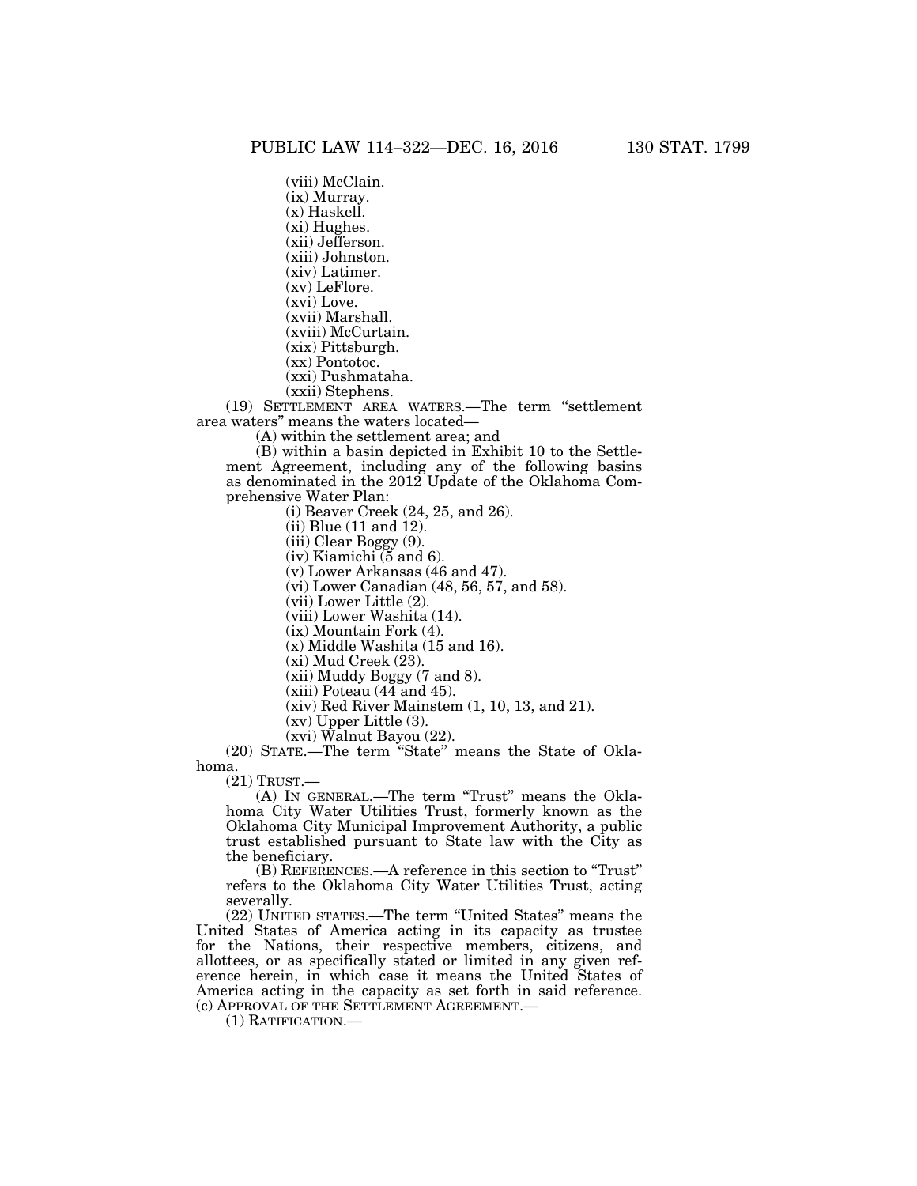(viii) McClain.

(ix) Murray.

(x) Haskell.

(xi) Hughes.

(xii) Jefferson.

(xiii) Johnston.

(xiv) Latimer.

(xv) LeFlore.

(xvi) Love.

(xvii) Marshall.

(xviii) McCurtain.

(xix) Pittsburgh.

(xx) Pontotoc.

(xxi) Pushmataha.

(xxii) Stephens.

(19) SETTLEMENT AREA WATERS.—The term "settlement area waters" means the waters located—

(A) within the settlement area; and

(B) within a basin depicted in Exhibit 10 to the Settlement Agreement, including any of the following basins as denominated in the 2012 Update of the Oklahoma Comprehensive Water Plan:

(i) Beaver Creek (24, 25, and 26).

(ii) Blue (11 and 12).

(iii) Clear Boggy (9).

(iv) Kiamichi (5 and 6).

(v) Lower Arkansas (46 and 47).

(vi) Lower Canadian (48, 56, 57, and 58).

(vii) Lower Little (2).

(viii) Lower Washita (14).

(ix) Mountain Fork (4).

(x) Middle Washita (15 and 16).

(xi) Mud Creek (23).

(xii) Muddy Boggy (7 and 8).

(xiii) Poteau (44 and 45).

(xiv) Red River Mainstem (1, 10, 13, and 21).

(xv) Upper Little (3).

(xvi) Walnut Bayou (22).

(20) STATE.—The term "State" means the State of Oklahoma.

(21) TRUST.—

(A) IN GENERAL.—The term "Trust" means the Oklahoma City Water Utilities Trust, formerly known as the Oklahoma City Municipal Improvement Authority, a public trust established pursuant to State law with the City as the beneficiary.

(B) REFERENCES.—A reference in this section to "Trust" refers to the Oklahoma City Water Utilities Trust, acting severally.

(22) UNITED STATES.—The term "United States" means the United States of America acting in its capacity as trustee for the Nations, their respective members, citizens, and allottees, or as specifically stated or limited in any given reference herein, in which case it means the United States of America acting in the capacity as set forth in said reference.

(c) APPROVAL OF THE SETTLEMENT AGREEMENT.—

(1) RATIFICATION.—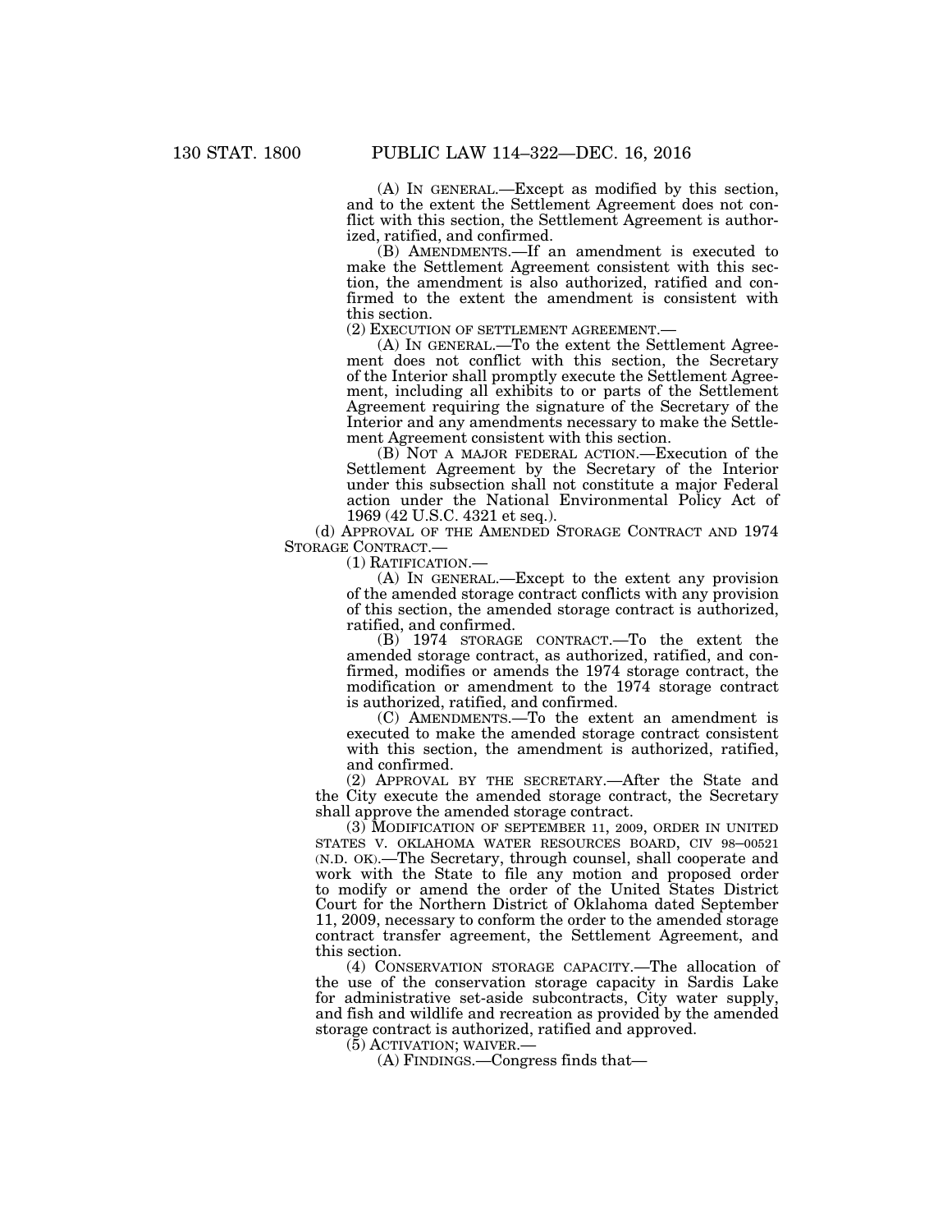(A) IN GENERAL.—Except as modified by this section, and to the extent the Settlement Agreement does not conflict with this section, the Settlement Agreement is authorized, ratified, and confirmed.

(B) AMENDMENTS.—If an amendment is executed to make the Settlement Agreement consistent with this section, the amendment is also authorized, ratified and confirmed to the extent the amendment is consistent with this section.

(2) EXECUTION OF SETTLEMENT AGREEMENT.—

(A) IN GENERAL.—To the extent the Settlement Agreement does not conflict with this section, the Secretary of the Interior shall promptly execute the Settlement Agreement, including all exhibits to or parts of the Settlement Agreement requiring the signature of the Secretary of the Interior and any amendments necessary to make the Settlement Agreement consistent with this section.

(B) NOT A MAJOR FEDERAL ACTION.—Execution of the Settlement Agreement by the Secretary of the Interior under this subsection shall not constitute a major Federal action under the National Environmental Policy Act of 1969 (42 U.S.C. 4321 et seq.).

(d) APPROVAL OF THE AMENDED STORAGE CONTRACT AND 1974 STORAGE CONTRACT.—

(1) RATIFICATION.—

(A) IN GENERAL.—Except to the extent any provision of the amended storage contract conflicts with any provision of this section, the amended storage contract is authorized, ratified, and confirmed.

(B) 1974 STORAGE CONTRACT.—To the extent the amended storage contract, as authorized, ratified, and confirmed, modifies or amends the 1974 storage contract, the modification or amendment to the 1974 storage contract is authorized, ratified, and confirmed.

(C) AMENDMENTS.—To the extent an amendment is executed to make the amended storage contract consistent with this section, the amendment is authorized, ratified, and confirmed.

(2) APPROVAL BY THE SECRETARY.—After the State and the City execute the amended storage contract, the Secretary shall approve the amended storage contract.

(3) MODIFICATION OF SEPTEMBER 11, 2009, ORDER IN UNITED STATES V. OKLAHOMA WATER RESOURCES BOARD, CIV 98–00521 (N.D. OK).—The Secretary, through counsel, shall cooperate and work with the State to file any motion and proposed order to modify or amend the order of the United States District Court for the Northern District of Oklahoma dated September 11, 2009, necessary to conform the order to the amended storage contract transfer agreement, the Settlement Agreement, and this section.

(4) CONSERVATION STORAGE CAPACITY.—The allocation of the use of the conservation storage capacity in Sardis Lake for administrative set-aside subcontracts, City water supply, and fish and wildlife and recreation as provided by the amended storage contract is authorized, ratified and approved.

(5) ACTIVATION; WAIVER.—

(A) FINDINGS.—Congress finds that—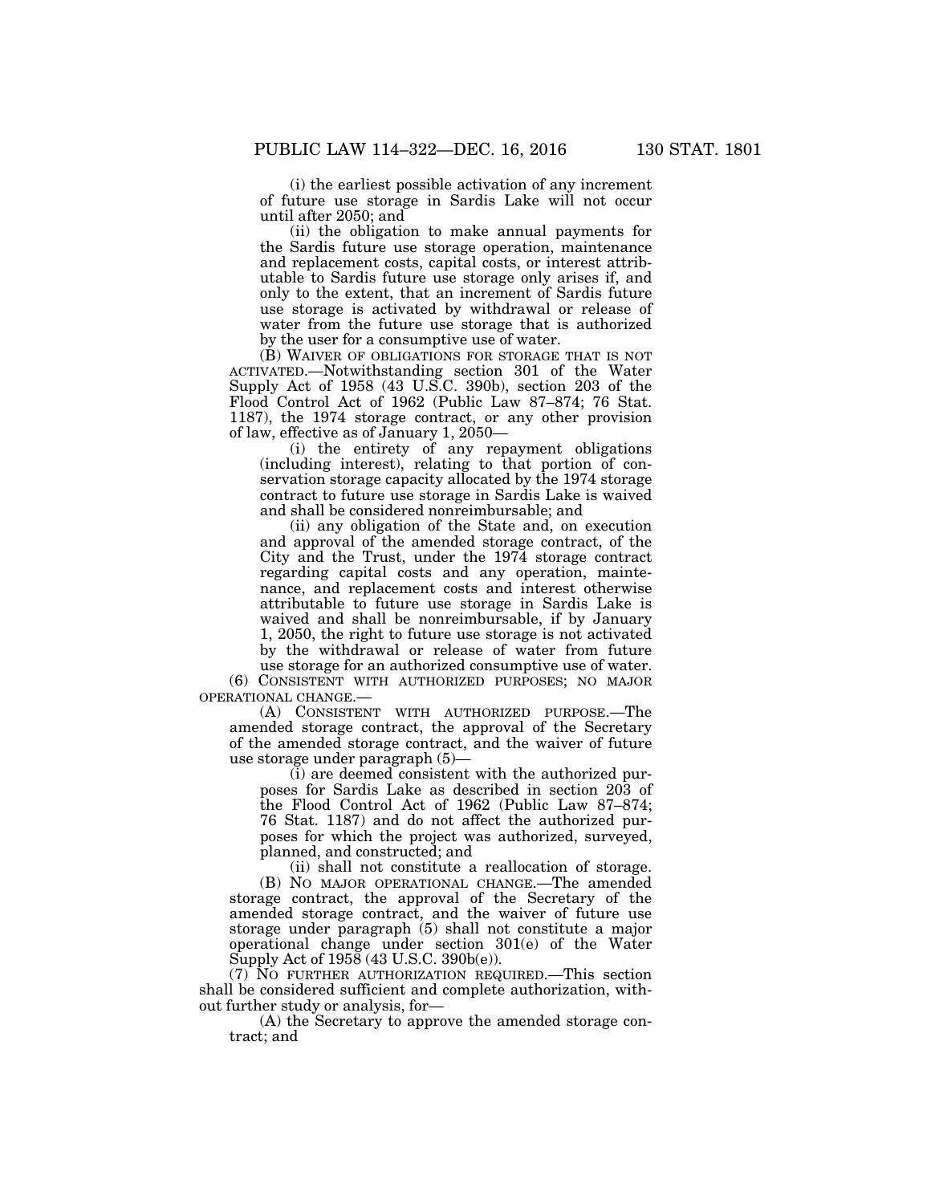(i) the earliest possible activation of any increment of future use storage in Sardis Lake will not occur until after 2050; and

(ii) the obligation to make annual payments for the Sardis future use storage operation, maintenance and replacement costs, capital costs, or interest attributable to Sardis future use storage only arises if, and only to the extent, that an increment of Sardis future use storage is activated by withdrawal or release of water from the future use storage that is authorized by the user for a consumptive use of water.

(B) WAIVER OF OBLIGATIONS FOR STORAGE THAT IS NOT ACTIVATED.—Notwithstanding section 301 of the Water Supply Act of 1958 (43 U.S.C. 390b), section 203 of the Flood Control Act of 1962 (Public Law 87–874; 76 Stat. 1187), the 1974 storage contract, or any other provision of law, effective as of January 1, 2050—

(i) the entirety of any repayment obligations (including interest), relating to that portion of conservation storage capacity allocated by the 1974 storage contract to future use storage in Sardis Lake is waived and shall be considered nonreimbursable; and

(ii) any obligation of the State and, on execution and approval of the amended storage contract, of the City and the Trust, under the 1974 storage contract regarding capital costs and any operation, maintenance, and replacement costs and interest otherwise attributable to future use storage in Sardis Lake is waived and shall be nonreimbursable, if by January 1, 2050, the right to future use storage is not activated by the withdrawal or release of water from future use storage for an authorized consumptive use of water.

(6) CONSISTENT WITH AUTHORIZED PURPOSES; NO MAJOR OPERATIONAL CHANGE.—

(A) CONSISTENT WITH AUTHORIZED PURPOSE.—The amended storage contract, the approval of the Secretary of the amended storage contract, and the waiver of future use storage under paragraph (5)—

(i) are deemed consistent with the authorized purposes for Sardis Lake as described in section 203 of the Flood Control Act of 1962 (Public Law 87–874; 76 Stat. 1187) and do not affect the authorized purposes for which the project was authorized, surveyed, planned, and constructed; and

(ii) shall not constitute a reallocation of storage.

(B) NO MAJOR OPERATIONAL CHANGE.—The amended storage contract, the approval of the Secretary of the amended storage contract, and the waiver of future use storage under paragraph (5) shall not constitute a major operational change under section 301(e) of the Water Supply Act of 1958 (43 U.S.C. 390b(e)).

(7) NO FURTHER AUTHORIZATION REQUIRED.—This section shall be considered sufficient and complete authorization, without further study or analysis, for—

(A) the Secretary to approve the amended storage contract; and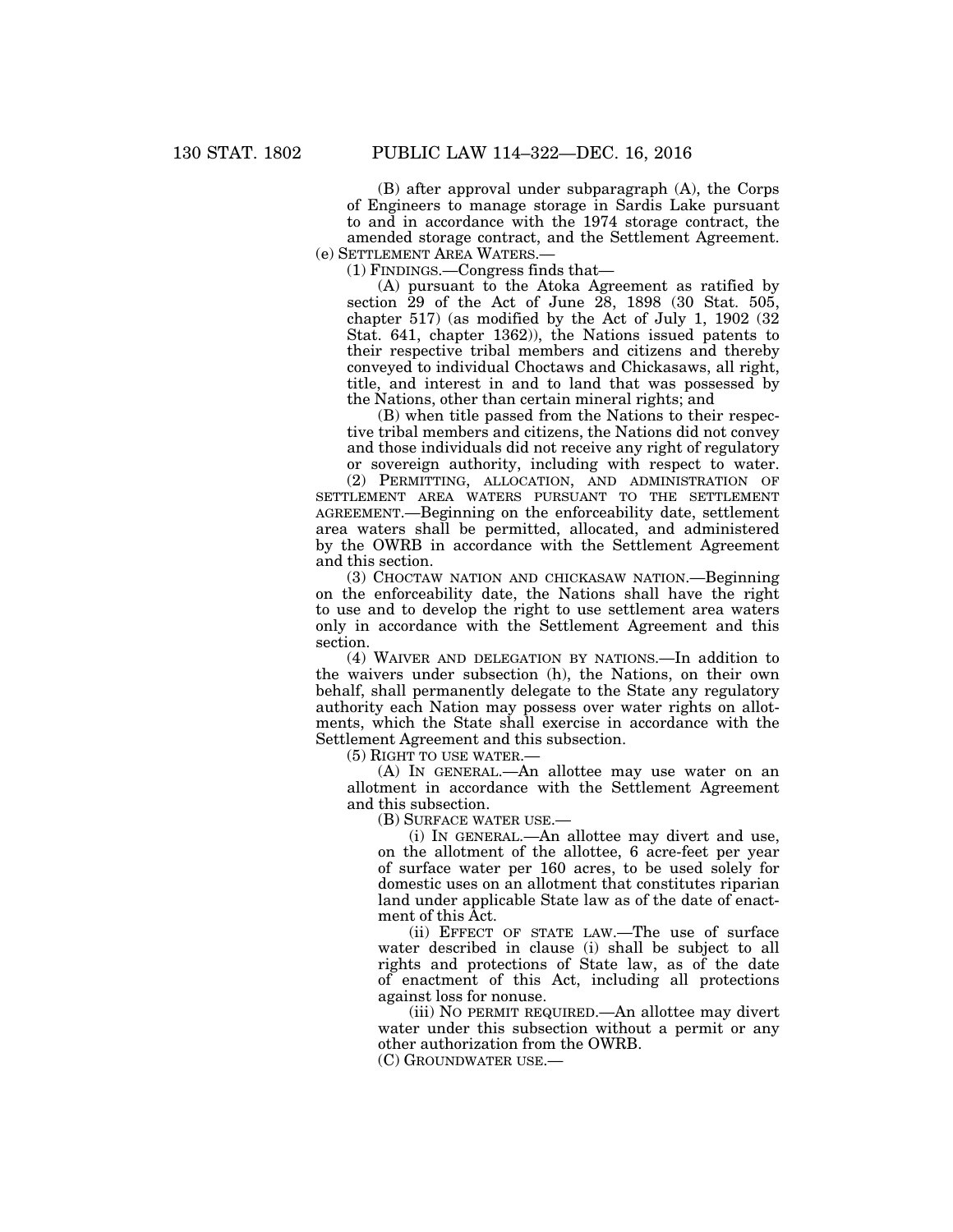(B) after approval under subparagraph (A), the Corps of Engineers to manage storage in Sardis Lake pursuant to and in accordance with the 1974 storage contract, the amended storage contract, and the Settlement Agreement.

(e) SETTLEMENT AREA WATERS.—

(1) FINDINGS.—Congress finds that—

(A) pursuant to the Atoka Agreement as ratified by section 29 of the Act of June 28, 1898 (30 Stat. 505, chapter 517) (as modified by the Act of July 1, 1902 (32 Stat. 641, chapter 1362)), the Nations issued patents to their respective tribal members and citizens and thereby conveyed to individual Choctaws and Chickasaws, all right, title, and interest in and to land that was possessed by the Nations, other than certain mineral rights; and

(B) when title passed from the Nations to their respective tribal members and citizens, the Nations did not convey and those individuals did not receive any right of regulatory or sovereign authority, including with respect to water.

(2) PERMITTING, ALLOCATION, AND ADMINISTRATION OF SETTLEMENT AREA WATERS PURSUANT TO THE SETTLEMENT AGREEMENT.—Beginning on the enforceability date, settlement area waters shall be permitted, allocated, and administered by the OWRB in accordance with the Settlement Agreement and this section.

(3) CHOCTAW NATION AND CHICKASAW NATION.—Beginning on the enforceability date, the Nations shall have the right to use and to develop the right to use settlement area waters only in accordance with the Settlement Agreement and this section.

(4) WAIVER AND DELEGATION BY NATIONS.—In addition to the waivers under subsection (h), the Nations, on their own behalf, shall permanently delegate to the State any regulatory authority each Nation may possess over water rights on allotments, which the State shall exercise in accordance with the Settlement Agreement and this subsection.

(5) RIGHT TO USE WATER.—

(A) IN GENERAL.—An allottee may use water on an allotment in accordance with the Settlement Agreement and this subsection.

(B) SURFACE WATER USE.—

(i) IN GENERAL.—An allottee may divert and use, on the allotment of the allottee, 6 acre-feet per year of surface water per 160 acres, to be used solely for domestic uses on an allotment that constitutes riparian land under applicable State law as of the date of enactment of this Act.

(ii) EFFECT OF STATE LAW.—The use of surface water described in clause (i) shall be subject to all rights and protections of State law, as of the date of enactment of this Act, including all protections against loss for nonuse.

(iii) NO PERMIT REQUIRED.—An allottee may divert water under this subsection without a permit or any other authorization from the OWRB.

(C) GROUNDWATER USE.—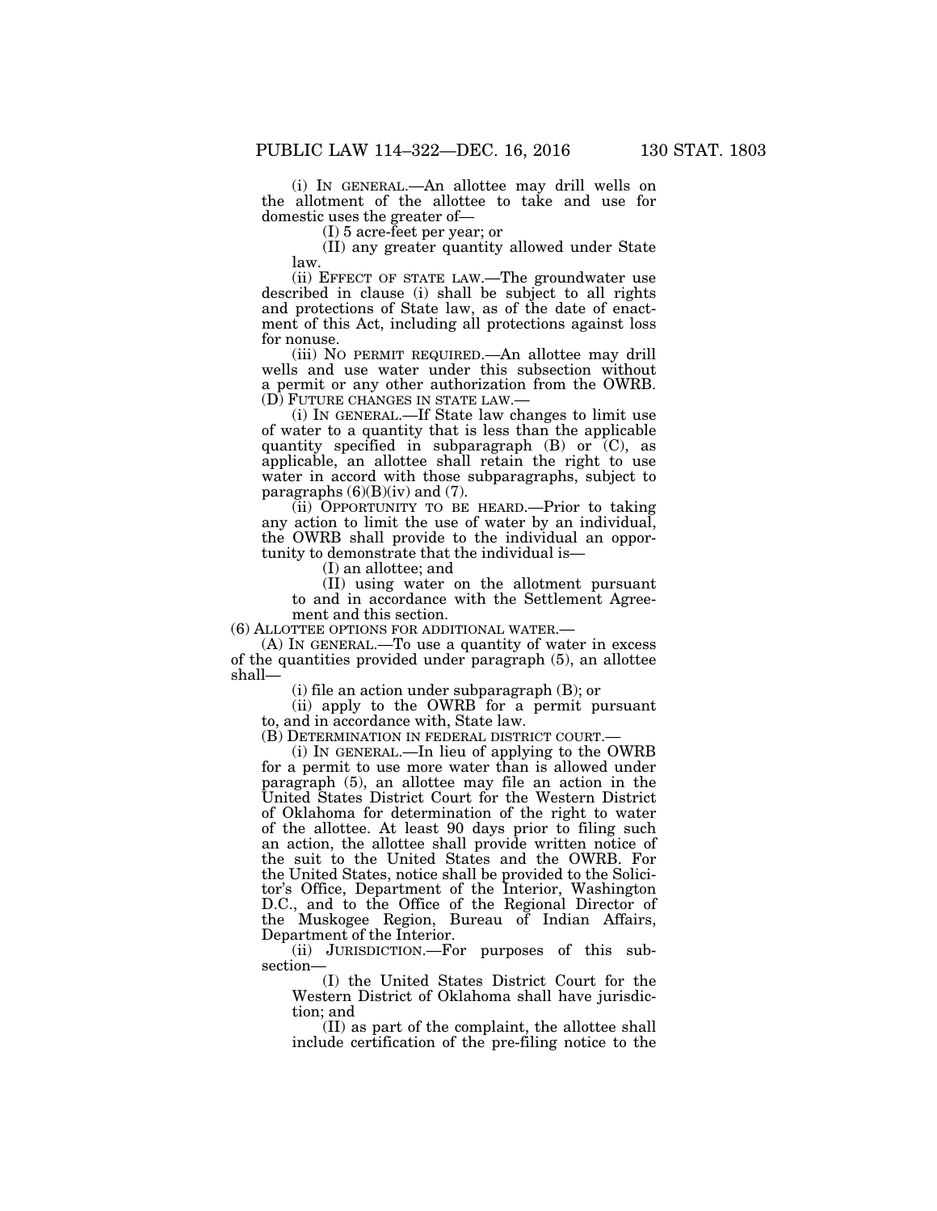(i) IN GENERAL.—An allottee may drill wells on the allotment of the allottee to take and use for domestic uses the greater of—

(I) 5 acre-feet per year; or

(II) any greater quantity allowed under State law.

(ii) EFFECT OF STATE LAW.—The groundwater use described in clause (i) shall be subject to all rights and protections of State law, as of the date of enactment of this Act, including all protections against loss for nonuse.

(iii) NO PERMIT REQUIRED.—An allottee may drill wells and use water under this subsection without a permit or any other authorization from the OWRB.

(D) FUTURE CHANGES IN STATE LAW.—

(i) IN GENERAL.—If State law changes to limit use of water to a quantity that is less than the applicable quantity specified in subparagraph (B) or (C), as applicable, an allottee shall retain the right to use water in accord with those subparagraphs, subject to paragraphs (6)(B)(iv) and (7).

(ii) OPPORTUNITY TO BE HEARD.—Prior to taking any action to limit the use of water by an individual, the OWRB shall provide to the individual an opportunity to demonstrate that the individual is—

(I) an allottee; and

(II) using water on the allotment pursuant to and in accordance with the Settlement Agreement and this section.

(6) ALLOTTEE OPTIONS FOR ADDITIONAL WATER.—

(A) IN GENERAL.—To use a quantity of water in excess of the quantities provided under paragraph (5), an allottee shall—

(i) file an action under subparagraph (B); or

(ii) apply to the OWRB for a permit pursuant to, and in accordance with, State law.

(B) DETERMINATION IN FEDERAL DISTRICT COURT.—

(i) IN GENERAL.—In lieu of applying to the OWRB for a permit to use more water than is allowed under paragraph (5), an allottee may file an action in the United States District Court for the Western District of Oklahoma for determination of the right to water of the allottee. At least 90 days prior to filing such an action, the allottee shall provide written notice of the suit to the United States and the OWRB. For the United States, notice shall be provided to the Solicitor's Office, Department of the Interior, Washington D.C., and to the Office of the Regional Director of the Muskogee Region, Bureau of Indian Affairs, Department of the Interior.

(ii) JURISDICTION.—For purposes of this subsection—

(I) the United States District Court for the Western District of Oklahoma shall have jurisdiction; and

(II) as part of the complaint, the allottee shall include certification of the pre-filing notice to the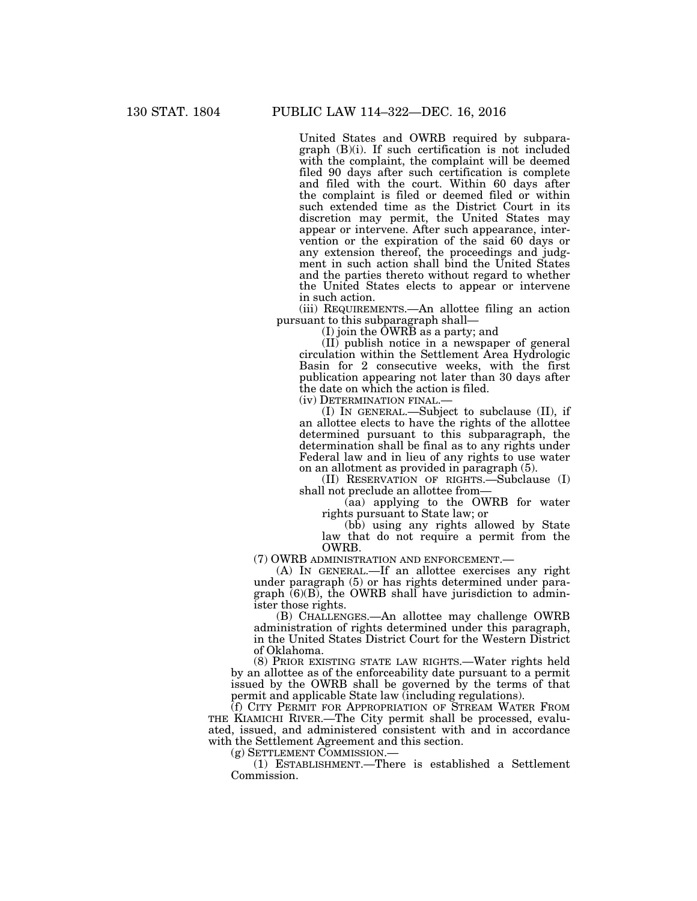United States and OWRB required by subparagraph (B)(i). If such certification is not included with the complaint, the complaint will be deemed filed 90 days after such certification is complete and filed with the court. Within 60 days after the complaint is filed or deemed filed or within such extended time as the District Court in its discretion may permit, the United States may appear or intervene. After such appearance, intervention or the expiration of the said 60 days or any extension thereof, the proceedings and judgment in such action shall bind the United States and the parties thereto without regard to whether the United States elects to appear or intervene in such action.

(iii) REQUIREMENTS.—An allottee filing an action pursuant to this subparagraph shall—

(I) join the OWRB as a party; and

(II) publish notice in a newspaper of general circulation within the Settlement Area Hydrologic Basin for 2 consecutive weeks, with the first publication appearing not later than 30 days after the date on which the action is filed.

(iv) DETERMINATION FINAL.—

(I) IN GENERAL.—Subject to subclause (II), if an allottee elects to have the rights of the allottee determined pursuant to this subparagraph, the determination shall be final as to any rights under Federal law and in lieu of any rights to use water on an allotment as provided in paragraph (5).

(II) RESERVATION OF RIGHTS.—Subclause (I) shall not preclude an allottee from—

(aa) applying to the OWRB for water rights pursuant to State law; or

(bb) using any rights allowed by State law that do not require a permit from the OWRB.

(7) OWRB ADMINISTRATION AND ENFORCEMENT.—

(A) IN GENERAL.—If an allottee exercises any right under paragraph (5) or has rights determined under paragraph (6)(B), the OWRB shall have jurisdiction to administer those rights.

(B) CHALLENGES.—An allottee may challenge OWRB administration of rights determined under this paragraph, in the United States District Court for the Western District of Oklahoma.

(8) PRIOR EXISTING STATE LAW RIGHTS.—Water rights held by an allottee as of the enforceability date pursuant to a permit issued by the OWRB shall be governed by the terms of that permit and applicable State law (including regulations).

(f) CITY PERMIT FOR APPROPRIATION OF STREAM WATER FROM THE KIAMICHI RIVER.—The City permit shall be processed, evaluated, issued, and administered consistent with and in accordance with the Settlement Agreement and this section.

(g) SETTLEMENT COMMISSION.—

(1) ESTABLISHMENT.—There is established a Settlement Commission.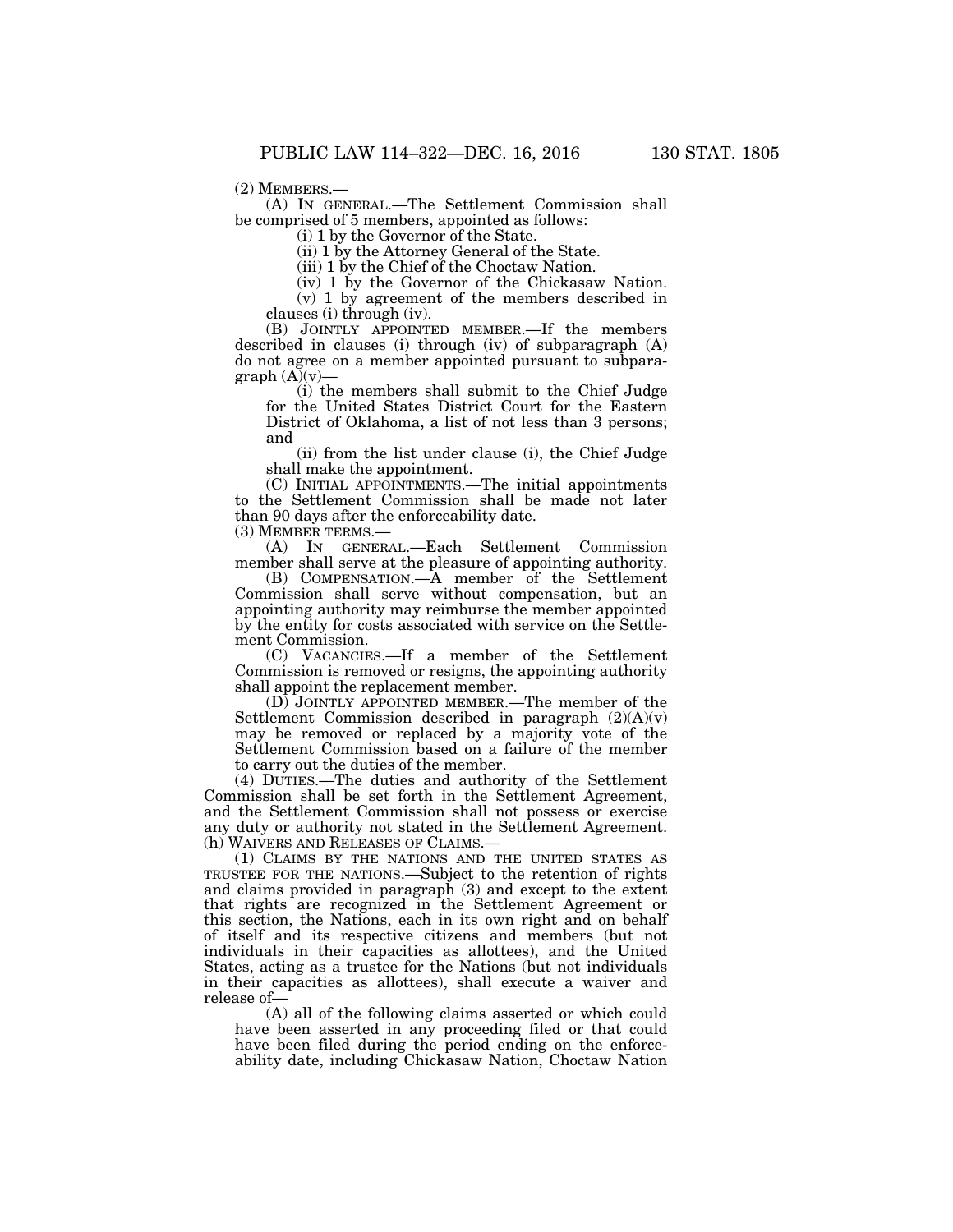(2) MEMBERS.—

(A) IN GENERAL.—The Settlement Commission shall be comprised of 5 members, appointed as follows:

(i) 1 by the Governor of the State.

(ii) 1 by the Attorney General of the State.

(iii) 1 by the Chief of the Choctaw Nation.

(iv) 1 by the Governor of the Chickasaw Nation.

(v) 1 by agreement of the members described in clauses (i) through (iv).

(B) JOINTLY APPOINTED MEMBER.—If the members described in clauses (i) through (iv) of subparagraph (A) do not agree on a member appointed pursuant to subparagraph (A)(v)—

(i) the members shall submit to the Chief Judge for the United States District Court for the Eastern District of Oklahoma, a list of not less than 3 persons; and

(ii) from the list under clause (i), the Chief Judge shall make the appointment.

(C) INITIAL APPOINTMENTS.—The initial appointments to the Settlement Commission shall be made not later than 90 days after the enforceability date.

(3) MEMBER TERMS.—

(A) IN GENERAL.—Each Settlement Commission member shall serve at the pleasure of appointing authority.

(B) COMPENSATION.—A member of the Settlement Commission shall serve without compensation, but an appointing authority may reimburse the member appointed by the entity for costs associated with service on the Settlement Commission.

(C) VACANCIES.—If a member of the Settlement Commission is removed or resigns, the appointing authority shall appoint the replacement member.

(D) JOINTLY APPOINTED MEMBER.—The member of the Settlement Commission described in paragraph (2)(A)(v) may be removed or replaced by a majority vote of the Settlement Commission based on a failure of the member to carry out the duties of the member.

(4) DUTIES.—The duties and authority of the Settlement Commission shall be set forth in the Settlement Agreement, and the Settlement Commission shall not possess or exercise any duty or authority not stated in the Settlement Agreement.

(h) WAIVERS AND RELEASES OF CLAIMS.—

(1) CLAIMS BY THE NATIONS AND THE UNITED STATES AS TRUSTEE FOR THE NATIONS.—Subject to the retention of rights and claims provided in paragraph (3) and except to the extent that rights are recognized in the Settlement Agreement or this section, the Nations, each in its own right and on behalf of itself and its respective citizens and members (but not individuals in their capacities as allottees), and the United States, acting as a trustee for the Nations (but not individuals in their capacities as allottees), shall execute a waiver and release of—

(A) all of the following claims asserted or which could have been asserted in any proceeding filed or that could have been filed during the period ending on the enforceability date, including Chickasaw Nation, Choctaw Nation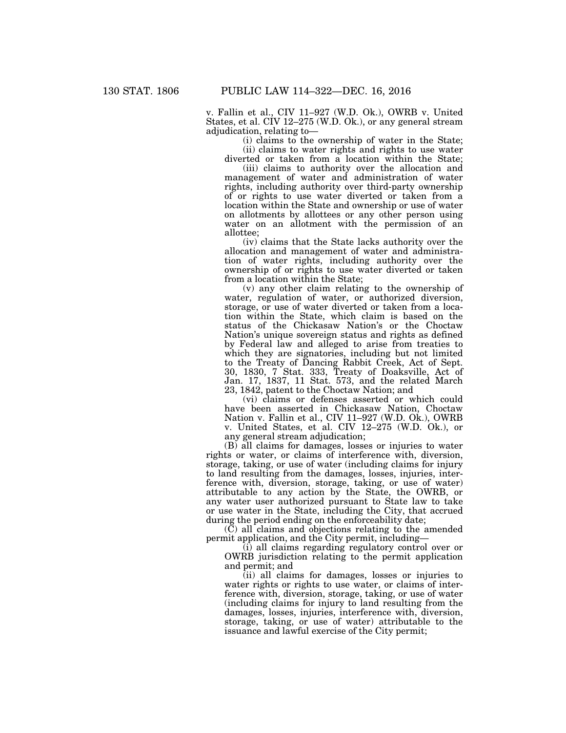v. Fallin et al., CIV 11–927 (W.D. Ok.), OWRB v. United States, et al. CIV 12–275 (W.D. Ok.), or any general stream adjudication, relating to—

(i) claims to the ownership of water in the State;

(ii) claims to water rights and rights to use water diverted or taken from a location within the State;

(iii) claims to authority over the allocation and management of water and administration of water rights, including authority over third-party ownership of or rights to use water diverted or taken from a location within the State and ownership or use of water on allotments by allottees or any other person using water on an allotment with the permission of an allottee;

(iv) claims that the State lacks authority over the allocation and management of water and administration of water rights, including authority over the ownership of or rights to use water diverted or taken from a location within the State;

(v) any other claim relating to the ownership of water, regulation of water, or authorized diversion, storage, or use of water diverted or taken from a location within the State, which claim is based on the status of the Chickasaw Nation's or the Choctaw Nation's unique sovereign status and rights as defined by Federal law and alleged to arise from treaties to which they are signatories, including but not limited to the Treaty of Dancing Rabbit Creek, Act of Sept. 30, 1830, 7 Stat. 333, Treaty of Doaksville, Act of Jan. 17, 1837, 11 Stat. 573, and the related March 23, 1842, patent to the Choctaw Nation; and

(vi) claims or defenses asserted or which could have been asserted in Chickasaw Nation, Choctaw Nation v. Fallin et al., CIV 11–927 (W.D. Ok.), OWRB v. United States, et al. CIV 12–275 (W.D. Ok.), or any general stream adjudication;

(B) all claims for damages, losses or injuries to water rights or water, or claims of interference with, diversion, storage, taking, or use of water (including claims for injury to land resulting from the damages, losses, injuries, interference with, diversion, storage, taking, or use of water) attributable to any action by the State, the OWRB, or any water user authorized pursuant to State law to take or use water in the State, including the City, that accrued during the period ending on the enforceability date;

(C) all claims and objections relating to the amended permit application, and the City permit, including—

(i) all claims regarding regulatory control over or OWRB jurisdiction relating to the permit application and permit; and

(ii) all claims for damages, losses or injuries to water rights or rights to use water, or claims of interference with, diversion, storage, taking, or use of water (including claims for injury to land resulting from the damages, losses, injuries, interference with, diversion, storage, taking, or use of water) attributable to the issuance and lawful exercise of the City permit;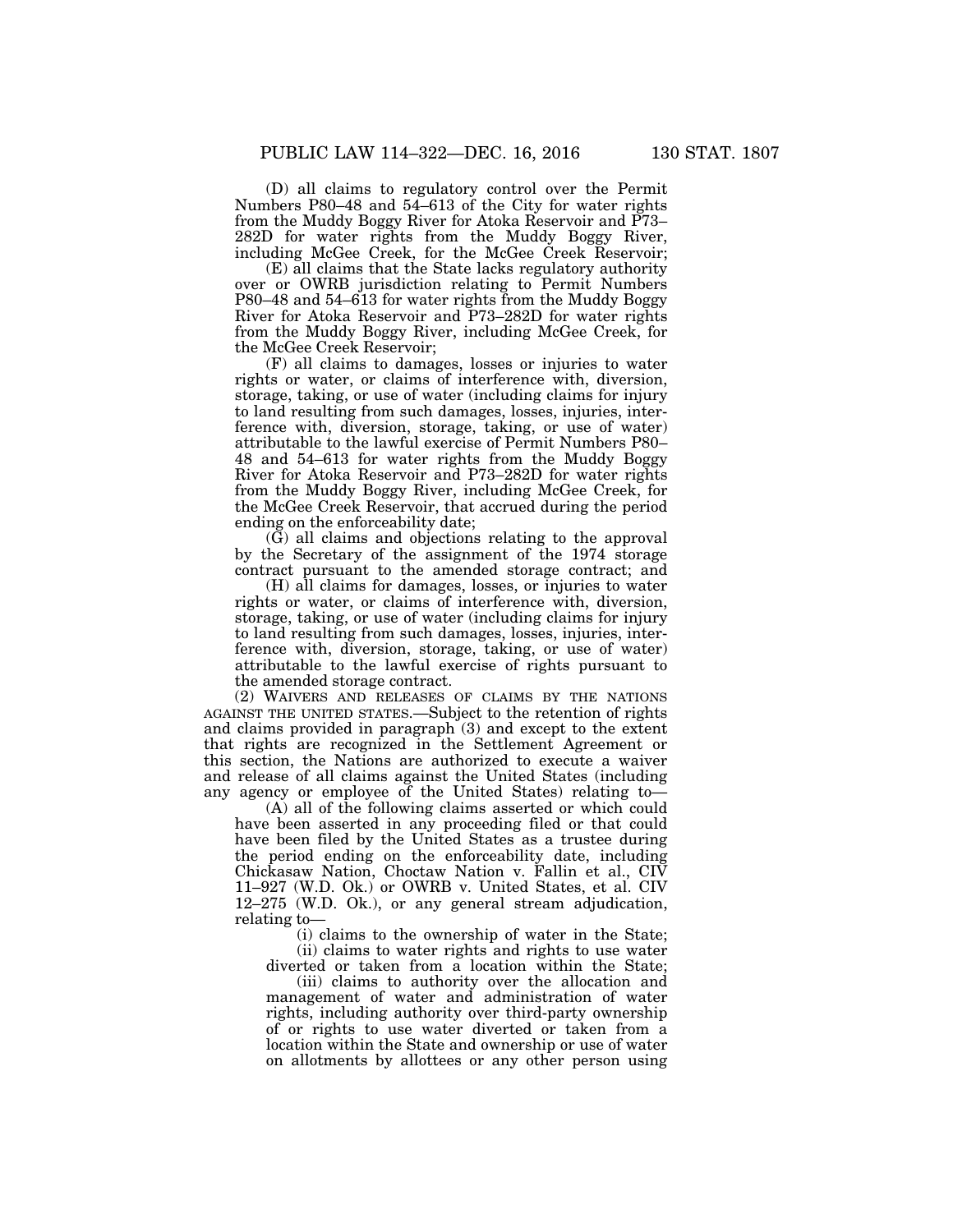(D) all claims to regulatory control over the Permit Numbers P80–48 and 54–613 of the City for water rights from the Muddy Boggy River for Atoka Reservoir and P73–282D for water rights from the Muddy Boggy River, including McGee Creek, for the McGee Creek Reservoir;

(E) all claims that the State lacks regulatory authority over or OWRB jurisdiction relating to Permit Numbers P80–48 and 54–613 for water rights from the Muddy Boggy River for Atoka Reservoir and P73–282D for water rights from the Muddy Boggy River, including McGee Creek, for the McGee Creek Reservoir;

(F) all claims to damages, losses or injuries to water rights or water, or claims of interference with, diversion, storage, taking, or use of water (including claims for injury to land resulting from such damages, losses, injuries, interference with, diversion, storage, taking, or use of water) attributable to the lawful exercise of Permit Numbers P80–48 and 54–613 for water rights from the Muddy Boggy River for Atoka Reservoir and P73–282D for water rights from the Muddy Boggy River, including McGee Creek, for the McGee Creek Reservoir, that accrued during the period ending on the enforceability date;

(G) all claims and objections relating to the approval by the Secretary of the assignment of the 1974 storage contract pursuant to the amended storage contract; and

(H) all claims for damages, losses, or injuries to water rights or water, or claims of interference with, diversion, storage, taking, or use of water (including claims for injury to land resulting from such damages, losses, injuries, interference with, diversion, storage, taking, or use of water) attributable to the lawful exercise of rights pursuant to the amended storage contract.

(2) WAIVERS AND RELEASES OF CLAIMS BY THE NATIONS AGAINST THE UNITED STATES.—Subject to the retention of rights and claims provided in paragraph (3) and except to the extent that rights are recognized in the Settlement Agreement or this section, the Nations are authorized to execute a waiver and release of all claims against the United States (including any agency or employee of the United States) relating to—

(A) all of the following claims asserted or which could have been asserted in any proceeding filed or that could have been filed by the United States as a trustee during the period ending on the enforceability date, including Chickasaw Nation, Choctaw Nation v. Fallin et al., CIV 11–927 (W.D. Ok.) or OWRB v. United States, et al. CIV 12–275 (W.D. Ok.), or any general stream adjudication, relating to—

(i) claims to the ownership of water in the State;

(ii) claims to water rights and rights to use water diverted or taken from a location within the State;

(iii) claims to authority over the allocation and management of water and administration of water rights, including authority over third-party ownership of or rights to use water diverted or taken from a location within the State and ownership or use of water on allotments by allottees or any other person using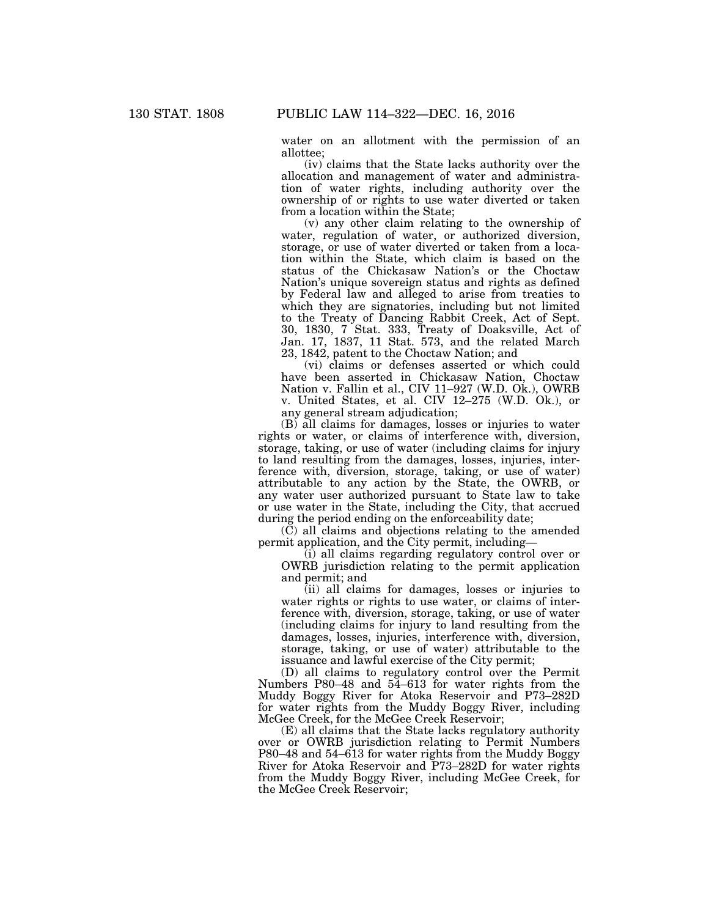water on an allotment with the permission of an allottee;

(iv) claims that the State lacks authority over the allocation and management of water and administration of water rights, including authority over the ownership of or rights to use water diverted or taken from a location within the State;

(v) any other claim relating to the ownership of water, regulation of water, or authorized diversion, storage, or use of water diverted or taken from a location within the State, which claim is based on the status of the Chickasaw Nation's or the Choctaw Nation's unique sovereign status and rights as defined by Federal law and alleged to arise from treaties to which they are signatories, including but not limited to the Treaty of Dancing Rabbit Creek, Act of Sept. 30, 1830, 7 Stat. 333, Treaty of Doaksville, Act of Jan. 17, 1837, 11 Stat. 573, and the related March 23, 1842, patent to the Choctaw Nation; and

(vi) claims or defenses asserted or which could have been asserted in Chickasaw Nation, Choctaw Nation v. Fallin et al., CIV 11–927 (W.D. Ok.), OWRB v. United States, et al. CIV 12–275 (W.D. Ok.), or any general stream adjudication;

(B) all claims for damages, losses or injuries to water rights or water, or claims of interference with, diversion, storage, taking, or use of water (including claims for injury to land resulting from the damages, losses, injuries, interference with, diversion, storage, taking, or use of water) attributable to any action by the State, the OWRB, or any water user authorized pursuant to State law to take or use water in the State, including the City, that accrued during the period ending on the enforceability date;

(C) all claims and objections relating to the amended permit application, and the City permit, including—

(i) all claims regarding regulatory control over or OWRB jurisdiction relating to the permit application and permit; and

(ii) all claims for damages, losses or injuries to water rights or rights to use water, or claims of interference with, diversion, storage, taking, or use of water (including claims for injury to land resulting from the damages, losses, injuries, interference with, diversion, storage, taking, or use of water) attributable to the issuance and lawful exercise of the City permit;

(D) all claims to regulatory control over the Permit Numbers P80–48 and 54–613 for water rights from the Muddy Boggy River for Atoka Reservoir and P73–282D for water rights from the Muddy Boggy River, including McGee Creek, for the McGee Creek Reservoir;

(E) all claims that the State lacks regulatory authority over or OWRB jurisdiction relating to Permit Numbers P80–48 and 54–613 for water rights from the Muddy Boggy River for Atoka Reservoir and P73–282D for water rights from the Muddy Boggy River, including McGee Creek, for the McGee Creek Reservoir;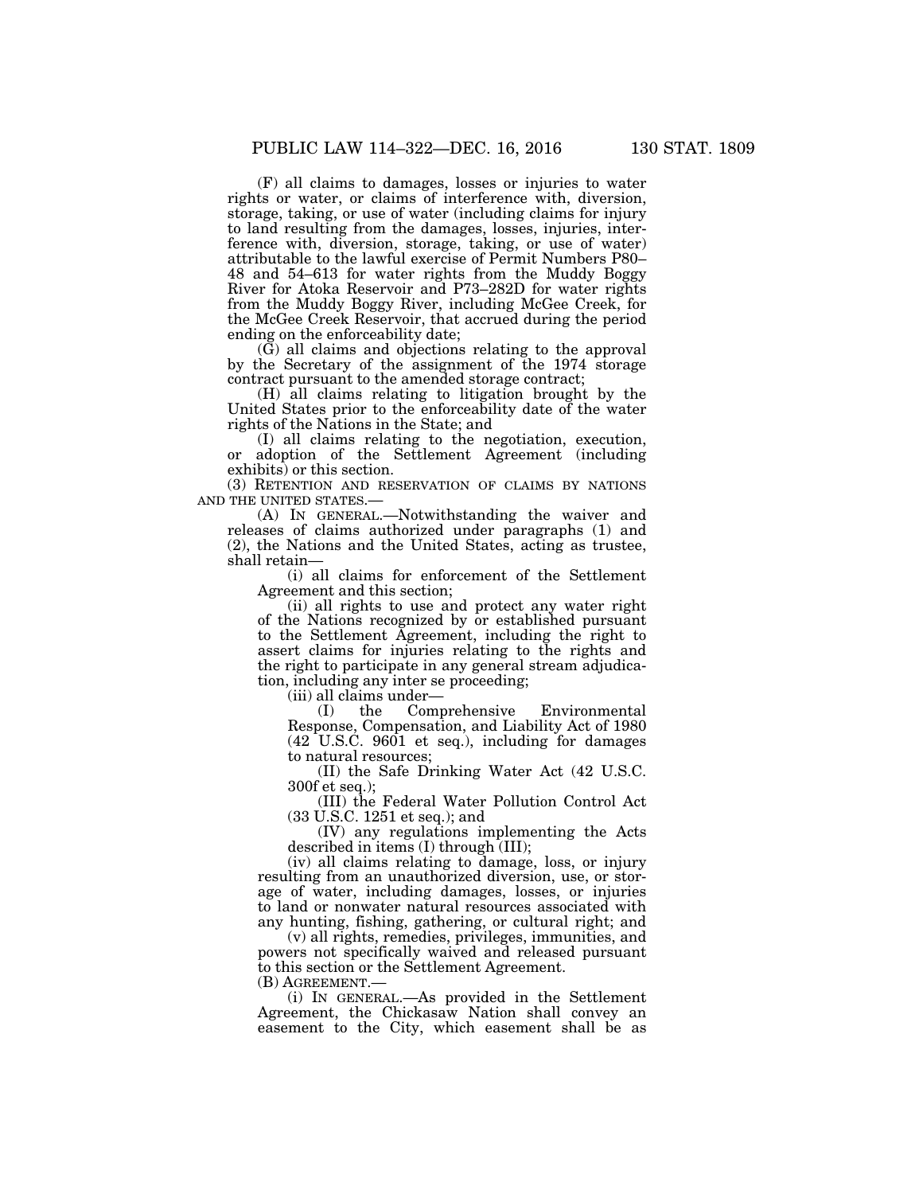(F) all claims to damages, losses or injuries to water rights or water, or claims of interference with, diversion, storage, taking, or use of water (including claims for injury to land resulting from the damages, losses, injuries, interference with, diversion, storage, taking, or use of water) attributable to the lawful exercise of Permit Numbers P80–48 and 54–613 for water rights from the Muddy Boggy River for Atoka Reservoir and P73–282D for water rights from the Muddy Boggy River, including McGee Creek, for the McGee Creek Reservoir, that accrued during the period ending on the enforceability date;

(G) all claims and objections relating to the approval by the Secretary of the assignment of the 1974 storage contract pursuant to the amended storage contract;

(H) all claims relating to litigation brought by the United States prior to the enforceability date of the water rights of the Nations in the State; and

(I) all claims relating to the negotiation, execution, or adoption of the Settlement Agreement (including exhibits) or this section.

(3) RETENTION AND RESERVATION OF CLAIMS BY NATIONS AND THE UNITED STATES.—

(A) IN GENERAL.—Notwithstanding the waiver and releases of claims authorized under paragraphs (1) and (2), the Nations and the United States, acting as trustee, shall retain—

(i) all claims for enforcement of the Settlement Agreement and this section;

(ii) all rights to use and protect any water right of the Nations recognized by or established pursuant to the Settlement Agreement, including the right to assert claims for injuries relating to the rights and the right to participate in any general stream adjudication, including any inter se proceeding;

(iii) all claims under—

(I) the Comprehensive Environmental Response, Compensation, and Liability Act of 1980 (42 U.S.C. 9601 et seq.), including for damages to natural resources;

(II) the Safe Drinking Water Act (42 U.S.C. 300f et seq.);

(III) the Federal Water Pollution Control Act (33 U.S.C. 1251 et seq.); and

(IV) any regulations implementing the Acts described in items (I) through (III);

(iv) all claims relating to damage, loss, or injury resulting from an unauthorized diversion, use, or storage of water, including damages, losses, or injuries to land or nonwater natural resources associated with any hunting, fishing, gathering, or cultural right; and

(v) all rights, remedies, privileges, immunities, and powers not specifically waived and released pursuant to this section or the Settlement Agreement.

(B) AGREEMENT.—

(i) IN GENERAL.—As provided in the Settlement Agreement, the Chickasaw Nation shall convey an easement to the City, which easement shall be as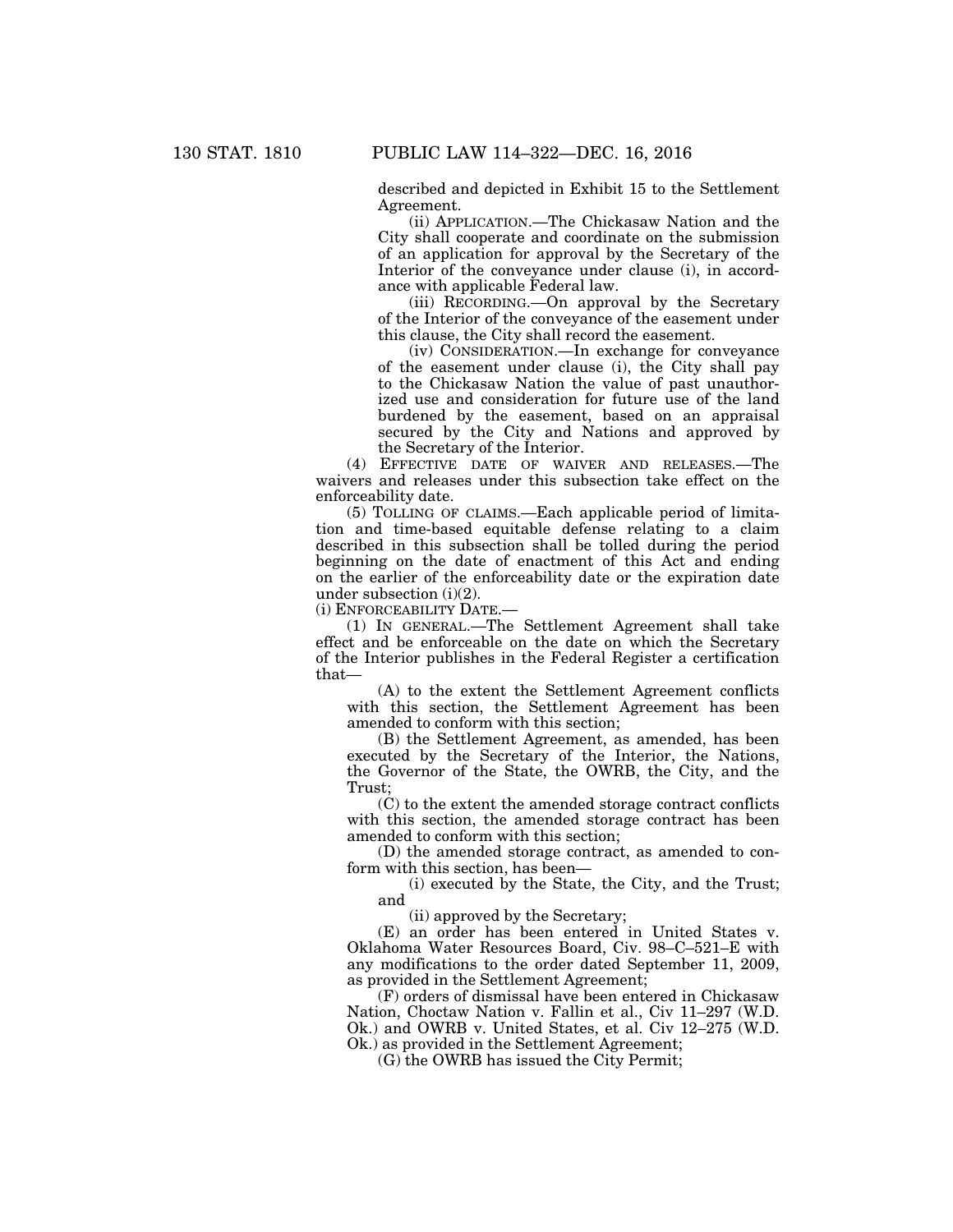described and depicted in Exhibit 15 to the Settlement Agreement.

(ii) APPLICATION.—The Chickasaw Nation and the City shall cooperate and coordinate on the submission of an application for approval by the Secretary of the Interior of the conveyance under clause (i), in accordance with applicable Federal law.

(iii) RECORDING.—On approval by the Secretary of the Interior of the conveyance of the easement under this clause, the City shall record the easement.

(iv) CONSIDERATION.—In exchange for conveyance of the easement under clause (i), the City shall pay to the Chickasaw Nation the value of past unauthorized use and consideration for future use of the land burdened by the easement, based on an appraisal secured by the City and Nations and approved by the Secretary of the Interior.

(4) EFFECTIVE DATE OF WAIVER AND RELEASES.—The waivers and releases under this subsection take effect on the enforceability date.

(5) TOLLING OF CLAIMS.—Each applicable period of limitation and time-based equitable defense relating to a claim described in this subsection shall be tolled during the period beginning on the date of enactment of this Act and ending on the earlier of the enforceability date or the expiration date under subsection (i)(2).

(i) ENFORCEABILITY DATE.—

(1) IN GENERAL.—The Settlement Agreement shall take effect and be enforceable on the date on which the Secretary of the Interior publishes in the Federal Register a certification that—

(A) to the extent the Settlement Agreement conflicts with this section, the Settlement Agreement has been amended to conform with this section;

(B) the Settlement Agreement, as amended, has been executed by the Secretary of the Interior, the Nations, the Governor of the State, the OWRB, the City, and the Trust;

(C) to the extent the amended storage contract conflicts with this section, the amended storage contract has been amended to conform with this section;

(D) the amended storage contract, as amended to conform with this section, has been—

(i) executed by the State, the City, and the Trust; and

(ii) approved by the Secretary;

(E) an order has been entered in United States v. Oklahoma Water Resources Board, Civ. 98–C–521–E with any modifications to the order dated September 11, 2009, as provided in the Settlement Agreement;

(F) orders of dismissal have been entered in Chickasaw Nation, Choctaw Nation v. Fallin et al., Civ 11–297 (W.D. Ok.) and OWRB v. United States, et al. Civ 12–275 (W.D. Ok.) as provided in the Settlement Agreement;

(G) the OWRB has issued the City Permit;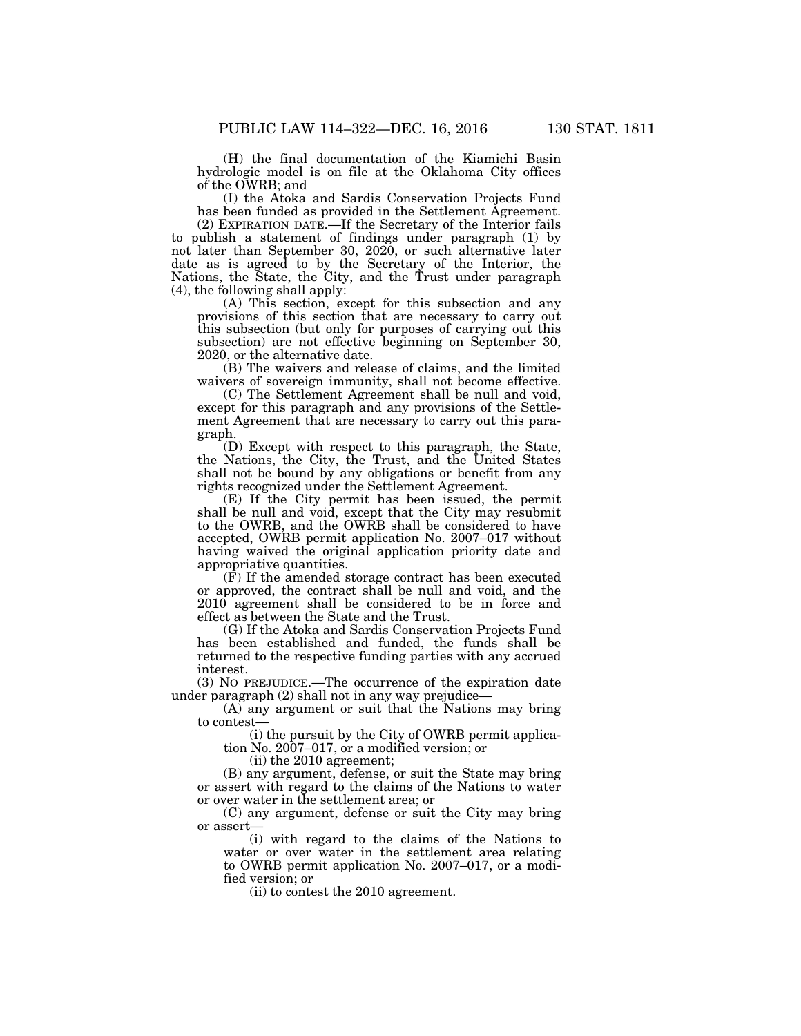(H) the final documentation of the Kiamichi Basin hydrologic model is on file at the Oklahoma City offices of the OWRB; and

(I) the Atoka and Sardis Conservation Projects Fund has been funded as provided in the Settlement Agreement.

(2) EXPIRATION DATE.—If the Secretary of the Interior fails to publish a statement of findings under paragraph (1) by not later than September 30, 2020, or such alternative later date as is agreed to by the Secretary of the Interior, the Nations, the State, the City, and the Trust under paragraph (4), the following shall apply:

(A) This section, except for this subsection and any provisions of this section that are necessary to carry out this subsection (but only for purposes of carrying out this subsection) are not effective beginning on September 30, 2020, or the alternative date.

(B) The waivers and release of claims, and the limited waivers of sovereign immunity, shall not become effective.

(C) The Settlement Agreement shall be null and void, except for this paragraph and any provisions of the Settlement Agreement that are necessary to carry out this paragraph.

(D) Except with respect to this paragraph, the State, the Nations, the City, the Trust, and the United States shall not be bound by any obligations or benefit from any rights recognized under the Settlement Agreement.

(E) If the City permit has been issued, the permit shall be null and void, except that the City may resubmit to the OWRB, and the OWRB shall be considered to have accepted, OWRB permit application No. 2007–017 without having waived the original application priority date and appropriative quantities.

(F) If the amended storage contract has been executed or approved, the contract shall be null and void, and the 2010 agreement shall be considered to be in force and effect as between the State and the Trust.

(G) If the Atoka and Sardis Conservation Projects Fund has been established and funded, the funds shall be returned to the respective funding parties with any accrued interest.

(3) NO PREJUDICE.—The occurrence of the expiration date under paragraph (2) shall not in any way prejudice—

(A) any argument or suit that the Nations may bring to contest—

(i) the pursuit by the City of OWRB permit application No. 2007–017, or a modified version; or

(ii) the 2010 agreement;

(B) any argument, defense, or suit the State may bring or assert with regard to the claims of the Nations to water or over water in the settlement area; or

(C) any argument, defense or suit the City may bring or assert—

(i) with regard to the claims of the Nations to water or over water in the settlement area relating to OWRB permit application No. 2007–017, or a modified version; or

(ii) to contest the 2010 agreement.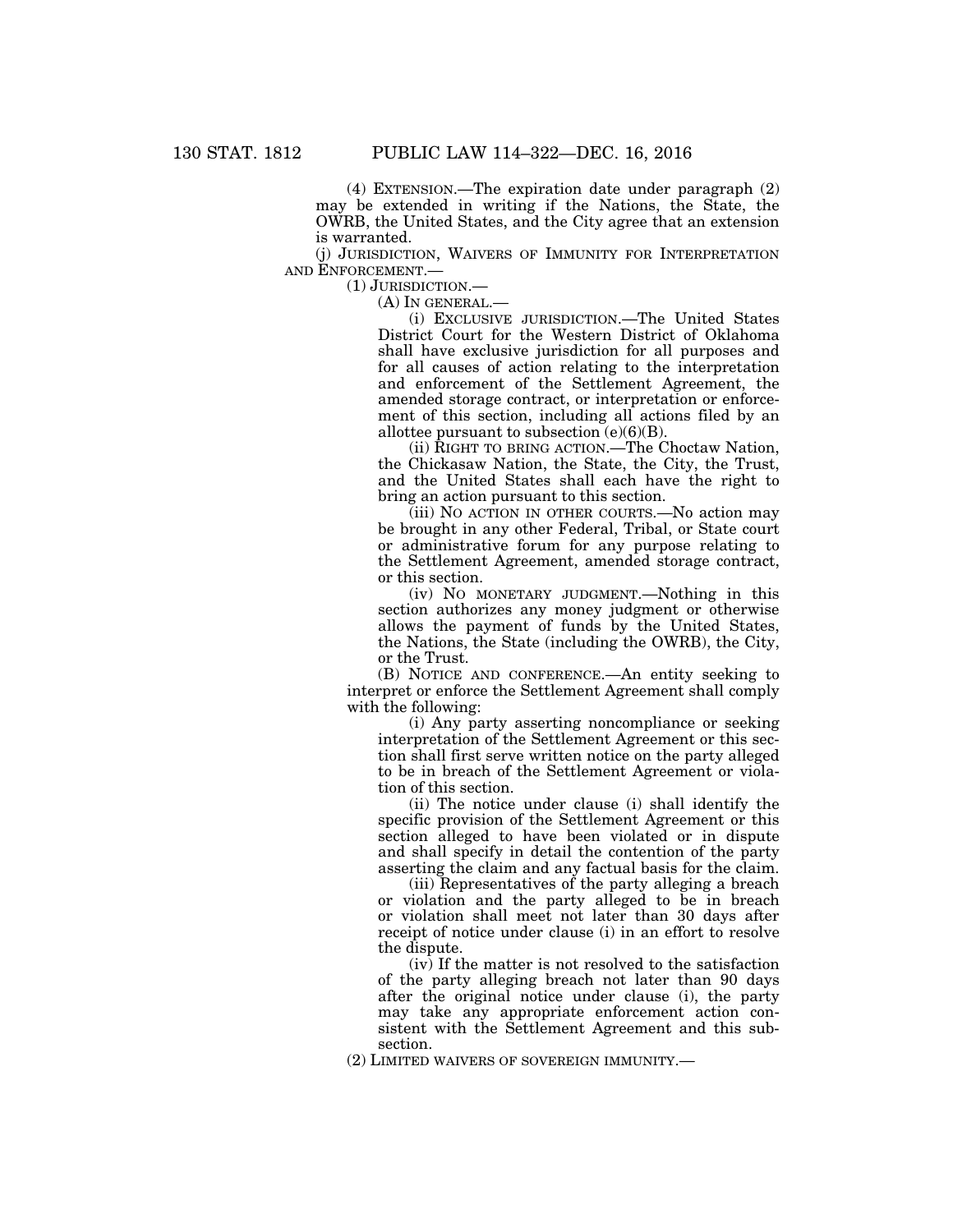(4) EXTENSION.—The expiration date under paragraph (2) may be extended in writing if the Nations, the State, the OWRB, the United States, and the City agree that an extension is warranted.

(j) JURISDICTION, WAIVERS OF IMMUNITY FOR INTERPRETATION AND ENFORCEMENT.—

(1) JURISDICTION.—

(A) IN GENERAL.—

(i) EXCLUSIVE JURISDICTION.—The United States District Court for the Western District of Oklahoma shall have exclusive jurisdiction for all purposes and for all causes of action relating to the interpretation and enforcement of the Settlement Agreement, the amended storage contract, or interpretation or enforcement of this section, including all actions filed by an allottee pursuant to subsection (e)(6)(B).

(ii) RIGHT TO BRING ACTION.—The Choctaw Nation, the Chickasaw Nation, the State, the City, the Trust, and the United States shall each have the right to bring an action pursuant to this section.

(iii) NO ACTION IN OTHER COURTS.—No action may be brought in any other Federal, Tribal, or State court or administrative forum for any purpose relating to the Settlement Agreement, amended storage contract, or this section.

(iv) NO MONETARY JUDGMENT.—Nothing in this section authorizes any money judgment or otherwise allows the payment of funds by the United States, the Nations, the State (including the OWRB), the City, or the Trust.

(B) NOTICE AND CONFERENCE.—An entity seeking to interpret or enforce the Settlement Agreement shall comply with the following:

(i) Any party asserting noncompliance or seeking interpretation of the Settlement Agreement or this section shall first serve written notice on the party alleged to be in breach of the Settlement Agreement or violation of this section.

(ii) The notice under clause (i) shall identify the specific provision of the Settlement Agreement or this section alleged to have been violated or in dispute and shall specify in detail the contention of the party asserting the claim and any factual basis for the claim.

(iii) Representatives of the party alleging a breach or violation and the party alleged to be in breach or violation shall meet not later than 30 days after receipt of notice under clause (i) in an effort to resolve the dispute.

(iv) If the matter is not resolved to the satisfaction of the party alleging breach not later than 90 days after the original notice under clause (i), the party may take any appropriate enforcement action consistent with the Settlement Agreement and this subsection.

(2) LIMITED WAIVERS OF SOVEREIGN IMMUNITY.—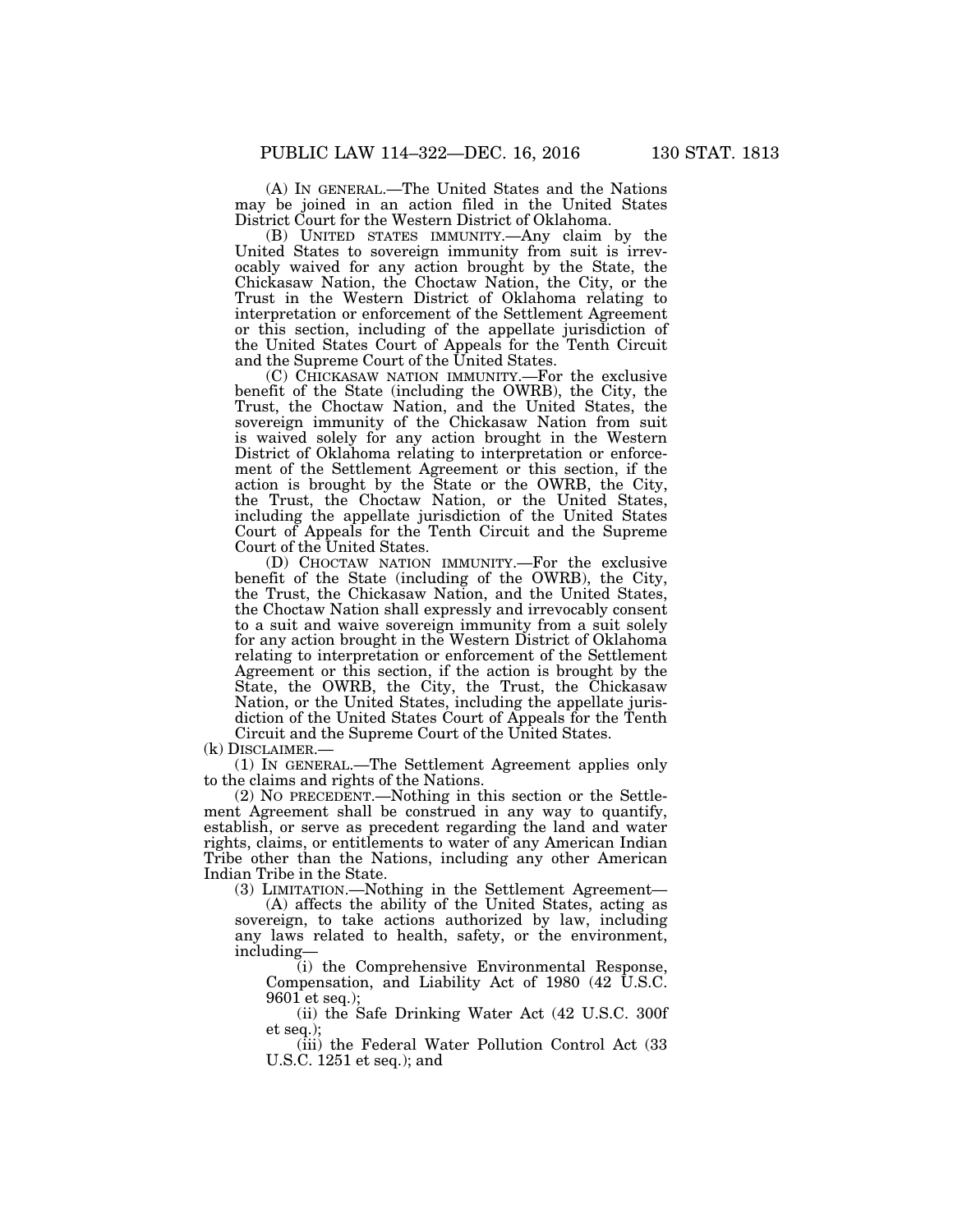(A) IN GENERAL.—The United States and the Nations may be joined in an action filed in the United States District Court for the Western District of Oklahoma.

(B) UNITED STATES IMMUNITY.—Any claim by the United States to sovereign immunity from suit is irrevocably waived for any action brought by the State, the Chickasaw Nation, the Choctaw Nation, the City, or the Trust in the Western District of Oklahoma relating to interpretation or enforcement of the Settlement Agreement or this section, including of the appellate jurisdiction of the United States Court of Appeals for the Tenth Circuit and the Supreme Court of the United States.

(C) CHICKASAW NATION IMMUNITY.—For the exclusive benefit of the State (including the OWRB), the City, the Trust, the Choctaw Nation, and the United States, the sovereign immunity of the Chickasaw Nation from suit is waived solely for any action brought in the Western District of Oklahoma relating to interpretation or enforcement of the Settlement Agreement or this section, if the action is brought by the State or the OWRB, the City, the Trust, the Choctaw Nation, or the United States, including the appellate jurisdiction of the United States Court of Appeals for the Tenth Circuit and the Supreme Court of the United States.

(D) CHOCTAW NATION IMMUNITY.—For the exclusive benefit of the State (including of the OWRB), the City, the Trust, the Chickasaw Nation, and the United States, the Choctaw Nation shall expressly and irrevocably consent to a suit and waive sovereign immunity from a suit solely for any action brought in the Western District of Oklahoma relating to interpretation or enforcement of the Settlement Agreement or this section, if the action is brought by the State, the OWRB, the City, the Trust, the Chickasaw Nation, or the United States, including the appellate jurisdiction of the United States Court of Appeals for the Tenth Circuit and the Supreme Court of the United States.

(k) DISCLAIMER.—

(1) IN GENERAL.—The Settlement Agreement applies only to the claims and rights of the Nations.

(2) NO PRECEDENT.—Nothing in this section or the Settlement Agreement shall be construed in any way to quantify, establish, or serve as precedent regarding the land and water rights, claims, or entitlements to water of any American Indian Tribe other than the Nations, including any other American Indian Tribe in the State.

(3) LIMITATION.—Nothing in the Settlement Agreement—

(A) affects the ability of the United States, acting as sovereign, to take actions authorized by law, including any laws related to health, safety, or the environment, including—

(i) the Comprehensive Environmental Response, Compensation, and Liability Act of 1980 (42 U.S.C. 9601 et seq.);

(ii) the Safe Drinking Water Act (42 U.S.C. 300f et seq.);

(iii) the Federal Water Pollution Control Act (33 U.S.C. 1251 et seq.); and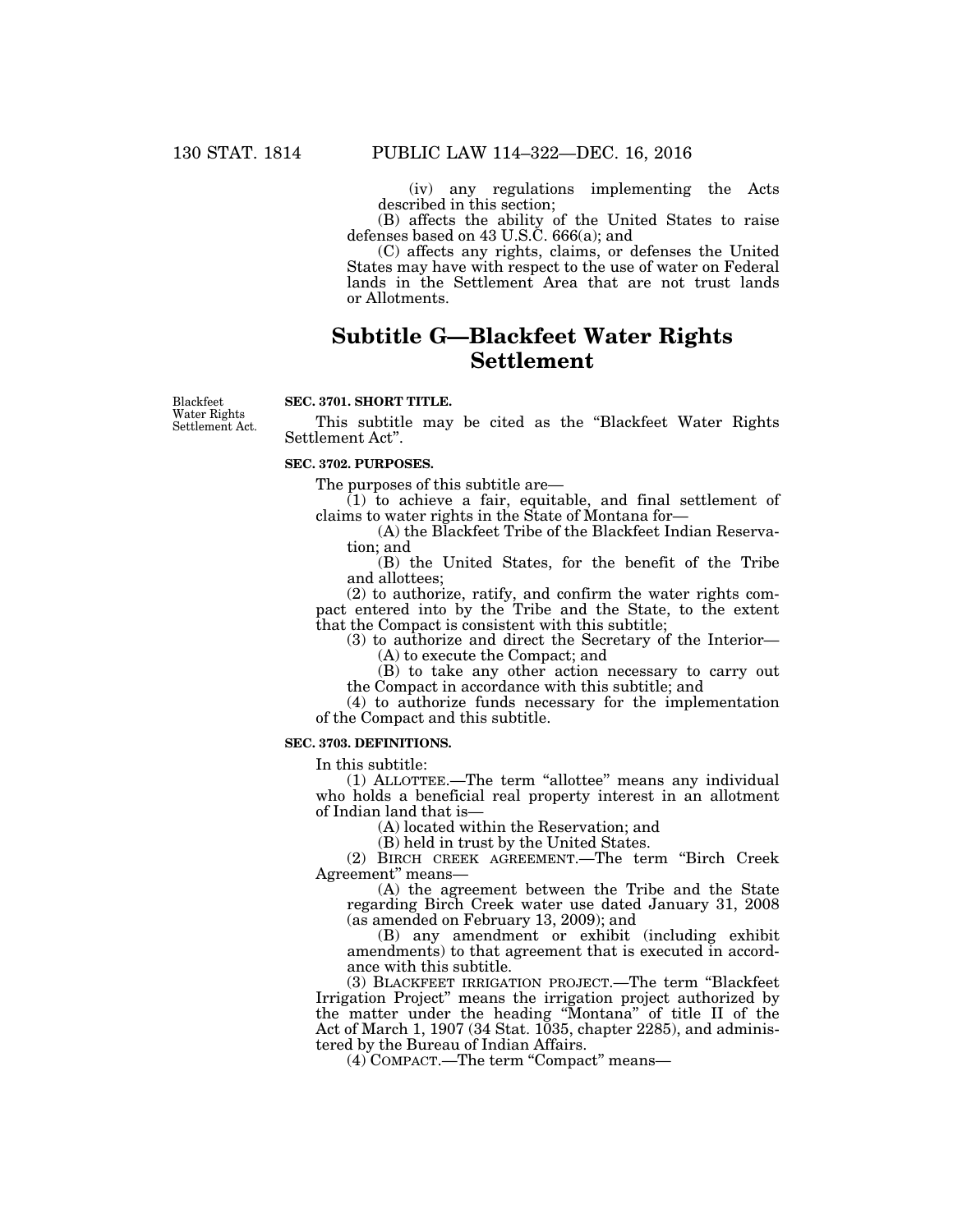(iv) any regulations implementing the Acts described in this section;

(B) affects the ability of the United States to raise defenses based on 43 U.S.C. 666(a); and

(C) affects any rights, claims, or defenses the United States may have with respect to the use of water on Federal lands in the Settlement Area that are not trust lands or Allotments.

## Subtitle G—Blackfeet Water Rights Settlement

Blackfeet Water Rights Settlement Act.

**SEC. 3701. SHORT TITLE.**

This subtitle may be cited as the "Blackfeet Water Rights Settlement Act".

**SEC. 3702. PURPOSES.**

The purposes of this subtitle are—

(1) to achieve a fair, equitable, and final settlement of claims to water rights in the State of Montana for—

(A) the Blackfeet Tribe of the Blackfeet Indian Reservation; and

(B) the United States, for the benefit of the Tribe and allottees;

(2) to authorize, ratify, and confirm the water rights compact entered into by the Tribe and the State, to the extent that the Compact is consistent with this subtitle;

(3) to authorize and direct the Secretary of the Interior—

(A) to execute the Compact; and

(B) to take any other action necessary to carry out the Compact in accordance with this subtitle; and

(4) to authorize funds necessary for the implementation of the Compact and this subtitle.

**SEC. 3703. DEFINITIONS.**

In this subtitle:

(1) ALLOTTEE.—The term "allottee" means any individual who holds a beneficial real property interest in an allotment of Indian land that is—

(A) located within the Reservation; and

(B) held in trust by the United States.

(2) BIRCH CREEK AGREEMENT.—The term "Birch Creek Agreement" means—

(A) the agreement between the Tribe and the State regarding Birch Creek water use dated January 31, 2008 (as amended on February 13, 2009); and

(B) any amendment or exhibit (including exhibit amendments) to that agreement that is executed in accordance with this subtitle.

(3) BLACKFEET IRRIGATION PROJECT.—The term "Blackfeet Irrigation Project" means the irrigation project authorized by the matter under the heading "Montana" of title II of the Act of March 1, 1907 (34 Stat. 1035, chapter 2285), and administered by the Bureau of Indian Affairs.

(4) COMPACT.—The term "Compact" means—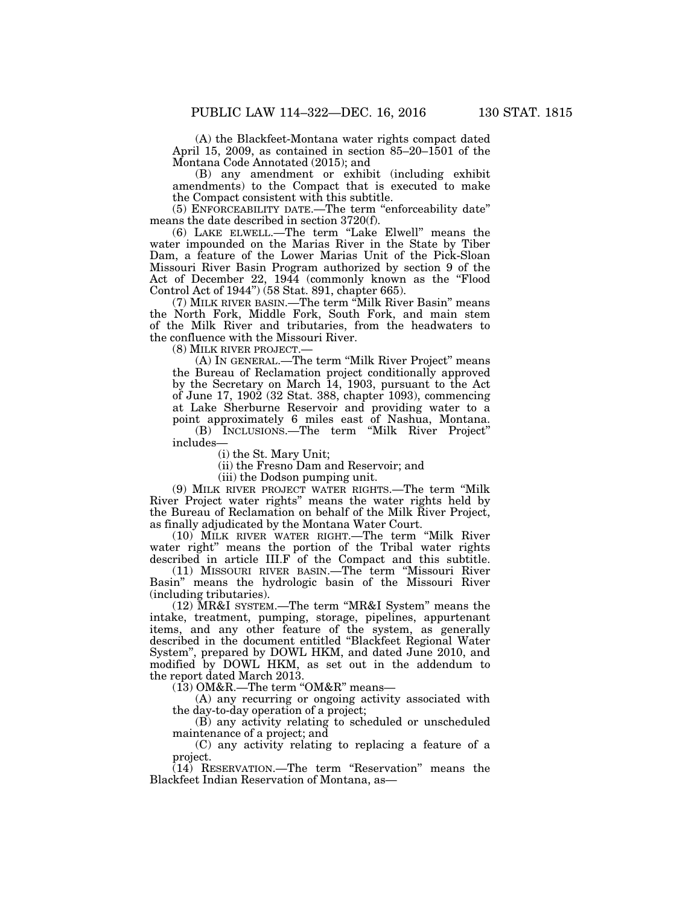(A) the Blackfeet-Montana water rights compact dated April 15, 2009, as contained in section 85–20–1501 of the Montana Code Annotated (2015); and

(B) any amendment or exhibit (including exhibit amendments) to the Compact that is executed to make the Compact consistent with this subtitle.

(5) ENFORCEABILITY DATE.—The term "enforceability date" means the date described in section 3720(f).

(6) LAKE ELWELL.—The term "Lake Elwell" means the water impounded on the Marias River in the State by Tiber Dam, a feature of the Lower Marias Unit of the Pick-Sloan Missouri River Basin Program authorized by section 9 of the Act of December 22, 1944 (commonly known as the "Flood Control Act of 1944") (58 Stat. 891, chapter 665).

(7) MILK RIVER BASIN.—The term "Milk River Basin" means the North Fork, Middle Fork, South Fork, and main stem of the Milk River and tributaries, from the headwaters to the confluence with the Missouri River.

(8) MILK RIVER PROJECT.—

(A) IN GENERAL.—The term "Milk River Project" means the Bureau of Reclamation project conditionally approved by the Secretary on March 14, 1903, pursuant to the Act of June 17, 1902 (32 Stat. 388, chapter 1093), commencing at Lake Sherburne Reservoir and providing water to a point approximately 6 miles east of Nashua, Montana.

(B) INCLUSIONS.—The term "Milk River Project" includes—

(i) the St. Mary Unit;

(ii) the Fresno Dam and Reservoir; and

(iii) the Dodson pumping unit.

(9) MILK RIVER PROJECT WATER RIGHTS.—The term "Milk River Project water rights" means the water rights held by the Bureau of Reclamation on behalf of the Milk River Project, as finally adjudicated by the Montana Water Court.

(10) MILK RIVER WATER RIGHT.—The term "Milk River water right" means the portion of the Tribal water rights described in article III.F of the Compact and this subtitle.

(11) MISSOURI RIVER BASIN.—The term "Missouri River Basin" means the hydrologic basin of the Missouri River (including tributaries).

(12) MR&I SYSTEM.—The term "MR&I System" means the intake, treatment, pumping, storage, pipelines, appurtenant items, and any other feature of the system, as generally described in the document entitled "Blackfeet Regional Water System", prepared by DOWL HKM, and dated June 2010, and modified by DOWL HKM, as set out in the addendum to the report dated March 2013.

(13) OM&R.—The term "OM&R" means—

(A) any recurring or ongoing activity associated with the day-to-day operation of a project;

(B) any activity relating to scheduled or unscheduled maintenance of a project; and

(C) any activity relating to replacing a feature of a project.

(14) RESERVATION.—The term "Reservation" means the Blackfeet Indian Reservation of Montana, as—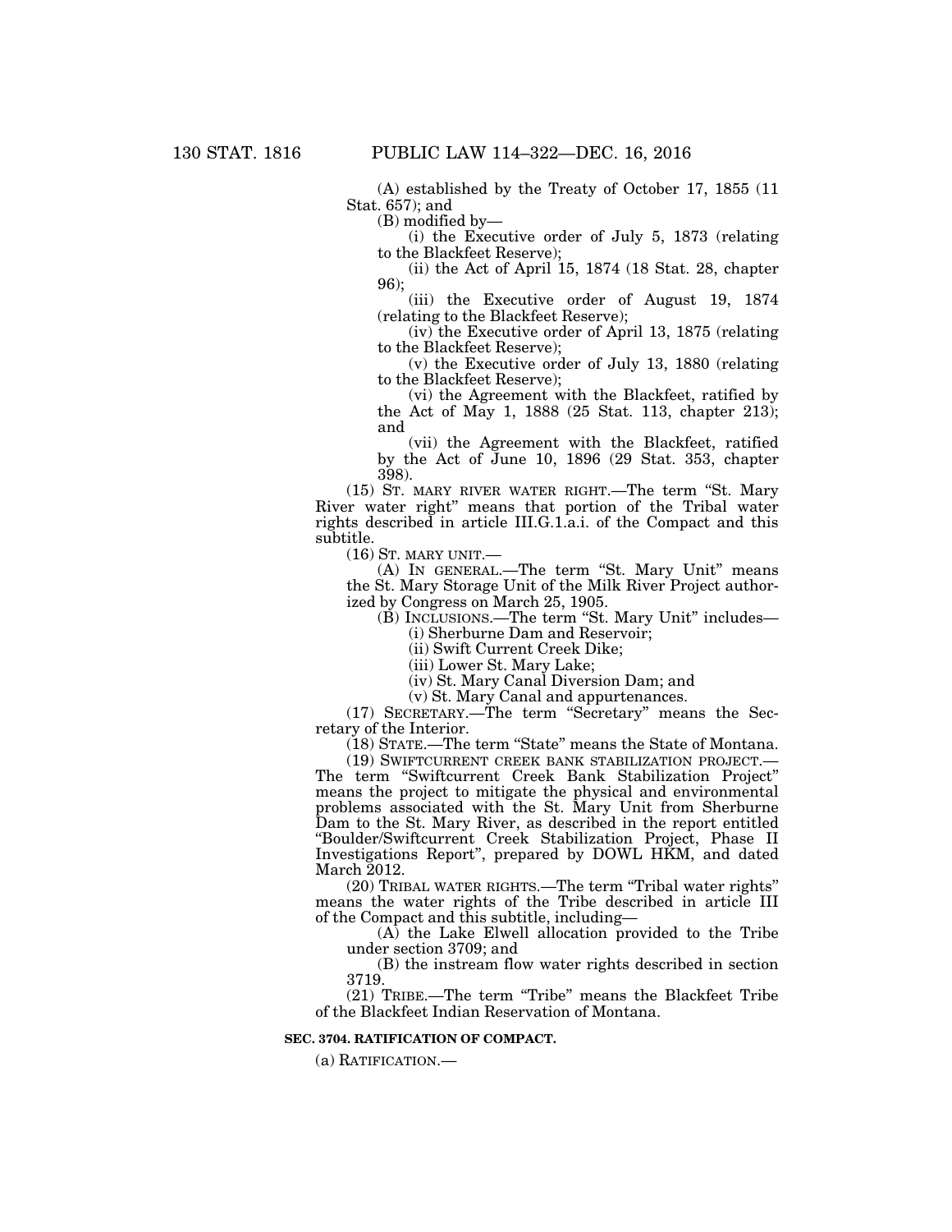(A) established by the Treaty of October 17, 1855 (11 Stat. 657); and

(B) modified by—

(i) the Executive order of July 5, 1873 (relating to the Blackfeet Reserve);

(ii) the Act of April 15, 1874 (18 Stat. 28, chapter 96);

(iii) the Executive order of August 19, 1874 (relating to the Blackfeet Reserve);

(iv) the Executive order of April 13, 1875 (relating to the Blackfeet Reserve);

(v) the Executive order of July 13, 1880 (relating to the Blackfeet Reserve);

(vi) the Agreement with the Blackfeet, ratified by the Act of May 1, 1888 (25 Stat. 113, chapter 213); and

(vii) the Agreement with the Blackfeet, ratified by the Act of June 10, 1896 (29 Stat. 353, chapter 398).

(15) ST. MARY RIVER WATER RIGHT.—The term "St. Mary River water right" means that portion of the Tribal water rights described in article III.G.1.a.i. of the Compact and this subtitle.

(16) ST. MARY UNIT.—

(A) IN GENERAL.—The term "St. Mary Unit" means the St. Mary Storage Unit of the Milk River Project authorized by Congress on March 25, 1905.

(B) INCLUSIONS.—The term "St. Mary Unit" includes—

(i) Sherburne Dam and Reservoir;

(ii) Swift Current Creek Dike;

(iii) Lower St. Mary Lake;

(iv) St. Mary Canal Diversion Dam; and

(v) St. Mary Canal and appurtenances.

(17) SECRETARY.—The term "Secretary" means the Secretary of the Interior.

(18) STATE.—The term "State" means the State of Montana.

(19) SWIFTCURRENT CREEK BANK STABILIZATION PROJECT.—The term "Swiftcurrent Creek Bank Stabilization Project" means the project to mitigate the physical and environmental problems associated with the St. Mary Unit from Sherburne Dam to the St. Mary River, as described in the report entitled "Boulder/Swiftcurrent Creek Stabilization Project, Phase II Investigations Report", prepared by DOWL HKM, and dated March 2012.

(20) TRIBAL WATER RIGHTS.—The term "Tribal water rights" means the water rights of the Tribe described in article III of the Compact and this subtitle, including—

(A) the Lake Elwell allocation provided to the Tribe under section 3709; and

(B) the instream flow water rights described in section 3719.

(21) TRIBE.—The term "Tribe" means the Blackfeet Tribe of the Blackfeet Indian Reservation of Montana.

**SEC. 3704. RATIFICATION OF COMPACT.**

(a) RATIFICATION.—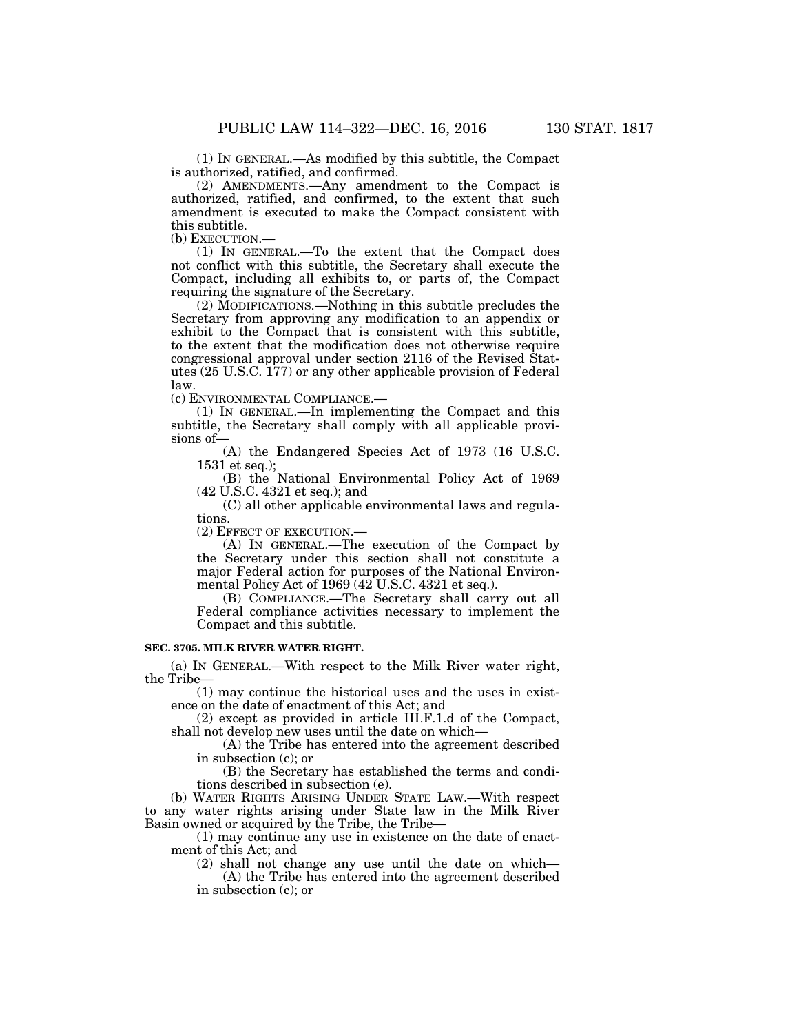(1) IN GENERAL.—As modified by this subtitle, the Compact is authorized, ratified, and confirmed.

(2) AMENDMENTS.—Any amendment to the Compact is authorized, ratified, and confirmed, to the extent that such amendment is executed to make the Compact consistent with this subtitle.

(b) EXECUTION.—

(1) IN GENERAL.—To the extent that the Compact does not conflict with this subtitle, the Secretary shall execute the Compact, including all exhibits to, or parts of, the Compact requiring the signature of the Secretary.

(2) MODIFICATIONS.—Nothing in this subtitle precludes the Secretary from approving any modification to an appendix or exhibit to the Compact that is consistent with this subtitle, to the extent that the modification does not otherwise require congressional approval under section 2116 of the Revised Statutes (25 U.S.C. 177) or any other applicable provision of Federal law.

(c) ENVIRONMENTAL COMPLIANCE.—

(1) IN GENERAL.—In implementing the Compact and this subtitle, the Secretary shall comply with all applicable provisions of—

(A) the Endangered Species Act of 1973 (16 U.S.C. 1531 et seq.);

(B) the National Environmental Policy Act of 1969 (42 U.S.C. 4321 et seq.); and

(C) all other applicable environmental laws and regulations.

(2) EFFECT OF EXECUTION.—

(A) IN GENERAL.—The execution of the Compact by the Secretary under this section shall not constitute a major Federal action for purposes of the National Environmental Policy Act of 1969 (42 U.S.C. 4321 et seq.).

(B) COMPLIANCE.—The Secretary shall carry out all Federal compliance activities necessary to implement the Compact and this subtitle.

**SEC. 3705. MILK RIVER WATER RIGHT.**

(a) IN GENERAL.—With respect to the Milk River water right, the Tribe—

(1) may continue the historical uses and the uses in existence on the date of enactment of this Act; and

(2) except as provided in article III.F.1.d of the Compact, shall not develop new uses until the date on which—

(A) the Tribe has entered into the agreement described in subsection (c); or

(B) the Secretary has established the terms and conditions described in subsection (e).

(b) WATER RIGHTS ARISING UNDER STATE LAW.—With respect to any water rights arising under State law in the Milk River Basin owned or acquired by the Tribe, the Tribe—

(1) may continue any use in existence on the date of enactment of this Act; and

(2) shall not change any use until the date on which—

(A) the Tribe has entered into the agreement described in subsection (c); or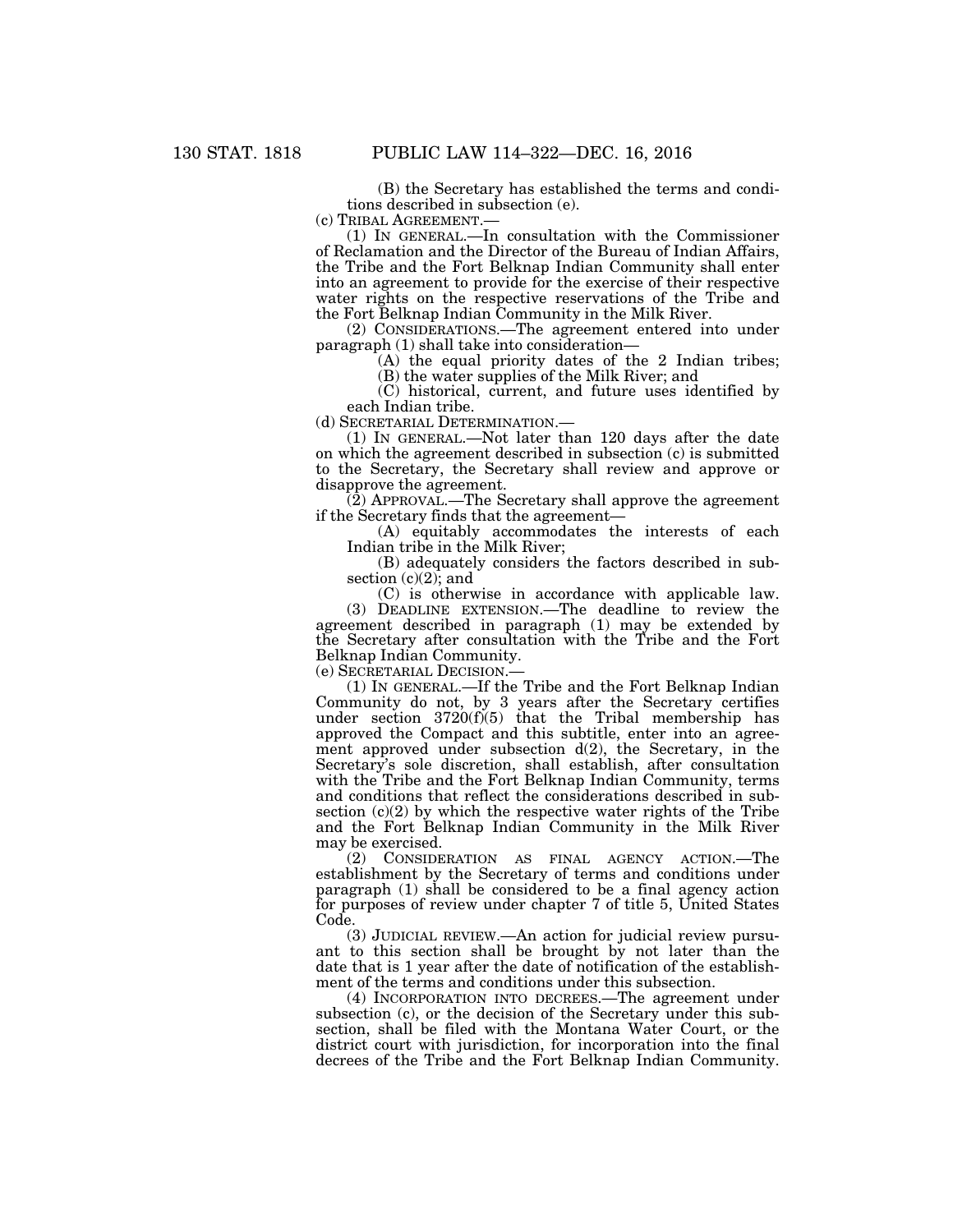(B) the Secretary has established the terms and conditions described in subsection (e).

(c) TRIBAL AGREEMENT.—

(1) IN GENERAL.—In consultation with the Commissioner of Reclamation and the Director of the Bureau of Indian Affairs, the Tribe and the Fort Belknap Indian Community shall enter into an agreement to provide for the exercise of their respective water rights on the respective reservations of the Tribe and the Fort Belknap Indian Community in the Milk River.

(2) CONSIDERATIONS.—The agreement entered into under paragraph (1) shall take into consideration—

(A) the equal priority dates of the 2 Indian tribes;

(B) the water supplies of the Milk River; and

(C) historical, current, and future uses identified by each Indian tribe.

(d) SECRETARIAL DETERMINATION.—

(1) IN GENERAL.—Not later than 120 days after the date on which the agreement described in subsection (c) is submitted to the Secretary, the Secretary shall review and approve or disapprove the agreement.

(2) APPROVAL.—The Secretary shall approve the agreement if the Secretary finds that the agreement—

(A) equitably accommodates the interests of each Indian tribe in the Milk River;

(B) adequately considers the factors described in subsection (c)(2); and

(C) is otherwise in accordance with applicable law.

(3) DEADLINE EXTENSION.—The deadline to review the agreement described in paragraph (1) may be extended by the Secretary after consultation with the Tribe and the Fort Belknap Indian Community.

(e) SECRETARIAL DECISION.—

(1) IN GENERAL.—If the Tribe and the Fort Belknap Indian Community do not, by 3 years after the Secretary certifies under section 3720(f)(5) that the Tribal membership has approved the Compact and this subtitle, enter into an agreement approved under subsection d(2), the Secretary, in the Secretary's sole discretion, shall establish, after consultation with the Tribe and the Fort Belknap Indian Community, terms and conditions that reflect the considerations described in subsection (c)(2) by which the respective water rights of the Tribe and the Fort Belknap Indian Community in the Milk River may be exercised.

(2) CONSIDERATION AS FINAL AGENCY ACTION.—The establishment by the Secretary of terms and conditions under paragraph (1) shall be considered to be a final agency action for purposes of review under chapter 7 of title 5, United States Code.

(3) JUDICIAL REVIEW.—An action for judicial review pursuant to this section shall be brought by not later than the date that is 1 year after the date of notification of the establishment of the terms and conditions under this subsection.

(4) INCORPORATION INTO DECREES.—The agreement under subsection (c), or the decision of the Secretary under this subsection, shall be filed with the Montana Water Court, or the district court with jurisdiction, for incorporation into the final decrees of the Tribe and the Fort Belknap Indian Community.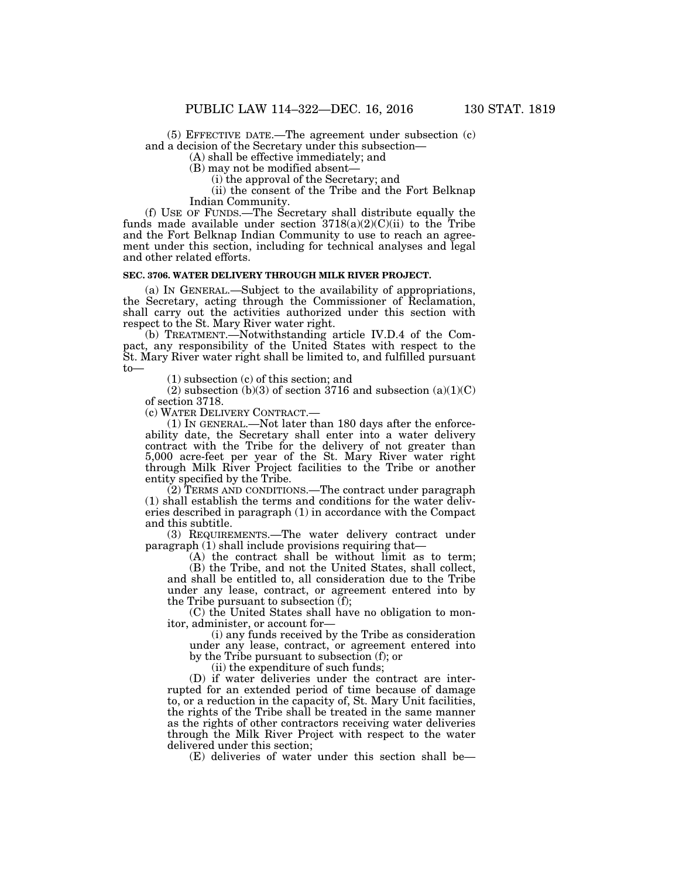(5) EFFECTIVE DATE.—The agreement under subsection (c) and a decision of the Secretary under this subsection—

(A) shall be effective immediately; and

(B) may not be modified absent—

(i) the approval of the Secretary; and

(ii) the consent of the Tribe and the Fort Belknap Indian Community.

(f) USE OF FUNDS.—The Secretary shall distribute equally the funds made available under section 3718(a)(2)(C)(ii) to the Tribe and the Fort Belknap Indian Community to use to reach an agreement under this section, including for technical analyses and legal and other related efforts.

**SEC. 3706. WATER DELIVERY THROUGH MILK RIVER PROJECT.**

(a) IN GENERAL.—Subject to the availability of appropriations, the Secretary, acting through the Commissioner of Reclamation, shall carry out the activities authorized under this section with respect to the St. Mary River water right.

(b) TREATMENT.—Notwithstanding article IV.D.4 of the Compact, any responsibility of the United States with respect to the St. Mary River water right shall be limited to, and fulfilled pursuant to—

(1) subsection (c) of this section; and

(2) subsection (b)(3) of section 3716 and subsection (a)(1)(C) of section 3718.

(c) WATER DELIVERY CONTRACT.—

(1) IN GENERAL.—Not later than 180 days after the enforceability date, the Secretary shall enter into a water delivery contract with the Tribe for the delivery of not greater than 5,000 acre-feet per year of the St. Mary River water right through Milk River Project facilities to the Tribe or another entity specified by the Tribe.

(2) TERMS AND CONDITIONS.—The contract under paragraph (1) shall establish the terms and conditions for the water deliveries described in paragraph (1) in accordance with the Compact and this subtitle.

(3) REQUIREMENTS.—The water delivery contract under paragraph (1) shall include provisions requiring that—

(A) the contract shall be without limit as to term;

(B) the Tribe, and not the United States, shall collect, and shall be entitled to, all consideration due to the Tribe under any lease, contract, or agreement entered into by the Tribe pursuant to subsection (f);

(C) the United States shall have no obligation to monitor, administer, or account for—

(i) any funds received by the Tribe as consideration under any lease, contract, or agreement entered into by the Tribe pursuant to subsection (f); or

(ii) the expenditure of such funds;

(D) if water deliveries under the contract are interrupted for an extended period of time because of damage to, or a reduction in the capacity of, St. Mary Unit facilities, the rights of the Tribe shall be treated in the same manner as the rights of other contractors receiving water deliveries through the Milk River Project with respect to the water delivered under this section;

(E) deliveries of water under this section shall be—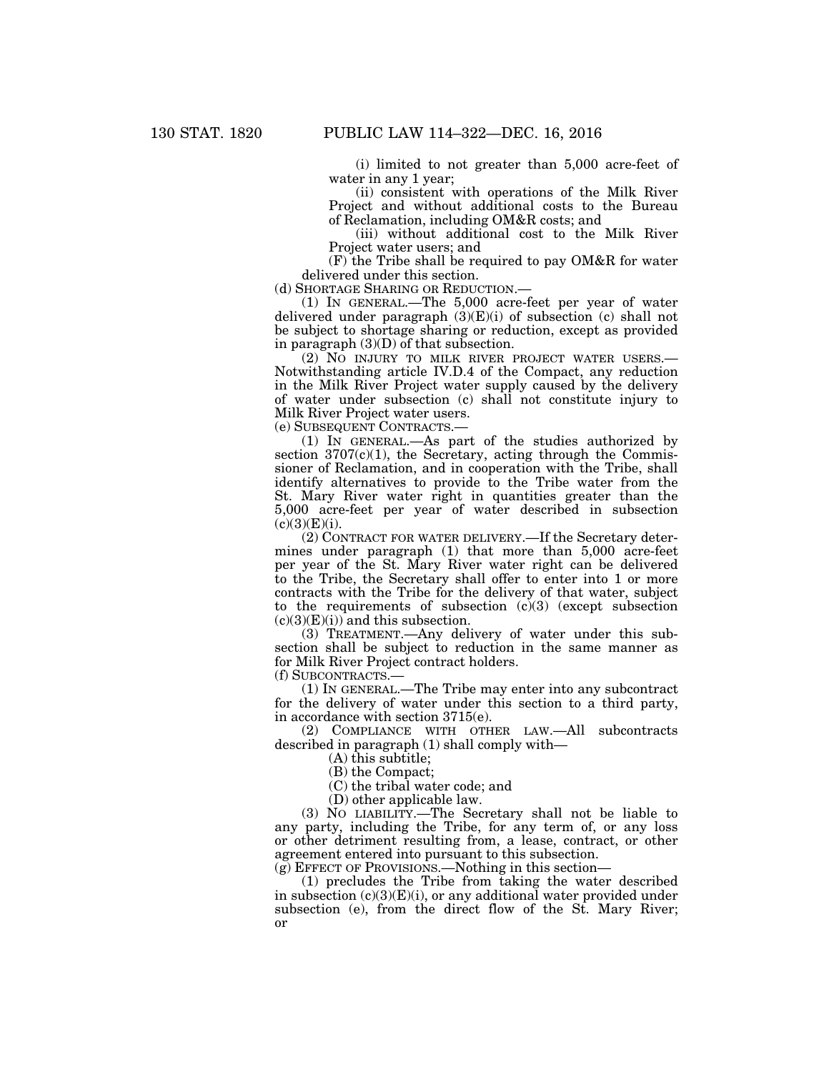(i) limited to not greater than 5,000 acre-feet of water in any 1 year;

(ii) consistent with operations of the Milk River Project and without additional costs to the Bureau of Reclamation, including OM&R costs; and

(iii) without additional cost to the Milk River Project water users; and

(F) the Tribe shall be required to pay OM&R for water delivered under this section.

(d) SHORTAGE SHARING OR REDUCTION.—

(1) IN GENERAL.—The 5,000 acre-feet per year of water delivered under paragraph (3)(E)(i) of subsection (c) shall not be subject to shortage sharing or reduction, except as provided in paragraph (3)(D) of that subsection.

(2) NO INJURY TO MILK RIVER PROJECT WATER USERS.—Notwithstanding article IV.D.4 of the Compact, any reduction in the Milk River Project water supply caused by the delivery of water under subsection (c) shall not constitute injury to Milk River Project water users.

(e) SUBSEQUENT CONTRACTS.—

(1) IN GENERAL.—As part of the studies authorized by section 3707(c)(1), the Secretary, acting through the Commissioner of Reclamation, and in cooperation with the Tribe, shall identify alternatives to provide to the Tribe water from the St. Mary River water right in quantities greater than the 5,000 acre-feet per year of water described in subsection (c)(3)(E)(i).

(2) CONTRACT FOR WATER DELIVERY.—If the Secretary determines under paragraph (1) that more than 5,000 acre-feet per year of the St. Mary River water right can be delivered to the Tribe, the Secretary shall offer to enter into 1 or more contracts with the Tribe for the delivery of that water, subject to the requirements of subsection (c)(3) (except subsection (c)(3)(E)(i)) and this subsection.

(3) TREATMENT.—Any delivery of water under this subsection shall be subject to reduction in the same manner as for Milk River Project contract holders.

(f) SUBCONTRACTS.—

(1) IN GENERAL.—The Tribe may enter into any subcontract for the delivery of water under this section to a third party, in accordance with section 3715(e).

(2) COMPLIANCE WITH OTHER LAW.—All subcontracts described in paragraph (1) shall comply with—

(A) this subtitle;

(B) the Compact;

(C) the tribal water code; and

(D) other applicable law.

(3) NO LIABILITY.—The Secretary shall not be liable to any party, including the Tribe, for any term of, or any loss or other detriment resulting from, a lease, contract, or other agreement entered into pursuant to this subsection.

(g) EFFECT OF PROVISIONS.—Nothing in this section—

(1) precludes the Tribe from taking the water described in subsection (c)(3)(E)(i), or any additional water provided under subsection (e), from the direct flow of the St. Mary River; or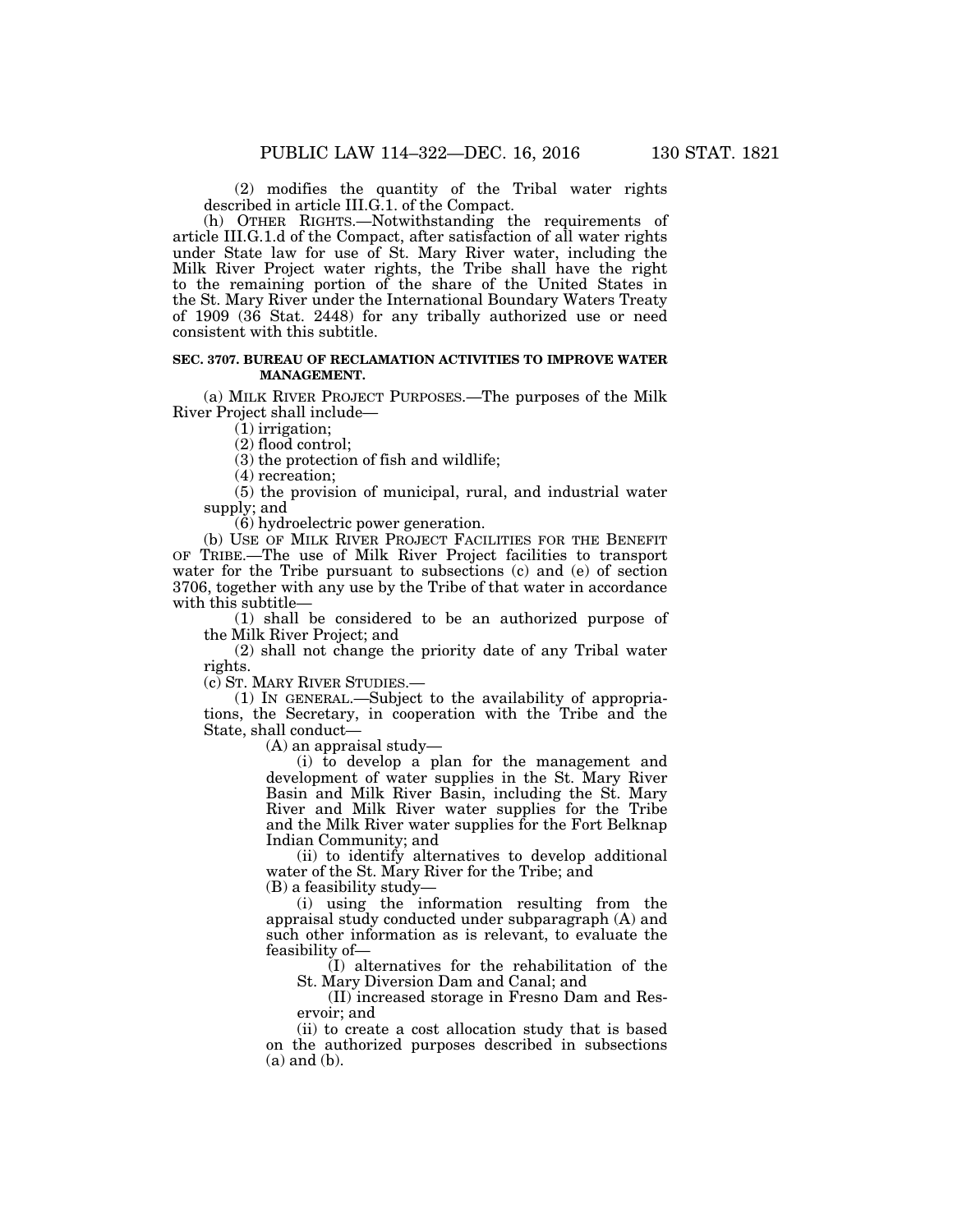(2) modifies the quantity of the Tribal water rights described in article III.G.1. of the Compact.

(h) OTHER RIGHTS.—Notwithstanding the requirements of article III.G.1.d of the Compact, after satisfaction of all water rights under State law for use of St. Mary River water, including the Milk River Project water rights, the Tribe shall have the right to the remaining portion of the share of the United States in the St. Mary River under the International Boundary Waters Treaty of 1909 (36 Stat. 2448) for any tribally authorized use or need consistent with this subtitle.

**SEC. 3707. BUREAU OF RECLAMATION ACTIVITIES TO IMPROVE WATER MANAGEMENT.**

(a) MILK RIVER PROJECT PURPOSES.—The purposes of the Milk River Project shall include—

(1) irrigation;

(2) flood control;

(3) the protection of fish and wildlife;

(4) recreation;

(5) the provision of municipal, rural, and industrial water supply; and

(6) hydroelectric power generation.

(b) USE OF MILK RIVER PROJECT FACILITIES FOR THE BENEFIT OF TRIBE.—The use of Milk River Project facilities to transport water for the Tribe pursuant to subsections (c) and (e) of section 3706, together with any use by the Tribe of that water in accordance with this subtitle—

(1) shall be considered to be an authorized purpose of the Milk River Project; and

(2) shall not change the priority date of any Tribal water rights.

(c) ST. MARY RIVER STUDIES.—

(1) IN GENERAL.—Subject to the availability of appropriations, the Secretary, in cooperation with the Tribe and the State, shall conduct—

(A) an appraisal study—

(i) to develop a plan for the management and development of water supplies in the St. Mary River Basin and Milk River Basin, including the St. Mary River and Milk River water supplies for the Tribe and the Milk River water supplies for the Fort Belknap Indian Community; and

(ii) to identify alternatives to develop additional water of the St. Mary River for the Tribe; and

(B) a feasibility study—

(i) using the information resulting from the appraisal study conducted under subparagraph (A) and such other information as is relevant, to evaluate the feasibility of—

(I) alternatives for the rehabilitation of the St. Mary Diversion Dam and Canal; and

(II) increased storage in Fresno Dam and Reservoir; and

(ii) to create a cost allocation study that is based on the authorized purposes described in subsections (a) and (b).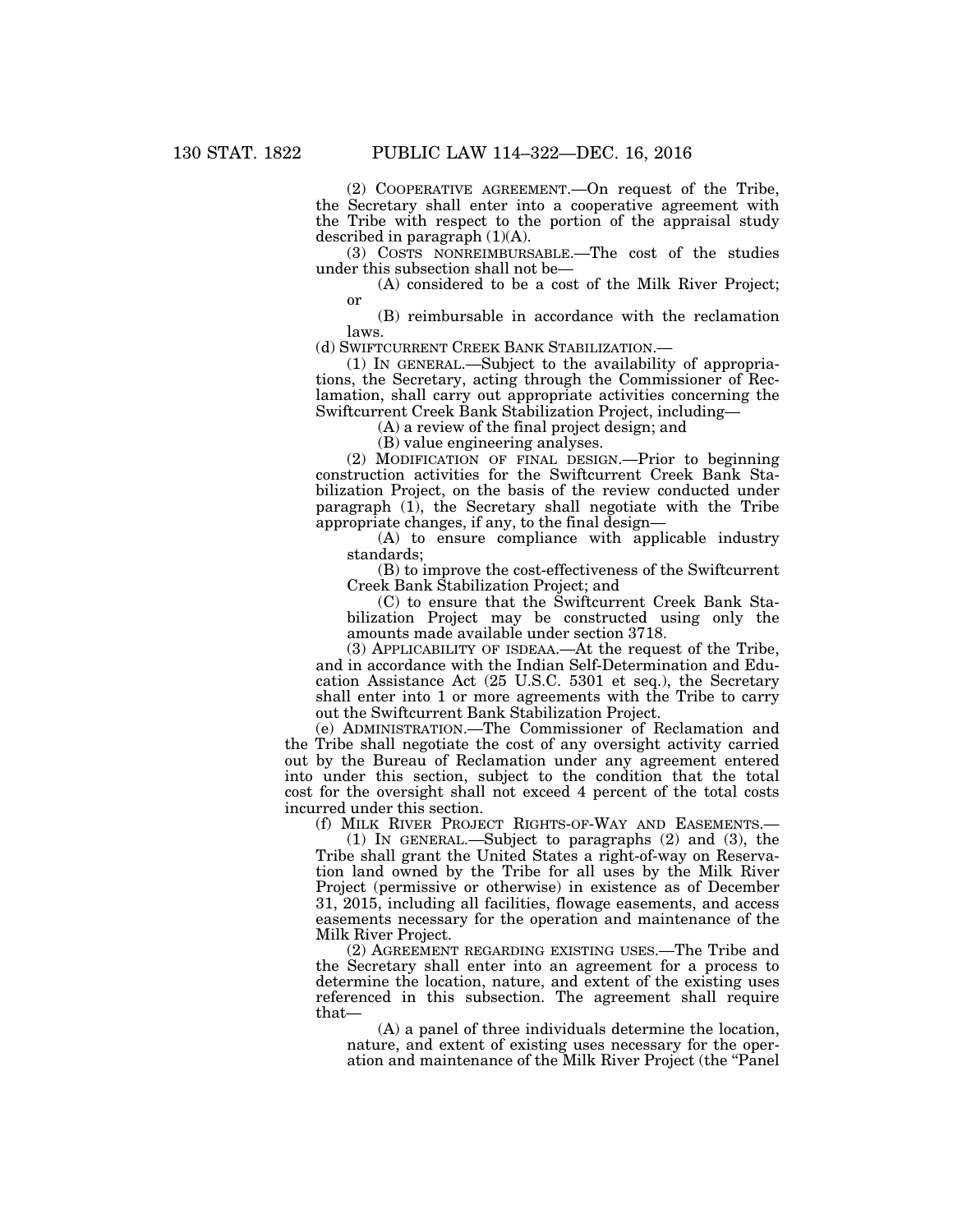(2) COOPERATIVE AGREEMENT.—On request of the Tribe, the Secretary shall enter into a cooperative agreement with the Tribe with respect to the portion of the appraisal study described in paragraph (1)(A).

(3) COSTS NONREIMBURSABLE.—The cost of the studies under this subsection shall not be—

(A) considered to be a cost of the Milk River Project; or

(B) reimbursable in accordance with the reclamation laws.

(d) SWIFTCURRENT CREEK BANK STABILIZATION.—

(1) IN GENERAL.—Subject to the availability of appropriations, the Secretary, acting through the Commissioner of Reclamation, shall carry out appropriate activities concerning the Swiftcurrent Creek Bank Stabilization Project, including—

(A) a review of the final project design; and

(B) value engineering analyses.

(2) MODIFICATION OF FINAL DESIGN.—Prior to beginning construction activities for the Swiftcurrent Creek Bank Stabilization Project, on the basis of the review conducted under paragraph (1), the Secretary shall negotiate with the Tribe appropriate changes, if any, to the final design—

(A) to ensure compliance with applicable industry standards;

(B) to improve the cost-effectiveness of the Swiftcurrent Creek Bank Stabilization Project; and

(C) to ensure that the Swiftcurrent Creek Bank Stabilization Project may be constructed using only the amounts made available under section 3718.

(3) APPLICABILITY OF ISDEAA.—At the request of the Tribe, and in accordance with the Indian Self-Determination and Education Assistance Act (25 U.S.C. 5301 et seq.), the Secretary shall enter into 1 or more agreements with the Tribe to carry out the Swiftcurrent Bank Stabilization Project.

(e) ADMINISTRATION.—The Commissioner of Reclamation and the Tribe shall negotiate the cost of any oversight activity carried out by the Bureau of Reclamation under any agreement entered into under this section, subject to the condition that the total cost for the oversight shall not exceed 4 percent of the total costs incurred under this section.

(f) MILK RIVER PROJECT RIGHTS-OF-WAY AND EASEMENTS.—

(1) IN GENERAL.—Subject to paragraphs (2) and (3), the Tribe shall grant the United States a right-of-way on Reservation land owned by the Tribe for all uses by the Milk River Project (permissive or otherwise) in existence as of December 31, 2015, including all facilities, flowage easements, and access easements necessary for the operation and maintenance of the Milk River Project.

(2) AGREEMENT REGARDING EXISTING USES.—The Tribe and the Secretary shall enter into an agreement for a process to determine the location, nature, and extent of the existing uses referenced in this subsection. The agreement shall require that—

(A) a panel of three individuals determine the location, nature, and extent of existing uses necessary for the operation and maintenance of the Milk River Project (the "Panel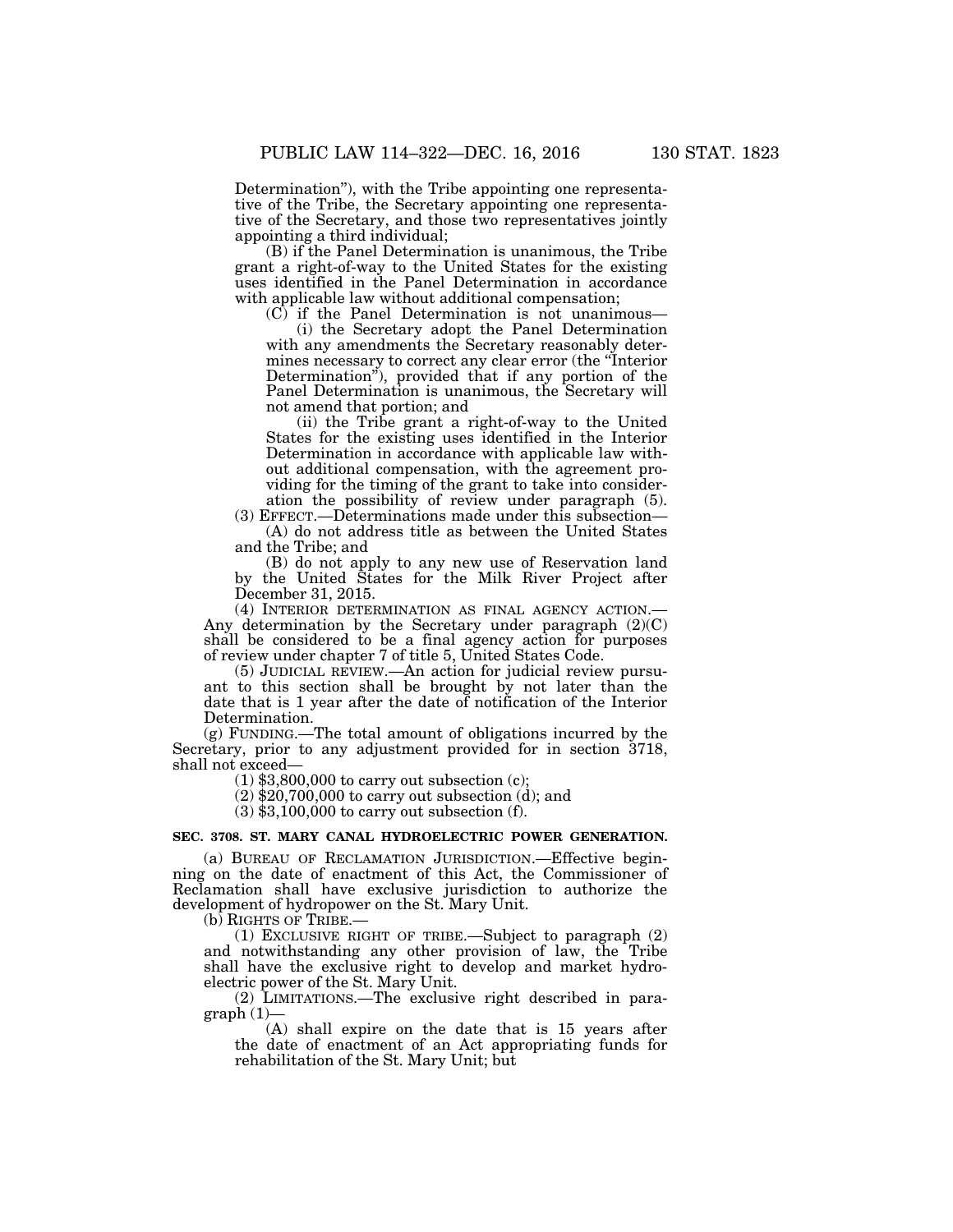Determination”), with the Tribe appointing one representative of the Tribe, the Secretary appointing one representative of the Secretary, and those two representatives jointly appointing a third individual;

(B) if the Panel Determination is unanimous, the Tribe grant a right-of-way to the United States for the existing uses identified in the Panel Determination in accordance with applicable law without additional compensation;

(C) if the Panel Determination is not unanimous—

(i) the Secretary adopt the Panel Determination with any amendments the Secretary reasonably determines necessary to correct any clear error (the “Interior Determination”), provided that if any portion of the Panel Determination is unanimous, the Secretary will not amend that portion; and

(ii) the Tribe grant a right-of-way to the United States for the existing uses identified in the Interior Determination in accordance with applicable law without additional compensation, with the agreement providing for the timing of the grant to take into consideration the possibility of review under paragraph (5).

(3) EFFECT.—Determinations made under this subsection—

(A) do not address title as between the United States and the Tribe; and

(B) do not apply to any new use of Reservation land by the United States for the Milk River Project after December 31, 2015.

(4) INTERIOR DETERMINATION AS FINAL AGENCY ACTION.—Any determination by the Secretary under paragraph (2)(C) shall be considered to be a final agency action for purposes of review under chapter 7 of title 5, United States Code.

(5) JUDICIAL REVIEW.—An action for judicial review pursuant to this section shall be brought by not later than the date that is 1 year after the date of notification of the Interior Determination.

(g) FUNDING.—The total amount of obligations incurred by the Secretary, prior to any adjustment provided for in section 3718, shall not exceed—

(1) $3,800,000 to carry out subsection (c);

(2) $20,700,000 to carry out subsection (d); and

(3) $3,100,000 to carry out subsection (f).

**SEC. 3708. ST. MARY CANAL HYDROELECTRIC POWER GENERATION.**

(a) BUREAU OF RECLAMATION JURISDICTION.—Effective beginning on the date of enactment of this Act, the Commissioner of Reclamation shall have exclusive jurisdiction to authorize the development of hydropower on the St. Mary Unit.

(b) RIGHTS OF TRIBE.—

(1) EXCLUSIVE RIGHT OF TRIBE.—Subject to paragraph (2) and notwithstanding any other provision of law, the Tribe shall have the exclusive right to develop and market hydroelectric power of the St. Mary Unit.

(2) LIMITATIONS.—The exclusive right described in paragraph (1)—

(A) shall expire on the date that is 15 years after the date of enactment of an Act appropriating funds for rehabilitation of the St. Mary Unit; but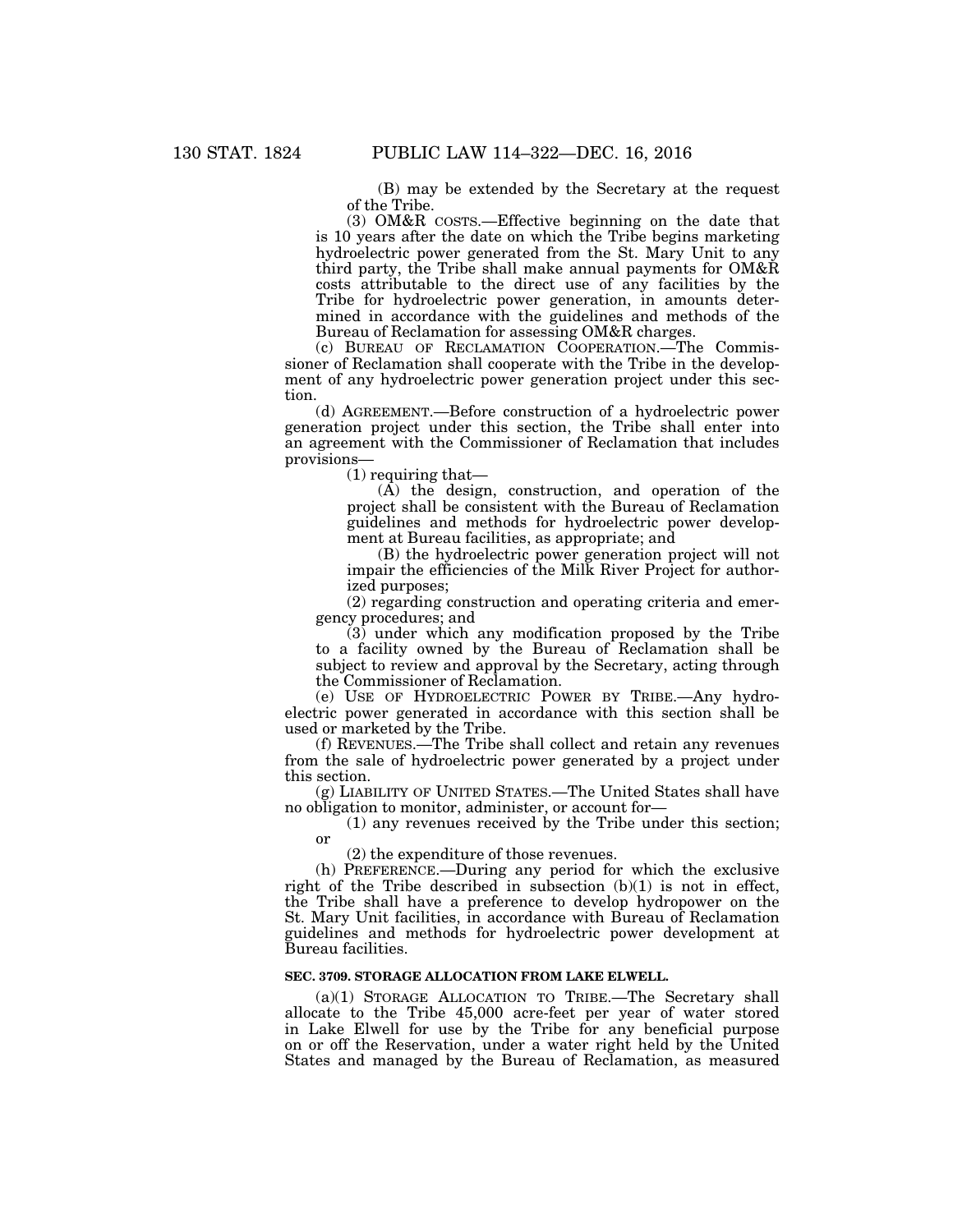(B) may be extended by the Secretary at the request of the Tribe.

(3) OM&R COSTS.—Effective beginning on the date that is 10 years after the date on which the Tribe begins marketing hydroelectric power generated from the St. Mary Unit to any third party, the Tribe shall make annual payments for OM&R costs attributable to the direct use of any facilities by the Tribe for hydroelectric power generation, in amounts determined in accordance with the guidelines and methods of the Bureau of Reclamation for assessing OM&R charges.

(c) BUREAU OF RECLAMATION COOPERATION.—The Commissioner of Reclamation shall cooperate with the Tribe in the development of any hydroelectric power generation project under this section.

(d) AGREEMENT.—Before construction of a hydroelectric power generation project under this section, the Tribe shall enter into an agreement with the Commissioner of Reclamation that includes provisions—

(1) requiring that—

(A) the design, construction, and operation of the project shall be consistent with the Bureau of Reclamation guidelines and methods for hydroelectric power development at Bureau facilities, as appropriate; and

(B) the hydroelectric power generation project will not impair the efficiencies of the Milk River Project for authorized purposes;

(2) regarding construction and operating criteria and emergency procedures; and

(3) under which any modification proposed by the Tribe to a facility owned by the Bureau of Reclamation shall be subject to review and approval by the Secretary, acting through the Commissioner of Reclamation.

(e) USE OF HYDROELECTRIC POWER BY TRIBE.—Any hydroelectric power generated in accordance with this section shall be used or marketed by the Tribe.

(f) REVENUES.—The Tribe shall collect and retain any revenues from the sale of hydroelectric power generated by a project under this section.

(g) LIABILITY OF UNITED STATES.—The United States shall have no obligation to monitor, administer, or account for—

(1) any revenues received by the Tribe under this section; or

(2) the expenditure of those revenues.

(h) PREFERENCE.—During any period for which the exclusive right of the Tribe described in subsection (b)(1) is not in effect, the Tribe shall have a preference to develop hydropower on the St. Mary Unit facilities, in accordance with Bureau of Reclamation guidelines and methods for hydroelectric power development at Bureau facilities.

**SEC. 3709. STORAGE ALLOCATION FROM LAKE ELWELL.**

(a)(1) STORAGE ALLOCATION TO TRIBE.—The Secretary shall allocate to the Tribe 45,000 acre-feet per year of water stored in Lake Elwell for use by the Tribe for any beneficial purpose on or off the Reservation, under a water right held by the United States and managed by the Bureau of Reclamation, as measured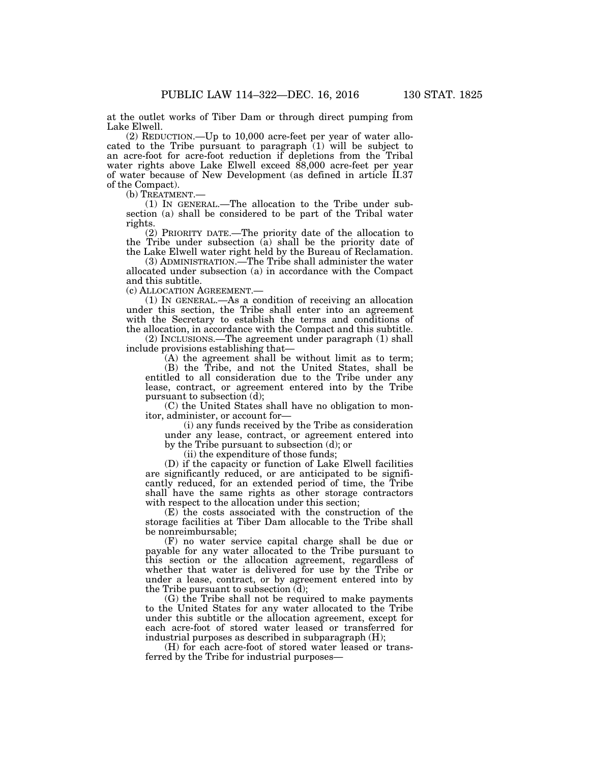at the outlet works of Tiber Dam or through direct pumping from Lake Elwell.

(2) REDUCTION.—Up to 10,000 acre-feet per year of water allocated to the Tribe pursuant to paragraph (1) will be subject to an acre-foot for acre-foot reduction if depletions from the Tribal water rights above Lake Elwell exceed 88,000 acre-feet per year of water because of New Development (as defined in article II.37 of the Compact).

(b) TREATMENT.—

(1) IN GENERAL.—The allocation to the Tribe under subsection (a) shall be considered to be part of the Tribal water rights.

(2) PRIORITY DATE.—The priority date of the allocation to the Tribe under subsection (a) shall be the priority date of the Lake Elwell water right held by the Bureau of Reclamation.

(3) ADMINISTRATION.—The Tribe shall administer the water allocated under subsection (a) in accordance with the Compact and this subtitle.

(c) ALLOCATION AGREEMENT.—

(1) IN GENERAL.—As a condition of receiving an allocation under this section, the Tribe shall enter into an agreement with the Secretary to establish the terms and conditions of the allocation, in accordance with the Compact and this subtitle.

(2) INCLUSIONS.—The agreement under paragraph (1) shall include provisions establishing that—

(A) the agreement shall be without limit as to term;

(B) the Tribe, and not the United States, shall be entitled to all consideration due to the Tribe under any lease, contract, or agreement entered into by the Tribe pursuant to subsection (d);

(C) the United States shall have no obligation to monitor, administer, or account for—

(i) any funds received by the Tribe as consideration under any lease, contract, or agreement entered into by the Tribe pursuant to subsection (d); or

(ii) the expenditure of those funds;

(D) if the capacity or function of Lake Elwell facilities are significantly reduced, or are anticipated to be significantly reduced, for an extended period of time, the Tribe shall have the same rights as other storage contractors with respect to the allocation under this section;

(E) the costs associated with the construction of the storage facilities at Tiber Dam allocable to the Tribe shall be nonreimbursable;

(F) no water service capital charge shall be due or payable for any water allocated to the Tribe pursuant to this section or the allocation agreement, regardless of whether that water is delivered for use by the Tribe or under a lease, contract, or by agreement entered into by the Tribe pursuant to subsection (d);

(G) the Tribe shall not be required to make payments to the United States for any water allocated to the Tribe under this subtitle or the allocation agreement, except for each acre-foot of stored water leased or transferred for industrial purposes as described in subparagraph (H);

(H) for each acre-foot of stored water leased or transferred by the Tribe for industrial purposes—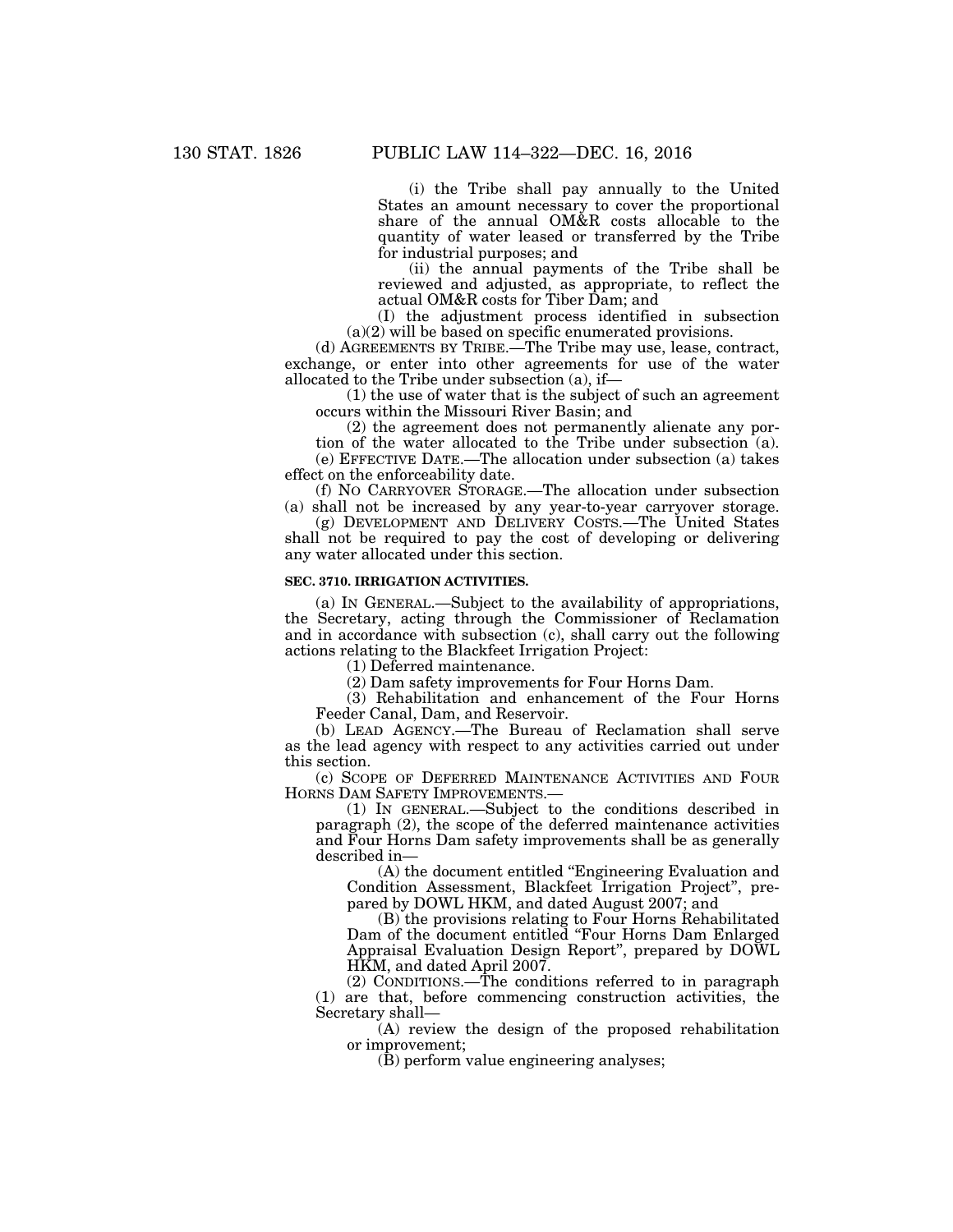(i) the Tribe shall pay annually to the United States an amount necessary to cover the proportional share of the annual OM&R costs allocable to the quantity of water leased or transferred by the Tribe for industrial purposes; and

(ii) the annual payments of the Tribe shall be reviewed and adjusted, as appropriate, to reflect the actual OM&R costs for Tiber Dam; and

(I) the adjustment process identified in subsection (a)(2) will be based on specific enumerated provisions.

(d) AGREEMENTS BY TRIBE.—The Tribe may use, lease, contract, exchange, or enter into other agreements for use of the water allocated to the Tribe under subsection (a), if—

(1) the use of water that is the subject of such an agreement occurs within the Missouri River Basin; and

(2) the agreement does not permanently alienate any portion of the water allocated to the Tribe under subsection (a).

(e) EFFECTIVE DATE.—The allocation under subsection (a) takes effect on the enforceability date.

(f) NO CARRYOVER STORAGE.—The allocation under subsection (a) shall not be increased by any year-to-year carryover storage.

(g) DEVELOPMENT AND DELIVERY COSTS.—The United States shall not be required to pay the cost of developing or delivering any water allocated under this section.

**SEC. 3710. IRRIGATION ACTIVITIES.**

(a) IN GENERAL.—Subject to the availability of appropriations, the Secretary, acting through the Commissioner of Reclamation and in accordance with subsection (c), shall carry out the following actions relating to the Blackfeet Irrigation Project:

(1) Deferred maintenance.

(2) Dam safety improvements for Four Horns Dam.

(3) Rehabilitation and enhancement of the Four Horns Feeder Canal, Dam, and Reservoir.

(b) LEAD AGENCY.—The Bureau of Reclamation shall serve as the lead agency with respect to any activities carried out under this section.

(c) SCOPE OF DEFERRED MAINTENANCE ACTIVITIES AND FOUR HORNS DAM SAFETY IMPROVEMENTS.—

(1) IN GENERAL.—Subject to the conditions described in paragraph (2), the scope of the deferred maintenance activities and Four Horns Dam safety improvements shall be as generally described in—

(A) the document entitled "Engineering Evaluation and Condition Assessment, Blackfeet Irrigation Project", prepared by DOWL HKM, and dated August 2007; and

(B) the provisions relating to Four Horns Rehabilitated Dam of the document entitled "Four Horns Dam Enlarged Appraisal Evaluation Design Report", prepared by DOWL HKM, and dated April 2007.

(2) CONDITIONS.—The conditions referred to in paragraph (1) are that, before commencing construction activities, the Secretary shall—

(A) review the design of the proposed rehabilitation or improvement;

(B) perform value engineering analyses;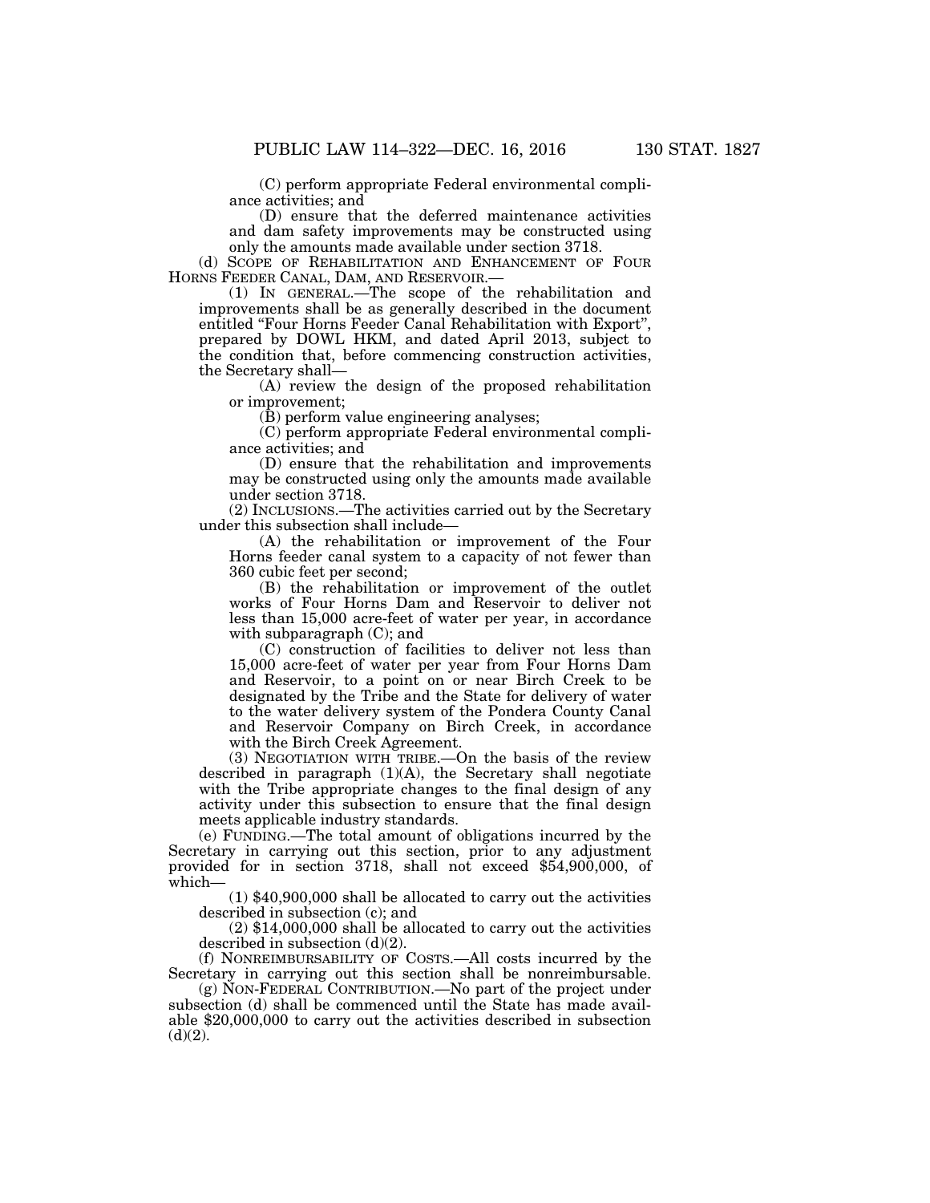(C) perform appropriate Federal environmental compliance activities; and

(D) ensure that the deferred maintenance activities and dam safety improvements may be constructed using only the amounts made available under section 3718.

(d) SCOPE OF REHABILITATION AND ENHANCEMENT OF FOUR HORNS FEEDER CANAL, DAM, AND RESERVOIR.—

(1) IN GENERAL.—The scope of the rehabilitation and improvements shall be as generally described in the document entitled "Four Horns Feeder Canal Rehabilitation with Export", prepared by DOWL HKM, and dated April 2013, subject to the condition that, before commencing construction activities, the Secretary shall—

(A) review the design of the proposed rehabilitation or improvement;

(B) perform value engineering analyses;

(C) perform appropriate Federal environmental compliance activities; and

(D) ensure that the rehabilitation and improvements may be constructed using only the amounts made available under section 3718.

(2) INCLUSIONS.—The activities carried out by the Secretary under this subsection shall include—

(A) the rehabilitation or improvement of the Four Horns feeder canal system to a capacity of not fewer than 360 cubic feet per second;

(B) the rehabilitation or improvement of the outlet works of Four Horns Dam and Reservoir to deliver not less than 15,000 acre-feet of water per year, in accordance with subparagraph (C); and

(C) construction of facilities to deliver not less than 15,000 acre-feet of water per year from Four Horns Dam and Reservoir, to a point on or near Birch Creek to be designated by the Tribe and the State for delivery of water to the water delivery system of the Pondera County Canal and Reservoir Company on Birch Creek, in accordance with the Birch Creek Agreement.

(3) NEGOTIATION WITH TRIBE.—On the basis of the review described in paragraph (1)(A), the Secretary shall negotiate with the Tribe appropriate changes to the final design of any activity under this subsection to ensure that the final design meets applicable industry standards.

(e) FUNDING.—The total amount of obligations incurred by the Secretary in carrying out this section, prior to any adjustment provided for in section 3718, shall not exceed $54,900,000, of which—

(1) $40,900,000 shall be allocated to carry out the activities described in subsection (c); and

(2) $14,000,000 shall be allocated to carry out the activities described in subsection (d)(2).

(f) NONREIMBURSABILITY OF COSTS.—All costs incurred by the Secretary in carrying out this section shall be nonreimbursable.

(g) NON-FEDERAL CONTRIBUTION.—No part of the project under subsection (d) shall be commenced until the State has made available $20,000,000 to carry out the activities described in subsection (d)(2).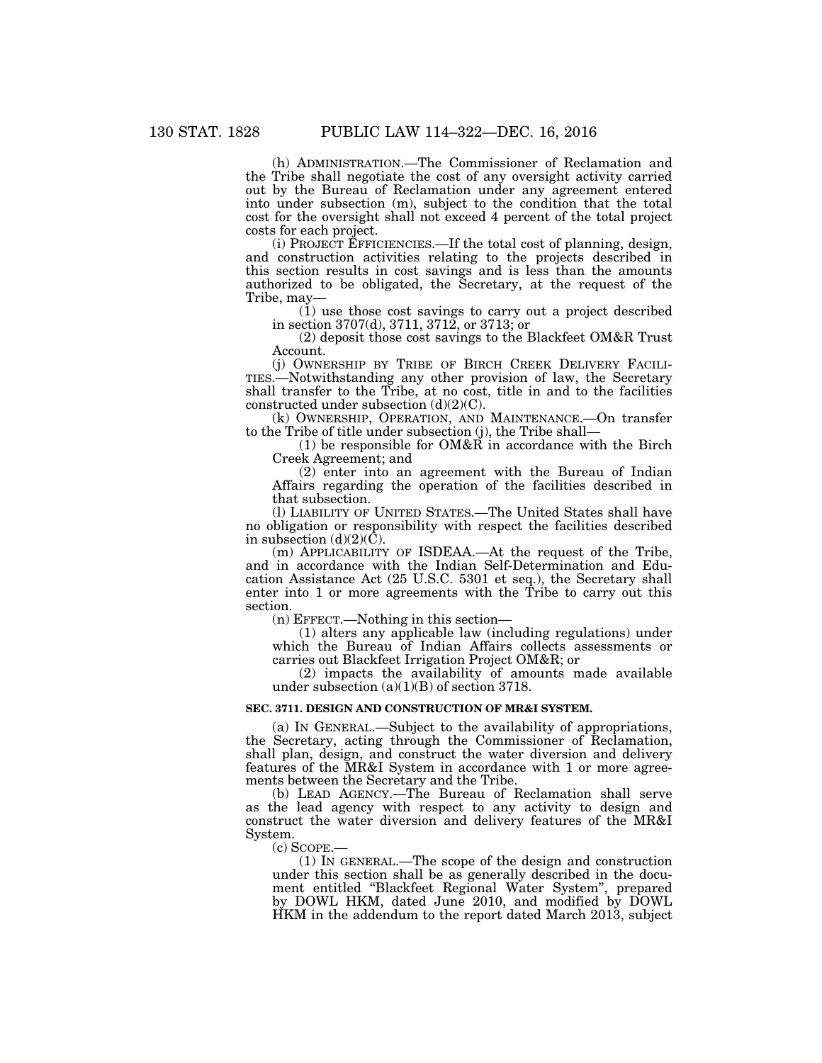(h) ADMINISTRATION.—The Commissioner of Reclamation and the Tribe shall negotiate the cost of any oversight activity carried out by the Bureau of Reclamation under any agreement entered into under subsection (m), subject to the condition that the total cost for the oversight shall not exceed 4 percent of the total project costs for each project.

(i) PROJECT EFFICIENCIES.—If the total cost of planning, design, and construction activities relating to the projects described in this section results in cost savings and is less than the amounts authorized to be obligated, the Secretary, at the request of the Tribe, may—

(1) use those cost savings to carry out a project described in section 3707(d), 3711, 3712, or 3713; or

(2) deposit those cost savings to the Blackfeet OM&R Trust Account.

(j) OWNERSHIP BY TRIBE OF BIRCH CREEK DELIVERY FACILITIES.—Notwithstanding any other provision of law, the Secretary shall transfer to the Tribe, at no cost, title in and to the facilities constructed under subsection (d)(2)(C).

(k) OWNERSHIP, OPERATION, AND MAINTENANCE.—On transfer to the Tribe of title under subsection (j), the Tribe shall—

(1) be responsible for OM&R in accordance with the Birch Creek Agreement; and

(2) enter into an agreement with the Bureau of Indian Affairs regarding the operation of the facilities described in that subsection.

(l) LIABILITY OF UNITED STATES.—The United States shall have no obligation or responsibility with respect the facilities described in subsection (d)(2)(C).

(m) APPLICABILITY OF ISDEAA.—At the request of the Tribe, and in accordance with the Indian Self-Determination and Education Assistance Act (25 U.S.C. 5301 et seq.), the Secretary shall enter into 1 or more agreements with the Tribe to carry out this section.

(n) EFFECT.—Nothing in this section—

(1) alters any applicable law (including regulations) under which the Bureau of Indian Affairs collects assessments or carries out Blackfeet Irrigation Project OM&R; or

(2) impacts the availability of amounts made available under subsection (a)(1)(B) of section 3718.

**SEC. 3711. DESIGN AND CONSTRUCTION OF MR&I SYSTEM.**

(a) IN GENERAL.—Subject to the availability of appropriations, the Secretary, acting through the Commissioner of Reclamation, shall plan, design, and construct the water diversion and delivery features of the MR&I System in accordance with 1 or more agreements between the Secretary and the Tribe.

(b) LEAD AGENCY.—The Bureau of Reclamation shall serve as the lead agency with respect to any activity to design and construct the water diversion and delivery features of the MR&I System.

(c) SCOPE.—

(1) IN GENERAL.—The scope of the design and construction under this section shall be as generally described in the document entitled "Blackfeet Regional Water System", prepared by DOWL HKM, dated June 2010, and modified by DOWL HKM in the addendum to the report dated March 2013, subject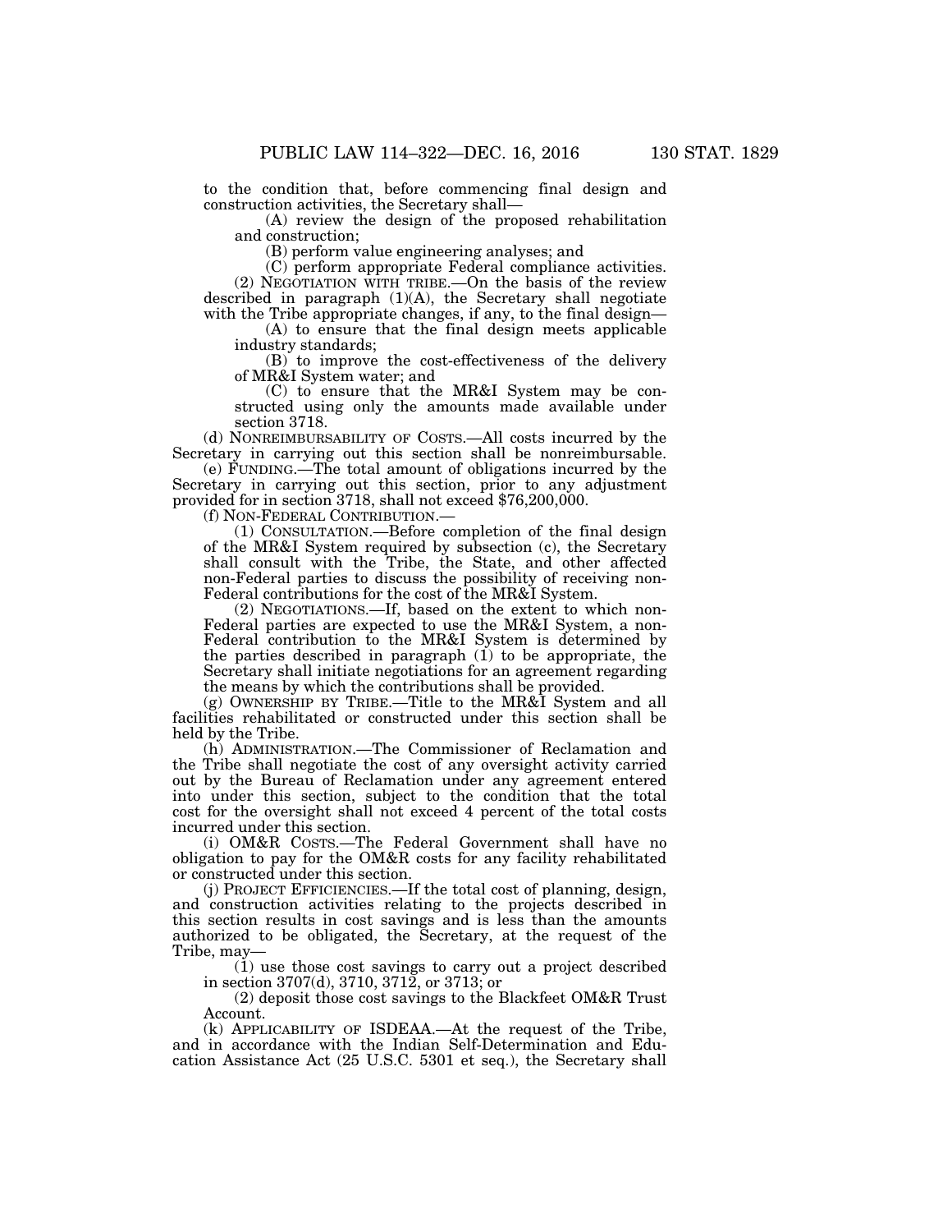to the condition that, before commencing final design and construction activities, the Secretary shall—

(A) review the design of the proposed rehabilitation and construction;

(B) perform value engineering analyses; and

(C) perform appropriate Federal compliance activities.

(2) NEGOTIATION WITH TRIBE.—On the basis of the review described in paragraph (1)(A), the Secretary shall negotiate with the Tribe appropriate changes, if any, to the final design—

(A) to ensure that the final design meets applicable industry standards;

(B) to improve the cost-effectiveness of the delivery of MR&I System water; and

(C) to ensure that the MR&I System may be constructed using only the amounts made available under section 3718.

(d) NONREIMBURSABILITY OF COSTS.—All costs incurred by the Secretary in carrying out this section shall be nonreimbursable.

(e) FUNDING.—The total amount of obligations incurred by the Secretary in carrying out this section, prior to any adjustment provided for in section 3718, shall not exceed $76,200,000.

(f) NON-FEDERAL CONTRIBUTION.—

(1) CONSULTATION.—Before completion of the final design of the MR&I System required by subsection (c), the Secretary shall consult with the Tribe, the State, and other affected non-Federal parties to discuss the possibility of receiving non-Federal contributions for the cost of the MR&I System.

(2) NEGOTIATIONS.—If, based on the extent to which non-Federal parties are expected to use the MR&I System, a non-Federal contribution to the MR&I System is determined by the parties described in paragraph (1) to be appropriate, the Secretary shall initiate negotiations for an agreement regarding the means by which the contributions shall be provided.

(g) OWNERSHIP BY TRIBE.—Title to the MR&I System and all facilities rehabilitated or constructed under this section shall be held by the Tribe.

(h) ADMINISTRATION.—The Commissioner of Reclamation and the Tribe shall negotiate the cost of any oversight activity carried out by the Bureau of Reclamation under any agreement entered into under this section, subject to the condition that the total cost for the oversight shall not exceed 4 percent of the total costs incurred under this section.

(i) OM&R COSTS.—The Federal Government shall have no obligation to pay for the OM&R costs for any facility rehabilitated or constructed under this section.

(j) PROJECT EFFICIENCIES.—If the total cost of planning, design, and construction activities relating to the projects described in this section results in cost savings and is less than the amounts authorized to be obligated, the Secretary, at the request of the Tribe, may—

(1) use those cost savings to carry out a project described in section 3707(d), 3710, 3712, or 3713; or

(2) deposit those cost savings to the Blackfeet OM&R Trust Account.

(k) APPLICABILITY OF ISDEAA.—At the request of the Tribe, and in accordance with the Indian Self-Determination and Education Assistance Act (25 U.S.C. 5301 et seq.), the Secretary shall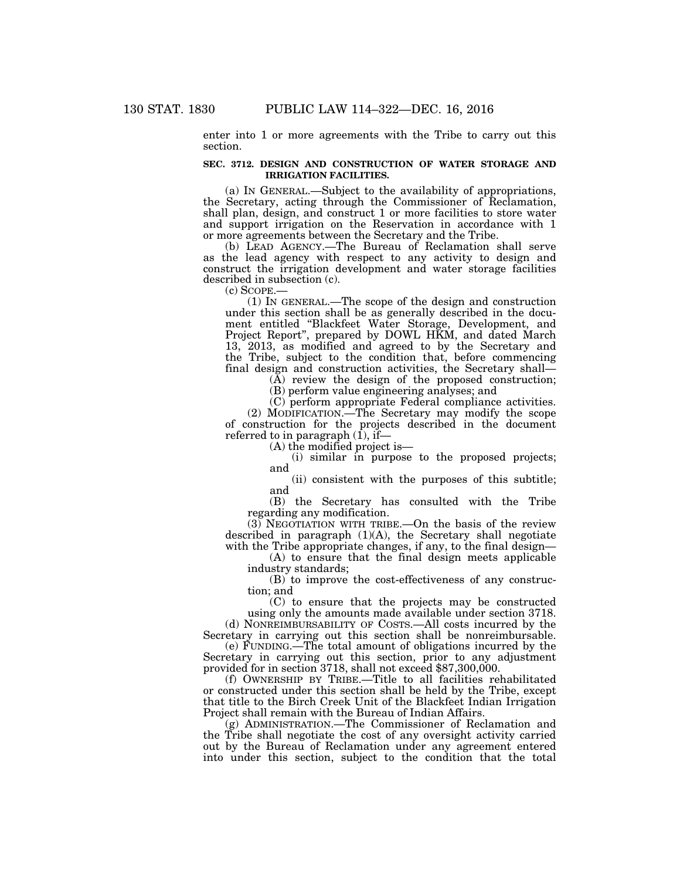enter into 1 or more agreements with the Tribe to carry out this section.

**SEC. 3712. DESIGN AND CONSTRUCTION OF WATER STORAGE AND IRRIGATION FACILITIES.**

(a) IN GENERAL.—Subject to the availability of appropriations, the Secretary, acting through the Commissioner of Reclamation, shall plan, design, and construct 1 or more facilities to store water and support irrigation on the Reservation in accordance with 1 or more agreements between the Secretary and the Tribe.

(b) LEAD AGENCY.—The Bureau of Reclamation shall serve as the lead agency with respect to any activity to design and construct the irrigation development and water storage facilities described in subsection (c).

(c) SCOPE.—

(1) IN GENERAL.—The scope of the design and construction under this section shall be as generally described in the document entitled "Blackfeet Water Storage, Development, and Project Report", prepared by DOWL HKM, and dated March 13, 2013, as modified and agreed to by the Secretary and the Tribe, subject to the condition that, before commencing final design and construction activities, the Secretary shall—

(A) review the design of the proposed construction;

(B) perform value engineering analyses; and

(C) perform appropriate Federal compliance activities.

(2) MODIFICATION.—The Secretary may modify the scope of construction for the projects described in the document referred to in paragraph (1), if—

(A) the modified project is—

(i) similar in purpose to the proposed projects; and

(ii) consistent with the purposes of this subtitle; and

(B) the Secretary has consulted with the Tribe regarding any modification.

(3) NEGOTIATION WITH TRIBE.—On the basis of the review described in paragraph (1)(A), the Secretary shall negotiate with the Tribe appropriate changes, if any, to the final design—

(A) to ensure that the final design meets applicable industry standards;

(B) to improve the cost-effectiveness of any construction; and

(C) to ensure that the projects may be constructed using only the amounts made available under section 3718.

(d) NONREIMBURSABILITY OF COSTS.—All costs incurred by the Secretary in carrying out this section shall be nonreimbursable.

(e) FUNDING.—The total amount of obligations incurred by the Secretary in carrying out this section, prior to any adjustment provided for in section 3718, shall not exceed $87,300,000.

(f) OWNERSHIP BY TRIBE.—Title to all facilities rehabilitated or constructed under this section shall be held by the Tribe, except that title to the Birch Creek Unit of the Blackfeet Indian Irrigation Project shall remain with the Bureau of Indian Affairs.

(g) ADMINISTRATION.—The Commissioner of Reclamation and the Tribe shall negotiate the cost of any oversight activity carried out by the Bureau of Reclamation under any agreement entered into under this section, subject to the condition that the total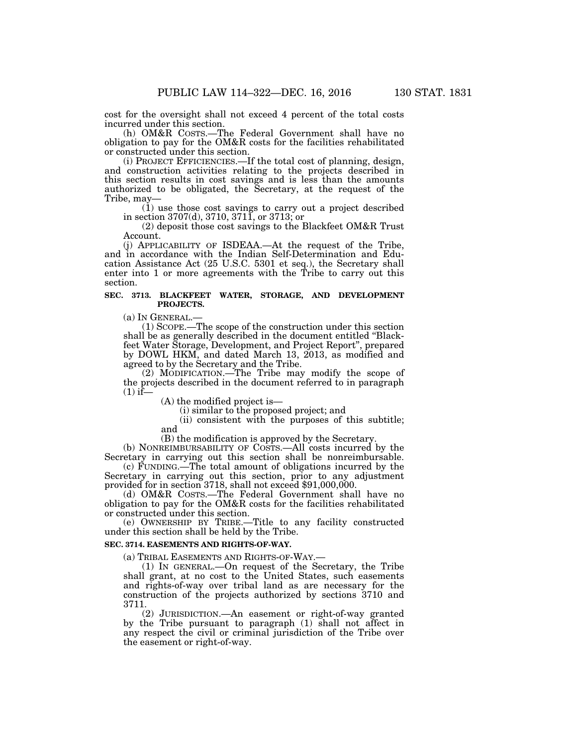cost for the oversight shall not exceed 4 percent of the total costs incurred under this section.

(h) OM&R COSTS.—The Federal Government shall have no obligation to pay for the OM&R costs for the facilities rehabilitated or constructed under this section.

(i) PROJECT EFFICIENCIES.—If the total cost of planning, design, and construction activities relating to the projects described in this section results in cost savings and is less than the amounts authorized to be obligated, the Secretary, at the request of the Tribe, may—

(1) use those cost savings to carry out a project described in section 3707(d), 3710, 3711, or 3713; or

(2) deposit those cost savings to the Blackfeet OM&R Trust Account.

(j) APPLICABILITY OF ISDEAA.—At the request of the Tribe, and in accordance with the Indian Self-Determination and Education Assistance Act (25 U.S.C. 5301 et seq.), the Secretary shall enter into 1 or more agreements with the Tribe to carry out this section.

**SEC. 3713. BLACKFEET WATER, STORAGE, AND DEVELOPMENT PROJECTS.**

(a) IN GENERAL.—

(1) SCOPE.—The scope of the construction under this section shall be as generally described in the document entitled "Blackfeet Water Storage, Development, and Project Report", prepared by DOWL HKM, and dated March 13, 2013, as modified and agreed to by the Secretary and the Tribe.

(2) MODIFICATION.—The Tribe may modify the scope of the projects described in the document referred to in paragraph (1) if—

(A) the modified project is—

(i) similar to the proposed project; and

(ii) consistent with the purposes of this subtitle; and

(B) the modification is approved by the Secretary.

(b) NONREIMBURSABILITY OF COSTS.—All costs incurred by the Secretary in carrying out this section shall be nonreimbursable.

(c) FUNDING.—The total amount of obligations incurred by the Secretary in carrying out this section, prior to any adjustment provided for in section 3718, shall not exceed $91,000,000.

(d) OM&R COSTS.—The Federal Government shall have no obligation to pay for the OM&R costs for the facilities rehabilitated or constructed under this section.

(e) OWNERSHIP BY TRIBE.—Title to any facility constructed under this section shall be held by the Tribe.

**SEC. 3714. EASEMENTS AND RIGHTS-OF-WAY.**

(a) TRIBAL EASEMENTS AND RIGHTS-OF-WAY.—

(1) IN GENERAL.—On request of the Secretary, the Tribe shall grant, at no cost to the United States, such easements and rights-of-way over tribal land as are necessary for the construction of the projects authorized by sections 3710 and 3711.

(2) JURISDICTION.—An easement or right-of-way granted by the Tribe pursuant to paragraph (1) shall not affect in any respect the civil or criminal jurisdiction of the Tribe over the easement or right-of-way.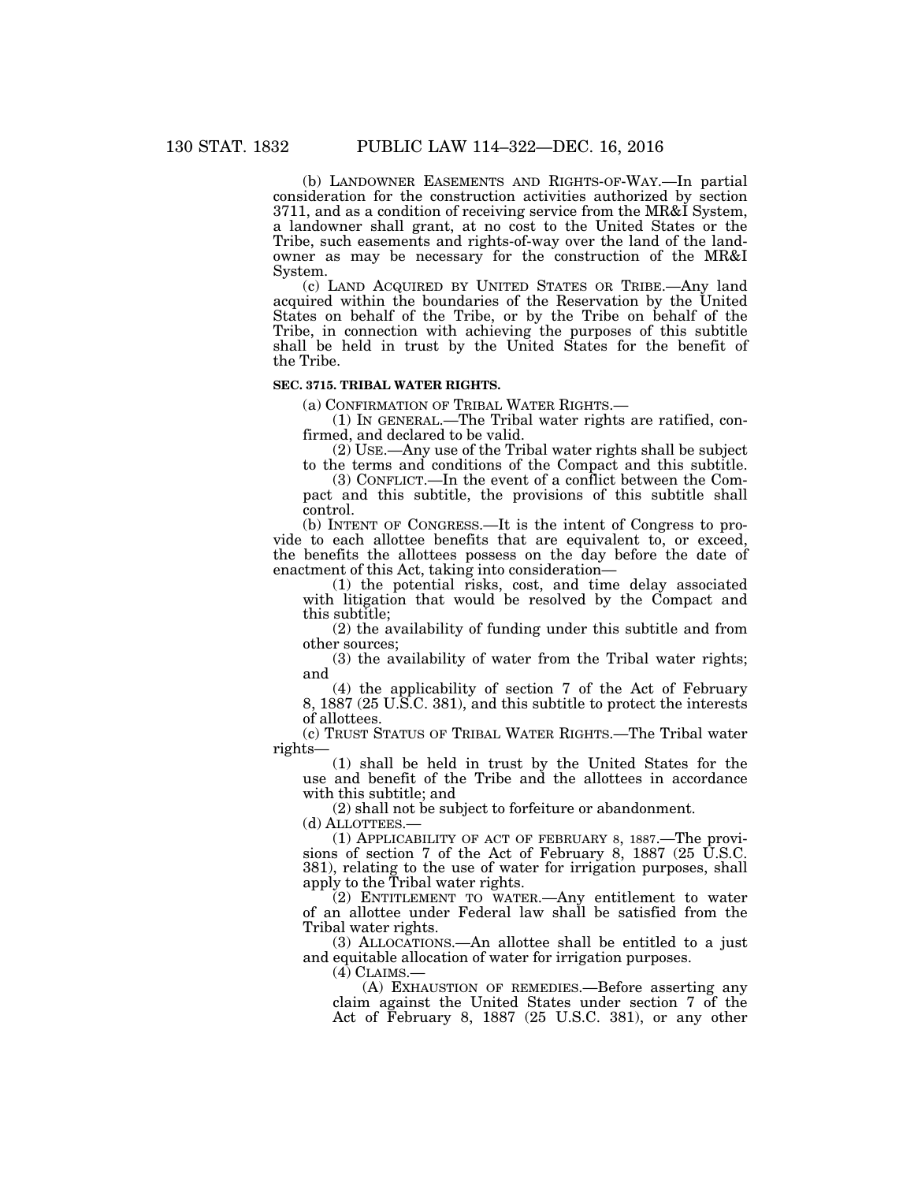(b) LANDOWNER EASEMENTS AND RIGHTS-OF-WAY.—In partial consideration for the construction activities authorized by section 3711, and as a condition of receiving service from the MR&I System, a landowner shall grant, at no cost to the United States or the Tribe, such easements and rights-of-way over the land of the landowner as may be necessary for the construction of the MR&I System.

(c) LAND ACQUIRED BY UNITED STATES OR TRIBE.—Any land acquired within the boundaries of the Reservation by the United States on behalf of the Tribe, or by the Tribe on behalf of the Tribe, in connection with achieving the purposes of this subtitle shall be held in trust by the United States for the benefit of the Tribe.

**SEC. 3715. TRIBAL WATER RIGHTS.**

(a) CONFIRMATION OF TRIBAL WATER RIGHTS.—

(1) IN GENERAL.—The Tribal water rights are ratified, confirmed, and declared to be valid.

(2) USE.—Any use of the Tribal water rights shall be subject to the terms and conditions of the Compact and this subtitle.

(3) CONFLICT.—In the event of a conflict between the Compact and this subtitle, the provisions of this subtitle shall control.

(b) INTENT OF CONGRESS.—It is the intent of Congress to provide to each allottee benefits that are equivalent to, or exceed, the benefits the allottees possess on the day before the date of enactment of this Act, taking into consideration—

(1) the potential risks, cost, and time delay associated with litigation that would be resolved by the Compact and this subtitle;

(2) the availability of funding under this subtitle and from other sources;

(3) the availability of water from the Tribal water rights; and

(4) the applicability of section 7 of the Act of February 8, 1887 (25 U.S.C. 381), and this subtitle to protect the interests of allottees.

(c) TRUST STATUS OF TRIBAL WATER RIGHTS.—The Tribal water rights—

(1) shall be held in trust by the United States for the use and benefit of the Tribe and the allottees in accordance with this subtitle; and

(2) shall not be subject to forfeiture or abandonment.

(d) ALLOTTEES.—

(1) APPLICABILITY OF ACT OF FEBRUARY 8, 1887.—The provisions of section 7 of the Act of February 8, 1887 (25 U.S.C. 381), relating to the use of water for irrigation purposes, shall apply to the Tribal water rights.

(2) ENTITLEMENT TO WATER.—Any entitlement to water of an allottee under Federal law shall be satisfied from the Tribal water rights.

(3) ALLOCATIONS.—An allottee shall be entitled to a just and equitable allocation of water for irrigation purposes.

(4) CLAIMS.—

(A) EXHAUSTION OF REMEDIES.—Before asserting any claim against the United States under section 7 of the Act of February 8, 1887 (25 U.S.C. 381), or any other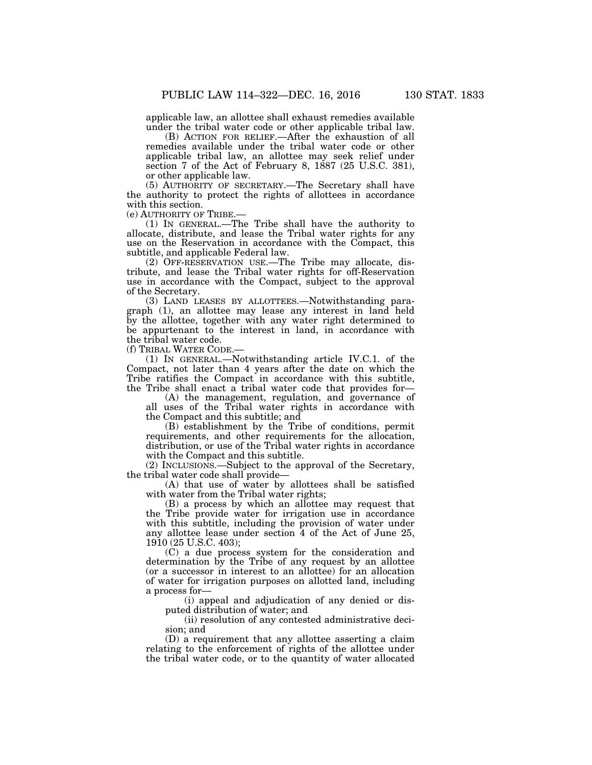applicable law, an allottee shall exhaust remedies available under the tribal water code or other applicable tribal law.

(B) ACTION FOR RELIEF.—After the exhaustion of all remedies available under the tribal water code or other applicable tribal law, an allottee may seek relief under section 7 of the Act of February 8, 1887 (25 U.S.C. 381), or other applicable law.

(5) AUTHORITY OF SECRETARY.—The Secretary shall have the authority to protect the rights of allottees in accordance with this section.

(e) AUTHORITY OF TRIBE.—

(1) IN GENERAL.—The Tribe shall have the authority to allocate, distribute, and lease the Tribal water rights for any use on the Reservation in accordance with the Compact, this subtitle, and applicable Federal law.

(2) OFF-RESERVATION USE.—The Tribe may allocate, distribute, and lease the Tribal water rights for off-Reservation use in accordance with the Compact, subject to the approval of the Secretary.

(3) LAND LEASES BY ALLOTTEES.—Notwithstanding paragraph (1), an allottee may lease any interest in land held by the allottee, together with any water right determined to be appurtenant to the interest in land, in accordance with the tribal water code.

(f) TRIBAL WATER CODE.—

(1) IN GENERAL.—Notwithstanding article IV.C.1. of the Compact, not later than 4 years after the date on which the Tribe ratifies the Compact in accordance with this subtitle, the Tribe shall enact a tribal water code that provides for—

(A) the management, regulation, and governance of all uses of the Tribal water rights in accordance with the Compact and this subtitle; and

(B) establishment by the Tribe of conditions, permit requirements, and other requirements for the allocation, distribution, or use of the Tribal water rights in accordance with the Compact and this subtitle.

(2) INCLUSIONS.—Subject to the approval of the Secretary, the tribal water code shall provide—

(A) that use of water by allottees shall be satisfied with water from the Tribal water rights;

(B) a process by which an allottee may request that the Tribe provide water for irrigation use in accordance with this subtitle, including the provision of water under any allottee lease under section 4 of the Act of June 25, 1910 (25 U.S.C. 403);

(C) a due process system for the consideration and determination by the Tribe of any request by an allottee (or a successor in interest to an allottee) for an allocation of water for irrigation purposes on allotted land, including a process for—

(i) appeal and adjudication of any denied or disputed distribution of water; and

(ii) resolution of any contested administrative decision; and

(D) a requirement that any allottee asserting a claim relating to the enforcement of rights of the allottee under the tribal water code, or to the quantity of water allocated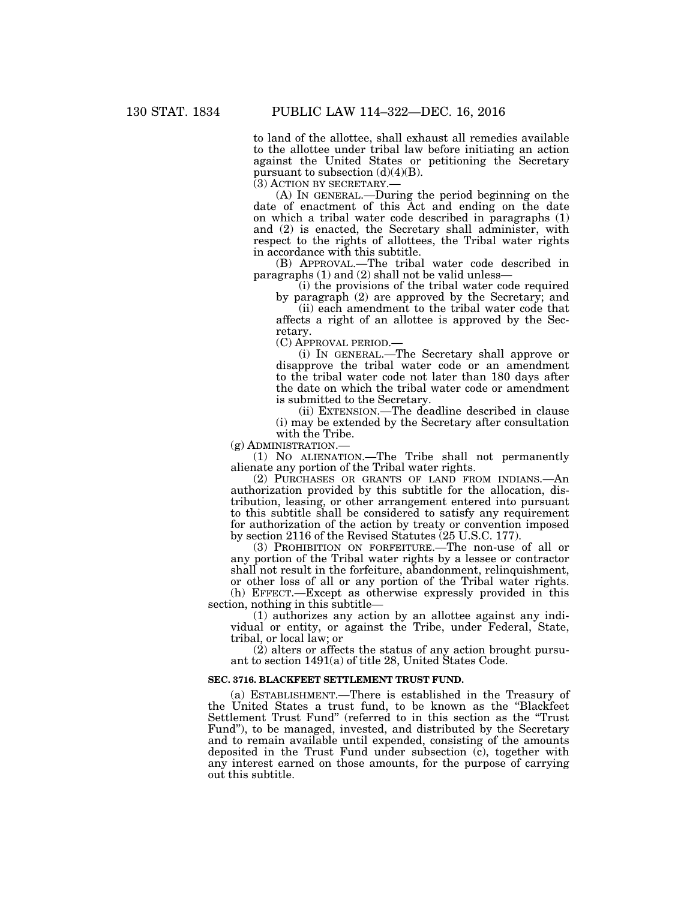to land of the allottee, shall exhaust all remedies available to the allottee under tribal law before initiating an action against the United States or petitioning the Secretary pursuant to subsection (d)(4)(B).

(3) ACTION BY SECRETARY.—

(A) IN GENERAL.—During the period beginning on the date of enactment of this Act and ending on the date on which a tribal water code described in paragraphs (1) and (2) is enacted, the Secretary shall administer, with respect to the rights of allottees, the Tribal water rights in accordance with this subtitle.

(B) APPROVAL.—The tribal water code described in paragraphs (1) and (2) shall not be valid unless—

(i) the provisions of the tribal water code required by paragraph (2) are approved by the Secretary; and

(ii) each amendment to the tribal water code that affects a right of an allottee is approved by the Secretary.

(C) APPROVAL PERIOD.—

(i) IN GENERAL.—The Secretary shall approve or disapprove the tribal water code or an amendment to the tribal water code not later than 180 days after the date on which the tribal water code or amendment is submitted to the Secretary.

(ii) EXTENSION.—The deadline described in clause (i) may be extended by the Secretary after consultation with the Tribe.

(g) ADMINISTRATION.—

(1) NO ALIENATION.—The Tribe shall not permanently alienate any portion of the Tribal water rights.

(2) PURCHASES OR GRANTS OF LAND FROM INDIANS.—An authorization provided by this subtitle for the allocation, distribution, leasing, or other arrangement entered into pursuant to this subtitle shall be considered to satisfy any requirement for authorization of the action by treaty or convention imposed by section 2116 of the Revised Statutes (25 U.S.C. 177).

(3) PROHIBITION ON FORFEITURE.—The non-use of all or any portion of the Tribal water rights by a lessee or contractor shall not result in the forfeiture, abandonment, relinquishment, or other loss of all or any portion of the Tribal water rights.

(h) EFFECT.—Except as otherwise expressly provided in this section, nothing in this subtitle—

(1) authorizes any action by an allottee against any individual or entity, or against the Tribe, under Federal, State, tribal, or local law; or

(2) alters or affects the status of any action brought pursuant to section 1491(a) of title 28, United States Code.

**SEC. 3716. BLACKFEET SETTLEMENT TRUST FUND.**

(a) ESTABLISHMENT.—There is established in the Treasury of the United States a trust fund, to be known as the "Blackfeet Settlement Trust Fund" (referred to in this section as the "Trust Fund"), to be managed, invested, and distributed by the Secretary and to remain available until expended, consisting of the amounts deposited in the Trust Fund under subsection (c), together with any interest earned on those amounts, for the purpose of carrying out this subtitle.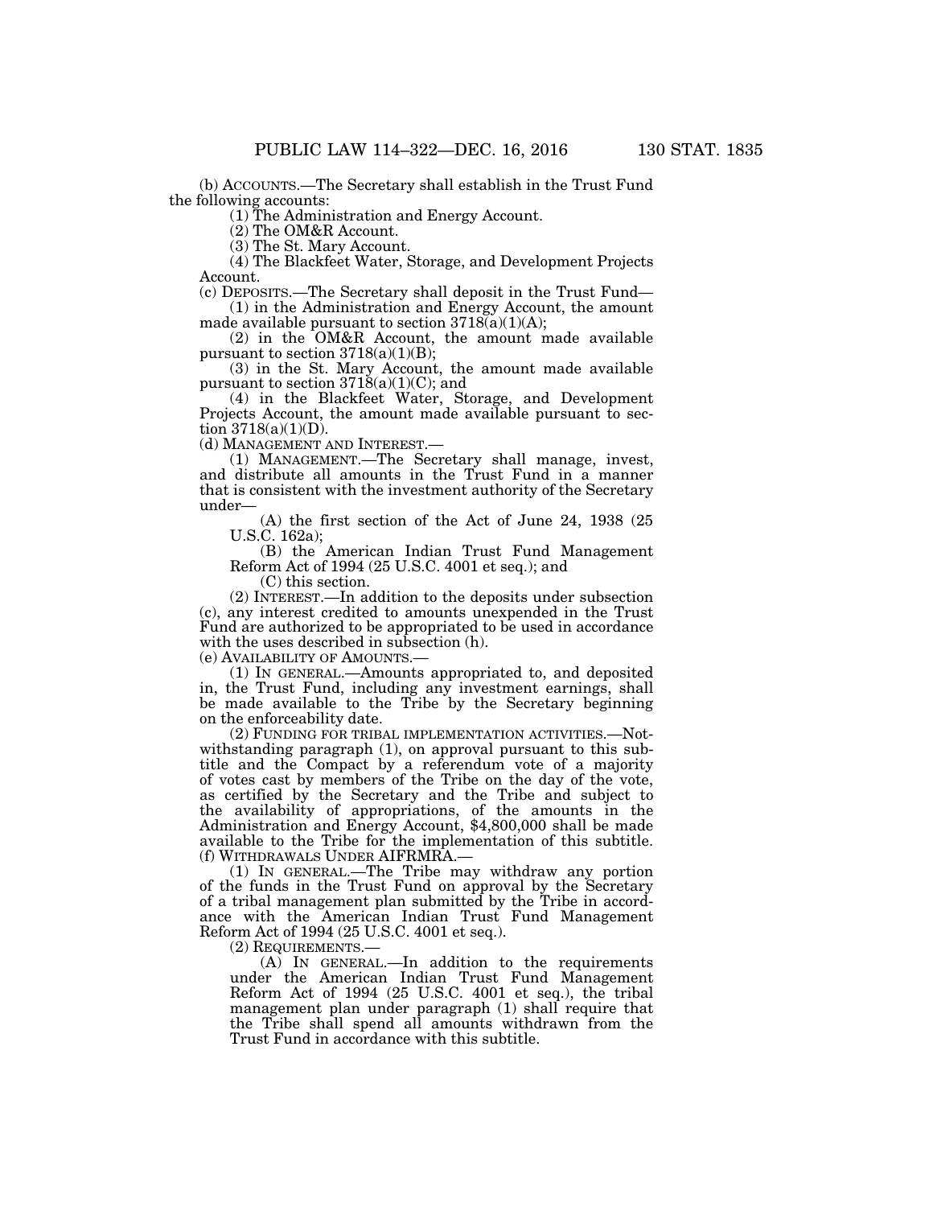(b) ACCOUNTS.—The Secretary shall establish in the Trust Fund the following accounts:

(1) The Administration and Energy Account.

(2) The OM&R Account.

(3) The St. Mary Account.

(4) The Blackfeet Water, Storage, and Development Projects Account.

(c) DEPOSITS.—The Secretary shall deposit in the Trust Fund—

(1) in the Administration and Energy Account, the amount made available pursuant to section 3718(a)(1)(A);

(2) in the OM&R Account, the amount made available pursuant to section 3718(a)(1)(B);

(3) in the St. Mary Account, the amount made available pursuant to section 3718(a)(1)(C); and

(4) in the Blackfeet Water, Storage, and Development Projects Account, the amount made available pursuant to section 3718(a)(1)(D).

(d) MANAGEMENT AND INTEREST.—

(1) MANAGEMENT.—The Secretary shall manage, invest, and distribute all amounts in the Trust Fund in a manner that is consistent with the investment authority of the Secretary under—

(A) the first section of the Act of June 24, 1938 (25 U.S.C. 162a);

(B) the American Indian Trust Fund Management Reform Act of 1994 (25 U.S.C. 4001 et seq.); and

(C) this section.

(2) INTEREST.—In addition to the deposits under subsection (c), any interest credited to amounts unexpended in the Trust Fund are authorized to be appropriated to be used in accordance with the uses described in subsection (h).

(e) AVAILABILITY OF AMOUNTS.—

(1) IN GENERAL.—Amounts appropriated to, and deposited in, the Trust Fund, including any investment earnings, shall be made available to the Tribe by the Secretary beginning on the enforceability date.

(2) FUNDING FOR TRIBAL IMPLEMENTATION ACTIVITIES.—Notwithstanding paragraph (1), on approval pursuant to this subtitle and the Compact by a referendum vote of a majority of votes cast by members of the Tribe on the day of the vote, as certified by the Secretary and the Tribe and subject to the availability of appropriations, of the amounts in the Administration and Energy Account, $4,800,000 shall be made available to the Tribe for the implementation of this subtitle.

(f) WITHDRAWALS UNDER AIFRMRA.—

(1) IN GENERAL.—The Tribe may withdraw any portion of the funds in the Trust Fund on approval by the Secretary of a tribal management plan submitted by the Tribe in accordance with the American Indian Trust Fund Management Reform Act of 1994 (25 U.S.C. 4001 et seq.).

(2) REQUIREMENTS.—

(A) IN GENERAL.—In addition to the requirements under the American Indian Trust Fund Management Reform Act of 1994 (25 U.S.C. 4001 et seq.), the tribal management plan under paragraph (1) shall require that the Tribe shall spend all amounts withdrawn from the Trust Fund in accordance with this subtitle.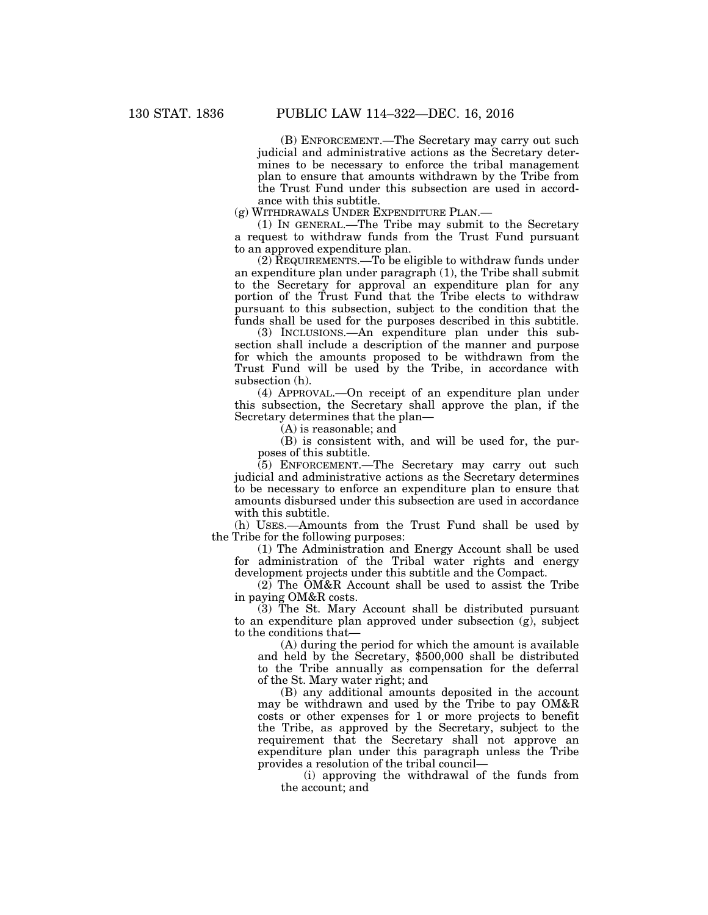(B) ENFORCEMENT.—The Secretary may carry out such judicial and administrative actions as the Secretary determines to be necessary to enforce the tribal management plan to ensure that amounts withdrawn by the Tribe from the Trust Fund under this subsection are used in accordance with this subtitle.

(g) WITHDRAWALS UNDER EXPENDITURE PLAN.—

(1) IN GENERAL.—The Tribe may submit to the Secretary a request to withdraw funds from the Trust Fund pursuant to an approved expenditure plan.

(2) REQUIREMENTS.—To be eligible to withdraw funds under an expenditure plan under paragraph (1), the Tribe shall submit to the Secretary for approval an expenditure plan for any portion of the Trust Fund that the Tribe elects to withdraw pursuant to this subsection, subject to the condition that the funds shall be used for the purposes described in this subtitle.

(3) INCLUSIONS.—An expenditure plan under this subsection shall include a description of the manner and purpose for which the amounts proposed to be withdrawn from the Trust Fund will be used by the Tribe, in accordance with subsection (h).

(4) APPROVAL.—On receipt of an expenditure plan under this subsection, the Secretary shall approve the plan, if the Secretary determines that the plan—

(A) is reasonable; and

(B) is consistent with, and will be used for, the purposes of this subtitle.

(5) ENFORCEMENT.—The Secretary may carry out such judicial and administrative actions as the Secretary determines to be necessary to enforce an expenditure plan to ensure that amounts disbursed under this subsection are used in accordance with this subtitle.

(h) USES.—Amounts from the Trust Fund shall be used by the Tribe for the following purposes:

(1) The Administration and Energy Account shall be used for administration of the Tribal water rights and energy development projects under this subtitle and the Compact.

(2) The OM&R Account shall be used to assist the Tribe in paying OM&R costs.

(3) The St. Mary Account shall be distributed pursuant to an expenditure plan approved under subsection (g), subject to the conditions that—

(A) during the period for which the amount is available and held by the Secretary, $500,000 shall be distributed to the Tribe annually as compensation for the deferral of the St. Mary water right; and

(B) any additional amounts deposited in the account may be withdrawn and used by the Tribe to pay OM&R costs or other expenses for 1 or more projects to benefit the Tribe, as approved by the Secretary, subject to the requirement that the Secretary shall not approve an expenditure plan under this paragraph unless the Tribe provides a resolution of the tribal council—

(i) approving the withdrawal of the funds from the account; and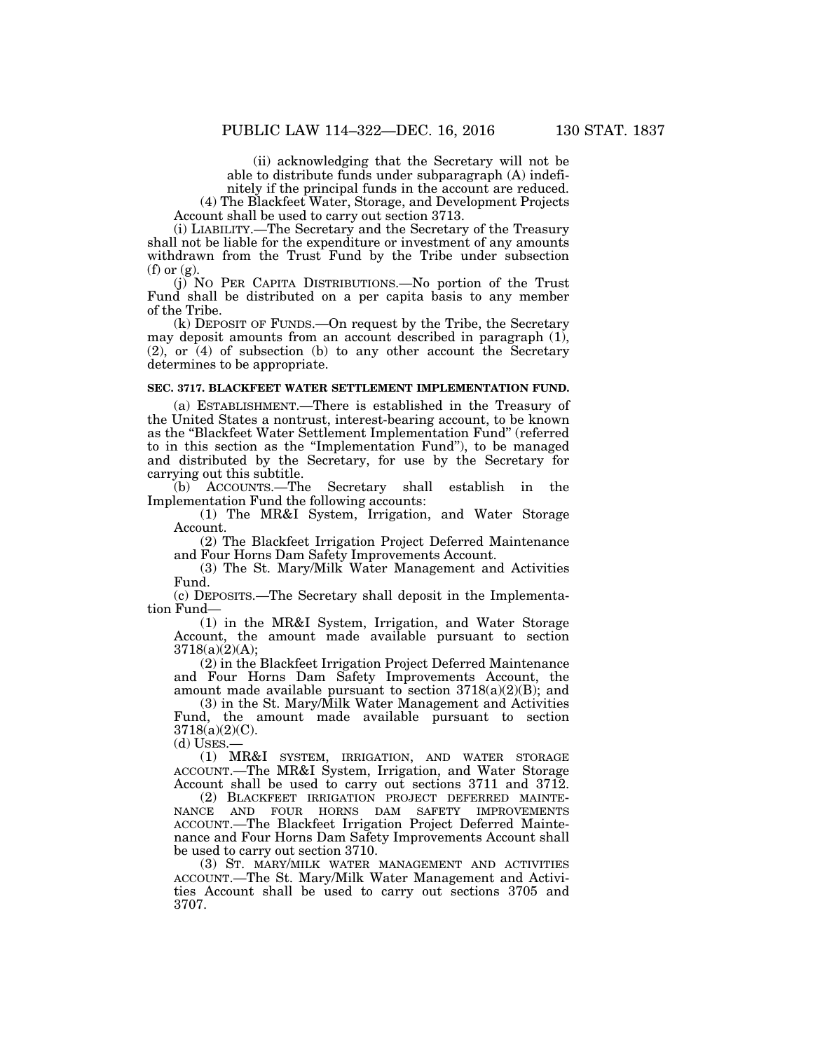(ii) acknowledging that the Secretary will not be able to distribute funds under subparagraph (A) indefinitely if the principal funds in the account are reduced.

(4) The Blackfeet Water, Storage, and Development Projects Account shall be used to carry out section 3713.

(i) LIABILITY.—The Secretary and the Secretary of the Treasury shall not be liable for the expenditure or investment of any amounts withdrawn from the Trust Fund by the Tribe under subsection (f) or (g).

(j) NO PER CAPITA DISTRIBUTIONS.—No portion of the Trust Fund shall be distributed on a per capita basis to any member of the Tribe.

(k) DEPOSIT OF FUNDS.—On request by the Tribe, the Secretary may deposit amounts from an account described in paragraph (1), (2), or (4) of subsection (b) to any other account the Secretary determines to be appropriate.

**SEC. 3717. BLACKFEET WATER SETTLEMENT IMPLEMENTATION FUND.**

(a) ESTABLISHMENT.—There is established in the Treasury of the United States a nontrust, interest-bearing account, to be known as the "Blackfeet Water Settlement Implementation Fund" (referred to in this section as the "Implementation Fund"), to be managed and distributed by the Secretary, for use by the Secretary for carrying out this subtitle.

(b) ACCOUNTS.—The Secretary shall establish in the Implementation Fund the following accounts:

(1) The MR&I System, Irrigation, and Water Storage Account.

(2) The Blackfeet Irrigation Project Deferred Maintenance and Four Horns Dam Safety Improvements Account.

(3) The St. Mary/Milk Water Management and Activities Fund.

(c) DEPOSITS.—The Secretary shall deposit in the Implementation Fund—

(1) in the MR&I System, Irrigation, and Water Storage Account, the amount made available pursuant to section 3718(a)(2)(A);

(2) in the Blackfeet Irrigation Project Deferred Maintenance and Four Horns Dam Safety Improvements Account, the amount made available pursuant to section 3718(a)(2)(B); and

(3) in the St. Mary/Milk Water Management and Activities Fund, the amount made available pursuant to section 3718(a)(2)(C).

(d) USES.—

(1) MR&I SYSTEM, IRRIGATION, AND WATER STORAGE ACCOUNT.—The MR&I System, Irrigation, and Water Storage Account shall be used to carry out sections 3711 and 3712.

(2) BLACKFEET IRRIGATION PROJECT DEFERRED MAINTENANCE AND FOUR HORNS DAM SAFETY IMPROVEMENTS ACCOUNT.—The Blackfeet Irrigation Project Deferred Maintenance and Four Horns Dam Safety Improvements Account shall be used to carry out section 3710.

(3) ST. MARY/MILK WATER MANAGEMENT AND ACTIVITIES ACCOUNT.—The St. Mary/Milk Water Management and Activities Account shall be used to carry out sections 3705 and 3707.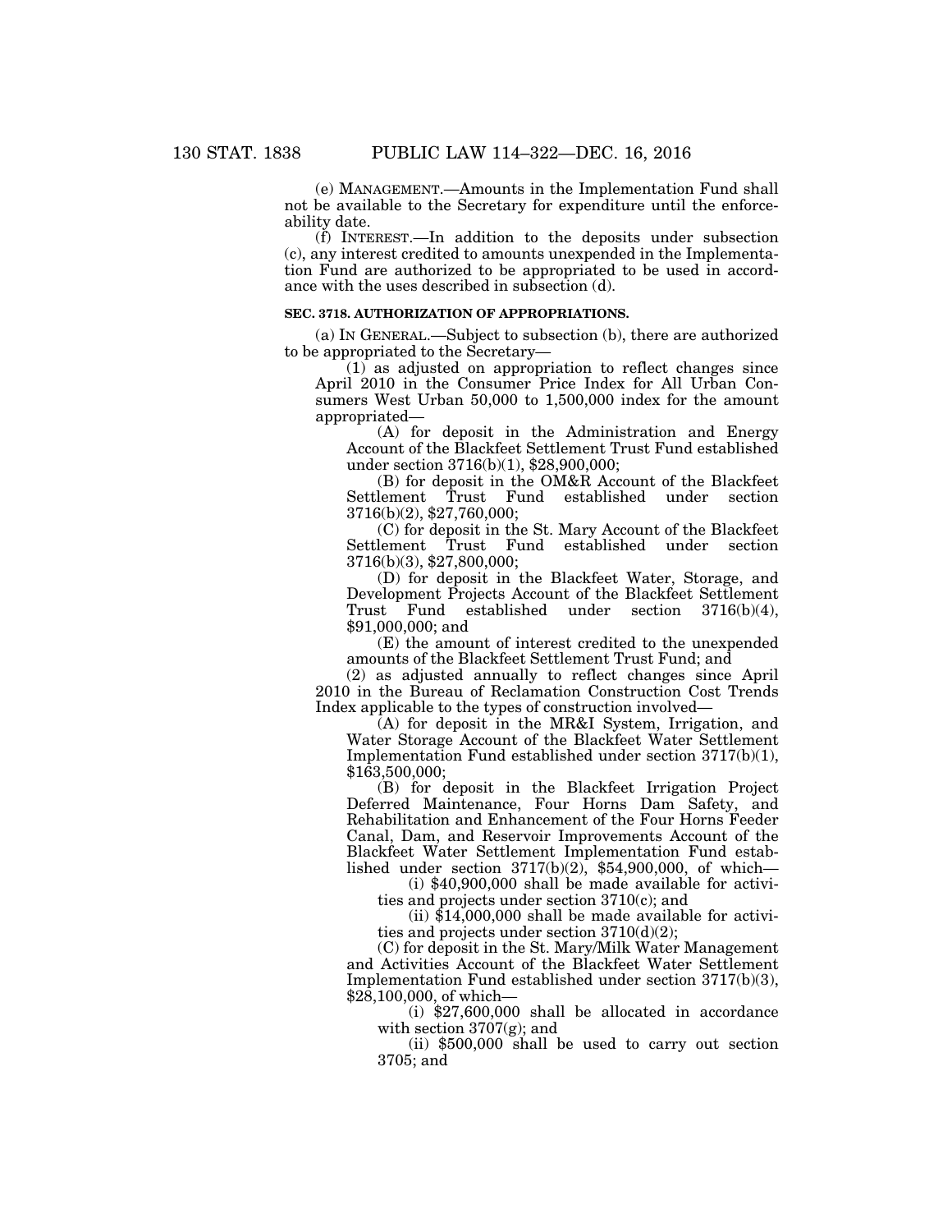(e) MANAGEMENT.—Amounts in the Implementation Fund shall not be available to the Secretary for expenditure until the enforceability date.

(f) INTEREST.—In addition to the deposits under subsection (c), any interest credited to amounts unexpended in the Implementation Fund are authorized to be appropriated to be used in accordance with the uses described in subsection (d).

**SEC. 3718. AUTHORIZATION OF APPROPRIATIONS.**

(a) IN GENERAL.—Subject to subsection (b), there are authorized to be appropriated to the Secretary—

(1) as adjusted on appropriation to reflect changes since April 2010 in the Consumer Price Index for All Urban Consumers West Urban 50,000 to 1,500,000 index for the amount appropriated—

(A) for deposit in the Administration and Energy Account of the Blackfeet Settlement Trust Fund established under section 3716(b)(1), $28,900,000;

(B) for deposit in the OM&R Account of the Blackfeet Settlement Trust Fund established under section 3716(b)(2), $27,760,000;

(C) for deposit in the St. Mary Account of the Blackfeet Settlement Trust Fund established under section 3716(b)(3), $27,800,000;

(D) for deposit in the Blackfeet Water, Storage, and Development Projects Account of the Blackfeet Settlement Trust Fund established under section 3716(b)(4), $91,000,000; and

(E) the amount of interest credited to the unexpended amounts of the Blackfeet Settlement Trust Fund; and

(2) as adjusted annually to reflect changes since April 2010 in the Bureau of Reclamation Construction Cost Trends Index applicable to the types of construction involved—

(A) for deposit in the MR&I System, Irrigation, and Water Storage Account of the Blackfeet Water Settlement Implementation Fund established under section 3717(b)(1), $163,500,000;

(B) for deposit in the Blackfeet Irrigation Project Deferred Maintenance, Four Horns Dam Safety, and Rehabilitation and Enhancement of the Four Horns Feeder Canal, Dam, and Reservoir Improvements Account of the Blackfeet Water Settlement Implementation Fund established under section 3717(b)(2), $54,900,000, of which—

(i) $40,900,000 shall be made available for activities and projects under section 3710(c); and

(ii) $14,000,000 shall be made available for activities and projects under section 3710(d)(2);

(C) for deposit in the St. Mary/Milk Water Management and Activities Account of the Blackfeet Water Settlement Implementation Fund established under section 3717(b)(3), $28,100,000, of which—

(i) $27,600,000 shall be allocated in accordance with section 3707(g); and

(ii) $500,000 shall be used to carry out section 3705; and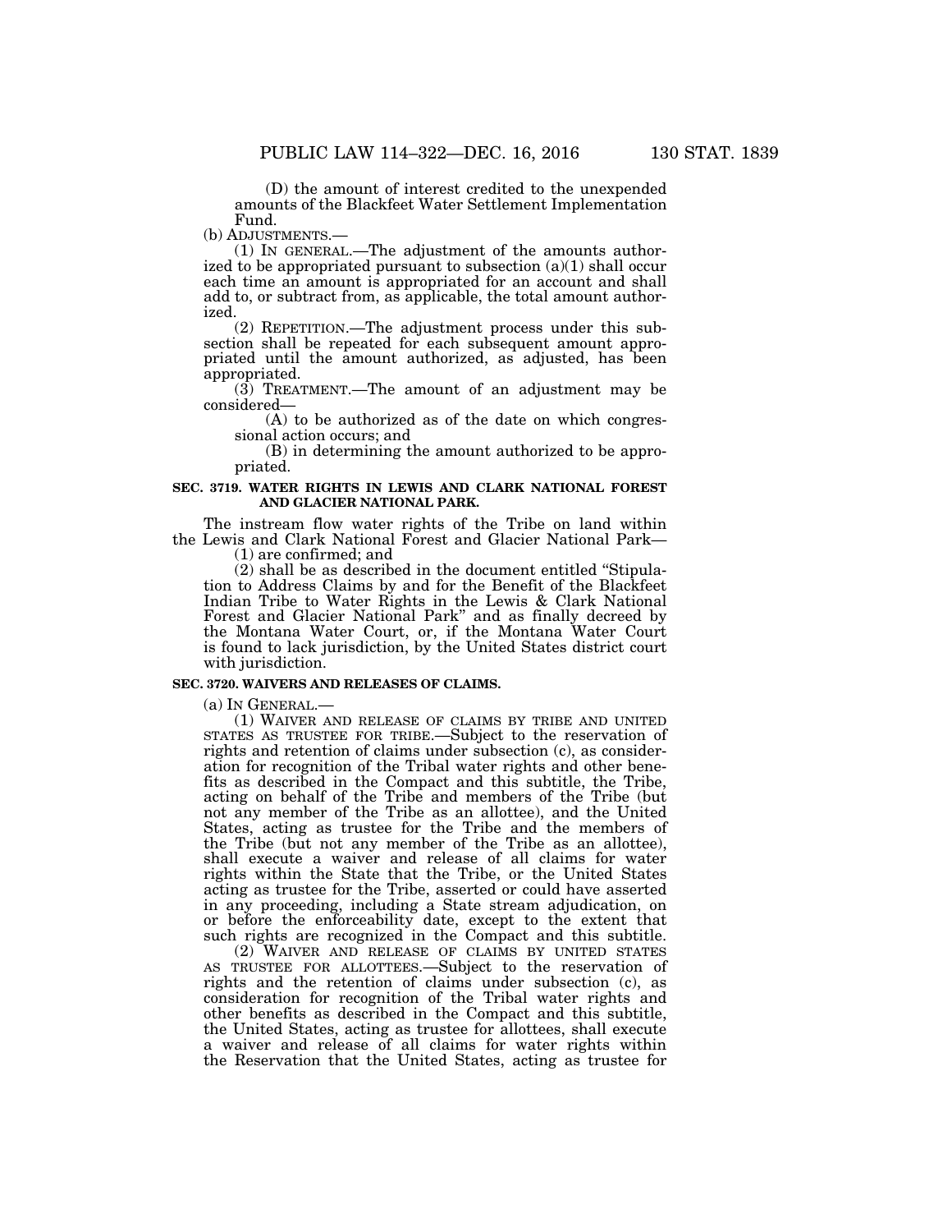(D) the amount of interest credited to the unexpended amounts of the Blackfeet Water Settlement Implementation Fund.

(b) ADJUSTMENTS.—

(1) IN GENERAL.—The adjustment of the amounts authorized to be appropriated pursuant to subsection (a)(1) shall occur each time an amount is appropriated for an account and shall add to, or subtract from, as applicable, the total amount authorized.

(2) REPETITION.—The adjustment process under this subsection shall be repeated for each subsequent amount appropriated until the amount authorized, as adjusted, has been appropriated.

(3) TREATMENT.—The amount of an adjustment may be considered—

(A) to be authorized as of the date on which congressional action occurs; and

(B) in determining the amount authorized to be appropriated.

**SEC. 3719. WATER RIGHTS IN LEWIS AND CLARK NATIONAL FOREST AND GLACIER NATIONAL PARK.**

The instream flow water rights of the Tribe on land within the Lewis and Clark National Forest and Glacier National Park—

(1) are confirmed; and

(2) shall be as described in the document entitled "Stipulation to Address Claims by and for the Benefit of the Blackfeet Indian Tribe to Water Rights in the Lewis & Clark National Forest and Glacier National Park" and as finally decreed by the Montana Water Court, or, if the Montana Water Court is found to lack jurisdiction, by the United States district court with jurisdiction.

**SEC. 3720. WAIVERS AND RELEASES OF CLAIMS.**

(a) IN GENERAL.—

(1) WAIVER AND RELEASE OF CLAIMS BY TRIBE AND UNITED STATES AS TRUSTEE FOR TRIBE.—Subject to the reservation of rights and retention of claims under subsection (c), as consideration for recognition of the Tribal water rights and other benefits as described in the Compact and this subtitle, the Tribe, acting on behalf of the Tribe and members of the Tribe (but not any member of the Tribe as an allottee), and the United States, acting as trustee for the Tribe and the members of the Tribe (but not any member of the Tribe as an allottee), shall execute a waiver and release of all claims for water rights within the State that the Tribe, or the United States acting as trustee for the Tribe, asserted or could have asserted in any proceeding, including a State stream adjudication, on or before the enforceability date, except to the extent that such rights are recognized in the Compact and this subtitle.

(2) WAIVER AND RELEASE OF CLAIMS BY UNITED STATES AS TRUSTEE FOR ALLOTTEES.—Subject to the reservation of rights and the retention of claims under subsection (c), as consideration for recognition of the Tribal water rights and other benefits as described in the Compact and this subtitle, the United States, acting as trustee for allottees, shall execute a waiver and release of all claims for water rights within the Reservation that the United States, acting as trustee for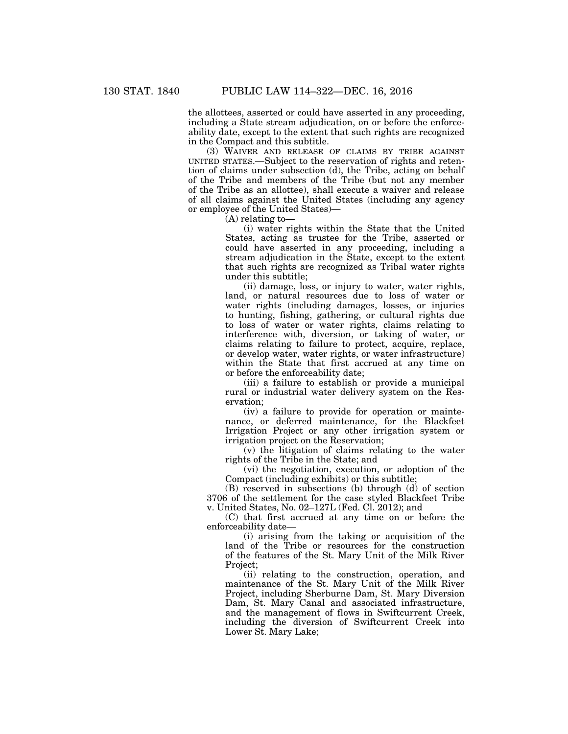the allottees, asserted or could have asserted in any proceeding, including a State stream adjudication, on or before the enforceability date, except to the extent that such rights are recognized in the Compact and this subtitle.

(3) WAIVER AND RELEASE OF CLAIMS BY TRIBE AGAINST UNITED STATES.—Subject to the reservation of rights and retention of claims under subsection (d), the Tribe, acting on behalf of the Tribe and members of the Tribe (but not any member of the Tribe as an allottee), shall execute a waiver and release of all claims against the United States (including any agency or employee of the United States)—

(A) relating to—

(i) water rights within the State that the United States, acting as trustee for the Tribe, asserted or could have asserted in any proceeding, including a stream adjudication in the State, except to the extent that such rights are recognized as Tribal water rights under this subtitle;

(ii) damage, loss, or injury to water, water rights, land, or natural resources due to loss of water or water rights (including damages, losses, or injuries to hunting, fishing, gathering, or cultural rights due to loss of water or water rights, claims relating to interference with, diversion, or taking of water, or claims relating to failure to protect, acquire, replace, or develop water, water rights, or water infrastructure) within the State that first accrued at any time on or before the enforceability date;

(iii) a failure to establish or provide a municipal rural or industrial water delivery system on the Reservation;

(iv) a failure to provide for operation or maintenance, or deferred maintenance, for the Blackfeet Irrigation Project or any other irrigation system or irrigation project on the Reservation;

(v) the litigation of claims relating to the water rights of the Tribe in the State; and

(vi) the negotiation, execution, or adoption of the Compact (including exhibits) or this subtitle;

(B) reserved in subsections (b) through (d) of section 3706 of the settlement for the case styled Blackfeet Tribe v. United States, No. 02–127L (Fed. Cl. 2012); and

(C) that first accrued at any time on or before the enforceability date—

(i) arising from the taking or acquisition of the land of the Tribe or resources for the construction of the features of the St. Mary Unit of the Milk River Project;

(ii) relating to the construction, operation, and maintenance of the St. Mary Unit of the Milk River Project, including Sherburne Dam, St. Mary Diversion Dam, St. Mary Canal and associated infrastructure, and the management of flows in Swiftcurrent Creek, including the diversion of Swiftcurrent Creek into Lower St. Mary Lake;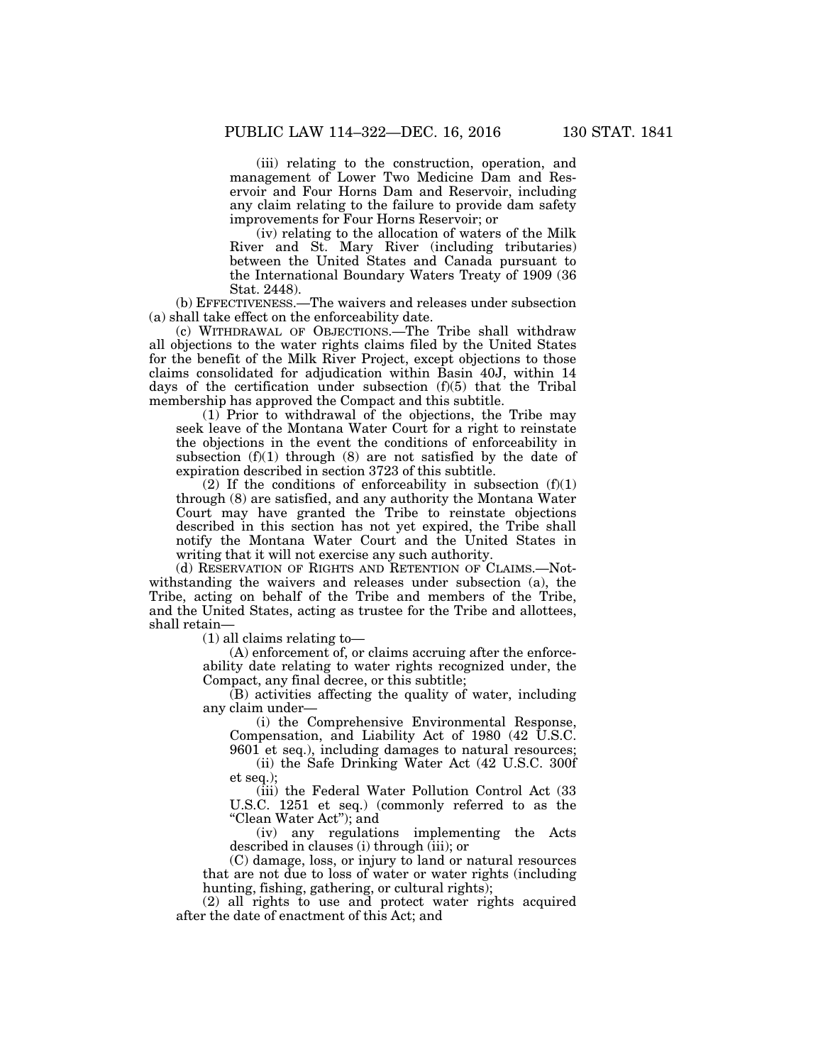(iii) relating to the construction, operation, and management of Lower Two Medicine Dam and Reservoir and Four Horns Dam and Reservoir, including any claim relating to the failure to provide dam safety improvements for Four Horns Reservoir; or

(iv) relating to the allocation of waters of the Milk River and St. Mary River (including tributaries) between the United States and Canada pursuant to the International Boundary Waters Treaty of 1909 (36 Stat. 2448).

(b) EFFECTIVENESS.—The waivers and releases under subsection (a) shall take effect on the enforceability date.

(c) WITHDRAWAL OF OBJECTIONS.—The Tribe shall withdraw all objections to the water rights claims filed by the United States for the benefit of the Milk River Project, except objections to those claims consolidated for adjudication within Basin 40J, within 14 days of the certification under subsection (f)(5) that the Tribal membership has approved the Compact and this subtitle.

(1) Prior to withdrawal of the objections, the Tribe may seek leave of the Montana Water Court for a right to reinstate the objections in the event the conditions of enforceability in subsection (f)(1) through (8) are not satisfied by the date of expiration described in section 3723 of this subtitle.

(2) If the conditions of enforceability in subsection (f)(1) through (8) are satisfied, and any authority the Montana Water Court may have granted the Tribe to reinstate objections described in this section has not yet expired, the Tribe shall notify the Montana Water Court and the United States in writing that it will not exercise any such authority.

(d) RESERVATION OF RIGHTS AND RETENTION OF CLAIMS.—Notwithstanding the waivers and releases under subsection (a), the Tribe, acting on behalf of the Tribe and members of the Tribe, and the United States, acting as trustee for the Tribe and allottees, shall retain—

(1) all claims relating to—

(A) enforcement of, or claims accruing after the enforceability date relating to water rights recognized under, the Compact, any final decree, or this subtitle;

(B) activities affecting the quality of water, including any claim under—

(i) the Comprehensive Environmental Response, Compensation, and Liability Act of 1980 (42 U.S.C. 9601 et seq.), including damages to natural resources;

(ii) the Safe Drinking Water Act (42 U.S.C. 300f et seq.);

(iii) the Federal Water Pollution Control Act (33 U.S.C. 1251 et seq.) (commonly referred to as the "Clean Water Act"); and

(iv) any regulations implementing the Acts described in clauses (i) through (iii); or

(C) damage, loss, or injury to land or natural resources that are not due to loss of water or water rights (including hunting, fishing, gathering, or cultural rights);

(2) all rights to use and protect water rights acquired after the date of enactment of this Act; and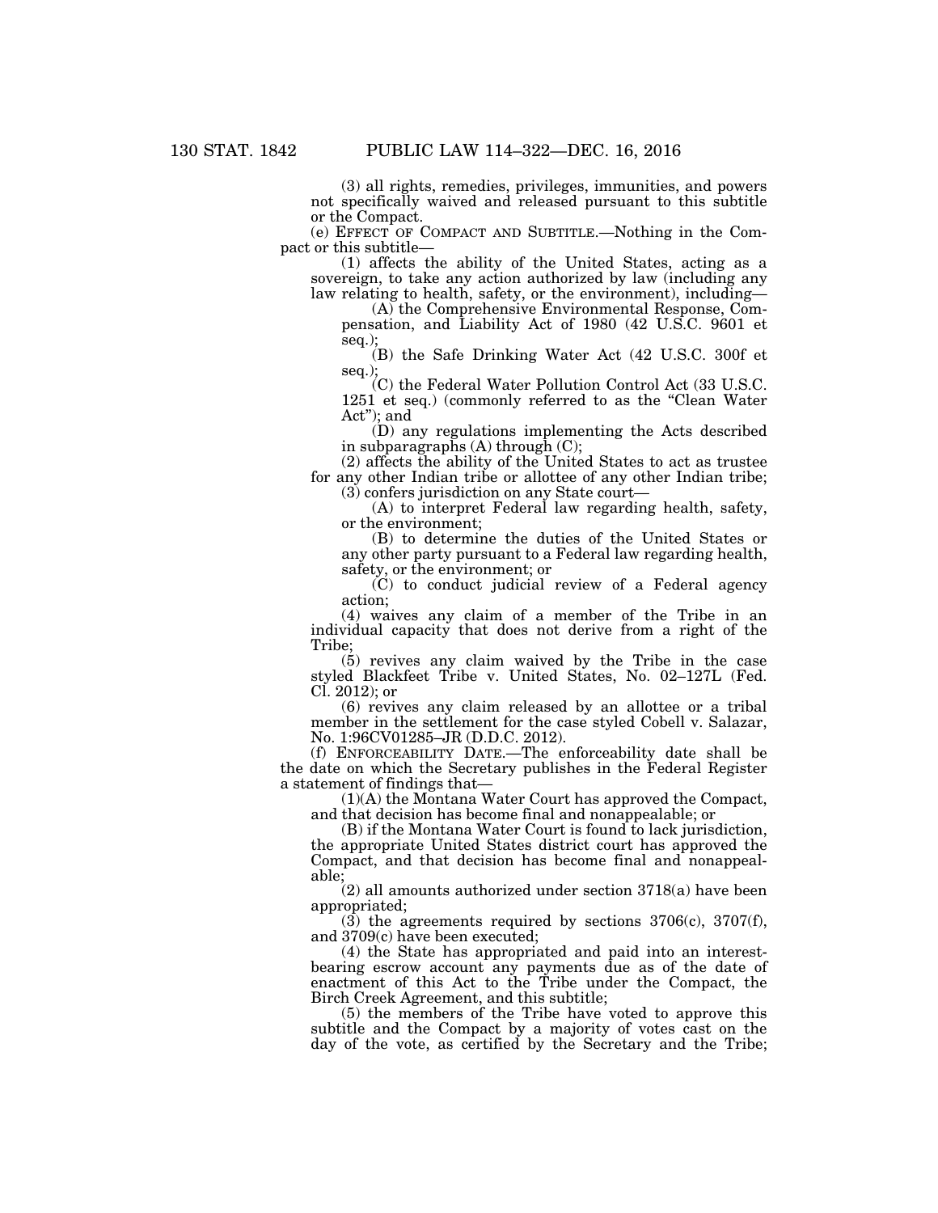(3) all rights, remedies, privileges, immunities, and powers not specifically waived and released pursuant to this subtitle or the Compact.

(e) EFFECT OF COMPACT AND SUBTITLE.—Nothing in the Compact or this subtitle—

(1) affects the ability of the United States, acting as a sovereign, to take any action authorized by law (including any law relating to health, safety, or the environment), including—

(A) the Comprehensive Environmental Response, Compensation, and Liability Act of 1980 (42 U.S.C. 9601 et seq.);

(B) the Safe Drinking Water Act (42 U.S.C. 300f et seq.);

(C) the Federal Water Pollution Control Act (33 U.S.C. 1251 et seq.) (commonly referred to as the "Clean Water Act"); and

(D) any regulations implementing the Acts described in subparagraphs (A) through (C);

(2) affects the ability of the United States to act as trustee for any other Indian tribe or allottee of any other Indian tribe;

(3) confers jurisdiction on any State court—

(A) to interpret Federal law regarding health, safety, or the environment;

(B) to determine the duties of the United States or any other party pursuant to a Federal law regarding health, safety, or the environment; or

(C) to conduct judicial review of a Federal agency action;

(4) waives any claim of a member of the Tribe in an individual capacity that does not derive from a right of the Tribe;

(5) revives any claim waived by the Tribe in the case styled Blackfeet Tribe v. United States, No. 02–127L (Fed. Cl. 2012); or

(6) revives any claim released by an allottee or a tribal member in the settlement for the case styled Cobell v. Salazar, No. 1:96CV01285–JR (D.D.C. 2012).

(f) ENFORCEABILITY DATE.—The enforceability date shall be the date on which the Secretary publishes in the Federal Register a statement of findings that—

(1)(A) the Montana Water Court has approved the Compact, and that decision has become final and nonappealable; or

(B) if the Montana Water Court is found to lack jurisdiction, the appropriate United States district court has approved the Compact, and that decision has become final and nonappealable;

(2) all amounts authorized under section 3718(a) have been appropriated;

(3) the agreements required by sections 3706(c), 3707(f), and 3709(c) have been executed;

(4) the State has appropriated and paid into an interest-bearing escrow account any payments due as of the date of enactment of this Act to the Tribe under the Compact, the Birch Creek Agreement, and this subtitle;

(5) the members of the Tribe have voted to approve this subtitle and the Compact by a majority of votes cast on the day of the vote, as certified by the Secretary and the Tribe;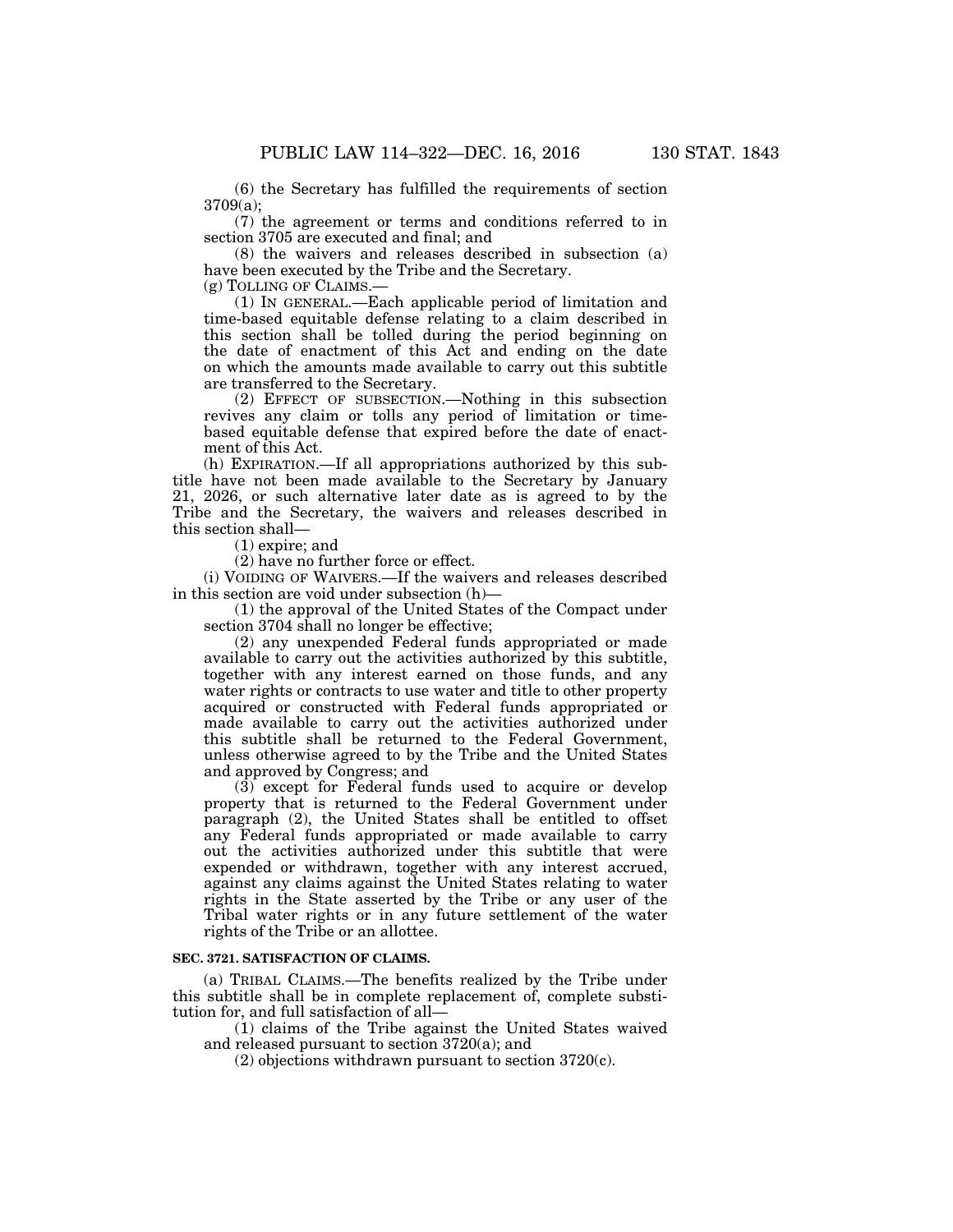(6) the Secretary has fulfilled the requirements of section 3709(a);

(7) the agreement or terms and conditions referred to in section 3705 are executed and final; and

(8) the waivers and releases described in subsection (a) have been executed by the Tribe and the Secretary.

(g) TOLLING OF CLAIMS.—

(1) IN GENERAL.—Each applicable period of limitation and time-based equitable defense relating to a claim described in this section shall be tolled during the period beginning on the date of enactment of this Act and ending on the date on which the amounts made available to carry out this subtitle are transferred to the Secretary.

(2) EFFECT OF SUBSECTION.—Nothing in this subsection revives any claim or tolls any period of limitation or time-based equitable defense that expired before the date of enactment of this Act.

(h) EXPIRATION.—If all appropriations authorized by this subtitle have not been made available to the Secretary by January 21, 2026, or such alternative later date as is agreed to by the Tribe and the Secretary, the waivers and releases described in this section shall—

(1) expire; and

(2) have no further force or effect.

(i) VOIDING OF WAIVERS.—If the waivers and releases described in this section are void under subsection (h)—

(1) the approval of the United States of the Compact under section 3704 shall no longer be effective;

(2) any unexpended Federal funds appropriated or made available to carry out the activities authorized by this subtitle, together with any interest earned on those funds, and any water rights or contracts to use water and title to other property acquired or constructed with Federal funds appropriated or made available to carry out the activities authorized under this subtitle shall be returned to the Federal Government, unless otherwise agreed to by the Tribe and the United States and approved by Congress; and

(3) except for Federal funds used to acquire or develop property that is returned to the Federal Government under paragraph (2), the United States shall be entitled to offset any Federal funds appropriated or made available to carry out the activities authorized under this subtitle that were expended or withdrawn, together with any interest accrued, against any claims against the United States relating to water rights in the State asserted by the Tribe or any user of the Tribal water rights or in any future settlement of the water rights of the Tribe or an allottee.

**SEC. 3721. SATISFACTION OF CLAIMS.**

(a) TRIBAL CLAIMS.—The benefits realized by the Tribe under this subtitle shall be in complete replacement of, complete substitution for, and full satisfaction of all—

(1) claims of the Tribe against the United States waived and released pursuant to section 3720(a); and

(2) objections withdrawn pursuant to section 3720(c).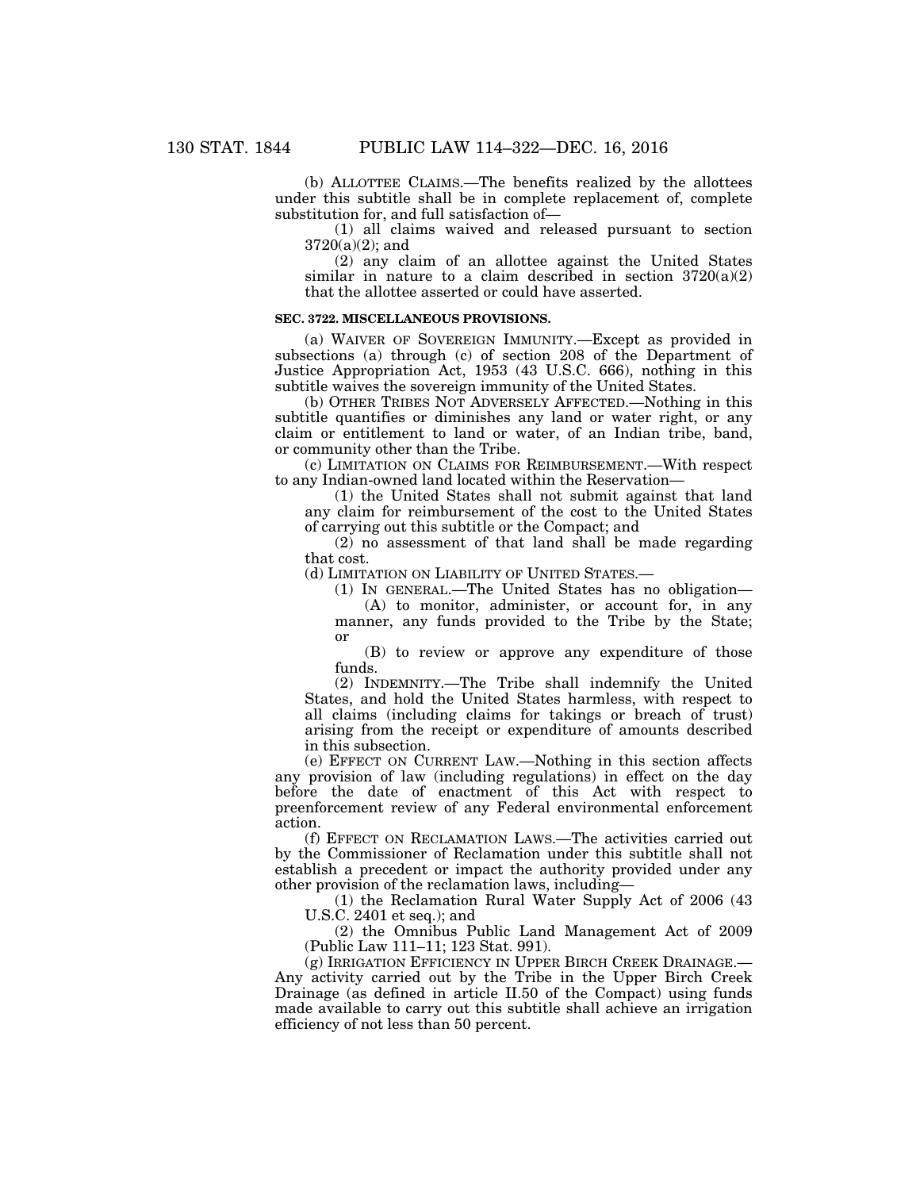(b) ALLOTTEE CLAIMS.—The benefits realized by the allottees under this subtitle shall be in complete replacement of, complete substitution for, and full satisfaction of—

(1) all claims waived and released pursuant to section 3720(a)(2); and

(2) any claim of an allottee against the United States similar in nature to a claim described in section 3720(a)(2) that the allottee asserted or could have asserted.

**SEC. 3722. MISCELLANEOUS PROVISIONS.**

(a) WAIVER OF SOVEREIGN IMMUNITY.—Except as provided in subsections (a) through (c) of section 208 of the Department of Justice Appropriation Act, 1953 (43 U.S.C. 666), nothing in this subtitle waives the sovereign immunity of the United States.

(b) OTHER TRIBES NOT ADVERSELY AFFECTED.—Nothing in this subtitle quantifies or diminishes any land or water right, or any claim or entitlement to land or water, of an Indian tribe, band, or community other than the Tribe.

(c) LIMITATION ON CLAIMS FOR REIMBURSEMENT.—With respect to any Indian-owned land located within the Reservation—

(1) the United States shall not submit against that land any claim for reimbursement of the cost to the United States of carrying out this subtitle or the Compact; and

(2) no assessment of that land shall be made regarding that cost.

(d) LIMITATION ON LIABILITY OF UNITED STATES.—

(1) IN GENERAL.—The United States has no obligation—

(A) to monitor, administer, or account for, in any manner, any funds provided to the Tribe by the State; or

(B) to review or approve any expenditure of those funds.

(2) INDEMNITY.—The Tribe shall indemnify the United States, and hold the United States harmless, with respect to all claims (including claims for takings or breach of trust) arising from the receipt or expenditure of amounts described in this subsection.

(e) EFFECT ON CURRENT LAW.—Nothing in this section affects any provision of law (including regulations) in effect on the day before the date of enactment of this Act with respect to preenforcement review of any Federal environmental enforcement action.

(f) EFFECT ON RECLAMATION LAWS.—The activities carried out by the Commissioner of Reclamation under this subtitle shall not establish a precedent or impact the authority provided under any other provision of the reclamation laws, including—

(1) the Reclamation Rural Water Supply Act of 2006 (43 U.S.C. 2401 et seq.); and

(2) the Omnibus Public Land Management Act of 2009 (Public Law 111–11; 123 Stat. 991).

(g) IRRIGATION EFFICIENCY IN UPPER BIRCH CREEK DRAINAGE.—Any activity carried out by the Tribe in the Upper Birch Creek Drainage (as defined in article II.50 of the Compact) using funds made available to carry out this subtitle shall achieve an irrigation efficiency of not less than 50 percent.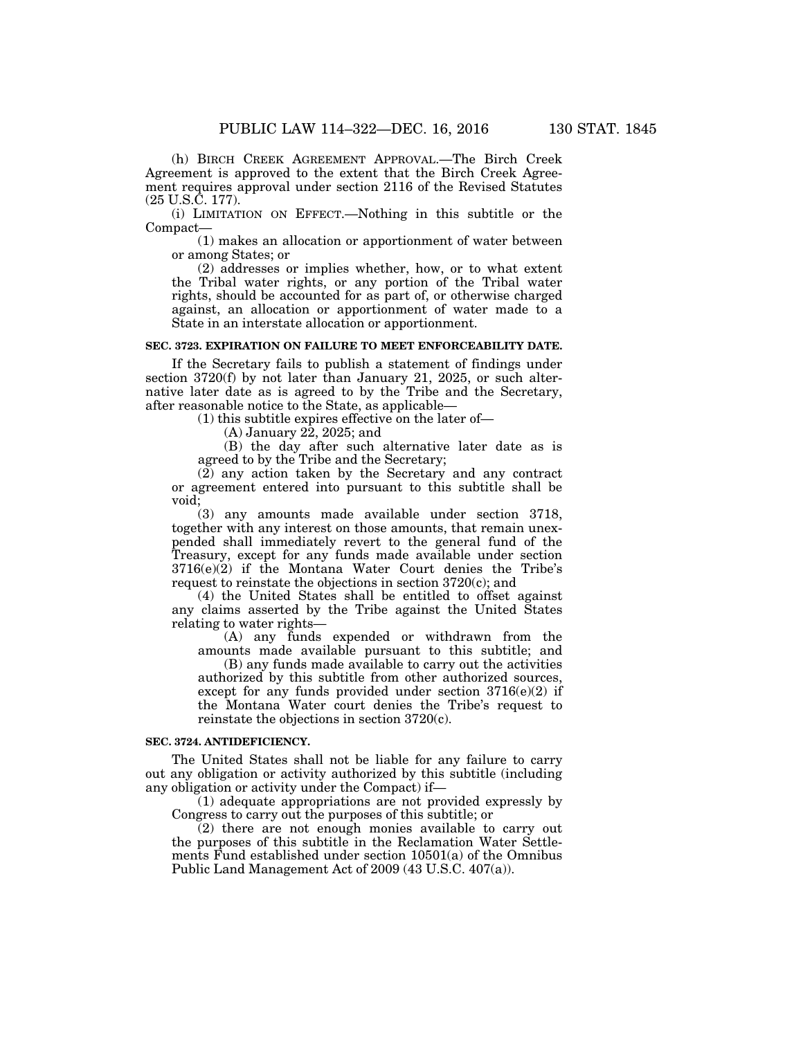(h) BIRCH CREEK AGREEMENT APPROVAL.—The Birch Creek Agreement is approved to the extent that the Birch Creek Agreement requires approval under section 2116 of the Revised Statutes (25 U.S.C. 177).

(i) LIMITATION ON EFFECT.—Nothing in this subtitle or the Compact—

(1) makes an allocation or apportionment of water between or among States; or

(2) addresses or implies whether, how, or to what extent the Tribal water rights, or any portion of the Tribal water rights, should be accounted for as part of, or otherwise charged against, an allocation or apportionment of water made to a State in an interstate allocation or apportionment.

**SEC. 3723. EXPIRATION ON FAILURE TO MEET ENFORCEABILITY DATE.**

If the Secretary fails to publish a statement of findings under section 3720(f) by not later than January 21, 2025, or such alternative later date as is agreed to by the Tribe and the Secretary, after reasonable notice to the State, as applicable—

(1) this subtitle expires effective on the later of—

(A) January 22, 2025; and

(B) the day after such alternative later date as is agreed to by the Tribe and the Secretary;

(2) any action taken by the Secretary and any contract or agreement entered into pursuant to this subtitle shall be void;

(3) any amounts made available under section 3718, together with any interest on those amounts, that remain unexpended shall immediately revert to the general fund of the Treasury, except for any funds made available under section 3716(e)(2) if the Montana Water Court denies the Tribe's request to reinstate the objections in section 3720(c); and

(4) the United States shall be entitled to offset against any claims asserted by the Tribe against the United States relating to water rights—

(A) any funds expended or withdrawn from the amounts made available pursuant to this subtitle; and

(B) any funds made available to carry out the activities authorized by this subtitle from other authorized sources, except for any funds provided under section 3716(e)(2) if the Montana Water court denies the Tribe's request to reinstate the objections in section 3720(c).

**SEC. 3724. ANTIDEFICIENCY.**

The United States shall not be liable for any failure to carry out any obligation or activity authorized by this subtitle (including any obligation or activity under the Compact) if—

(1) adequate appropriations are not provided expressly by Congress to carry out the purposes of this subtitle; or

(2) there are not enough monies available to carry out the purposes of this subtitle in the Reclamation Water Settlements Fund established under section 10501(a) of the Omnibus Public Land Management Act of 2009 (43 U.S.C. 407(a)).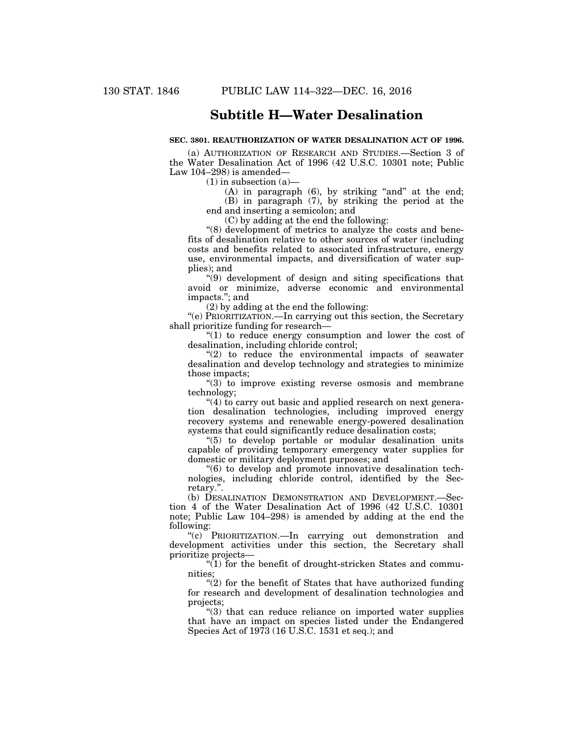## Subtitle H—Water Desalination

**SEC. 3801. REAUTHORIZATION OF WATER DESALINATION ACT OF 1996.**

(a) AUTHORIZATION OF RESEARCH AND STUDIES.—Section 3 of the Water Desalination Act of 1996 (42 U.S.C. 10301 note; Public Law 104–298) is amended—

(1) in subsection (a)—

(A) in paragraph (6), by striking "and" at the end;

(B) in paragraph (7), by striking the period at the end and inserting a semicolon; and

(C) by adding at the end the following:

"(8) development of metrics to analyze the costs and benefits of desalination relative to other sources of water (including costs and benefits related to associated infrastructure, energy use, environmental impacts, and diversification of water supplies); and

"(9) development of design and siting specifications that avoid or minimize, adverse economic and environmental impacts."; and

(2) by adding at the end the following:

"(e) PRIORITIZATION.—In carrying out this section, the Secretary shall prioritize funding for research—

"(1) to reduce energy consumption and lower the cost of desalination, including chloride control;

"(2) to reduce the environmental impacts of seawater desalination and develop technology and strategies to minimize those impacts;

"(3) to improve existing reverse osmosis and membrane technology;

"(4) to carry out basic and applied research on next generation desalination technologies, including improved energy recovery systems and renewable energy-powered desalination systems that could significantly reduce desalination costs;

"(5) to develop portable or modular desalination units capable of providing temporary emergency water supplies for domestic or military deployment purposes; and

"(6) to develop and promote innovative desalination technologies, including chloride control, identified by the Secretary.".

(b) DESALINATION DEMONSTRATION AND DEVELOPMENT.—Section 4 of the Water Desalination Act of 1996 (42 U.S.C. 10301 note; Public Law 104–298) is amended by adding at the end the following:

"(c) PRIORITIZATION.—In carrying out demonstration and development activities under this section, the Secretary shall prioritize projects—

"(1) for the benefit of drought-stricken States and communities;

"(2) for the benefit of States that have authorized funding for research and development of desalination technologies and projects;

"(3) that can reduce reliance on imported water supplies that have an impact on species listed under the Endangered Species Act of 1973 (16 U.S.C. 1531 et seq.); and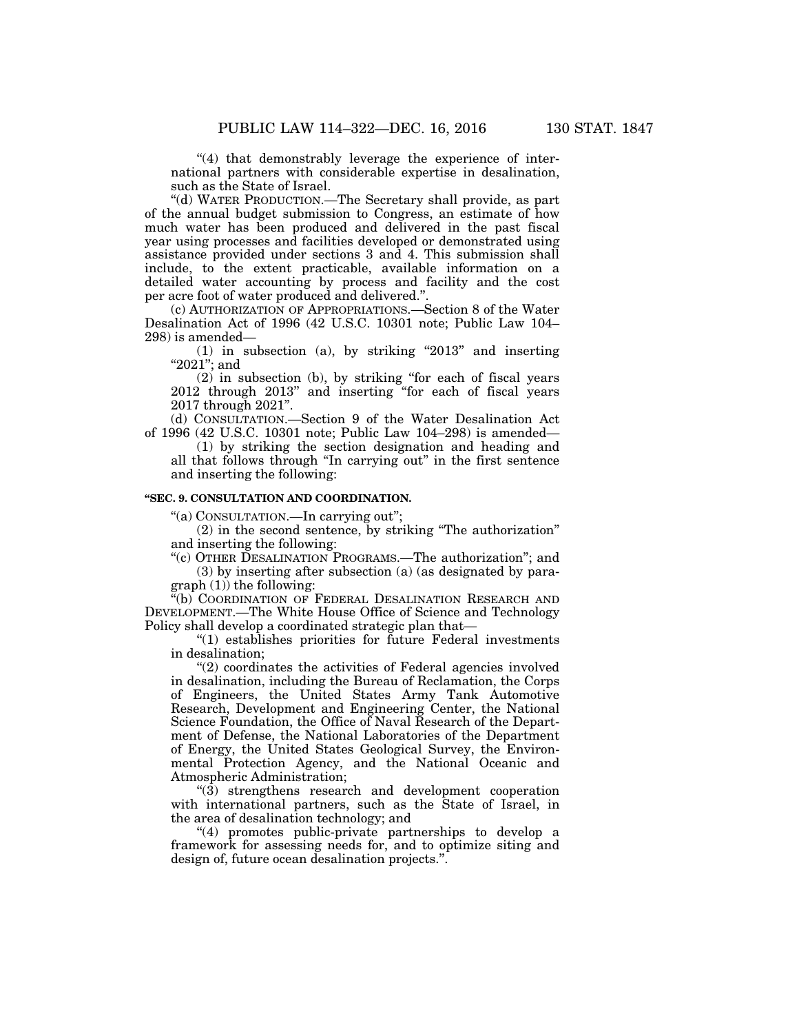"(4) that demonstrably leverage the experience of international partners with considerable expertise in desalination, such as the State of Israel.

"(d) WATER PRODUCTION.—The Secretary shall provide, as part of the annual budget submission to Congress, an estimate of how much water has been produced and delivered in the past fiscal year using processes and facilities developed or demonstrated using assistance provided under sections 3 and 4. This submission shall include, to the extent practicable, available information on a detailed water accounting by process and facility and the cost per acre foot of water produced and delivered.".

(c) AUTHORIZATION OF APPROPRIATIONS.—Section 8 of the Water Desalination Act of 1996 (42 U.S.C. 10301 note; Public Law 104–298) is amended—

(1) in subsection (a), by striking "2013" and inserting "2021"; and

(2) in subsection (b), by striking "for each of fiscal years 2012 through 2013" and inserting "for each of fiscal years 2017 through 2021".

(d) CONSULTATION.—Section 9 of the Water Desalination Act of 1996 (42 U.S.C. 10301 note; Public Law 104–298) is amended—

(1) by striking the section designation and heading and all that follows through "In carrying out" in the first sentence and inserting the following:

**"SEC. 9. CONSULTATION AND COORDINATION.**

"(a) CONSULTATION.—In carrying out";

(2) in the second sentence, by striking "The authorization" and inserting the following:

"(c) OTHER DESALINATION PROGRAMS.—The authorization"; and

(3) by inserting after subsection (a) (as designated by paragraph (1)) the following:

"(b) COORDINATION OF FEDERAL DESALINATION RESEARCH AND DEVELOPMENT.—The White House Office of Science and Technology Policy shall develop a coordinated strategic plan that—

"(1) establishes priorities for future Federal investments in desalination;

"(2) coordinates the activities of Federal agencies involved in desalination, including the Bureau of Reclamation, the Corps of Engineers, the United States Army Tank Automotive Research, Development and Engineering Center, the National Science Foundation, the Office of Naval Research of the Department of Defense, the National Laboratories of the Department of Energy, the United States Geological Survey, the Environmental Protection Agency, and the National Oceanic and Atmospheric Administration;

"(3) strengthens research and development cooperation with international partners, such as the State of Israel, in the area of desalination technology; and

"(4) promotes public-private partnerships to develop a framework for assessing needs for, and to optimize siting and design of, future ocean desalination projects.".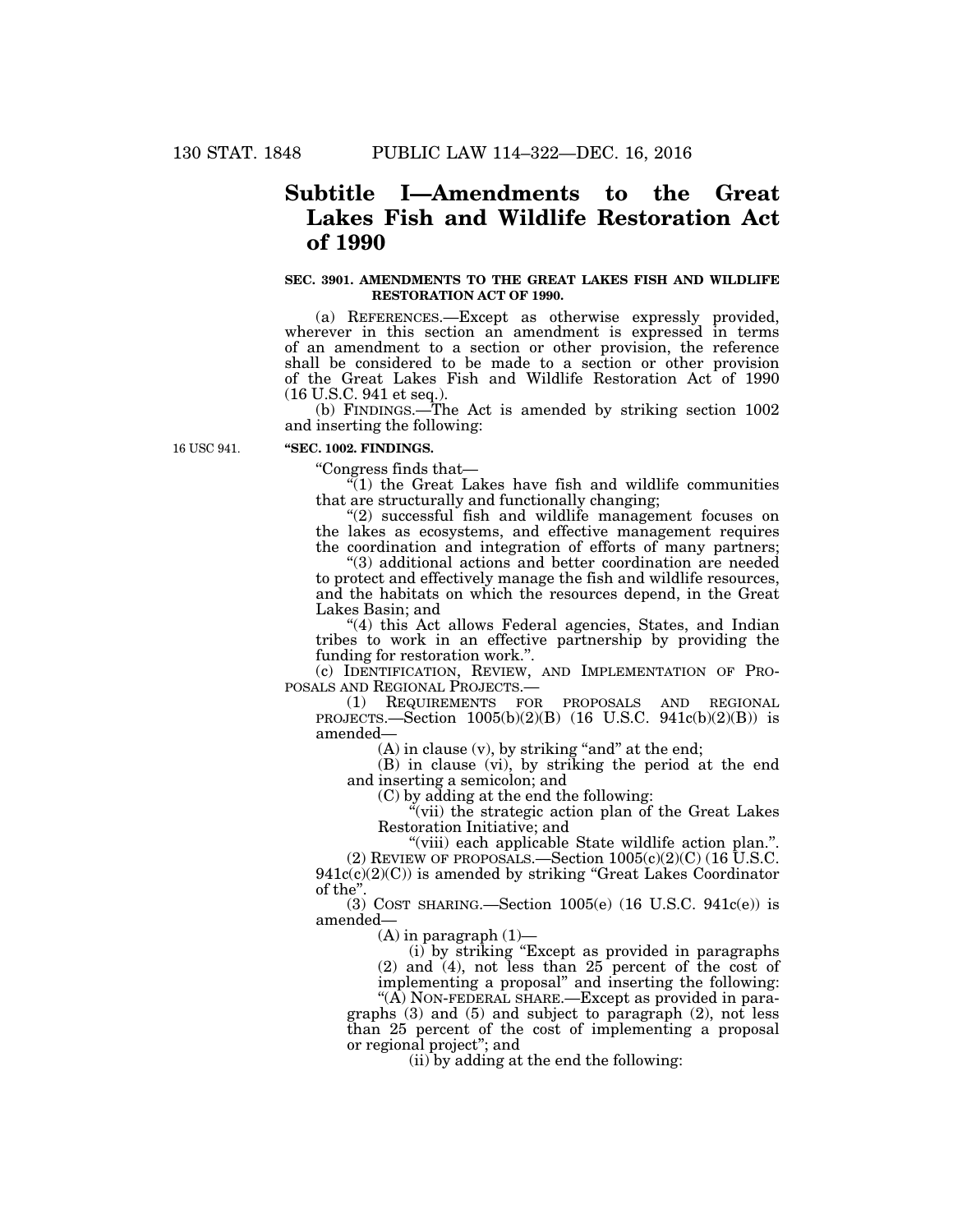# Subtitle I—Amendments to the Great Lakes Fish and Wildlife Restoration Act of 1990

### SEC. 3901. AMENDMENTS TO THE GREAT LAKES FISH AND WILDLIFE RESTORATION ACT OF 1990.

(a) REFERENCES.—Except as otherwise expressly provided, wherever in this section an amendment is expressed in terms of an amendment to a section or other provision, the reference shall be considered to be made to a section or other provision of the Great Lakes Fish and Wildlife Restoration Act of 1990 (16 U.S.C. 941 et seq.).

(b) FINDINGS.—The Act is amended by striking section 1002 and inserting the following:

16 USC 941.

**"SEC. 1002. FINDINGS.**

"Congress finds that—

"(1) the Great Lakes have fish and wildlife communities that are structurally and functionally changing;

"(2) successful fish and wildlife management focuses on the lakes as ecosystems, and effective management requires the coordination and integration of efforts of many partners;

"(3) additional actions and better coordination are needed to protect and effectively manage the fish and wildlife resources, and the habitats on which the resources depend, in the Great Lakes Basin; and

"(4) this Act allows Federal agencies, States, and Indian tribes to work in an effective partnership by providing the funding for restoration work.".

(c) IDENTIFICATION, REVIEW, AND IMPLEMENTATION OF PROPOSALS AND REGIONAL PROJECTS.—

(1) REQUIREMENTS FOR PROPOSALS AND REGIONAL PROJECTS.—Section 1005(b)(2)(B) (16 U.S.C. 941c(b)(2)(B)) is amended—

(A) in clause (v), by striking "and" at the end;

(B) in clause (vi), by striking the period at the end and inserting a semicolon; and

(C) by adding at the end the following:

"(vii) the strategic action plan of the Great Lakes Restoration Initiative; and

"(viii) each applicable State wildlife action plan.".

(2) REVIEW OF PROPOSALS.—Section 1005(c)(2)(C) (16 U.S.C. 941c(c)(2)(C)) is amended by striking "Great Lakes Coordinator of the".

(3) COST SHARING.—Section 1005(e) (16 U.S.C. 941c(e)) is amended—

(A) in paragraph (1)—

(i) by striking "Except as provided in paragraphs (2) and (4), not less than 25 percent of the cost of implementing a proposal" and inserting the following:

"(A) NON-FEDERAL SHARE.—Except as provided in paragraphs (3) and (5) and subject to paragraph (2), not less than 25 percent of the cost of implementing a proposal or regional project"; and

(ii) by adding at the end the following: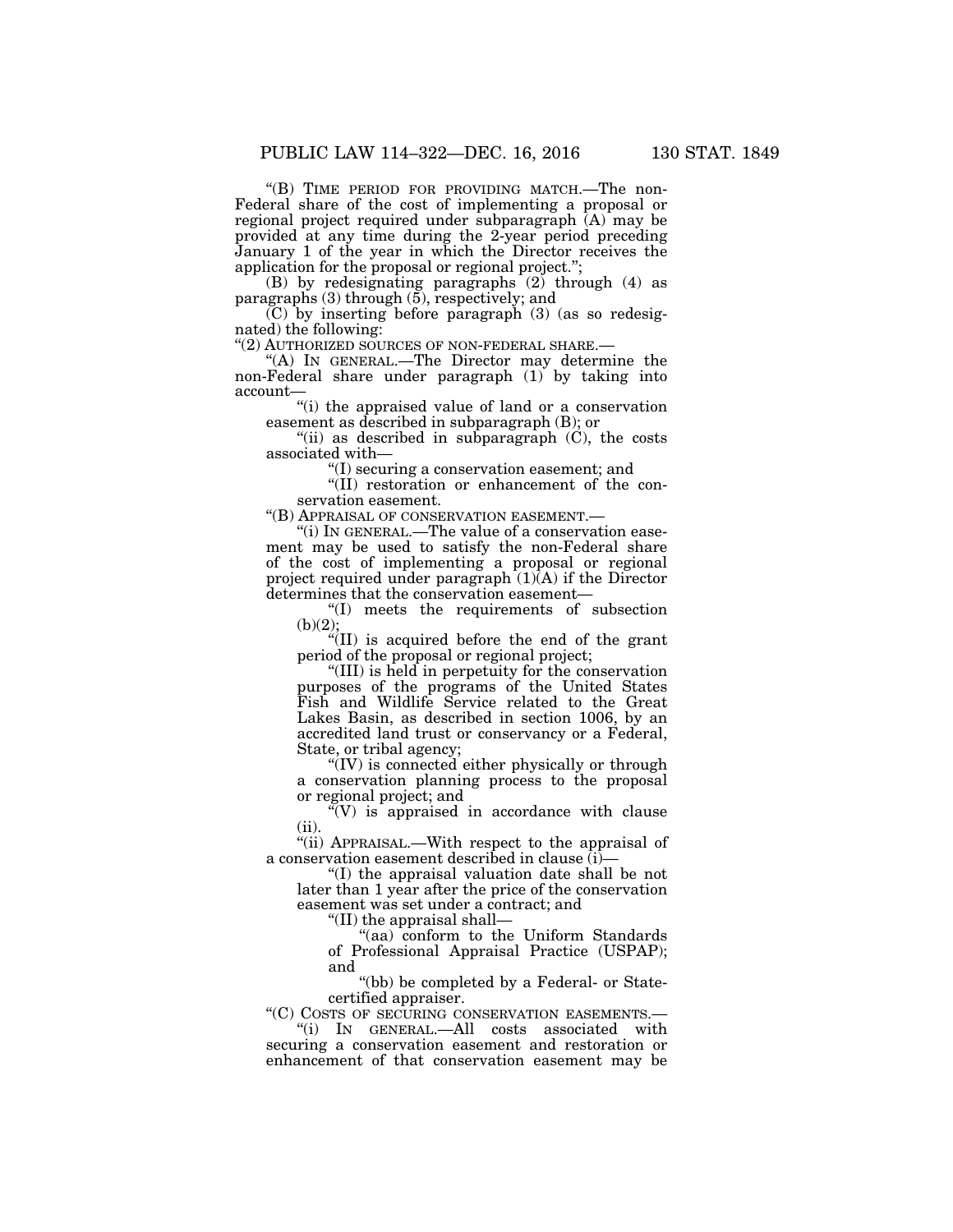"(B) TIME PERIOD FOR PROVIDING MATCH.—The non-Federal share of the cost of implementing a proposal or regional project required under subparagraph (A) may be provided at any time during the 2-year period preceding January 1 of the year in which the Director receives the application for the proposal or regional project.";

(B) by redesignating paragraphs (2) through (4) as paragraphs (3) through (5), respectively; and

(C) by inserting before paragraph (3) (as so redesignated) the following:

"(2) AUTHORIZED SOURCES OF NON-FEDERAL SHARE.—

"(A) IN GENERAL.—The Director may determine the non-Federal share under paragraph (1) by taking into account—

"(i) the appraised value of land or a conservation easement as described in subparagraph (B); or

"(ii) as described in subparagraph (C), the costs associated with—

"(I) securing a conservation easement; and

"(II) restoration or enhancement of the conservation easement.

"(B) APPRAISAL OF CONSERVATION EASEMENT.—

"(i) IN GENERAL.—The value of a conservation easement may be used to satisfy the non-Federal share of the cost of implementing a proposal or regional project required under paragraph (1)(A) if the Director determines that the conservation easement—

"(I) meets the requirements of subsection (b)(2);

"(II) is acquired before the end of the grant period of the proposal or regional project;

"(III) is held in perpetuity for the conservation purposes of the programs of the United States Fish and Wildlife Service related to the Great Lakes Basin, as described in section 1006, by an accredited land trust or conservancy or a Federal, State, or tribal agency;

"(IV) is connected either physically or through a conservation planning process to the proposal or regional project; and

"(V) is appraised in accordance with clause (ii).

"(ii) APPRAISAL.—With respect to the appraisal of a conservation easement described in clause (i)—

"(I) the appraisal valuation date shall be not later than 1 year after the price of the conservation easement was set under a contract; and

"(II) the appraisal shall—

"(aa) conform to the Uniform Standards of Professional Appraisal Practice (USPAP); and

"(bb) be completed by a Federal- or State-certified appraiser.

"(C) COSTS OF SECURING CONSERVATION EASEMENTS.—

"(i) IN GENERAL.—All costs associated with securing a conservation easement and restoration or enhancement of that conservation easement may be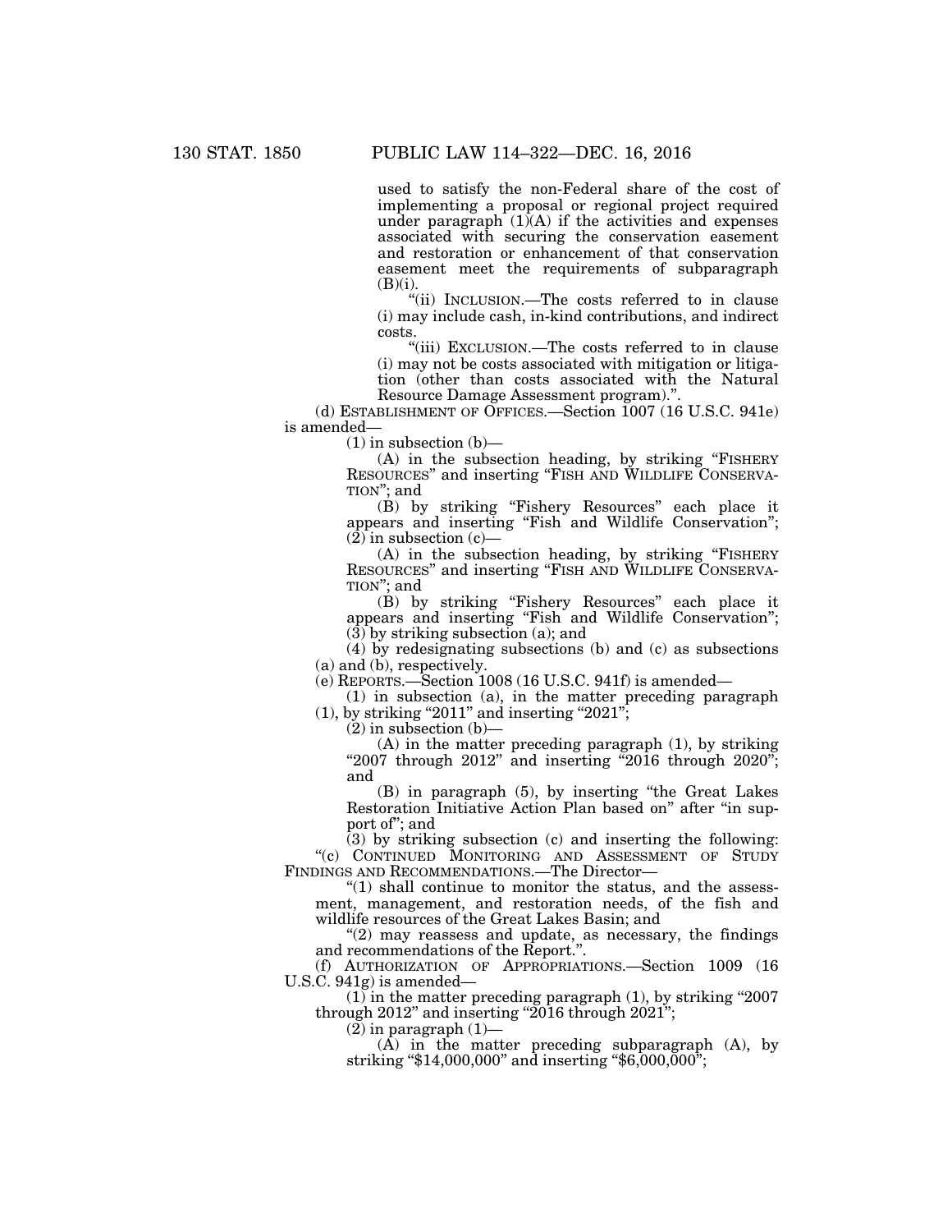used to satisfy the non-Federal share of the cost of implementing a proposal or regional project required under paragraph (1)(A) if the activities and expenses associated with securing the conservation easement and restoration or enhancement of that conservation easement meet the requirements of subparagraph (B)(i).

"(ii) INCLUSION.—The costs referred to in clause (i) may include cash, in-kind contributions, and indirect costs.

"(iii) EXCLUSION.—The costs referred to in clause (i) may not be costs associated with mitigation or litigation (other than costs associated with the Natural Resource Damage Assessment program).".

(d) ESTABLISHMENT OF OFFICES.—Section 1007 (16 U.S.C. 941e) is amended—

(1) in subsection (b)—

(A) in the subsection heading, by striking "FISHERY RESOURCES" and inserting "FISH AND WILDLIFE CONSERVATION"; and

(B) by striking "Fishery Resources" each place it appears and inserting "Fish and Wildlife Conservation";

(2) in subsection (c)—

(A) in the subsection heading, by striking "FISHERY RESOURCES" and inserting "FISH AND WILDLIFE CONSERVATION"; and

(B) by striking "Fishery Resources" each place it appears and inserting "Fish and Wildlife Conservation";

(3) by striking subsection (a); and

(4) by redesignating subsections (b) and (c) as subsections (a) and (b), respectively.

(e) REPORTS.—Section 1008 (16 U.S.C. 941f) is amended—

(1) in subsection (a), in the matter preceding paragraph (1), by striking "2011" and inserting "2021";

(2) in subsection (b)—

(A) in the matter preceding paragraph (1), by striking "2007 through 2012" and inserting "2016 through 2020"; and

(B) in paragraph (5), by inserting "the Great Lakes Restoration Initiative Action Plan based on" after "in support of"; and

(3) by striking subsection (c) and inserting the following:

"(c) CONTINUED MONITORING AND ASSESSMENT OF STUDY FINDINGS AND RECOMMENDATIONS.—The Director—

"(1) shall continue to monitor the status, and the assessment, management, and restoration needs, of the fish and wildlife resources of the Great Lakes Basin; and

"(2) may reassess and update, as necessary, the findings and recommendations of the Report.".

(f) AUTHORIZATION OF APPROPRIATIONS.—Section 1009 (16 U.S.C. 941g) is amended—

(1) in the matter preceding paragraph (1), by striking "2007 through 2012" and inserting "2016 through 2021";

(2) in paragraph (1)—

(A) in the matter preceding subparagraph (A), by striking "$14,000,000" and inserting "$6,000,000";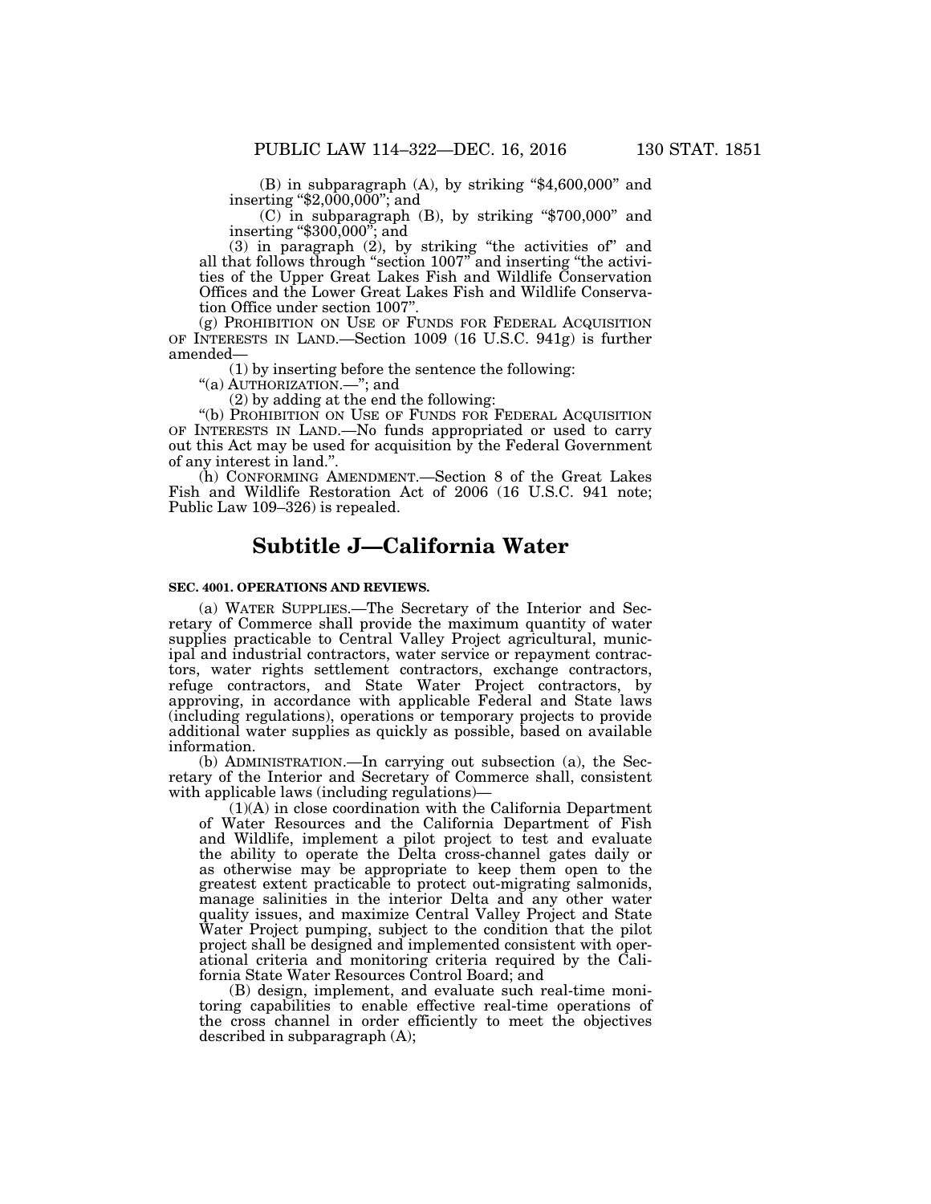(B) in subparagraph (A), by striking "$4,600,000" and inserting "$2,000,000"; and

(C) in subparagraph (B), by striking "$700,000" and inserting "$300,000"; and

(3) in paragraph (2), by striking "the activities of" and all that follows through "section 1007" and inserting "the activities of the Upper Great Lakes Fish and Wildlife Conservation Offices and the Lower Great Lakes Fish and Wildlife Conservation Office under section 1007".

(g) PROHIBITION ON USE OF FUNDS FOR FEDERAL ACQUISITION OF INTERESTS IN LAND.—Section 1009 (16 U.S.C. 941g) is further amended—

(1) by inserting before the sentence the following: "(a) AUTHORIZATION.—"; and

(2) by adding at the end the following:

"(b) PROHIBITION ON USE OF FUNDS FOR FEDERAL ACQUISITION OF INTERESTS IN LAND.—No funds appropriated or used to carry out this Act may be used for acquisition by the Federal Government of any interest in land.".

(h) CONFORMING AMENDMENT.—Section 8 of the Great Lakes Fish and Wildlife Restoration Act of 2006 (16 U.S.C. 941 note; Public Law 109–326) is repealed.

# Subtitle J—California Water

### SEC. 4001. OPERATIONS AND REVIEWS.

(a) WATER SUPPLIES.—The Secretary of the Interior and Secretary of Commerce shall provide the maximum quantity of water supplies practicable to Central Valley Project agricultural, municipal and industrial contractors, water service or repayment contractors, water rights settlement contractors, exchange contractors, refuge contractors, and State Water Project contractors, by approving, in accordance with applicable Federal and State laws (including regulations), operations or temporary projects to provide additional water supplies as quickly as possible, based on available information.

(b) ADMINISTRATION.—In carrying out subsection (a), the Secretary of the Interior and Secretary of Commerce shall, consistent with applicable laws (including regulations)—

(1)(A) in close coordination with the California Department of Water Resources and the California Department of Fish and Wildlife, implement a pilot project to test and evaluate the ability to operate the Delta cross-channel gates daily or as otherwise may be appropriate to keep them open to the greatest extent practicable to protect out-migrating salmonids, manage salinities in the interior Delta and any other water quality issues, and maximize Central Valley Project and State Water Project pumping, subject to the condition that the pilot project shall be designed and implemented consistent with operational criteria and monitoring criteria required by the California State Water Resources Control Board; and

(B) design, implement, and evaluate such real-time monitoring capabilities to enable effective real-time operations of the cross channel in order efficiently to meet the objectives described in subparagraph (A);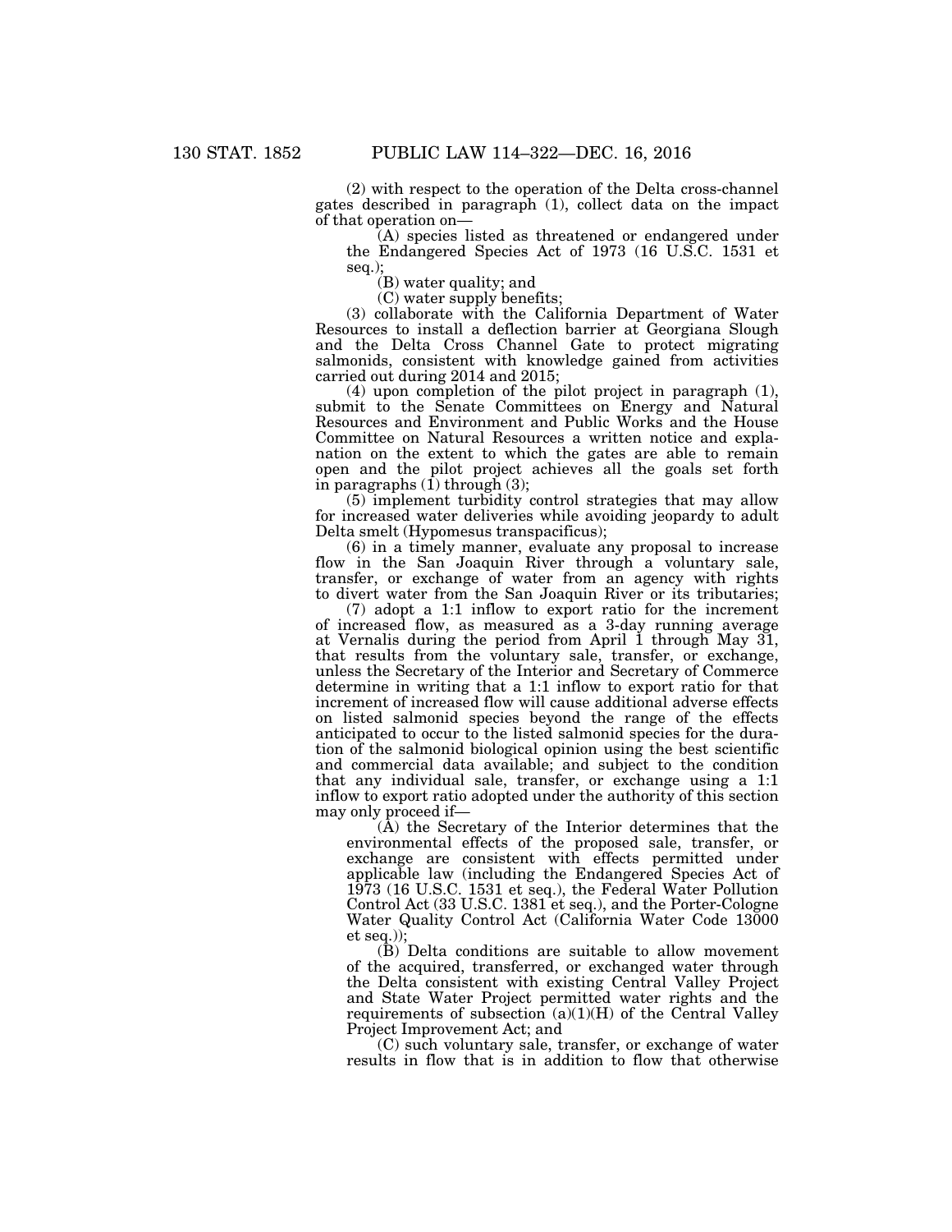(2) with respect to the operation of the Delta cross-channel gates described in paragraph (1), collect data on the impact of that operation on—

(A) species listed as threatened or endangered under the Endangered Species Act of 1973 (16 U.S.C. 1531 et seq.);

(B) water quality; and

(C) water supply benefits;

(3) collaborate with the California Department of Water Resources to install a deflection barrier at Georgiana Slough and the Delta Cross Channel Gate to protect migrating salmonids, consistent with knowledge gained from activities carried out during 2014 and 2015;

(4) upon completion of the pilot project in paragraph (1), submit to the Senate Committees on Energy and Natural Resources and Environment and Public Works and the House Committee on Natural Resources a written notice and explanation on the extent to which the gates are able to remain open and the pilot project achieves all the goals set forth in paragraphs (1) through (3);

(5) implement turbidity control strategies that may allow for increased water deliveries while avoiding jeopardy to adult Delta smelt (Hypomesus transpacificus);

(6) in a timely manner, evaluate any proposal to increase flow in the San Joaquin River through a voluntary sale, transfer, or exchange of water from an agency with rights to divert water from the San Joaquin River or its tributaries;

(7) adopt a 1:1 inflow to export ratio for the increment of increased flow, as measured as a 3-day running average at Vernalis during the period from April 1 through May 31, that results from the voluntary sale, transfer, or exchange, unless the Secretary of the Interior and Secretary of Commerce determine in writing that a 1:1 inflow to export ratio for that increment of increased flow will cause additional adverse effects on listed salmonid species beyond the range of the effects anticipated to occur to the listed salmonid species for the duration of the salmonid biological opinion using the best scientific and commercial data available; and subject to the condition that any individual sale, transfer, or exchange using a 1:1 inflow to export ratio adopted under the authority of this section may only proceed if—

(A) the Secretary of the Interior determines that the environmental effects of the proposed sale, transfer, or exchange are consistent with effects permitted under applicable law (including the Endangered Species Act of 1973 (16 U.S.C. 1531 et seq.), the Federal Water Pollution Control Act (33 U.S.C. 1381 et seq.), and the Porter-Cologne Water Quality Control Act (California Water Code 13000 et seq.));

(B) Delta conditions are suitable to allow movement of the acquired, transferred, or exchanged water through the Delta consistent with existing Central Valley Project and State Water Project permitted water rights and the requirements of subsection (a)(1)(H) of the Central Valley Project Improvement Act; and

(C) such voluntary sale, transfer, or exchange of water results in flow that is in addition to flow that otherwise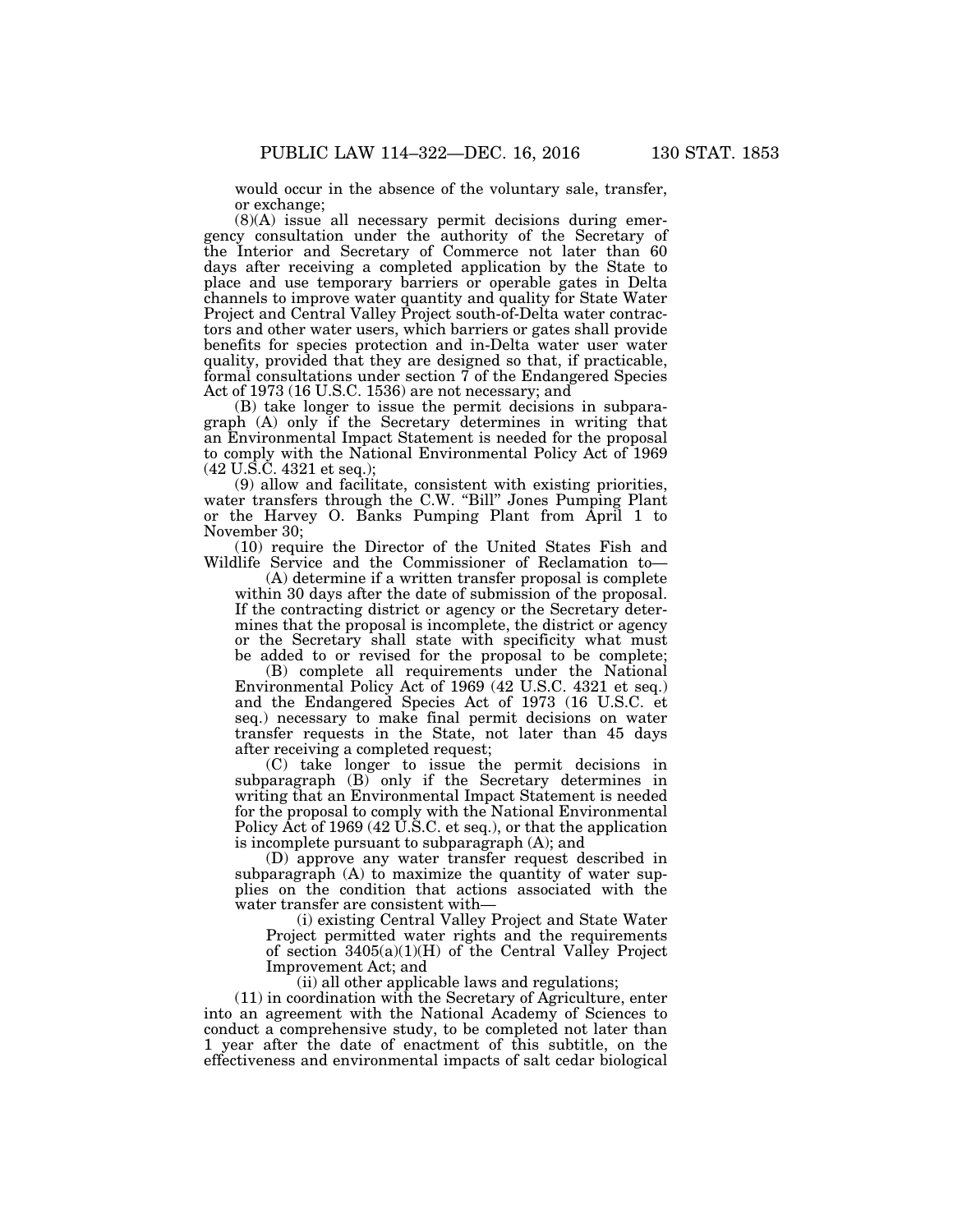would occur in the absence of the voluntary sale, transfer, or exchange;

(8)(A) issue all necessary permit decisions during emergency consultation under the authority of the Secretary of the Interior and Secretary of Commerce not later than 60 days after receiving a completed application by the State to place and use temporary barriers or operable gates in Delta channels to improve water quantity and quality for State Water Project and Central Valley Project south-of-Delta water contractors and other water users, which barriers or gates shall provide benefits for species protection and in-Delta water user water quality, provided that they are designed so that, if practicable, formal consultations under section 7 of the Endangered Species Act of 1973 (16 U.S.C. 1536) are not necessary; and

(B) take longer to issue the permit decisions in subparagraph (A) only if the Secretary determines in writing that an Environmental Impact Statement is needed for the proposal to comply with the National Environmental Policy Act of 1969 (42 U.S.C. 4321 et seq.);

(9) allow and facilitate, consistent with existing priorities, water transfers through the C.W. "Bill" Jones Pumping Plant or the Harvey O. Banks Pumping Plant from April 1 to November 30;

(10) require the Director of the United States Fish and Wildlife Service and the Commissioner of Reclamation to—

(A) determine if a written transfer proposal is complete within 30 days after the date of submission of the proposal. If the contracting district or agency or the Secretary determines that the proposal is incomplete, the district or agency or the Secretary shall state with specificity what must be added to or revised for the proposal to be complete;

(B) complete all requirements under the National Environmental Policy Act of 1969 (42 U.S.C. 4321 et seq.) and the Endangered Species Act of 1973 (16 U.S.C. et seq.) necessary to make final permit decisions on water transfer requests in the State, not later than 45 days after receiving a completed request;

(C) take longer to issue the permit decisions in subparagraph (B) only if the Secretary determines in writing that an Environmental Impact Statement is needed for the proposal to comply with the National Environmental Policy Act of 1969 (42 U.S.C. et seq.), or that the application is incomplete pursuant to subparagraph (A); and

(D) approve any water transfer request described in subparagraph (A) to maximize the quantity of water supplies on the condition that actions associated with the water transfer are consistent with—

(i) existing Central Valley Project and State Water Project permitted water rights and the requirements of section 3405(a)(1)(H) of the Central Valley Project Improvement Act; and

(ii) all other applicable laws and regulations;

(11) in coordination with the Secretary of Agriculture, enter into an agreement with the National Academy of Sciences to conduct a comprehensive study, to be completed not later than 1 year after the date of enactment of this subtitle, on the effectiveness and environmental impacts of salt cedar biological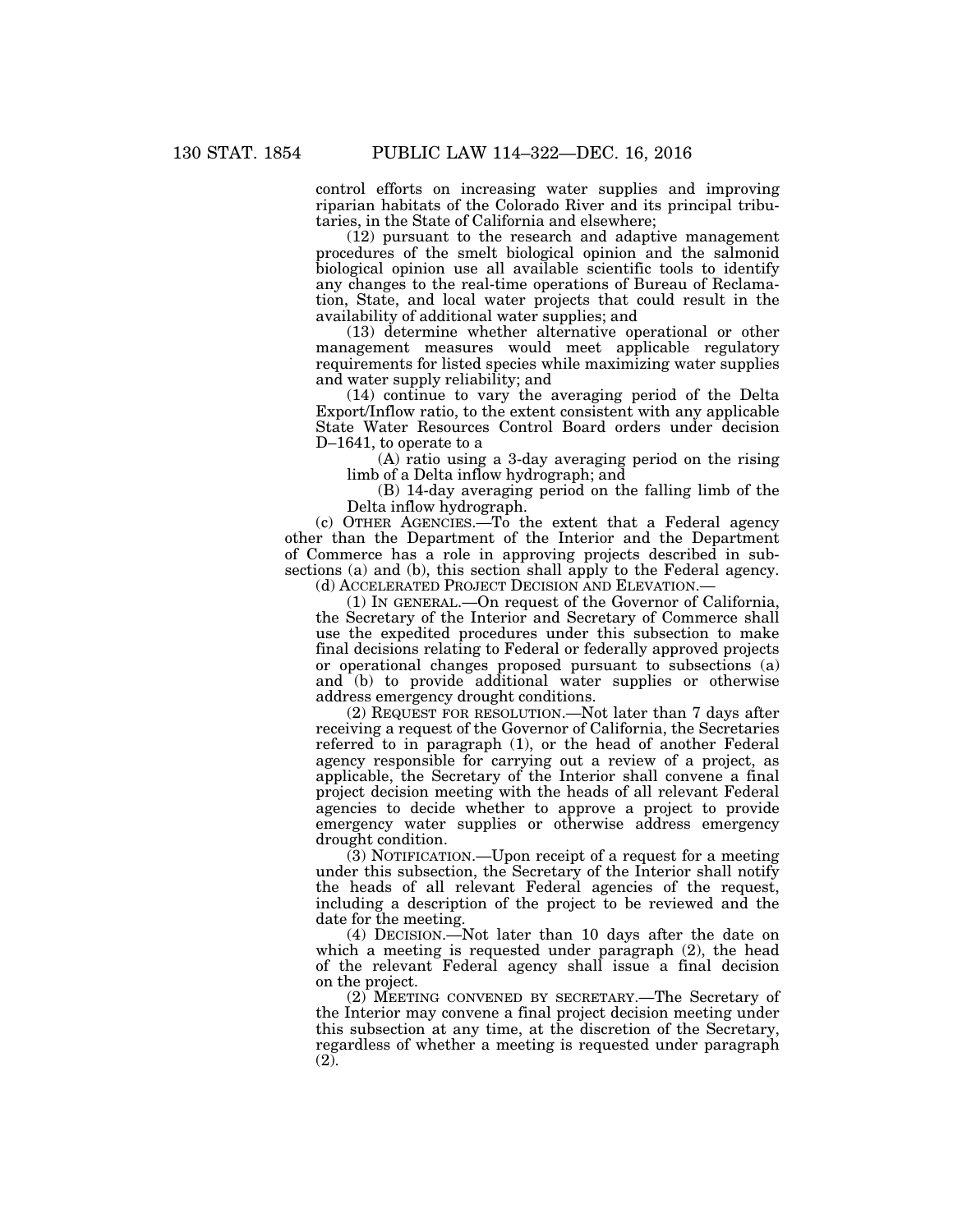control efforts on increasing water supplies and improving riparian habitats of the Colorado River and its principal tributaries, in the State of California and elsewhere;

(12) pursuant to the research and adaptive management procedures of the smelt biological opinion and the salmonid biological opinion use all available scientific tools to identify any changes to the real-time operations of Bureau of Reclamation, State, and local water projects that could result in the availability of additional water supplies; and

(13) determine whether alternative operational or other management measures would meet applicable regulatory requirements for listed species while maximizing water supplies and water supply reliability; and

(14) continue to vary the averaging period of the Delta Export/Inflow ratio, to the extent consistent with any applicable State Water Resources Control Board orders under decision D–1641, to operate to a

(A) ratio using a 3-day averaging period on the rising limb of a Delta inflow hydrograph; and

(B) 14-day averaging period on the falling limb of the Delta inflow hydrograph.

(c) OTHER AGENCIES.—To the extent that a Federal agency other than the Department of the Interior and the Department of Commerce has a role in approving projects described in subsections (a) and (b), this section shall apply to the Federal agency.

(d) ACCELERATED PROJECT DECISION AND ELEVATION.—

(1) IN GENERAL.—On request of the Governor of California, the Secretary of the Interior and Secretary of Commerce shall use the expedited procedures under this subsection to make final decisions relating to Federal or federally approved projects or operational changes proposed pursuant to subsections (a) and (b) to provide additional water supplies or otherwise address emergency drought conditions.

(2) REQUEST FOR RESOLUTION.—Not later than 7 days after receiving a request of the Governor of California, the Secretaries referred to in paragraph (1), or the head of another Federal agency responsible for carrying out a review of a project, as applicable, the Secretary of the Interior shall convene a final project decision meeting with the heads of all relevant Federal agencies to decide whether to approve a project to provide emergency water supplies or otherwise address emergency drought condition.

(3) NOTIFICATION.—Upon receipt of a request for a meeting under this subsection, the Secretary of the Interior shall notify the heads of all relevant Federal agencies of the request, including a description of the project to be reviewed and the date for the meeting.

(4) DECISION.—Not later than 10 days after the date on which a meeting is requested under paragraph (2), the head of the relevant Federal agency shall issue a final decision on the project.

(2) MEETING CONVENED BY SECRETARY.—The Secretary of the Interior may convene a final project decision meeting under this subsection at any time, at the discretion of the Secretary, regardless of whether a meeting is requested under paragraph (2).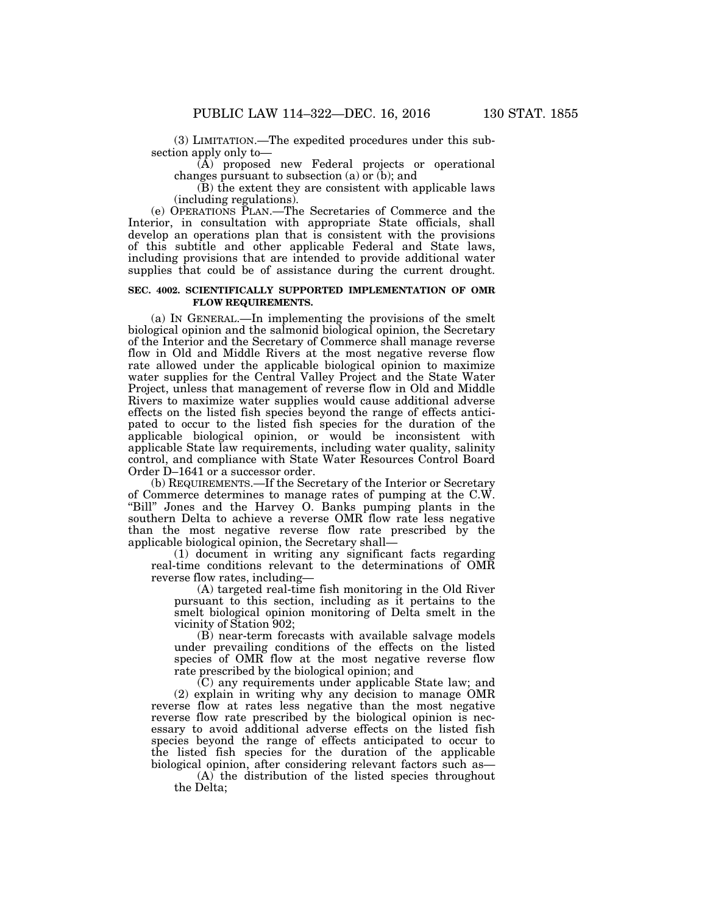(3) LIMITATION.—The expedited procedures under this subsection apply only to—

(A) proposed new Federal projects or operational changes pursuant to subsection (a) or (b); and

(B) the extent they are consistent with applicable laws (including regulations).

(e) OPERATIONS PLAN.—The Secretaries of Commerce and the Interior, in consultation with appropriate State officials, shall develop an operations plan that is consistent with the provisions of this subtitle and other applicable Federal and State laws, including provisions that are intended to provide additional water supplies that could be of assistance during the current drought.

**SEC. 4002. SCIENTIFICALLY SUPPORTED IMPLEMENTATION OF OMR FLOW REQUIREMENTS.**

(a) IN GENERAL.—In implementing the provisions of the smelt biological opinion and the salmonid biological opinion, the Secretary of the Interior and the Secretary of Commerce shall manage reverse flow in Old and Middle Rivers at the most negative reverse flow rate allowed under the applicable biological opinion to maximize water supplies for the Central Valley Project and the State Water Project, unless that management of reverse flow in Old and Middle Rivers to maximize water supplies would cause additional adverse effects on the listed fish species beyond the range of effects anticipated to occur to the listed fish species for the duration of the applicable biological opinion, or would be inconsistent with applicable State law requirements, including water quality, salinity control, and compliance with State Water Resources Control Board Order D–1641 or a successor order.

(b) REQUIREMENTS.—If the Secretary of the Interior or Secretary of Commerce determines to manage rates of pumping at the C.W. "Bill" Jones and the Harvey O. Banks pumping plants in the southern Delta to achieve a reverse OMR flow rate less negative than the most negative reverse flow rate prescribed by the applicable biological opinion, the Secretary shall—

(1) document in writing any significant facts regarding real-time conditions relevant to the determinations of OMR reverse flow rates, including—

(A) targeted real-time fish monitoring in the Old River pursuant to this section, including as it pertains to the smelt biological opinion monitoring of Delta smelt in the vicinity of Station 902;

(B) near-term forecasts with available salvage models under prevailing conditions of the effects on the listed species of OMR flow at the most negative reverse flow rate prescribed by the biological opinion; and

(C) any requirements under applicable State law; and

(2) explain in writing why any decision to manage OMR reverse flow at rates less negative than the most negative reverse flow rate prescribed by the biological opinion is necessary to avoid additional adverse effects on the listed fish species beyond the range of effects anticipated to occur to the listed fish species for the duration of the applicable biological opinion, after considering relevant factors such as—

(A) the distribution of the listed species throughout the Delta;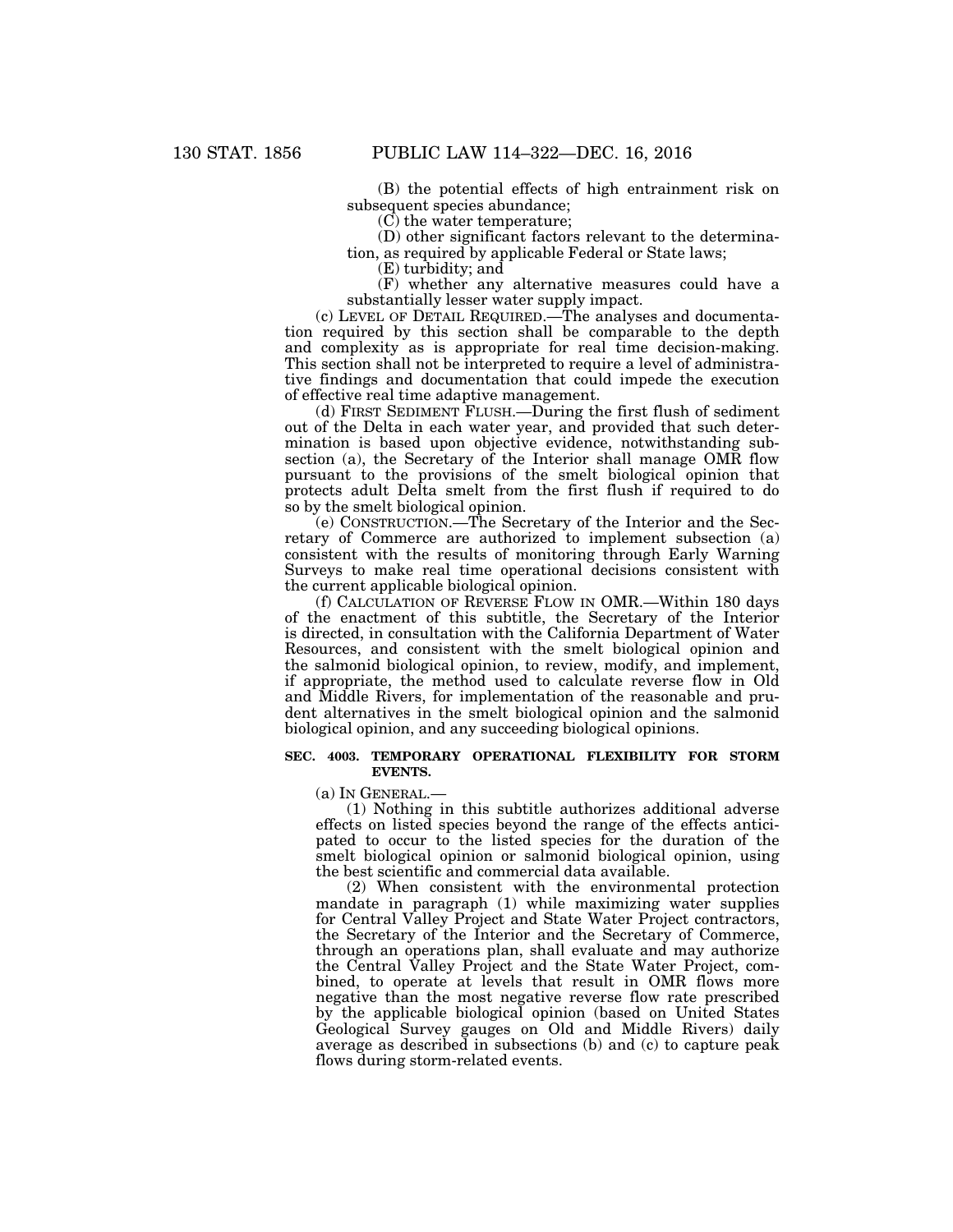(B) the potential effects of high entrainment risk on subsequent species abundance;

(C) the water temperature;

(D) other significant factors relevant to the determination, as required by applicable Federal or State laws;

(E) turbidity; and

(F) whether any alternative measures could have a substantially lesser water supply impact.

(c) LEVEL OF DETAIL REQUIRED.—The analyses and documentation required by this section shall be comparable to the depth and complexity as is appropriate for real time decision-making. This section shall not be interpreted to require a level of administrative findings and documentation that could impede the execution of effective real time adaptive management.

(d) FIRST SEDIMENT FLUSH.—During the first flush of sediment out of the Delta in each water year, and provided that such determination is based upon objective evidence, notwithstanding subsection (a), the Secretary of the Interior shall manage OMR flow pursuant to the provisions of the smelt biological opinion that protects adult Delta smelt from the first flush if required to do so by the smelt biological opinion.

(e) CONSTRUCTION.—The Secretary of the Interior and the Secretary of Commerce are authorized to implement subsection (a) consistent with the results of monitoring through Early Warning Surveys to make real time operational decisions consistent with the current applicable biological opinion.

(f) CALCULATION OF REVERSE FLOW IN OMR.—Within 180 days of the enactment of this subtitle, the Secretary of the Interior is directed, in consultation with the California Department of Water Resources, and consistent with the smelt biological opinion and the salmonid biological opinion, to review, modify, and implement, if appropriate, the method used to calculate reverse flow in Old and Middle Rivers, for implementation of the reasonable and prudent alternatives in the smelt biological opinion and the salmonid biological opinion, and any succeeding biological opinions.

### SEC. 4003. TEMPORARY OPERATIONAL FLEXIBILITY FOR STORM EVENTS.

(a) IN GENERAL.—

(1) Nothing in this subtitle authorizes additional adverse effects on listed species beyond the range of the effects anticipated to occur to the listed species for the duration of the smelt biological opinion or salmonid biological opinion, using the best scientific and commercial data available.

(2) When consistent with the environmental protection mandate in paragraph (1) while maximizing water supplies for Central Valley Project and State Water Project contractors, the Secretary of the Interior and the Secretary of Commerce, through an operations plan, shall evaluate and may authorize the Central Valley Project and the State Water Project, combined, to operate at levels that result in OMR flows more negative than the most negative reverse flow rate prescribed by the applicable biological opinion (based on United States Geological Survey gauges on Old and Middle Rivers) daily average as described in subsections (b) and (c) to capture peak flows during storm-related events.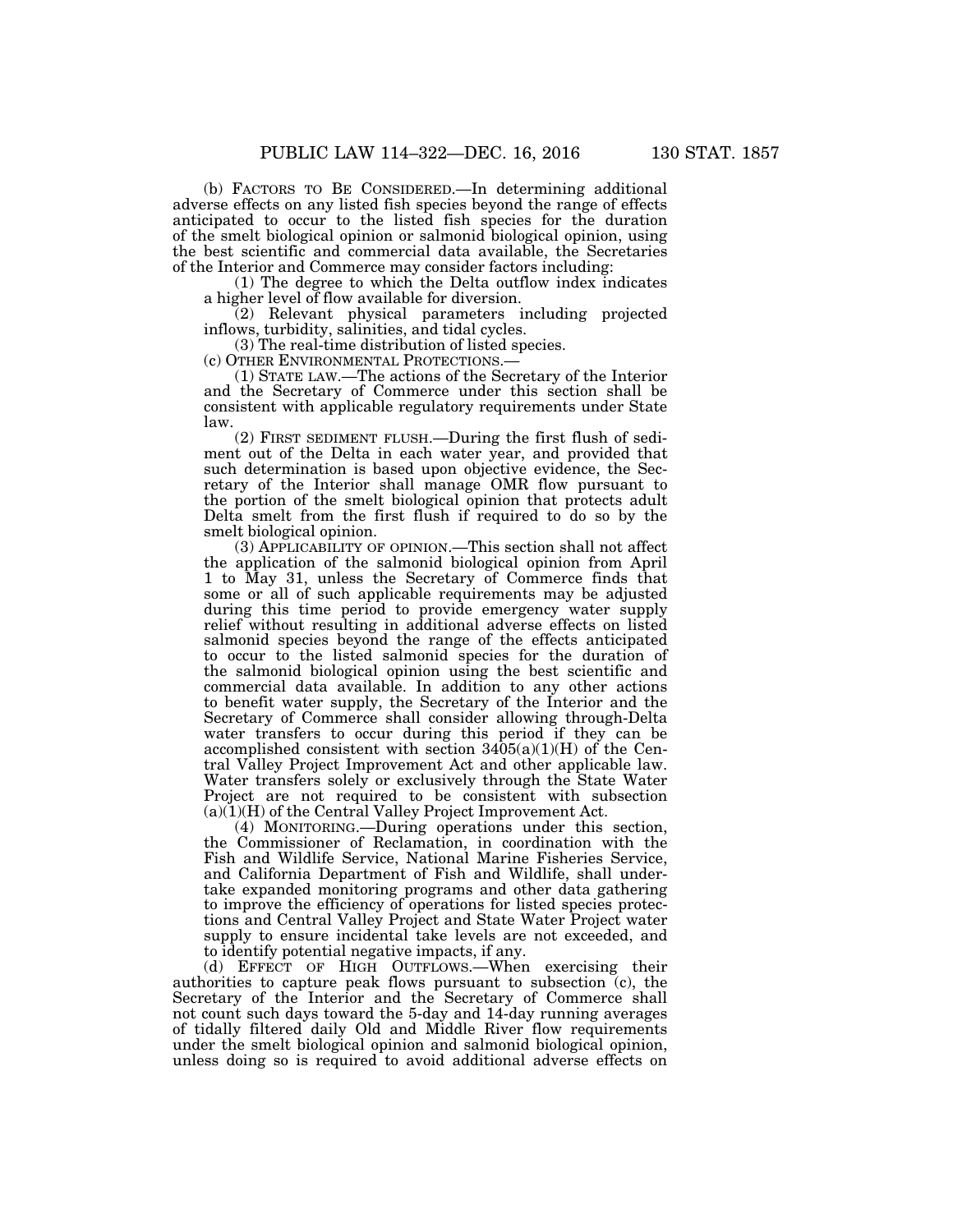(b) FACTORS TO BE CONSIDERED.—In determining additional adverse effects on any listed fish species beyond the range of effects anticipated to occur to the listed fish species for the duration of the smelt biological opinion or salmonid biological opinion, using the best scientific and commercial data available, the Secretaries of the Interior and Commerce may consider factors including:

(1) The degree to which the Delta outflow index indicates a higher level of flow available for diversion.

(2) Relevant physical parameters including projected inflows, turbidity, salinities, and tidal cycles.

(3) The real-time distribution of listed species.

(c) OTHER ENVIRONMENTAL PROTECTIONS.—

(1) STATE LAW.—The actions of the Secretary of the Interior and the Secretary of Commerce under this section shall be consistent with applicable regulatory requirements under State law.

(2) FIRST SEDIMENT FLUSH.—During the first flush of sediment out of the Delta in each water year, and provided that such determination is based upon objective evidence, the Secretary of the Interior shall manage OMR flow pursuant to the portion of the smelt biological opinion that protects adult Delta smelt from the first flush if required to do so by the smelt biological opinion.

(3) APPLICABILITY OF OPINION.—This section shall not affect the application of the salmonid biological opinion from April 1 to May 31, unless the Secretary of Commerce finds that some or all of such applicable requirements may be adjusted during this time period to provide emergency water supply relief without resulting in additional adverse effects on listed salmonid species beyond the range of the effects anticipated to occur to the listed salmonid species for the duration of the salmonid biological opinion using the best scientific and commercial data available. In addition to any other actions to benefit water supply, the Secretary of the Interior and the Secretary of Commerce shall consider allowing through-Delta water transfers to occur during this period if they can be accomplished consistent with section 3405(a)(1)(H) of the Central Valley Project Improvement Act and other applicable law. Water transfers solely or exclusively through the State Water Project are not required to be consistent with subsection (a)(1)(H) of the Central Valley Project Improvement Act.

(4) MONITORING.—During operations under this section, the Commissioner of Reclamation, in coordination with the Fish and Wildlife Service, National Marine Fisheries Service, and California Department of Fish and Wildlife, shall undertake expanded monitoring programs and other data gathering to improve the efficiency of operations for listed species protections and Central Valley Project and State Water Project water supply to ensure incidental take levels are not exceeded, and to identify potential negative impacts, if any.

(d) EFFECT OF HIGH OUTFLOWS.—When exercising their authorities to capture peak flows pursuant to subsection (c), the Secretary of the Interior and the Secretary of Commerce shall not count such days toward the 5-day and 14-day running averages of tidally filtered daily Old and Middle River flow requirements under the smelt biological opinion and salmonid biological opinion, unless doing so is required to avoid additional adverse effects on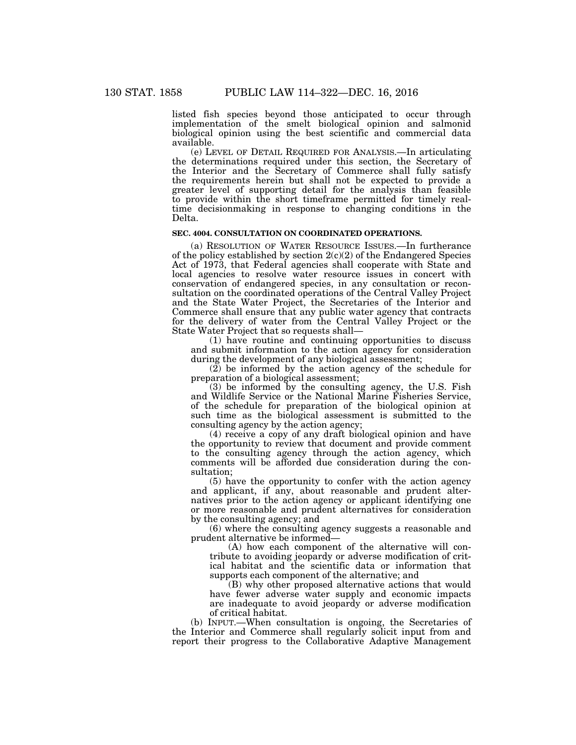listed fish species beyond those anticipated to occur through implementation of the smelt biological opinion and salmonid biological opinion using the best scientific and commercial data available.

(e) LEVEL OF DETAIL REQUIRED FOR ANALYSIS.—In articulating the determinations required under this section, the Secretary of the Interior and the Secretary of Commerce shall fully satisfy the requirements herein but shall not be expected to provide a greater level of supporting detail for the analysis than feasible to provide within the short timeframe permitted for timely real-time decisionmaking in response to changing conditions in the Delta.

**SEC. 4004. CONSULTATION ON COORDINATED OPERATIONS.**

(a) RESOLUTION OF WATER RESOURCE ISSUES.—In furtherance of the policy established by section 2(c)(2) of the Endangered Species Act of 1973, that Federal agencies shall cooperate with State and local agencies to resolve water resource issues in concert with conservation of endangered species, in any consultation or reconsultation on the coordinated operations of the Central Valley Project and the State Water Project, the Secretaries of the Interior and Commerce shall ensure that any public water agency that contracts for the delivery of water from the Central Valley Project or the State Water Project that so requests shall—

(1) have routine and continuing opportunities to discuss and submit information to the action agency for consideration during the development of any biological assessment;

(2) be informed by the action agency of the schedule for preparation of a biological assessment;

(3) be informed by the consulting agency, the U.S. Fish and Wildlife Service or the National Marine Fisheries Service, of the schedule for preparation of the biological opinion at such time as the biological assessment is submitted to the consulting agency by the action agency;

(4) receive a copy of any draft biological opinion and have the opportunity to review that document and provide comment to the consulting agency through the action agency, which comments will be afforded due consideration during the consultation;

(5) have the opportunity to confer with the action agency and applicant, if any, about reasonable and prudent alternatives prior to the action agency or applicant identifying one or more reasonable and prudent alternatives for consideration by the consulting agency; and

(6) where the consulting agency suggests a reasonable and prudent alternative be informed—

(A) how each component of the alternative will contribute to avoiding jeopardy or adverse modification of critical habitat and the scientific data or information that supports each component of the alternative; and

(B) why other proposed alternative actions that would have fewer adverse water supply and economic impacts are inadequate to avoid jeopardy or adverse modification of critical habitat.

(b) INPUT.—When consultation is ongoing, the Secretaries of the Interior and Commerce shall regularly solicit input from and report their progress to the Collaborative Adaptive Management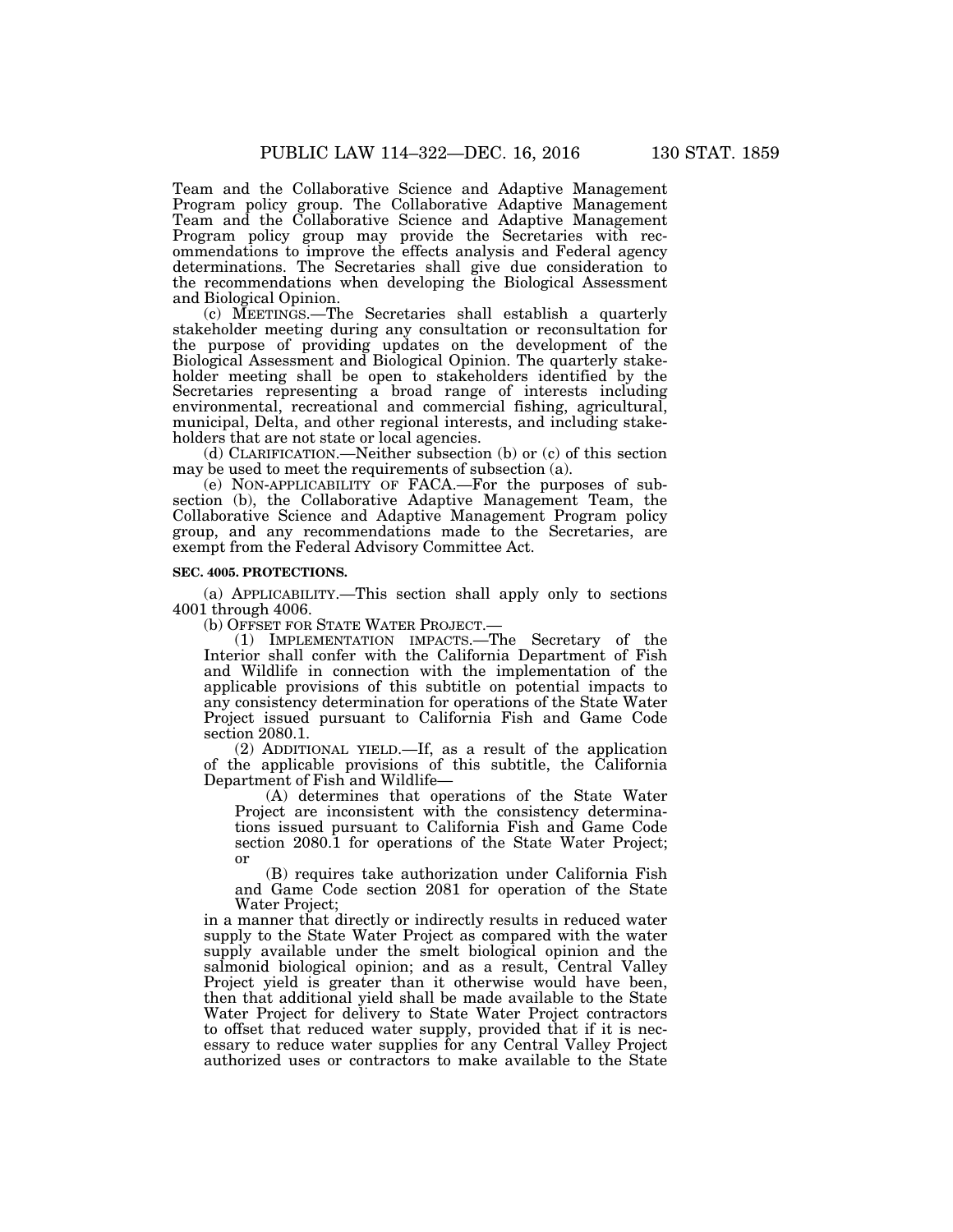Team and the Collaborative Science and Adaptive Management Program policy group. The Collaborative Adaptive Management Team and the Collaborative Science and Adaptive Management Program policy group may provide the Secretaries with recommendations to improve the effects analysis and Federal agency determinations. The Secretaries shall give due consideration to the recommendations when developing the Biological Assessment and Biological Opinion.

(c) MEETINGS.—The Secretaries shall establish a quarterly stakeholder meeting during any consultation or reconsultation for the purpose of providing updates on the development of the Biological Assessment and Biological Opinion. The quarterly stakeholder meeting shall be open to stakeholders identified by the Secretaries representing a broad range of interests including environmental, recreational and commercial fishing, agricultural, municipal, Delta, and other regional interests, and including stakeholders that are not state or local agencies.

(d) CLARIFICATION.—Neither subsection (b) or (c) of this section may be used to meet the requirements of subsection (a).

(e) NON-APPLICABILITY OF FACA.—For the purposes of subsection (b), the Collaborative Adaptive Management Team, the Collaborative Science and Adaptive Management Program policy group, and any recommendations made to the Secretaries, are exempt from the Federal Advisory Committee Act.

**SEC. 4005. PROTECTIONS.**

(a) APPLICABILITY.—This section shall apply only to sections 4001 through 4006.

(b) OFFSET FOR STATE WATER PROJECT.—

(1) IMPLEMENTATION IMPACTS.—The Secretary of the Interior shall confer with the California Department of Fish and Wildlife in connection with the implementation of the applicable provisions of this subtitle on potential impacts to any consistency determination for operations of the State Water Project issued pursuant to California Fish and Game Code section 2080.1.

(2) ADDITIONAL YIELD.—If, as a result of the application of the applicable provisions of this subtitle, the California Department of Fish and Wildlife—

(A) determines that operations of the State Water Project are inconsistent with the consistency determinations issued pursuant to California Fish and Game Code section 2080.1 for operations of the State Water Project; or

(B) requires take authorization under California Fish and Game Code section 2081 for operation of the State Water Project;

in a manner that directly or indirectly results in reduced water supply to the State Water Project as compared with the water supply available under the smelt biological opinion and the salmonid biological opinion; and as a result, Central Valley Project yield is greater than it otherwise would have been, then that additional yield shall be made available to the State Water Project for delivery to State Water Project contractors to offset that reduced water supply, provided that if it is necessary to reduce water supplies for any Central Valley Project authorized uses or contractors to make available to the State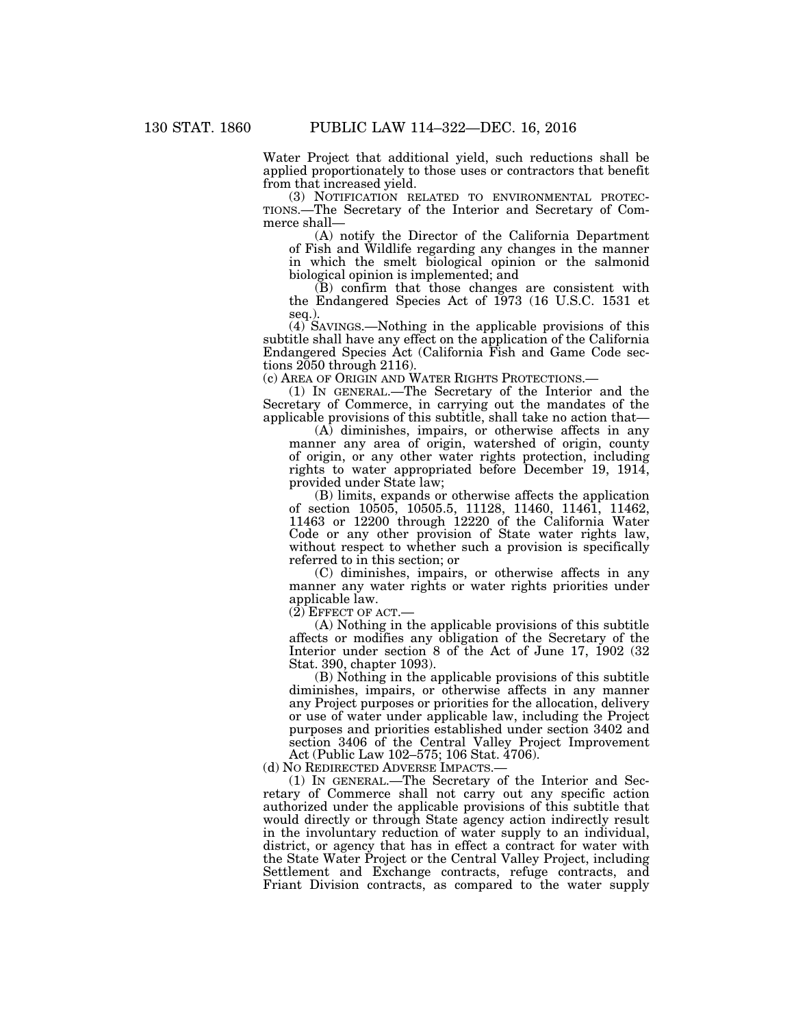Water Project that additional yield, such reductions shall be applied proportionately to those uses or contractors that benefit from that increased yield.

(3) NOTIFICATION RELATED TO ENVIRONMENTAL PROTECTIONS.—The Secretary of the Interior and Secretary of Commerce shall—

(A) notify the Director of the California Department of Fish and Wildlife regarding any changes in the manner in which the smelt biological opinion or the salmonid biological opinion is implemented; and

(B) confirm that those changes are consistent with the Endangered Species Act of 1973 (16 U.S.C. 1531 et seq.).

(4) SAVINGS.—Nothing in the applicable provisions of this subtitle shall have any effect on the application of the California Endangered Species Act (California Fish and Game Code sections 2050 through 2116).

(c) AREA OF ORIGIN AND WATER RIGHTS PROTECTIONS.—

(1) IN GENERAL.—The Secretary of the Interior and the Secretary of Commerce, in carrying out the mandates of the applicable provisions of this subtitle, shall take no action that—

(A) diminishes, impairs, or otherwise affects in any manner any area of origin, watershed of origin, county of origin, or any other water rights protection, including rights to water appropriated before December 19, 1914, provided under State law;

(B) limits, expands or otherwise affects the application of section 10505, 10505.5, 11128, 11460, 11461, 11462, 11463 or 12200 through 12220 of the California Water Code or any other provision of State water rights law, without respect to whether such a provision is specifically referred to in this section; or

(C) diminishes, impairs, or otherwise affects in any manner any water rights or water rights priorities under applicable law.

(2) EFFECT OF ACT.—

(A) Nothing in the applicable provisions of this subtitle affects or modifies any obligation of the Secretary of the Interior under section 8 of the Act of June 17, 1902 (32 Stat. 390, chapter 1093).

(B) Nothing in the applicable provisions of this subtitle diminishes, impairs, or otherwise affects in any manner any Project purposes or priorities for the allocation, delivery or use of water under applicable law, including the Project purposes and priorities established under section 3402 and section 3406 of the Central Valley Project Improvement Act (Public Law 102–575; 106 Stat. 4706).

(d) NO REDIRECTED ADVERSE IMPACTS.—

(1) IN GENERAL.—The Secretary of the Interior and Secretary of Commerce shall not carry out any specific action authorized under the applicable provisions of this subtitle that would directly or through State agency action indirectly result in the involuntary reduction of water supply to an individual, district, or agency that has in effect a contract for water with the State Water Project or the Central Valley Project, including Settlement and Exchange contracts, refuge contracts, and Friant Division contracts, as compared to the water supply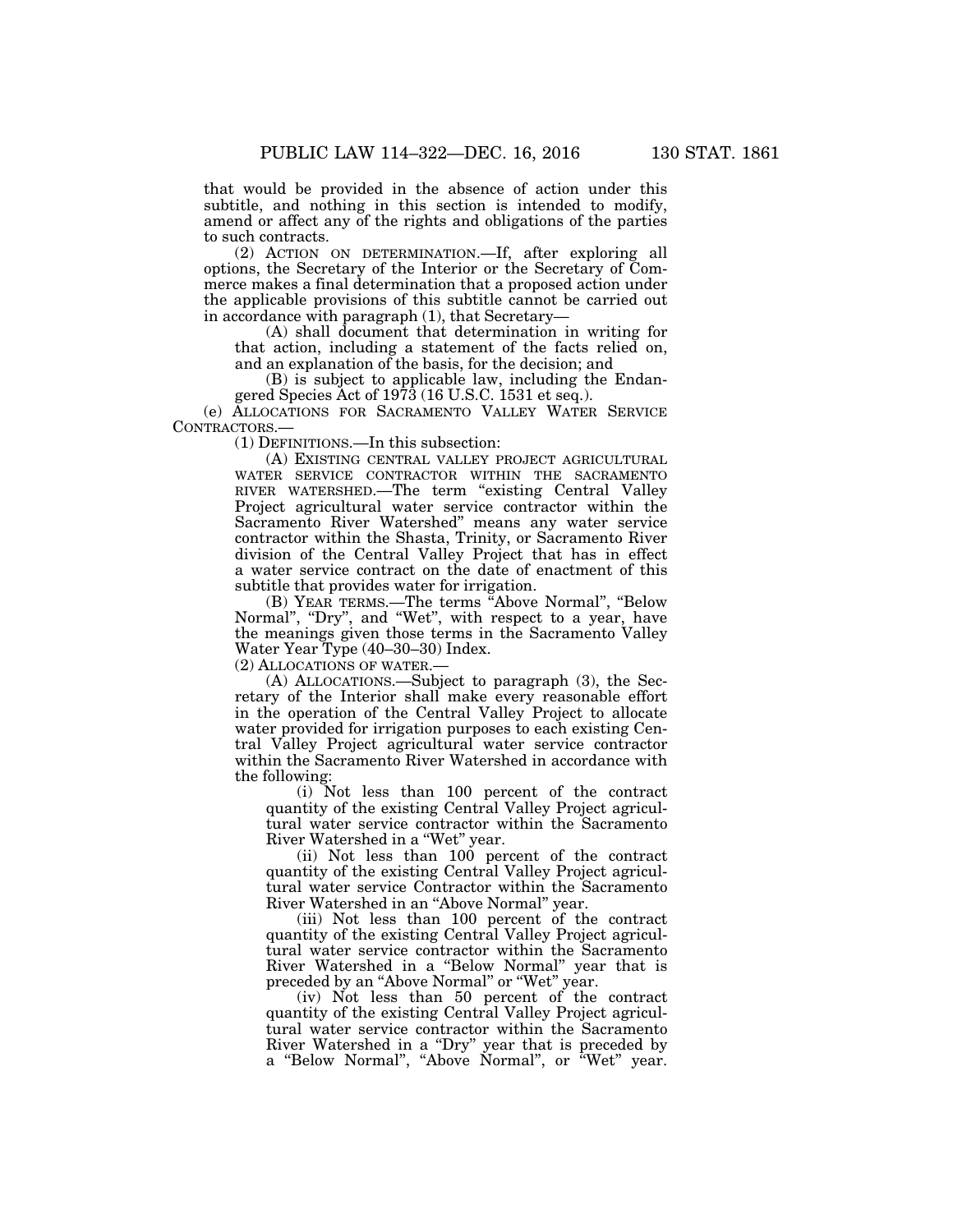that would be provided in the absence of action under this subtitle, and nothing in this section is intended to modify, amend or affect any of the rights and obligations of the parties to such contracts.

(2) ACTION ON DETERMINATION.—If, after exploring all options, the Secretary of the Interior or the Secretary of Commerce makes a final determination that a proposed action under the applicable provisions of this subtitle cannot be carried out in accordance with paragraph (1), that Secretary—

(A) shall document that determination in writing for that action, including a statement of the facts relied on, and an explanation of the basis, for the decision; and

(B) is subject to applicable law, including the Endangered Species Act of 1973 (16 U.S.C. 1531 et seq.).

(e) ALLOCATIONS FOR SACRAMENTO VALLEY WATER SERVICE CONTRACTORS.—

(1) DEFINITIONS.—In this subsection:

(A) EXISTING CENTRAL VALLEY PROJECT AGRICULTURAL WATER SERVICE CONTRACTOR WITHIN THE SACRAMENTO RIVER WATERSHED.—The term "existing Central Valley Project agricultural water service contractor within the Sacramento River Watershed" means any water service contractor within the Shasta, Trinity, or Sacramento River division of the Central Valley Project that has in effect a water service contract on the date of enactment of this subtitle that provides water for irrigation.

(B) YEAR TERMS.—The terms "Above Normal", "Below Normal", "Dry", and "Wet", with respect to a year, have the meanings given those terms in the Sacramento Valley Water Year Type (40–30–30) Index.

(2) ALLOCATIONS OF WATER.—

(A) ALLOCATIONS.—Subject to paragraph (3), the Secretary of the Interior shall make every reasonable effort in the operation of the Central Valley Project to allocate water provided for irrigation purposes to each existing Central Valley Project agricultural water service contractor within the Sacramento River Watershed in accordance with the following:

(i) Not less than 100 percent of the contract quantity of the existing Central Valley Project agricultural water service contractor within the Sacramento River Watershed in a "Wet" year.

(ii) Not less than 100 percent of the contract quantity of the existing Central Valley Project agricultural water service Contractor within the Sacramento River Watershed in an "Above Normal" year.

(iii) Not less than 100 percent of the contract quantity of the existing Central Valley Project agricultural water service contractor within the Sacramento River Watershed in a "Below Normal" year that is preceded by an "Above Normal" or "Wet" year.

(iv) Not less than 50 percent of the contract quantity of the existing Central Valley Project agricultural water service contractor within the Sacramento River Watershed in a "Dry" year that is preceded by a "Below Normal", "Above Normal", or "Wet" year.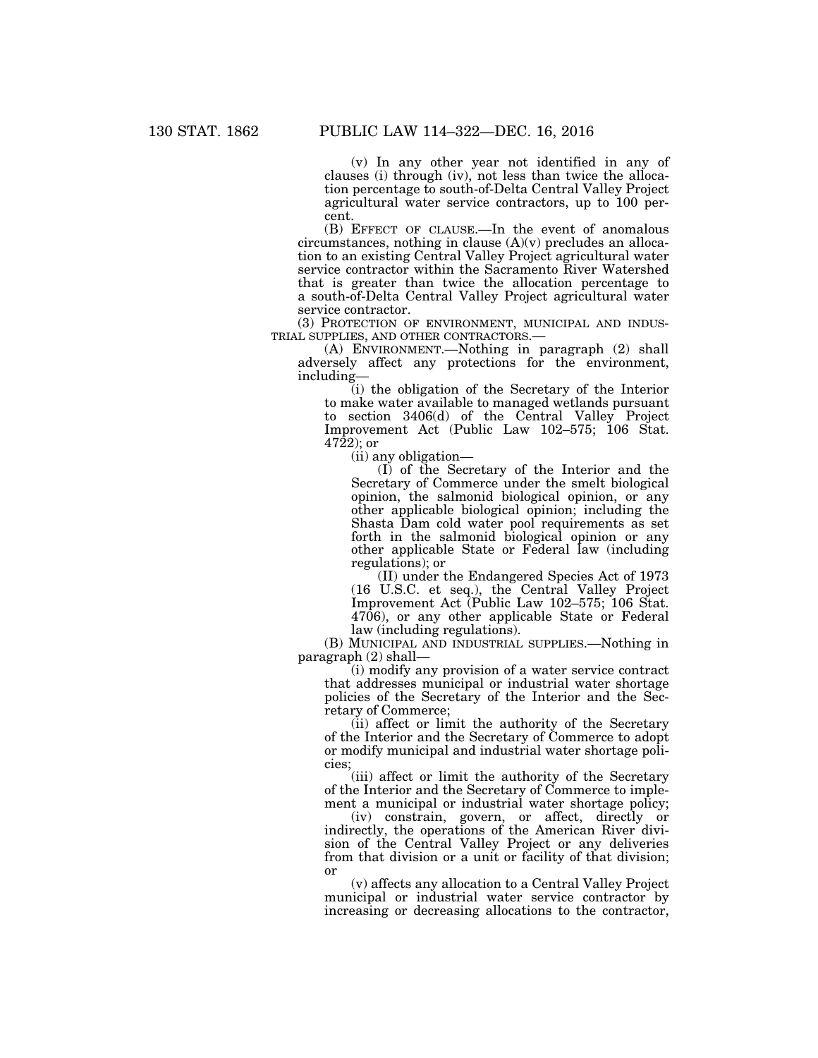(v) In any other year not identified in any of clauses (i) through (iv), not less than twice the allocation percentage to south-of-Delta Central Valley Project agricultural water service contractors, up to 100 percent.

(B) EFFECT OF CLAUSE.—In the event of anomalous circumstances, nothing in clause (A)(v) precludes an allocation to an existing Central Valley Project agricultural water service contractor within the Sacramento River Watershed that is greater than twice the allocation percentage to a south-of-Delta Central Valley Project agricultural water service contractor.

(3) PROTECTION OF ENVIRONMENT, MUNICIPAL AND INDUSTRIAL SUPPLIES, AND OTHER CONTRACTORS.—

(A) ENVIRONMENT.—Nothing in paragraph (2) shall adversely affect any protections for the environment, including—

(i) the obligation of the Secretary of the Interior to make water available to managed wetlands pursuant to section 3406(d) of the Central Valley Project Improvement Act (Public Law 102–575; 106 Stat. 4722); or

(ii) any obligation—

(I) of the Secretary of the Interior and the Secretary of Commerce under the smelt biological opinion, the salmonid biological opinion, or any other applicable biological opinion; including the Shasta Dam cold water pool requirements as set forth in the salmonid biological opinion or any other applicable State or Federal law (including regulations); or

(II) under the Endangered Species Act of 1973 (16 U.S.C. et seq.), the Central Valley Project Improvement Act (Public Law 102–575; 106 Stat. 4706), or any other applicable State or Federal law (including regulations).

(B) MUNICIPAL AND INDUSTRIAL SUPPLIES.—Nothing in paragraph (2) shall—

(i) modify any provision of a water service contract that addresses municipal or industrial water shortage policies of the Secretary of the Interior and the Secretary of Commerce;

(ii) affect or limit the authority of the Secretary of the Interior and the Secretary of Commerce to adopt or modify municipal and industrial water shortage policies;

(iii) affect or limit the authority of the Secretary of the Interior and the Secretary of Commerce to implement a municipal or industrial water shortage policy;

(iv) constrain, govern, or affect, directly or indirectly, the operations of the American River division of the Central Valley Project or any deliveries from that division or a unit or facility of that division; or

(v) affects any allocation to a Central Valley Project municipal or industrial water service contractor by increasing or decreasing allocations to the contractor,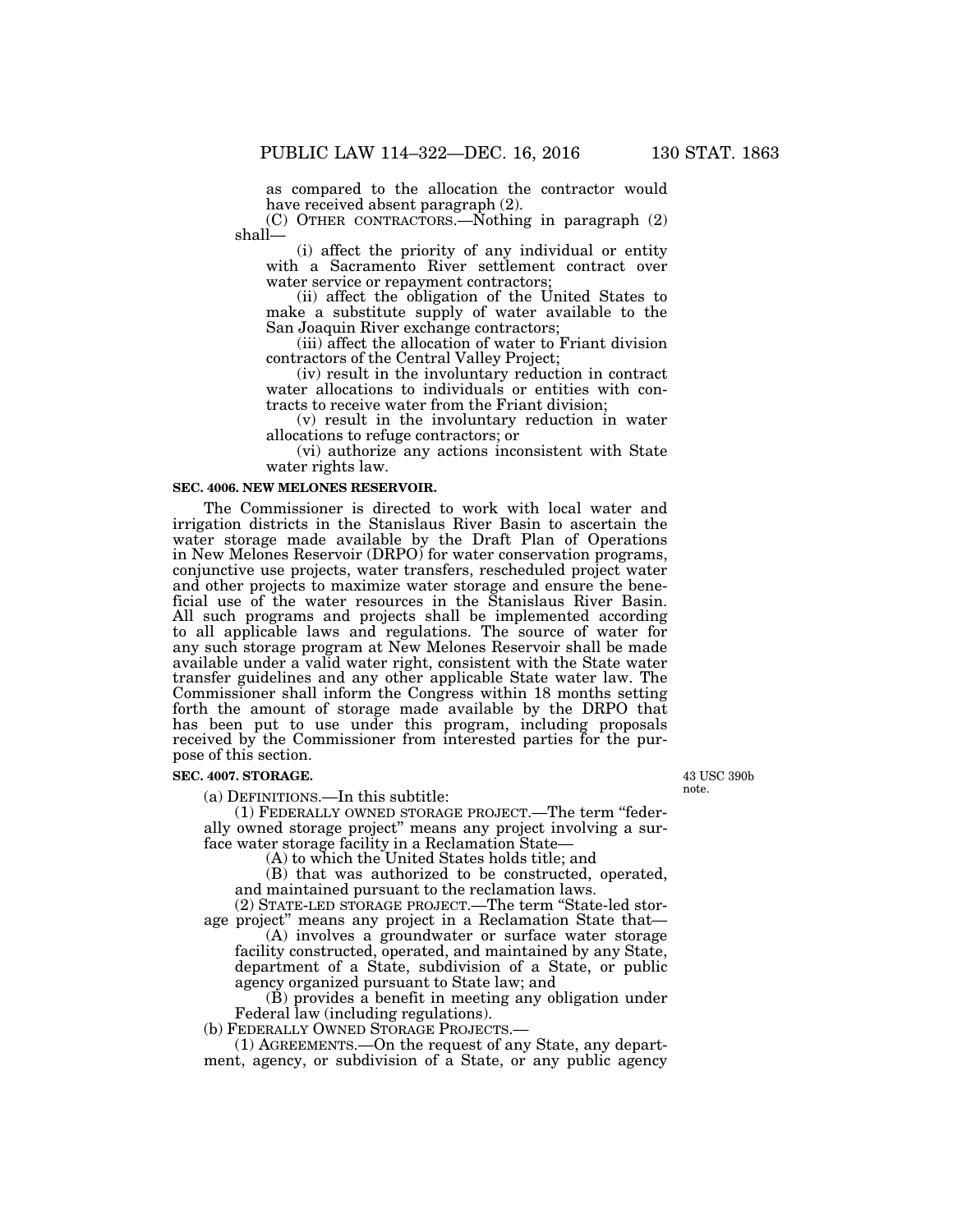as compared to the allocation the contractor would have received absent paragraph (2).

(C) OTHER CONTRACTORS.—Nothing in paragraph (2) shall—

(i) affect the priority of any individual or entity with a Sacramento River settlement contract over water service or repayment contractors;

(ii) affect the obligation of the United States to make a substitute supply of water available to the San Joaquin River exchange contractors;

(iii) affect the allocation of water to Friant division contractors of the Central Valley Project;

(iv) result in the involuntary reduction in contract water allocations to individuals or entities with contracts to receive water from the Friant division;

(v) result in the involuntary reduction in water allocations to refuge contractors; or

(vi) authorize any actions inconsistent with State water rights law.

**SEC. 4006. NEW MELONES RESERVOIR.**

The Commissioner is directed to work with local water and irrigation districts in the Stanislaus River Basin to ascertain the water storage made available by the Draft Plan of Operations in New Melones Reservoir (DRPO) for water conservation programs, conjunctive use projects, water transfers, rescheduled project water and other projects to maximize water storage and ensure the beneficial use of the water resources in the Stanislaus River Basin. All such programs and projects shall be implemented according to all applicable laws and regulations. The source of water for any such storage program at New Melones Reservoir shall be made available under a valid water right, consistent with the State water transfer guidelines and any other applicable State water law. The Commissioner shall inform the Congress within 18 months setting forth the amount of storage made available by the DRPO that has been put to use under this program, including proposals received by the Commissioner from interested parties for the purpose of this section.

**SEC. 4007. STORAGE.**

43 USC 390b note.

(a) DEFINITIONS.—In this subtitle:

(1) FEDERALLY OWNED STORAGE PROJECT.—The term "federally owned storage project" means any project involving a surface water storage facility in a Reclamation State—

(A) to which the United States holds title; and

(B) that was authorized to be constructed, operated, and maintained pursuant to the reclamation laws.

(2) STATE-LED STORAGE PROJECT.—The term "State-led storage project" means any project in a Reclamation State that—

(A) involves a groundwater or surface water storage facility constructed, operated, and maintained by any State, department of a State, subdivision of a State, or public agency organized pursuant to State law; and

(B) provides a benefit in meeting any obligation under Federal law (including regulations).

(b) FEDERALLY OWNED STORAGE PROJECTS.—

(1) AGREEMENTS.—On the request of any State, any department, agency, or subdivision of a State, or any public agency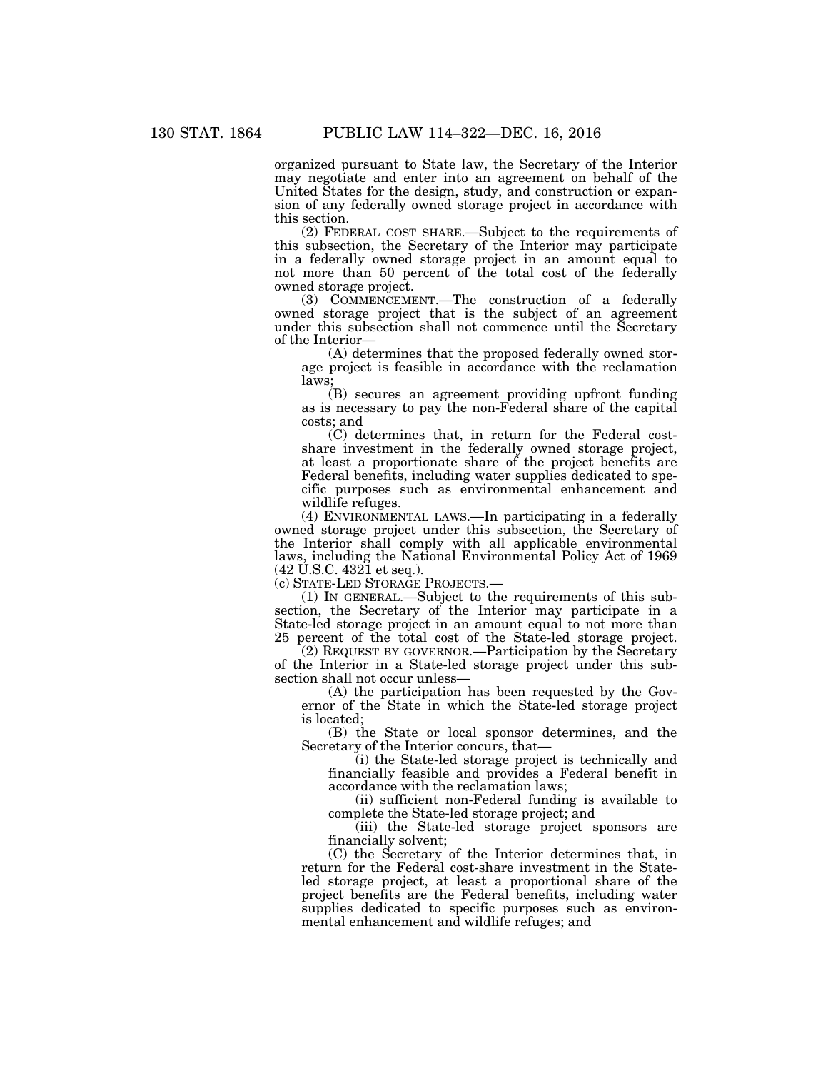organized pursuant to State law, the Secretary of the Interior may negotiate and enter into an agreement on behalf of the United States for the design, study, and construction or expansion of any federally owned storage project in accordance with this section.

(2) FEDERAL COST SHARE.—Subject to the requirements of this subsection, the Secretary of the Interior may participate in a federally owned storage project in an amount equal to not more than 50 percent of the total cost of the federally owned storage project.

(3) COMMENCEMENT.—The construction of a federally owned storage project that is the subject of an agreement under this subsection shall not commence until the Secretary of the Interior—

(A) determines that the proposed federally owned storage project is feasible in accordance with the reclamation laws;

(B) secures an agreement providing upfront funding as is necessary to pay the non-Federal share of the capital costs; and

(C) determines that, in return for the Federal cost-share investment in the federally owned storage project, at least a proportionate share of the project benefits are Federal benefits, including water supplies dedicated to specific purposes such as environmental enhancement and wildlife refuges.

(4) ENVIRONMENTAL LAWS.—In participating in a federally owned storage project under this subsection, the Secretary of the Interior shall comply with all applicable environmental laws, including the National Environmental Policy Act of 1969 (42 U.S.C. 4321 et seq.).

(c) STATE-LED STORAGE PROJECTS.—

(1) IN GENERAL.—Subject to the requirements of this subsection, the Secretary of the Interior may participate in a State-led storage project in an amount equal to not more than 25 percent of the total cost of the State-led storage project.

(2) REQUEST BY GOVERNOR.—Participation by the Secretary of the Interior in a State-led storage project under this subsection shall not occur unless—

(A) the participation has been requested by the Governor of the State in which the State-led storage project is located;

(B) the State or local sponsor determines, and the Secretary of the Interior concurs, that—

(i) the State-led storage project is technically and financially feasible and provides a Federal benefit in accordance with the reclamation laws;

(ii) sufficient non-Federal funding is available to complete the State-led storage project; and

(iii) the State-led storage project sponsors are financially solvent;

(C) the Secretary of the Interior determines that, in return for the Federal cost-share investment in the State-led storage project, at least a proportional share of the project benefits are the Federal benefits, including water supplies dedicated to specific purposes such as environmental enhancement and wildlife refuges; and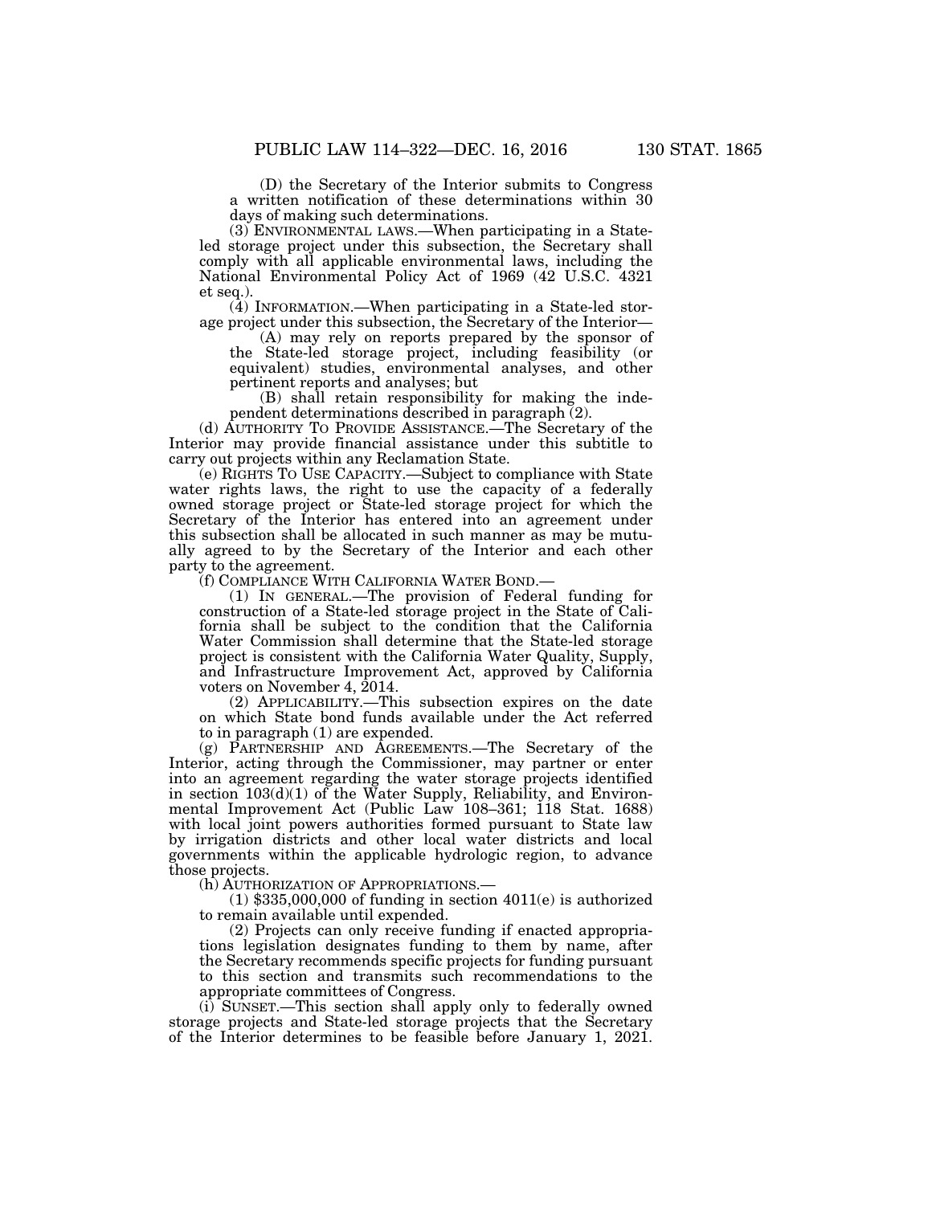(D) the Secretary of the Interior submits to Congress a written notification of these determinations within 30 days of making such determinations.

(3) ENVIRONMENTAL LAWS.—When participating in a State-led storage project under this subsection, the Secretary shall comply with all applicable environmental laws, including the National Environmental Policy Act of 1969 (42 U.S.C. 4321 et seq.).

(4) INFORMATION.—When participating in a State-led storage project under this subsection, the Secretary of the Interior—

(A) may rely on reports prepared by the sponsor of the State-led storage project, including feasibility (or equivalent) studies, environmental analyses, and other pertinent reports and analyses; but

(B) shall retain responsibility for making the independent determinations described in paragraph (2).

(d) AUTHORITY TO PROVIDE ASSISTANCE.—The Secretary of the Interior may provide financial assistance under this subtitle to carry out projects within any Reclamation State.

(e) RIGHTS TO USE CAPACITY.—Subject to compliance with State water rights laws, the right to use the capacity of a federally owned storage project or State-led storage project for which the Secretary of the Interior has entered into an agreement under this subsection shall be allocated in such manner as may be mutually agreed to by the Secretary of the Interior and each other party to the agreement.

(f) COMPLIANCE WITH CALIFORNIA WATER BOND.—

(1) IN GENERAL.—The provision of Federal funding for construction of a State-led storage project in the State of California shall be subject to the condition that the California Water Commission shall determine that the State-led storage project is consistent with the California Water Quality, Supply, and Infrastructure Improvement Act, approved by California voters on November 4, 2014.

(2) APPLICABILITY.—This subsection expires on the date on which State bond funds available under the Act referred to in paragraph (1) are expended.

(g) PARTNERSHIP AND AGREEMENTS.—The Secretary of the Interior, acting through the Commissioner, may partner or enter into an agreement regarding the water storage projects identified in section 103(d)(1) of the Water Supply, Reliability, and Environmental Improvement Act (Public Law 108–361; 118 Stat. 1688) with local joint powers authorities formed pursuant to State law by irrigation districts and other local water districts and local governments within the applicable hydrologic region, to advance those projects.

(h) AUTHORIZATION OF APPROPRIATIONS.—

(1) $335,000,000 of funding in section 4011(e) is authorized to remain available until expended.

(2) Projects can only receive funding if enacted appropriations legislation designates funding to them by name, after the Secretary recommends specific projects for funding pursuant to this section and transmits such recommendations to the appropriate committees of Congress.

(i) SUNSET.—This section shall apply only to federally owned storage projects and State-led storage projects that the Secretary of the Interior determines to be feasible before January 1, 2021.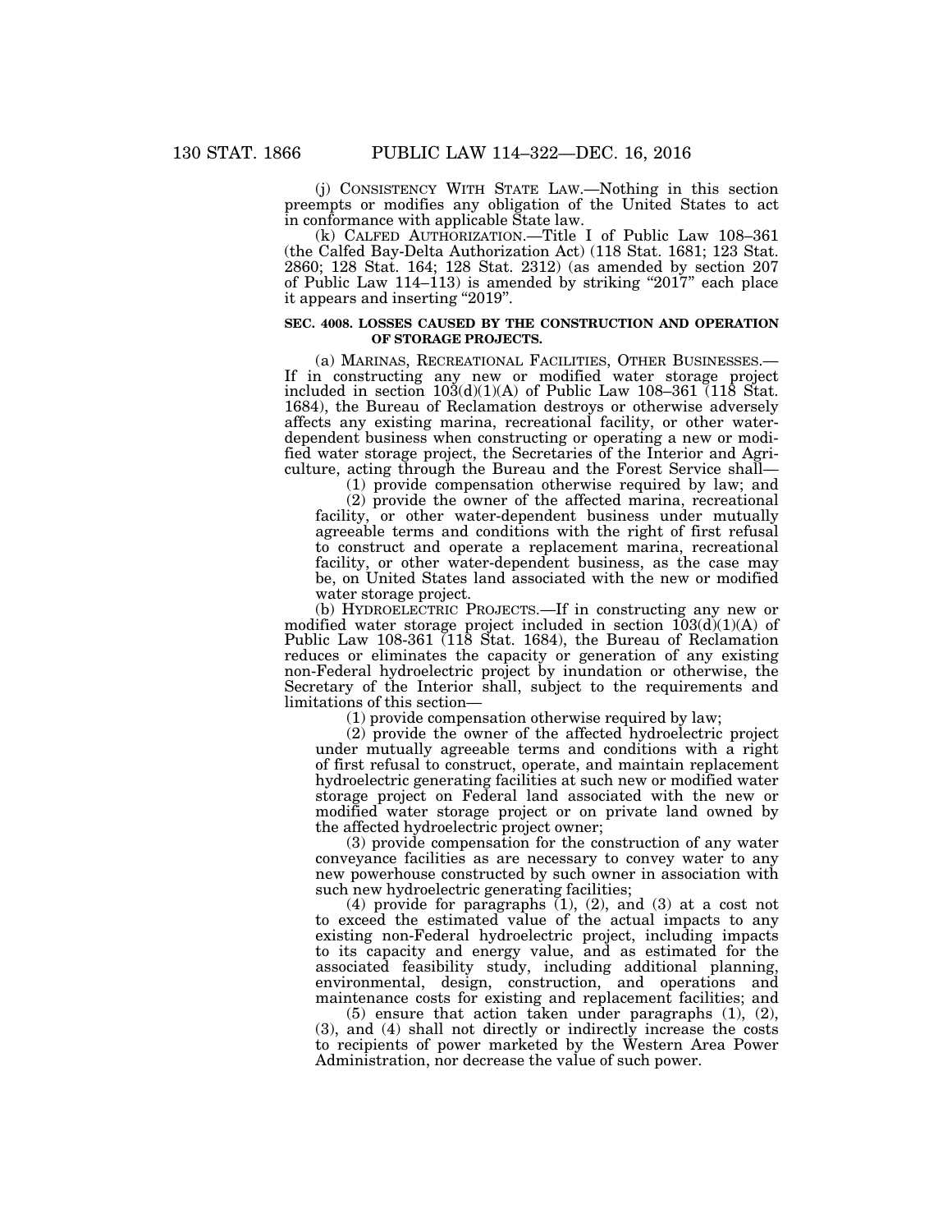(j) CONSISTENCY WITH STATE LAW.—Nothing in this section preempts or modifies any obligation of the United States to act in conformance with applicable State law.

(k) CALFED AUTHORIZATION.—Title I of Public Law 108–361 (the Calfed Bay-Delta Authorization Act) (118 Stat. 1681; 123 Stat. 2860; 128 Stat. 164; 128 Stat. 2312) (as amended by section 207 of Public Law 114–113) is amended by striking "2017" each place it appears and inserting "2019".

### SEC. 4008. LOSSES CAUSED BY THE CONSTRUCTION AND OPERATION OF STORAGE PROJECTS.

(a) MARINAS, RECREATIONAL FACILITIES, OTHER BUSINESSES.—If in constructing any new or modified water storage project included in section 103(d)(1)(A) of Public Law 108–361 (118 Stat. 1684), the Bureau of Reclamation destroys or otherwise adversely affects any existing marina, recreational facility, or other water-dependent business when constructing or operating a new or modified water storage project, the Secretaries of the Interior and Agriculture, acting through the Bureau and the Forest Service shall—

(1) provide compensation otherwise required by law; and

(2) provide the owner of the affected marina, recreational facility, or other water-dependent business under mutually agreeable terms and conditions with the right of first refusal to construct and operate a replacement marina, recreational facility, or other water-dependent business, as the case may be, on United States land associated with the new or modified water storage project.

(b) HYDROELECTRIC PROJECTS.—If in constructing any new or modified water storage project included in section 103(d)(1)(A) of Public Law 108-361 (118 Stat. 1684), the Bureau of Reclamation reduces or eliminates the capacity or generation of any existing non-Federal hydroelectric project by inundation or otherwise, the Secretary of the Interior shall, subject to the requirements and limitations of this section—

(1) provide compensation otherwise required by law;

(2) provide the owner of the affected hydroelectric project under mutually agreeable terms and conditions with a right of first refusal to construct, operate, and maintain replacement hydroelectric generating facilities at such new or modified water storage project on Federal land associated with the new or modified water storage project or on private land owned by the affected hydroelectric project owner;

(3) provide compensation for the construction of any water conveyance facilities as are necessary to convey water to any new powerhouse constructed by such owner in association with such new hydroelectric generating facilities;

(4) provide for paragraphs (1), (2), and (3) at a cost not to exceed the estimated value of the actual impacts to any existing non-Federal hydroelectric project, including impacts to its capacity and energy value, and as estimated for the associated feasibility study, including additional planning, environmental, design, construction, and operations and maintenance costs for existing and replacement facilities; and

(5) ensure that action taken under paragraphs (1), (2), (3), and (4) shall not directly or indirectly increase the costs to recipients of power marketed by the Western Area Power Administration, nor decrease the value of such power.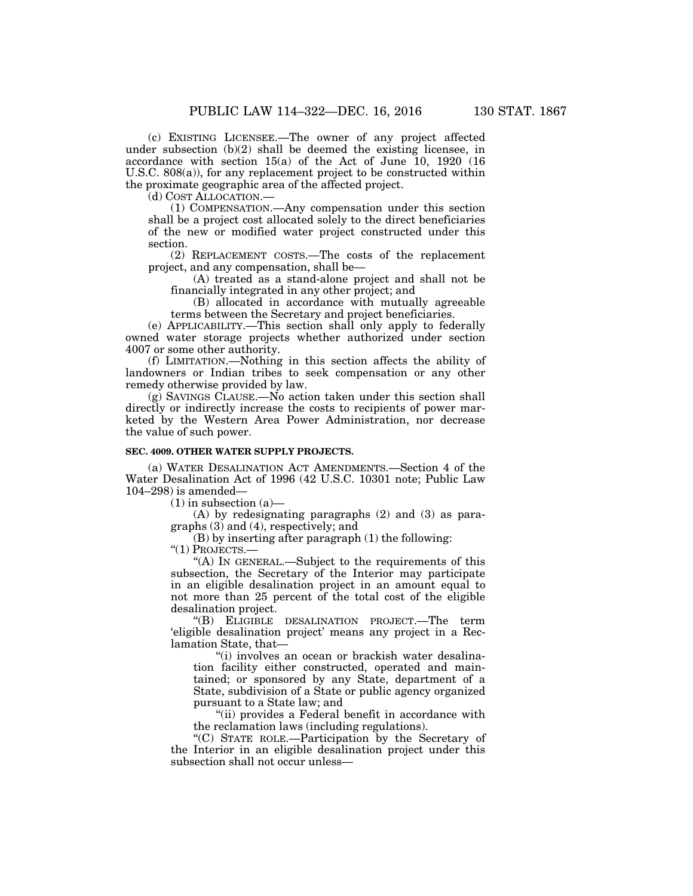(c) EXISTING LICENSEE.—The owner of any project affected under subsection (b)(2) shall be deemed the existing licensee, in accordance with section 15(a) of the Act of June 10, 1920 (16 U.S.C. 808(a)), for any replacement project to be constructed within the proximate geographic area of the affected project.

(d) COST ALLOCATION.—

(1) COMPENSATION.—Any compensation under this section shall be a project cost allocated solely to the direct beneficiaries of the new or modified water project constructed under this section.

(2) REPLACEMENT COSTS.—The costs of the replacement project, and any compensation, shall be—

(A) treated as a stand-alone project and shall not be financially integrated in any other project; and

(B) allocated in accordance with mutually agreeable terms between the Secretary and project beneficiaries.

(e) APPLICABILITY.—This section shall only apply to federally owned water storage projects whether authorized under section 4007 or some other authority.

(f) LIMITATION.—Nothing in this section affects the ability of landowners or Indian tribes to seek compensation or any other remedy otherwise provided by law.

(g) SAVINGS CLAUSE.—No action taken under this section shall directly or indirectly increase the costs to recipients of power marketed by the Western Area Power Administration, nor decrease the value of such power.

**SEC. 4009. OTHER WATER SUPPLY PROJECTS.**

(a) WATER DESALINATION ACT AMENDMENTS.—Section 4 of the Water Desalination Act of 1996 (42 U.S.C. 10301 note; Public Law 104–298) is amended—

(1) in subsection (a)—

(A) by redesignating paragraphs (2) and (3) as paragraphs (3) and (4), respectively; and

(B) by inserting after paragraph (1) the following:

"(1) PROJECTS.—

"(A) IN GENERAL.—Subject to the requirements of this subsection, the Secretary of the Interior may participate in an eligible desalination project in an amount equal to not more than 25 percent of the total cost of the eligible desalination project.

"(B) ELIGIBLE DESALINATION PROJECT.—The term 'eligible desalination project' means any project in a Reclamation State, that—

"(i) involves an ocean or brackish water desalination facility either constructed, operated and maintained; or sponsored by any State, department of a State, subdivision of a State or public agency organized pursuant to a State law; and

"(ii) provides a Federal benefit in accordance with the reclamation laws (including regulations).

"(C) STATE ROLE.—Participation by the Secretary of the Interior in an eligible desalination project under this subsection shall not occur unless—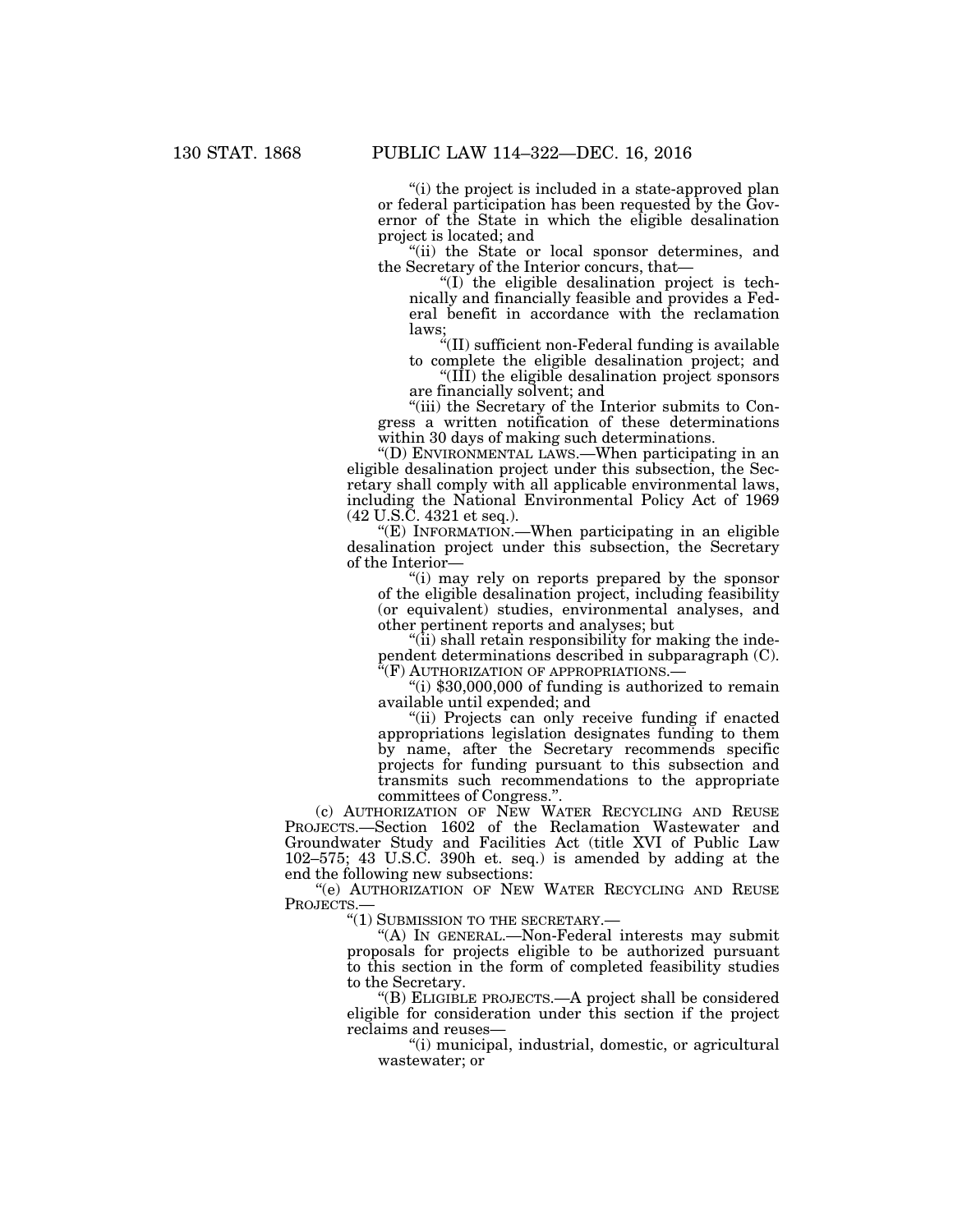"(i) the project is included in a state-approved plan or federal participation has been requested by the Governor of the State in which the eligible desalination project is located; and

"(ii) the State or local sponsor determines, and the Secretary of the Interior concurs, that—

"(I) the eligible desalination project is technically and financially feasible and provides a Federal benefit in accordance with the reclamation laws;

"(II) sufficient non-Federal funding is available to complete the eligible desalination project; and

"(III) the eligible desalination project sponsors are financially solvent; and

"(iii) the Secretary of the Interior submits to Congress a written notification of these determinations within 30 days of making such determinations.

"(D) ENVIRONMENTAL LAWS.—When participating in an eligible desalination project under this subsection, the Secretary shall comply with all applicable environmental laws, including the National Environmental Policy Act of 1969 (42 U.S.C. 4321 et seq.).

"(E) INFORMATION.—When participating in an eligible desalination project under this subsection, the Secretary of the Interior—

"(i) may rely on reports prepared by the sponsor of the eligible desalination project, including feasibility (or equivalent) studies, environmental analyses, and other pertinent reports and analyses; but

"(ii) shall retain responsibility for making the independent determinations described in subparagraph (C).

"(F) AUTHORIZATION OF APPROPRIATIONS.—

"(i) $30,000,000 of funding is authorized to remain available until expended; and

"(ii) Projects can only receive funding if enacted appropriations legislation designates funding to them by name, after the Secretary recommends specific projects for funding pursuant to this subsection and transmits such recommendations to the appropriate committees of Congress.".

(c) AUTHORIZATION OF NEW WATER RECYCLING AND REUSE PROJECTS.—Section 1602 of the Reclamation Wastewater and Groundwater Study and Facilities Act (title XVI of Public Law 102–575; 43 U.S.C. 390h et. seq.) is amended by adding at the end the following new subsections:

"(e) AUTHORIZATION OF NEW WATER RECYCLING AND REUSE PROJECTS.—

"(1) SUBMISSION TO THE SECRETARY.—

"(A) IN GENERAL.—Non-Federal interests may submit proposals for projects eligible to be authorized pursuant to this section in the form of completed feasibility studies to the Secretary.

"(B) ELIGIBLE PROJECTS.—A project shall be considered eligible for consideration under this section if the project reclaims and reuses—

"(i) municipal, industrial, domestic, or agricultural wastewater; or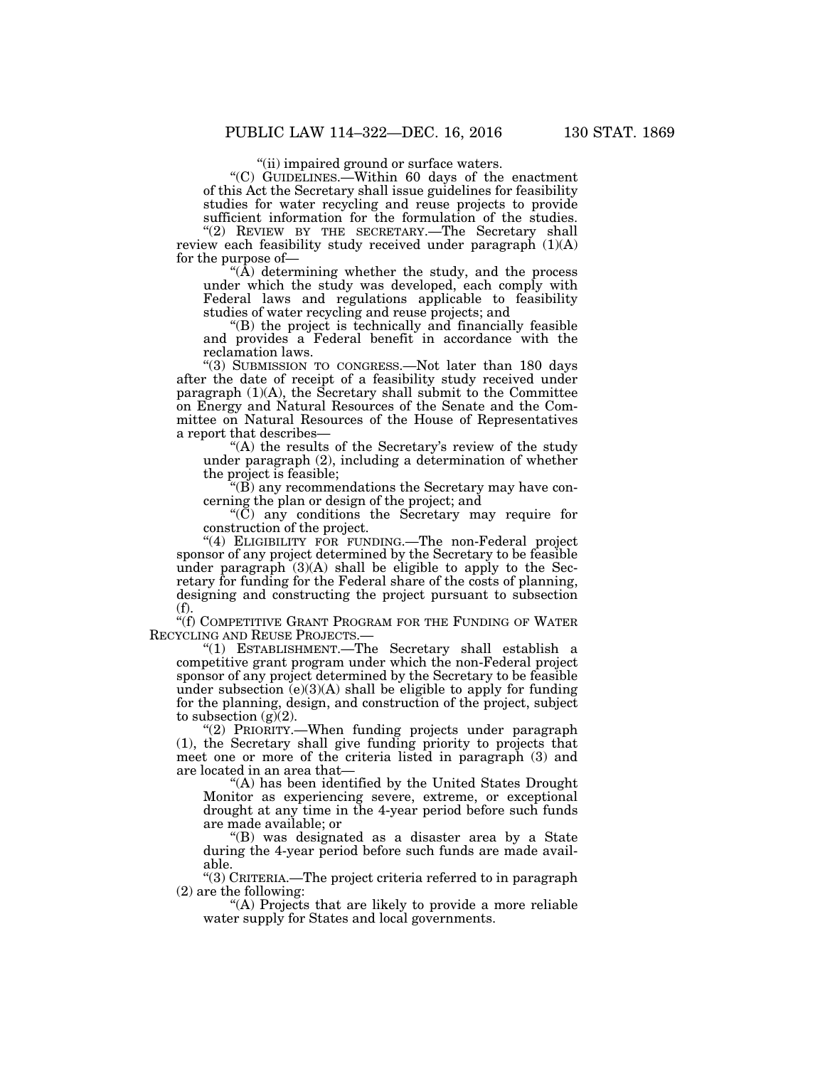"(ii) impaired ground or surface waters.

"(C) GUIDELINES.—Within 60 days of the enactment of this Act the Secretary shall issue guidelines for feasibility studies for water recycling and reuse projects to provide sufficient information for the formulation of the studies.

"(2) REVIEW BY THE SECRETARY.—The Secretary shall review each feasibility study received under paragraph (1)(A) for the purpose of—

"(A) determining whether the study, and the process under which the study was developed, each comply with Federal laws and regulations applicable to feasibility studies of water recycling and reuse projects; and

"(B) the project is technically and financially feasible and provides a Federal benefit in accordance with the reclamation laws.

"(3) SUBMISSION TO CONGRESS.—Not later than 180 days after the date of receipt of a feasibility study received under paragraph (1)(A), the Secretary shall submit to the Committee on Energy and Natural Resources of the Senate and the Committee on Natural Resources of the House of Representatives a report that describes—

"(A) the results of the Secretary's review of the study under paragraph (2), including a determination of whether the project is feasible;

"(B) any recommendations the Secretary may have concerning the plan or design of the project; and

"(C) any conditions the Secretary may require for construction of the project.

"(4) ELIGIBILITY FOR FUNDING.—The non-Federal project sponsor of any project determined by the Secretary to be feasible under paragraph (3)(A) shall be eligible to apply to the Secretary for funding for the Federal share of the costs of planning, designing and constructing the project pursuant to subsection (f).

"(f) COMPETITIVE GRANT PROGRAM FOR THE FUNDING OF WATER RECYCLING AND REUSE PROJECTS.—

"(1) ESTABLISHMENT.—The Secretary shall establish a competitive grant program under which the non-Federal project sponsor of any project determined by the Secretary to be feasible under subsection (e)(3)(A) shall be eligible to apply for funding for the planning, design, and construction of the project, subject to subsection (g)(2).

"(2) PRIORITY.—When funding projects under paragraph (1), the Secretary shall give funding priority to projects that meet one or more of the criteria listed in paragraph (3) and are located in an area that—

"(A) has been identified by the United States Drought Monitor as experiencing severe, extreme, or exceptional drought at any time in the 4-year period before such funds are made available; or

"(B) was designated as a disaster area by a State during the 4-year period before such funds are made available.

"(3) CRITERIA.—The project criteria referred to in paragraph (2) are the following:

"(A) Projects that are likely to provide a more reliable water supply for States and local governments.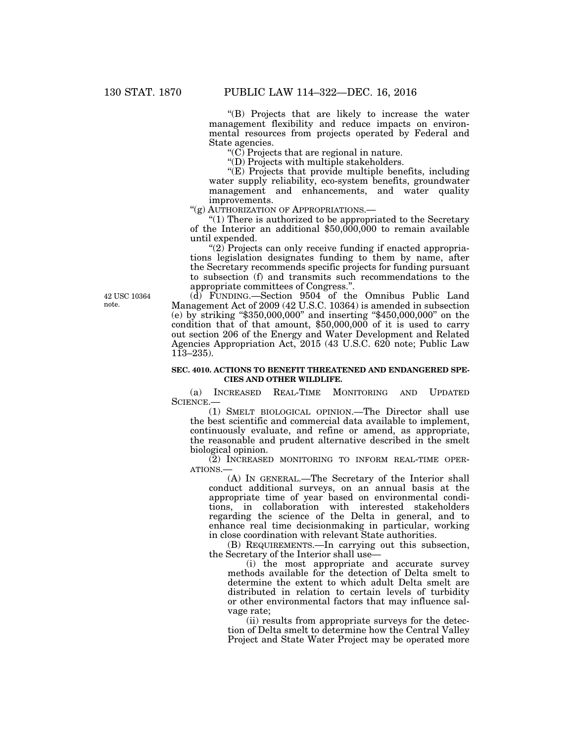"(B) Projects that are likely to increase the water management flexibility and reduce impacts on environmental resources from projects operated by Federal and State agencies.

"(C) Projects that are regional in nature.

"(D) Projects with multiple stakeholders.

"(E) Projects that provide multiple benefits, including water supply reliability, eco-system benefits, groundwater management and enhancements, and water quality improvements.

"(g) AUTHORIZATION OF APPROPRIATIONS.—

"(1) There is authorized to be appropriated to the Secretary of the Interior an additional $50,000,000 to remain available until expended.

"(2) Projects can only receive funding if enacted appropriations legislation designates funding to them by name, after the Secretary recommends specific projects for funding pursuant to subsection (f) and transmits such recommendations to the appropriate committees of Congress.".

42 USC 10364 note.

(d) FUNDING.—Section 9504 of the Omnibus Public Land Management Act of 2009 (42 U.S.C. 10364) is amended in subsection (e) by striking "$350,000,000" and inserting "$450,000,000" on the condition that of that amount, $50,000,000 of it is used to carry out section 206 of the Energy and Water Development and Related Agencies Appropriation Act, 2015 (43 U.S.C. 620 note; Public Law 113–235).

**SEC. 4010. ACTIONS TO BENEFIT THREATENED AND ENDANGERED SPECIES AND OTHER WILDLIFE.**

(a) INCREASED REAL-TIME MONITORING AND UPDATED SCIENCE.—

(1) SMELT BIOLOGICAL OPINION.—The Director shall use the best scientific and commercial data available to implement, continuously evaluate, and refine or amend, as appropriate, the reasonable and prudent alternative described in the smelt biological opinion.

(2) INCREASED MONITORING TO INFORM REAL-TIME OPERATIONS.—

(A) IN GENERAL.—The Secretary of the Interior shall conduct additional surveys, on an annual basis at the appropriate time of year based on environmental conditions, in collaboration with interested stakeholders regarding the science of the Delta in general, and to enhance real time decisionmaking in particular, working in close coordination with relevant State authorities.

(B) REQUIREMENTS.—In carrying out this subsection, the Secretary of the Interior shall use—

(i) the most appropriate and accurate survey methods available for the detection of Delta smelt to determine the extent to which adult Delta smelt are distributed in relation to certain levels of turbidity or other environmental factors that may influence salvage rate;

(ii) results from appropriate surveys for the detection of Delta smelt to determine how the Central Valley Project and State Water Project may be operated more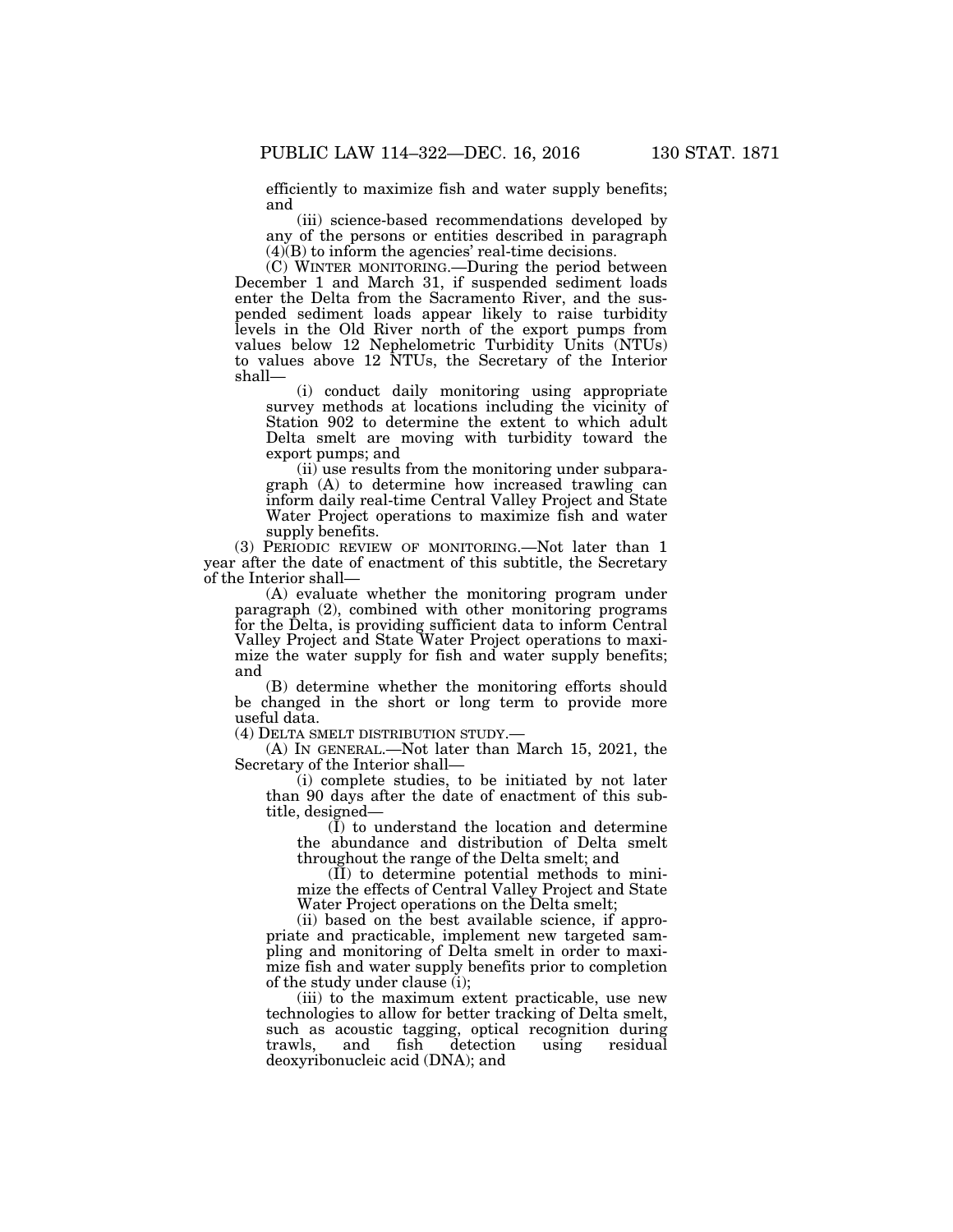efficiently to maximize fish and water supply benefits; and

(iii) science-based recommendations developed by any of the persons or entities described in paragraph (4)(B) to inform the agencies' real-time decisions.

(C) WINTER MONITORING.—During the period between December 1 and March 31, if suspended sediment loads enter the Delta from the Sacramento River, and the suspended sediment loads appear likely to raise turbidity levels in the Old River north of the export pumps from values below 12 Nephelometric Turbidity Units (NTUs) to values above 12 NTUs, the Secretary of the Interior shall—

(i) conduct daily monitoring using appropriate survey methods at locations including the vicinity of Station 902 to determine the extent to which adult Delta smelt are moving with turbidity toward the export pumps; and

(ii) use results from the monitoring under subparagraph (A) to determine how increased trawling can inform daily real-time Central Valley Project and State Water Project operations to maximize fish and water supply benefits.

(3) PERIODIC REVIEW OF MONITORING.—Not later than 1 year after the date of enactment of this subtitle, the Secretary of the Interior shall—

(A) evaluate whether the monitoring program under paragraph (2), combined with other monitoring programs for the Delta, is providing sufficient data to inform Central Valley Project and State Water Project operations to maximize the water supply for fish and water supply benefits; and

(B) determine whether the monitoring efforts should be changed in the short or long term to provide more useful data.

(4) DELTA SMELT DISTRIBUTION STUDY.—

(A) IN GENERAL.—Not later than March 15, 2021, the Secretary of the Interior shall—

(i) complete studies, to be initiated by not later than 90 days after the date of enactment of this subtitle, designed—

(I) to understand the location and determine the abundance and distribution of Delta smelt throughout the range of the Delta smelt; and

(II) to determine potential methods to minimize the effects of Central Valley Project and State Water Project operations on the Delta smelt;

(ii) based on the best available science, if appropriate and practicable, implement new targeted sampling and monitoring of Delta smelt in order to maximize fish and water supply benefits prior to completion of the study under clause (i);

(iii) to the maximum extent practicable, use new technologies to allow for better tracking of Delta smelt, such as acoustic tagging, optical recognition during trawls, and fish detection using residual deoxyribonucleic acid (DNA); and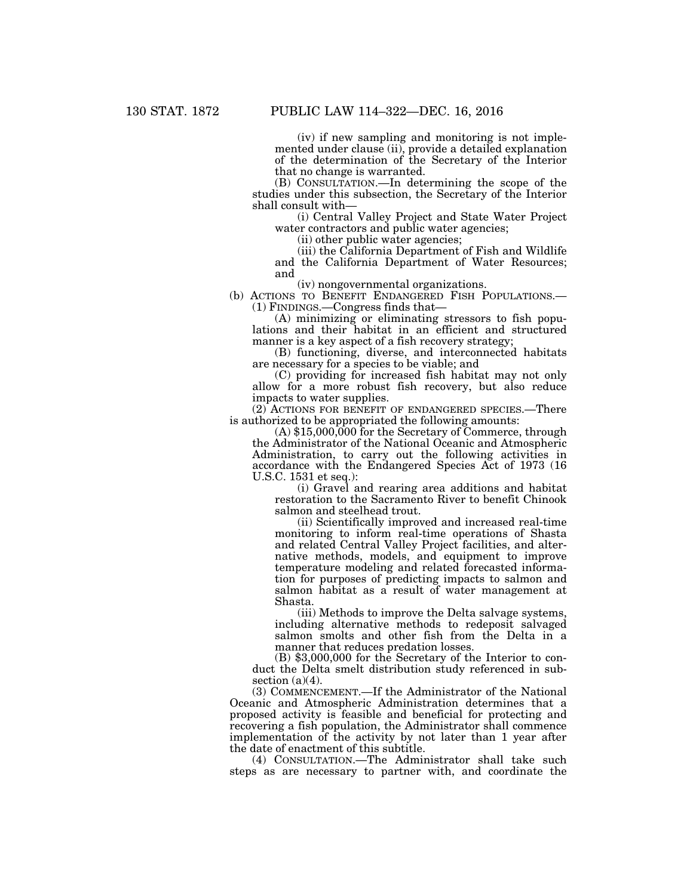(iv) if new sampling and monitoring is not implemented under clause (ii), provide a detailed explanation of the determination of the Secretary of the Interior that no change is warranted.

(B) CONSULTATION.—In determining the scope of the studies under this subsection, the Secretary of the Interior shall consult with—

(i) Central Valley Project and State Water Project water contractors and public water agencies;

(ii) other public water agencies;

(iii) the California Department of Fish and Wildlife and the California Department of Water Resources; and

(iv) nongovernmental organizations.

(b) ACTIONS TO BENEFIT ENDANGERED FISH POPULATIONS.—

(1) FINDINGS.—Congress finds that—

(A) minimizing or eliminating stressors to fish populations and their habitat in an efficient and structured manner is a key aspect of a fish recovery strategy;

(B) functioning, diverse, and interconnected habitats are necessary for a species to be viable; and

(C) providing for increased fish habitat may not only allow for a more robust fish recovery, but also reduce impacts to water supplies.

(2) ACTIONS FOR BENEFIT OF ENDANGERED SPECIES.—There is authorized to be appropriated the following amounts:

(A) $15,000,000 for the Secretary of Commerce, through the Administrator of the National Oceanic and Atmospheric Administration, to carry out the following activities in accordance with the Endangered Species Act of 1973 (16 U.S.C. 1531 et seq.):

(i) Gravel and rearing area additions and habitat restoration to the Sacramento River to benefit Chinook salmon and steelhead trout.

(ii) Scientifically improved and increased real-time monitoring to inform real-time operations of Shasta and related Central Valley Project facilities, and alternative methods, models, and equipment to improve temperature modeling and related forecasted information for purposes of predicting impacts to salmon and salmon habitat as a result of water management at Shasta.

(iii) Methods to improve the Delta salvage systems, including alternative methods to redeposit salvaged salmon smolts and other fish from the Delta in a manner that reduces predation losses.

(B) $3,000,000 for the Secretary of the Interior to conduct the Delta smelt distribution study referenced in subsection (a)(4).

(3) COMMENCEMENT.—If the Administrator of the National Oceanic and Atmospheric Administration determines that a proposed activity is feasible and beneficial for protecting and recovering a fish population, the Administrator shall commence implementation of the activity by not later than 1 year after the date of enactment of this subtitle.

(4) CONSULTATION.—The Administrator shall take such steps as are necessary to partner with, and coordinate the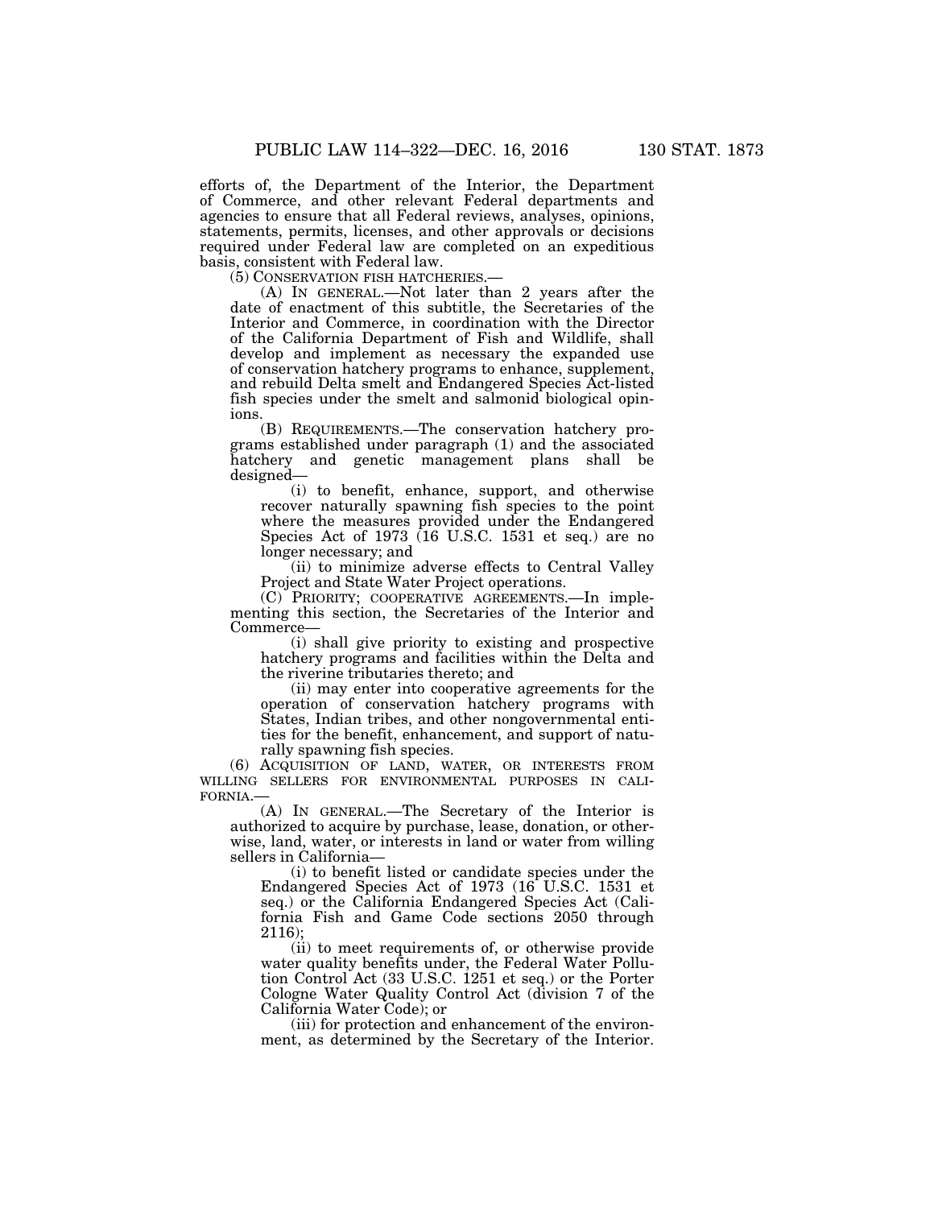efforts of, the Department of the Interior, the Department of Commerce, and other relevant Federal departments and agencies to ensure that all Federal reviews, analyses, opinions, statements, permits, licenses, and other approvals or decisions required under Federal law are completed on an expeditious basis, consistent with Federal law.

(5) CONSERVATION FISH HATCHERIES.—

(A) IN GENERAL.—Not later than 2 years after the date of enactment of this subtitle, the Secretaries of the Interior and Commerce, in coordination with the Director of the California Department of Fish and Wildlife, shall develop and implement as necessary the expanded use of conservation hatchery programs to enhance, supplement, and rebuild Delta smelt and Endangered Species Act-listed fish species under the smelt and salmonid biological opinions.

(B) REQUIREMENTS.—The conservation hatchery programs established under paragraph (1) and the associated hatchery and genetic management plans shall be designed—

(i) to benefit, enhance, support, and otherwise recover naturally spawning fish species to the point where the measures provided under the Endangered Species Act of 1973 (16 U.S.C. 1531 et seq.) are no longer necessary; and

(ii) to minimize adverse effects to Central Valley Project and State Water Project operations.

(C) PRIORITY; COOPERATIVE AGREEMENTS.—In implementing this section, the Secretaries of the Interior and Commerce—

(i) shall give priority to existing and prospective hatchery programs and facilities within the Delta and the riverine tributaries thereto; and

(ii) may enter into cooperative agreements for the operation of conservation hatchery programs with States, Indian tribes, and other nongovernmental entities for the benefit, enhancement, and support of naturally spawning fish species.

(6) ACQUISITION OF LAND, WATER, OR INTERESTS FROM WILLING SELLERS FOR ENVIRONMENTAL PURPOSES IN CALIFORNIA.—

(A) IN GENERAL.—The Secretary of the Interior is authorized to acquire by purchase, lease, donation, or otherwise, land, water, or interests in land or water from willing sellers in California—

(i) to benefit listed or candidate species under the Endangered Species Act of 1973 (16 U.S.C. 1531 et seq.) or the California Endangered Species Act (California Fish and Game Code sections 2050 through 2116);

(ii) to meet requirements of, or otherwise provide water quality benefits under, the Federal Water Pollution Control Act (33 U.S.C. 1251 et seq.) or the Porter Cologne Water Quality Control Act (division 7 of the California Water Code); or

(iii) for protection and enhancement of the environment, as determined by the Secretary of the Interior.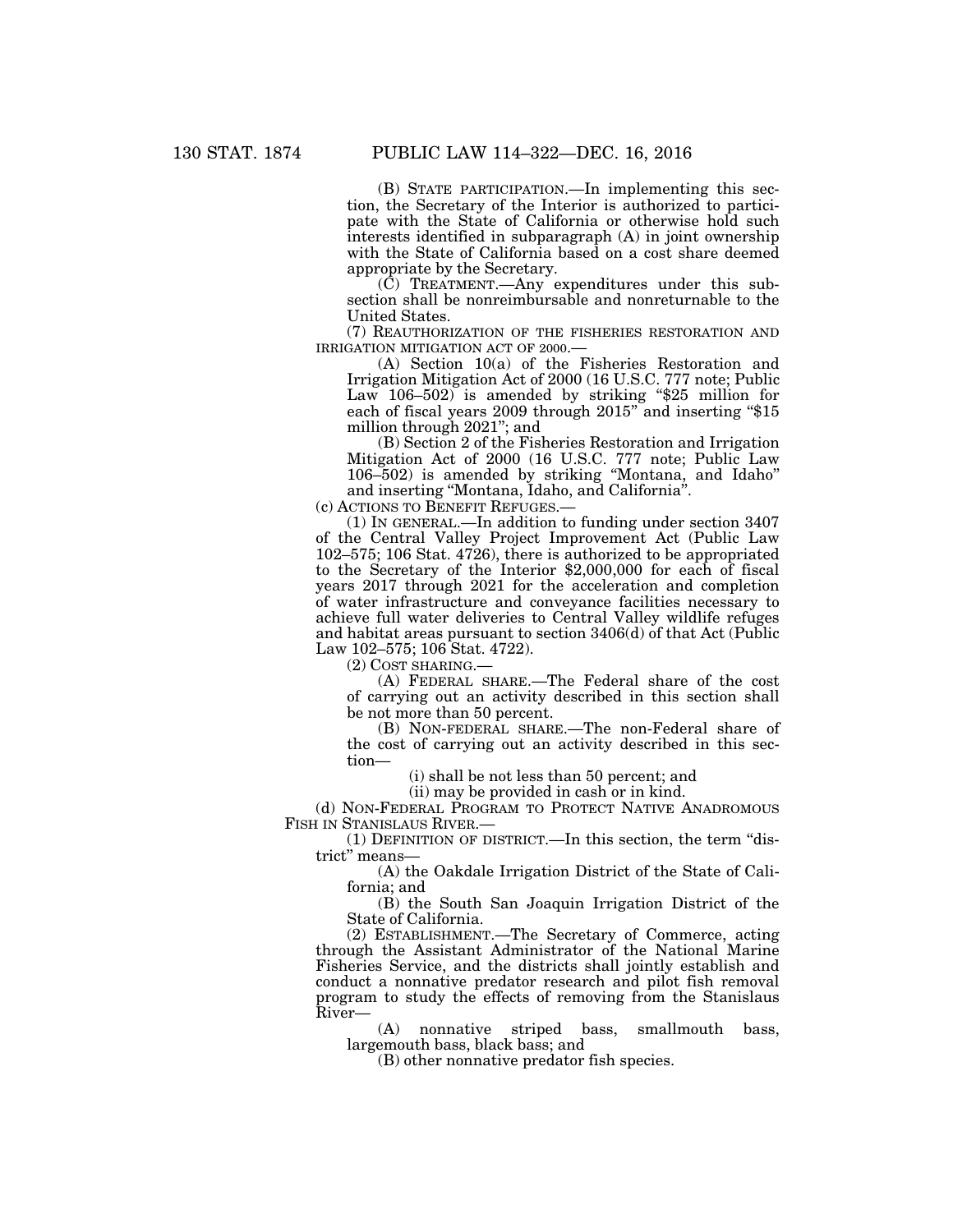(B) STATE PARTICIPATION.—In implementing this section, the Secretary of the Interior is authorized to participate with the State of California or otherwise hold such interests identified in subparagraph (A) in joint ownership with the State of California based on a cost share deemed appropriate by the Secretary.

(C) TREATMENT.—Any expenditures under this subsection shall be nonreimbursable and nonreturnable to the United States.

(7) REAUTHORIZATION OF THE FISHERIES RESTORATION AND IRRIGATION MITIGATION ACT OF 2000.—

(A) Section 10(a) of the Fisheries Restoration and Irrigation Mitigation Act of 2000 (16 U.S.C. 777 note; Public Law 106–502) is amended by striking "$25 million for each of fiscal years 2009 through 2015" and inserting "$15 million through 2021"; and

(B) Section 2 of the Fisheries Restoration and Irrigation Mitigation Act of 2000 (16 U.S.C. 777 note; Public Law 106–502) is amended by striking "Montana, and Idaho" and inserting "Montana, Idaho, and California".

(c) ACTIONS TO BENEFIT REFUGES.—

(1) IN GENERAL.—In addition to funding under section 3407 of the Central Valley Project Improvement Act (Public Law 102–575; 106 Stat. 4726), there is authorized to be appropriated to the Secretary of the Interior $2,000,000 for each of fiscal years 2017 through 2021 for the acceleration and completion of water infrastructure and conveyance facilities necessary to achieve full water deliveries to Central Valley wildlife refuges and habitat areas pursuant to section 3406(d) of that Act (Public Law 102–575; 106 Stat. 4722).

(2) COST SHARING.—

(A) FEDERAL SHARE.—The Federal share of the cost of carrying out an activity described in this section shall be not more than 50 percent.

(B) NON-FEDERAL SHARE.—The non-Federal share of the cost of carrying out an activity described in this section—

(i) shall be not less than 50 percent; and

(ii) may be provided in cash or in kind.

(d) NON-FEDERAL PROGRAM TO PROTECT NATIVE ANADROMOUS FISH IN STANISLAUS RIVER.—

(1) DEFINITION OF DISTRICT.—In this section, the term "district" means—

(A) the Oakdale Irrigation District of the State of California; and

(B) the South San Joaquin Irrigation District of the State of California.

(2) ESTABLISHMENT.—The Secretary of Commerce, acting through the Assistant Administrator of the National Marine Fisheries Service, and the districts shall jointly establish and conduct a nonnative predator research and pilot fish removal program to study the effects of removing from the Stanislaus River—

(A) nonnative striped bass, smallmouth bass, largemouth bass, black bass; and

(B) other nonnative predator fish species.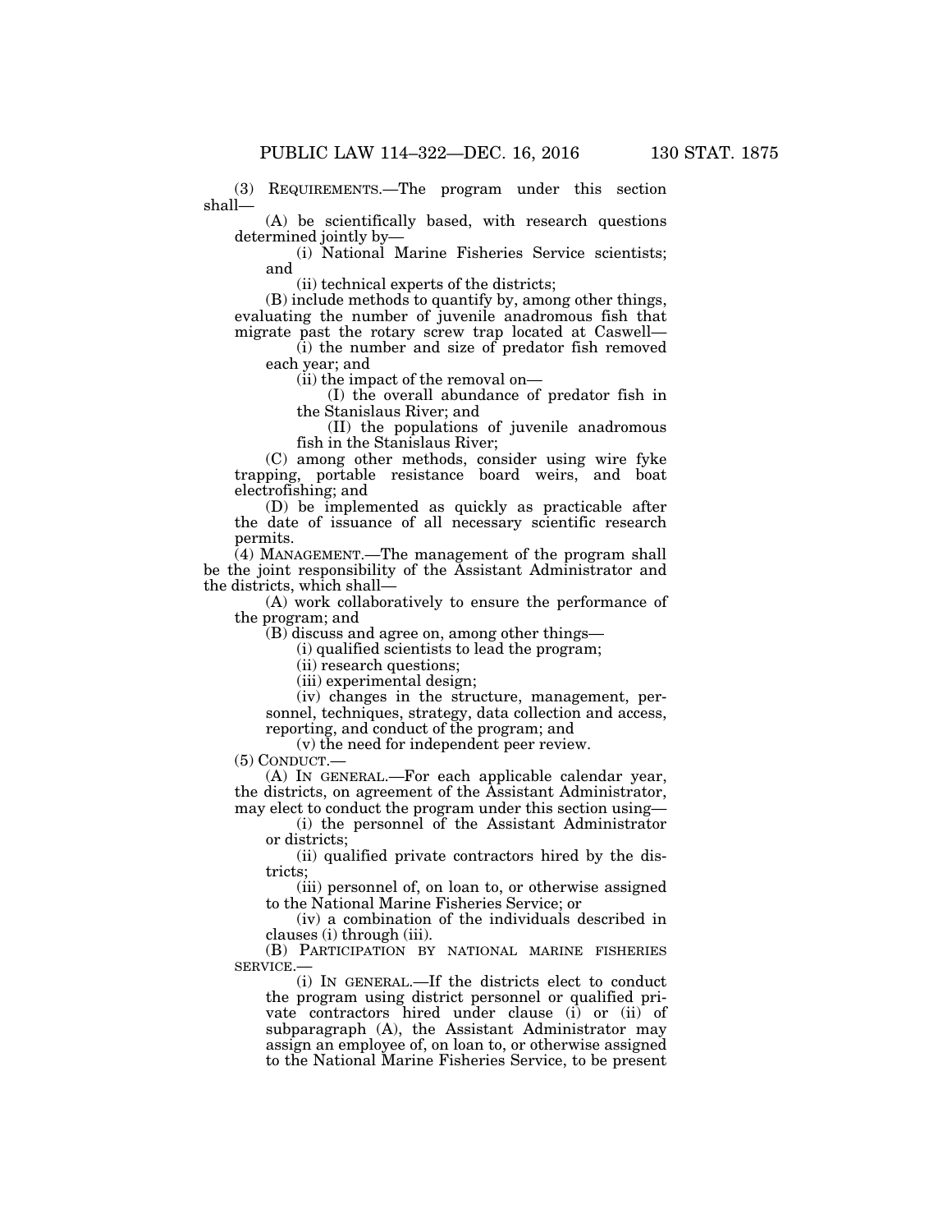(3) REQUIREMENTS.—The program under this section shall—

(A) be scientifically based, with research questions determined jointly by—

(i) National Marine Fisheries Service scientists; and

(ii) technical experts of the districts;

(B) include methods to quantify by, among other things, evaluating the number of juvenile anadromous fish that migrate past the rotary screw trap located at Caswell—

(i) the number and size of predator fish removed each year; and

(ii) the impact of the removal on—

(I) the overall abundance of predator fish in the Stanislaus River; and

(II) the populations of juvenile anadromous fish in the Stanislaus River;

(C) among other methods, consider using wire fyke trapping, portable resistance board weirs, and boat electrofishing; and

(D) be implemented as quickly as practicable after the date of issuance of all necessary scientific research permits.

(4) MANAGEMENT.—The management of the program shall be the joint responsibility of the Assistant Administrator and the districts, which shall—

(A) work collaboratively to ensure the performance of the program; and

(B) discuss and agree on, among other things—

(i) qualified scientists to lead the program;

(ii) research questions;

(iii) experimental design;

(iv) changes in the structure, management, personnel, techniques, strategy, data collection and access, reporting, and conduct of the program; and

(v) the need for independent peer review.

(5) CONDUCT.—

(A) IN GENERAL.—For each applicable calendar year, the districts, on agreement of the Assistant Administrator, may elect to conduct the program under this section using—

(i) the personnel of the Assistant Administrator or districts;

(ii) qualified private contractors hired by the districts;

(iii) personnel of, on loan to, or otherwise assigned to the National Marine Fisheries Service; or

(iv) a combination of the individuals described in clauses (i) through (iii).

(B) PARTICIPATION BY NATIONAL MARINE FISHERIES SERVICE.—

(i) IN GENERAL.—If the districts elect to conduct the program using district personnel or qualified private contractors hired under clause (i) or (ii) of subparagraph (A), the Assistant Administrator may assign an employee of, on loan to, or otherwise assigned to the National Marine Fisheries Service, to be present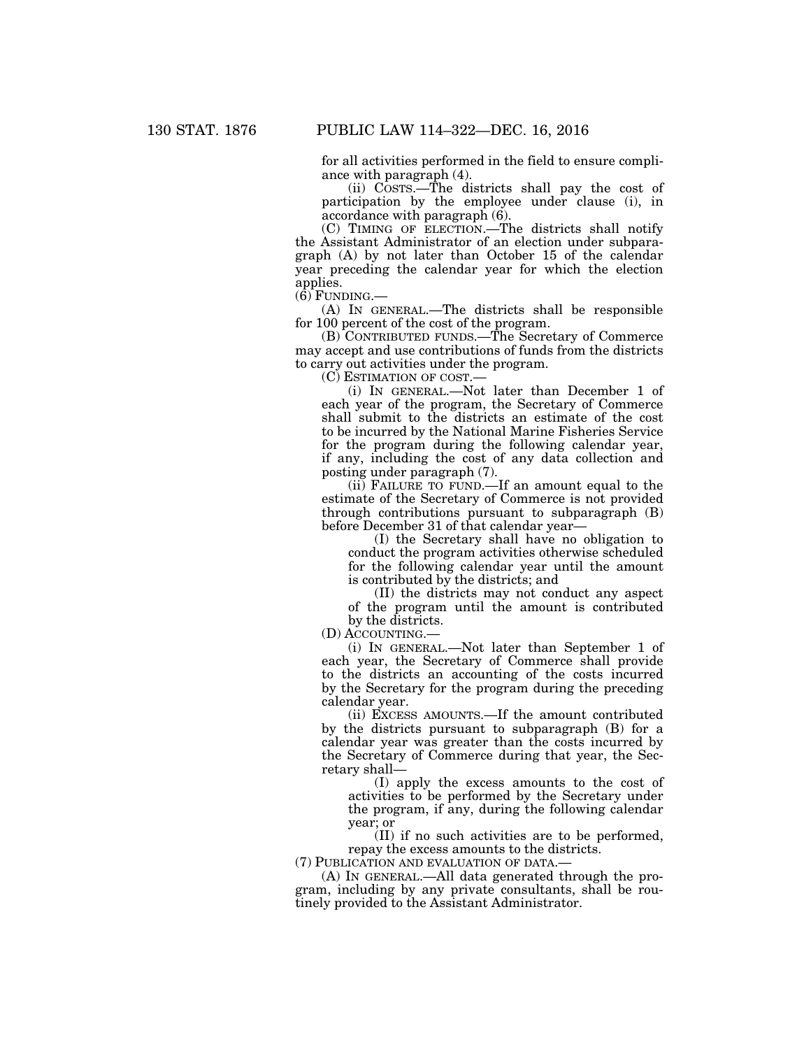for all activities performed in the field to ensure compliance with paragraph (4).

(ii) COSTS.—The districts shall pay the cost of participation by the employee under clause (i), in accordance with paragraph (6).

(C) TIMING OF ELECTION.—The districts shall notify the Assistant Administrator of an election under subparagraph (A) by not later than October 15 of the calendar year preceding the calendar year for which the election applies.

(6) FUNDING.—

(A) IN GENERAL.—The districts shall be responsible for 100 percent of the cost of the program.

(B) CONTRIBUTED FUNDS.—The Secretary of Commerce may accept and use contributions of funds from the districts to carry out activities under the program.

(C) ESTIMATION OF COST.—

(i) IN GENERAL.—Not later than December 1 of each year of the program, the Secretary of Commerce shall submit to the districts an estimate of the cost to be incurred by the National Marine Fisheries Service for the program during the following calendar year, if any, including the cost of any data collection and posting under paragraph (7).

(ii) FAILURE TO FUND.—If an amount equal to the estimate of the Secretary of Commerce is not provided through contributions pursuant to subparagraph (B) before December 31 of that calendar year—

(I) the Secretary shall have no obligation to conduct the program activities otherwise scheduled for the following calendar year until the amount is contributed by the districts; and

(II) the districts may not conduct any aspect of the program until the amount is contributed by the districts.

(D) ACCOUNTING.—

(i) IN GENERAL.—Not later than September 1 of each year, the Secretary of Commerce shall provide to the districts an accounting of the costs incurred by the Secretary for the program during the preceding calendar year.

(ii) EXCESS AMOUNTS.—If the amount contributed by the districts pursuant to subparagraph (B) for a calendar year was greater than the costs incurred by the Secretary of Commerce during that year, the Secretary shall—

(I) apply the excess amounts to the cost of activities to be performed by the Secretary under the program, if any, during the following calendar year; or

(II) if no such activities are to be performed, repay the excess amounts to the districts.

(7) PUBLICATION AND EVALUATION OF DATA.—

(A) IN GENERAL.—All data generated through the program, including by any private consultants, shall be routinely provided to the Assistant Administrator.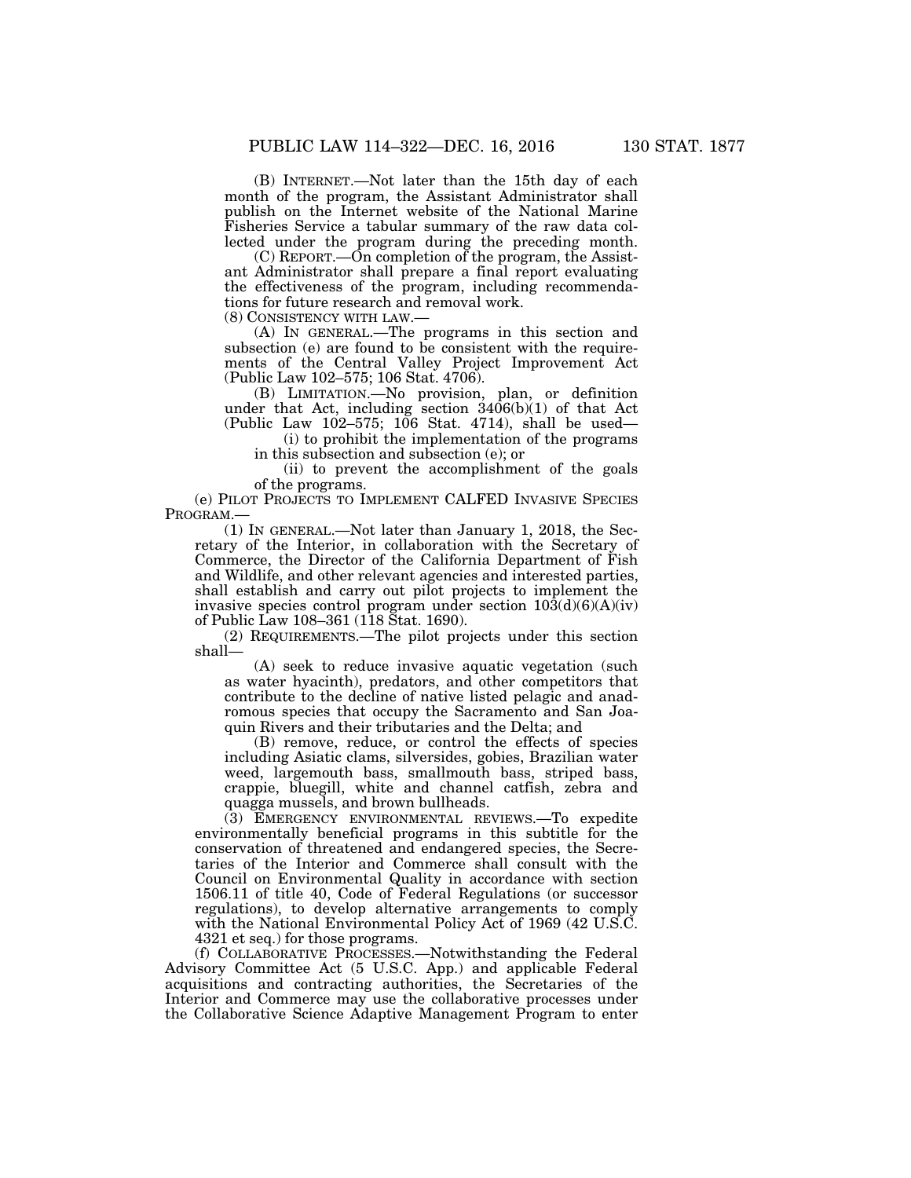(B) INTERNET.—Not later than the 15th day of each month of the program, the Assistant Administrator shall publish on the Internet website of the National Marine Fisheries Service a tabular summary of the raw data collected under the program during the preceding month.

(C) REPORT.—On completion of the program, the Assistant Administrator shall prepare a final report evaluating the effectiveness of the program, including recommendations for future research and removal work.

(8) CONSISTENCY WITH LAW.—

(A) IN GENERAL.—The programs in this section and subsection (e) are found to be consistent with the requirements of the Central Valley Project Improvement Act (Public Law 102–575; 106 Stat. 4706).

(B) LIMITATION.—No provision, plan, or definition under that Act, including section 3406(b)(1) of that Act (Public Law 102–575; 106 Stat. 4714), shall be used—

(i) to prohibit the implementation of the programs in this subsection and subsection (e); or

(ii) to prevent the accomplishment of the goals of the programs.

(e) PILOT PROJECTS TO IMPLEMENT CALFED INVASIVE SPECIES PROGRAM.—

(1) IN GENERAL.—Not later than January 1, 2018, the Secretary of the Interior, in collaboration with the Secretary of Commerce, the Director of the California Department of Fish and Wildlife, and other relevant agencies and interested parties, shall establish and carry out pilot projects to implement the invasive species control program under section 103(d)(6)(A)(iv) of Public Law 108–361 (118 Stat. 1690).

(2) REQUIREMENTS.—The pilot projects under this section shall—

(A) seek to reduce invasive aquatic vegetation (such as water hyacinth), predators, and other competitors that contribute to the decline of native listed pelagic and anadromous species that occupy the Sacramento and San Joaquin Rivers and their tributaries and the Delta; and

(B) remove, reduce, or control the effects of species including Asiatic clams, silversides, gobies, Brazilian water weed, largemouth bass, smallmouth bass, striped bass, crappie, bluegill, white and channel catfish, zebra and quagga mussels, and brown bullheads.

(3) EMERGENCY ENVIRONMENTAL REVIEWS.—To expedite environmentally beneficial programs in this subtitle for the conservation of threatened and endangered species, the Secretaries of the Interior and Commerce shall consult with the Council on Environmental Quality in accordance with section 1506.11 of title 40, Code of Federal Regulations (or successor regulations), to develop alternative arrangements to comply with the National Environmental Policy Act of 1969 (42 U.S.C. 4321 et seq.) for those programs.

(f) COLLABORATIVE PROCESSES.—Notwithstanding the Federal Advisory Committee Act (5 U.S.C. App.) and applicable Federal acquisitions and contracting authorities, the Secretaries of the Interior and Commerce may use the collaborative processes under the Collaborative Science Adaptive Management Program to enter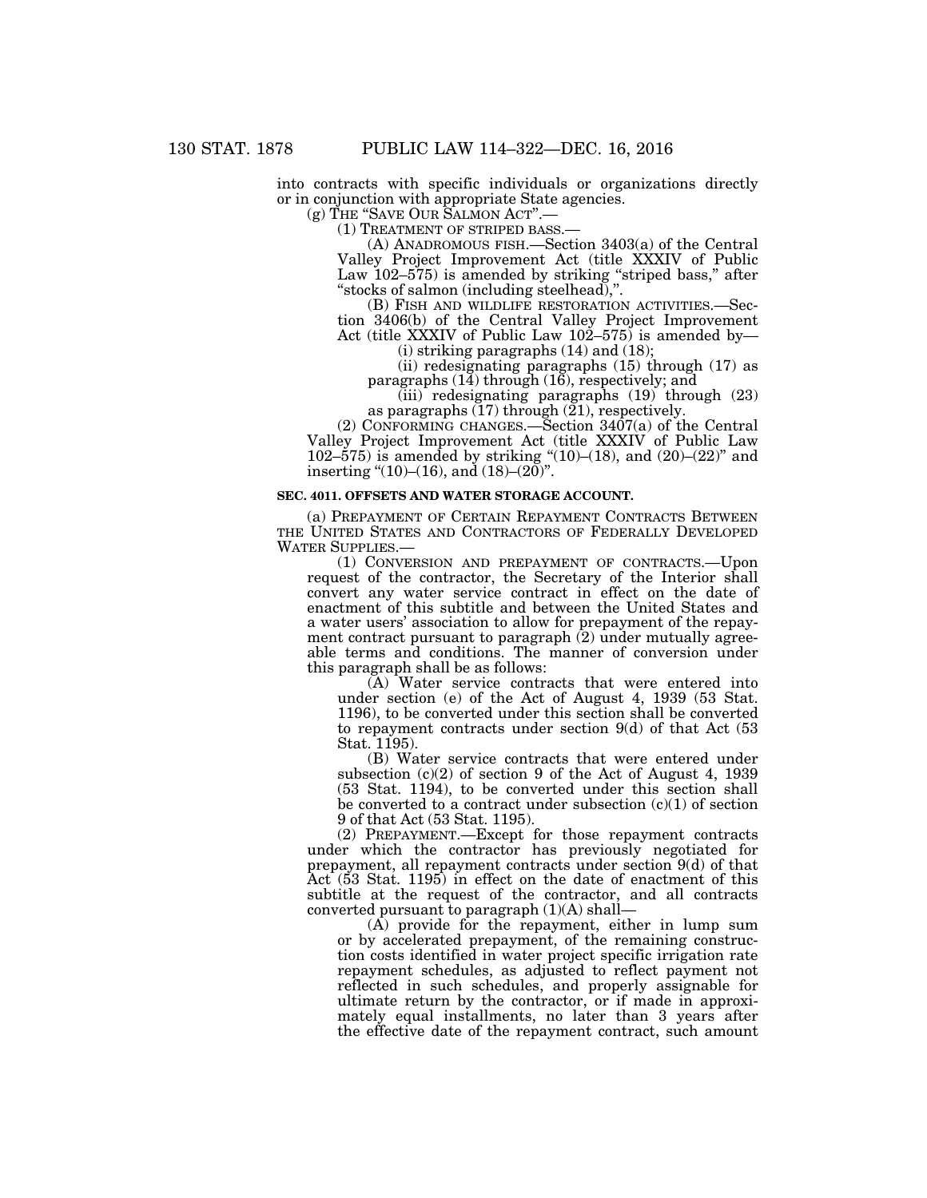into contracts with specific individuals or organizations directly or in conjunction with appropriate State agencies.

(g) THE "SAVE OUR SALMON ACT".—

(1) TREATMENT OF STRIPED BASS.—

(A) ANADROMOUS FISH.—Section 3403(a) of the Central Valley Project Improvement Act (title XXXIV of Public Law 102–575) is amended by striking "striped bass," after "stocks of salmon (including steelhead),".

(B) FISH AND WILDLIFE RESTORATION ACTIVITIES.—Section 3406(b) of the Central Valley Project Improvement Act (title XXXIV of Public Law 102–575) is amended by—

(i) striking paragraphs (14) and (18);

(ii) redesignating paragraphs (15) through (17) as paragraphs (14) through (16), respectively; and

(iii) redesignating paragraphs (19) through (23) as paragraphs (17) through (21), respectively.

(2) CONFORMING CHANGES.—Section 3407(a) of the Central Valley Project Improvement Act (title XXXIV of Public Law 102–575) is amended by striking "(10)–(18), and (20)–(22)" and inserting "(10)–(16), and (18)–(20)".

**SEC. 4011. OFFSETS AND WATER STORAGE ACCOUNT.**

(a) PREPAYMENT OF CERTAIN REPAYMENT CONTRACTS BETWEEN THE UNITED STATES AND CONTRACTORS OF FEDERALLY DEVELOPED WATER SUPPLIES.—

(1) CONVERSION AND PREPAYMENT OF CONTRACTS.—Upon request of the contractor, the Secretary of the Interior shall convert any water service contract in effect on the date of enactment of this subtitle and between the United States and a water users' association to allow for prepayment of the repayment contract pursuant to paragraph (2) under mutually agreeable terms and conditions. The manner of conversion under this paragraph shall be as follows:

(A) Water service contracts that were entered into under section (e) of the Act of August 4, 1939 (53 Stat. 1196), to be converted under this section shall be converted to repayment contracts under section 9(d) of that Act (53 Stat. 1195).

(B) Water service contracts that were entered under subsection (c)(2) of section 9 of the Act of August 4, 1939 (53 Stat. 1194), to be converted under this section shall be converted to a contract under subsection (c)(1) of section 9 of that Act (53 Stat. 1195).

(2) PREPAYMENT.—Except for those repayment contracts under which the contractor has previously negotiated for prepayment, all repayment contracts under section 9(d) of that Act (53 Stat. 1195) in effect on the date of enactment of this subtitle at the request of the contractor, and all contracts converted pursuant to paragraph (1)(A) shall—

(A) provide for the repayment, either in lump sum or by accelerated prepayment, of the remaining construction costs identified in water project specific irrigation rate repayment schedules, as adjusted to reflect payment not reflected in such schedules, and properly assignable for ultimate return by the contractor, or if made in approximately equal installments, no later than 3 years after the effective date of the repayment contract, such amount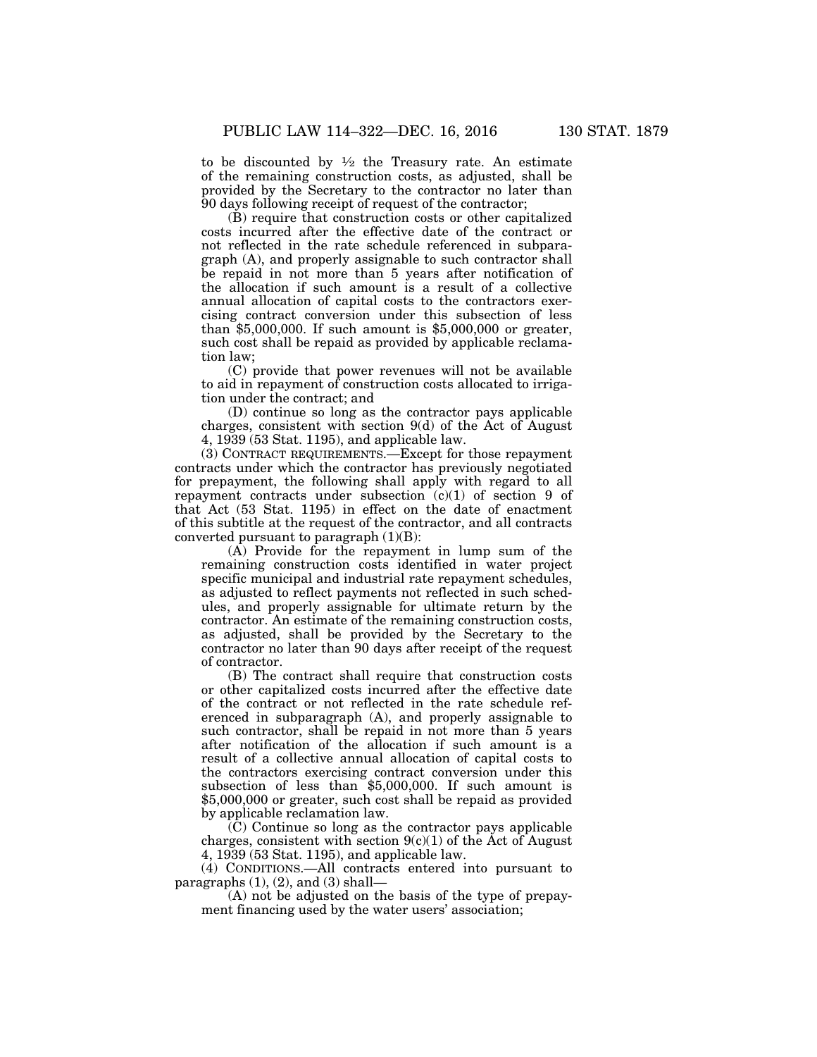to be discounted by ½ the Treasury rate. An estimate of the remaining construction costs, as adjusted, shall be provided by the Secretary to the contractor no later than 90 days following receipt of request of the contractor;

(B) require that construction costs or other capitalized costs incurred after the effective date of the contract or not reflected in the rate schedule referenced in subparagraph (A), and properly assignable to such contractor shall be repaid in not more than 5 years after notification of the allocation if such amount is a result of a collective annual allocation of capital costs to the contractors exercising contract conversion under this subsection of less than $5,000,000. If such amount is $5,000,000 or greater, such cost shall be repaid as provided by applicable reclamation law;

(C) provide that power revenues will not be available to aid in repayment of construction costs allocated to irrigation under the contract; and

(D) continue so long as the contractor pays applicable charges, consistent with section 9(d) of the Act of August 4, 1939 (53 Stat. 1195), and applicable law.

(3) CONTRACT REQUIREMENTS.—Except for those repayment contracts under which the contractor has previously negotiated for prepayment, the following shall apply with regard to all repayment contracts under subsection (c)(1) of section 9 of that Act (53 Stat. 1195) in effect on the date of enactment of this subtitle at the request of the contractor, and all contracts converted pursuant to paragraph (1)(B):

(A) Provide for the repayment in lump sum of the remaining construction costs identified in water project specific municipal and industrial rate repayment schedules, as adjusted to reflect payments not reflected in such schedules, and properly assignable for ultimate return by the contractor. An estimate of the remaining construction costs, as adjusted, shall be provided by the Secretary to the contractor no later than 90 days after receipt of the request of contractor.

(B) The contract shall require that construction costs or other capitalized costs incurred after the effective date of the contract or not reflected in the rate schedule referenced in subparagraph (A), and properly assignable to such contractor, shall be repaid in not more than 5 years after notification of the allocation if such amount is a result of a collective annual allocation of capital costs to the contractors exercising contract conversion under this subsection of less than $5,000,000. If such amount is $5,000,000 or greater, such cost shall be repaid as provided by applicable reclamation law.

(C) Continue so long as the contractor pays applicable charges, consistent with section 9(c)(1) of the Act of August 4, 1939 (53 Stat. 1195), and applicable law.

(4) CONDITIONS.—All contracts entered into pursuant to paragraphs (1), (2), and (3) shall—

(A) not be adjusted on the basis of the type of prepayment financing used by the water users' association;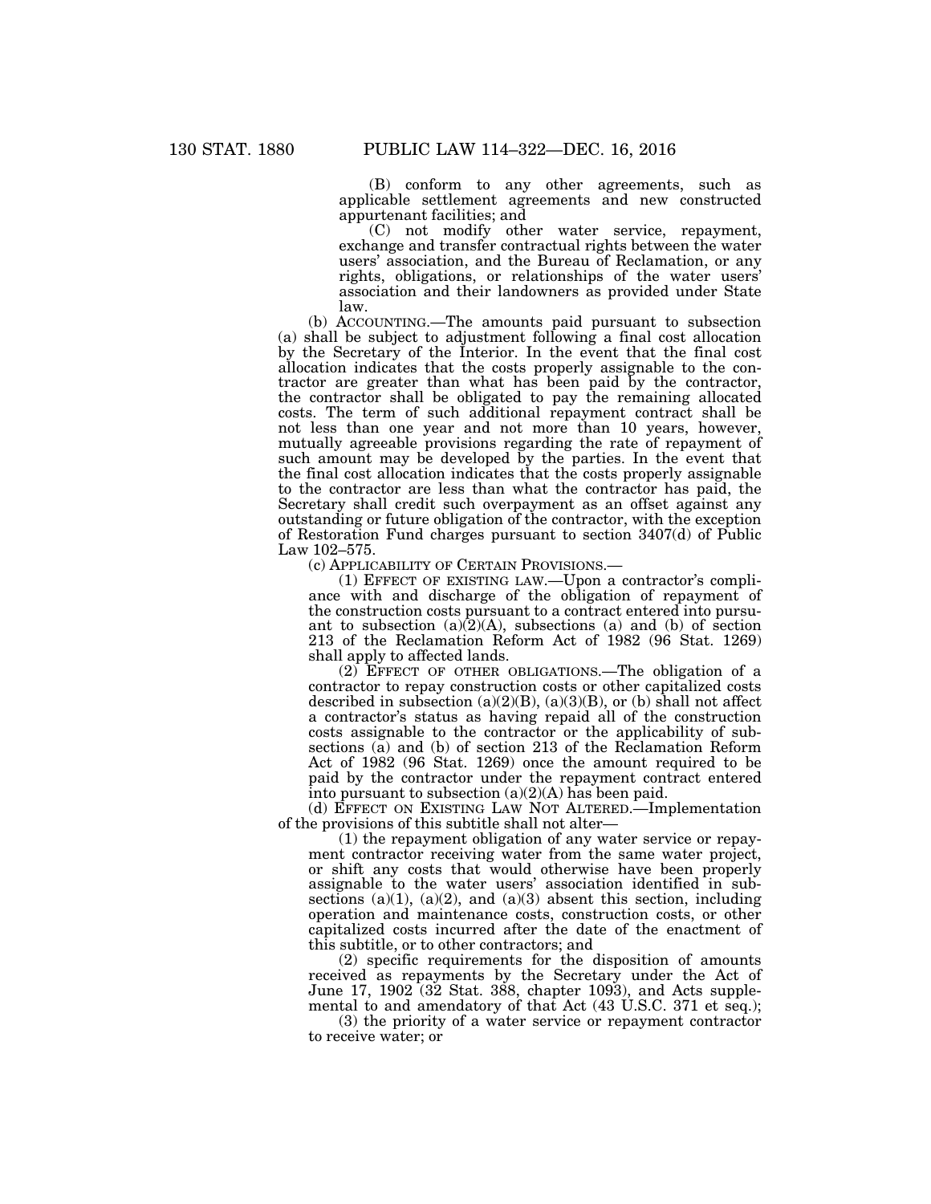(B) conform to any other agreements, such as applicable settlement agreements and new constructed appurtenant facilities; and

(C) not modify other water service, repayment, exchange and transfer contractual rights between the water users' association, and the Bureau of Reclamation, or any rights, obligations, or relationships of the water users' association and their landowners as provided under State law.

(b) ACCOUNTING.—The amounts paid pursuant to subsection (a) shall be subject to adjustment following a final cost allocation by the Secretary of the Interior. In the event that the final cost allocation indicates that the costs properly assignable to the contractor are greater than what has been paid by the contractor, the contractor shall be obligated to pay the remaining allocated costs. The term of such additional repayment contract shall be not less than one year and not more than 10 years, however, mutually agreeable provisions regarding the rate of repayment of such amount may be developed by the parties. In the event that the final cost allocation indicates that the costs properly assignable to the contractor are less than what the contractor has paid, the Secretary shall credit such overpayment as an offset against any outstanding or future obligation of the contractor, with the exception of Restoration Fund charges pursuant to section 3407(d) of Public Law 102–575.

(c) APPLICABILITY OF CERTAIN PROVISIONS.—

(1) EFFECT OF EXISTING LAW.—Upon a contractor's compliance with and discharge of the obligation of repayment of the construction costs pursuant to a contract entered into pursuant to subsection (a)(2)(A), subsections (a) and (b) of section 213 of the Reclamation Reform Act of 1982 (96 Stat. 1269) shall apply to affected lands.

(2) EFFECT OF OTHER OBLIGATIONS.—The obligation of a contractor to repay construction costs or other capitalized costs described in subsection (a)(2)(B), (a)(3)(B), or (b) shall not affect a contractor's status as having repaid all of the construction costs assignable to the contractor or the applicability of subsections (a) and (b) of section 213 of the Reclamation Reform Act of 1982 (96 Stat. 1269) once the amount required to be paid by the contractor under the repayment contract entered into pursuant to subsection (a)(2)(A) has been paid.

(d) EFFECT ON EXISTING LAW NOT ALTERED.—Implementation of the provisions of this subtitle shall not alter—

(1) the repayment obligation of any water service or repayment contractor receiving water from the same water project, or shift any costs that would otherwise have been properly assignable to the water users' association identified in subsections (a)(1), (a)(2), and (a)(3) absent this section, including operation and maintenance costs, construction costs, or other capitalized costs incurred after the date of the enactment of this subtitle, or to other contractors; and

(2) specific requirements for the disposition of amounts received as repayments by the Secretary under the Act of June 17, 1902 (32 Stat. 388, chapter 1093), and Acts supplemental to and amendatory of that Act (43 U.S.C. 371 et seq.);

(3) the priority of a water service or repayment contractor to receive water; or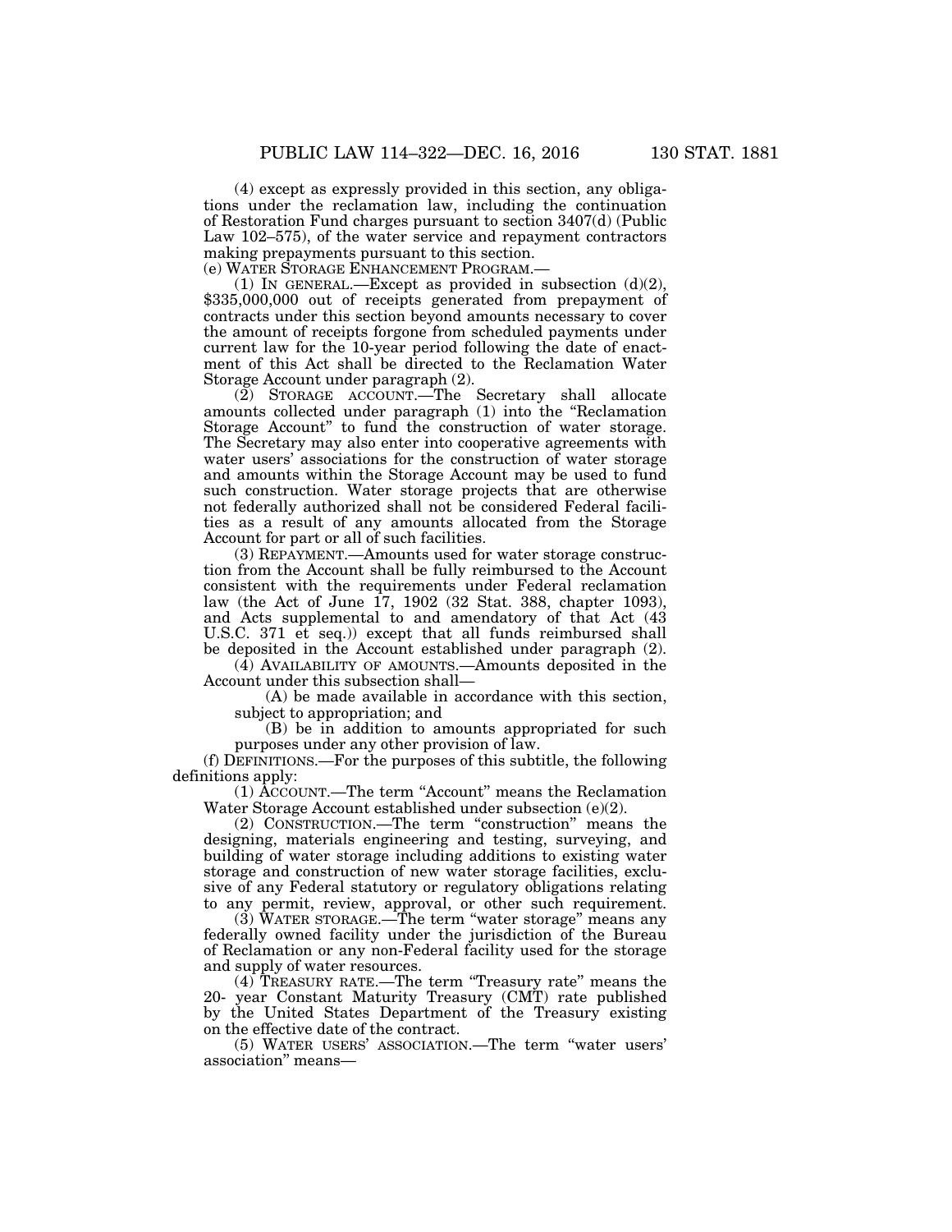(4) except as expressly provided in this section, any obligations under the reclamation law, including the continuation of Restoration Fund charges pursuant to section 3407(d) (Public Law 102–575), of the water service and repayment contractors making prepayments pursuant to this section.

(e) WATER STORAGE ENHANCEMENT PROGRAM.—

(1) IN GENERAL.—Except as provided in subsection (d)(2), $335,000,000 out of receipts generated from prepayment of contracts under this section beyond amounts necessary to cover the amount of receipts forgone from scheduled payments under current law for the 10-year period following the date of enactment of this Act shall be directed to the Reclamation Water Storage Account under paragraph (2).

(2) STORAGE ACCOUNT.—The Secretary shall allocate amounts collected under paragraph (1) into the "Reclamation Storage Account" to fund the construction of water storage. The Secretary may also enter into cooperative agreements with water users' associations for the construction of water storage and amounts within the Storage Account may be used to fund such construction. Water storage projects that are otherwise not federally authorized shall not be considered Federal facilities as a result of any amounts allocated from the Storage Account for part or all of such facilities.

(3) REPAYMENT.—Amounts used for water storage construction from the Account shall be fully reimbursed to the Account consistent with the requirements under Federal reclamation law (the Act of June 17, 1902 (32 Stat. 388, chapter 1093), and Acts supplemental to and amendatory of that Act (43 U.S.C. 371 et seq.)) except that all funds reimbursed shall be deposited in the Account established under paragraph (2).

(4) AVAILABILITY OF AMOUNTS.—Amounts deposited in the Account under this subsection shall—

(A) be made available in accordance with this section, subject to appropriation; and

(B) be in addition to amounts appropriated for such purposes under any other provision of law.

(f) DEFINITIONS.—For the purposes of this subtitle, the following definitions apply:

(1) ACCOUNT.—The term "Account" means the Reclamation Water Storage Account established under subsection (e)(2).

(2) CONSTRUCTION.—The term "construction" means the designing, materials engineering and testing, surveying, and building of water storage including additions to existing water storage and construction of new water storage facilities, exclusive of any Federal statutory or regulatory obligations relating to any permit, review, approval, or other such requirement.

(3) WATER STORAGE.—The term "water storage" means any federally owned facility under the jurisdiction of the Bureau of Reclamation or any non-Federal facility used for the storage and supply of water resources.

(4) TREASURY RATE.—The term "Treasury rate" means the 20- year Constant Maturity Treasury (CMT) rate published by the United States Department of the Treasury existing on the effective date of the contract.

(5) WATER USERS' ASSOCIATION.—The term "water users' association" means—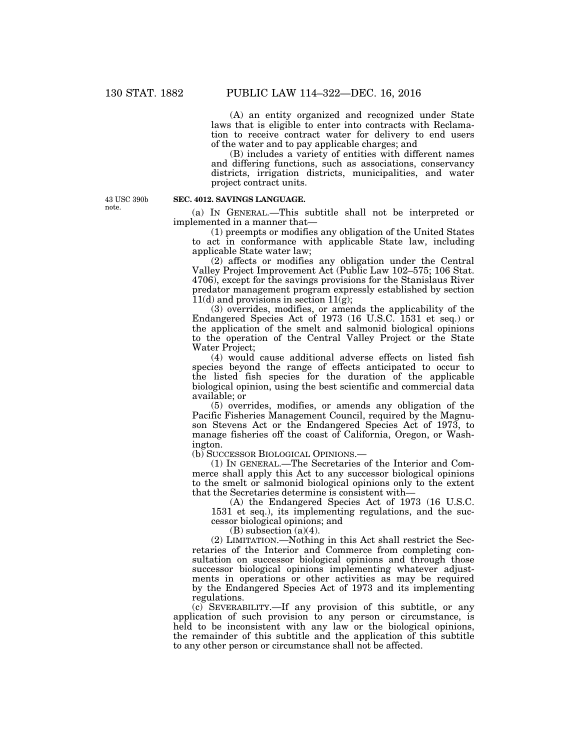(A) an entity organized and recognized under State laws that is eligible to enter into contracts with Reclamation to receive contract water for delivery to end users of the water and to pay applicable charges; and

(B) includes a variety of entities with different names and differing functions, such as associations, conservancy districts, irrigation districts, municipalities, and water project contract units.

43 USC 390b note.

**SEC. 4012. SAVINGS LANGUAGE.**

(a) IN GENERAL.—This subtitle shall not be interpreted or implemented in a manner that—

(1) preempts or modifies any obligation of the United States to act in conformance with applicable State law, including applicable State water law;

(2) affects or modifies any obligation under the Central Valley Project Improvement Act (Public Law 102–575; 106 Stat. 4706), except for the savings provisions for the Stanislaus River predator management program expressly established by section 11(d) and provisions in section 11(g);

(3) overrides, modifies, or amends the applicability of the Endangered Species Act of 1973 (16 U.S.C. 1531 et seq.) or the application of the smelt and salmonid biological opinions to the operation of the Central Valley Project or the State Water Project;

(4) would cause additional adverse effects on listed fish species beyond the range of effects anticipated to occur to the listed fish species for the duration of the applicable biological opinion, using the best scientific and commercial data available; or

(5) overrides, modifies, or amends any obligation of the Pacific Fisheries Management Council, required by the Magnuson Stevens Act or the Endangered Species Act of 1973, to manage fisheries off the coast of California, Oregon, or Washington.

(b) SUCCESSOR BIOLOGICAL OPINIONS.—

(1) IN GENERAL.—The Secretaries of the Interior and Commerce shall apply this Act to any successor biological opinions to the smelt or salmonid biological opinions only to the extent that the Secretaries determine is consistent with—

(A) the Endangered Species Act of 1973 (16 U.S.C. 1531 et seq.), its implementing regulations, and the successor biological opinions; and

(B) subsection (a)(4).

(2) LIMITATION.—Nothing in this Act shall restrict the Secretaries of the Interior and Commerce from completing consultation on successor biological opinions and through those successor biological opinions implementing whatever adjustments in operations or other activities as may be required by the Endangered Species Act of 1973 and its implementing regulations.

(c) SEVERABILITY.—If any provision of this subtitle, or any application of such provision to any person or circumstance, is held to be inconsistent with any law or the biological opinions, the remainder of this subtitle and the application of this subtitle to any other person or circumstance shall not be affected.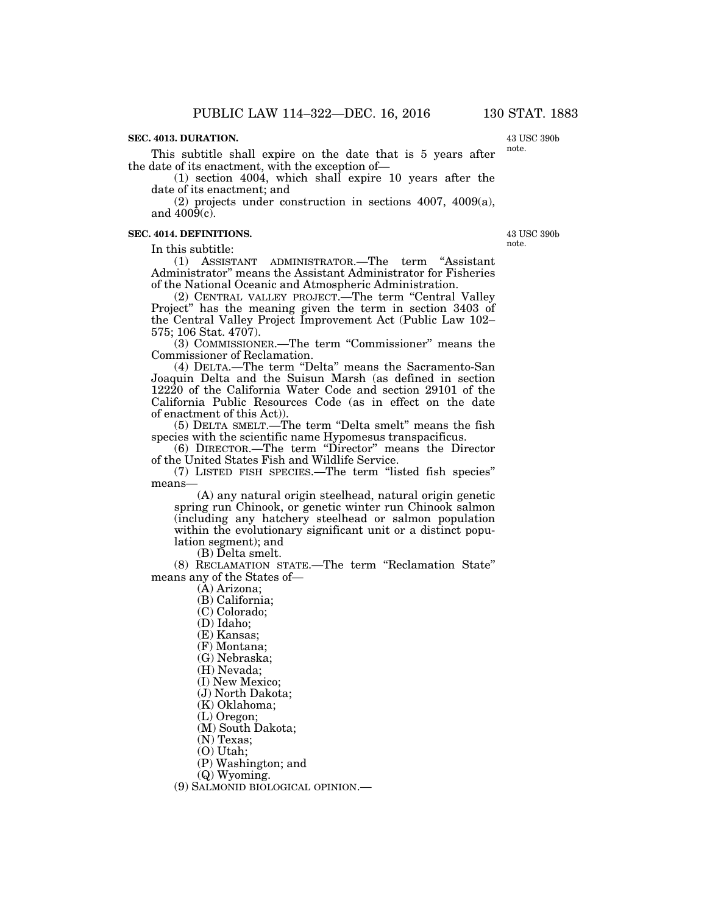**SEC. 4013. DURATION.**

43 USC 390b note.

This subtitle shall expire on the date that is 5 years after the date of its enactment, with the exception of—

(1) section 4004, which shall expire 10 years after the date of its enactment; and

(2) projects under construction in sections 4007, 4009(a), and 4009(c).

**SEC. 4014. DEFINITIONS.**

43 USC 390b note.

In this subtitle:

(1) ASSISTANT ADMINISTRATOR.—The term "Assistant Administrator" means the Assistant Administrator for Fisheries of the National Oceanic and Atmospheric Administration.

(2) CENTRAL VALLEY PROJECT.—The term "Central Valley Project" has the meaning given the term in section 3403 of the Central Valley Project Improvement Act (Public Law 102–575; 106 Stat. 4707).

(3) COMMISSIONER.—The term "Commissioner" means the Commissioner of Reclamation.

(4) DELTA.—The term "Delta" means the Sacramento-San Joaquin Delta and the Suisun Marsh (as defined in section 12220 of the California Water Code and section 29101 of the California Public Resources Code (as in effect on the date of enactment of this Act)).

(5) DELTA SMELT.—The term "Delta smelt" means the fish species with the scientific name Hypomesus transpacificus.

(6) DIRECTOR.—The term "Director" means the Director of the United States Fish and Wildlife Service.

(7) LISTED FISH SPECIES.—The term "listed fish species" means—

(A) any natural origin steelhead, natural origin genetic spring run Chinook, or genetic winter run Chinook salmon (including any hatchery steelhead or salmon population within the evolutionary significant unit or a distinct population segment); and

(B) Delta smelt.

(8) RECLAMATION STATE.—The term "Reclamation State" means any of the States of—

(A) Arizona;

(B) California;

(C) Colorado;

(D) Idaho;

(E) Kansas;

(F) Montana;

(G) Nebraska;

(H) Nevada;

(I) New Mexico;

(J) North Dakota;

(K) Oklahoma;

(L) Oregon;

(M) South Dakota;

(N) Texas;

(O) Utah;

(P) Washington; and

(Q) Wyoming.

(9) SALMONID BIOLOGICAL OPINION.—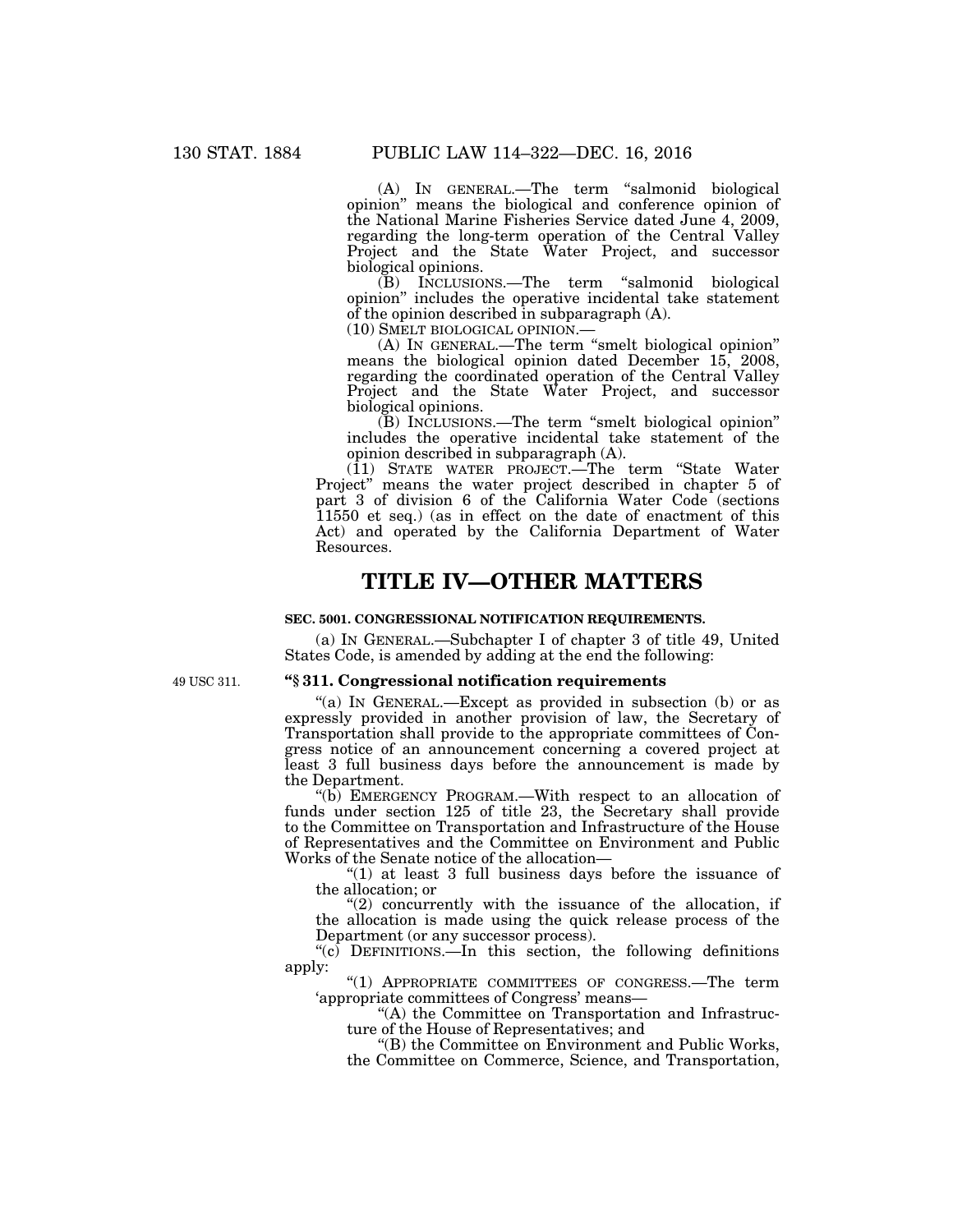(A) IN GENERAL.—The term "salmonid biological opinion" means the biological and conference opinion of the National Marine Fisheries Service dated June 4, 2009, regarding the long-term operation of the Central Valley Project and the State Water Project, and successor biological opinions.

(B) INCLUSIONS.—The term "salmonid biological opinion" includes the operative incidental take statement of the opinion described in subparagraph (A).

(10) SMELT BIOLOGICAL OPINION.—

(A) IN GENERAL.—The term "smelt biological opinion" means the biological opinion dated December 15, 2008, regarding the coordinated operation of the Central Valley Project and the State Water Project, and successor biological opinions.

(B) INCLUSIONS.—The term "smelt biological opinion" includes the operative incidental take statement of the opinion described in subparagraph (A).

(11) STATE WATER PROJECT.—The term "State Water Project" means the water project described in chapter 5 of part 3 of division 6 of the California Water Code (sections 11550 et seq.) (as in effect on the date of enactment of this Act) and operated by the California Department of Water Resources.

# TITLE IV—OTHER MATTERS

### SEC. 5001. CONGRESSIONAL NOTIFICATION REQUIREMENTS.

(a) IN GENERAL.—Subchapter I of chapter 3 of title 49, United States Code, is amended by adding at the end the following:

49 USC 311.

**"§ 311. Congressional notification requirements**

"(a) IN GENERAL.—Except as provided in subsection (b) or as expressly provided in another provision of law, the Secretary of Transportation shall provide to the appropriate committees of Congress notice of an announcement concerning a covered project at least 3 full business days before the announcement is made by the Department.

"(b) EMERGENCY PROGRAM.—With respect to an allocation of funds under section 125 of title 23, the Secretary shall provide to the Committee on Transportation and Infrastructure of the House of Representatives and the Committee on Environment and Public Works of the Senate notice of the allocation—

"(1) at least 3 full business days before the issuance of the allocation; or

"(2) concurrently with the issuance of the allocation, if the allocation is made using the quick release process of the Department (or any successor process).

"(c) DEFINITIONS.—In this section, the following definitions apply:

"(1) APPROPRIATE COMMITTEES OF CONGRESS.—The term 'appropriate committees of Congress' means—

"(A) the Committee on Transportation and Infrastructure of the House of Representatives; and

"(B) the Committee on Environment and Public Works, the Committee on Commerce, Science, and Transportation,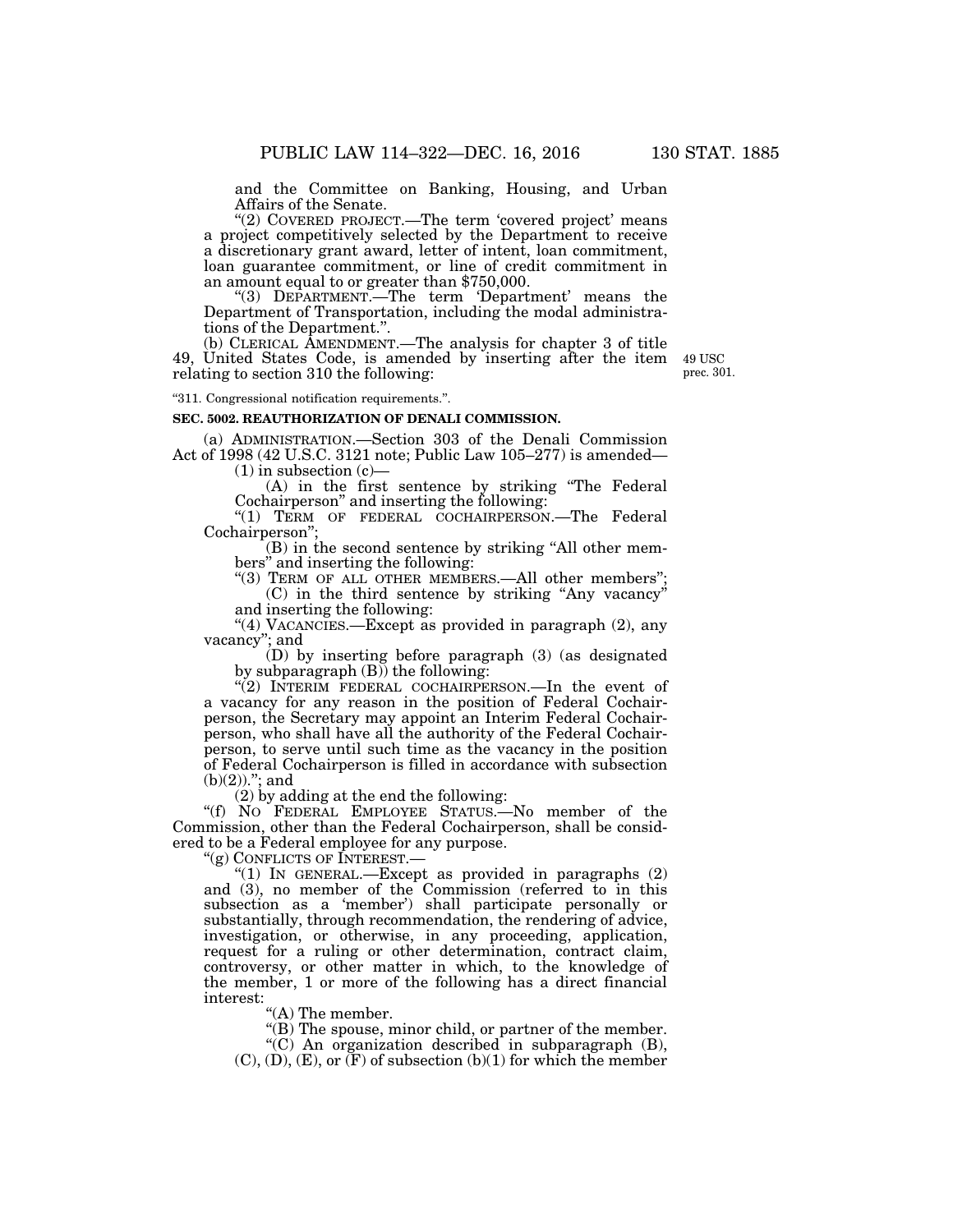and the Committee on Banking, Housing, and Urban Affairs of the Senate.

"(2) COVERED PROJECT.—The term 'covered project' means a project competitively selected by the Department to receive a discretionary grant award, letter of intent, loan commitment, loan guarantee commitment, or line of credit commitment in an amount equal to or greater than $750,000.

"(3) DEPARTMENT.—The term 'Department' means the Department of Transportation, including the modal administrations of the Department.".

(b) CLERICAL AMENDMENT.—The analysis for chapter 3 of title 49, United States Code, is amended by inserting after the item relating to section 310 the following:

49 USC prec. 301.

"311. Congressional notification requirements.".

**SEC. 5002. REAUTHORIZATION OF DENALI COMMISSION.**

(a) ADMINISTRATION.—Section 303 of the Denali Commission Act of 1998 (42 U.S.C. 3121 note; Public Law 105–277) is amended—

(1) in subsection (c)—

(A) in the first sentence by striking "The Federal Cochairperson" and inserting the following:

"(1) TERM OF FEDERAL COCHAIRPERSON.—The Federal Cochairperson";

(B) in the second sentence by striking "All other members" and inserting the following:

"(3) TERM OF ALL OTHER MEMBERS.—All other members";

(C) in the third sentence by striking "Any vacancy" and inserting the following:

"(4) VACANCIES.—Except as provided in paragraph (2), any vacancy"; and

(D) by inserting before paragraph (3) (as designated by subparagraph (B)) the following:

"(2) INTERIM FEDERAL COCHAIRPERSON.—In the event of a vacancy for any reason in the position of Federal Cochairperson, the Secretary may appoint an Interim Federal Cochairperson, who shall have all the authority of the Federal Cochairperson, to serve until such time as the vacancy in the position of Federal Cochairperson is filled in accordance with subsection (b)(2)).''; and

(2) by adding at the end the following:

"(f) NO FEDERAL EMPLOYEE STATUS.—No member of the Commission, other than the Federal Cochairperson, shall be considered to be a Federal employee for any purpose.

"(g) CONFLICTS OF INTEREST.—

"(1) IN GENERAL.—Except as provided in paragraphs (2) and (3), no member of the Commission (referred to in this subsection as a 'member') shall participate personally or substantially, through recommendation, the rendering of advice, investigation, or otherwise, in any proceeding, application, request for a ruling or other determination, contract claim, controversy, or other matter in which, to the knowledge of the member, 1 or more of the following has a direct financial interest:

"(A) The member.

"(B) The spouse, minor child, or partner of the member.

"(C) An organization described in subparagraph (B), (C), (D), (E), or (F) of subsection (b)(1) for which the member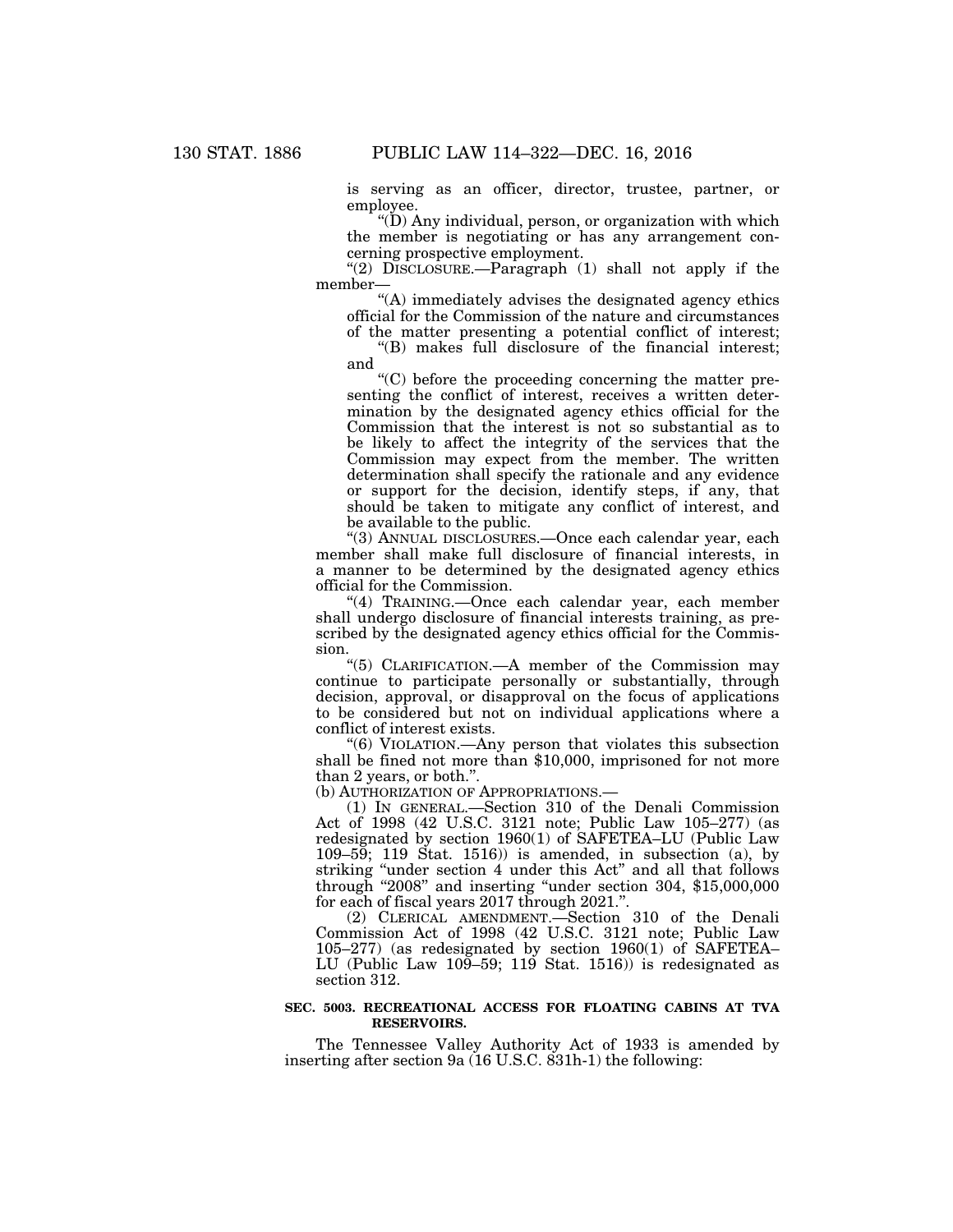is serving as an officer, director, trustee, partner, or employee.

"(D) Any individual, person, or organization with which the member is negotiating or has any arrangement concerning prospective employment.

"(2) DISCLOSURE.—Paragraph (1) shall not apply if the member—

"(A) immediately advises the designated agency ethics official for the Commission of the nature and circumstances of the matter presenting a potential conflict of interest;

"(B) makes full disclosure of the financial interest; and

"(C) before the proceeding concerning the matter presenting the conflict of interest, receives a written determination by the designated agency ethics official for the Commission that the interest is not so substantial as to be likely to affect the integrity of the services that the Commission may expect from the member. The written determination shall specify the rationale and any evidence or support for the decision, identify steps, if any, that should be taken to mitigate any conflict of interest, and be available to the public.

"(3) ANNUAL DISCLOSURES.—Once each calendar year, each member shall make full disclosure of financial interests, in a manner to be determined by the designated agency ethics official for the Commission.

"(4) TRAINING.—Once each calendar year, each member shall undergo disclosure of financial interests training, as prescribed by the designated agency ethics official for the Commission.

"(5) CLARIFICATION.—A member of the Commission may continue to participate personally or substantially, through decision, approval, or disapproval on the focus of applications to be considered but not on individual applications where a conflict of interest exists.

"(6) VIOLATION.—Any person that violates this subsection shall be fined not more than $10,000, imprisoned for not more than 2 years, or both.".

(b) AUTHORIZATION OF APPROPRIATIONS.—

(1) IN GENERAL.—Section 310 of the Denali Commission Act of 1998 (42 U.S.C. 3121 note; Public Law 105–277) (as redesignated by section 1960(1) of SAFETEA–LU (Public Law 109–59; 119 Stat. 1516)) is amended, in subsection (a), by striking "under section 4 under this Act" and all that follows through "2008" and inserting "under section 304, $15,000,000 for each of fiscal years 2017 through 2021.".

(2) CLERICAL AMENDMENT.—Section 310 of the Denali Commission Act of 1998 (42 U.S.C. 3121 note; Public Law 105–277) (as redesignated by section 1960(1) of SAFETEA–LU (Public Law 109–59; 119 Stat. 1516)) is redesignated as section 312.

**SEC. 5003. RECREATIONAL ACCESS FOR FLOATING CABINS AT TVA RESERVOIRS.**

The Tennessee Valley Authority Act of 1933 is amended by inserting after section 9a (16 U.S.C. 831h-1) the following: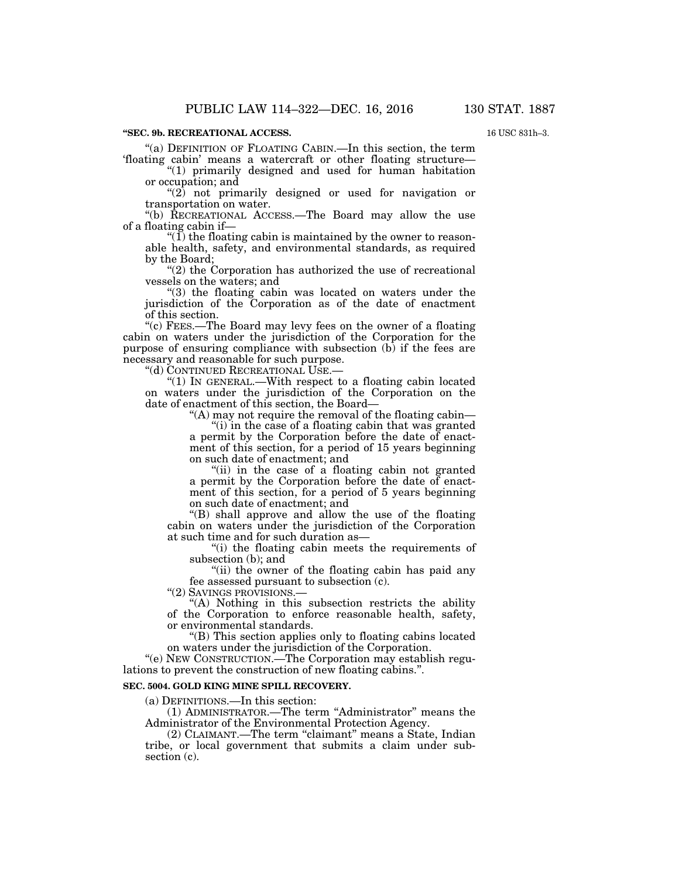**"SEC. 9b. RECREATIONAL ACCESS.**

16 USC 831h–3.

"(a) DEFINITION OF FLOATING CABIN.—In this section, the term 'floating cabin' means a watercraft or other floating structure—

"(1) primarily designed and used for human habitation or occupation; and

"(2) not primarily designed or used for navigation or transportation on water.

"(b) RECREATIONAL ACCESS.—The Board may allow the use of a floating cabin if—

"(1) the floating cabin is maintained by the owner to reasonable health, safety, and environmental standards, as required by the Board;

"(2) the Corporation has authorized the use of recreational vessels on the waters; and

"(3) the floating cabin was located on waters under the jurisdiction of the Corporation as of the date of enactment of this section.

"(c) FEES.—The Board may levy fees on the owner of a floating cabin on waters under the jurisdiction of the Corporation for the purpose of ensuring compliance with subsection (b) if the fees are necessary and reasonable for such purpose.

"(d) CONTINUED RECREATIONAL USE.—

"(1) IN GENERAL.—With respect to a floating cabin located on waters under the jurisdiction of the Corporation on the date of enactment of this section, the Board—

"(A) may not require the removal of the floating cabin—

"(i) in the case of a floating cabin that was granted a permit by the Corporation before the date of enactment of this section, for a period of 15 years beginning on such date of enactment; and

"(ii) in the case of a floating cabin not granted a permit by the Corporation before the date of enactment of this section, for a period of 5 years beginning on such date of enactment; and

"(B) shall approve and allow the use of the floating cabin on waters under the jurisdiction of the Corporation at such time and for such duration as—

"(i) the floating cabin meets the requirements of subsection (b); and

"(ii) the owner of the floating cabin has paid any fee assessed pursuant to subsection (c).

"(2) SAVINGS PROVISIONS.—

"(A) Nothing in this subsection restricts the ability of the Corporation to enforce reasonable health, safety, or environmental standards.

"(B) This section applies only to floating cabins located on waters under the jurisdiction of the Corporation.

"(e) NEW CONSTRUCTION.—The Corporation may establish regulations to prevent the construction of new floating cabins.".

**SEC. 5004. GOLD KING MINE SPILL RECOVERY.**

(a) DEFINITIONS.—In this section:

(1) ADMINISTRATOR.—The term "Administrator" means the Administrator of the Environmental Protection Agency.

(2) CLAIMANT.—The term "claimant" means a State, Indian tribe, or local government that submits a claim under subsection (c).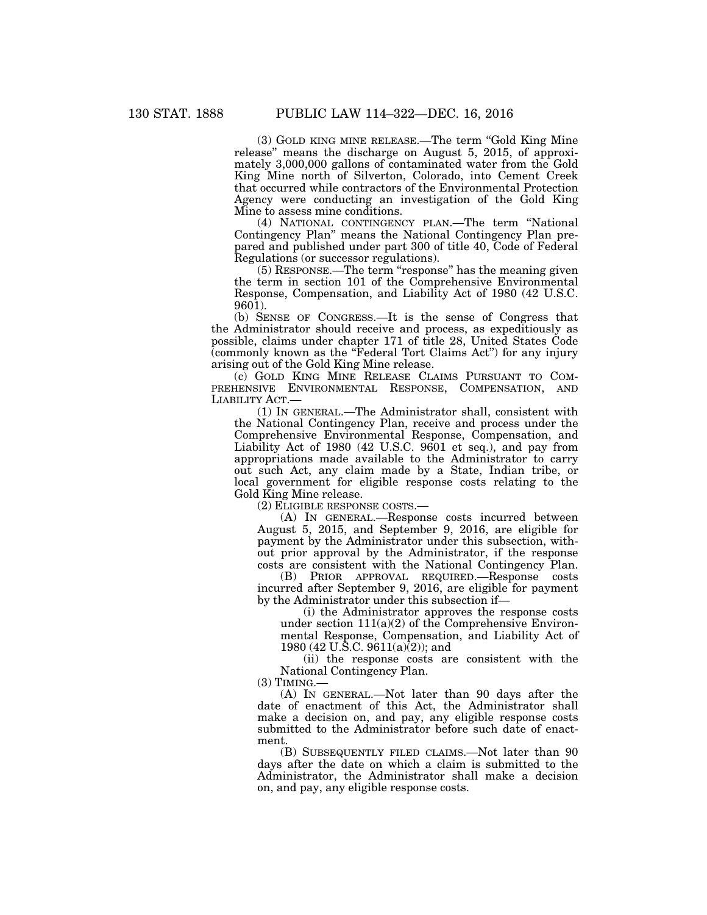(3) GOLD KING MINE RELEASE.—The term "Gold King Mine release" means the discharge on August 5, 2015, of approximately 3,000,000 gallons of contaminated water from the Gold King Mine north of Silverton, Colorado, into Cement Creek that occurred while contractors of the Environmental Protection Agency were conducting an investigation of the Gold King Mine to assess mine conditions.

(4) NATIONAL CONTINGENCY PLAN.—The term "National Contingency Plan" means the National Contingency Plan prepared and published under part 300 of title 40, Code of Federal Regulations (or successor regulations).

(5) RESPONSE.—The term "response" has the meaning given the term in section 101 of the Comprehensive Environmental Response, Compensation, and Liability Act of 1980 (42 U.S.C. 9601).

(b) SENSE OF CONGRESS.—It is the sense of Congress that the Administrator should receive and process, as expeditiously as possible, claims under chapter 171 of title 28, United States Code (commonly known as the "Federal Tort Claims Act") for any injury arising out of the Gold King Mine release.

(c) GOLD KING MINE RELEASE CLAIMS PURSUANT TO COMPREHENSIVE ENVIRONMENTAL RESPONSE, COMPENSATION, AND LIABILITY ACT.—

(1) IN GENERAL.—The Administrator shall, consistent with the National Contingency Plan, receive and process under the Comprehensive Environmental Response, Compensation, and Liability Act of 1980 (42 U.S.C. 9601 et seq.), and pay from appropriations made available to the Administrator to carry out such Act, any claim made by a State, Indian tribe, or local government for eligible response costs relating to the Gold King Mine release.

(2) ELIGIBLE RESPONSE COSTS.—

(A) IN GENERAL.—Response costs incurred between August 5, 2015, and September 9, 2016, are eligible for payment by the Administrator under this subsection, without prior approval by the Administrator, if the response costs are consistent with the National Contingency Plan.

(B) PRIOR APPROVAL REQUIRED.—Response costs incurred after September 9, 2016, are eligible for payment by the Administrator under this subsection if—

(i) the Administrator approves the response costs under section 111(a)(2) of the Comprehensive Environmental Response, Compensation, and Liability Act of 1980 (42 U.S.C. 9611(a)(2)); and

(ii) the response costs are consistent with the National Contingency Plan.

(3) TIMING.—

(A) IN GENERAL.—Not later than 90 days after the date of enactment of this Act, the Administrator shall make a decision on, and pay, any eligible response costs submitted to the Administrator before such date of enactment.

(B) SUBSEQUENTLY FILED CLAIMS.—Not later than 90 days after the date on which a claim is submitted to the Administrator, the Administrator shall make a decision on, and pay, any eligible response costs.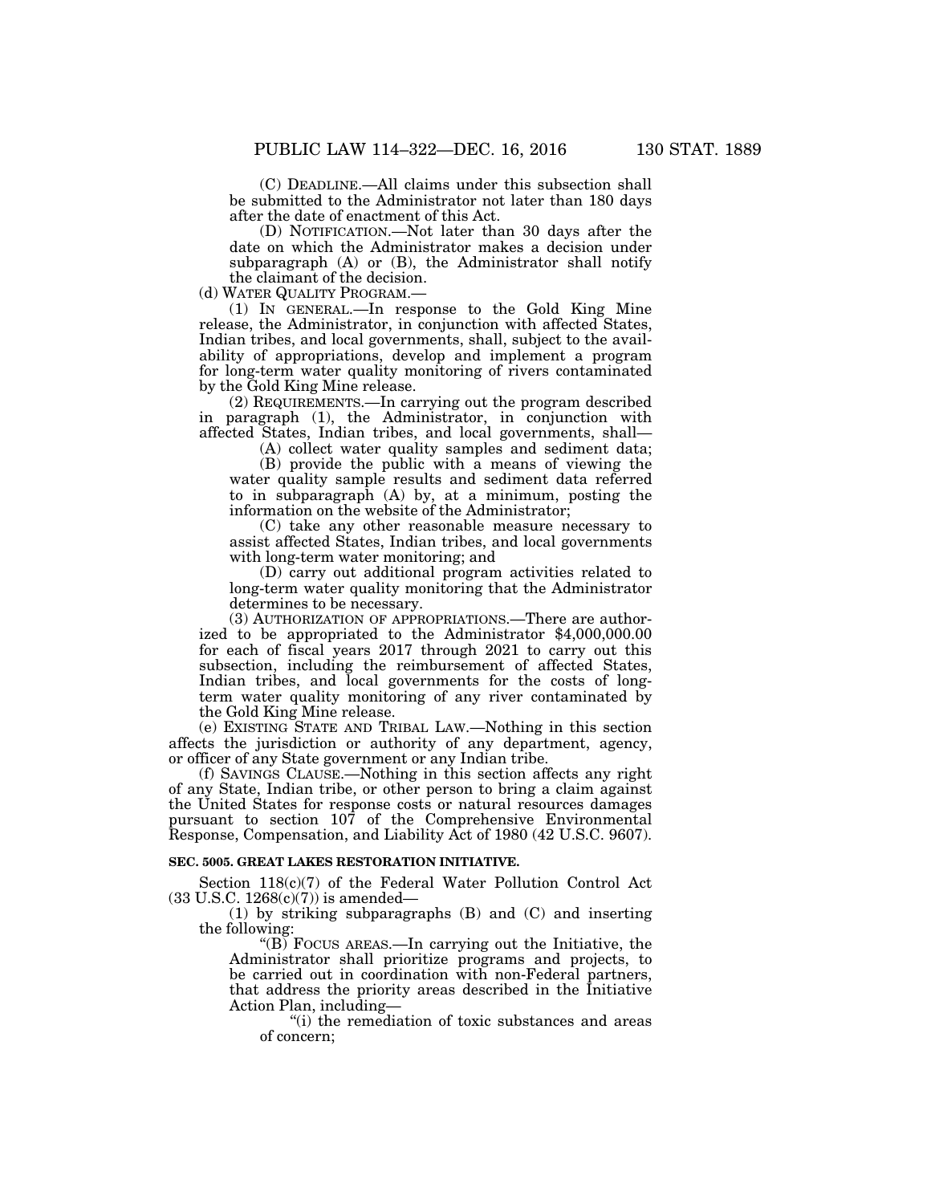(C) DEADLINE.—All claims under this subsection shall be submitted to the Administrator not later than 180 days after the date of enactment of this Act.

(D) NOTIFICATION.—Not later than 30 days after the date on which the Administrator makes a decision under subparagraph (A) or (B), the Administrator shall notify the claimant of the decision.

(d) WATER QUALITY PROGRAM.—

(1) IN GENERAL.—In response to the Gold King Mine release, the Administrator, in conjunction with affected States, Indian tribes, and local governments, shall, subject to the availability of appropriations, develop and implement a program for long-term water quality monitoring of rivers contaminated by the Gold King Mine release.

(2) REQUIREMENTS.—In carrying out the program described in paragraph (1), the Administrator, in conjunction with affected States, Indian tribes, and local governments, shall—

(A) collect water quality samples and sediment data;

(B) provide the public with a means of viewing the water quality sample results and sediment data referred to in subparagraph (A) by, at a minimum, posting the information on the website of the Administrator;

(C) take any other reasonable measure necessary to assist affected States, Indian tribes, and local governments with long-term water monitoring; and

(D) carry out additional program activities related to long-term water quality monitoring that the Administrator determines to be necessary.

(3) AUTHORIZATION OF APPROPRIATIONS.—There are authorized to be appropriated to the Administrator $4,000,000.00 for each of fiscal years 2017 through 2021 to carry out this subsection, including the reimbursement of affected States, Indian tribes, and local governments for the costs of long-term water quality monitoring of any river contaminated by the Gold King Mine release.

(e) EXISTING STATE AND TRIBAL LAW.—Nothing in this section affects the jurisdiction or authority of any department, agency, or officer of any State government or any Indian tribe.

(f) SAVINGS CLAUSE.—Nothing in this section affects any right of any State, Indian tribe, or other person to bring a claim against the United States for response costs or natural resources damages pursuant to section 107 of the Comprehensive Environmental Response, Compensation, and Liability Act of 1980 (42 U.S.C. 9607).

**SEC. 5005. GREAT LAKES RESTORATION INITIATIVE.**

Section 118(c)(7) of the Federal Water Pollution Control Act (33 U.S.C. 1268(c)(7)) is amended—

(1) by striking subparagraphs (B) and (C) and inserting the following:

"(B) FOCUS AREAS.—In carrying out the Initiative, the Administrator shall prioritize programs and projects, to be carried out in coordination with non-Federal partners, that address the priority areas described in the Initiative Action Plan, including—

"(i) the remediation of toxic substances and areas of concern;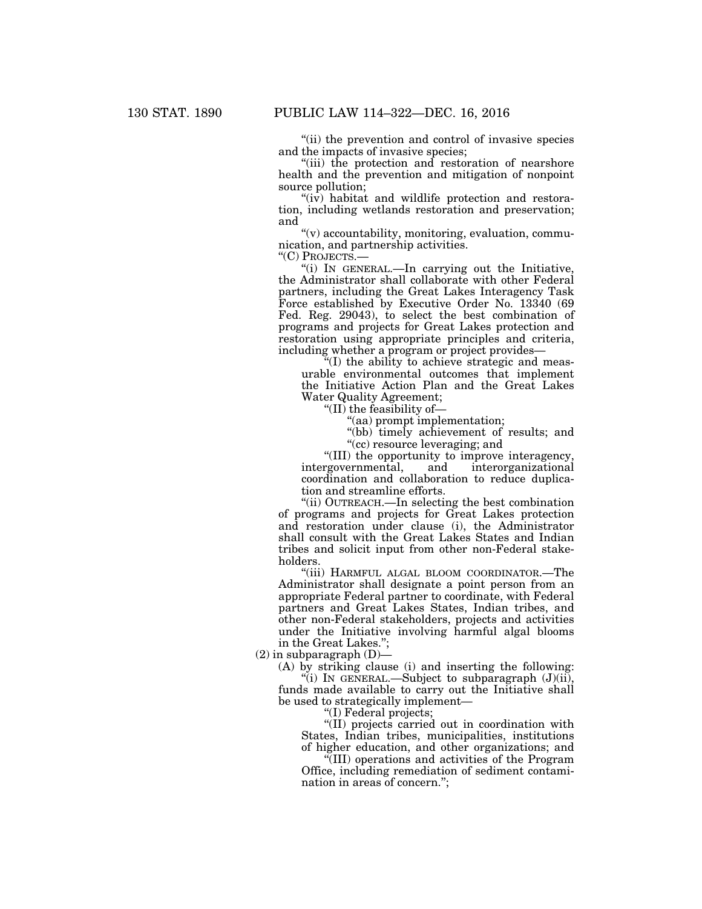"(ii) the prevention and control of invasive species and the impacts of invasive species;

"(iii) the protection and restoration of nearshore health and the prevention and mitigation of nonpoint source pollution;

"(iv) habitat and wildlife protection and restoration, including wetlands restoration and preservation; and

"(v) accountability, monitoring, evaluation, communication, and partnership activities.

"(C) PROJECTS.—

"(i) IN GENERAL.—In carrying out the Initiative, the Administrator shall collaborate with other Federal partners, including the Great Lakes Interagency Task Force established by Executive Order No. 13340 (69 Fed. Reg. 29043), to select the best combination of programs and projects for Great Lakes protection and restoration using appropriate principles and criteria, including whether a program or project provides—

"(I) the ability to achieve strategic and measurable environmental outcomes that implement the Initiative Action Plan and the Great Lakes Water Quality Agreement;

"(II) the feasibility of—

"(aa) prompt implementation;

"(bb) timely achievement of results; and

"(cc) resource leveraging; and

"(III) the opportunity to improve interagency, intergovernmental, and interorganizational coordination and collaboration to reduce duplication and streamline efforts.

"(ii) OUTREACH.—In selecting the best combination of programs and projects for Great Lakes protection and restoration under clause (i), the Administrator shall consult with the Great Lakes States and Indian tribes and solicit input from other non-Federal stakeholders.

"(iii) HARMFUL ALGAL BLOOM COORDINATOR.—The Administrator shall designate a point person from an appropriate Federal partner to coordinate, with Federal partners and Great Lakes States, Indian tribes, and other non-Federal stakeholders, projects and activities under the Initiative involving harmful algal blooms in the Great Lakes.";

(2) in subparagraph (D)—

(A) by striking clause (i) and inserting the following:

"(i) IN GENERAL.—Subject to subparagraph (J)(ii), funds made available to carry out the Initiative shall be used to strategically implement—

"(I) Federal projects;

"(II) projects carried out in coordination with States, Indian tribes, municipalities, institutions of higher education, and other organizations; and

"(III) operations and activities of the Program Office, including remediation of sediment contamination in areas of concern.";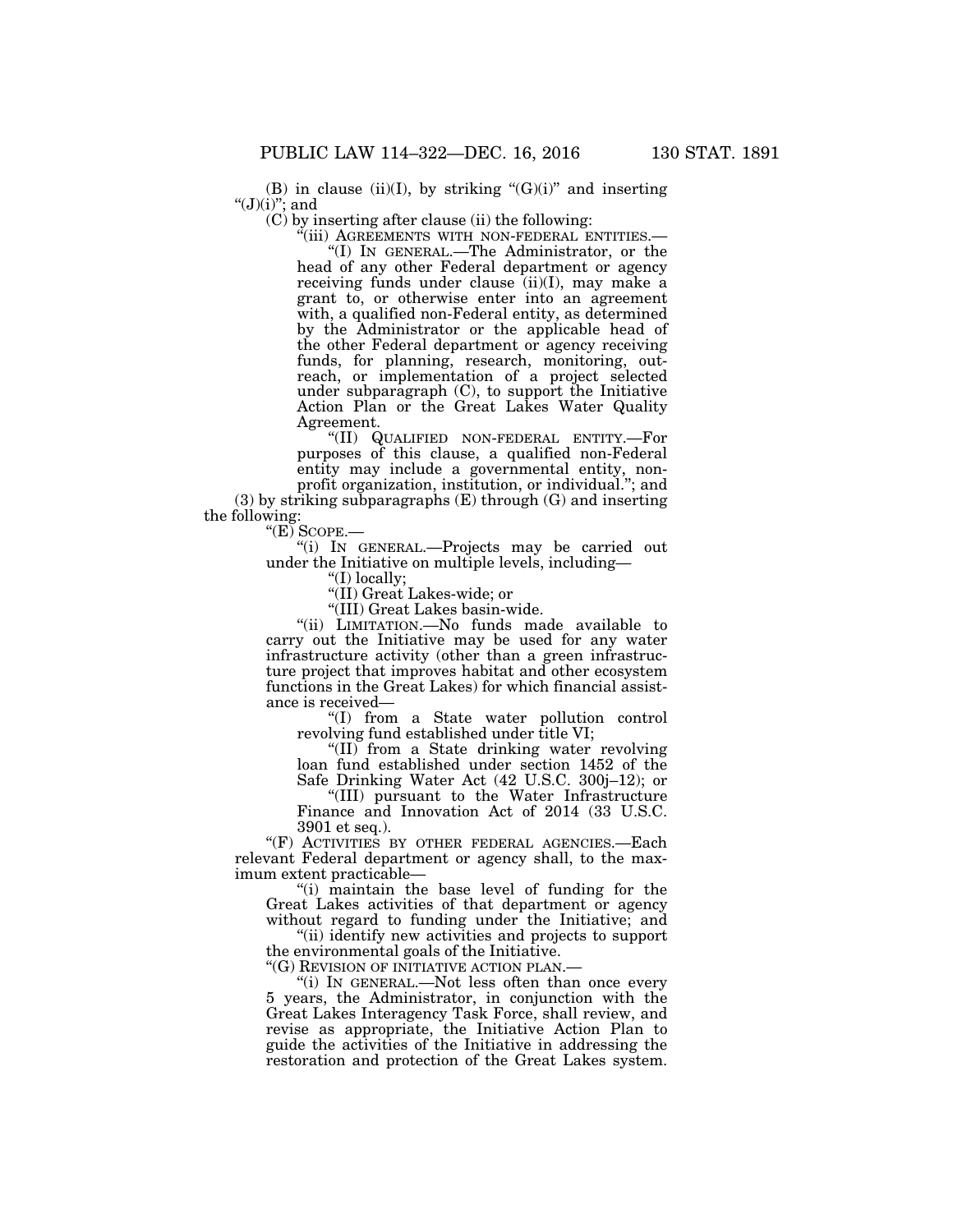(B) in clause (ii)(I), by striking "(G)(i)" and inserting "(J)(i)"; and

(C) by inserting after clause (ii) the following:

"(iii) AGREEMENTS WITH NON-FEDERAL ENTITIES.—

"(I) IN GENERAL.—The Administrator, or the head of any other Federal department or agency receiving funds under clause (ii)(I), may make a grant to, or otherwise enter into an agreement with, a qualified non-Federal entity, as determined by the Administrator or the applicable head of the other Federal department or agency receiving funds, for planning, research, monitoring, outreach, or implementation of a project selected under subparagraph (C), to support the Initiative Action Plan or the Great Lakes Water Quality Agreement.

"(II) QUALIFIED NON-FEDERAL ENTITY.—For purposes of this clause, a qualified non-Federal entity may include a governmental entity, nonprofit organization, institution, or individual."; and

(3) by striking subparagraphs (E) through (G) and inserting the following:

"(E) SCOPE.—

"(i) IN GENERAL.—Projects may be carried out under the Initiative on multiple levels, including—

"(I) locally;

"(II) Great Lakes-wide; or

"(III) Great Lakes basin-wide.

"(ii) LIMITATION.—No funds made available to carry out the Initiative may be used for any water infrastructure activity (other than a green infrastructure project that improves habitat and other ecosystem functions in the Great Lakes) for which financial assistance is received—

"(I) from a State water pollution control revolving fund established under title VI;

"(II) from a State drinking water revolving loan fund established under section 1452 of the Safe Drinking Water Act (42 U.S.C. 300j–12); or

"(III) pursuant to the Water Infrastructure Finance and Innovation Act of 2014 (33 U.S.C. 3901 et seq.).

"(F) ACTIVITIES BY OTHER FEDERAL AGENCIES.—Each relevant Federal department or agency shall, to the maximum extent practicable—

"(i) maintain the base level of funding for the Great Lakes activities of that department or agency without regard to funding under the Initiative; and

"(ii) identify new activities and projects to support the environmental goals of the Initiative.

"(G) REVISION OF INITIATIVE ACTION PLAN.—

"(i) IN GENERAL.—Not less often than once every 5 years, the Administrator, in conjunction with the Great Lakes Interagency Task Force, shall review, and revise as appropriate, the Initiative Action Plan to guide the activities of the Initiative in addressing the restoration and protection of the Great Lakes system.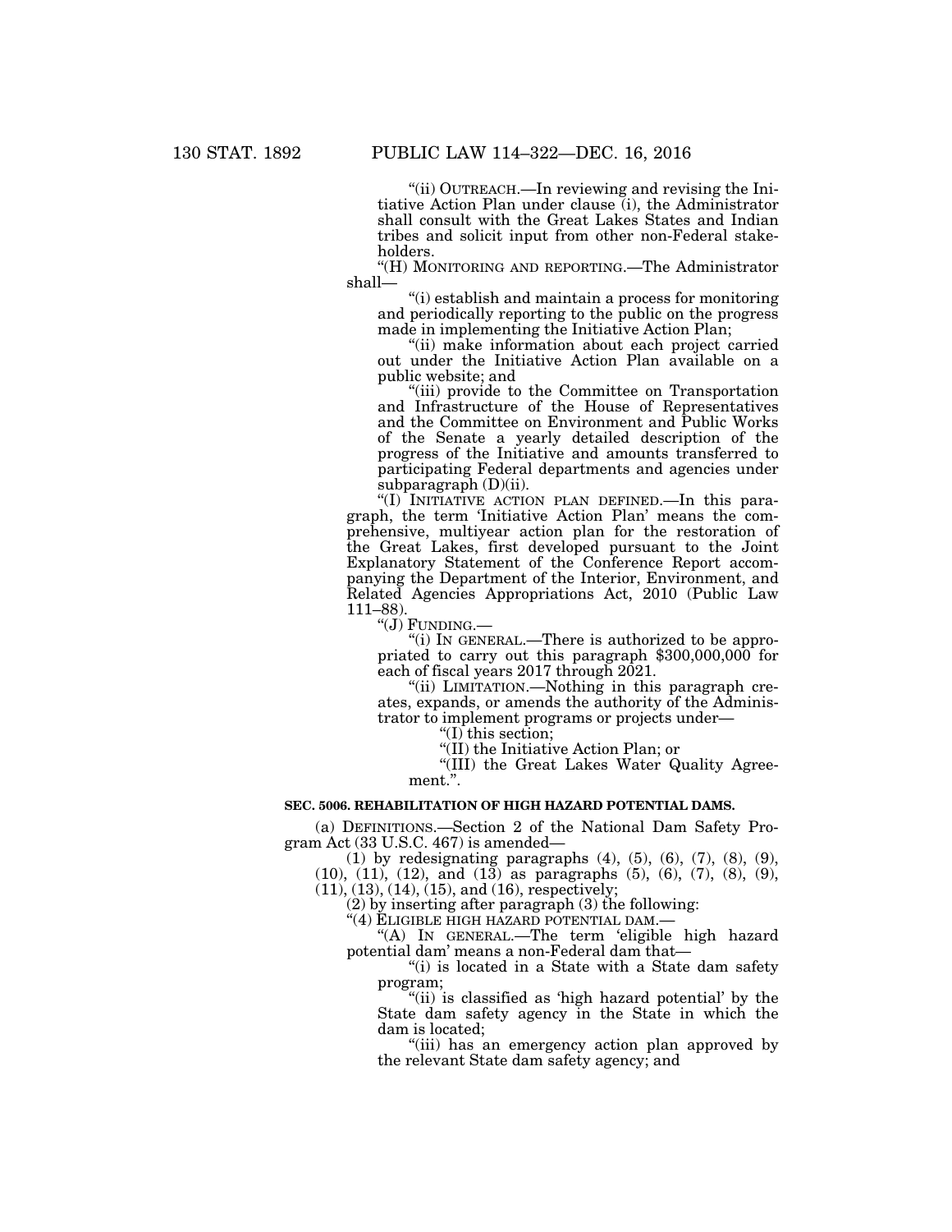"(ii) OUTREACH.—In reviewing and revising the Initiative Action Plan under clause (i), the Administrator shall consult with the Great Lakes States and Indian tribes and solicit input from other non-Federal stakeholders.

"(H) MONITORING AND REPORTING.—The Administrator shall—

"(i) establish and maintain a process for monitoring and periodically reporting to the public on the progress made in implementing the Initiative Action Plan;

"(ii) make information about each project carried out under the Initiative Action Plan available on a public website; and

"(iii) provide to the Committee on Transportation and Infrastructure of the House of Representatives and the Committee on Environment and Public Works of the Senate a yearly detailed description of the progress of the Initiative and amounts transferred to participating Federal departments and agencies under subparagraph (D)(ii).

"(I) INITIATIVE ACTION PLAN DEFINED.—In this paragraph, the term 'Initiative Action Plan' means the comprehensive, multiyear action plan for the restoration of the Great Lakes, first developed pursuant to the Joint Explanatory Statement of the Conference Report accompanying the Department of the Interior, Environment, and Related Agencies Appropriations Act, 2010 (Public Law 111–88).

"(J) FUNDING.—

"(i) IN GENERAL.—There is authorized to be appropriated to carry out this paragraph $300,000,000 for each of fiscal years 2017 through 2021.

"(ii) LIMITATION.—Nothing in this paragraph creates, expands, or amends the authority of the Administrator to implement programs or projects under—

"(I) this section;

"(II) the Initiative Action Plan; or

"(III) the Great Lakes Water Quality Agreement.".

**SEC. 5006. REHABILITATION OF HIGH HAZARD POTENTIAL DAMS.**

(a) DEFINITIONS.—Section 2 of the National Dam Safety Program Act (33 U.S.C. 467) is amended—

(1) by redesignating paragraphs (4), (5), (6), (7), (8), (9), (10), (11), (12), and (13) as paragraphs (5), (6), (7), (8), (9), (11), (13), (14), (15), and (16), respectively;

(2) by inserting after paragraph (3) the following:

"(4) ELIGIBLE HIGH HAZARD POTENTIAL DAM.—

"(A) IN GENERAL.—The term 'eligible high hazard potential dam' means a non-Federal dam that—

"(i) is located in a State with a State dam safety program;

"(ii) is classified as 'high hazard potential' by the State dam safety agency in the State in which the dam is located;

"(iii) has an emergency action plan approved by the relevant State dam safety agency; and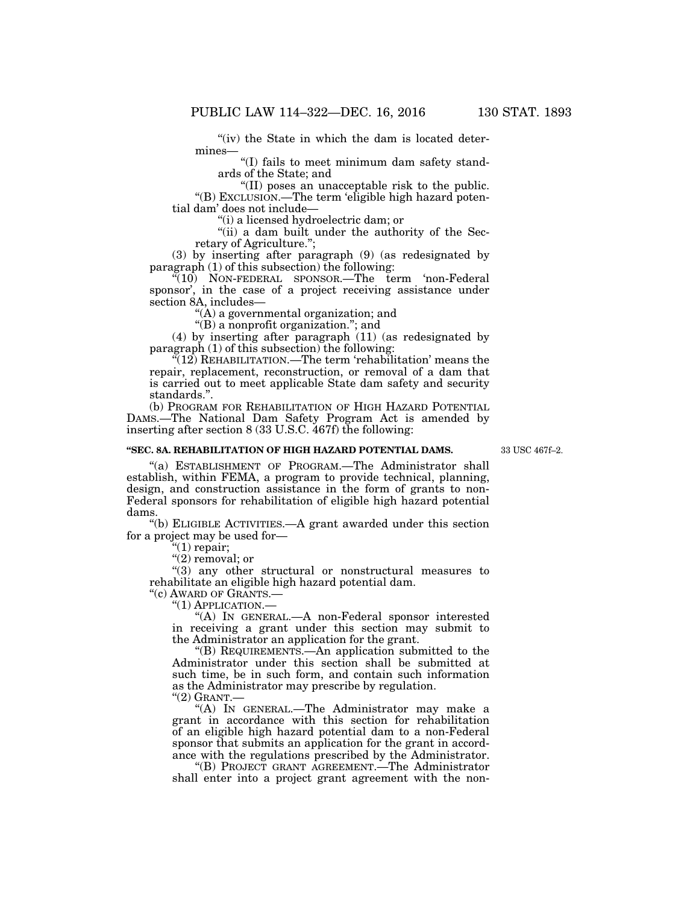"(iv) the State in which the dam is located determines—

"(I) fails to meet minimum dam safety standards of the State; and

"(II) poses an unacceptable risk to the public.

"(B) EXCLUSION.—The term 'eligible high hazard potential dam' does not include—

"(i) a licensed hydroelectric dam; or

"(ii) a dam built under the authority of the Secretary of Agriculture.";

(3) by inserting after paragraph (9) (as redesignated by paragraph (1) of this subsection) the following:

"(10) NON-FEDERAL SPONSOR.—The term 'non-Federal sponsor', in the case of a project receiving assistance under section 8A, includes—

"(A) a governmental organization; and

"(B) a nonprofit organization."; and

(4) by inserting after paragraph (11) (as redesignated by paragraph (1) of this subsection) the following:

"(12) REHABILITATION.—The term 'rehabilitation' means the repair, replacement, reconstruction, or removal of a dam that is carried out to meet applicable State dam safety and security standards.".

(b) PROGRAM FOR REHABILITATION OF HIGH HAZARD POTENTIAL DAMS.—The National Dam Safety Program Act is amended by inserting after section 8 (33 U.S.C. 467f) the following:

### "SEC. 8A. REHABILITATION OF HIGH HAZARD POTENTIAL DAMS.

33 USC 467f–2.

"(a) ESTABLISHMENT OF PROGRAM.—The Administrator shall establish, within FEMA, a program to provide technical, planning, design, and construction assistance in the form of grants to non-Federal sponsors for rehabilitation of eligible high hazard potential dams.

"(b) ELIGIBLE ACTIVITIES.—A grant awarded under this section for a project may be used for—

"(1) repair;

"(2) removal; or

"(3) any other structural or nonstructural measures to rehabilitate an eligible high hazard potential dam.

"(c) AWARD OF GRANTS.—

"(1) APPLICATION.—

"(A) IN GENERAL.—A non-Federal sponsor interested in receiving a grant under this section may submit to the Administrator an application for the grant.

"(B) REQUIREMENTS.—An application submitted to the Administrator under this section shall be submitted at such time, be in such form, and contain such information as the Administrator may prescribe by regulation.

"(2) GRANT.—

"(A) IN GENERAL.—The Administrator may make a grant in accordance with this section for rehabilitation of an eligible high hazard potential dam to a non-Federal sponsor that submits an application for the grant in accordance with the regulations prescribed by the Administrator.

"(B) PROJECT GRANT AGREEMENT.—The Administrator shall enter into a project grant agreement with the non-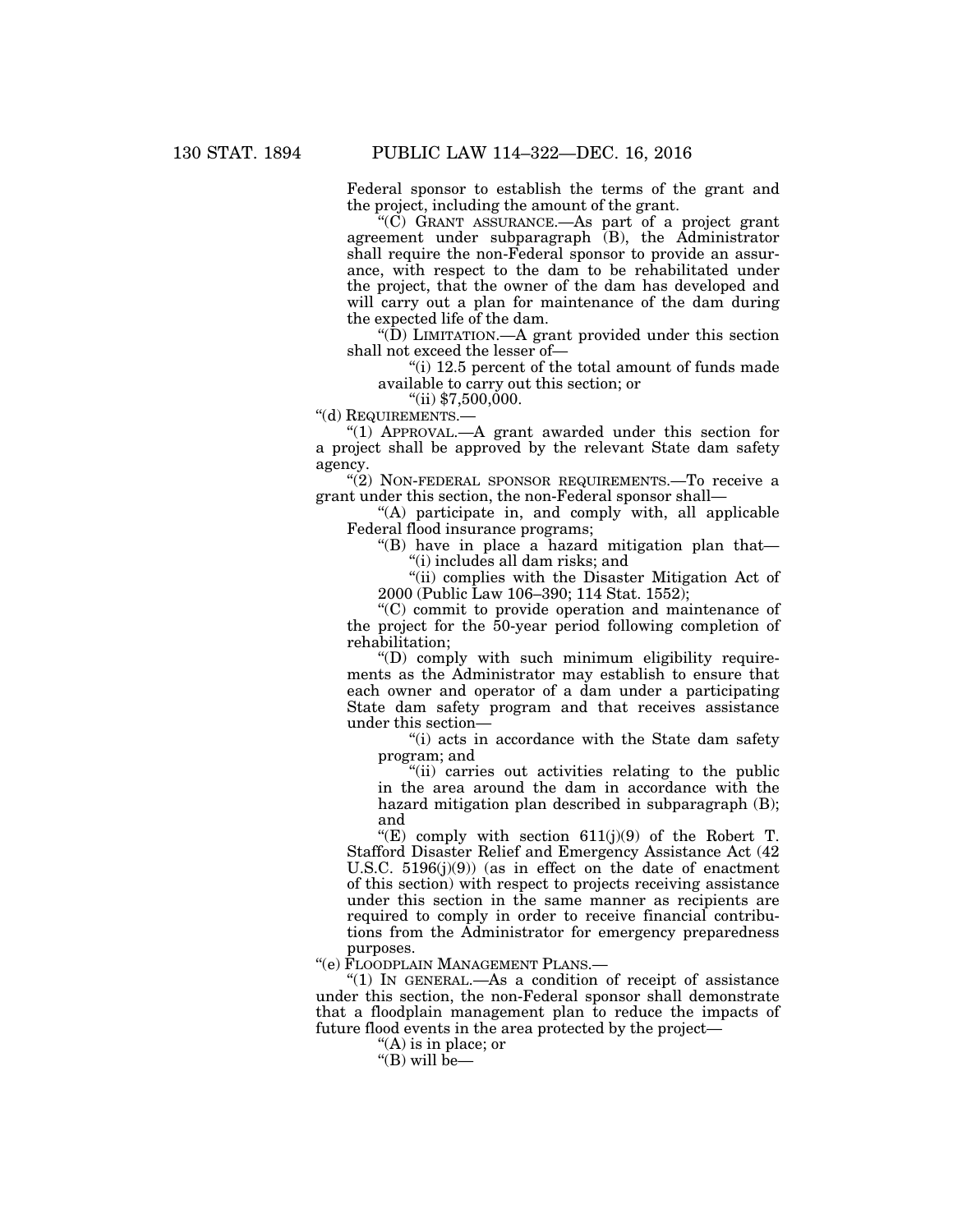Federal sponsor to establish the terms of the grant and the project, including the amount of the grant.

"(C) GRANT ASSURANCE.—As part of a project grant agreement under subparagraph (B), the Administrator shall require the non-Federal sponsor to provide an assurance, with respect to the dam to be rehabilitated under the project, that the owner of the dam has developed and will carry out a plan for maintenance of the dam during the expected life of the dam.

"(D) LIMITATION.—A grant provided under this section shall not exceed the lesser of—

"(i) 12.5 percent of the total amount of funds made available to carry out this section; or

"(ii) $7,500,000.

"(d) REQUIREMENTS.—

"(1) APPROVAL.—A grant awarded under this section for a project shall be approved by the relevant State dam safety agency.

"(2) NON-FEDERAL SPONSOR REQUIREMENTS.—To receive a grant under this section, the non-Federal sponsor shall—

"(A) participate in, and comply with, all applicable Federal flood insurance programs;

"(B) have in place a hazard mitigation plan that—

"(i) includes all dam risks; and

"(ii) complies with the Disaster Mitigation Act of 2000 (Public Law 106–390; 114 Stat. 1552);

"(C) commit to provide operation and maintenance of the project for the 50-year period following completion of rehabilitation;

"(D) comply with such minimum eligibility requirements as the Administrator may establish to ensure that each owner and operator of a dam under a participating State dam safety program and that receives assistance under this section—

"(i) acts in accordance with the State dam safety program; and

"(ii) carries out activities relating to the public in the area around the dam in accordance with the hazard mitigation plan described in subparagraph (B); and

"(E) comply with section 611(j)(9) of the Robert T. Stafford Disaster Relief and Emergency Assistance Act (42 U.S.C. 5196(j)(9)) (as in effect on the date of enactment of this section) with respect to projects receiving assistance under this section in the same manner as recipients are required to comply in order to receive financial contributions from the Administrator for emergency preparedness purposes.

"(e) FLOODPLAIN MANAGEMENT PLANS.—

"(1) IN GENERAL.—As a condition of receipt of assistance under this section, the non-Federal sponsor shall demonstrate that a floodplain management plan to reduce the impacts of future flood events in the area protected by the project—

"(A) is in place; or

"(B) will be—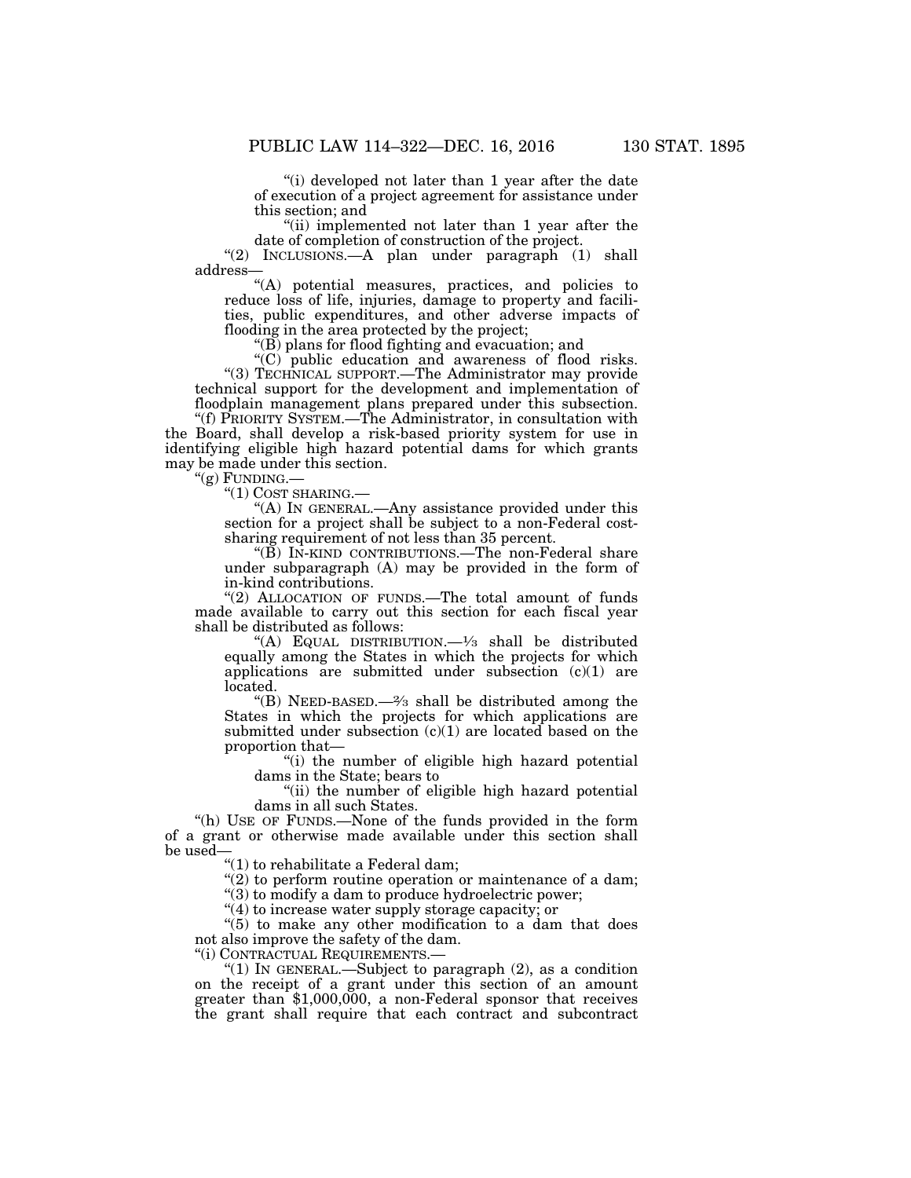"(i) developed not later than 1 year after the date of execution of a project agreement for assistance under this section; and

"(ii) implemented not later than 1 year after the date of completion of construction of the project.

"(2) INCLUSIONS.—A plan under paragraph (1) shall address—

"(A) potential measures, practices, and policies to reduce loss of life, injuries, damage to property and facilities, public expenditures, and other adverse impacts of flooding in the area protected by the project;

"(B) plans for flood fighting and evacuation; and

"(C) public education and awareness of flood risks.

"(3) TECHNICAL SUPPORT.—The Administrator may provide technical support for the development and implementation of floodplain management plans prepared under this subsection.

"(f) PRIORITY SYSTEM.—The Administrator, in consultation with the Board, shall develop a risk-based priority system for use in identifying eligible high hazard potential dams for which grants may be made under this section.

"(g) FUNDING.—

"(1) COST SHARING.—

"(A) IN GENERAL.—Any assistance provided under this section for a project shall be subject to a non-Federal cost-sharing requirement of not less than 35 percent.

"(B) IN-KIND CONTRIBUTIONS.—The non-Federal share under subparagraph (A) may be provided in the form of in-kind contributions.

"(2) ALLOCATION OF FUNDS.—The total amount of funds made available to carry out this section for each fiscal year shall be distributed as follows:

"(A) EQUAL DISTRIBUTION.—⅓ shall be distributed equally among the States in which the projects for which applications are submitted under subsection (c)(1) are located.

"(B) NEED-BASED.—⅔ shall be distributed among the States in which the projects for which applications are submitted under subsection (c)(1) are located based on the proportion that—

"(i) the number of eligible high hazard potential dams in the State; bears to

"(ii) the number of eligible high hazard potential dams in all such States.

"(h) USE OF FUNDS.—None of the funds provided in the form of a grant or otherwise made available under this section shall be used—

"(1) to rehabilitate a Federal dam;

"(2) to perform routine operation or maintenance of a dam;

"(3) to modify a dam to produce hydroelectric power;

"(4) to increase water supply storage capacity; or

"(5) to make any other modification to a dam that does not also improve the safety of the dam.

"(i) CONTRACTUAL REQUIREMENTS.—

"(1) IN GENERAL.—Subject to paragraph (2), as a condition on the receipt of a grant under this section of an amount greater than $1,000,000, a non-Federal sponsor that receives the grant shall require that each contract and subcontract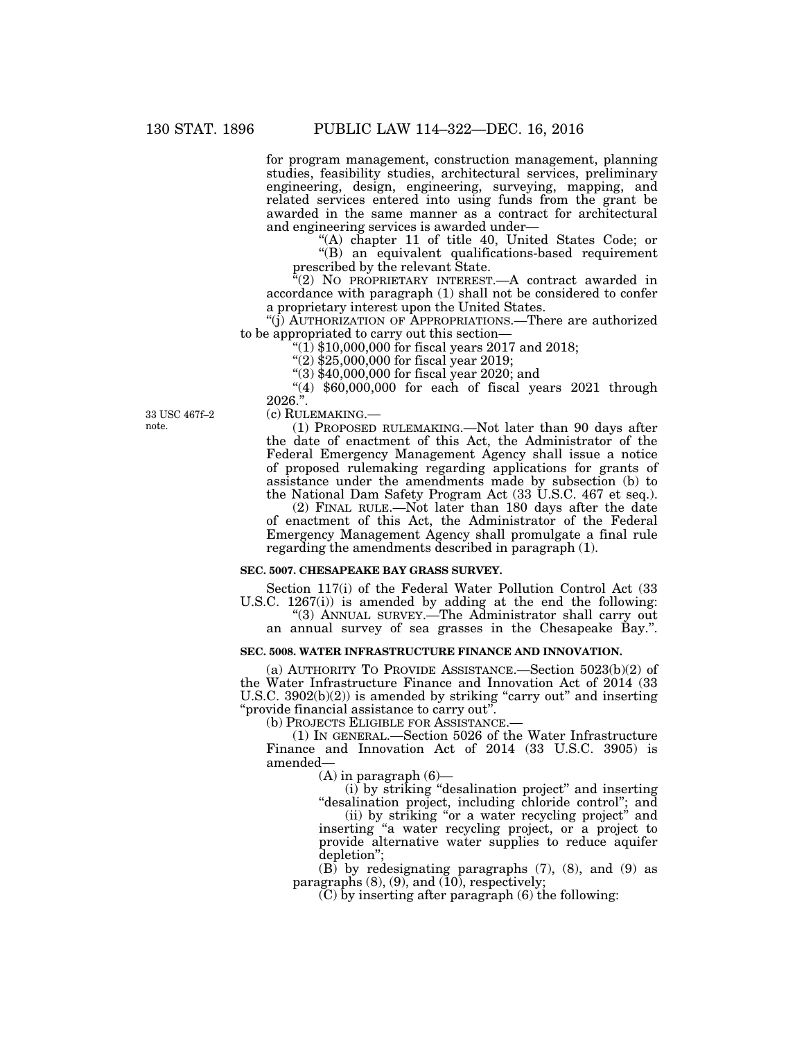for program management, construction management, planning studies, feasibility studies, architectural services, preliminary engineering, design, engineering, surveying, mapping, and related services entered into using funds from the grant be awarded in the same manner as a contract for architectural and engineering services is awarded under—

"(A) chapter 11 of title 40, United States Code; or

"(B) an equivalent qualifications-based requirement prescribed by the relevant State.

"(2) NO PROPRIETARY INTEREST.—A contract awarded in accordance with paragraph (1) shall not be considered to confer a proprietary interest upon the United States.

"(j) AUTHORIZATION OF APPROPRIATIONS.—There are authorized to be appropriated to carry out this section—

"(1) $10,000,000 for fiscal years 2017 and 2018;

"(2) $25,000,000 for fiscal year 2019;

"(3) $40,000,000 for fiscal year 2020; and

"(4) $60,000,000 for each of fiscal years 2021 through 2026.".

33 USC 467f–2 note.

(c) RULEMAKING.—

(1) PROPOSED RULEMAKING.—Not later than 90 days after the date of enactment of this Act, the Administrator of the Federal Emergency Management Agency shall issue a notice of proposed rulemaking regarding applications for grants of assistance under the amendments made by subsection (b) to the National Dam Safety Program Act (33 U.S.C. 467 et seq.).

(2) FINAL RULE.—Not later than 180 days after the date of enactment of this Act, the Administrator of the Federal Emergency Management Agency shall promulgate a final rule regarding the amendments described in paragraph (1).

**SEC. 5007. CHESAPEAKE BAY GRASS SURVEY.**

Section 117(i) of the Federal Water Pollution Control Act (33 U.S.C. 1267(i)) is amended by adding at the end the following:

"(3) ANNUAL SURVEY.—The Administrator shall carry out an annual survey of sea grasses in the Chesapeake Bay.".

**SEC. 5008. WATER INFRASTRUCTURE FINANCE AND INNOVATION.**

(a) AUTHORITY TO PROVIDE ASSISTANCE.—Section 5023(b)(2) of the Water Infrastructure Finance and Innovation Act of 2014 (33 U.S.C. 3902(b)(2)) is amended by striking "carry out" and inserting "provide financial assistance to carry out".

(b) PROJECTS ELIGIBLE FOR ASSISTANCE.—

(1) IN GENERAL.—Section 5026 of the Water Infrastructure Finance and Innovation Act of 2014 (33 U.S.C. 3905) is amended—

(A) in paragraph (6)—

(i) by striking "desalination project" and inserting "desalination project, including chloride control"; and

(ii) by striking "or a water recycling project" and inserting "a water recycling project, or a project to provide alternative water supplies to reduce aquifer depletion";

(B) by redesignating paragraphs (7), (8), and (9) as paragraphs (8), (9), and (10), respectively;

(C) by inserting after paragraph (6) the following: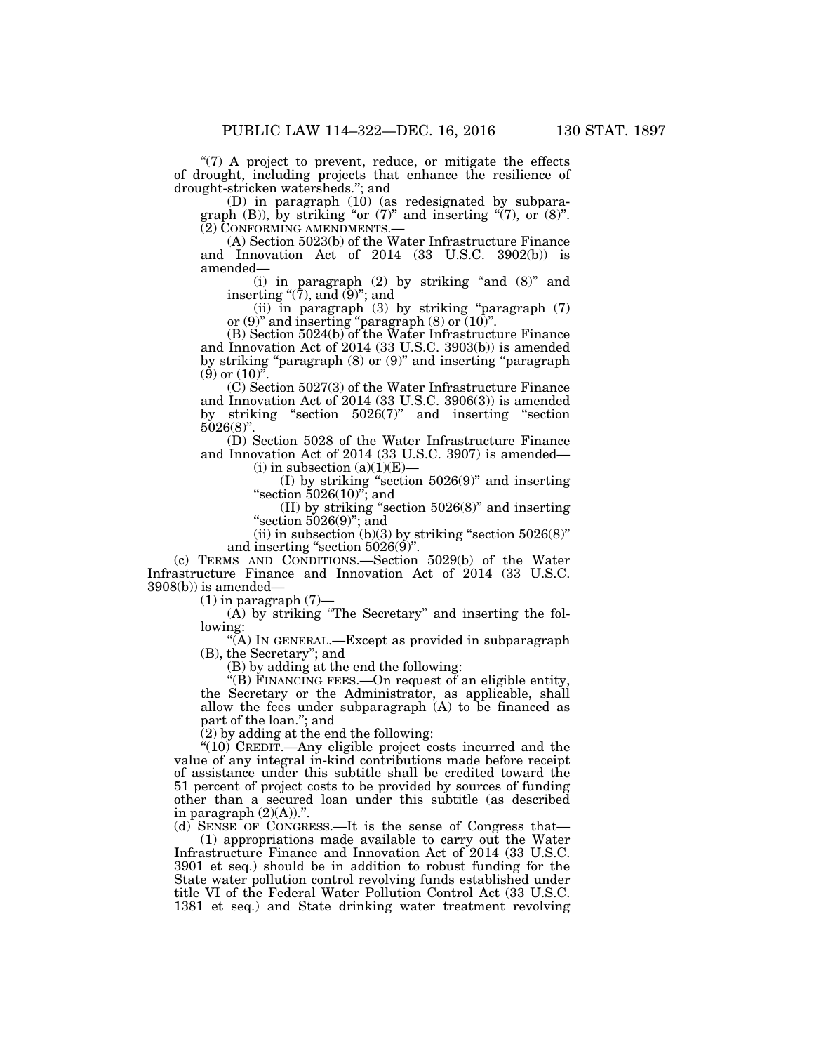"(7) A project to prevent, reduce, or mitigate the effects of drought, including projects that enhance the resilience of drought-stricken watersheds."; and

(D) in paragraph (10) (as redesignated by subparagraph (B)), by striking "or (7)" and inserting "(7), or (8)".

(2) CONFORMING AMENDMENTS.—

(A) Section 5023(b) of the Water Infrastructure Finance and Innovation Act of 2014 (33 U.S.C. 3902(b)) is amended—

(i) in paragraph (2) by striking "and (8)" and inserting "(7), and (9)"; and

(ii) in paragraph (3) by striking "paragraph (7) or (9)" and inserting "paragraph (8) or (10)".

(B) Section 5024(b) of the Water Infrastructure Finance and Innovation Act of 2014 (33 U.S.C. 3903(b)) is amended by striking "paragraph (8) or (9)" and inserting "paragraph (9) or (10)".

(C) Section 5027(3) of the Water Infrastructure Finance and Innovation Act of 2014 (33 U.S.C. 3906(3)) is amended by striking "section 5026(7)" and inserting "section 5026(8)".

(D) Section 5028 of the Water Infrastructure Finance and Innovation Act of 2014 (33 U.S.C. 3907) is amended—

(i) in subsection (a)(1)(E)—

(I) by striking "section 5026(9)" and inserting "section 5026(10)"; and

(II) by striking "section 5026(8)" and inserting "section 5026(9)"; and

(ii) in subsection (b)(3) by striking "section 5026(8)" and inserting "section 5026(9)".

(c) TERMS AND CONDITIONS.—Section 5029(b) of the Water Infrastructure Finance and Innovation Act of 2014 (33 U.S.C. 3908(b)) is amended—

(1) in paragraph (7)—

(A) by striking "The Secretary" and inserting the following:

"(A) IN GENERAL.—Except as provided in subparagraph (B), the Secretary"; and

(B) by adding at the end the following:

"(B) FINANCING FEES.—On request of an eligible entity, the Secretary or the Administrator, as applicable, shall allow the fees under subparagraph (A) to be financed as part of the loan."; and

(2) by adding at the end the following:

"(10) CREDIT.—Any eligible project costs incurred and the value of any integral in-kind contributions made before receipt of assistance under this subtitle shall be credited toward the 51 percent of project costs to be provided by sources of funding other than a secured loan under this subtitle (as described in paragraph (2)(A)).".

(d) SENSE OF CONGRESS.—It is the sense of Congress that—

(1) appropriations made available to carry out the Water Infrastructure Finance and Innovation Act of 2014 (33 U.S.C. 3901 et seq.) should be in addition to robust funding for the State water pollution control revolving funds established under title VI of the Federal Water Pollution Control Act (33 U.S.C. 1381 et seq.) and State drinking water treatment revolving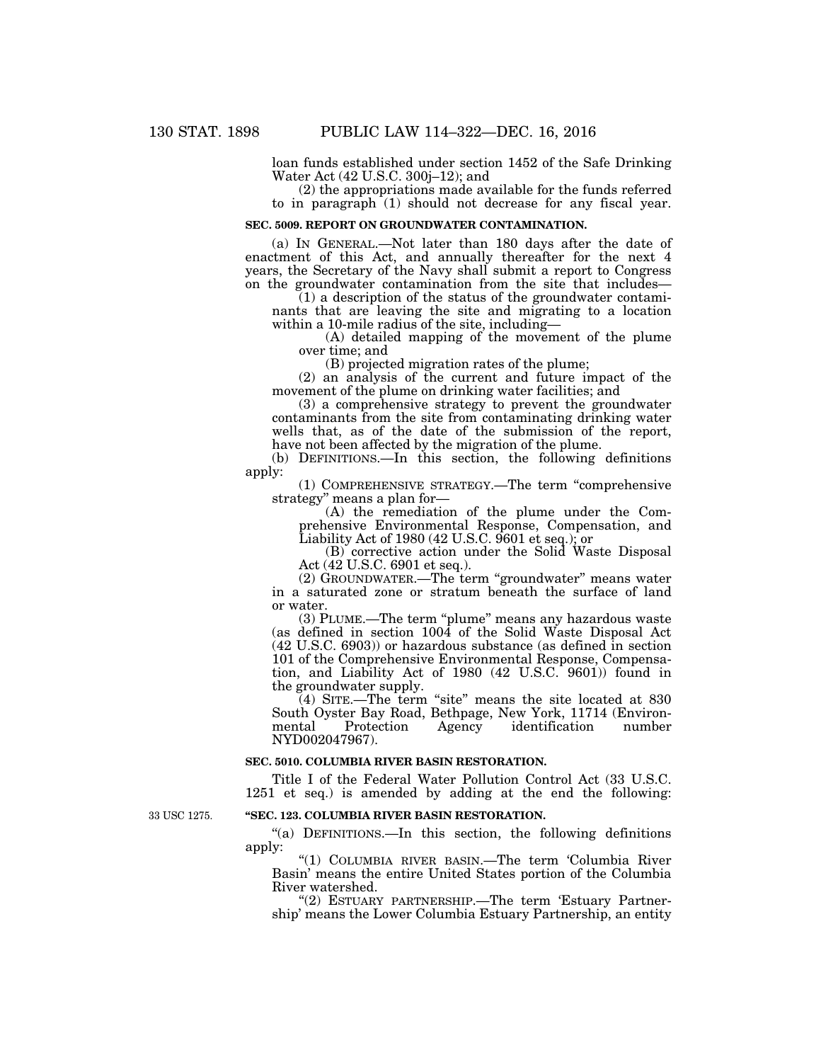loan funds established under section 1452 of the Safe Drinking Water Act (42 U.S.C. 300j–12); and

(2) the appropriations made available for the funds referred to in paragraph (1) should not decrease for any fiscal year.

**SEC. 5009. REPORT ON GROUNDWATER CONTAMINATION.**

(a) IN GENERAL.—Not later than 180 days after the date of enactment of this Act, and annually thereafter for the next 4 years, the Secretary of the Navy shall submit a report to Congress on the groundwater contamination from the site that includes—

(1) a description of the status of the groundwater contaminants that are leaving the site and migrating to a location within a 10-mile radius of the site, including—

(A) detailed mapping of the movement of the plume over time; and

(B) projected migration rates of the plume;

(2) an analysis of the current and future impact of the movement of the plume on drinking water facilities; and

(3) a comprehensive strategy to prevent the groundwater contaminants from the site from contaminating drinking water wells that, as of the date of the submission of the report, have not been affected by the migration of the plume.

(b) DEFINITIONS.—In this section, the following definitions apply:

(1) COMPREHENSIVE STRATEGY.—The term "comprehensive strategy" means a plan for—

(A) the remediation of the plume under the Comprehensive Environmental Response, Compensation, and Liability Act of 1980 (42 U.S.C. 9601 et seq.); or

(B) corrective action under the Solid Waste Disposal Act (42 U.S.C. 6901 et seq.).

(2) GROUNDWATER.—The term "groundwater" means water in a saturated zone or stratum beneath the surface of land or water.

(3) PLUME.—The term "plume" means any hazardous waste (as defined in section 1004 of the Solid Waste Disposal Act (42 U.S.C. 6903)) or hazardous substance (as defined in section 101 of the Comprehensive Environmental Response, Compensation, and Liability Act of 1980 (42 U.S.C. 9601)) found in the groundwater supply.

(4) SITE.—The term "site" means the site located at 830 South Oyster Bay Road, Bethpage, New York, 11714 (Environmental Protection Agency identification number NYD002047967).

**SEC. 5010. COLUMBIA RIVER BASIN RESTORATION.**

Title I of the Federal Water Pollution Control Act (33 U.S.C. 1251 et seq.) is amended by adding at the end the following:

33 USC 1275.

**"SEC. 123. COLUMBIA RIVER BASIN RESTORATION.**

"(a) DEFINITIONS.—In this section, the following definitions apply:

"(1) COLUMBIA RIVER BASIN.—The term 'Columbia River Basin' means the entire United States portion of the Columbia River watershed.

"(2) ESTUARY PARTNERSHIP.—The term 'Estuary Partnership' means the Lower Columbia Estuary Partnership, an entity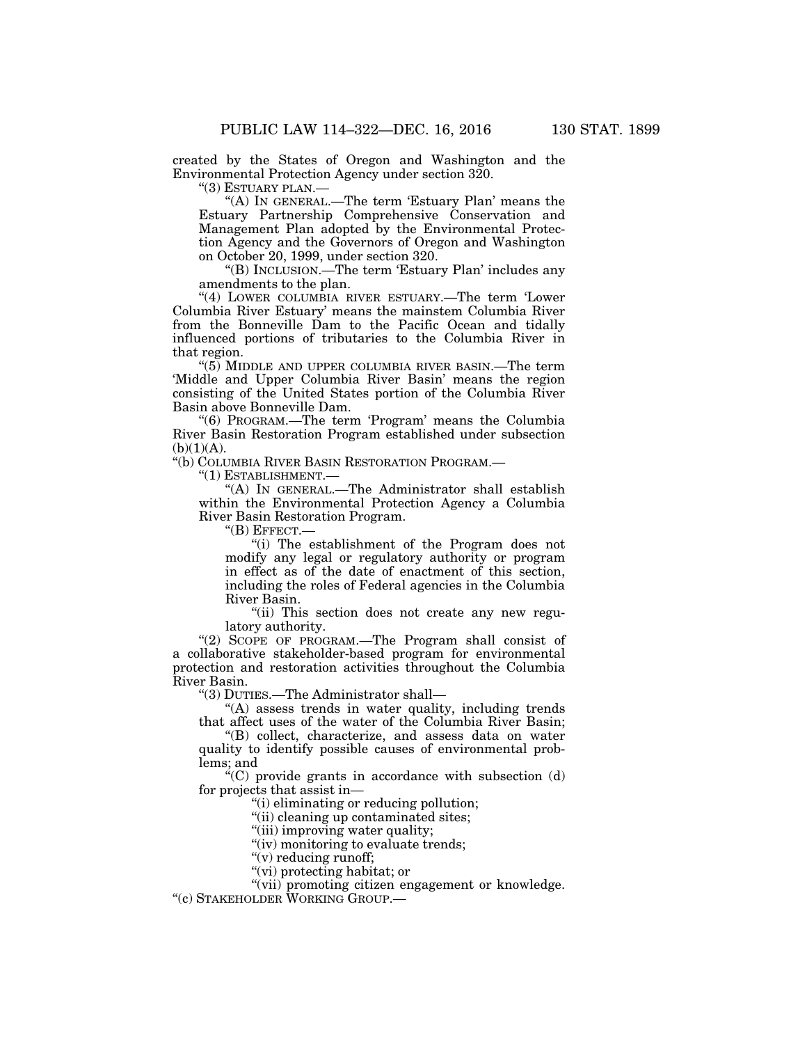created by the States of Oregon and Washington and the Environmental Protection Agency under section 320.

"(3) ESTUARY PLAN.—

"(A) IN GENERAL.—The term 'Estuary Plan' means the Estuary Partnership Comprehensive Conservation and Management Plan adopted by the Environmental Protection Agency and the Governors of Oregon and Washington on October 20, 1999, under section 320.

"(B) INCLUSION.—The term 'Estuary Plan' includes any amendments to the plan.

"(4) LOWER COLUMBIA RIVER ESTUARY.—The term 'Lower Columbia River Estuary' means the mainstem Columbia River from the Bonneville Dam to the Pacific Ocean and tidally influenced portions of tributaries to the Columbia River in that region.

"(5) MIDDLE AND UPPER COLUMBIA RIVER BASIN.—The term 'Middle and Upper Columbia River Basin' means the region consisting of the United States portion of the Columbia River Basin above Bonneville Dam.

"(6) PROGRAM.—The term 'Program' means the Columbia River Basin Restoration Program established under subsection (b)(1)(A).

"(b) COLUMBIA RIVER BASIN RESTORATION PROGRAM.—

"(1) ESTABLISHMENT.—

"(A) IN GENERAL.—The Administrator shall establish within the Environmental Protection Agency a Columbia River Basin Restoration Program.

"(B) EFFECT.—

"(i) The establishment of the Program does not modify any legal or regulatory authority or program in effect as of the date of enactment of this section, including the roles of Federal agencies in the Columbia River Basin.

"(ii) This section does not create any new regulatory authority.

"(2) SCOPE OF PROGRAM.—The Program shall consist of a collaborative stakeholder-based program for environmental protection and restoration activities throughout the Columbia River Basin.

"(3) DUTIES.—The Administrator shall—

"(A) assess trends in water quality, including trends that affect uses of the water of the Columbia River Basin;

"(B) collect, characterize, and assess data on water quality to identify possible causes of environmental problems; and

"(C) provide grants in accordance with subsection (d) for projects that assist in—

"(i) eliminating or reducing pollution;

"(ii) cleaning up contaminated sites;

"(iii) improving water quality;

"(iv) monitoring to evaluate trends;

"(v) reducing runoff;

"(vi) protecting habitat; or

"(vii) promoting citizen engagement or knowledge.

"(c) STAKEHOLDER WORKING GROUP.—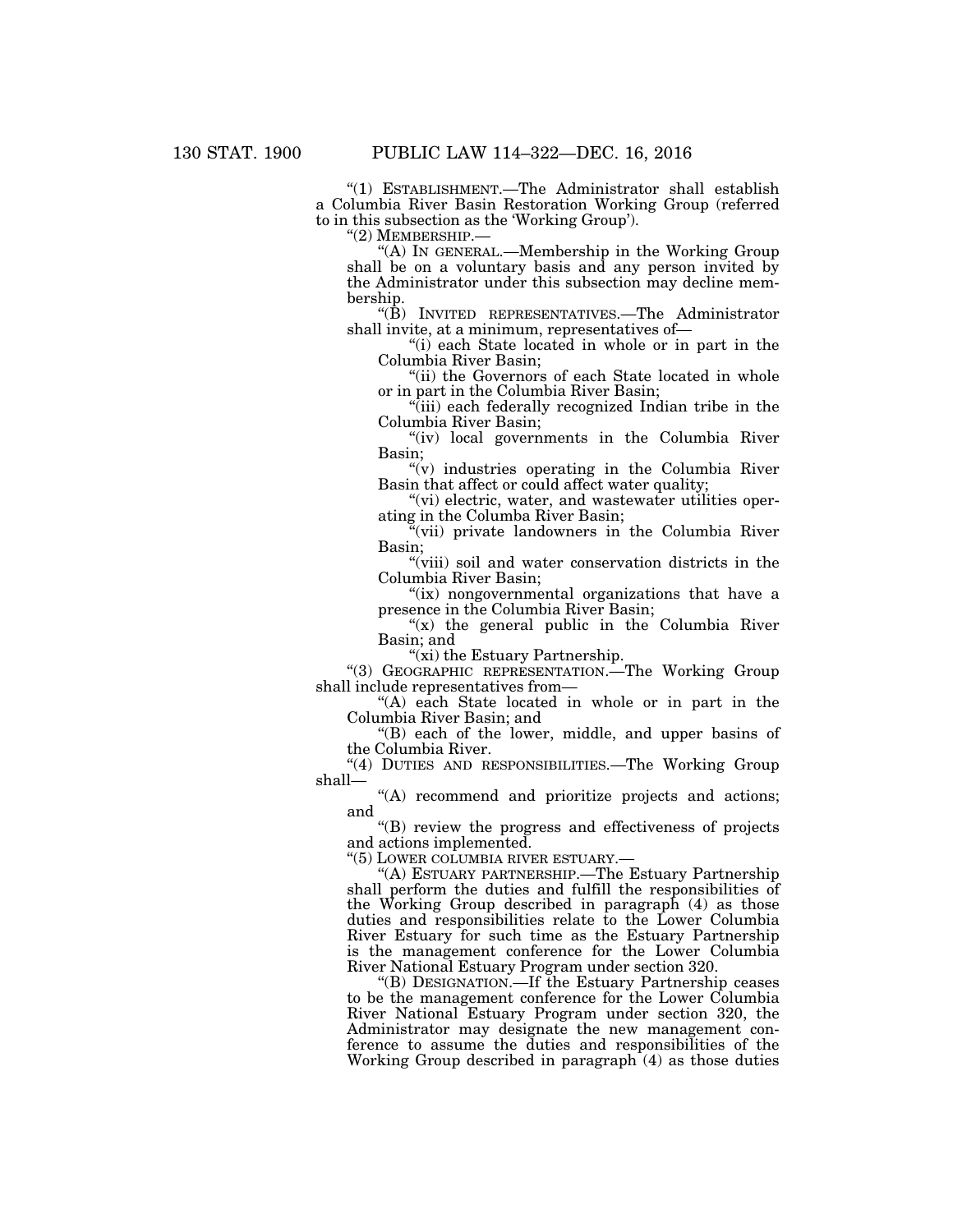"(1) ESTABLISHMENT.—The Administrator shall establish a Columbia River Basin Restoration Working Group (referred to in this subsection as the 'Working Group').

"(2) MEMBERSHIP.—

"(A) IN GENERAL.—Membership in the Working Group shall be on a voluntary basis and any person invited by the Administrator under this subsection may decline membership.

"(B) INVITED REPRESENTATIVES.—The Administrator shall invite, at a minimum, representatives of—

"(i) each State located in whole or in part in the Columbia River Basin;

"(ii) the Governors of each State located in whole or in part in the Columbia River Basin;

"(iii) each federally recognized Indian tribe in the Columbia River Basin;

"(iv) local governments in the Columbia River Basin;

"(v) industries operating in the Columbia River Basin that affect or could affect water quality;

"(vi) electric, water, and wastewater utilities operating in the Columba River Basin;

"(vii) private landowners in the Columbia River Basin;

"(viii) soil and water conservation districts in the Columbia River Basin;

"(ix) nongovernmental organizations that have a presence in the Columbia River Basin;

"(x) the general public in the Columbia River Basin; and

"(xi) the Estuary Partnership.

"(3) GEOGRAPHIC REPRESENTATION.—The Working Group shall include representatives from—

"(A) each State located in whole or in part in the Columbia River Basin; and

"(B) each of the lower, middle, and upper basins of the Columbia River.

"(4) DUTIES AND RESPONSIBILITIES.—The Working Group shall—

"(A) recommend and prioritize projects and actions; and

"(B) review the progress and effectiveness of projects and actions implemented.

"(5) LOWER COLUMBIA RIVER ESTUARY.—

"(A) ESTUARY PARTNERSHIP.—The Estuary Partnership shall perform the duties and fulfill the responsibilities of the Working Group described in paragraph (4) as those duties and responsibilities relate to the Lower Columbia River Estuary for such time as the Estuary Partnership is the management conference for the Lower Columbia River National Estuary Program under section 320.

"(B) DESIGNATION.—If the Estuary Partnership ceases to be the management conference for the Lower Columbia River National Estuary Program under section 320, the Administrator may designate the new management conference to assume the duties and responsibilities of the Working Group described in paragraph (4) as those duties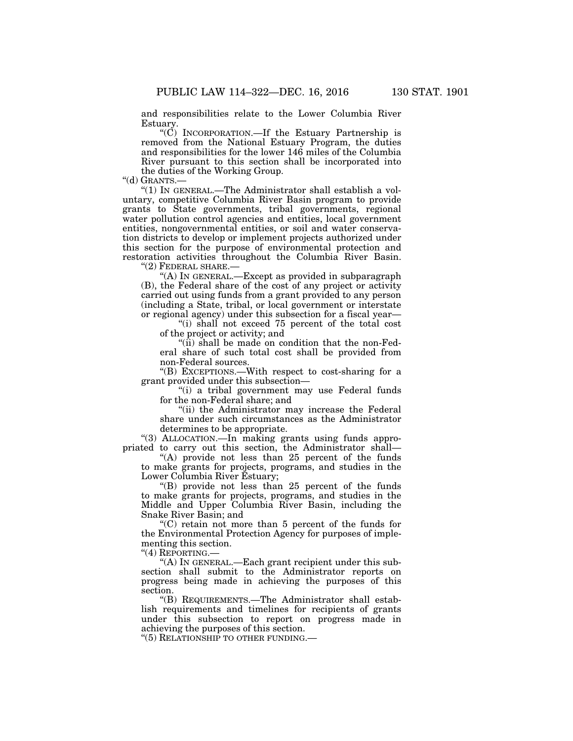and responsibilities relate to the Lower Columbia River Estuary.

"(C) INCORPORATION.—If the Estuary Partnership is removed from the National Estuary Program, the duties and responsibilities for the lower 146 miles of the Columbia River pursuant to this section shall be incorporated into the duties of the Working Group.

"(d) GRANTS.—

"(1) IN GENERAL.—The Administrator shall establish a voluntary, competitive Columbia River Basin program to provide grants to State governments, tribal governments, regional water pollution control agencies and entities, local government entities, nongovernmental entities, or soil and water conservation districts to develop or implement projects authorized under this section for the purpose of environmental protection and restoration activities throughout the Columbia River Basin.

"(2) FEDERAL SHARE.—

"(A) IN GENERAL.—Except as provided in subparagraph (B), the Federal share of the cost of any project or activity carried out using funds from a grant provided to any person (including a State, tribal, or local government or interstate or regional agency) under this subsection for a fiscal year—

"(i) shall not exceed 75 percent of the total cost of the project or activity; and

"(ii) shall be made on condition that the non-Federal share of such total cost shall be provided from non-Federal sources.

"(B) EXCEPTIONS.—With respect to cost-sharing for a grant provided under this subsection—

"(i) a tribal government may use Federal funds for the non-Federal share; and

"(ii) the Administrator may increase the Federal share under such circumstances as the Administrator determines to be appropriate.

"(3) ALLOCATION.—In making grants using funds appropriated to carry out this section, the Administrator shall—

"(A) provide not less than 25 percent of the funds to make grants for projects, programs, and studies in the Lower Columbia River Estuary;

"(B) provide not less than 25 percent of the funds to make grants for projects, programs, and studies in the Middle and Upper Columbia River Basin, including the Snake River Basin; and

"(C) retain not more than 5 percent of the funds for the Environmental Protection Agency for purposes of implementing this section.

"(4) REPORTING.—

"(A) IN GENERAL.—Each grant recipient under this subsection shall submit to the Administrator reports on progress being made in achieving the purposes of this section.

"(B) REQUIREMENTS.—The Administrator shall establish requirements and timelines for recipients of grants under this subsection to report on progress made in achieving the purposes of this section.

"(5) RELATIONSHIP TO OTHER FUNDING.—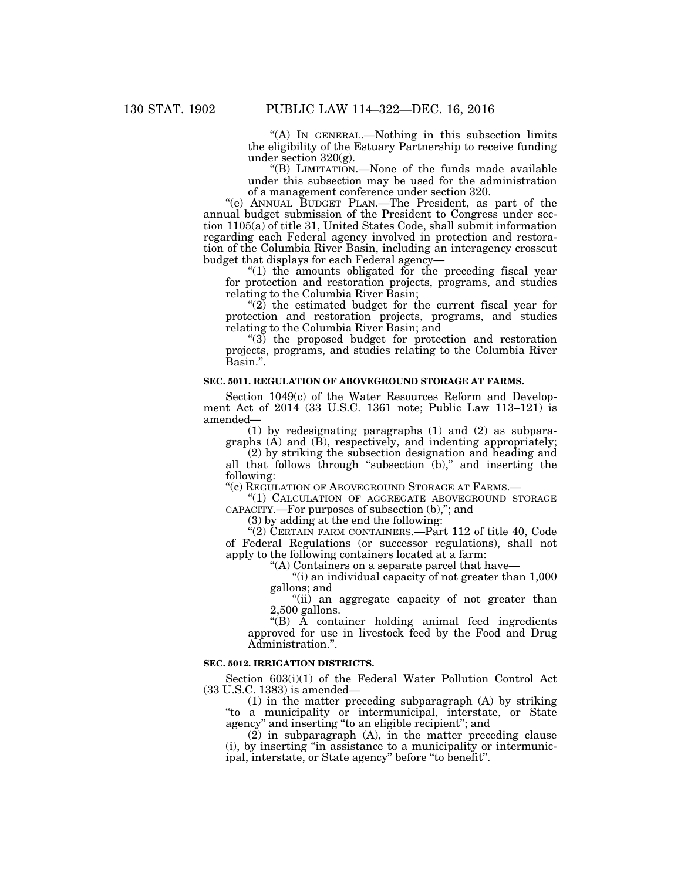"(A) IN GENERAL.—Nothing in this subsection limits the eligibility of the Estuary Partnership to receive funding under section 320(g).

"(B) LIMITATION.—None of the funds made available under this subsection may be used for the administration of a management conference under section 320.

"(e) ANNUAL BUDGET PLAN.—The President, as part of the annual budget submission of the President to Congress under section 1105(a) of title 31, United States Code, shall submit information regarding each Federal agency involved in protection and restoration of the Columbia River Basin, including an interagency crosscut budget that displays for each Federal agency—

"(1) the amounts obligated for the preceding fiscal year for protection and restoration projects, programs, and studies relating to the Columbia River Basin;

"(2) the estimated budget for the current fiscal year for protection and restoration projects, programs, and studies relating to the Columbia River Basin; and

"(3) the proposed budget for protection and restoration projects, programs, and studies relating to the Columbia River Basin.".

**SEC. 5011. REGULATION OF ABOVEGROUND STORAGE AT FARMS.**

Section 1049(c) of the Water Resources Reform and Development Act of 2014 (33 U.S.C. 1361 note; Public Law 113–121) is amended—

(1) by redesignating paragraphs (1) and (2) as subparagraphs (A) and (B), respectively, and indenting appropriately;

(2) by striking the subsection designation and heading and all that follows through "subsection (b)," and inserting the following:

"(c) REGULATION OF ABOVEGROUND STORAGE AT FARMS.—

"(1) CALCULATION OF AGGREGATE ABOVEGROUND STORAGE CAPACITY.—For purposes of subsection (b),"; and

(3) by adding at the end the following:

"(2) CERTAIN FARM CONTAINERS.—Part 112 of title 40, Code of Federal Regulations (or successor regulations), shall not apply to the following containers located at a farm:

"(A) Containers on a separate parcel that have—

"(i) an individual capacity of not greater than 1,000 gallons; and

"(ii) an aggregate capacity of not greater than 2,500 gallons.

"(B) A container holding animal feed ingredients approved for use in livestock feed by the Food and Drug Administration.".

**SEC. 5012. IRRIGATION DISTRICTS.**

Section 603(i)(1) of the Federal Water Pollution Control Act (33 U.S.C. 1383) is amended—

(1) in the matter preceding subparagraph (A) by striking "to a municipality or intermunicipal, interstate, or State agency" and inserting "to an eligible recipient"; and

(2) in subparagraph (A), in the matter preceding clause (i), by inserting "in assistance to a municipality or intermunicipal, interstate, or State agency" before "to benefit".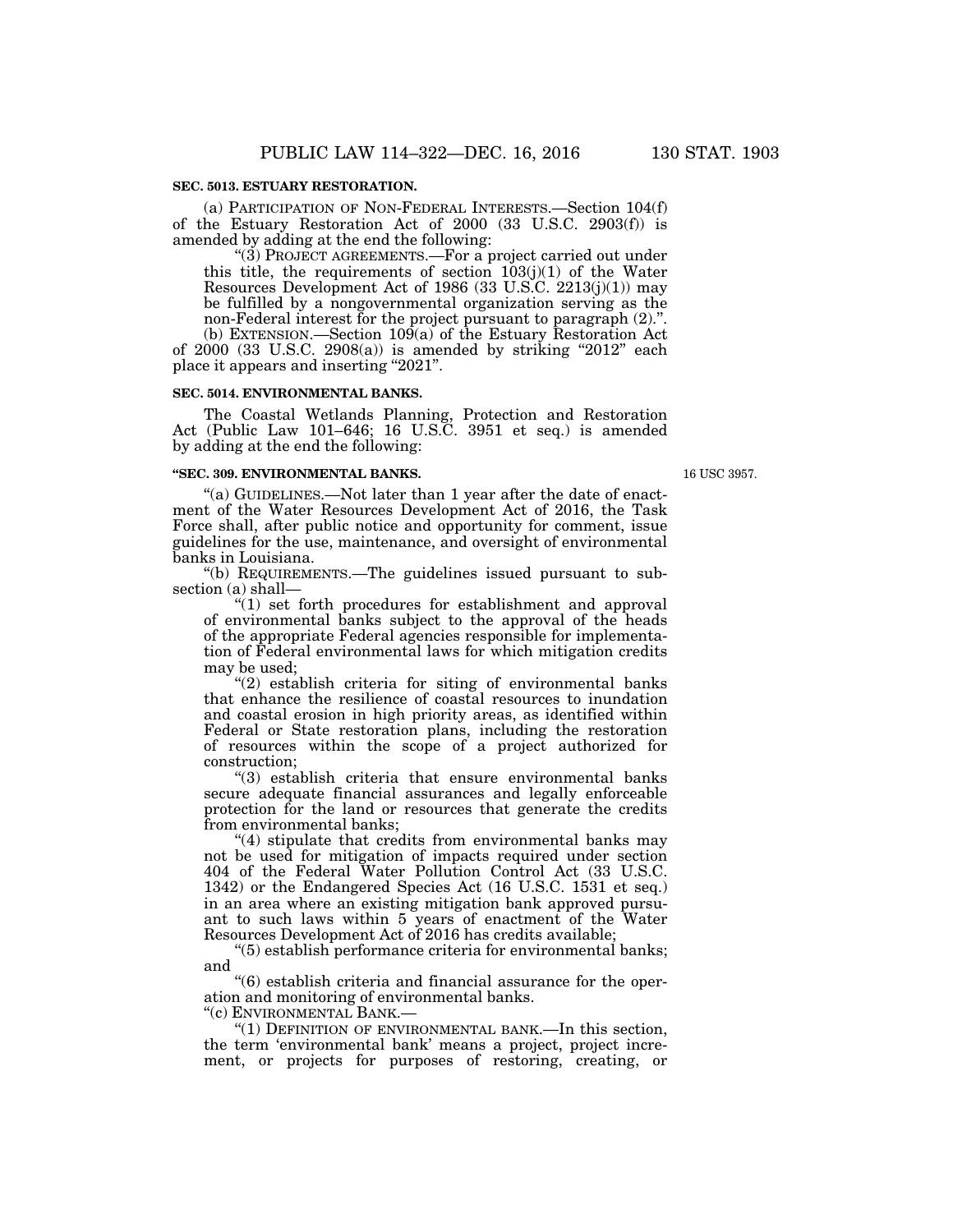**SEC. 5013. ESTUARY RESTORATION.**

(a) PARTICIPATION OF NON-FEDERAL INTERESTS.—Section 104(f) of the Estuary Restoration Act of 2000 (33 U.S.C. 2903(f)) is amended by adding at the end the following:

"(3) PROJECT AGREEMENTS.—For a project carried out under this title, the requirements of section 103(j)(1) of the Water Resources Development Act of 1986 (33 U.S.C. 2213(j)(1)) may be fulfilled by a nongovernmental organization serving as the non-Federal interest for the project pursuant to paragraph (2).".

(b) EXTENSION.—Section 109(a) of the Estuary Restoration Act of 2000 (33 U.S.C. 2908(a)) is amended by striking "2012" each place it appears and inserting "2021".

**SEC. 5014. ENVIRONMENTAL BANKS.**

The Coastal Wetlands Planning, Protection and Restoration Act (Public Law 101–646; 16 U.S.C. 3951 et seq.) is amended by adding at the end the following:

**"SEC. 309. ENVIRONMENTAL BANKS.**

16 USC 3957.

"(a) GUIDELINES.—Not later than 1 year after the date of enactment of the Water Resources Development Act of 2016, the Task Force shall, after public notice and opportunity for comment, issue guidelines for the use, maintenance, and oversight of environmental banks in Louisiana.

"(b) REQUIREMENTS.—The guidelines issued pursuant to subsection (a) shall—

"(1) set forth procedures for establishment and approval of environmental banks subject to the approval of the heads of the appropriate Federal agencies responsible for implementation of Federal environmental laws for which mitigation credits may be used;

"(2) establish criteria for siting of environmental banks that enhance the resilience of coastal resources to inundation and coastal erosion in high priority areas, as identified within Federal or State restoration plans, including the restoration of resources within the scope of a project authorized for construction;

"(3) establish criteria that ensure environmental banks secure adequate financial assurances and legally enforceable protection for the land or resources that generate the credits from environmental banks;

"(4) stipulate that credits from environmental banks may not be used for mitigation of impacts required under section 404 of the Federal Water Pollution Control Act (33 U.S.C. 1342) or the Endangered Species Act (16 U.S.C. 1531 et seq.) in an area where an existing mitigation bank approved pursuant to such laws within 5 years of enactment of the Water Resources Development Act of 2016 has credits available;

"(5) establish performance criteria for environmental banks; and

"(6) establish criteria and financial assurance for the operation and monitoring of environmental banks.

"(c) ENVIRONMENTAL BANK.—

"(1) DEFINITION OF ENVIRONMENTAL BANK.—In this section, the term 'environmental bank' means a project, project increment, or projects for purposes of restoring, creating, or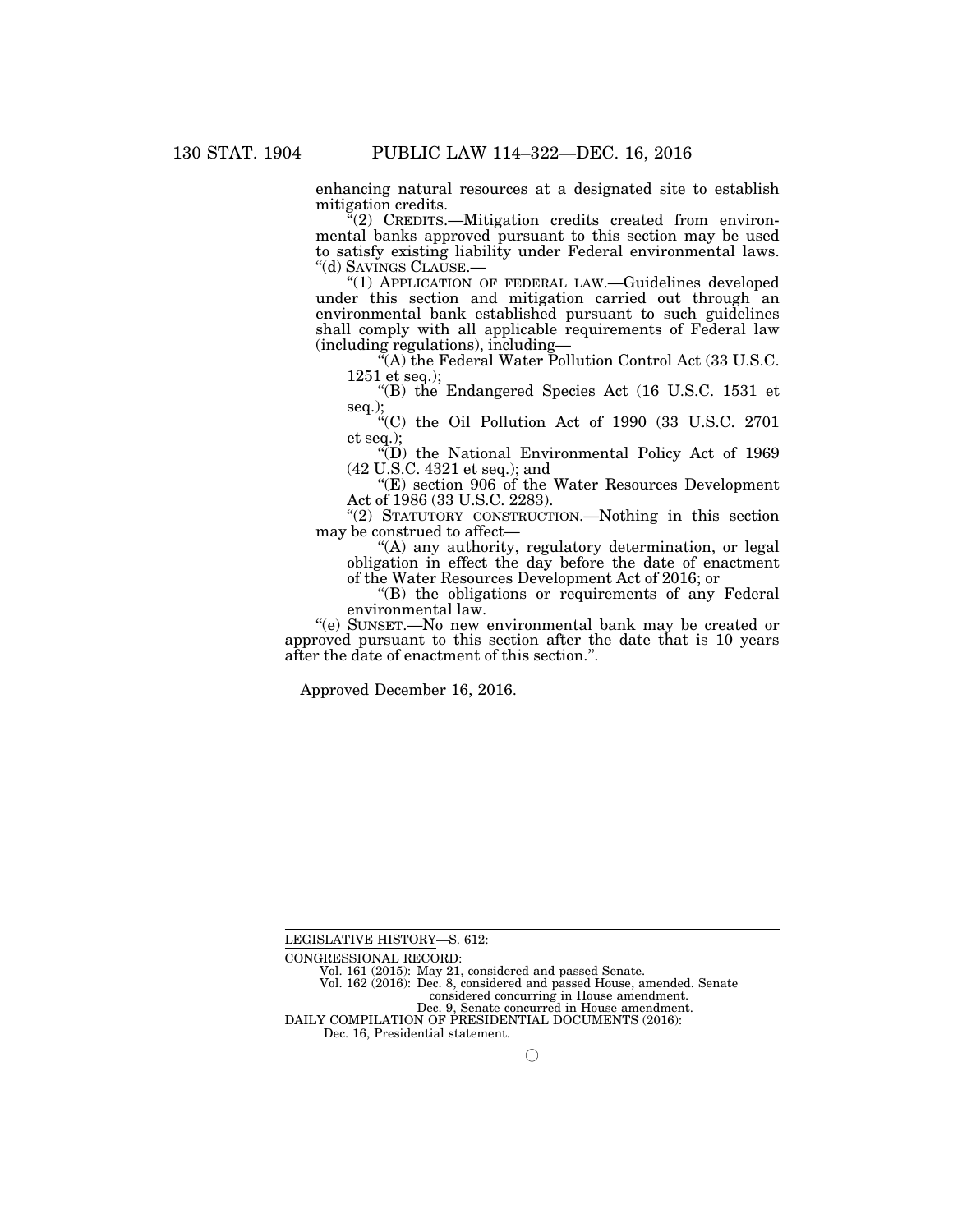enhancing natural resources at a designated site to establish mitigation credits.

"(2) CREDITS.—Mitigation credits created from environmental banks approved pursuant to this section may be used to satisfy existing liability under Federal environmental laws.

"(d) SAVINGS CLAUSE.—

"(1) APPLICATION OF FEDERAL LAW.—Guidelines developed under this section and mitigation carried out through an environmental bank established pursuant to such guidelines shall comply with all applicable requirements of Federal law (including regulations), including—

"(A) the Federal Water Pollution Control Act (33 U.S.C. 1251 et seq.);

"(B) the Endangered Species Act (16 U.S.C. 1531 et seq.);

"(C) the Oil Pollution Act of 1990 (33 U.S.C. 2701 et seq.);

"(D) the National Environmental Policy Act of 1969 (42 U.S.C. 4321 et seq.); and

"(E) section 906 of the Water Resources Development Act of 1986 (33 U.S.C. 2283).

"(2) STATUTORY CONSTRUCTION.—Nothing in this section may be construed to affect—

"(A) any authority, regulatory determination, or legal obligation in effect the day before the date of enactment of the Water Resources Development Act of 2016; or

"(B) the obligations or requirements of any Federal environmental law.

"(e) SUNSET.—No new environmental bank may be created or approved pursuant to this section after the date that is 10 years after the date of enactment of this section.".

Approved December 16, 2016.

---

LEGISLATIVE HISTORY—S. 612:

CONGRESSIONAL RECORD:

Vol. 161 (2015): May 21, considered and passed Senate.

Vol. 162 (2016): Dec. 8, considered and passed House, amended. Senate considered concurring in House amendment.

Dec. 9, Senate concurred in House amendment.

DAILY COMPILATION OF PRESIDENTIAL DOCUMENTS (2016):

Dec. 16, Presidential statement.